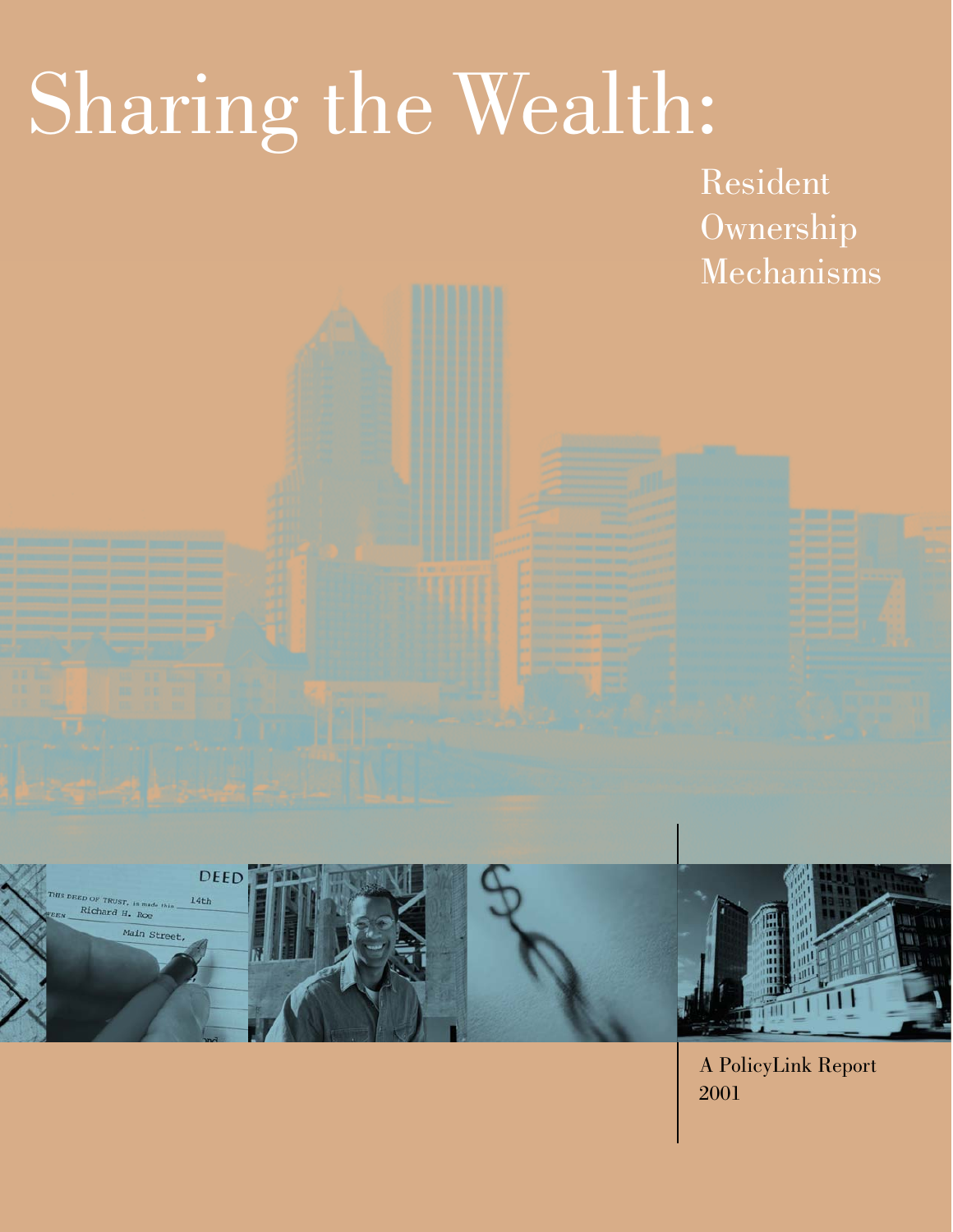# Sharing the Wealth:

## Resident Ownership Mechanisms

A PolicyLink Report
2001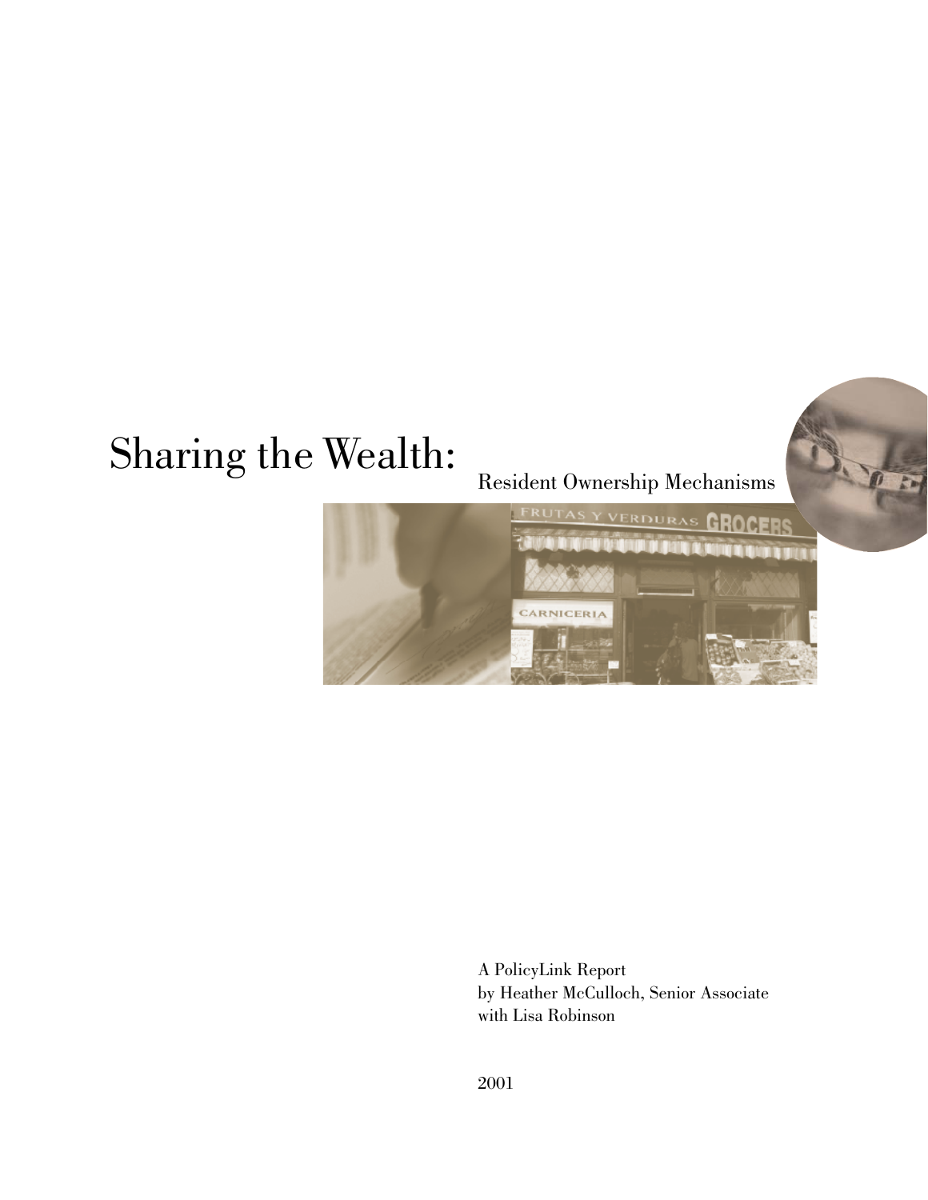# Sharing the Wealth:

## Resident Ownership Mechanisms

A PolicyLink Report
by Heather McCulloch, Senior Associate
with Lisa Robinson

2001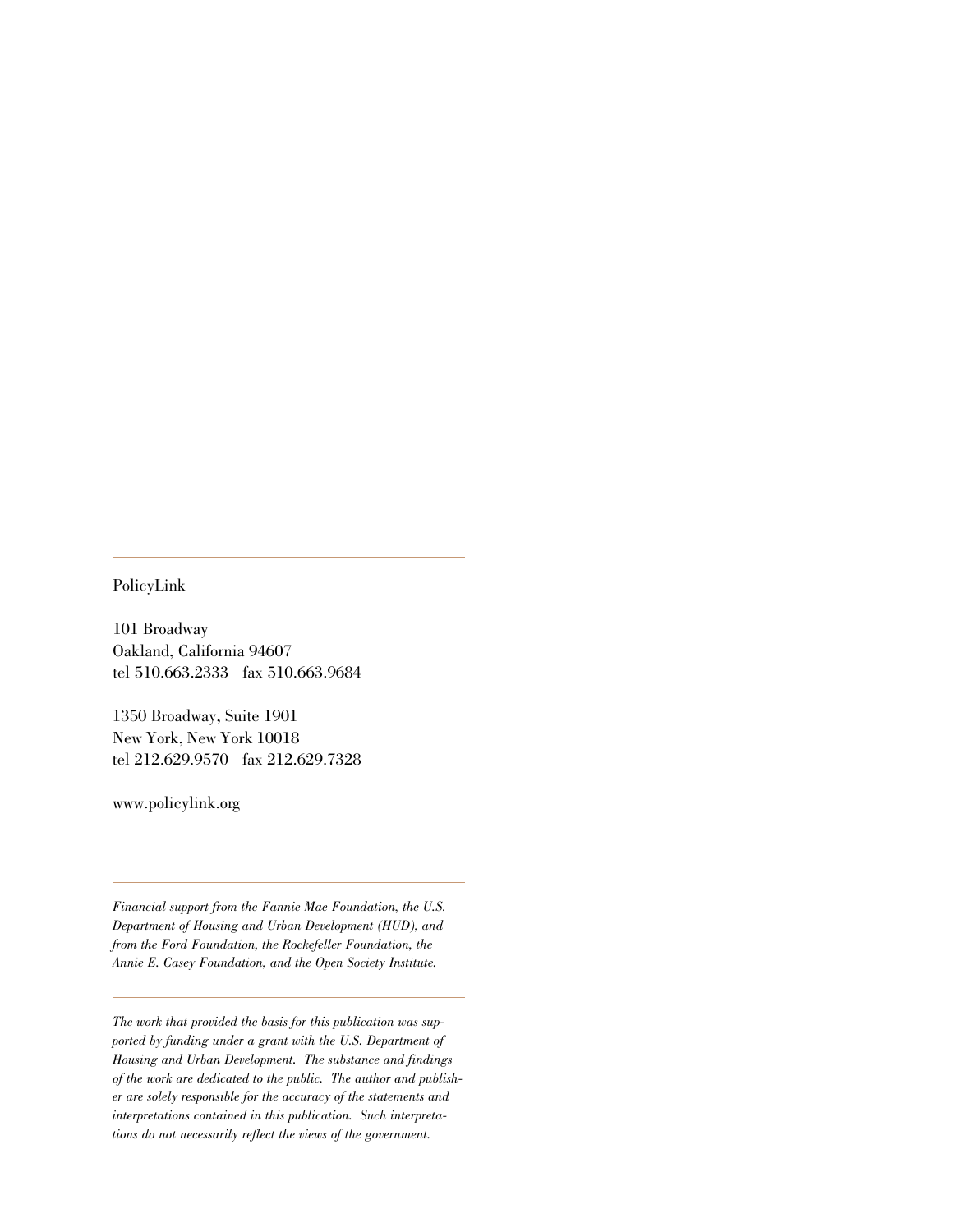---

PolicyLink

101 Broadway
Oakland, California 94607
tel 510.663.2333 fax 510.663.9684

1350 Broadway, Suite 1901
New York, New York 10018
tel 212.629.9570 fax 212.629.7328

www.policylink.org

---

*Financial support from the Fannie Mae Foundation, the U.S. Department of Housing and Urban Development (HUD), and from the Ford Foundation, the Rockefeller Foundation, the Annie E. Casey Foundation, and the Open Society Institute.*

---

*The work that provided the basis for this publication was supported by funding under a grant with the U.S. Department of Housing and Urban Development. The substance and findings of the work are dedicated to the public. The author and publisher are solely responsible for the accuracy of the statements and interpretations contained in this publication. Such interpretations do not necessarily reflect the views of the government.*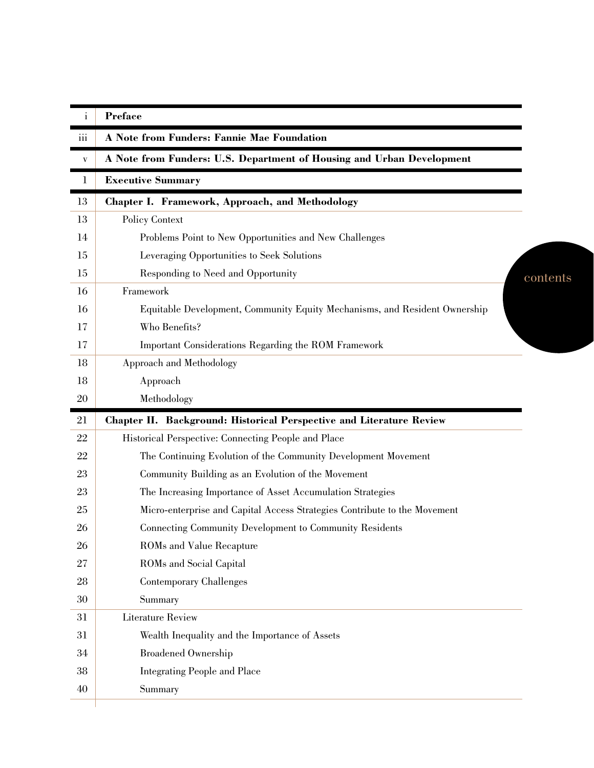# contents

| | |
|---|---|
| i | **Preface** |
| iii | **A Note from Funders: Fannie Mae Foundation** |
| v | **A Note from Funders: U.S. Department of Housing and Urban Development** |
| 1 | **Executive Summary** |
| 13 | **Chapter I. Framework, Approach, and Methodology** |
| 13 | Policy Context |
| 14 | Problems Point to New Opportunities and New Challenges |
| 15 | Leveraging Opportunities to Seek Solutions |
| 15 | Responding to Need and Opportunity |
| 16 | Framework |
| 16 | Equitable Development, Community Equity Mechanisms, and Resident Ownership |
| 17 | Who Benefits? |
| 17 | Important Considerations Regarding the ROM Framework |
| 18 | Approach and Methodology |
| 18 | Approach |
| 20 | Methodology |
| 21 | **Chapter II. Background: Historical Perspective and Literature Review** |
| 22 | Historical Perspective: Connecting People and Place |
| 22 | The Continuing Evolution of the Community Development Movement |
| 23 | Community Building as an Evolution of the Movement |
| 23 | The Increasing Importance of Asset Accumulation Strategies |
| 25 | Micro-enterprise and Capital Access Strategies Contribute to the Movement |
| 26 | Connecting Community Development to Community Residents |
| 26 | ROMs and Value Recapture |
| 27 | ROMs and Social Capital |
| 28 | Contemporary Challenges |
| 30 | Summary |
| 31 | Literature Review |
| 31 | Wealth Inequality and the Importance of Assets |
| 34 | Broadened Ownership |
| 38 | Integrating People and Place |
| 40 | Summary |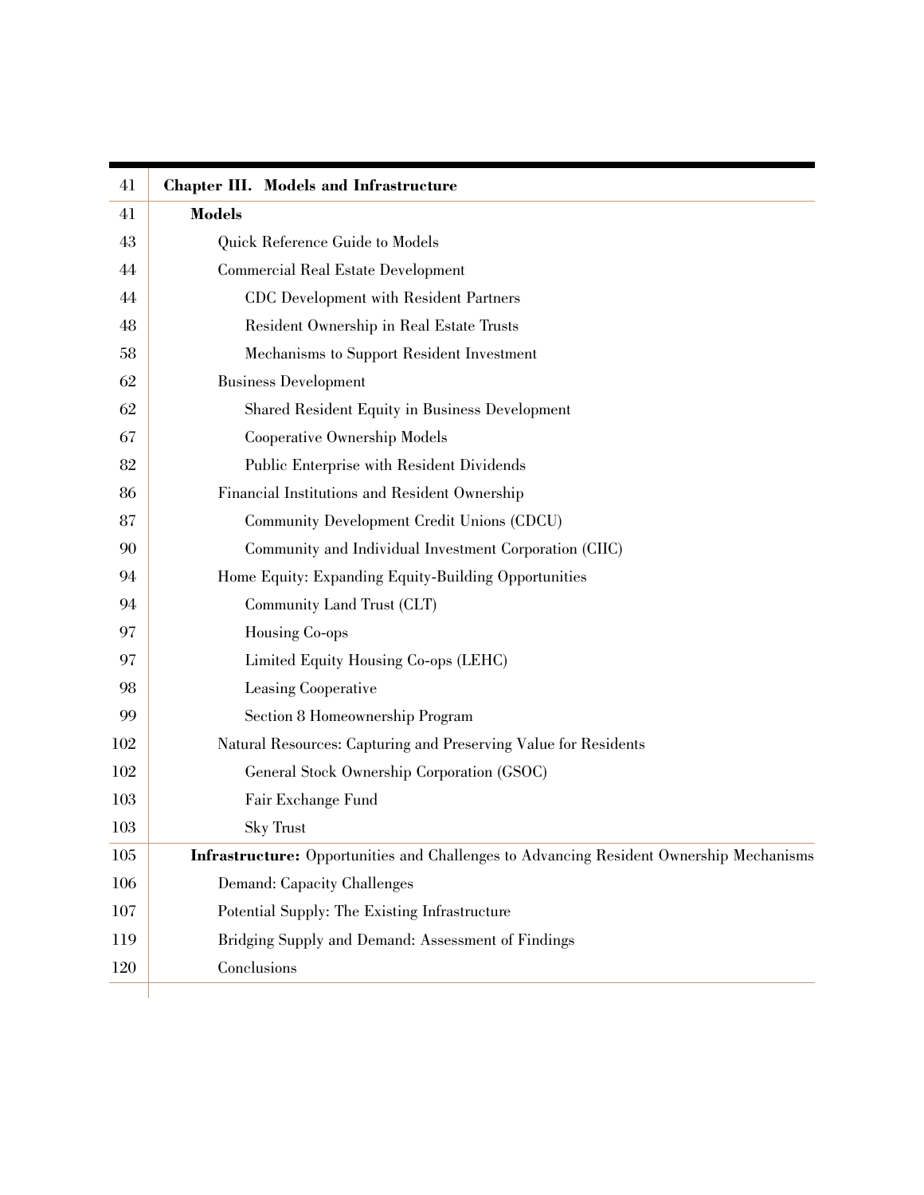| | |
|---|---|
| 41 | **Chapter III. Models and Infrastructure** |
| 41 | **Models** |
| 43 | Quick Reference Guide to Models |
| 44 | Commercial Real Estate Development |
| 44 | CDC Development with Resident Partners |
| 48 | Resident Ownership in Real Estate Trusts |
| 58 | Mechanisms to Support Resident Investment |
| 62 | Business Development |
| 62 | Shared Resident Equity in Business Development |
| 67 | Cooperative Ownership Models |
| 82 | Public Enterprise with Resident Dividends |
| 86 | Financial Institutions and Resident Ownership |
| 87 | Community Development Credit Unions (CDCU) |
| 90 | Community and Individual Investment Corporation (CIIC) |
| 94 | Home Equity: Expanding Equity-Building Opportunities |
| 94 | Community Land Trust (CLT) |
| 97 | Housing Co-ops |
| 97 | Limited Equity Housing Co-ops (LEHC) |
| 98 | Leasing Cooperative |
| 99 | Section 8 Homeownership Program |
| 102 | Natural Resources: Capturing and Preserving Value for Residents |
| 102 | General Stock Ownership Corporation (GSOC) |
| 103 | Fair Exchange Fund |
| 103 | Sky Trust |
| 105 | **Infrastructure:** Opportunities and Challenges to Advancing Resident Ownership Mechanisms |
| 106 | Demand: Capacity Challenges |
| 107 | Potential Supply: The Existing Infrastructure |
| 119 | Bridging Supply and Demand: Assessment of Findings |
| 120 | Conclusions |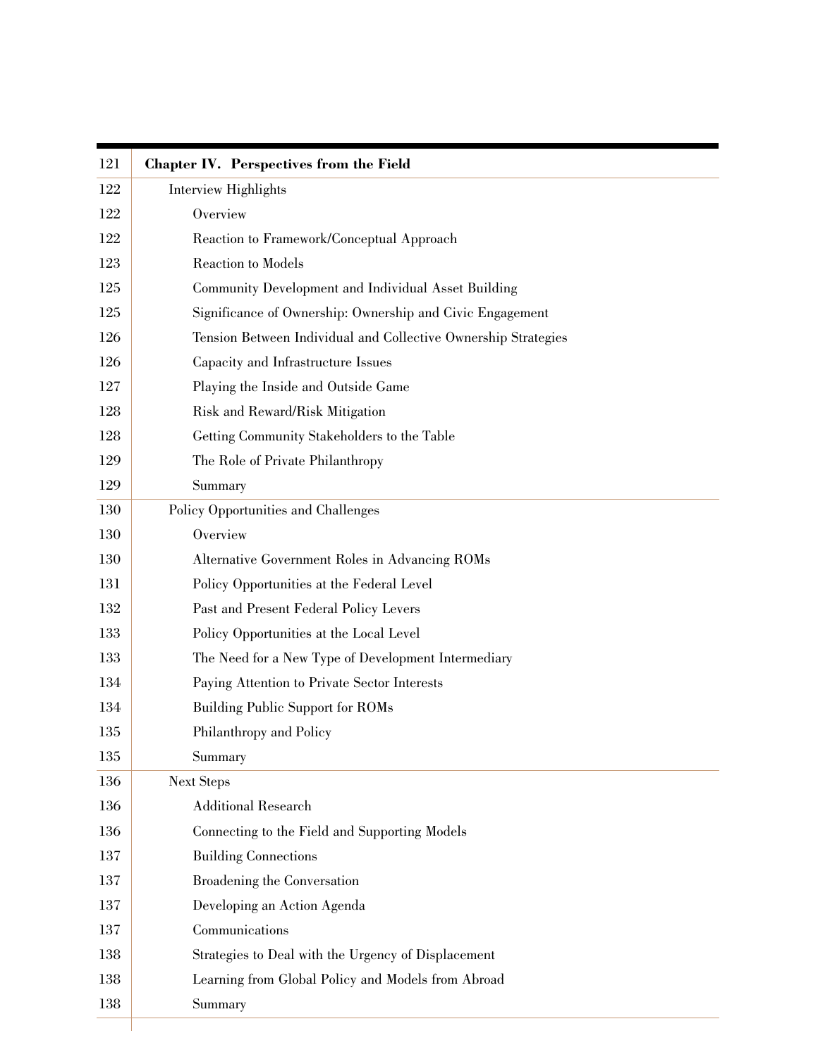| | |
|---|---|
| 121 | **Chapter IV. Perspectives from the Field** |
| 122 | Interview Highlights |
| 122 | Overview |
| 122 | Reaction to Framework/Conceptual Approach |
| 123 | Reaction to Models |
| 125 | Community Development and Individual Asset Building |
| 125 | Significance of Ownership: Ownership and Civic Engagement |
| 126 | Tension Between Individual and Collective Ownership Strategies |
| 126 | Capacity and Infrastructure Issues |
| 127 | Playing the Inside and Outside Game |
| 128 | Risk and Reward/Risk Mitigation |
| 128 | Getting Community Stakeholders to the Table |
| 129 | The Role of Private Philanthropy |
| 129 | Summary |
| 130 | Policy Opportunities and Challenges |
| 130 | Overview |
| 130 | Alternative Government Roles in Advancing ROMs |
| 131 | Policy Opportunities at the Federal Level |
| 132 | Past and Present Federal Policy Levers |
| 133 | Policy Opportunities at the Local Level |
| 133 | The Need for a New Type of Development Intermediary |
| 134 | Paying Attention to Private Sector Interests |
| 134 | Building Public Support for ROMs |
| 135 | Philanthropy and Policy |
| 135 | Summary |
| 136 | Next Steps |
| 136 | Additional Research |
| 136 | Connecting to the Field and Supporting Models |
| 137 | Building Connections |
| 137 | Broadening the Conversation |
| 137 | Developing an Action Agenda |
| 137 | Communications |
| 138 | Strategies to Deal with the Urgency of Displacement |
| 138 | Learning from Global Policy and Models from Abroad |
| 138 | Summary |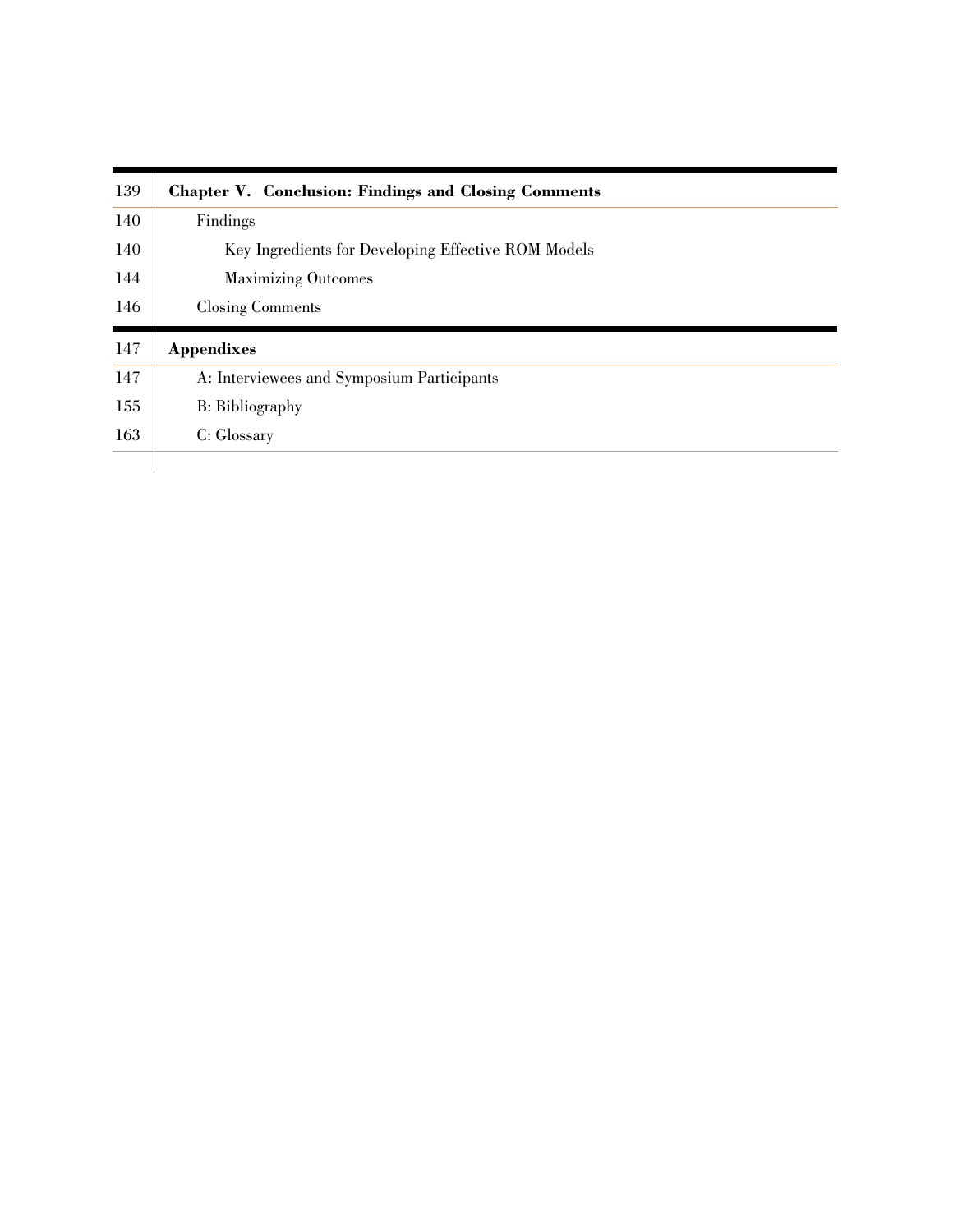| | |
|---|---|
| 139 | **Chapter V. Conclusion: Findings and Closing Comments** |
| 140 | Findings |
| 140 | Key Ingredients for Developing Effective ROM Models |
| 144 | Maximizing Outcomes |
| 146 | Closing Comments |
| 147 | **Appendixes** |
| 147 | A: Interviewees and Symposium Participants |
| 155 | B: Bibliography |
| 163 | C: Glossary |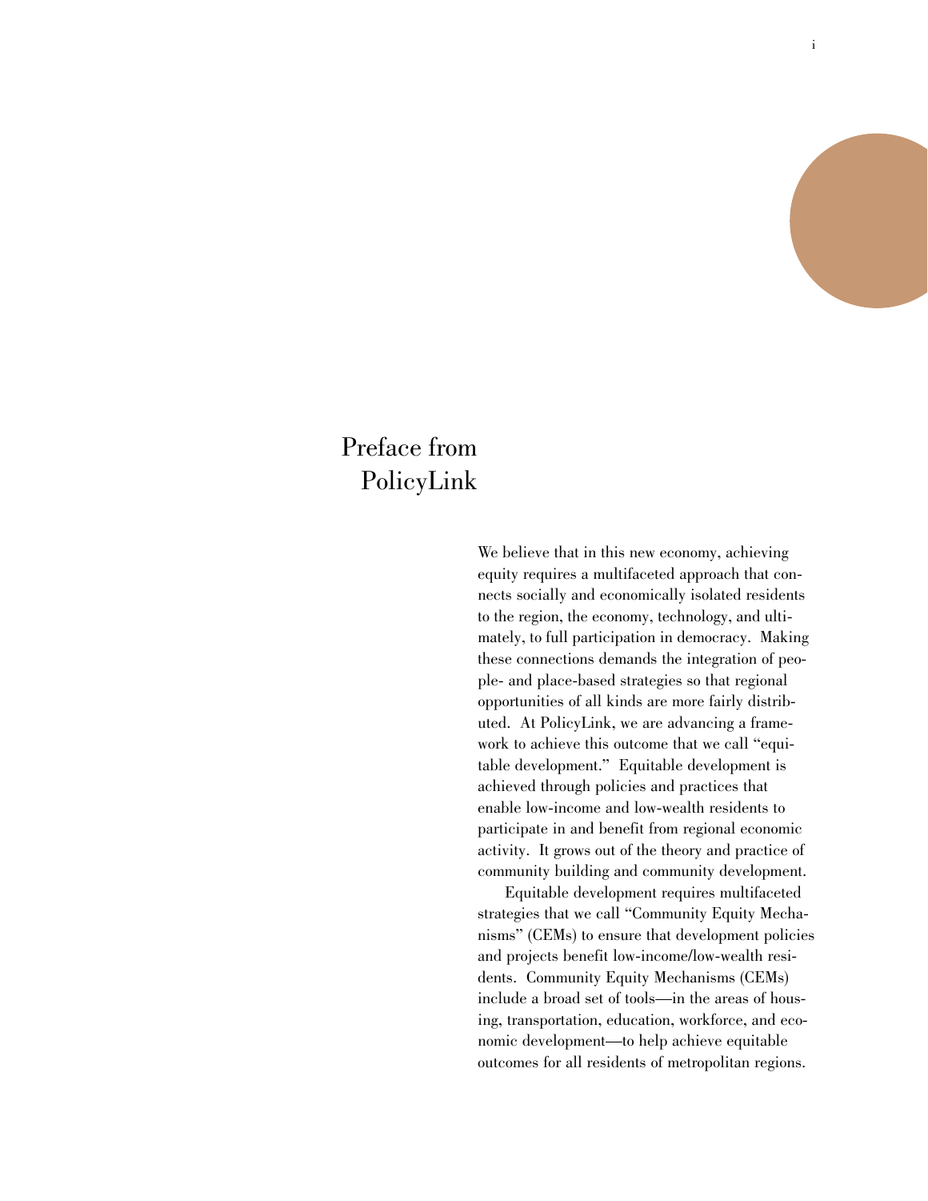# Preface from PolicyLink

We believe that in this new economy, achieving equity requires a multifaceted approach that connects socially and economically isolated residents to the region, the economy, technology, and ultimately, to full participation in democracy. Making these connections demands the integration of people- and place-based strategies so that regional opportunities of all kinds are more fairly distributed. At PolicyLink, we are advancing a framework to achieve this outcome that we call "equitable development." Equitable development is achieved through policies and practices that enable low-income and low-wealth residents to participate in and benefit from regional economic activity. It grows out of the theory and practice of community building and community development.

Equitable development requires multifaceted strategies that we call "Community Equity Mechanisms" (CEMs) to ensure that development policies and projects benefit low-income/low-wealth residents. Community Equity Mechanisms (CEMs) include a broad set of tools—in the areas of housing, transportation, education, workforce, and economic development—to help achieve equitable outcomes for all residents of metropolitan regions.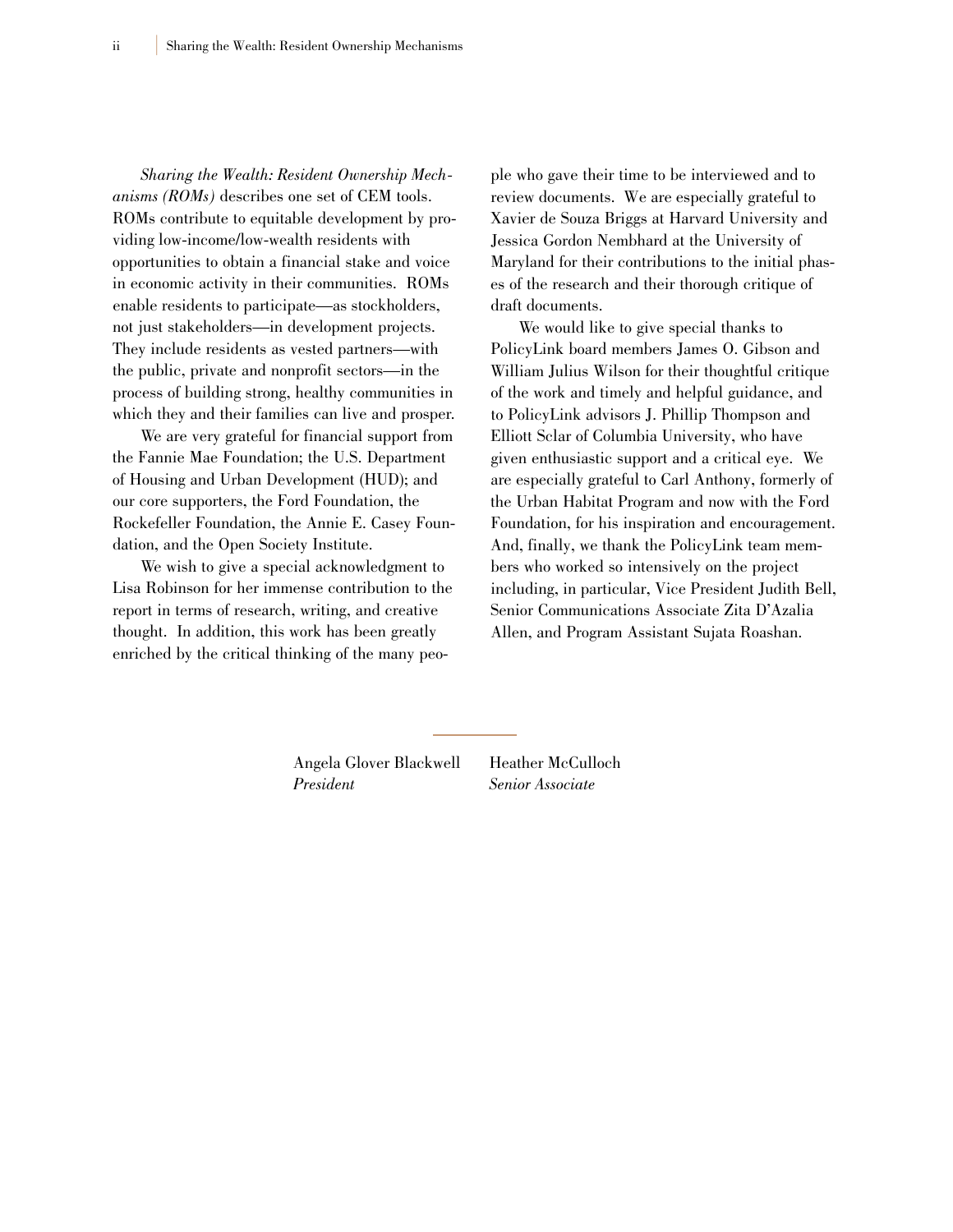*Sharing the Wealth: Resident Ownership Mechanisms (ROMs)* describes one set of CEM tools. ROMs contribute to equitable development by providing low-income/low-wealth residents with opportunities to obtain a financial stake and voice in economic activity in their communities. ROMs enable residents to participate—as stockholders, not just stakeholders—in development projects. They include residents as vested partners—with the public, private and nonprofit sectors—in the process of building strong, healthy communities in which they and their families can live and prosper.

We are very grateful for financial support from the Fannie Mae Foundation; the U.S. Department of Housing and Urban Development (HUD); and our core supporters, the Ford Foundation, the Rockefeller Foundation, the Annie E. Casey Foundation, and the Open Society Institute.

We wish to give a special acknowledgment to Lisa Robinson for her immense contribution to the report in terms of research, writing, and creative thought. In addition, this work has been greatly enriched by the critical thinking of the many people who gave their time to be interviewed and to review documents. We are especially grateful to Xavier de Souza Briggs at Harvard University and Jessica Gordon Nembhard at the University of Maryland for their contributions to the initial phases of the research and their thorough critique of draft documents.

We would like to give special thanks to PolicyLink board members James O. Gibson and William Julius Wilson for their thoughtful critique of the work and timely and helpful guidance, and to PolicyLink advisors J. Phillip Thompson and Elliott Sclar of Columbia University, who have given enthusiastic support and a critical eye. We are especially grateful to Carl Anthony, formerly of the Urban Habitat Program and now with the Ford Foundation, for his inspiration and encouragement. And, finally, we thank the PolicyLink team members who worked so intensively on the project including, in particular, Vice President Judith Bell, Senior Communications Associate Zita D'Azalia Allen, and Program Assistant Sujata Roashan.

Angela Glover Blackwell
*President*

Heather McCulloch
*Senior Associate*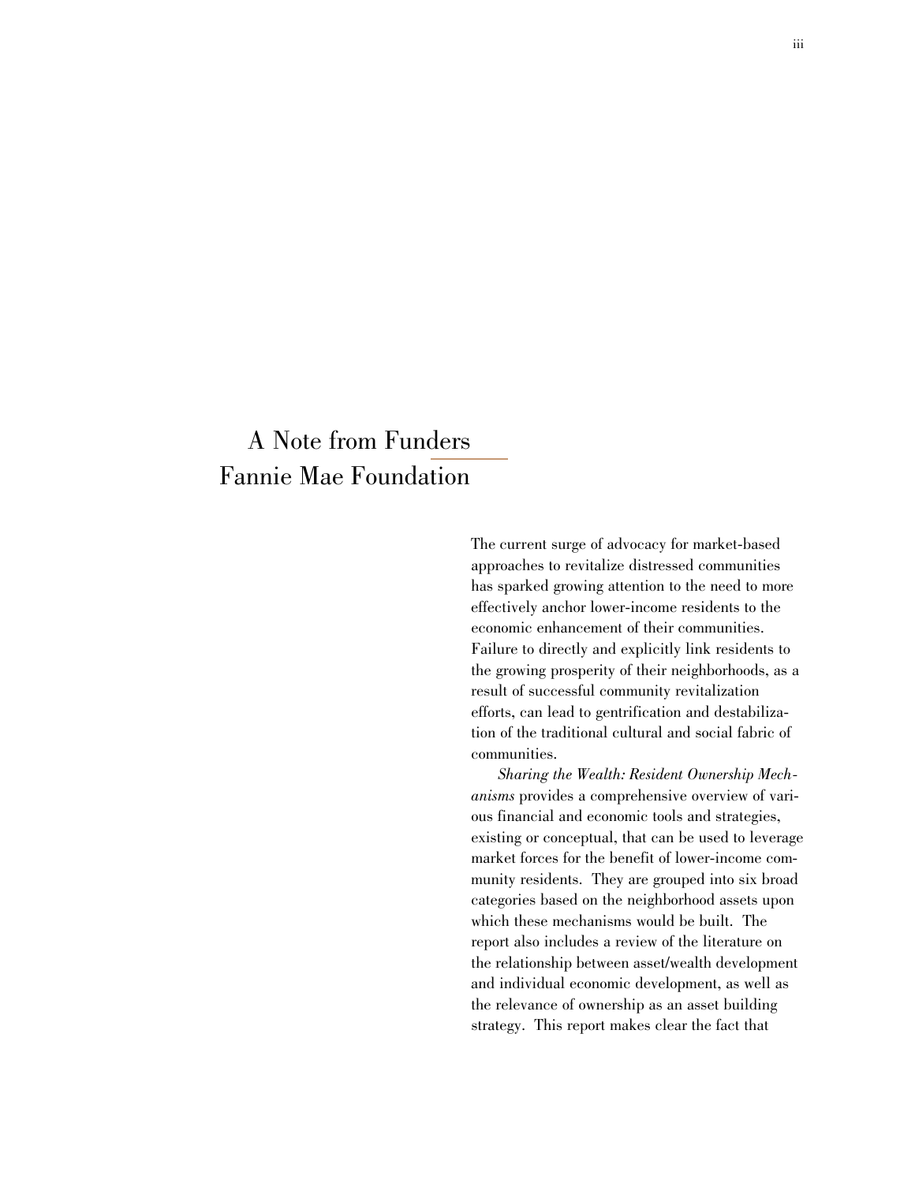# A Note from Funders
## Fannie Mae Foundation

The current surge of advocacy for market-based approaches to revitalize distressed communities has sparked growing attention to the need to more effectively anchor lower-income residents to the economic enhancement of their communities. Failure to directly and explicitly link residents to the growing prosperity of their neighborhoods, as a result of successful community revitalization efforts, can lead to gentrification and destabilization of the traditional cultural and social fabric of communities.

*Sharing the Wealth: Resident Ownership Mechanisms* provides a comprehensive overview of various financial and economic tools and strategies, existing or conceptual, that can be used to leverage market forces for the benefit of lower-income community residents. They are grouped into six broad categories based on the neighborhood assets upon which these mechanisms would be built. The report also includes a review of the literature on the relationship between asset/wealth development and individual economic development, as well as the relevance of ownership as an asset building strategy. This report makes clear the fact that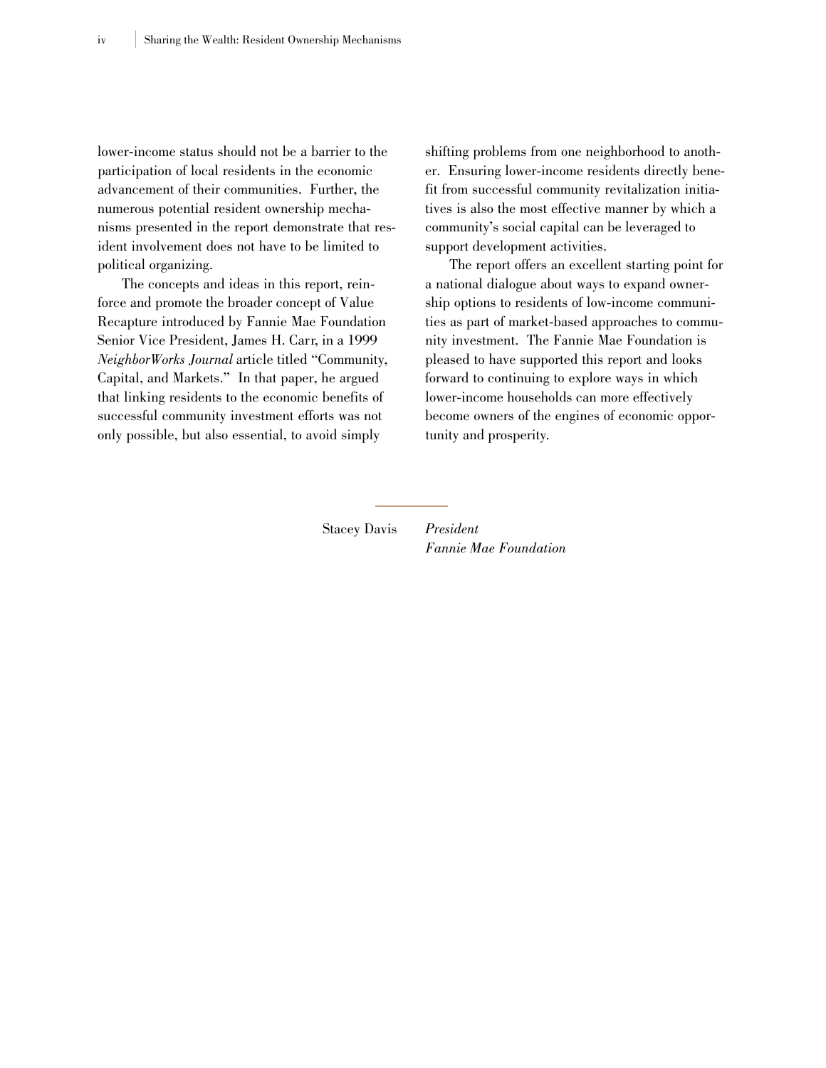lower-income status should not be a barrier to the participation of local residents in the economic advancement of their communities. Further, the numerous potential resident ownership mechanisms presented in the report demonstrate that resident involvement does not have to be limited to political organizing.

The concepts and ideas in this report, reinforce and promote the broader concept of Value Recapture introduced by Fannie Mae Foundation Senior Vice President, James H. Carr, in a 1999 *NeighborWorks Journal* article titled "Community, Capital, and Markets." In that paper, he argued that linking residents to the economic benefits of successful community investment efforts was not only possible, but also essential, to avoid simply shifting problems from one neighborhood to another. Ensuring lower-income residents directly benefit from successful community revitalization initiatives is also the most effective manner by which a community's social capital can be leveraged to support development activities.

The report offers an excellent starting point for a national dialogue about ways to expand ownership options to residents of low-income communities as part of market-based approaches to community investment. The Fannie Mae Foundation is pleased to have supported this report and looks forward to continuing to explore ways in which lower-income households can more effectively become owners of the engines of economic opportunity and prosperity.

Stacey Davis *President*
*Fannie Mae Foundation*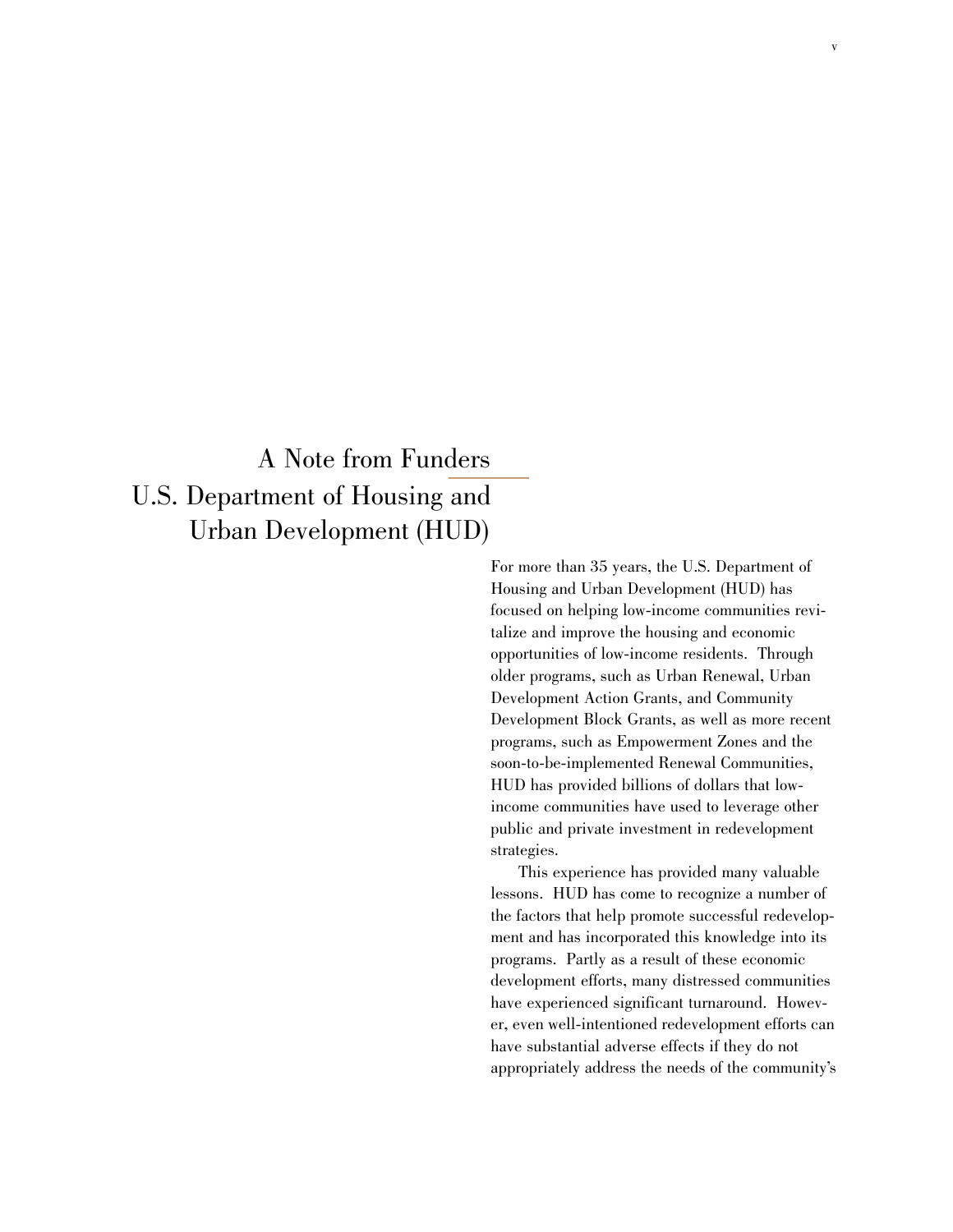# A Note from Funders

## U.S. Department of Housing and Urban Development (HUD)

For more than 35 years, the U.S. Department of Housing and Urban Development (HUD) has focused on helping low-income communities revitalize and improve the housing and economic opportunities of low-income residents. Through older programs, such as Urban Renewal, Urban Development Action Grants, and Community Development Block Grants, as well as more recent programs, such as Empowerment Zones and the soon-to-be-implemented Renewal Communities, HUD has provided billions of dollars that low-income communities have used to leverage other public and private investment in redevelopment strategies.

This experience has provided many valuable lessons. HUD has come to recognize a number of the factors that help promote successful redevelopment and has incorporated this knowledge into its programs. Partly as a result of these economic development efforts, many distressed communities have experienced significant turnaround. However, even well-intentioned redevelopment efforts can have substantial adverse effects if they do not appropriately address the needs of the community's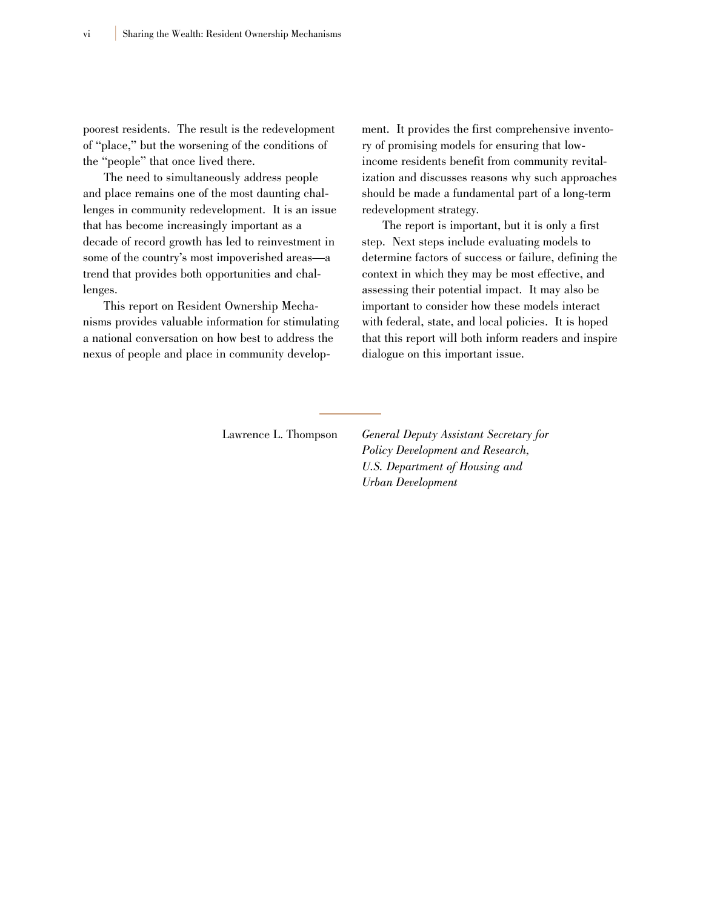poorest residents. The result is the redevelopment of "place," but the worsening of the conditions of the "people" that once lived there.

The need to simultaneously address people and place remains one of the most daunting challenges in community redevelopment. It is an issue that has become increasingly important as a decade of record growth has led to reinvestment in some of the country's most impoverished areas—a trend that provides both opportunities and challenges.

This report on Resident Ownership Mechanisms provides valuable information for stimulating a national conversation on how best to address the nexus of people and place in community development. It provides the first comprehensive inventory of promising models for ensuring that low-income residents benefit from community revitalization and discusses reasons why such approaches should be made a fundamental part of a long-term redevelopment strategy.

The report is important, but it is only a first step. Next steps include evaluating models to determine factors of success or failure, defining the context in which they may be most effective, and assessing their potential impact. It may also be important to consider how these models interact with federal, state, and local policies. It is hoped that this report will both inform readers and inspire dialogue on this important issue.

Lawrence L. Thompson
*General Deputy Assistant Secretary for Policy Development and Research,*
*U.S. Department of Housing and Urban Development*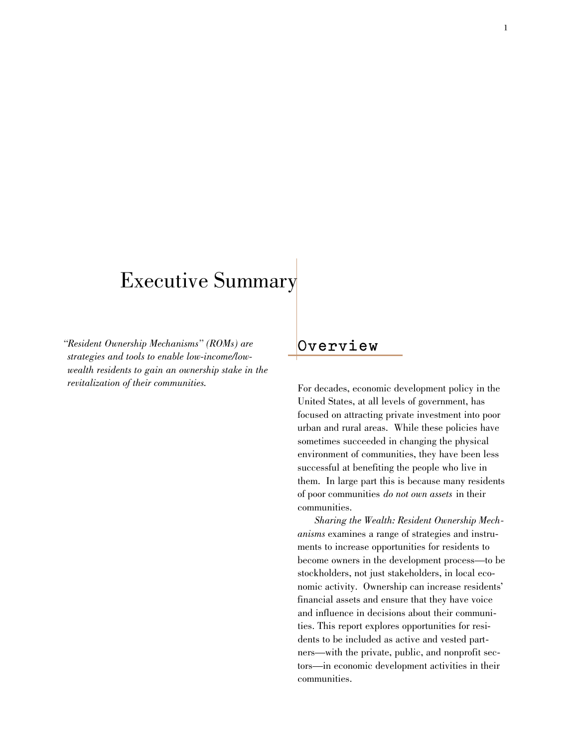# Executive Summary

*"Resident Ownership Mechanisms" (ROMs) are strategies and tools to enable low-income/low-wealth residents to gain an ownership stake in the revitalization of their communities.*

## Overview

For decades, economic development policy in the United States, at all levels of government, has focused on attracting private investment into poor urban and rural areas. While these policies have sometimes succeeded in changing the physical environment of communities, they have been less successful at benefiting the people who live in them. In large part this is because many residents of poor communities *do not own assets* in their communities.

*Sharing the Wealth: Resident Ownership Mechanisms* examines a range of strategies and instruments to increase opportunities for residents to become owners in the development process—to be stockholders, not just stakeholders, in local economic activity. Ownership can increase residents' financial assets and ensure that they have voice and influence in decisions about their communities. This report explores opportunities for residents to be included as active and vested partners—with the private, public, and nonprofit sectors—in economic development activities in their communities.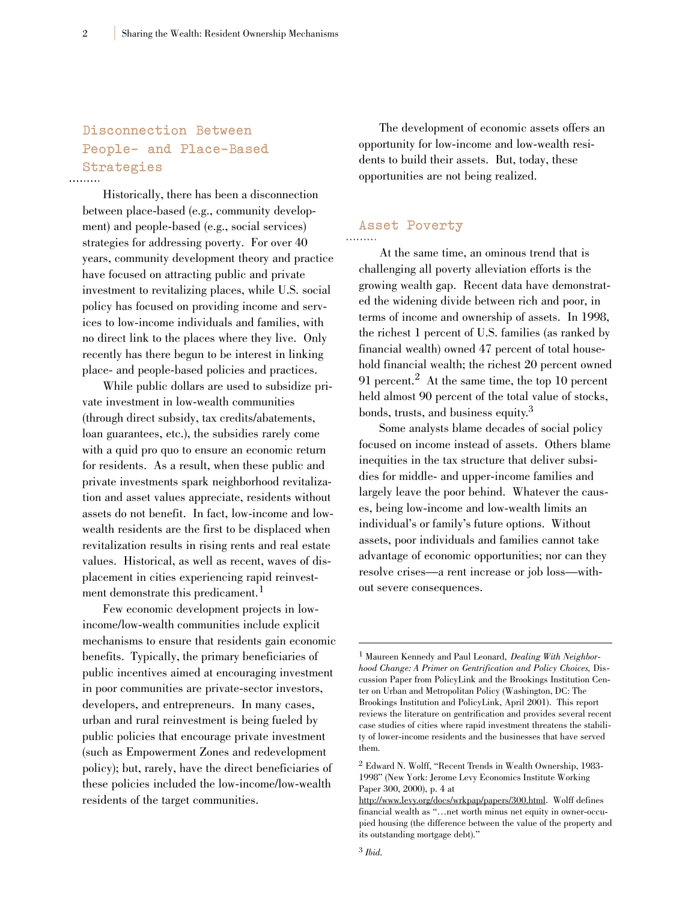## Disconnection Between People- and Place-Based Strategies

Historically, there has been a disconnection between place-based (e.g., community development) and people-based (e.g., social services) strategies for addressing poverty. For over 40 years, community development theory and practice have focused on attracting public and private investment to revitalizing places, while U.S. social policy has focused on providing income and services to low-income individuals and families, with no direct link to the places where they live. Only recently has there begun to be interest in linking place- and people-based policies and practices.

While public dollars are used to subsidize private investment in low-wealth communities (through direct subsidy, tax credits/abatements, loan guarantees, etc.), the subsidies rarely come with a quid pro quo to ensure an economic return for residents. As a result, when these public and private investments spark neighborhood revitalization and asset values appreciate, residents without assets do not benefit. In fact, low-income and low-wealth residents are the first to be displaced when revitalization results in rising rents and real estate values. Historical, as well as recent, waves of displacement in cities experiencing rapid reinvestment demonstrate this predicament.[1]

Few economic development projects in low-income/low-wealth communities include explicit mechanisms to ensure that residents gain economic benefits. Typically, the primary beneficiaries of public incentives aimed at encouraging investment in poor communities are private-sector investors, developers, and entrepreneurs. In many cases, urban and rural reinvestment is being fueled by public policies that encourage private investment (such as Empowerment Zones and redevelopment policy); but, rarely, have the direct beneficiaries of these policies included the low-income/low-wealth residents of the target communities.

The development of economic assets offers an opportunity for low-income and low-wealth residents to build their assets. But, today, these opportunities are not being realized.

## Asset Poverty

At the same time, an ominous trend that is challenging all poverty alleviation efforts is the growing wealth gap. Recent data have demonstrated the widening divide between rich and poor, in terms of income and ownership of assets. In 1998, the richest 1 percent of U.S. families (as ranked by financial wealth) owned 47 percent of total household financial wealth; the richest 20 percent owned 91 percent.[2] At the same time, the top 10 percent held almost 90 percent of the total value of stocks, bonds, trusts, and business equity.[3]

Some analysts blame decades of social policy focused on income instead of assets. Others blame inequities in the tax structure that deliver subsidies for middle- and upper-income families and largely leave the poor behind. Whatever the causes, being low-income and low-wealth limits an individual's or family's future options. Without assets, poor individuals and families cannot take advantage of economic opportunities; nor can they resolve crises—a rent increase or job loss—without severe consequences.

---

[1] Maureen Kennedy and Paul Leonard, *Dealing With Neighborhood Change: A Primer on Gentrification and Policy Choices*, Discussion Paper from PolicyLink and the Brookings Institution Center on Urban and Metropolitan Policy (Washington, DC: The Brookings Institution and PolicyLink, April 2001). This report reviews the literature on gentrification and provides several recent case studies of cities where rapid investment threatens the stability of lower-income residents and the businesses that have served them.

[2] Edward N. Wolff, "Recent Trends in Wealth Ownership, 1983-1998" (New York: Jerome Levy Economics Institute Working Paper 300, 2000), p. 4 at http://www.levy.org/docs/wrkpap/papers/300.html. Wolff defines financial wealth as "…net worth minus net equity in owner-occupied housing (the difference between the value of the property and its outstanding mortgage debt)."

[3] *Ibid.*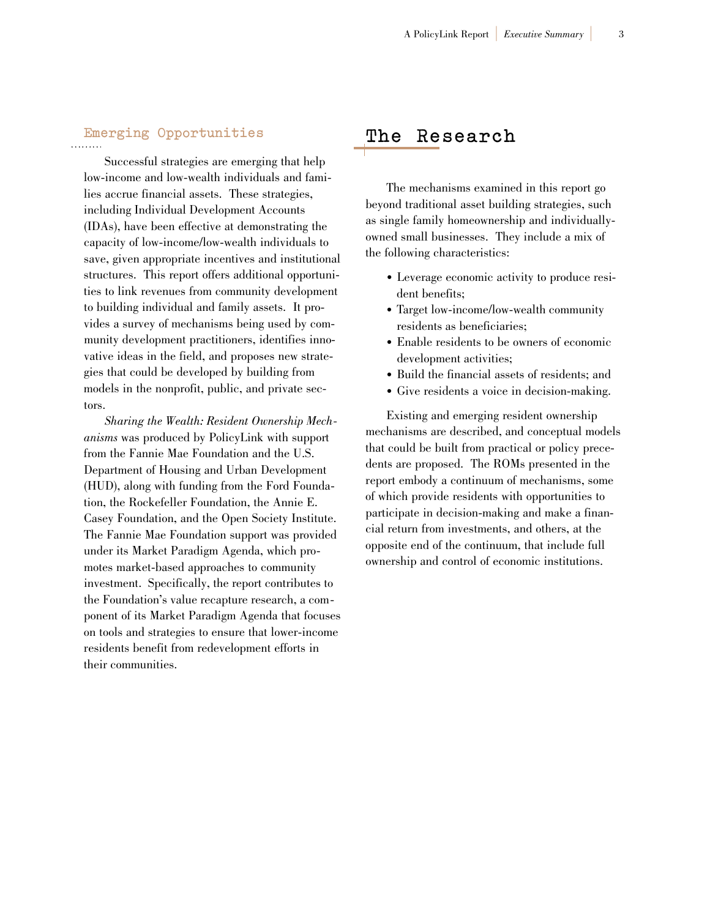## Emerging Opportunities

Successful strategies are emerging that help low-income and low-wealth individuals and families accrue financial assets. These strategies, including Individual Development Accounts (IDAs), have been effective at demonstrating the capacity of low-income/low-wealth individuals to save, given appropriate incentives and institutional structures. This report offers additional opportunities to link revenues from community development to building individual and family assets. It provides a survey of mechanisms being used by community development practitioners, identifies innovative ideas in the field, and proposes new strategies that could be developed by building from models in the nonprofit, public, and private sectors.

*Sharing the Wealth: Resident Ownership Mechanisms* was produced by PolicyLink with support from the Fannie Mae Foundation and the U.S. Department of Housing and Urban Development (HUD), along with funding from the Ford Foundation, the Rockefeller Foundation, the Annie E. Casey Foundation, and the Open Society Institute. The Fannie Mae Foundation support was provided under its Market Paradigm Agenda, which promotes market-based approaches to community investment. Specifically, the report contributes to the Foundation's value recapture research, a component of its Market Paradigm Agenda that focuses on tools and strategies to ensure that lower-income residents benefit from redevelopment efforts in their communities.

# The Research

The mechanisms examined in this report go beyond traditional asset building strategies, such as single family homeownership and individually-owned small businesses. They include a mix of the following characteristics:

- Leverage economic activity to produce resident benefits;
- Target low-income/low-wealth community residents as beneficiaries;
- Enable residents to be owners of economic development activities;
- Build the financial assets of residents; and
- Give residents a voice in decision-making.

Existing and emerging resident ownership mechanisms are described, and conceptual models that could be built from practical or policy precedents are proposed. The ROMs presented in the report embody a continuum of mechanisms, some of which provide residents with opportunities to participate in decision-making and make a financial return from investments, and others, at the opposite end of the continuum, that include full ownership and control of economic institutions.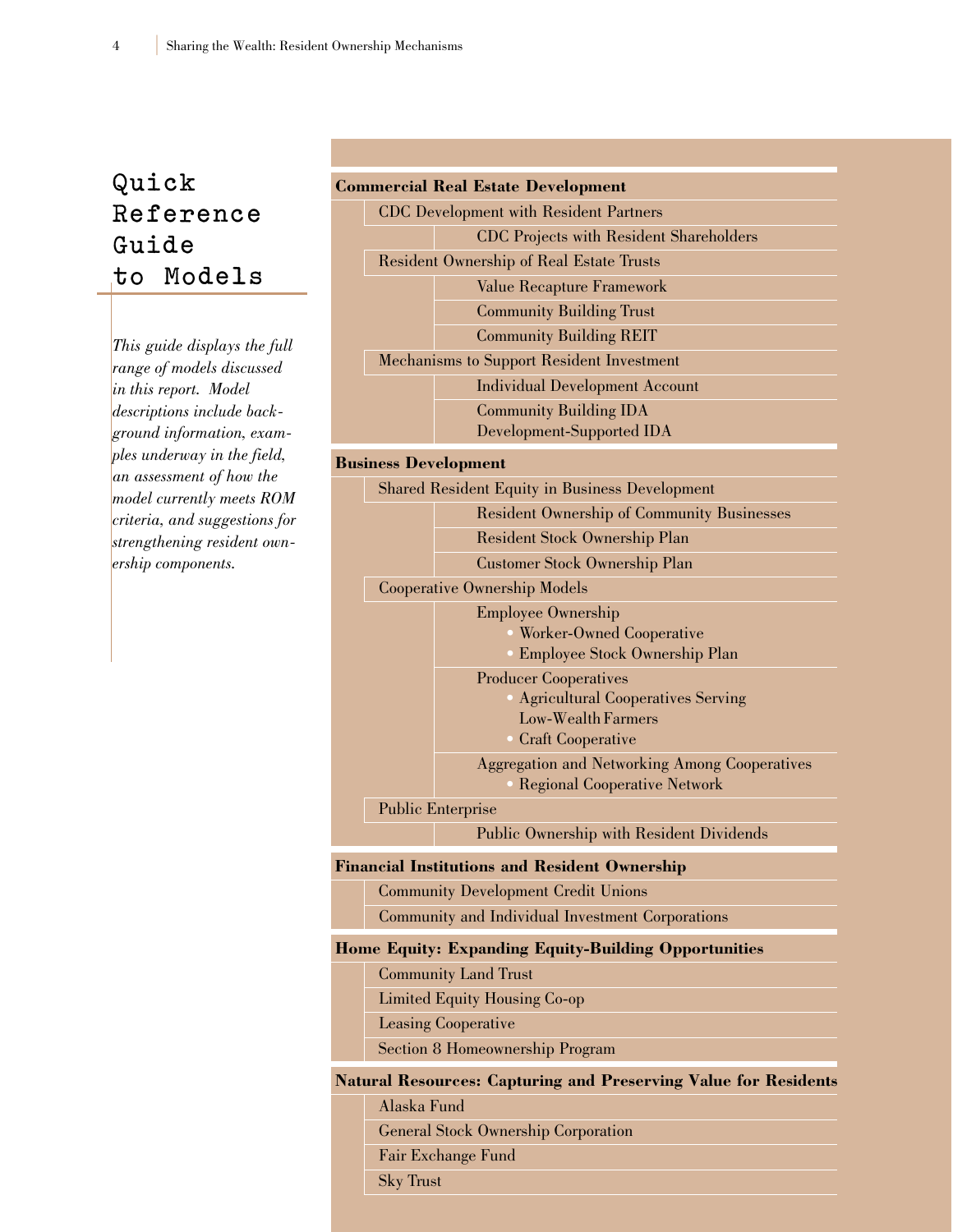# Quick Reference Guide to Models

*This guide displays the full range of models discussed in this report. Model descriptions include background information, examples underway in the field, an assessment of how the model currently meets ROM criteria, and suggestions for strengthening resident ownership components.*

**Commercial Real Estate Development**

- CDC Development with Resident Partners
  - CDC Projects with Resident Shareholders
- Resident Ownership of Real Estate Trusts
  - Value Recapture Framework
  - Community Building Trust
  - Community Building REIT
- Mechanisms to Support Resident Investment
  - Individual Development Account
  - Community Building IDA
    Development-Supported IDA

**Business Development**

- Shared Resident Equity in Business Development
  - Resident Ownership of Community Businesses
  - Resident Stock Ownership Plan
  - Customer Stock Ownership Plan
- Cooperative Ownership Models
  - Employee Ownership
    - Worker-Owned Cooperative
    - Employee Stock Ownership Plan
  - Producer Cooperatives
    - Agricultural Cooperatives Serving Low-Wealth Farmers
    - Craft Cooperative
  - Aggregation and Networking Among Cooperatives
    - Regional Cooperative Network
- Public Enterprise
  - Public Ownership with Resident Dividends

**Financial Institutions and Resident Ownership**

- Community Development Credit Unions
- Community and Individual Investment Corporations

**Home Equity: Expanding Equity-Building Opportunities**

- Community Land Trust
- Limited Equity Housing Co-op
- Leasing Cooperative
- Section 8 Homeownership Program

**Natural Resources: Capturing and Preserving Value for Residents**

- Alaska Fund
- General Stock Ownership Corporation
- Fair Exchange Fund
- Sky Trust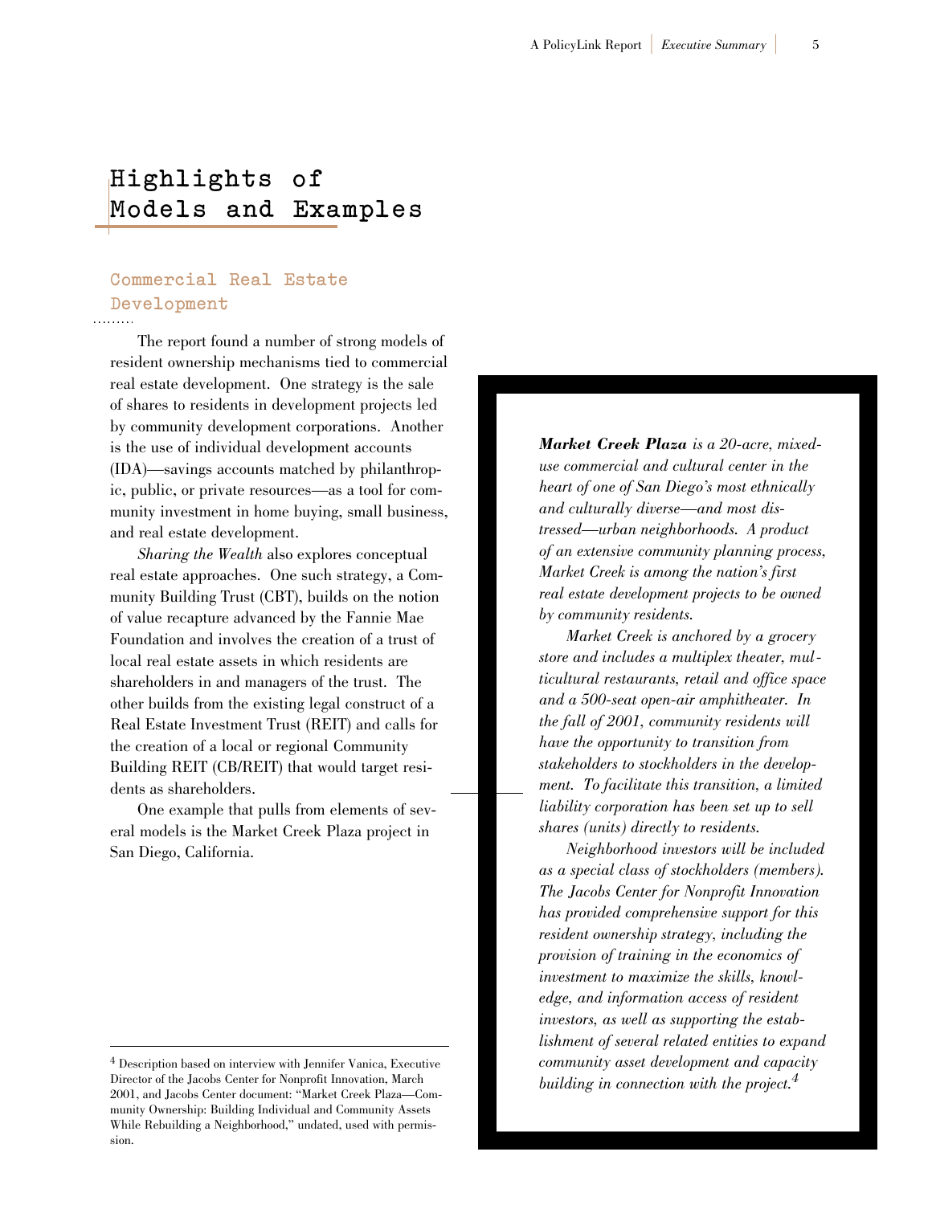# Highlights of Models and Examples

## Commercial Real Estate Development

The report found a number of strong models of resident ownership mechanisms tied to commercial real estate development. One strategy is the sale of shares to residents in development projects led by community development corporations. Another is the use of individual development accounts (IDA)—savings accounts matched by philanthropic, public, or private resources—as a tool for community investment in home buying, small business, and real estate development.

*Sharing the Wealth* also explores conceptual real estate approaches. One such strategy, a Community Building Trust (CBT), builds on the notion of value recapture advanced by the Fannie Mae Foundation and involves the creation of a trust of local real estate assets in which residents are shareholders in and managers of the trust. The other builds from the existing legal construct of a Real Estate Investment Trust (REIT) and calls for the creation of a local or regional Community Building REIT (CB/REIT) that would target residents as shareholders.

One example that pulls from elements of several models is the Market Creek Plaza project in San Diego, California.

> ***Market Creek Plaza*** *is a 20-acre, mixed-use commercial and cultural center in the heart of one of San Diego's most ethnically and culturally diverse—and most distressed—urban neighborhoods. A product of an extensive community planning process, Market Creek is among the nation's first real estate development projects to be owned by community residents.*
>
> *Market Creek is anchored by a grocery store and includes a multiplex theater, multicultural restaurants, retail and office space and a 500-seat open-air amphitheater. In the fall of 2001, community residents will have the opportunity to transition from stakeholders to stockholders in the development. To facilitate this transition, a limited liability corporation has been set up to sell shares (units) directly to residents.*
>
> *Neighborhood investors will be included as a special class of stockholders (members). The Jacobs Center for Nonprofit Innovation has provided comprehensive support for this resident ownership strategy, including the provision of training in the economics of investment to maximize the skills, knowledge, and information access of resident investors, as well as supporting the establishment of several related entities to expand community asset development and capacity building in connection with the project.*[4]

[4] Description based on interview with Jennifer Vanica, Executive Director of the Jacobs Center for Nonprofit Innovation, March 2001, and Jacobs Center document: "Market Creek Plaza—Community Ownership: Building Individual and Community Assets While Rebuilding a Neighborhood," undated, used with permission.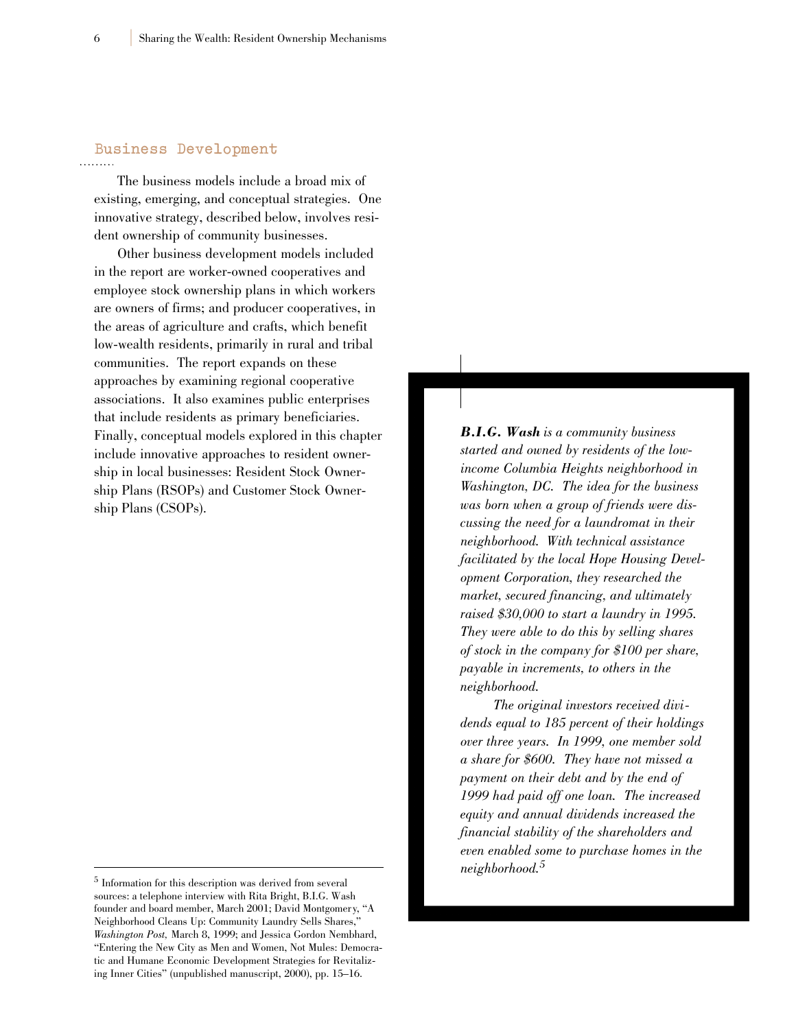## Business Development

The business models include a broad mix of existing, emerging, and conceptual strategies. One innovative strategy, described below, involves resident ownership of community businesses.

Other business development models included in the report are worker-owned cooperatives and employee stock ownership plans in which workers are owners of firms; and producer cooperatives, in the areas of agriculture and crafts, which benefit low-wealth residents, primarily in rural and tribal communities. The report expands on these approaches by examining regional cooperative associations. It also examines public enterprises that include residents as primary beneficiaries. Finally, conceptual models explored in this chapter include innovative approaches to resident ownership in local businesses: Resident Stock Ownership Plans (RSOPs) and Customer Stock Ownership Plans (CSOPs).

> ***B.I.G. Wash*** *is a community business started and owned by residents of the low-income Columbia Heights neighborhood in Washington, DC. The idea for the business was born when a group of friends were discussing the need for a laundromat in their neighborhood. With technical assistance facilitated by the local Hope Housing Development Corporation, they researched the market, secured financing, and ultimately raised $30,000 to start a laundry in 1995. They were able to do this by selling shares of stock in the company for $100 per share, payable in increments, to others in the neighborhood.*
>
> *The original investors received dividends equal to 185 percent of their holdings over three years. In 1999, one member sold a share for $600. They have not missed a payment on their debt and by the end of 1999 had paid off one loan. The increased equity and annual dividends increased the financial stability of the shareholders and even enabled some to purchase homes in the neighborhood.*[5]

---

[5] Information for this description was derived from several sources: a telephone interview with Rita Bright, B.I.G. Wash founder and board member, March 2001; David Montgomery, "A Neighborhood Cleans Up: Community Laundry Sells Shares," *Washington Post*, March 8, 1999; and Jessica Gordon Nembhard, "Entering the New City as Men and Women, Not Mules: Democratic and Humane Economic Development Strategies for Revitalizing Inner Cities" (unpublished manuscript, 2000), pp. 15–16.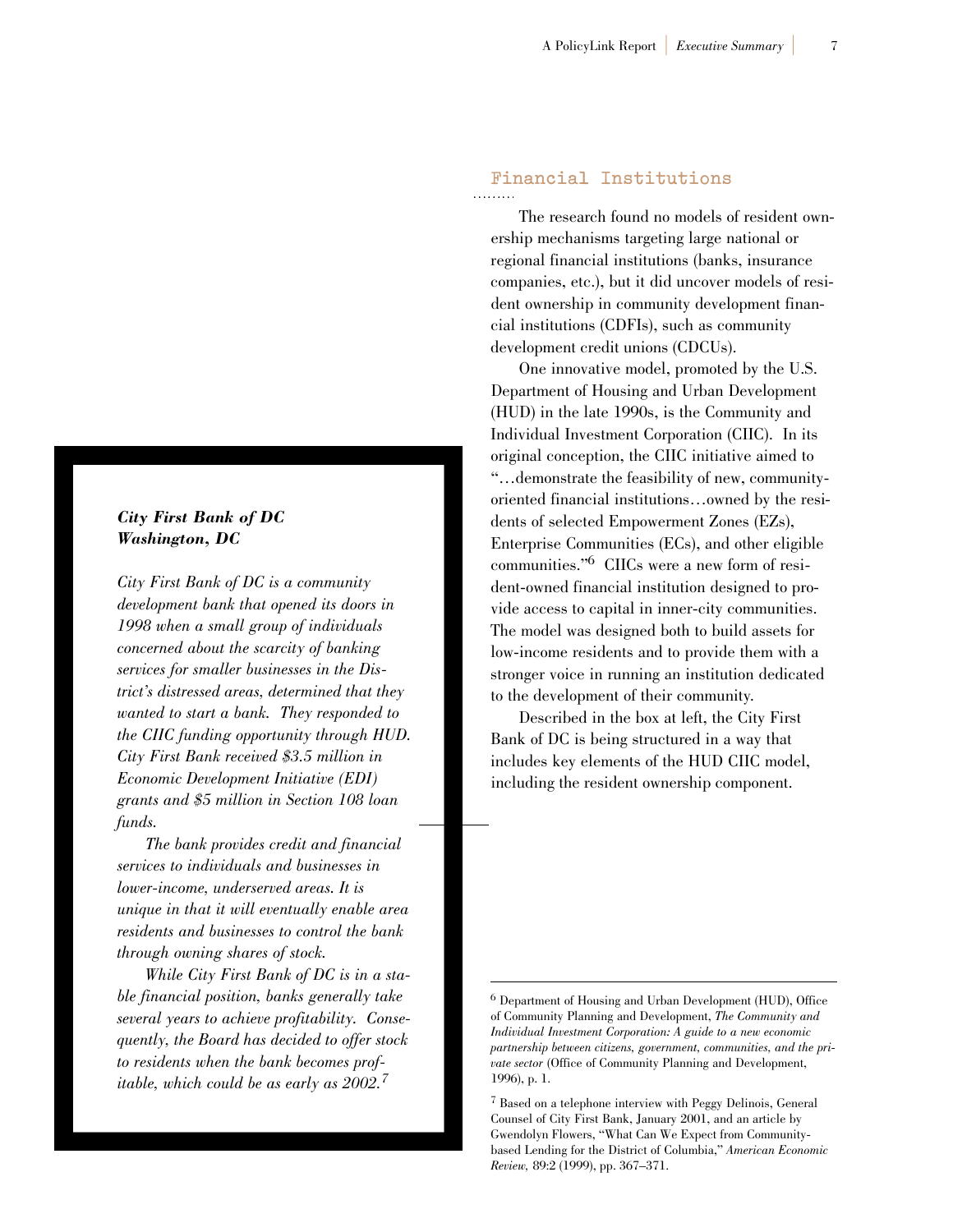## Financial Institutions

The research found no models of resident ownership mechanisms targeting large national or regional financial institutions (banks, insurance companies, etc.), but it did uncover models of resident ownership in community development financial institutions (CDFIs), such as community development credit unions (CDCUs).

One innovative model, promoted by the U.S. Department of Housing and Urban Development (HUD) in the late 1990s, is the Community and Individual Investment Corporation (CIIC). In its original conception, the CIIC initiative aimed to "…demonstrate the feasibility of new, community-oriented financial institutions…owned by the residents of selected Empowerment Zones (EZs), Enterprise Communities (ECs), and other eligible communities."[6] CIICs were a new form of resident-owned financial institution designed to provide access to capital in inner-city communities. The model was designed both to build assets for low-income residents and to provide them with a stronger voice in running an institution dedicated to the development of their community.

Described in the box at left, the City First Bank of DC is being structured in a way that includes key elements of the HUD CIIC model, including the resident ownership component.

***City First Bank of DC***
***Washington, DC***

*City First Bank of DC is a community development bank that opened its doors in 1998 when a small group of individuals concerned about the scarcity of banking services for smaller businesses in the District's distressed areas, determined that they wanted to start a bank. They responded to the CIIC funding opportunity through HUD. City First Bank received $3.5 million in Economic Development Initiative (EDI) grants and $5 million in Section 108 loan funds.*

*The bank provides credit and financial services to individuals and businesses in lower-income, underserved areas. It is unique in that it will eventually enable area residents and businesses to control the bank through owning shares of stock.*

*While City First Bank of DC is in a stable financial position, banks generally take several years to achieve profitability. Consequently, the Board has decided to offer stock to residents when the bank becomes profitable, which could be as early as 2002.*[7]

---

[6] Department of Housing and Urban Development (HUD), Office of Community Planning and Development, *The Community and Individual Investment Corporation: A guide to a new economic partnership between citizens, government, communities, and the private sector* (Office of Community Planning and Development, 1996), p. 1.

[7] Based on a telephone interview with Peggy Delinois, General Counsel of City First Bank, January 2001, and an article by Gwendolyn Flowers, "What Can We Expect from Community-based Lending for the District of Columbia," *American Economic Review*, 89:2 (1999), pp. 367–371.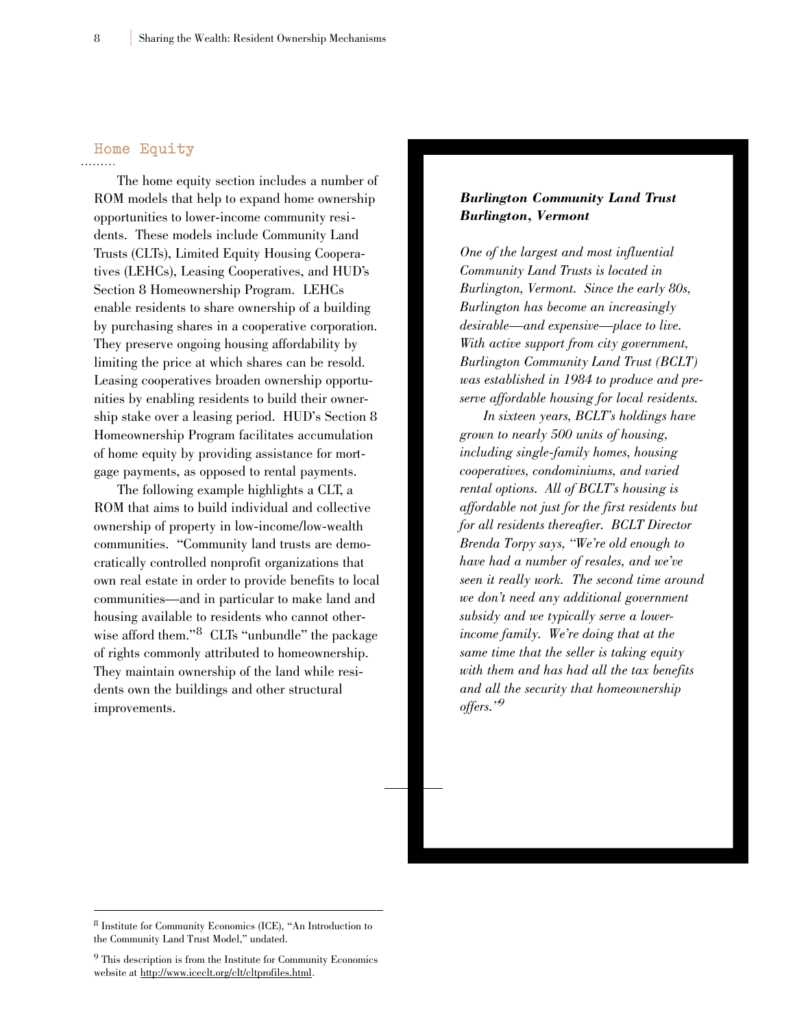## Home Equity

The home equity section includes a number of ROM models that help to expand home ownership opportunities to lower-income community residents. These models include Community Land Trusts (CLTs), Limited Equity Housing Cooperatives (LEHCs), Leasing Cooperatives, and HUD's Section 8 Homeownership Program. LEHCs enable residents to share ownership of a building by purchasing shares in a cooperative corporation. They preserve ongoing housing affordability by limiting the price at which shares can be resold. Leasing cooperatives broaden ownership opportunities by enabling residents to build their ownership stake over a leasing period. HUD's Section 8 Homeownership Program facilitates accumulation of home equity by providing assistance for mortgage payments, as opposed to rental payments.

The following example highlights a CLT, a ROM that aims to build individual and collective ownership of property in low-income/low-wealth communities. "Community land trusts are democratically controlled nonprofit organizations that own real estate in order to provide benefits to local communities—and in particular to make land and housing available to residents who cannot otherwise afford them."[8] CLTs "unbundle" the package of rights commonly attributed to homeownership. They maintain ownership of the land while residents own the buildings and other structural improvements.

***Burlington Community Land Trust***
***Burlington, Vermont***

*One of the largest and most influential Community Land Trusts is located in Burlington, Vermont. Since the early 80s, Burlington has become an increasingly desirable—and expensive—place to live. With active support from city government, Burlington Community Land Trust (BCLT) was established in 1984 to produce and preserve affordable housing for local residents.*

*In sixteen years, BCLT's holdings have grown to nearly 500 units of housing, including single-family homes, housing cooperatives, condominiums, and varied rental options. All of BCLT's housing is affordable not just for the first residents but for all residents thereafter. BCLT Director Brenda Torpy says, "We're old enough to have had a number of resales, and we've seen it really work. The second time around we don't need any additional government subsidy and we typically serve a lower-income family. We're doing that at the same time that the seller is taking equity with them and has had all the tax benefits and all the security that homeownership offers."*[9]

---

[8] Institute for Community Economics (ICE), "An Introduction to the Community Land Trust Model," undated.

[9] This description is from the Institute for Community Economics website at http://www.iceclt.org/clt/cltprofiles.html.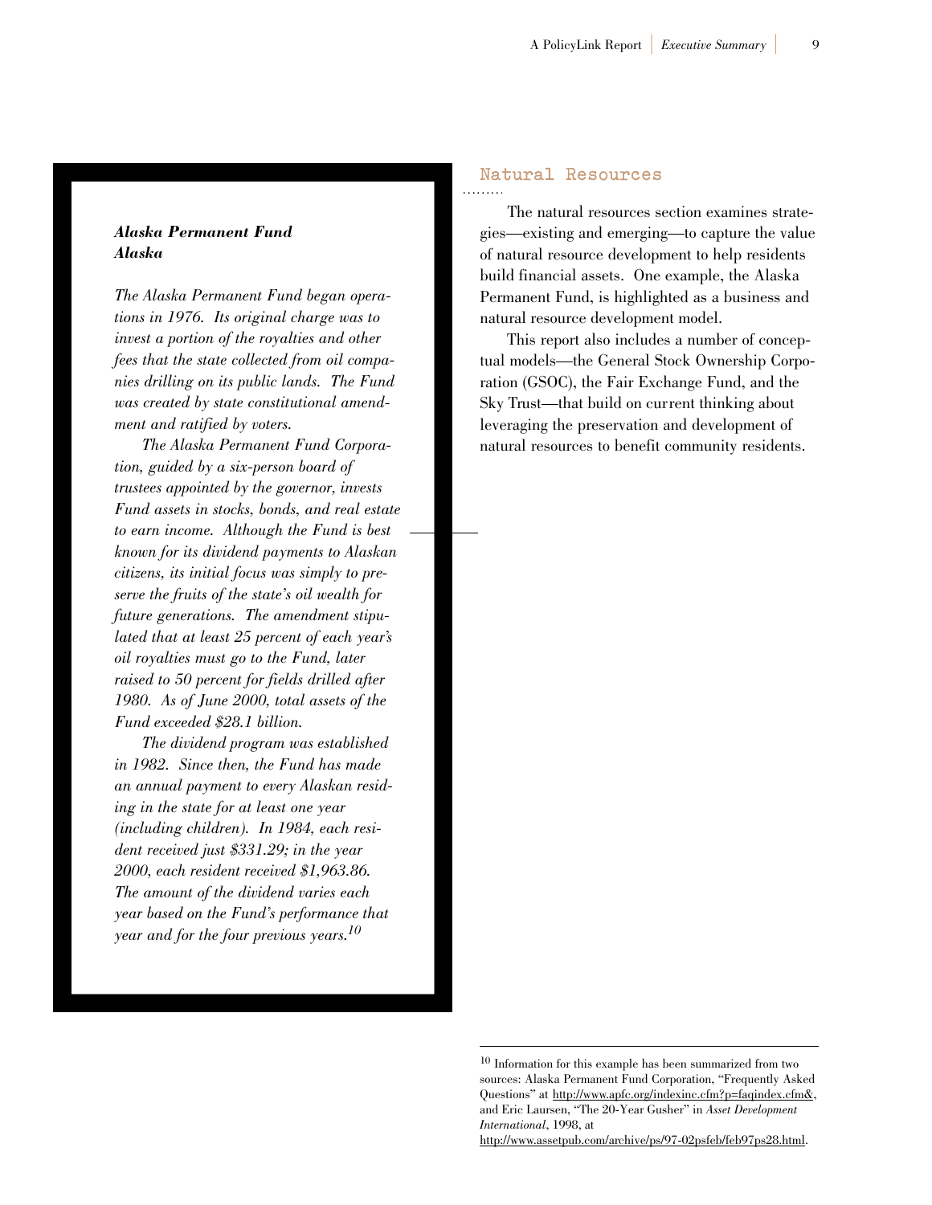## Natural Resources

The natural resources section examines strategies—existing and emerging—to capture the value of natural resource development to help residents build financial assets. One example, the Alaska Permanent Fund, is highlighted as a business and natural resource development model.

This report also includes a number of conceptual models—the General Stock Ownership Corporation (GSOC), the Fair Exchange Fund, and the Sky Trust—that build on current thinking about leveraging the preservation and development of natural resources to benefit community residents.

***Alaska Permanent Fund***
***Alaska***

*The Alaska Permanent Fund began operations in 1976. Its original charge was to invest a portion of the royalties and other fees that the state collected from oil companies drilling on its public lands. The Fund was created by state constitutional amendment and ratified by voters.*

*The Alaska Permanent Fund Corporation, guided by a six-person board of trustees appointed by the governor, invests Fund assets in stocks, bonds, and real estate to earn income. Although the Fund is best known for its dividend payments to Alaskan citizens, its initial focus was simply to preserve the fruits of the state's oil wealth for future generations. The amendment stipulated that at least 25 percent of each year's oil royalties must go to the Fund, later raised to 50 percent for fields drilled after 1980. As of June 2000, total assets of the Fund exceeded $28.1 billion.*

*The dividend program was established in 1982. Since then, the Fund has made an annual payment to every Alaskan residing in the state for at least one year (including children). In 1984, each resident received just $331.29; in the year 2000, each resident received $1,963.86. The amount of the dividend varies each year based on the Fund's performance that year and for the four previous years.*[10]

[10] Information for this example has been summarized from two sources: Alaska Permanent Fund Corporation, "Frequently Asked Questions" at http://www.apfc.org/indexinc.cfm?p=faqindex.cfm&, and Eric Laursen, "The 20-Year Gusher" in *Asset Development International*, 1998, at http://www.assetpub.com/archive/ps/97-02psfeb/feb97ps28.html.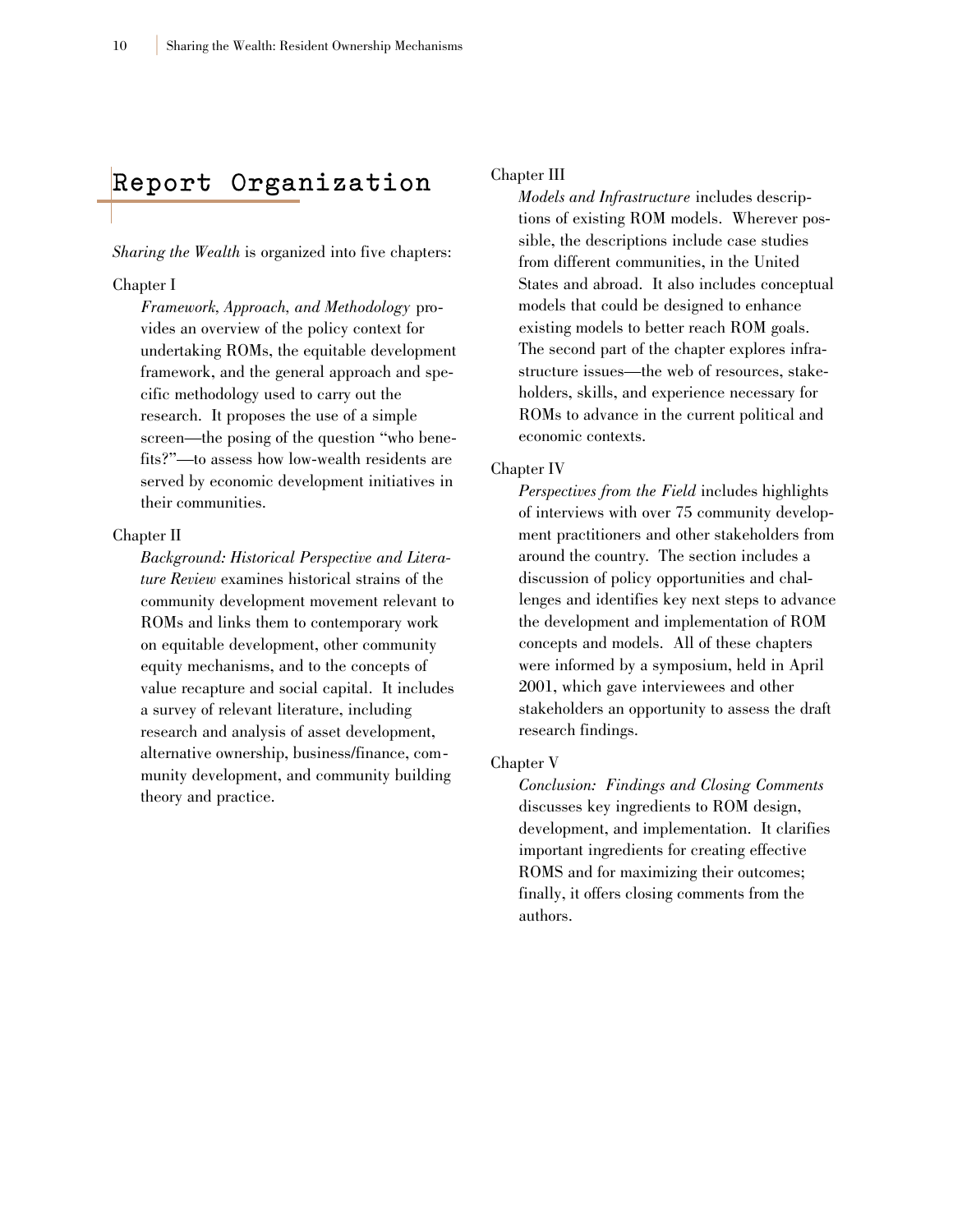## Report Organization

*Sharing the Wealth* is organized into five chapters:

Chapter I

*Framework, Approach, and Methodology* provides an overview of the policy context for undertaking ROMs, the equitable development framework, and the general approach and specific methodology used to carry out the research. It proposes the use of a simple screen—the posing of the question "who benefits?"—to assess how low-wealth residents are served by economic development initiatives in their communities.

Chapter II

*Background: Historical Perspective and Literature Review* examines historical strains of the community development movement relevant to ROMs and links them to contemporary work on equitable development, other community equity mechanisms, and to the concepts of value recapture and social capital. It includes a survey of relevant literature, including research and analysis of asset development, alternative ownership, business/finance, community development, and community building theory and practice.

Chapter III

*Models and Infrastructure* includes descriptions of existing ROM models. Wherever possible, the descriptions include case studies from different communities, in the United States and abroad. It also includes conceptual models that could be designed to enhance existing models to better reach ROM goals. The second part of the chapter explores infrastructure issues—the web of resources, stakeholders, skills, and experience necessary for ROMs to advance in the current political and economic contexts.

Chapter IV

*Perspectives from the Field* includes highlights of interviews with over 75 community development practitioners and other stakeholders from around the country. The section includes a discussion of policy opportunities and challenges and identifies key next steps to advance the development and implementation of ROM concepts and models. All of these chapters were informed by a symposium, held in April 2001, which gave interviewees and other stakeholders an opportunity to assess the draft research findings.

Chapter V

*Conclusion: Findings and Closing Comments* discusses key ingredients to ROM design, development, and implementation. It clarifies important ingredients for creating effective ROMS and for maximizing their outcomes; finally, it offers closing comments from the authors.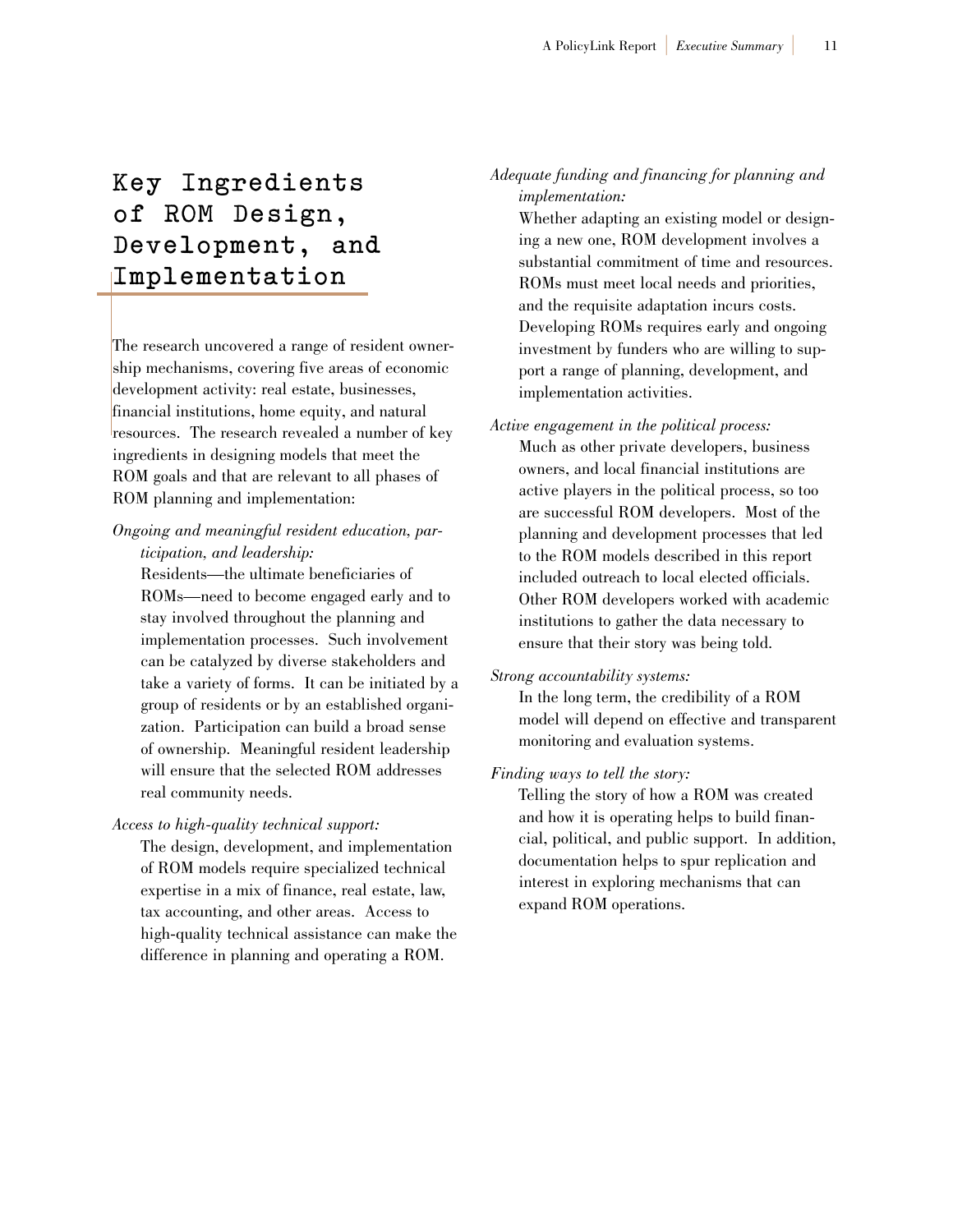## Key Ingredients of ROM Design, Development, and Implementation

The research uncovered a range of resident ownership mechanisms, covering five areas of economic development activity: real estate, businesses, financial institutions, home equity, and natural resources. The research revealed a number of key ingredients in designing models that meet the ROM goals and that are relevant to all phases of ROM planning and implementation:

*Ongoing and meaningful resident education, participation, and leadership:*
Residents—the ultimate beneficiaries of ROMs—need to become engaged early and to stay involved throughout the planning and implementation processes. Such involvement can be catalyzed by diverse stakeholders and take a variety of forms. It can be initiated by a group of residents or by an established organization. Participation can build a broad sense of ownership. Meaningful resident leadership will ensure that the selected ROM addresses real community needs.

*Access to high-quality technical support:*
The design, development, and implementation of ROM models require specialized technical expertise in a mix of finance, real estate, law, tax accounting, and other areas. Access to high-quality technical assistance can make the difference in planning and operating a ROM.

*Adequate funding and financing for planning and implementation:*
Whether adapting an existing model or designing a new one, ROM development involves a substantial commitment of time and resources. ROMs must meet local needs and priorities, and the requisite adaptation incurs costs. Developing ROMs requires early and ongoing investment by funders who are willing to support a range of planning, development, and implementation activities.

*Active engagement in the political process:*
Much as other private developers, business owners, and local financial institutions are active players in the political process, so too are successful ROM developers. Most of the planning and development processes that led to the ROM models described in this report included outreach to local elected officials. Other ROM developers worked with academic institutions to gather the data necessary to ensure that their story was being told.

*Strong accountability systems:*
In the long term, the credibility of a ROM model will depend on effective and transparent monitoring and evaluation systems.

*Finding ways to tell the story:*
Telling the story of how a ROM was created and how it is operating helps to build financial, political, and public support. In addition, documentation helps to spur replication and interest in exploring mechanisms that can expand ROM operations.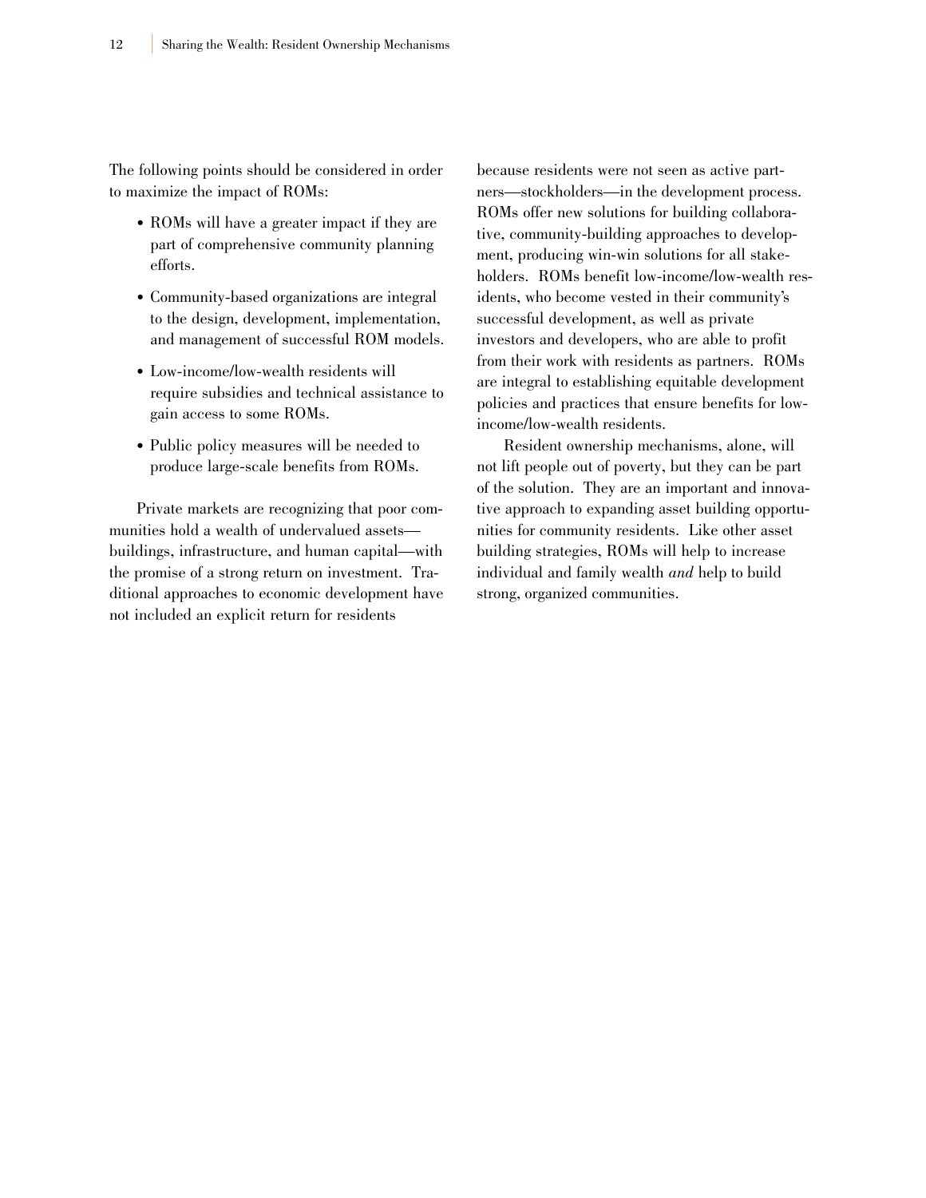The following points should be considered in order to maximize the impact of ROMs:

- ROMs will have a greater impact if they are part of comprehensive community planning efforts.
- Community-based organizations are integral to the design, development, implementation, and management of successful ROM models.
- Low-income/low-wealth residents will require subsidies and technical assistance to gain access to some ROMs.
- Public policy measures will be needed to produce large-scale benefits from ROMs.

Private markets are recognizing that poor communities hold a wealth of undervalued assets—buildings, infrastructure, and human capital—with the promise of a strong return on investment. Traditional approaches to economic development have not included an explicit return for residents because residents were not seen as active partners—stockholders—in the development process. ROMs offer new solutions for building collaborative, community-building approaches to development, producing win-win solutions for all stakeholders. ROMs benefit low-income/low-wealth residents, who become vested in their community's successful development, as well as private investors and developers, who are able to profit from their work with residents as partners. ROMs are integral to establishing equitable development policies and practices that ensure benefits for low-income/low-wealth residents.

Resident ownership mechanisms, alone, will not lift people out of poverty, but they can be part of the solution. They are an important and innovative approach to expanding asset building opportunities for community residents. Like other asset building strategies, ROMs will help to increase individual and family wealth *and* help to build strong, organized communities.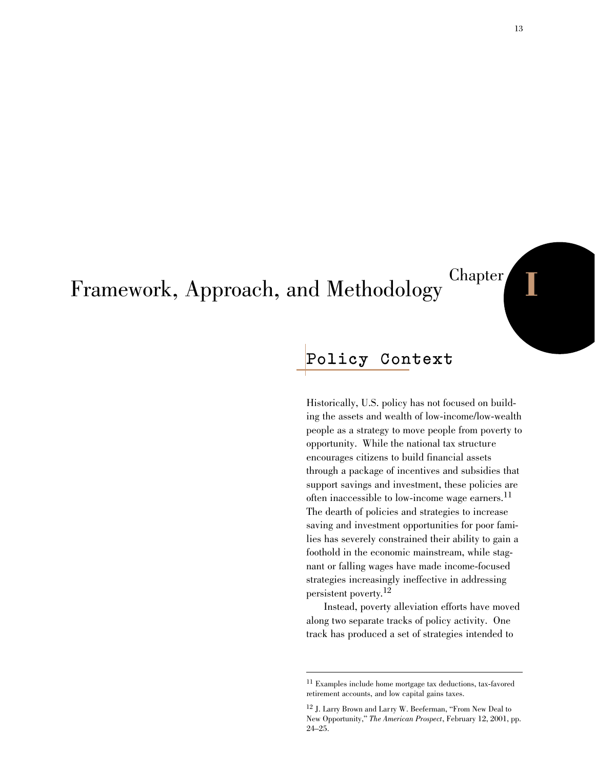# Chapter I

# Framework, Approach, and Methodology

## Policy Context

Historically, U.S. policy has not focused on building the assets and wealth of low-income/low-wealth people as a strategy to move people from poverty to opportunity. While the national tax structure encourages citizens to build financial assets through a package of incentives and subsidies that support savings and investment, these policies are often inaccessible to low-income wage earners.[11] The dearth of policies and strategies to increase saving and investment opportunities for poor families has severely constrained their ability to gain a foothold in the economic mainstream, while stagnant or falling wages have made income-focused strategies increasingly ineffective in addressing persistent poverty.[12]

Instead, poverty alleviation efforts have moved along two separate tracks of policy activity. One track has produced a set of strategies intended to

---

[11] Examples include home mortgage tax deductions, tax-favored retirement accounts, and low capital gains taxes.

[12] J. Larry Brown and Larry W. Beeferman, "From New Deal to New Opportunity," *The American Prospect*, February 12, 2001, pp. 24–25.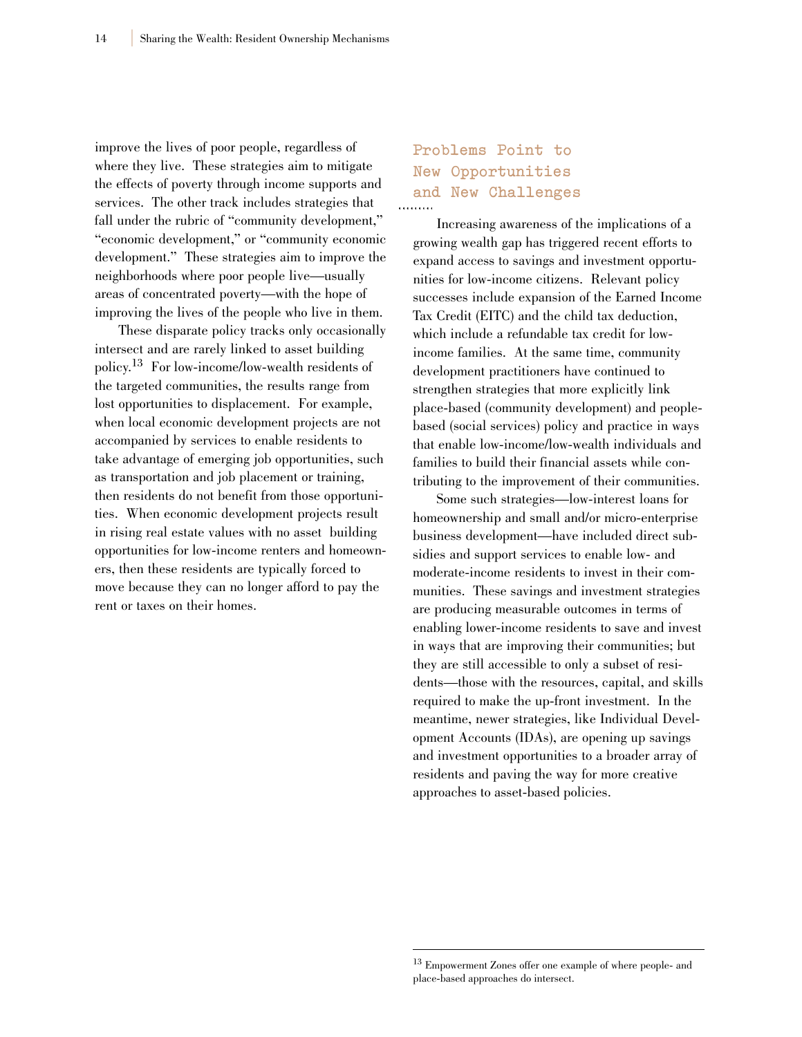improve the lives of poor people, regardless of where they live. These strategies aim to mitigate the effects of poverty through income supports and services. The other track includes strategies that fall under the rubric of "community development," "economic development," or "community economic development." These strategies aim to improve the neighborhoods where poor people live—usually areas of concentrated poverty—with the hope of improving the lives of the people who live in them.

These disparate policy tracks only occasionally intersect and are rarely linked to asset building policy.[13] For low-income/low-wealth residents of the targeted communities, the results range from lost opportunities to displacement. For example, when local economic development projects are not accompanied by services to enable residents to take advantage of emerging job opportunities, such as transportation and job placement or training, then residents do not benefit from those opportunities. When economic development projects result in rising real estate values with no asset building opportunities for low-income renters and homeowners, then these residents are typically forced to move because they can no longer afford to pay the rent or taxes on their homes.

## Problems Point to New Opportunities and New Challenges

Increasing awareness of the implications of a growing wealth gap has triggered recent efforts to expand access to savings and investment opportunities for low-income citizens. Relevant policy successes include expansion of the Earned Income Tax Credit (EITC) and the child tax deduction, which include a refundable tax credit for low-income families. At the same time, community development practitioners have continued to strengthen strategies that more explicitly link place-based (community development) and people-based (social services) policy and practice in ways that enable low-income/low-wealth individuals and families to build their financial assets while contributing to the improvement of their communities.

Some such strategies—low-interest loans for homeownership and small and/or micro-enterprise business development—have included direct subsidies and support services to enable low- and moderate-income residents to invest in their communities. These savings and investment strategies are producing measurable outcomes in terms of enabling lower-income residents to save and invest in ways that are improving their communities; but they are still accessible to only a subset of residents—those with the resources, capital, and skills required to make the up-front investment. In the meantime, newer strategies, like Individual Development Accounts (IDAs), are opening up savings and investment opportunities to a broader array of residents and paving the way for more creative approaches to asset-based policies.

---

[13] Empowerment Zones offer one example of where people- and place-based approaches do intersect.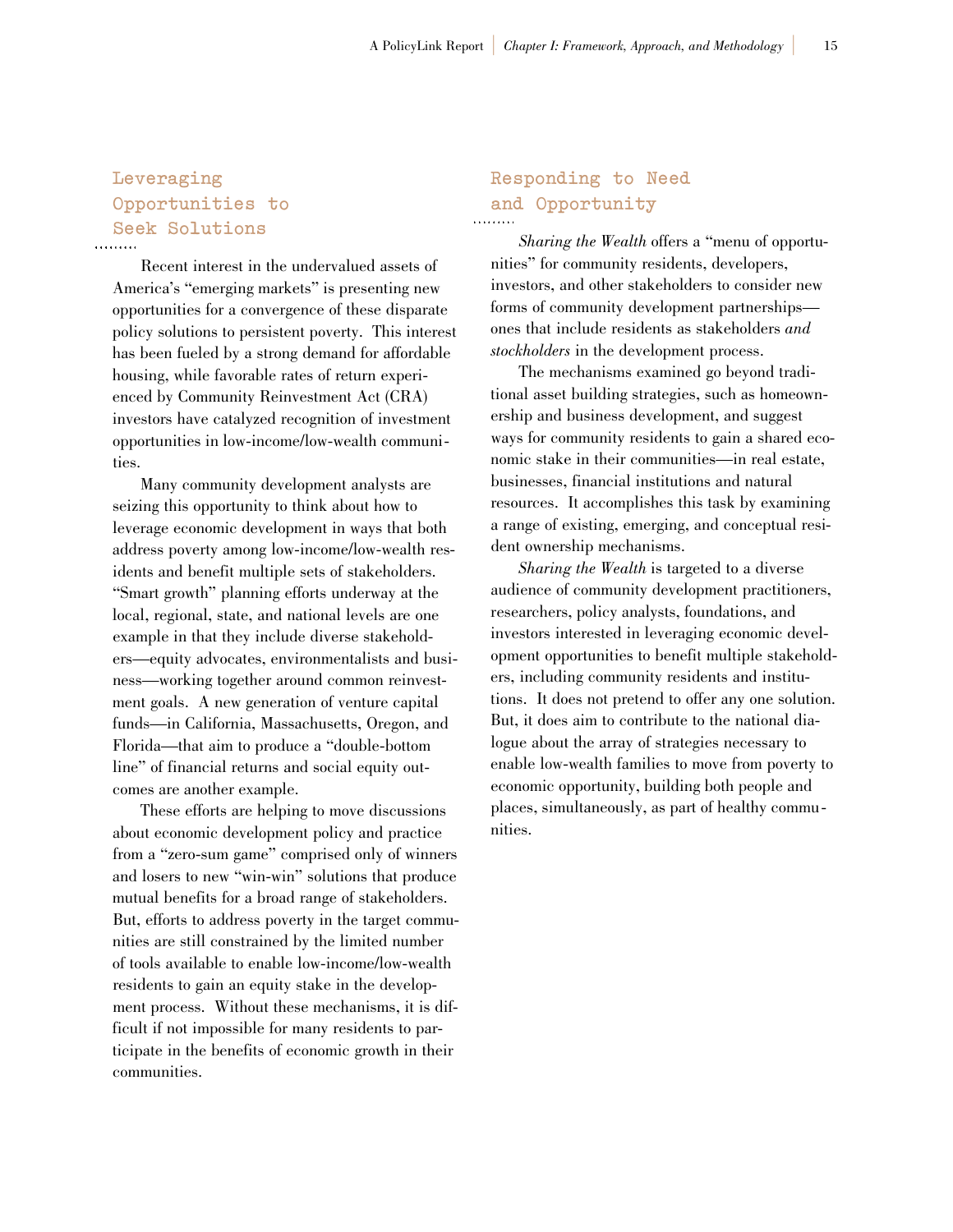## Leveraging Opportunities to Seek Solutions

Recent interest in the undervalued assets of America's "emerging markets" is presenting new opportunities for a convergence of these disparate policy solutions to persistent poverty. This interest has been fueled by a strong demand for affordable housing, while favorable rates of return experienced by Community Reinvestment Act (CRA) investors have catalyzed recognition of investment opportunities in low-income/low-wealth communities.

Many community development analysts are seizing this opportunity to think about how to leverage economic development in ways that both address poverty among low-income/low-wealth residents and benefit multiple sets of stakeholders. "Smart growth" planning efforts underway at the local, regional, state, and national levels are one example in that they include diverse stakeholders—equity advocates, environmentalists and business—working together around common reinvestment goals. A new generation of venture capital funds—in California, Massachusetts, Oregon, and Florida—that aim to produce a "double-bottom line" of financial returns and social equity outcomes are another example.

These efforts are helping to move discussions about economic development policy and practice from a "zero-sum game" comprised only of winners and losers to new "win-win" solutions that produce mutual benefits for a broad range of stakeholders. But, efforts to address poverty in the target communities are still constrained by the limited number of tools available to enable low-income/low-wealth residents to gain an equity stake in the development process. Without these mechanisms, it is difficult if not impossible for many residents to participate in the benefits of economic growth in their communities.

## Responding to Need and Opportunity

*Sharing the Wealth* offers a "menu of opportunities" for community residents, developers, investors, and other stakeholders to consider new forms of community development partnerships—ones that include residents as stakeholders *and stockholders* in the development process.

The mechanisms examined go beyond traditional asset building strategies, such as homeownership and business development, and suggest ways for community residents to gain a shared economic stake in their communities—in real estate, businesses, financial institutions and natural resources. It accomplishes this task by examining a range of existing, emerging, and conceptual resident ownership mechanisms.

*Sharing the Wealth* is targeted to a diverse audience of community development practitioners, researchers, policy analysts, foundations, and investors interested in leveraging economic development opportunities to benefit multiple stakeholders, including community residents and institutions. It does not pretend to offer any one solution. But, it does aim to contribute to the national dialogue about the array of strategies necessary to enable low-wealth families to move from poverty to economic opportunity, building both people and places, simultaneously, as part of healthy communities.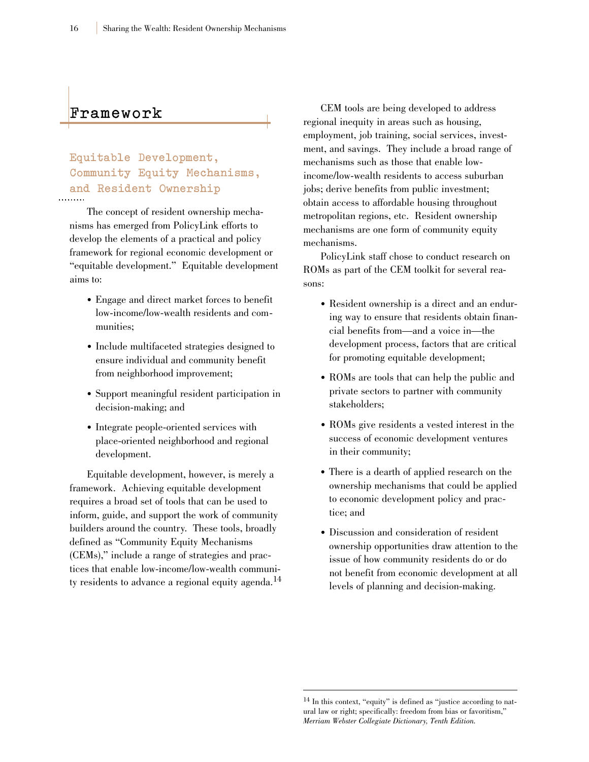# Framework

## Equitable Development, Community Equity Mechanisms, and Resident Ownership

The concept of resident ownership mechanisms has emerged from PolicyLink efforts to develop the elements of a practical and policy framework for regional economic development or "equitable development." Equitable development aims to:

- Engage and direct market forces to benefit low-income/low-wealth residents and communities;
- Include multifaceted strategies designed to ensure individual and community benefit from neighborhood improvement;
- Support meaningful resident participation in decision-making; and
- Integrate people-oriented services with place-oriented neighborhood and regional development.

Equitable development, however, is merely a framework. Achieving equitable development requires a broad set of tools that can be used to inform, guide, and support the work of community builders around the country. These tools, broadly defined as "Community Equity Mechanisms (CEMs)," include a range of strategies and practices that enable low-income/low-wealth community residents to advance a regional equity agenda.[14]

CEM tools are being developed to address regional inequity in areas such as housing, employment, job training, social services, investment, and savings. They include a broad range of mechanisms such as those that enable low-income/low-wealth residents to access suburban jobs; derive benefits from public investment; obtain access to affordable housing throughout metropolitan regions, etc. Resident ownership mechanisms are one form of community equity mechanisms.

PolicyLink staff chose to conduct research on ROMs as part of the CEM toolkit for several reasons:

- Resident ownership is a direct and an enduring way to ensure that residents obtain financial benefits from—and a voice in—the development process, factors that are critical for promoting equitable development;
- ROMs are tools that can help the public and private sectors to partner with community stakeholders;
- ROMs give residents a vested interest in the success of economic development ventures in their community;
- There is a dearth of applied research on the ownership mechanisms that could be applied to economic development policy and practice; and
- Discussion and consideration of resident ownership opportunities draw attention to the issue of how community residents do or do not benefit from economic development at all levels of planning and decision-making.

---

[14] In this context, "equity" is defined as "justice according to natural law or right; specifically: freedom from bias or favoritism," *Merriam Webster Collegiate Dictionary, Tenth Edition.*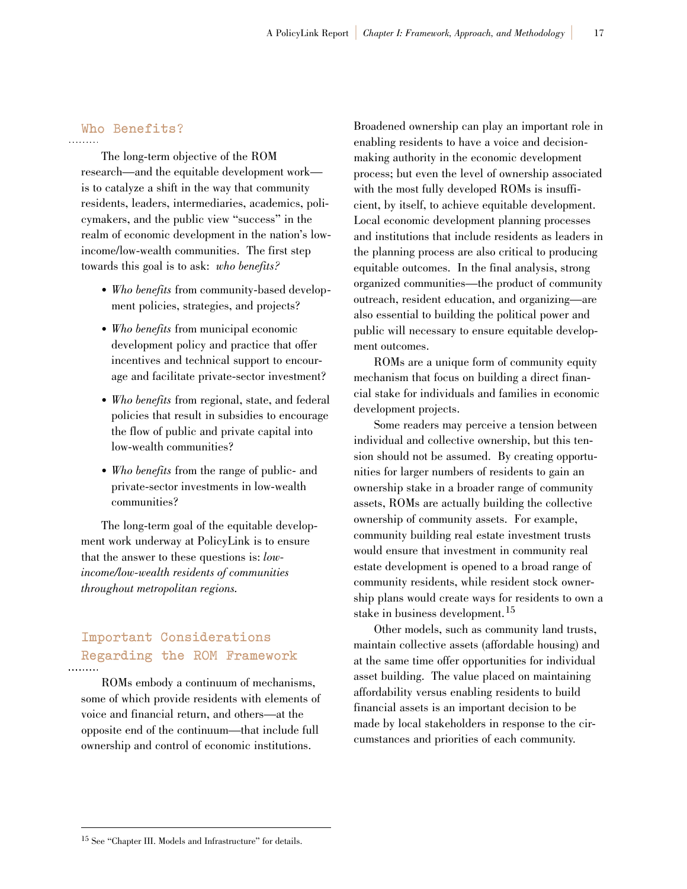## Who Benefits?

The long-term objective of the ROM research—and the equitable development work—is to catalyze a shift in the way that community residents, leaders, intermediaries, academics, policymakers, and the public view "success" in the realm of economic development in the nation's low-income/low-wealth communities. The first step towards this goal is to ask: *who benefits?*

- *Who benefits* from community-based development policies, strategies, and projects?
- *Who benefits* from municipal economic development policy and practice that offer incentives and technical support to encourage and facilitate private-sector investment?
- *Who benefits* from regional, state, and federal policies that result in subsidies to encourage the flow of public and private capital into low-wealth communities?
- *Who benefits* from the range of public- and private-sector investments in low-wealth communities?

The long-term goal of the equitable development work underway at PolicyLink is to ensure that the answer to these questions is: *low-income/low-wealth residents of communities throughout metropolitan regions.*

## Important Considerations Regarding the ROM Framework

ROMs embody a continuum of mechanisms, some of which provide residents with elements of voice and financial return, and others—at the opposite end of the continuum—that include full ownership and control of economic institutions. Broadened ownership can play an important role in enabling residents to have a voice and decision-making authority in the economic development process; but even the level of ownership associated with the most fully developed ROMs is insufficient, by itself, to achieve equitable development. Local economic development planning processes and institutions that include residents as leaders in the planning process are also critical to producing equitable outcomes. In the final analysis, strong organized communities—the product of community outreach, resident education, and organizing—are also essential to building the political power and public will necessary to ensure equitable development outcomes.

ROMs are a unique form of community equity mechanism that focus on building a direct financial stake for individuals and families in economic development projects.

Some readers may perceive a tension between individual and collective ownership, but this tension should not be assumed. By creating opportunities for larger numbers of residents to gain an ownership stake in a broader range of community assets, ROMs are actually building the collective ownership of community assets. For example, community building real estate investment trusts would ensure that investment in community real estate development is opened to a broad range of community residents, while resident stock ownership plans would create ways for residents to own a stake in business development.[15]

Other models, such as community land trusts, maintain collective assets (affordable housing) and at the same time offer opportunities for individual asset building. The value placed on maintaining affordability versus enabling residents to build financial assets is an important decision to be made by local stakeholders in response to the circumstances and priorities of each community.

---

[15] See "Chapter III. Models and Infrastructure" for details.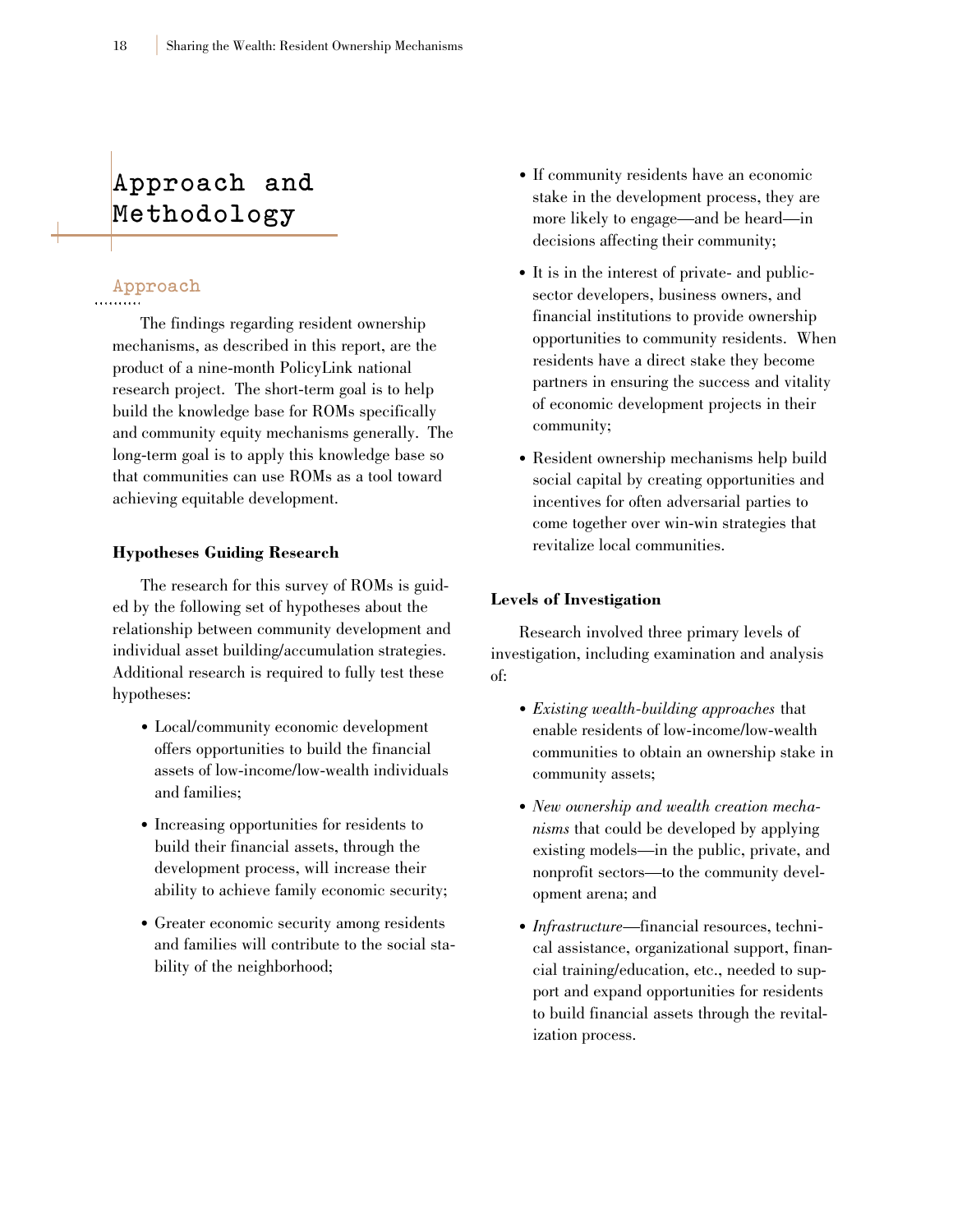# Approach and Methodology

## Approach

The findings regarding resident ownership mechanisms, as described in this report, are the product of a nine-month PolicyLink national research project. The short-term goal is to help build the knowledge base for ROMs specifically and community equity mechanisms generally. The long-term goal is to apply this knowledge base so that communities can use ROMs as a tool toward achieving equitable development.

### Hypotheses Guiding Research

The research for this survey of ROMs is guided by the following set of hypotheses about the relationship between community development and individual asset building/accumulation strategies. Additional research is required to fully test these hypotheses:

- Local/community economic development offers opportunities to build the financial assets of low-income/low-wealth individuals and families;
- Increasing opportunities for residents to build their financial assets, through the development process, will increase their ability to achieve family economic security;
- Greater economic security among residents and families will contribute to the social stability of the neighborhood;
- If community residents have an economic stake in the development process, they are more likely to engage—and be heard—in decisions affecting their community;
- It is in the interest of private- and public-sector developers, business owners, and financial institutions to provide ownership opportunities to community residents. When residents have a direct stake they become partners in ensuring the success and vitality of economic development projects in their community;
- Resident ownership mechanisms help build social capital by creating opportunities and incentives for often adversarial parties to come together over win-win strategies that revitalize local communities.

### Levels of Investigation

Research involved three primary levels of investigation, including examination and analysis of:

- *Existing wealth-building approaches* that enable residents of low-income/low-wealth communities to obtain an ownership stake in community assets;
- *New ownership and wealth creation mechanisms* that could be developed by applying existing models—in the public, private, and nonprofit sectors—to the community development arena; and
- *Infrastructure*—financial resources, technical assistance, organizational support, financial training/education, etc., needed to support and expand opportunities for residents to build financial assets through the revitalization process.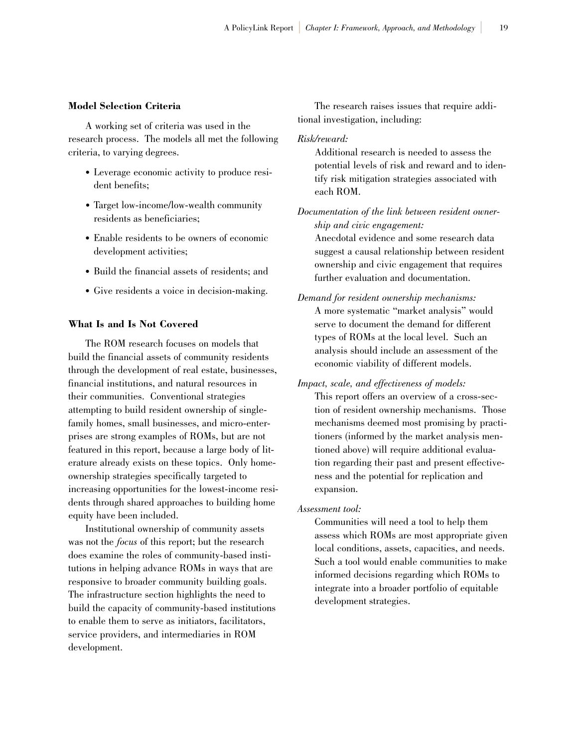### Model Selection Criteria

A working set of criteria was used in the research process. The models all met the following criteria, to varying degrees.

- Leverage economic activity to produce resident benefits;
- Target low-income/low-wealth community residents as beneficiaries;
- Enable residents to be owners of economic development activities;
- Build the financial assets of residents; and
- Give residents a voice in decision-making.

### What Is and Is Not Covered

The ROM research focuses on models that build the financial assets of community residents through the development of real estate, businesses, financial institutions, and natural resources in their communities. Conventional strategies attempting to build resident ownership of single-family homes, small businesses, and micro-enterprises are strong examples of ROMs, but are not featured in this report, because a large body of literature already exists on these topics. Only homeownership strategies specifically targeted to increasing opportunities for the lowest-income residents through shared approaches to building home equity have been included.

Institutional ownership of community assets was not the *focus* of this report; but the research does examine the roles of community-based institutions in helping advance ROMs in ways that are responsive to broader community building goals. The infrastructure section highlights the need to build the capacity of community-based institutions to enable them to serve as initiators, facilitators, service providers, and intermediaries in ROM development.

The research raises issues that require additional investigation, including:

*Risk/reward:*

Additional research is needed to assess the potential levels of risk and reward and to identify risk mitigation strategies associated with each ROM.

*Documentation of the link between resident ownership and civic engagement:*

Anecdotal evidence and some research data suggest a causal relationship between resident ownership and civic engagement that requires further evaluation and documentation.

*Demand for resident ownership mechanisms:*

A more systematic "market analysis" would serve to document the demand for different types of ROMs at the local level. Such an analysis should include an assessment of the economic viability of different models.

*Impact, scale, and effectiveness of models:*

This report offers an overview of a cross-section of resident ownership mechanisms. Those mechanisms deemed most promising by practitioners (informed by the market analysis mentioned above) will require additional evaluation regarding their past and present effectiveness and the potential for replication and expansion.

*Assessment tool:*

Communities will need a tool to help them assess which ROMs are most appropriate given local conditions, assets, capacities, and needs. Such a tool would enable communities to make informed decisions regarding which ROMs to integrate into a broader portfolio of equitable development strategies.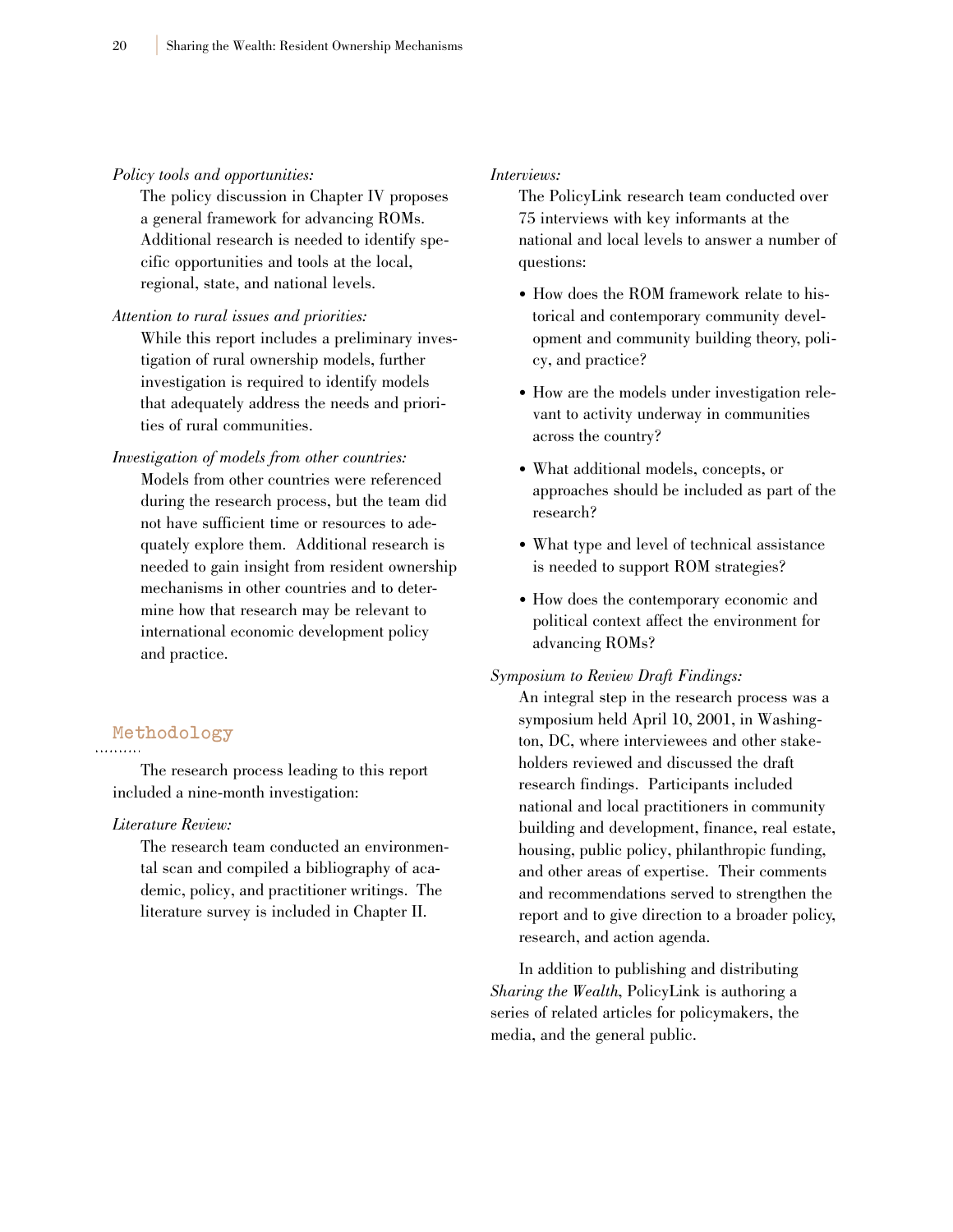*Policy tools and opportunities:*

The policy discussion in Chapter IV proposes a general framework for advancing ROMs. Additional research is needed to identify specific opportunities and tools at the local, regional, state, and national levels.

*Attention to rural issues and priorities:*

While this report includes a preliminary investigation of rural ownership models, further investigation is required to identify models that adequately address the needs and priorities of rural communities.

*Investigation of models from other countries:*

Models from other countries were referenced during the research process, but the team did not have sufficient time or resources to adequately explore them. Additional research is needed to gain insight from resident ownership mechanisms in other countries and to determine how that research may be relevant to international economic development policy and practice.

## Methodology

The research process leading to this report included a nine-month investigation:

*Literature Review:*

The research team conducted an environmental scan and compiled a bibliography of academic, policy, and practitioner writings. The literature survey is included in Chapter II.

*Interviews:*

The PolicyLink research team conducted over 75 interviews with key informants at the national and local levels to answer a number of questions:

- How does the ROM framework relate to historical and contemporary community development and community building theory, policy, and practice?
- How are the models under investigation relevant to activity underway in communities across the country?
- What additional models, concepts, or approaches should be included as part of the research?
- What type and level of technical assistance is needed to support ROM strategies?
- How does the contemporary economic and political context affect the environment for advancing ROMs?

*Symposium to Review Draft Findings:*

An integral step in the research process was a symposium held April 10, 2001, in Washington, DC, where interviewees and other stakeholders reviewed and discussed the draft research findings. Participants included national and local practitioners in community building and development, finance, real estate, housing, public policy, philanthropic funding, and other areas of expertise. Their comments and recommendations served to strengthen the report and to give direction to a broader policy, research, and action agenda.

In addition to publishing and distributing *Sharing the Wealth*, PolicyLink is authoring a series of related articles for policymakers, the media, and the general public.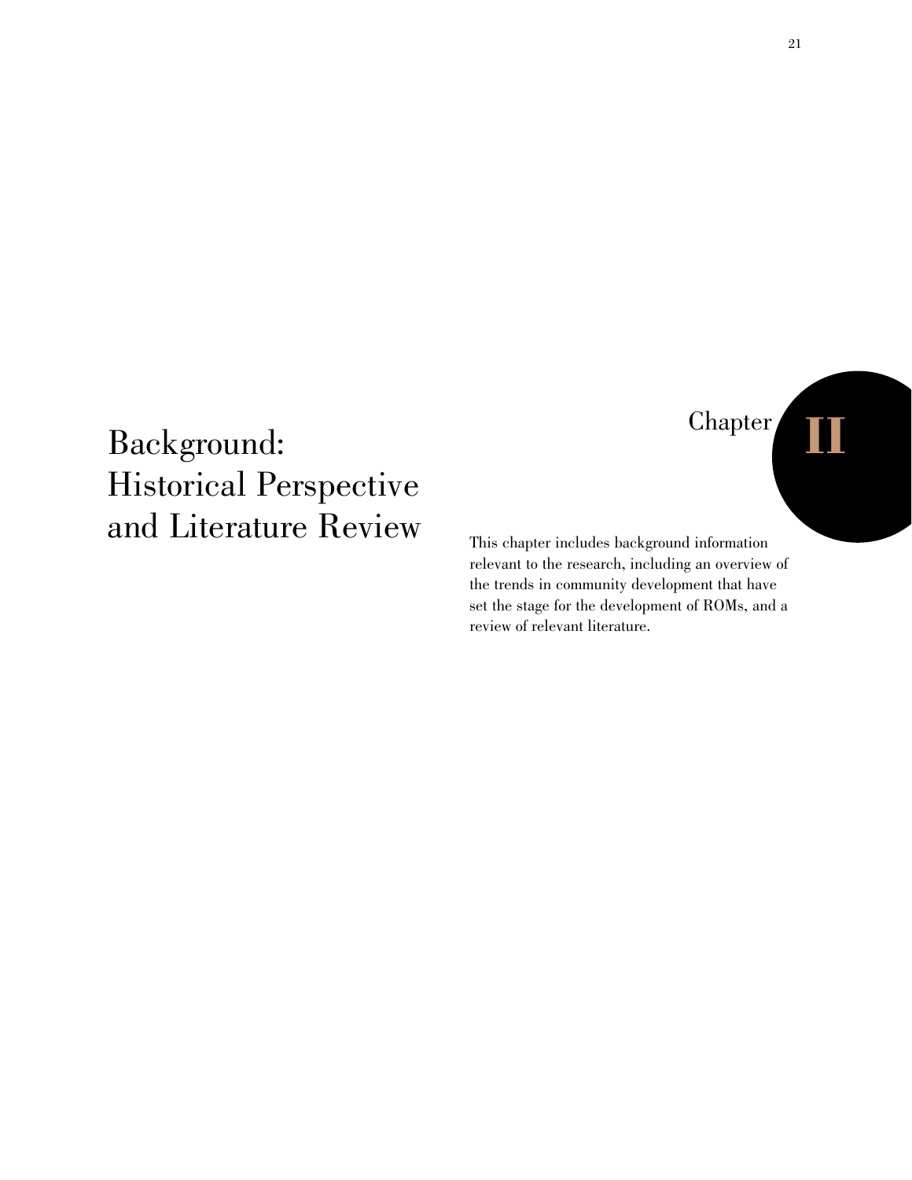# Chapter II

# Background: Historical Perspective and Literature Review

This chapter includes background information relevant to the research, including an overview of the trends in community development that have set the stage for the development of ROMs, and a review of relevant literature.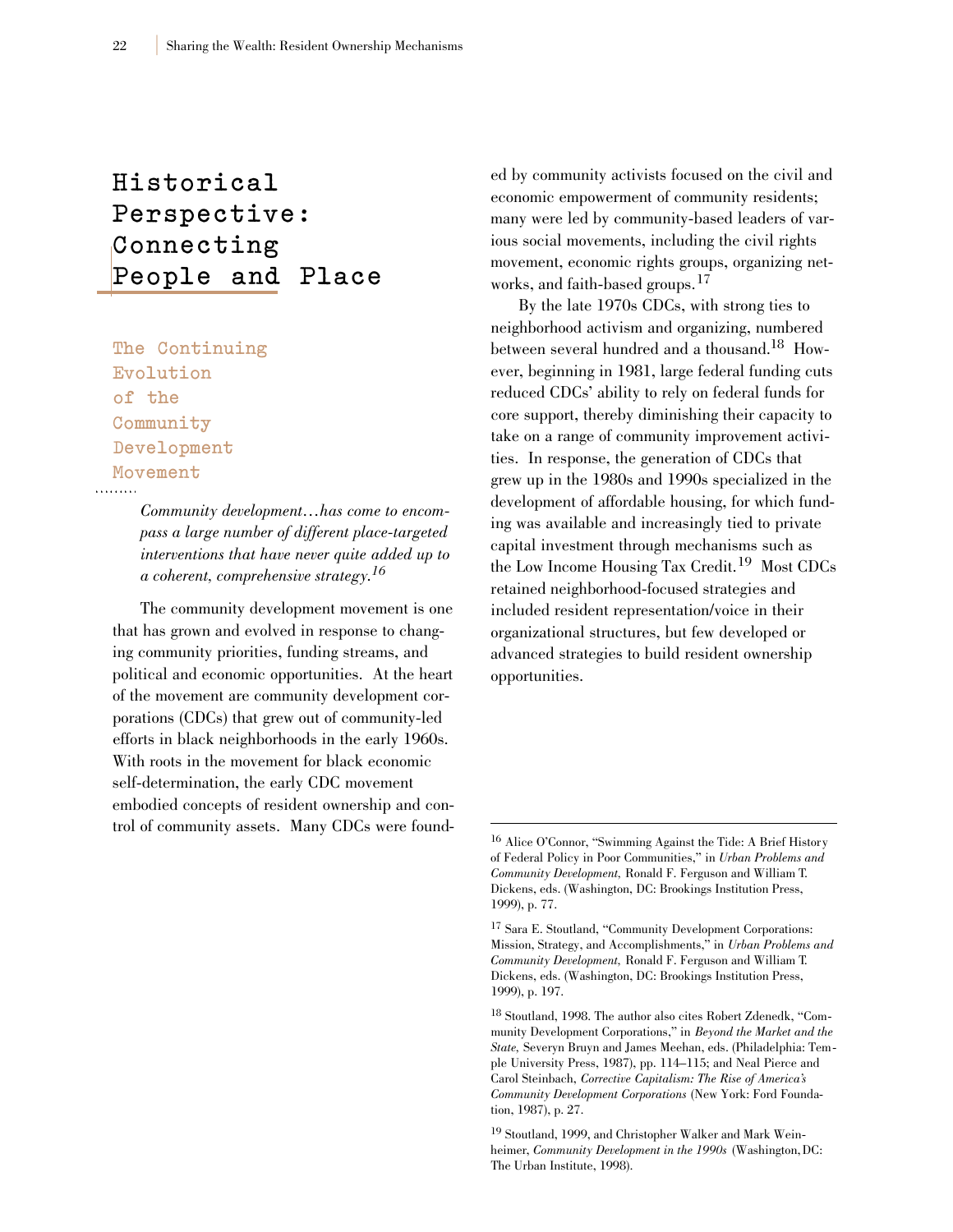# Historical Perspective: Connecting People and Place

## The Continuing Evolution of the Community Development Movement

> *Community development…has come to encompass a large number of different place-targeted interventions that have never quite added up to a coherent, comprehensive strategy.*[16]

The community development movement is one that has grown and evolved in response to changing community priorities, funding streams, and political and economic opportunities. At the heart of the movement are community development corporations (CDCs) that grew out of community-led efforts in black neighborhoods in the early 1960s. With roots in the movement for black economic self-determination, the early CDC movement embodied concepts of resident ownership and control of community assets. Many CDCs were founded by community activists focused on the civil and economic empowerment of community residents; many were led by community-based leaders of various social movements, including the civil rights movement, economic rights groups, organizing networks, and faith-based groups.[17]

By the late 1970s CDCs, with strong ties to neighborhood activism and organizing, numbered between several hundred and a thousand.[18] However, beginning in 1981, large federal funding cuts reduced CDCs' ability to rely on federal funds for core support, thereby diminishing their capacity to take on a range of community improvement activities. In response, the generation of CDCs that grew up in the 1980s and 1990s specialized in the development of affordable housing, for which funding was available and increasingly tied to private capital investment through mechanisms such as the Low Income Housing Tax Credit.[19] Most CDCs retained neighborhood-focused strategies and included resident representation/voice in their organizational structures, but few developed or advanced strategies to build resident ownership opportunities.

---

[16] Alice O'Connor, "Swimming Against the Tide: A Brief History of Federal Policy in Poor Communities," in *Urban Problems and Community Development,* Ronald F. Ferguson and William T. Dickens, eds. (Washington, DC: Brookings Institution Press, 1999), p. 77.

[17] Sara E. Stoutland, "Community Development Corporations: Mission, Strategy, and Accomplishments," in *Urban Problems and Community Development,* Ronald F. Ferguson and William T. Dickens, eds. (Washington, DC: Brookings Institution Press, 1999), p. 197.

[18] Stoutland, 1998. The author also cites Robert Zdenedk, "Community Development Corporations," in *Beyond the Market and the State,* Severyn Bruyn and James Meehan, eds. (Philadelphia: Temple University Press, 1987), pp. 114–115; and Neal Pierce and Carol Steinbach, *Corrective Capitalism: The Rise of America's Community Development Corporations* (New York: Ford Foundation, 1987), p. 27.

[19] Stoutland, 1999, and Christopher Walker and Mark Weinheimer, *Community Development in the 1990s* (Washington, DC: The Urban Institute, 1998).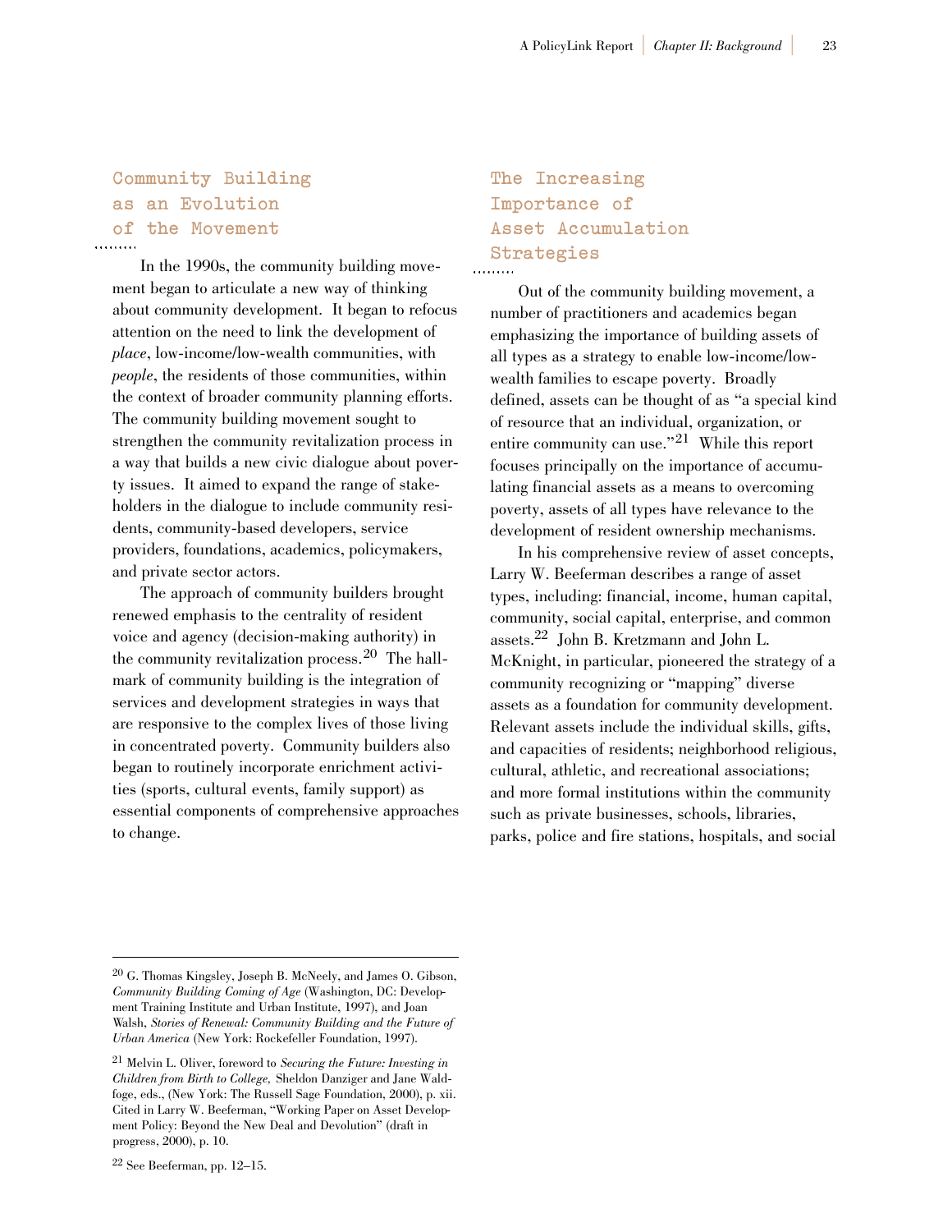## Community Building as an Evolution of the Movement

In the 1990s, the community building movement began to articulate a new way of thinking about community development. It began to refocus attention on the need to link the development of *place*, low-income/low-wealth communities, with *people*, the residents of those communities, within the context of broader community planning efforts. The community building movement sought to strengthen the community revitalization process in a way that builds a new civic dialogue about poverty issues. It aimed to expand the range of stakeholders in the dialogue to include community residents, community-based developers, service providers, foundations, academics, policymakers, and private sector actors.

The approach of community builders brought renewed emphasis to the centrality of resident voice and agency (decision-making authority) in the community revitalization process.[20] The hallmark of community building is the integration of services and development strategies in ways that are responsive to the complex lives of those living in concentrated poverty. Community builders also began to routinely incorporate enrichment activities (sports, cultural events, family support) as essential components of comprehensive approaches to change.

## The Increasing Importance of Asset Accumulation Strategies

Out of the community building movement, a number of practitioners and academics began emphasizing the importance of building assets of all types as a strategy to enable low-income/low-wealth families to escape poverty. Broadly defined, assets can be thought of as "a special kind of resource that an individual, organization, or entire community can use."[21] While this report focuses principally on the importance of accumulating financial assets as a means to overcoming poverty, assets of all types have relevance to the development of resident ownership mechanisms.

In his comprehensive review of asset concepts, Larry W. Beeferman describes a range of asset types, including: financial, income, human capital, community, social capital, enterprise, and common assets.[22] John B. Kretzmann and John L. McKnight, in particular, pioneered the strategy of a community recognizing or "mapping" diverse assets as a foundation for community development. Relevant assets include the individual skills, gifts, and capacities of residents; neighborhood religious, cultural, athletic, and recreational associations; and more formal institutions within the community such as private businesses, schools, libraries, parks, police and fire stations, hospitals, and social

---

[20] G. Thomas Kingsley, Joseph B. McNeely, and James O. Gibson, *Community Building Coming of Age* (Washington, DC: Development Training Institute and Urban Institute, 1997), and Joan Walsh, *Stories of Renewal: Community Building and the Future of Urban America* (New York: Rockefeller Foundation, 1997).

[21] Melvin L. Oliver, foreword to *Securing the Future: Investing in Children from Birth to College,* Sheldon Danziger and Jane Waldfoge, eds., (New York: The Russell Sage Foundation, 2000), p. xii. Cited in Larry W. Beeferman, "Working Paper on Asset Development Policy: Beyond the New Deal and Devolution" (draft in progress, 2000), p. 10.

[22] See Beeferman, pp. 12–15.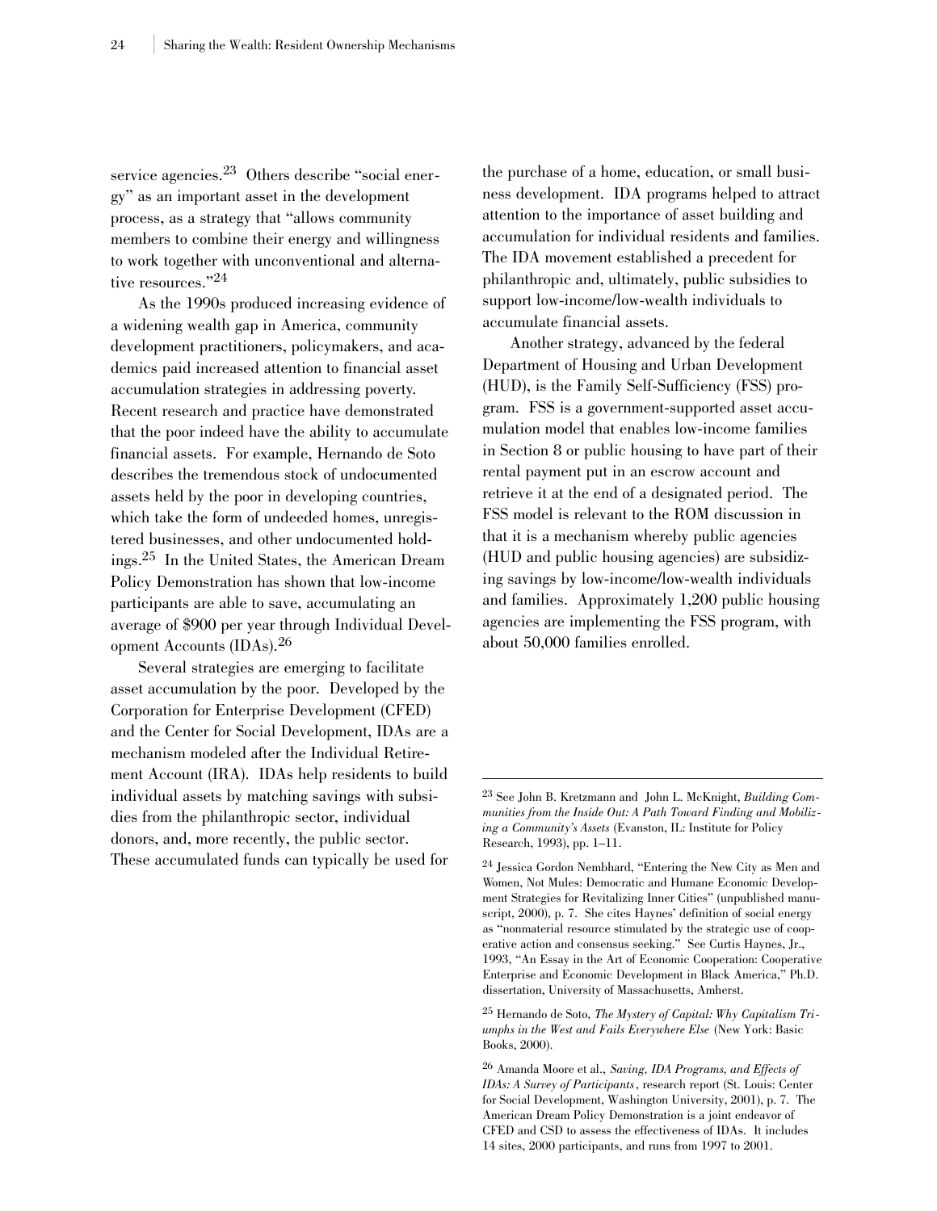service agencies.[23] Others describe "social energy" as an important asset in the development process, as a strategy that "allows community members to combine their energy and willingness to work together with unconventional and alternative resources."[24]

As the 1990s produced increasing evidence of a widening wealth gap in America, community development practitioners, policymakers, and academics paid increased attention to financial asset accumulation strategies in addressing poverty. Recent research and practice have demonstrated that the poor indeed have the ability to accumulate financial assets. For example, Hernando de Soto describes the tremendous stock of undocumented assets held by the poor in developing countries, which take the form of undeeded homes, unregistered businesses, and other undocumented holdings.[25] In the United States, the American Dream Policy Demonstration has shown that low-income participants are able to save, accumulating an average of $900 per year through Individual Development Accounts (IDAs).[26]

Several strategies are emerging to facilitate asset accumulation by the poor. Developed by the Corporation for Enterprise Development (CFED) and the Center for Social Development, IDAs are a mechanism modeled after the Individual Retirement Account (IRA). IDAs help residents to build individual assets by matching savings with subsidies from the philanthropic sector, individual donors, and, more recently, the public sector. These accumulated funds can typically be used for the purchase of a home, education, or small business development. IDA programs helped to attract attention to the importance of asset building and accumulation for individual residents and families. The IDA movement established a precedent for philanthropic and, ultimately, public subsidies to support low-income/low-wealth individuals to accumulate financial assets.

Another strategy, advanced by the federal Department of Housing and Urban Development (HUD), is the Family Self-Sufficiency (FSS) program. FSS is a government-supported asset accumulation model that enables low-income families in Section 8 or public housing to have part of their rental payment put in an escrow account and retrieve it at the end of a designated period. The FSS model is relevant to the ROM discussion in that it is a mechanism whereby public agencies (HUD and public housing agencies) are subsidizing savings by low-income/low-wealth individuals and families. Approximately 1,200 public housing agencies are implementing the FSS program, with about 50,000 families enrolled.

---

[23] See John B. Kretzmann and John L. McKnight, *Building Communities from the Inside Out: A Path Toward Finding and Mobilizing a Community's Assets* (Evanston, IL: Institute for Policy Research, 1993), pp. 1–11.

[24] Jessica Gordon Nembhard, "Entering the New City as Men and Women, Not Mules: Democratic and Humane Economic Development Strategies for Revitalizing Inner Cities" (unpublished manuscript, 2000), p. 7. She cites Haynes' definition of social energy as "nonmaterial resource stimulated by the strategic use of cooperative action and consensus seeking." See Curtis Haynes, Jr., 1993, "An Essay in the Art of Economic Cooperation: Cooperative Enterprise and Economic Development in Black America," Ph.D. dissertation, University of Massachusetts, Amherst.

[25] Hernando de Soto, *The Mystery of Capital: Why Capitalism Triumphs in the West and Fails Everywhere Else* (New York: Basic Books, 2000).

[26] Amanda Moore et al., *Saving, IDA Programs, and Effects of IDAs: A Survey of Participants*, research report (St. Louis: Center for Social Development, Washington University, 2001), p. 7. The American Dream Policy Demonstration is a joint endeavor of CFED and CSD to assess the effectiveness of IDAs. It includes 14 sites, 2000 participants, and runs from 1997 to 2001.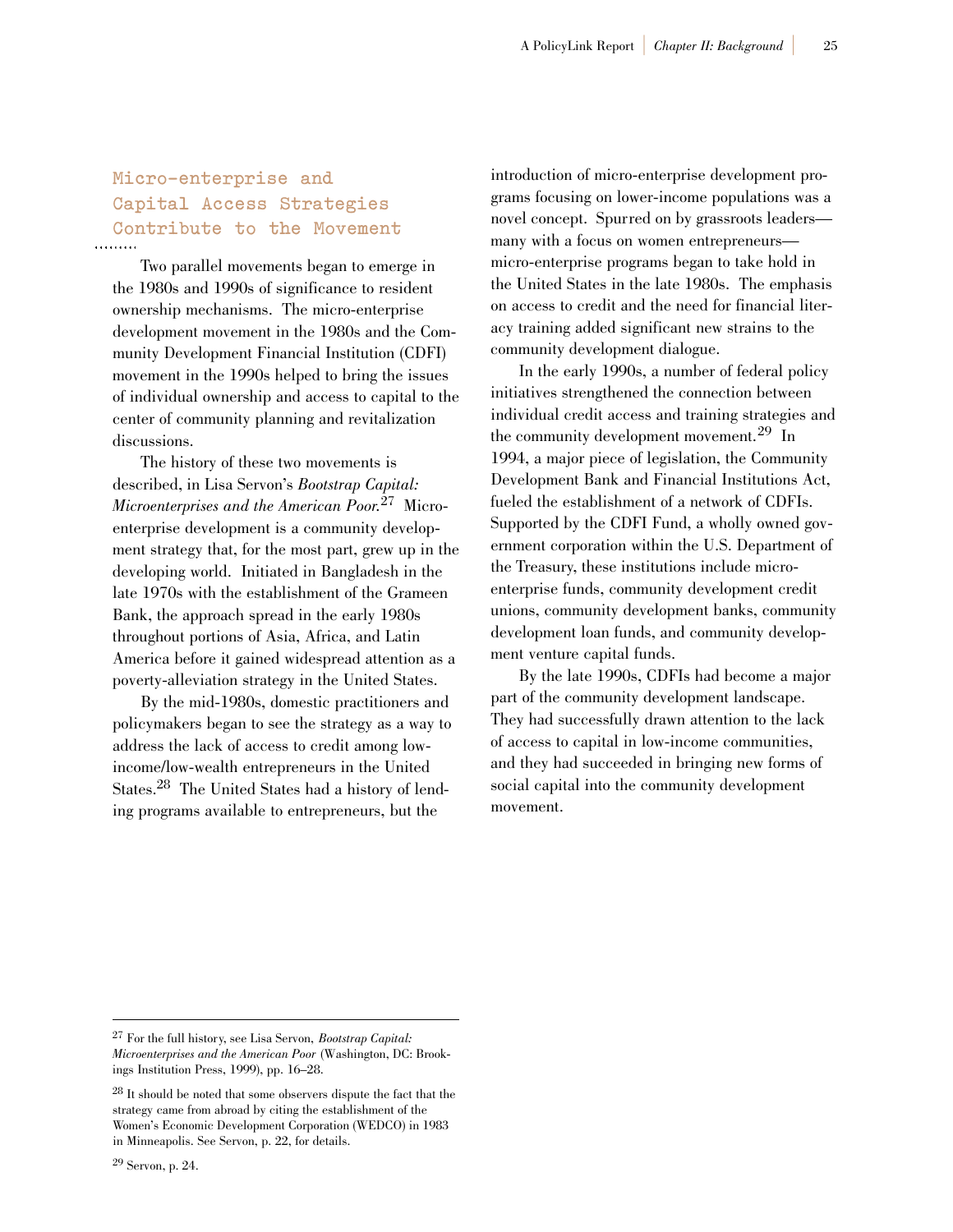## Micro-enterprise and Capital Access Strategies Contribute to the Movement

Two parallel movements began to emerge in the 1980s and 1990s of significance to resident ownership mechanisms. The micro-enterprise development movement in the 1980s and the Community Development Financial Institution (CDFI) movement in the 1990s helped to bring the issues of individual ownership and access to capital to the center of community planning and revitalization discussions.

The history of these two movements is described, in Lisa Servon's *Bootstrap Capital: Microenterprises and the American Poor.*[27] Micro-enterprise development is a community development strategy that, for the most part, grew up in the developing world. Initiated in Bangladesh in the late 1970s with the establishment of the Grameen Bank, the approach spread in the early 1980s throughout portions of Asia, Africa, and Latin America before it gained widespread attention as a poverty-alleviation strategy in the United States.

By the mid-1980s, domestic practitioners and policymakers began to see the strategy as a way to address the lack of access to credit among low-income/low-wealth entrepreneurs in the United States.[28] The United States had a history of lending programs available to entrepreneurs, but the introduction of micro-enterprise development programs focusing on lower-income populations was a novel concept. Spurred on by grassroots leaders—many with a focus on women entrepreneurs—micro-enterprise programs began to take hold in the United States in the late 1980s. The emphasis on access to credit and the need for financial literacy training added significant new strains to the community development dialogue.

In the early 1990s, a number of federal policy initiatives strengthened the connection between individual credit access and training strategies and the community development movement.[29] In 1994, a major piece of legislation, the Community Development Bank and Financial Institutions Act, fueled the establishment of a network of CDFIs. Supported by the CDFI Fund, a wholly owned government corporation within the U.S. Department of the Treasury, these institutions include micro-enterprise funds, community development credit unions, community development banks, community development loan funds, and community development venture capital funds.

By the late 1990s, CDFIs had become a major part of the community development landscape. They had successfully drawn attention to the lack of access to capital in low-income communities, and they had succeeded in bringing new forms of social capital into the community development movement.

---

[27] For the full history, see Lisa Servon, *Bootstrap Capital: Microenterprises and the American Poor* (Washington, DC: Brookings Institution Press, 1999), pp. 16–28.

[28] It should be noted that some observers dispute the fact that the strategy came from abroad by citing the establishment of the Women's Economic Development Corporation (WEDCO) in 1983 in Minneapolis. See Servon, p. 22, for details.

[29] Servon, p. 24.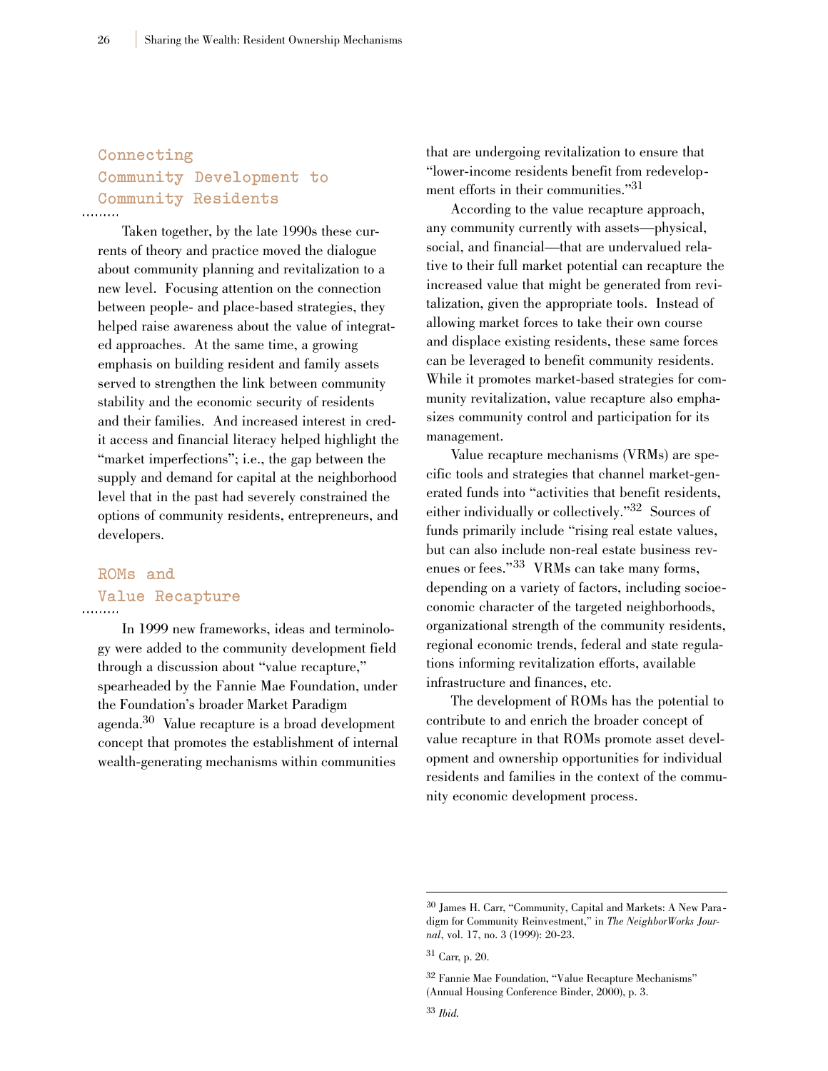## Connecting Community Development to Community Residents

Taken together, by the late 1990s these currents of theory and practice moved the dialogue about community planning and revitalization to a new level. Focusing attention on the connection between people- and place-based strategies, they helped raise awareness about the value of integrated approaches. At the same time, a growing emphasis on building resident and family assets served to strengthen the link between community stability and the economic security of residents and their families. And increased interest in credit access and financial literacy helped highlight the "market imperfections"; i.e., the gap between the supply and demand for capital at the neighborhood level that in the past had severely constrained the options of community residents, entrepreneurs, and developers.

## ROMs and Value Recapture

In 1999 new frameworks, ideas and terminology were added to the community development field through a discussion about "value recapture," spearheaded by the Fannie Mae Foundation, under the Foundation's broader Market Paradigm agenda.[30] Value recapture is a broad development concept that promotes the establishment of internal wealth-generating mechanisms within communities that are undergoing revitalization to ensure that "lower-income residents benefit from redevelopment efforts in their communities."[31]

According to the value recapture approach, any community currently with assets—physical, social, and financial—that are undervalued relative to their full market potential can recapture the increased value that might be generated from revitalization, given the appropriate tools. Instead of allowing market forces to take their own course and displace existing residents, these same forces can be leveraged to benefit community residents. While it promotes market-based strategies for community revitalization, value recapture also emphasizes community control and participation for its management.

Value recapture mechanisms (VRMs) are specific tools and strategies that channel market-generated funds into "activities that benefit residents, either individually or collectively."[32] Sources of funds primarily include "rising real estate values, but can also include non-real estate business revenues or fees."[33] VRMs can take many forms, depending on a variety of factors, including socioeconomic character of the targeted neighborhoods, organizational strength of the community residents, regional economic trends, federal and state regulations informing revitalization efforts, available infrastructure and finances, etc.

The development of ROMs has the potential to contribute to and enrich the broader concept of value recapture in that ROMs promote asset development and ownership opportunities for individual residents and families in the context of the community economic development process.

---

[30] James H. Carr, "Community, Capital and Markets: A New Paradigm for Community Reinvestment," in *The NeighborWorks Journal*, vol. 17, no. 3 (1999): 20-23.

[31] Carr, p. 20.

[32] Fannie Mae Foundation, "Value Recapture Mechanisms" (Annual Housing Conference Binder, 2000), p. 3.

[33] *Ibid.*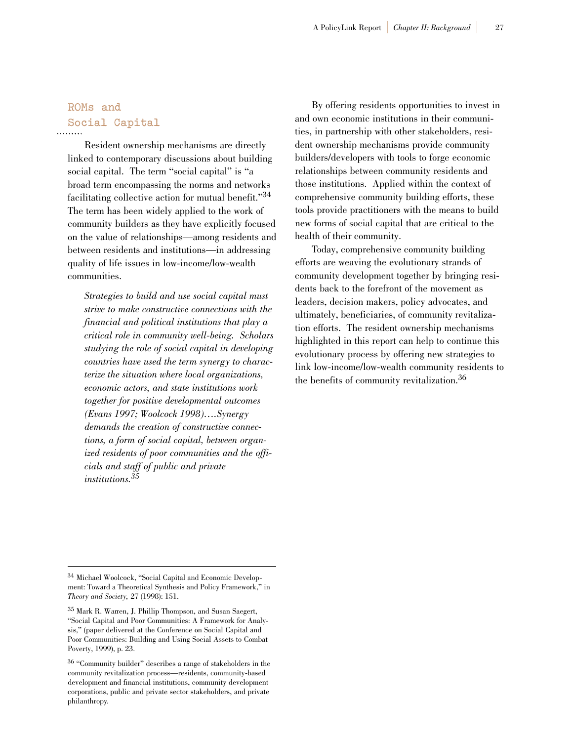## ROMs and Social Capital

Resident ownership mechanisms are directly linked to contemporary discussions about building social capital. The term "social capital" is "a broad term encompassing the norms and networks facilitating collective action for mutual benefit."[34] The term has been widely applied to the work of community builders as they have explicitly focused on the value of relationships—among residents and between residents and institutions—in addressing quality of life issues in low-income/low-wealth communities.

> *Strategies to build and use social capital must strive to make constructive connections with the financial and political institutions that play a critical role in community well-being. Scholars studying the role of social capital in developing countries have used the term synergy to characterize the situation where local organizations, economic actors, and state institutions work together for positive developmental outcomes (Evans 1997; Woolcock 1998)….Synergy demands the creation of constructive connections, a form of social capital, between organized residents of poor communities and the officials and staff of public and private institutions.*[35]

By offering residents opportunities to invest in and own economic institutions in their communities, in partnership with other stakeholders, resident ownership mechanisms provide community builders/developers with tools to forge economic relationships between community residents and those institutions. Applied within the context of comprehensive community building efforts, these tools provide practitioners with the means to build new forms of social capital that are critical to the health of their community.

Today, comprehensive community building efforts are weaving the evolutionary strands of community development together by bringing residents back to the forefront of the movement as leaders, decision makers, policy advocates, and ultimately, beneficiaries, of community revitalization efforts. The resident ownership mechanisms highlighted in this report can help to continue this evolutionary process by offering new strategies to link low-income/low-wealth community residents to the benefits of community revitalization.[36]

---

[34] Michael Woolcock, "Social Capital and Economic Development: Toward a Theoretical Synthesis and Policy Framework," in *Theory and Society*, 27 (1998): 151.

[35] Mark R. Warren, J. Phillip Thompson, and Susan Saegert, "Social Capital and Poor Communities: A Framework for Analysis," (paper delivered at the Conference on Social Capital and Poor Communities: Building and Using Social Assets to Combat Poverty, 1999), p. 23.

[36] "Community builder" describes a range of stakeholders in the community revitalization process—residents, community-based development and financial institutions, community development corporations, public and private sector stakeholders, and private philanthropy.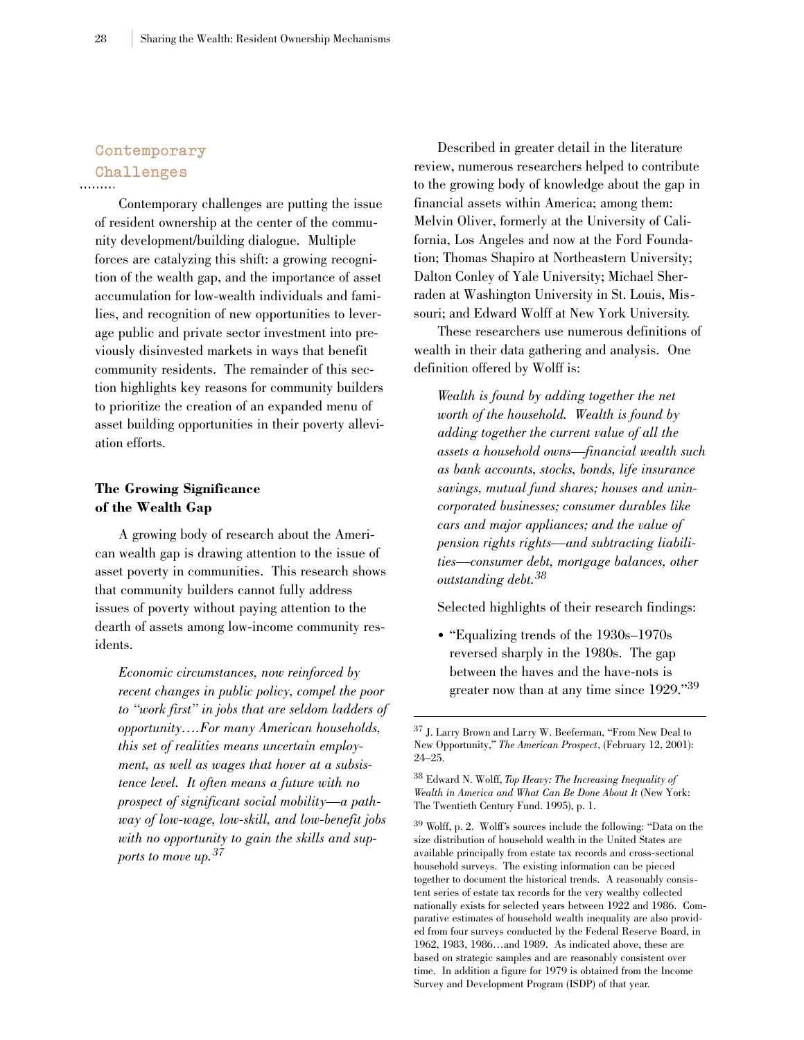## Contemporary Challenges

Contemporary challenges are putting the issue of resident ownership at the center of the community development/building dialogue. Multiple forces are catalyzing this shift: a growing recognition of the wealth gap, and the importance of asset accumulation for low-wealth individuals and families, and recognition of new opportunities to leverage public and private sector investment into previously disinvested markets in ways that benefit community residents. The remainder of this section highlights key reasons for community builders to prioritize the creation of an expanded menu of asset building opportunities in their poverty alleviation efforts.

### The Growing Significance of the Wealth Gap

A growing body of research about the American wealth gap is drawing attention to the issue of asset poverty in communities. This research shows that community builders cannot fully address issues of poverty without paying attention to the dearth of assets among low-income community residents.

> *Economic circumstances, now reinforced by recent changes in public policy, compel the poor to "work first" in jobs that are seldom ladders of opportunity….For many American households, this set of realities means uncertain employment, as well as wages that hover at a subsistence level. It often means a future with no prospect of significant social mobility—a pathway of low-wage, low-skill, and low-benefit jobs with no opportunity to gain the skills and supports to move up.*[37]

Described in greater detail in the literature review, numerous researchers helped to contribute to the growing body of knowledge about the gap in financial assets within America; among them: Melvin Oliver, formerly at the University of California, Los Angeles and now at the Ford Foundation; Thomas Shapiro at Northeastern University; Dalton Conley of Yale University; Michael Sherraden at Washington University in St. Louis, Missouri; and Edward Wolff at New York University.

These researchers use numerous definitions of wealth in their data gathering and analysis. One definition offered by Wolff is:

> *Wealth is found by adding together the net worth of the household. Wealth is found by adding together the current value of all the assets a household owns—financial wealth such as bank accounts, stocks, bonds, life insurance savings, mutual fund shares; houses and unincorporated businesses; consumer durables like cars and major appliances; and the value of pension rights rights—and subtracting liabilities—consumer debt, mortgage balances, other outstanding debt.*[38]

Selected highlights of their research findings:

- "Equalizing trends of the 1930s–1970s reversed sharply in the 1980s. The gap between the haves and the have-nots is greater now than at any time since 1929."[39]

---

[37] J. Larry Brown and Larry W. Beeferman, "From New Deal to New Opportunity," *The American Prospect*, (February 12, 2001): 24–25.

[38] Edward N. Wolff, *Top Heavy: The Increasing Inequality of Wealth in America and What Can Be Done About It* (New York: The Twentieth Century Fund. 1995), p. 1.

[39] Wolff, p. 2. Wolff's sources include the following: "Data on the size distribution of household wealth in the United States are available principally from estate tax records and cross-sectional household surveys. The existing information can be pieced together to document the historical trends. A reasonably consistent series of estate tax records for the very wealthy collected nationally exists for selected years between 1922 and 1986. Comparative estimates of household wealth inequality are also provided from four surveys conducted by the Federal Reserve Board, in 1962, 1983, 1986…and 1989. As indicated above, these are based on strategic samples and are reasonably consistent over time. In addition a figure for 1979 is obtained from the Income Survey and Development Program (ISDP) of that year.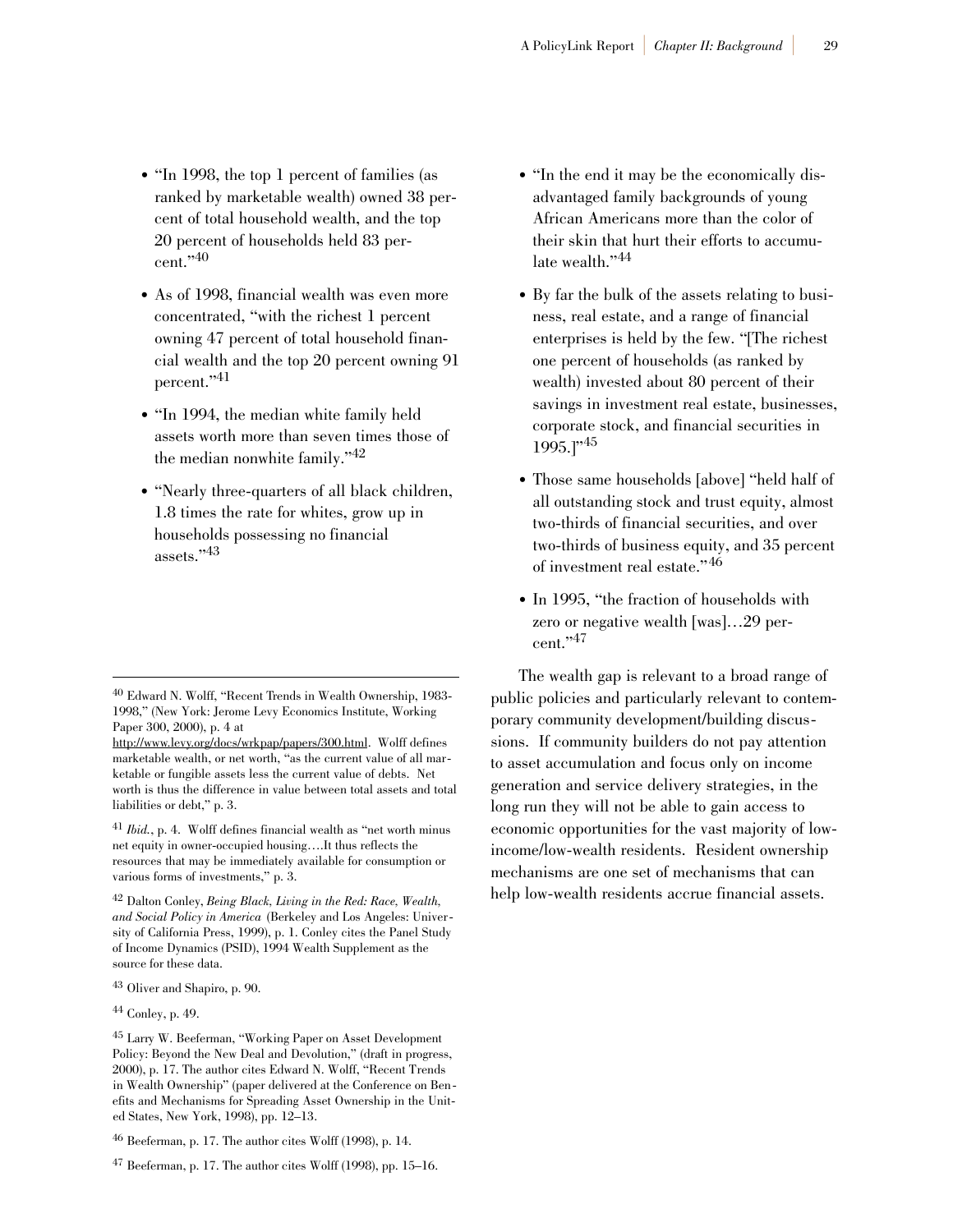- "In 1998, the top 1 percent of families (as ranked by marketable wealth) owned 38 percent of total household wealth, and the top 20 percent of households held 83 percent."[40]

- As of 1998, financial wealth was even more concentrated, "with the richest 1 percent owning 47 percent of total household financial wealth and the top 20 percent owning 91 percent."[41]

- "In 1994, the median white family held assets worth more than seven times those of the median nonwhite family."[42]

- "Nearly three-quarters of all black children, 1.8 times the rate for whites, grow up in households possessing no financial assets."[43]

- "In the end it may be the economically disadvantaged family backgrounds of young African Americans more than the color of their skin that hurt their efforts to accumulate wealth."[44]

- By far the bulk of the assets relating to business, real estate, and a range of financial enterprises is held by the few. "[The richest one percent of households (as ranked by wealth) invested about 80 percent of their savings in investment real estate, businesses, corporate stock, and financial securities in 1995.]"[45]

- Those same households [above] "held half of all outstanding stock and trust equity, almost two-thirds of financial securities, and over two-thirds of business equity, and 35 percent of investment real estate."[46]

- In 1995, "the fraction of households with zero or negative wealth [was]…29 percent."[47]

The wealth gap is relevant to a broad range of public policies and particularly relevant to contemporary community development/building discussions. If community builders do not pay attention to asset accumulation and focus only on income generation and service delivery strategies, in the long run they will not be able to gain access to economic opportunities for the vast majority of low-income/low-wealth residents. Resident ownership mechanisms are one set of mechanisms that can help low-wealth residents accrue financial assets.

---

[40] Edward N. Wolff, "Recent Trends in Wealth Ownership, 1983-1998," (New York: Jerome Levy Economics Institute, Working Paper 300, 2000), p. 4 at http://www.levy.org/docs/wrkpap/papers/300.html. Wolff defines marketable wealth, or net worth, "as the current value of all marketable or fungible assets less the current value of debts. Net worth is thus the difference in value between total assets and total liabilities or debt," p. 3.

[41] *Ibid.*, p. 4. Wolff defines financial wealth as "net worth minus net equity in owner-occupied housing….It thus reflects the resources that may be immediately available for consumption or various forms of investments," p. 3.

[42] Dalton Conley, *Being Black, Living in the Red: Race, Wealth, and Social Policy in America* (Berkeley and Los Angeles: University of California Press, 1999), p. 1. Conley cites the Panel Study of Income Dynamics (PSID), 1994 Wealth Supplement as the source for these data.

[43] Oliver and Shapiro, p. 90.

[44] Conley, p. 49.

[45] Larry W. Beeferman, "Working Paper on Asset Development Policy: Beyond the New Deal and Devolution," (draft in progress, 2000), p. 17. The author cites Edward N. Wolff, "Recent Trends in Wealth Ownership" (paper delivered at the Conference on Benefits and Mechanisms for Spreading Asset Ownership in the United States, New York, 1998), pp. 12–13.

[46] Beeferman, p. 17. The author cites Wolff (1998), p. 14.

[47] Beeferman, p. 17. The author cites Wolff (1998), pp. 15–16.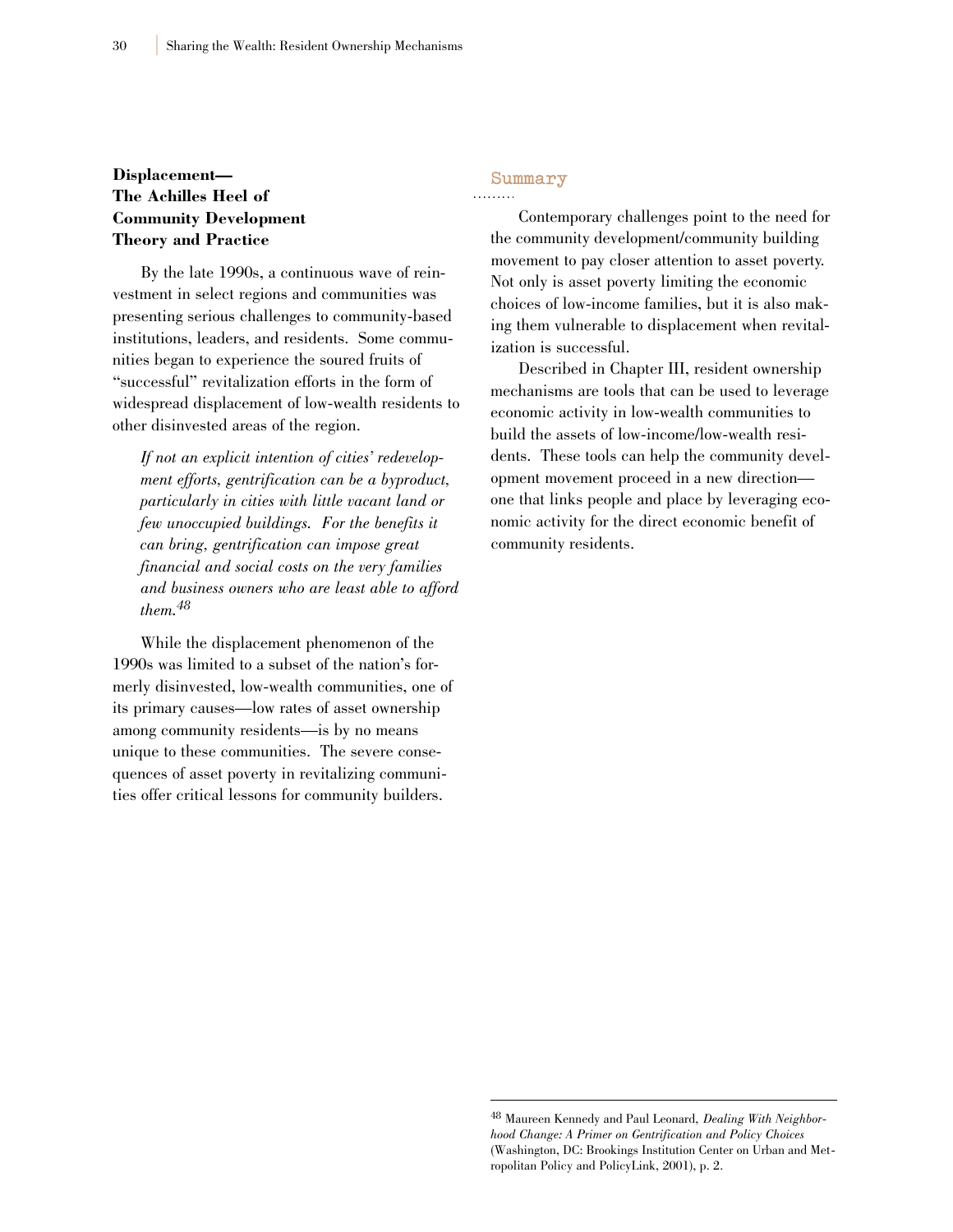### Displacement— The Achilles Heel of Community Development Theory and Practice

By the late 1990s, a continuous wave of reinvestment in select regions and communities was presenting serious challenges to community-based institutions, leaders, and residents. Some communities began to experience the soured fruits of "successful" revitalization efforts in the form of widespread displacement of low-wealth residents to other disinvested areas of the region.

> *If not an explicit intention of cities' redevelopment efforts, gentrification can be a byproduct, particularly in cities with little vacant land or few unoccupied buildings. For the benefits it can bring, gentrification can impose great financial and social costs on the very families and business owners who are least able to afford them.*[48]

While the displacement phenomenon of the 1990s was limited to a subset of the nation's formerly disinvested, low-wealth communities, one of its primary causes—low rates of asset ownership among community residents—is by no means unique to these communities. The severe consequences of asset poverty in revitalizing communities offer critical lessons for community builders.

## Summary

Contemporary challenges point to the need for the community development/community building movement to pay closer attention to asset poverty. Not only is asset poverty limiting the economic choices of low-income families, but it is also making them vulnerable to displacement when revitalization is successful.

Described in Chapter III, resident ownership mechanisms are tools that can be used to leverage economic activity in low-wealth communities to build the assets of low-income/low-wealth residents. These tools can help the community development movement proceed in a new direction—one that links people and place by leveraging economic activity for the direct economic benefit of community residents.

---

[48] Maureen Kennedy and Paul Leonard, *Dealing With Neighborhood Change: A Primer on Gentrification and Policy Choices* (Washington, DC: Brookings Institution Center on Urban and Metropolitan Policy and PolicyLink, 2001), p. 2.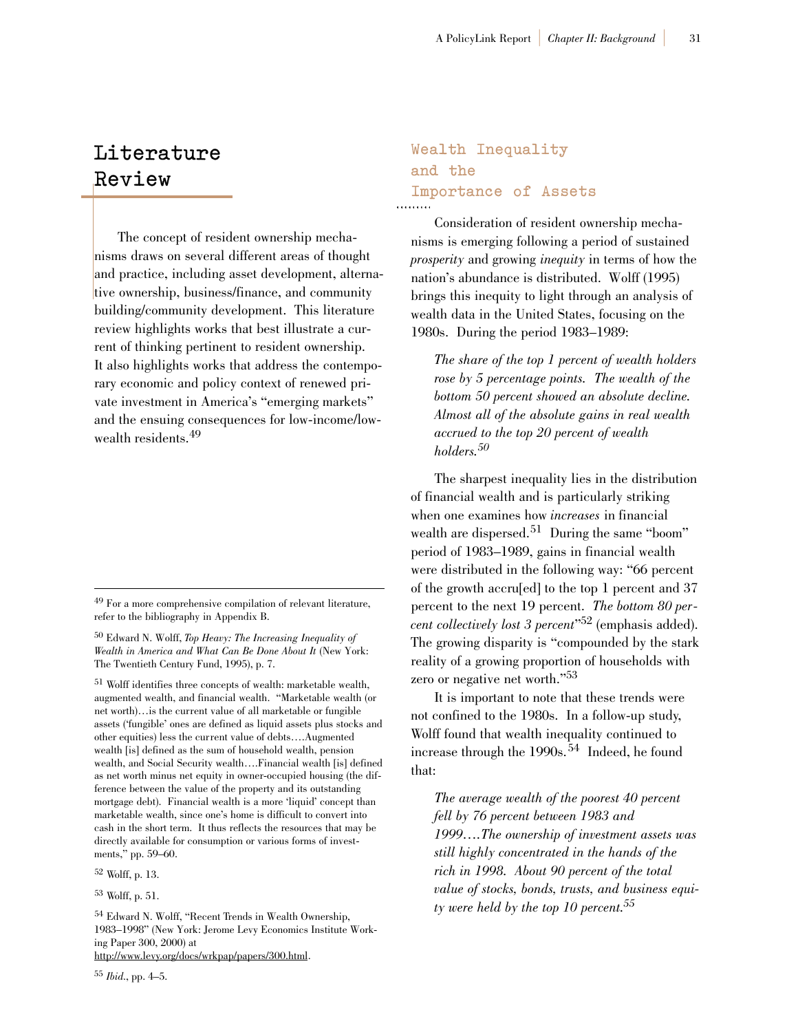# Literature Review

The concept of resident ownership mechanisms draws on several different areas of thought and practice, including asset development, alternative ownership, business/finance, and community building/community development. This literature review highlights works that best illustrate a current of thinking pertinent to resident ownership. It also highlights works that address the contemporary economic and policy context of renewed private investment in America's "emerging markets" and the ensuing consequences for low-income/low-wealth residents.[49]

## Wealth Inequality and the Importance of Assets

Consideration of resident ownership mechanisms is emerging following a period of sustained *prosperity* and growing *inequity* in terms of how the nation's abundance is distributed. Wolff (1995) brings this inequity to light through an analysis of wealth data in the United States, focusing on the 1980s. During the period 1983–1989:

> *The share of the top 1 percent of wealth holders rose by 5 percentage points. The wealth of the bottom 50 percent showed an absolute decline. Almost all of the absolute gains in real wealth accrued to the top 20 percent of wealth holders.*[50]

The sharpest inequality lies in the distribution of financial wealth and is particularly striking when one examines how *increases* in financial wealth are dispersed.[51] During the same "boom" period of 1983–1989, gains in financial wealth were distributed in the following way: "66 percent of the growth accru[ed] to the top 1 percent and 37 percent to the next 19 percent. *The bottom 80 percent collectively lost 3 percent*"[52] (emphasis added). The growing disparity is "compounded by the stark reality of a growing proportion of households with zero or negative net worth."[53]

It is important to note that these trends were not confined to the 1980s. In a follow-up study, Wolff found that wealth inequality continued to increase through the 1990s.[54] Indeed, he found that:

> *The average wealth of the poorest 40 percent fell by 76 percent between 1983 and 1999….The ownership of investment assets was still highly concentrated in the hands of the rich in 1998. About 90 percent of the total value of stocks, bonds, trusts, and business equity were held by the top 10 percent.*[55]

---

[49] For a more comprehensive compilation of relevant literature, refer to the bibliography in Appendix B.

[50] Edward N. Wolff, *Top Heavy: The Increasing Inequality of Wealth in America and What Can Be Done About It* (New York: The Twentieth Century Fund, 1995), p. 7.

[51] Wolff identifies three concepts of wealth: marketable wealth, augmented wealth, and financial wealth. "Marketable wealth (or net worth)…is the current value of all marketable or fungible assets ('fungible' ones are defined as liquid assets plus stocks and other equities) less the current value of debts….Augmented wealth [is] defined as the sum of household wealth, pension wealth, and Social Security wealth….Financial wealth [is] defined as net worth minus net equity in owner-occupied housing (the difference between the value of the property and its outstanding mortgage debt). Financial wealth is a more 'liquid' concept than marketable wealth, since one's home is difficult to convert into cash in the short term. It thus reflects the resources that may be directly available for consumption or various forms of investments," pp. 59–60.

[52] Wolff, p. 13.

[53] Wolff, p. 51.

[54] Edward N. Wolff, "Recent Trends in Wealth Ownership, 1983–1998" (New York: Jerome Levy Economics Institute Working Paper 300, 2000) at http://www.levy.org/docs/wrkpap/papers/300.html.

[55] *Ibid.*, pp. 4–5.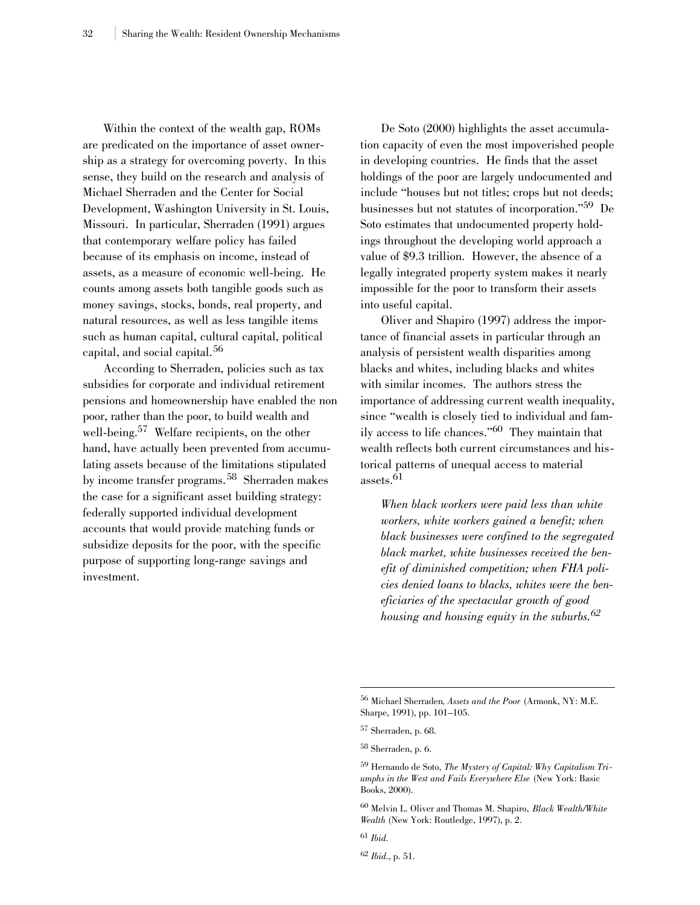Within the context of the wealth gap, ROMs are predicated on the importance of asset ownership as a strategy for overcoming poverty. In this sense, they build on the research and analysis of Michael Sherraden and the Center for Social Development, Washington University in St. Louis, Missouri. In particular, Sherraden (1991) argues that contemporary welfare policy has failed because of its emphasis on income, instead of assets, as a measure of economic well-being. He counts among assets both tangible goods such as money savings, stocks, bonds, real property, and natural resources, as well as less tangible items such as human capital, cultural capital, political capital, and social capital.[56]

According to Sherraden, policies such as tax subsidies for corporate and individual retirement pensions and homeownership have enabled the non poor, rather than the poor, to build wealth and well-being.[57] Welfare recipients, on the other hand, have actually been prevented from accumulating assets because of the limitations stipulated by income transfer programs.[58] Sherraden makes the case for a significant asset building strategy: federally supported individual development accounts that would provide matching funds or subsidize deposits for the poor, with the specific purpose of supporting long-range savings and investment.

De Soto (2000) highlights the asset accumulation capacity of even the most impoverished people in developing countries. He finds that the asset holdings of the poor are largely undocumented and include "houses but not titles; crops but not deeds; businesses but not statutes of incorporation."[59] De Soto estimates that undocumented property holdings throughout the developing world approach a value of $9.3 trillion. However, the absence of a legally integrated property system makes it nearly impossible for the poor to transform their assets into useful capital.

Oliver and Shapiro (1997) address the importance of financial assets in particular through an analysis of persistent wealth disparities among blacks and whites, including blacks and whites with similar incomes. The authors stress the importance of addressing current wealth inequality, since "wealth is closely tied to individual and family access to life chances."[60] They maintain that wealth reflects both current circumstances and historical patterns of unequal access to material assets.[61]

> *When black workers were paid less than white workers, white workers gained a benefit; when black businesses were confined to the segregated black market, white businesses received the benefit of diminished competition; when FHA policies denied loans to blacks, whites were the beneficiaries of the spectacular growth of good housing and housing equity in the suburbs.*[62]

---

[56] Michael Sherraden, *Assets and the Poor* (Armonk, NY: M.E. Sharpe, 1991), pp. 101–105.

[57] Sherraden, p. 68.

[58] Sherraden, p. 6.

[59] Hernando de Soto, *The Mystery of Capital: Why Capitalism Triumphs in the West and Fails Everywhere Else* (New York: Basic Books, 2000).

[60] Melvin L. Oliver and Thomas M. Shapiro, *Black Wealth/White Wealth* (New York: Routledge, 1997), p. 2.

[61] *Ibid.*

[62] *Ibid.*, p. 51.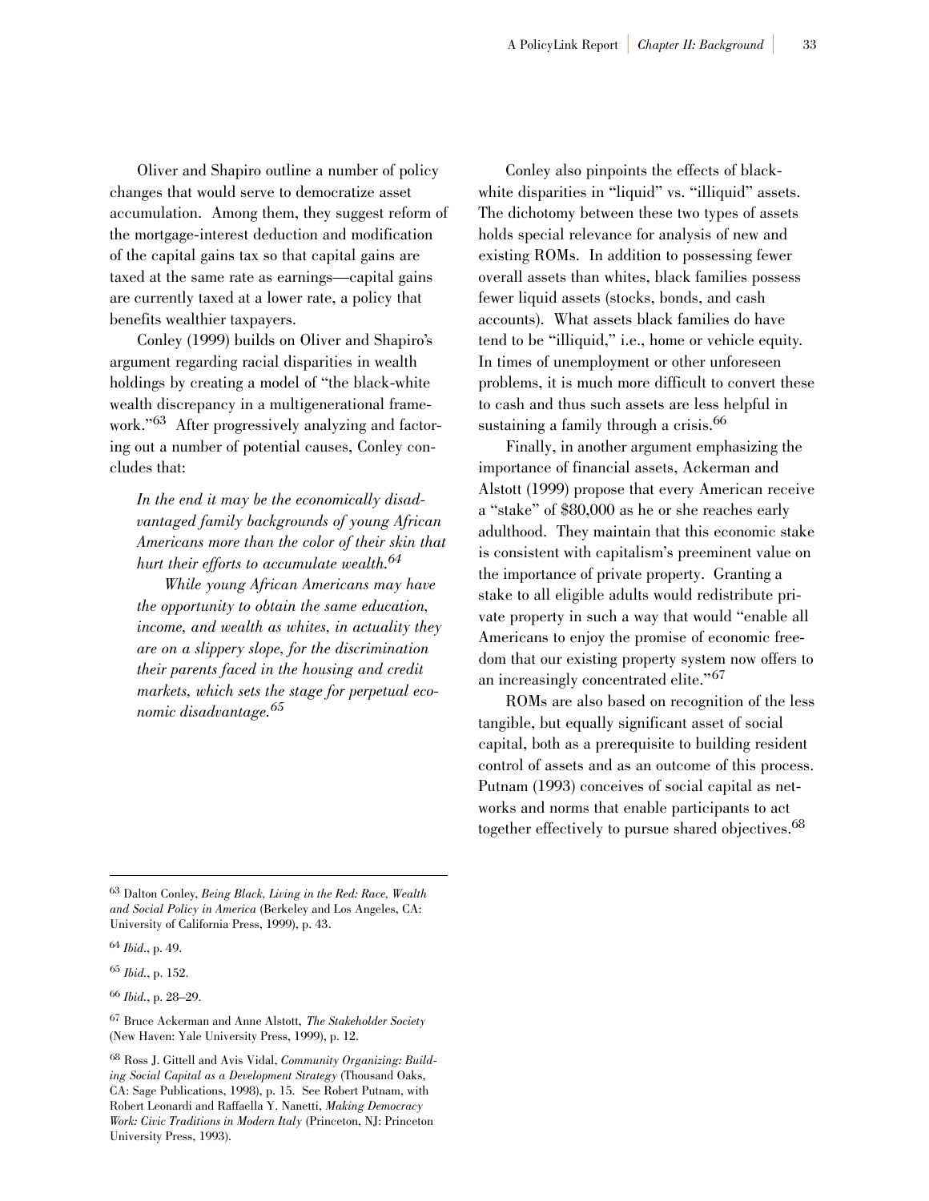Oliver and Shapiro outline a number of policy changes that would serve to democratize asset accumulation. Among them, they suggest reform of the mortgage-interest deduction and modification of the capital gains tax so that capital gains are taxed at the same rate as earnings—capital gains are currently taxed at a lower rate, a policy that benefits wealthier taxpayers.

Conley (1999) builds on Oliver and Shapiro's argument regarding racial disparities in wealth holdings by creating a model of "the black-white wealth discrepancy in a multigenerational framework."[63] After progressively analyzing and factoring out a number of potential causes, Conley concludes that:

> *In the end it may be the economically disadvantaged family backgrounds of young African Americans more than the color of their skin that hurt their efforts to accumulate wealth.*[64]
>
> *While young African Americans may have the opportunity to obtain the same education, income, and wealth as whites, in actuality they are on a slippery slope, for the discrimination their parents faced in the housing and credit markets, which sets the stage for perpetual economic disadvantage.*[65]

Conley also pinpoints the effects of black-white disparities in "liquid" vs. "illiquid" assets. The dichotomy between these two types of assets holds special relevance for analysis of new and existing ROMs. In addition to possessing fewer overall assets than whites, black families possess fewer liquid assets (stocks, bonds, and cash accounts). What assets black families do have tend to be "illiquid," i.e., home or vehicle equity. In times of unemployment or other unforeseen problems, it is much more difficult to convert these to cash and thus such assets are less helpful in sustaining a family through a crisis.[66]

Finally, in another argument emphasizing the importance of financial assets, Ackerman and Alstott (1999) propose that every American receive a "stake" of $80,000 as he or she reaches early adulthood. They maintain that this economic stake is consistent with capitalism's preeminent value on the importance of private property. Granting a stake to all eligible adults would redistribute private property in such a way that would "enable all Americans to enjoy the promise of economic freedom that our existing property system now offers to an increasingly concentrated elite."[67]

ROMs are also based on recognition of the less tangible, but equally significant asset of social capital, both as a prerequisite to building resident control of assets and as an outcome of this process. Putnam (1993) conceives of social capital as networks and norms that enable participants to act together effectively to pursue shared objectives.[68]

---

[63] Dalton Conley, *Being Black, Living in the Red: Race, Wealth and Social Policy in America* (Berkeley and Los Angeles, CA: University of California Press, 1999), p. 43.

[64] *Ibid.*, p. 49.

[65] *Ibid.*, p. 152.

[66] *Ibid.*, p. 28–29.

[67] Bruce Ackerman and Anne Alstott, *The Stakeholder Society* (New Haven: Yale University Press, 1999), p. 12.

[68] Ross J. Gittell and Avis Vidal, *Community Organizing: Building Social Capital as a Development Strategy* (Thousand Oaks, CA: Sage Publications, 1998), p. 15. See Robert Putnam, with Robert Leonardi and Raffaella Y. Nanetti, *Making Democracy Work: Civic Traditions in Modern Italy* (Princeton, NJ: Princeton University Press, 1993).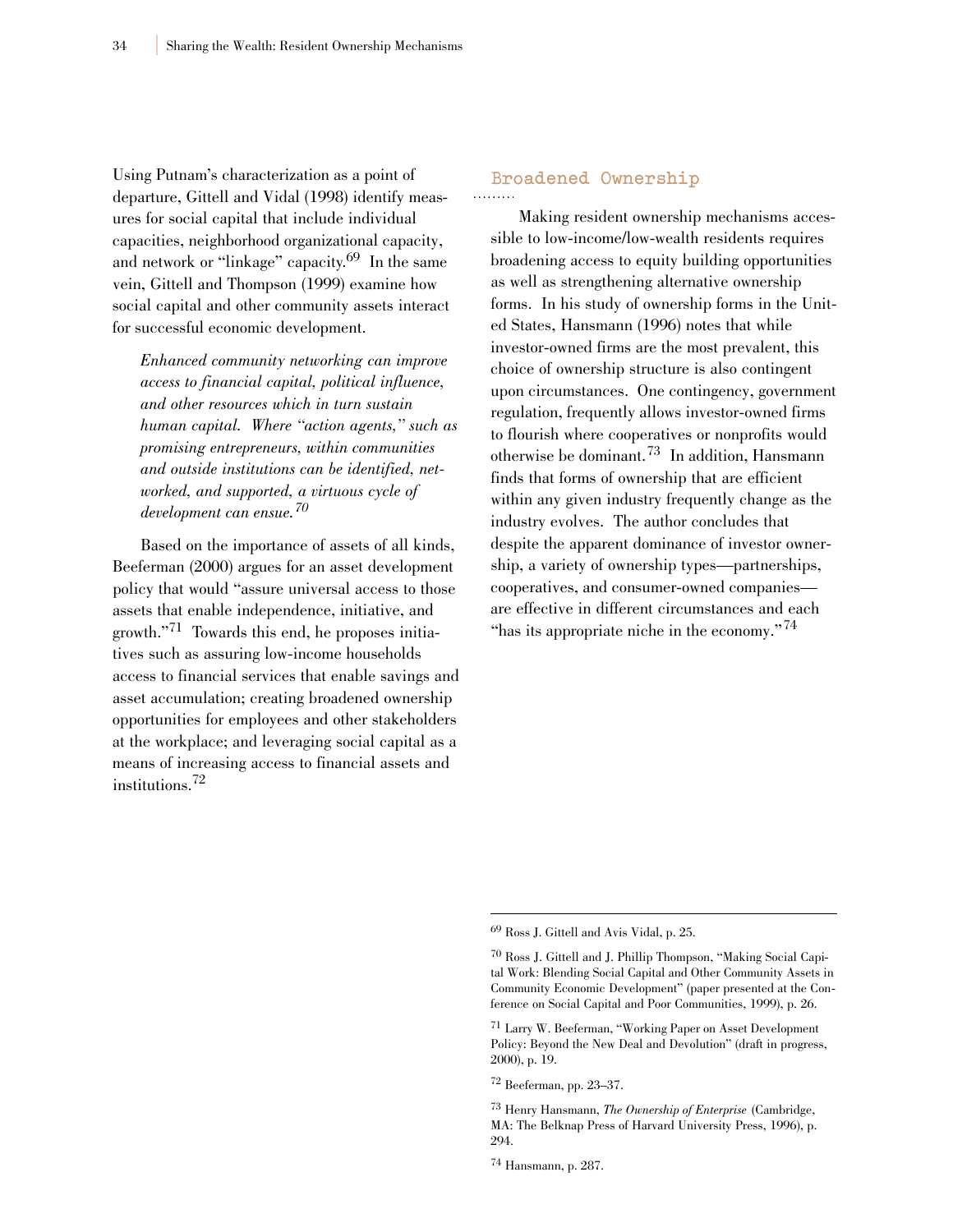Using Putnam's characterization as a point of departure, Gittell and Vidal (1998) identify measures for social capital that include individual capacities, neighborhood organizational capacity, and network or "linkage" capacity.[69] In the same vein, Gittell and Thompson (1999) examine how social capital and other community assets interact for successful economic development.

> *Enhanced community networking can improve access to financial capital, political influence, and other resources which in turn sustain human capital. Where "action agents," such as promising entrepreneurs, within communities and outside institutions can be identified, networked, and supported, a virtuous cycle of development can ensue.*[70]

Based on the importance of assets of all kinds, Beeferman (2000) argues for an asset development policy that would "assure universal access to those assets that enable independence, initiative, and growth."[71] Towards this end, he proposes initiatives such as assuring low-income households access to financial services that enable savings and asset accumulation; creating broadened ownership opportunities for employees and other stakeholders at the workplace; and leveraging social capital as a means of increasing access to financial assets and institutions.[72]

## Broadened Ownership

Making resident ownership mechanisms accessible to low-income/low-wealth residents requires broadening access to equity building opportunities as well as strengthening alternative ownership forms. In his study of ownership forms in the United States, Hansmann (1996) notes that while investor-owned firms are the most prevalent, this choice of ownership structure is also contingent upon circumstances. One contingency, government regulation, frequently allows investor-owned firms to flourish where cooperatives or nonprofits would otherwise be dominant.[73] In addition, Hansmann finds that forms of ownership that are efficient within any given industry frequently change as the industry evolves. The author concludes that despite the apparent dominance of investor ownership, a variety of ownership types—partnerships, cooperatives, and consumer-owned companies—are effective in different circumstances and each "has its appropriate niche in the economy."[74]

---

[69] Ross J. Gittell and Avis Vidal, p. 25.

[70] Ross J. Gittell and J. Phillip Thompson, "Making Social Capital Work: Blending Social Capital and Other Community Assets in Community Economic Development" (paper presented at the Conference on Social Capital and Poor Communities, 1999), p. 26.

[71] Larry W. Beeferman, "Working Paper on Asset Development Policy: Beyond the New Deal and Devolution" (draft in progress, 2000), p. 19.

[72] Beeferman, pp. 23–37.

[73] Henry Hansmann, *The Ownership of Enterprise* (Cambridge, MA: The Belknap Press of Harvard University Press, 1996), p. 294.

[74] Hansmann, p. 287.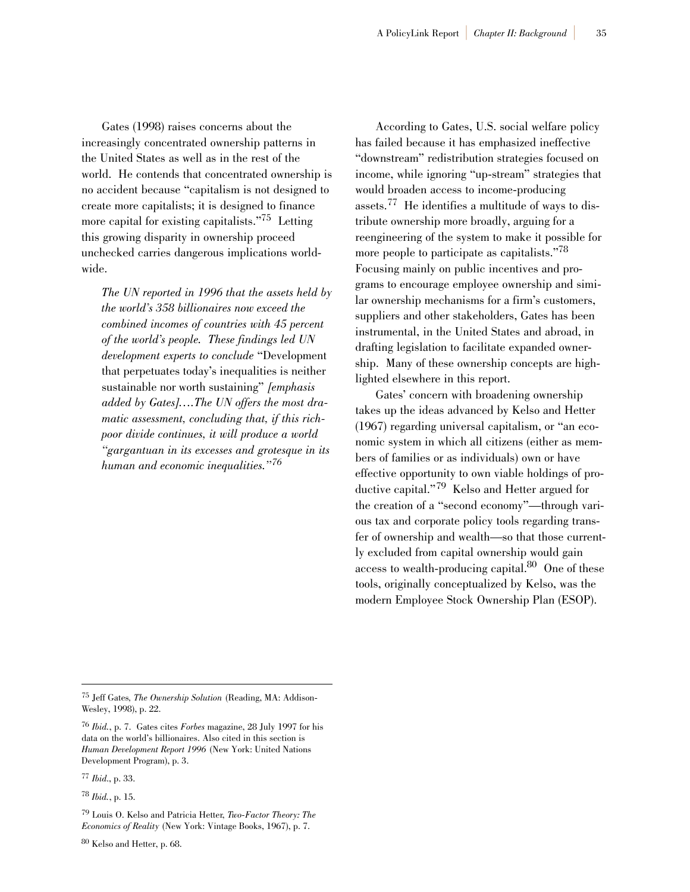Gates (1998) raises concerns about the increasingly concentrated ownership patterns in the United States as well as in the rest of the world. He contends that concentrated ownership is no accident because "capitalism is not designed to create more capitalists; it is designed to finance more capital for existing capitalists."[75] Letting this growing disparity in ownership proceed unchecked carries dangerous implications worldwide.

> *The UN reported in 1996 that the assets held by the world's 358 billionaires now exceed the combined incomes of countries with 45 percent of the world's people. These findings led UN development experts to conclude* "Development that perpetuates today's inequalities is neither sustainable nor worth sustaining" *[emphasis added by Gates]….The UN offers the most dramatic assessment, concluding that, if this rich-poor divide continues, it will produce a world "gargantuan in its excesses and grotesque in its human and economic inequalities."*[76]

According to Gates, U.S. social welfare policy has failed because it has emphasized ineffective "downstream" redistribution strategies focused on income, while ignoring "up-stream" strategies that would broaden access to income-producing assets.[77] He identifies a multitude of ways to distribute ownership more broadly, arguing for a reengineering of the system to make it possible for more people to participate as capitalists."[78] Focusing mainly on public incentives and programs to encourage employee ownership and similar ownership mechanisms for a firm's customers, suppliers and other stakeholders, Gates has been instrumental, in the United States and abroad, in drafting legislation to facilitate expanded ownership. Many of these ownership concepts are highlighted elsewhere in this report.

Gates' concern with broadening ownership takes up the ideas advanced by Kelso and Hetter (1967) regarding universal capitalism, or "an economic system in which all citizens (either as members of families or as individuals) own or have effective opportunity to own viable holdings of productive capital."[79] Kelso and Hetter argued for the creation of a "second economy"—through various tax and corporate policy tools regarding transfer of ownership and wealth—so that those currently excluded from capital ownership would gain access to wealth-producing capital.[80] One of these tools, originally conceptualized by Kelso, was the modern Employee Stock Ownership Plan (ESOP).

---

[75] Jeff Gates, *The Ownership Solution* (Reading, MA: Addison-Wesley, 1998), p. 22.

[76] *Ibid.*, p. 7. Gates cites *Forbes* magazine, 28 July 1997 for his data on the world's billionaires. Also cited in this section is *Human Development Report 1996* (New York: United Nations Development Program), p. 3.

[77] *Ibid.*, p. 33.

[78] *Ibid.*, p. 15.

[79] Louis O. Kelso and Patricia Hetter, *Two-Factor Theory: The Economics of Reality* (New York: Vintage Books, 1967), p. 7.

[80] Kelso and Hetter, p. 68.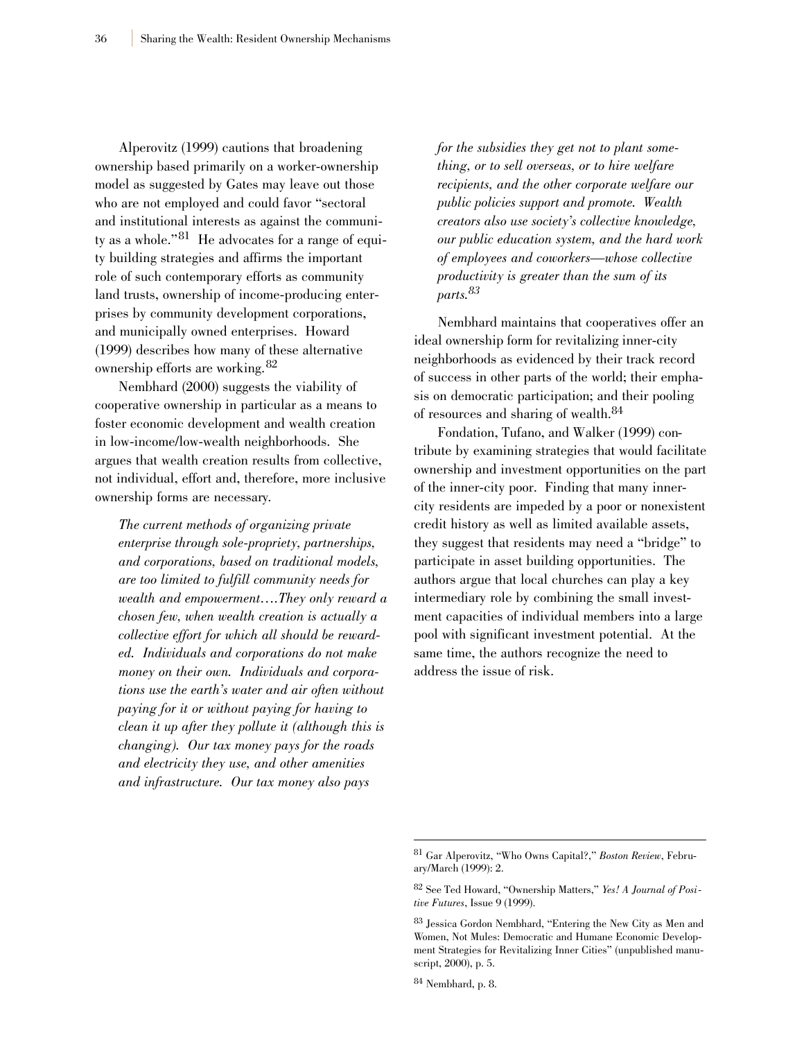Alperovitz (1999) cautions that broadening ownership based primarily on a worker-ownership model as suggested by Gates may leave out those who are not employed and could favor "sectoral and institutional interests as against the community as a whole."[81] He advocates for a range of equity building strategies and affirms the important role of such contemporary efforts as community land trusts, ownership of income-producing enterprises by community development corporations, and municipally owned enterprises. Howard (1999) describes how many of these alternative ownership efforts are working.[82]

Nembhard (2000) suggests the viability of cooperative ownership in particular as a means to foster economic development and wealth creation in low-income/low-wealth neighborhoods. She argues that wealth creation results from collective, not individual, effort and, therefore, more inclusive ownership forms are necessary.

> *The current methods of organizing private enterprise through sole-propriety, partnerships, and corporations, based on traditional models, are too limited to fulfill community needs for wealth and empowerment….They only reward a chosen few, when wealth creation is actually a collective effort for which all should be rewarded. Individuals and corporations do not make money on their own. Individuals and corporations use the earth's water and air often without paying for it or without paying for having to clean it up after they pollute it (although this is changing). Our tax money pays for the roads and electricity they use, and other amenities and infrastructure. Our tax money also pays for the subsidies they get not to plant something, or to sell overseas, or to hire welfare recipients, and the other corporate welfare our public policies support and promote. Wealth creators also use society's collective knowledge, our public education system, and the hard work of employees and coworkers—whose collective productivity is greater than the sum of its parts.*[83]

Nembhard maintains that cooperatives offer an ideal ownership form for revitalizing inner-city neighborhoods as evidenced by their track record of success in other parts of the world; their emphasis on democratic participation; and their pooling of resources and sharing of wealth.[84]

Fondation, Tufano, and Walker (1999) contribute by examining strategies that would facilitate ownership and investment opportunities on the part of the inner-city poor. Finding that many inner-city residents are impeded by a poor or nonexistent credit history as well as limited available assets, they suggest that residents may need a "bridge" to participate in asset building opportunities. The authors argue that local churches can play a key intermediary role by combining the small investment capacities of individual members into a large pool with significant investment potential. At the same time, the authors recognize the need to address the issue of risk.

---

[81] Gar Alperovitz, "Who Owns Capital?," *Boston Review*, February/March (1999): 2.

[82] See Ted Howard, "Ownership Matters," *Yes! A Journal of Positive Futures*, Issue 9 (1999).

[83] Jessica Gordon Nembhard, "Entering the New City as Men and Women, Not Mules: Democratic and Humane Economic Development Strategies for Revitalizing Inner Cities" (unpublished manuscript, 2000), p. 5.

[84] Nembhard, p. 8.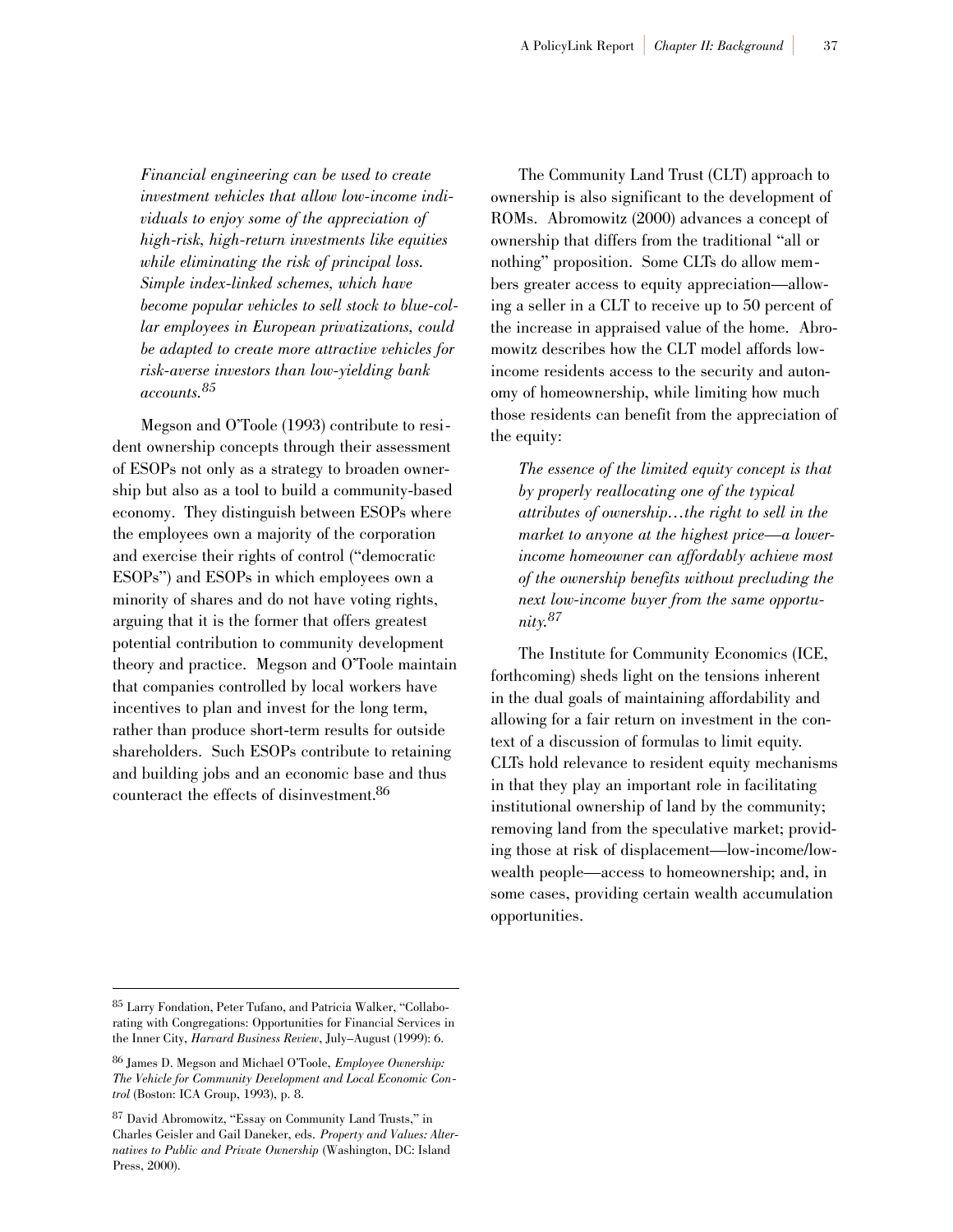*Financial engineering can be used to create investment vehicles that allow low-income individuals to enjoy some of the appreciation of high-risk, high-return investments like equities while eliminating the risk of principal loss. Simple index-linked schemes, which have become popular vehicles to sell stock to blue-collar employees in European privatizations, could be adapted to create more attractive vehicles for risk-averse investors than low-yielding bank accounts.*[85]

Megson and O'Toole (1993) contribute to resident ownership concepts through their assessment of ESOPs not only as a strategy to broaden ownership but also as a tool to build a community-based economy. They distinguish between ESOPs where the employees own a majority of the corporation and exercise their rights of control ("democratic ESOPs") and ESOPs in which employees own a minority of shares and do not have voting rights, arguing that it is the former that offers greatest potential contribution to community development theory and practice. Megson and O'Toole maintain that companies controlled by local workers have incentives to plan and invest for the long term, rather than produce short-term results for outside shareholders. Such ESOPs contribute to retaining and building jobs and an economic base and thus counteract the effects of disinvestment.[86]

The Community Land Trust (CLT) approach to ownership is also significant to the development of ROMs. Abromowitz (2000) advances a concept of ownership that differs from the traditional "all or nothing" proposition. Some CLTs do allow members greater access to equity appreciation—allowing a seller in a CLT to receive up to 50 percent of the increase in appraised value of the home. Abromowitz describes how the CLT model affords low-income residents access to the security and autonomy of homeownership, while limiting how much those residents can benefit from the appreciation of the equity:

*The essence of the limited equity concept is that by properly reallocating one of the typical attributes of ownership…the right to sell in the market to anyone at the highest price—a lower-income homeowner can affordably achieve most of the ownership benefits without precluding the next low-income buyer from the same opportunity.*[87]

The Institute for Community Economics (ICE, forthcoming) sheds light on the tensions inherent in the dual goals of maintaining affordability and allowing for a fair return on investment in the context of a discussion of formulas to limit equity. CLTs hold relevance to resident equity mechanisms in that they play an important role in facilitating institutional ownership of land by the community; removing land from the speculative market; providing those at risk of displacement—low-income/low-wealth people—access to homeownership; and, in some cases, providing certain wealth accumulation opportunities.

---

[85] Larry Fondation, Peter Tufano, and Patricia Walker, "Collaborating with Congregations: Opportunities for Financial Services in the Inner City, *Harvard Business Review*, July–August (1999): 6.

[86] James D. Megson and Michael O'Toole, *Employee Ownership: The Vehicle for Community Development and Local Economic Control* (Boston: ICA Group, 1993), p. 8.

[87] David Abromowitz, "Essay on Community Land Trusts," in Charles Geisler and Gail Daneker, eds. *Property and Values: Alternatives to Public and Private Ownership* (Washington, DC: Island Press, 2000).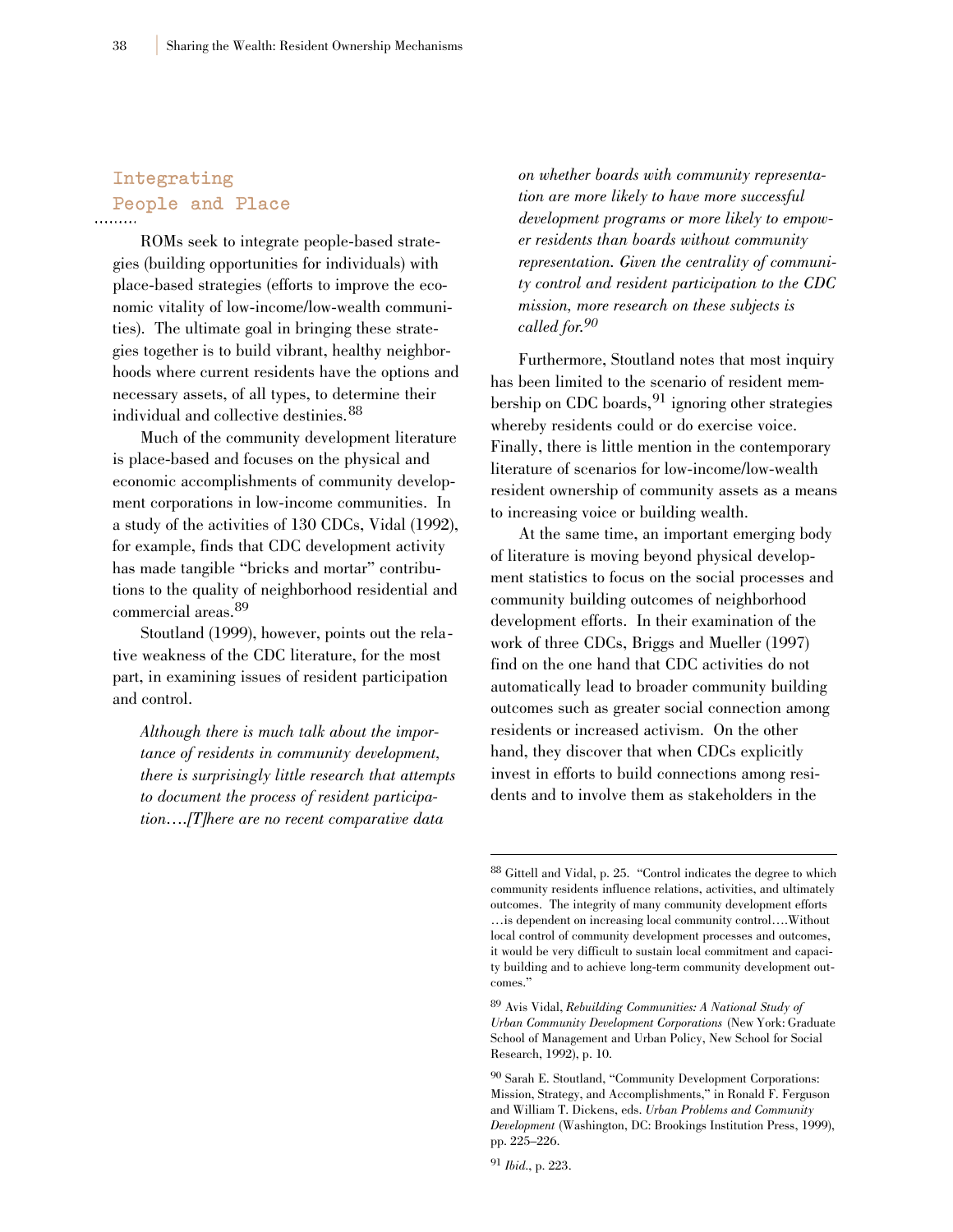## Integrating People and Place

ROMs seek to integrate people-based strategies (building opportunities for individuals) with place-based strategies (efforts to improve the economic vitality of low-income/low-wealth communities). The ultimate goal in bringing these strategies together is to build vibrant, healthy neighborhoods where current residents have the options and necessary assets, of all types, to determine their individual and collective destinies.[88]

Much of the community development literature is place-based and focuses on the physical and economic accomplishments of community development corporations in low-income communities. In a study of the activities of 130 CDCs, Vidal (1992), for example, finds that CDC development activity has made tangible "bricks and mortar" contributions to the quality of neighborhood residential and commercial areas.[89]

Stoutland (1999), however, points out the relative weakness of the CDC literature, for the most part, in examining issues of resident participation and control.

> *Although there is much talk about the importance of residents in community development, there is surprisingly little research that attempts to document the process of resident participation….[T]here are no recent comparative data on whether boards with community representation are more likely to have more successful development programs or more likely to empower residents than boards without community representation. Given the centrality of community control and resident participation to the CDC mission, more research on these subjects is called for.*[90]

Furthermore, Stoutland notes that most inquiry has been limited to the scenario of resident membership on CDC boards,[91] ignoring other strategies whereby residents could or do exercise voice. Finally, there is little mention in the contemporary literature of scenarios for low-income/low-wealth resident ownership of community assets as a means to increasing voice or building wealth.

At the same time, an important emerging body of literature is moving beyond physical development statistics to focus on the social processes and community building outcomes of neighborhood development efforts. In their examination of the work of three CDCs, Briggs and Mueller (1997) find on the one hand that CDC activities do not automatically lead to broader community building outcomes such as greater social connection among residents or increased activism. On the other hand, they discover that when CDCs explicitly invest in efforts to build connections among residents and to involve them as stakeholders in the

---

[88] Gittell and Vidal, p. 25. "Control indicates the degree to which community residents influence relations, activities, and ultimately outcomes. The integrity of many community development efforts …is dependent on increasing local community control….Without local control of community development processes and outcomes, it would be very difficult to sustain local commitment and capacity building and to achieve long-term community development outcomes."

[89] Avis Vidal, *Rebuilding Communities: A National Study of Urban Community Development Corporations* (New York: Graduate School of Management and Urban Policy, New School for Social Research, 1992), p. 10.

[90] Sarah E. Stoutland, "Community Development Corporations: Mission, Strategy, and Accomplishments," in Ronald F. Ferguson and William T. Dickens, eds. *Urban Problems and Community Development* (Washington, DC: Brookings Institution Press, 1999), pp. 225–226.

[91] *Ibid.*, p. 223.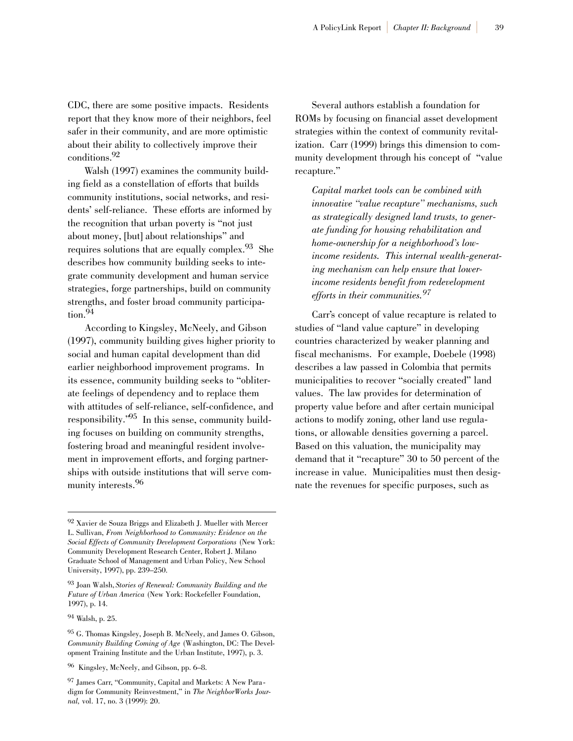CDC, there are some positive impacts. Residents report that they know more of their neighbors, feel safer in their community, and are more optimistic about their ability to collectively improve their conditions.[92]

Walsh (1997) examines the community building field as a constellation of efforts that builds community institutions, social networks, and residents' self-reliance. These efforts are informed by the recognition that urban poverty is "not just about money, [but] about relationships" and requires solutions that are equally complex.[93] She describes how community building seeks to integrate community development and human service strategies, forge partnerships, build on community strengths, and foster broad community participation.[94]

According to Kingsley, McNeely, and Gibson (1997), community building gives higher priority to social and human capital development than did earlier neighborhood improvement programs. In its essence, community building seeks to "obliterate feelings of dependency and to replace them with attitudes of self-reliance, self-confidence, and responsibility."[95] In this sense, community building focuses on building on community strengths, fostering broad and meaningful resident involvement in improvement efforts, and forging partnerships with outside institutions that will serve community interests.[96]

Several authors establish a foundation for ROMs by focusing on financial asset development strategies within the context of community revitalization. Carr (1999) brings this dimension to community development through his concept of "value recapture."

> *Capital market tools can be combined with innovative "value recapture" mechanisms, such as strategically designed land trusts, to generate funding for housing rehabilitation and home-ownership for a neighborhood's low-income residents. This internal wealth-generating mechanism can help ensure that lower-income residents benefit from redevelopment efforts in their communities.*[97]

Carr's concept of value recapture is related to studies of "land value capture" in developing countries characterized by weaker planning and fiscal mechanisms. For example, Doebele (1998) describes a law passed in Colombia that permits municipalities to recover "socially created" land values. The law provides for determination of property value before and after certain municipal actions to modify zoning, other land use regulations, or allowable densities governing a parcel. Based on this valuation, the municipality may demand that it "recapture" 30 to 50 percent of the increase in value. Municipalities must then designate the revenues for specific purposes, such as

---

[92] Xavier de Souza Briggs and Elizabeth J. Mueller with Mercer L. Sullivan, *From Neighborhood to Community: Evidence on the Social Effects of Community Development Corporations* (New York: Community Development Research Center, Robert J. Milano Graduate School of Management and Urban Policy, New School University, 1997), pp. 239–250.

[93] Joan Walsh, *Stories of Renewal: Community Building and the Future of Urban America* (New York: Rockefeller Foundation, 1997), p. 14.

[94] Walsh, p. 25.

[95] G. Thomas Kingsley, Joseph B. McNeely, and James O. Gibson, *Community Building Coming of Age* (Washington, DC: The Development Training Institute and the Urban Institute, 1997), p. 3.

[96] Kingsley, McNeely, and Gibson, pp. 6–8.

[97] James Carr, "Community, Capital and Markets: A New Paradigm for Community Reinvestment," in *The NeighborWorks Journal*, vol. 17, no. 3 (1999): 20.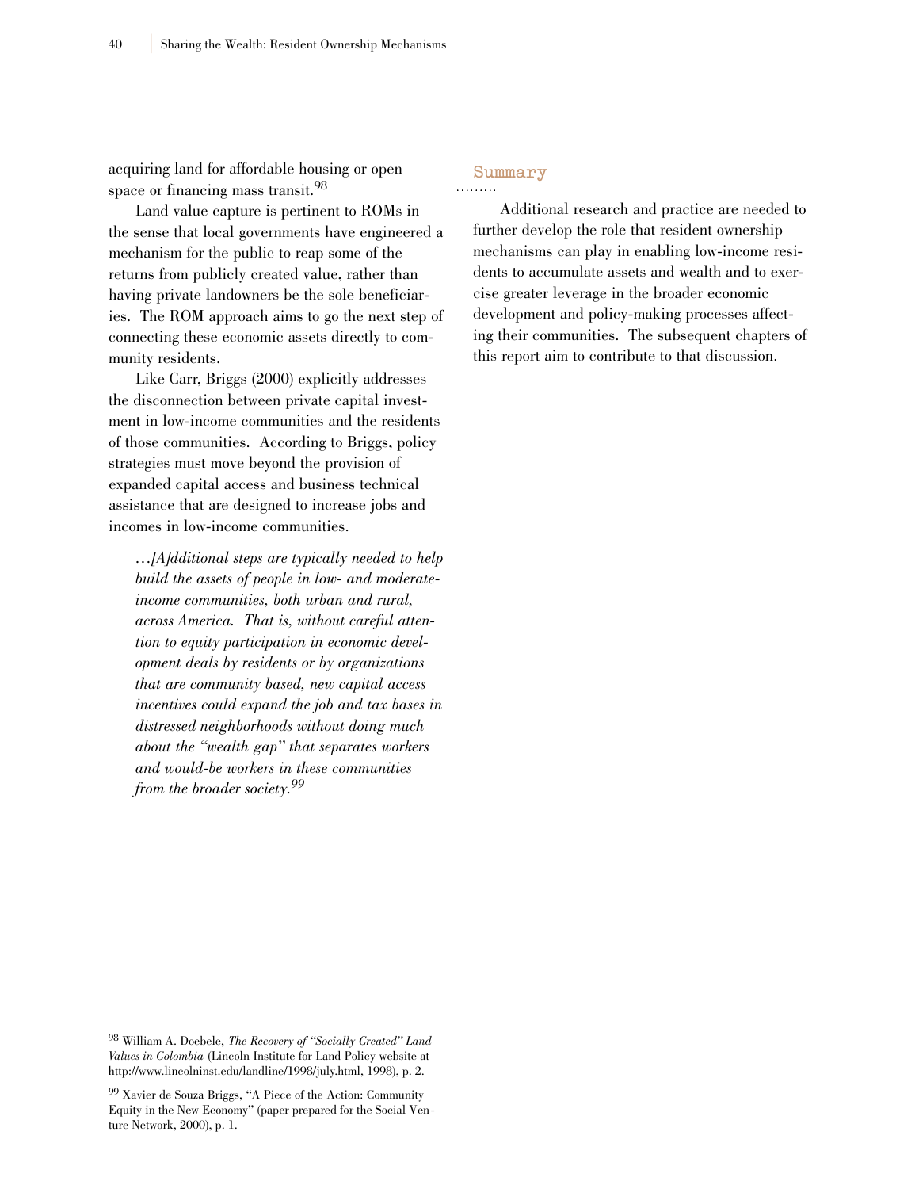acquiring land for affordable housing or open space or financing mass transit.[98]

Land value capture is pertinent to ROMs in the sense that local governments have engineered a mechanism for the public to reap some of the returns from publicly created value, rather than having private landowners be the sole beneficiaries. The ROM approach aims to go the next step of connecting these economic assets directly to community residents.

Like Carr, Briggs (2000) explicitly addresses the disconnection between private capital investment in low-income communities and the residents of those communities. According to Briggs, policy strategies must move beyond the provision of expanded capital access and business technical assistance that are designed to increase jobs and incomes in low-income communities.

> *…[A]dditional steps are typically needed to help build the assets of people in low- and moderate-income communities, both urban and rural, across America. That is, without careful attention to equity participation in economic development deals by residents or by organizations that are community based, new capital access incentives could expand the job and tax bases in distressed neighborhoods without doing much about the "wealth gap" that separates workers and would-be workers in these communities from the broader society.*[99]

## Summary

Additional research and practice are needed to further develop the role that resident ownership mechanisms can play in enabling low-income residents to accumulate assets and wealth and to exercise greater leverage in the broader economic development and policy-making processes affecting their communities. The subsequent chapters of this report aim to contribute to that discussion.

---

[98] William A. Doebele, *The Recovery of "Socially Created" Land Values in Colombia* (Lincoln Institute for Land Policy website at http://www.lincolninst.edu/landline/1998/july.html, 1998), p. 2.

[99] Xavier de Souza Briggs, "A Piece of the Action: Community Equity in the New Economy" (paper prepared for the Social Venture Network, 2000), p. 1.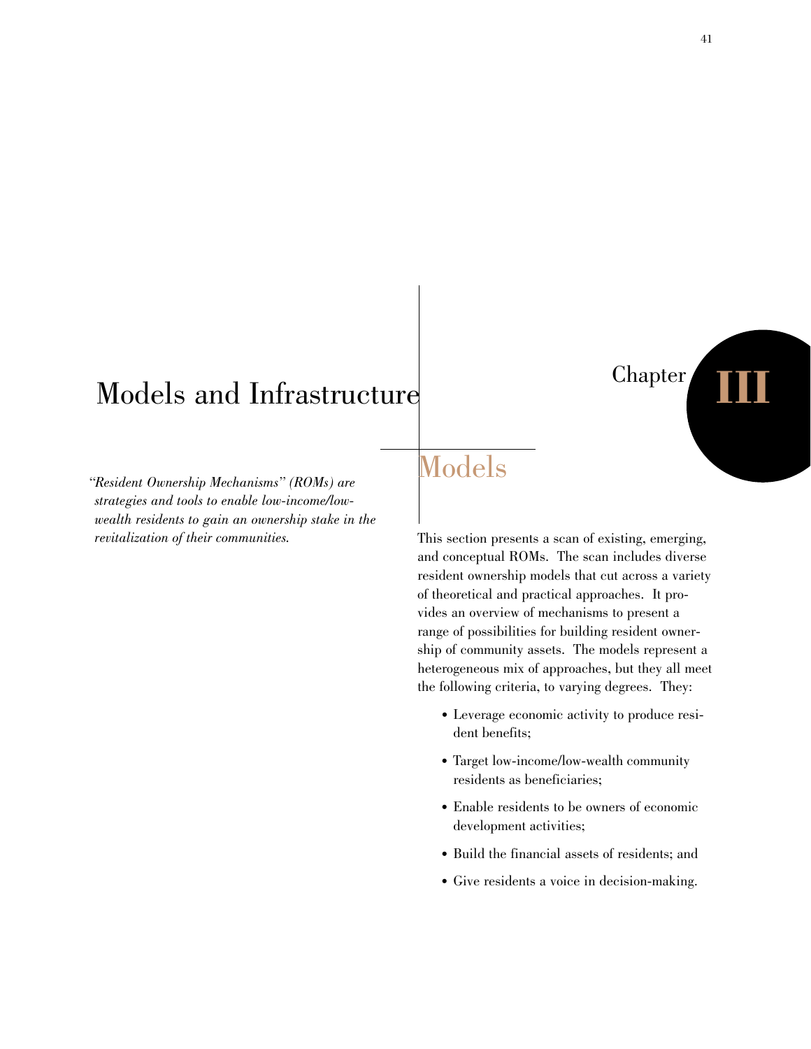# Chapter III

# Models and Infrastructure

*"Resident Ownership Mechanisms" (ROMs) are strategies and tools to enable low-income/low-wealth residents to gain an ownership stake in the revitalization of their communities.*

## Models

This section presents a scan of existing, emerging, and conceptual ROMs. The scan includes diverse resident ownership models that cut across a variety of theoretical and practical approaches. It provides an overview of mechanisms to present a range of possibilities for building resident ownership of community assets. The models represent a heterogeneous mix of approaches, but they all meet the following criteria, to varying degrees. They:

- Leverage economic activity to produce resident benefits;
- Target low-income/low-wealth community residents as beneficiaries;
- Enable residents to be owners of economic development activities;
- Build the financial assets of residents; and
- Give residents a voice in decision-making.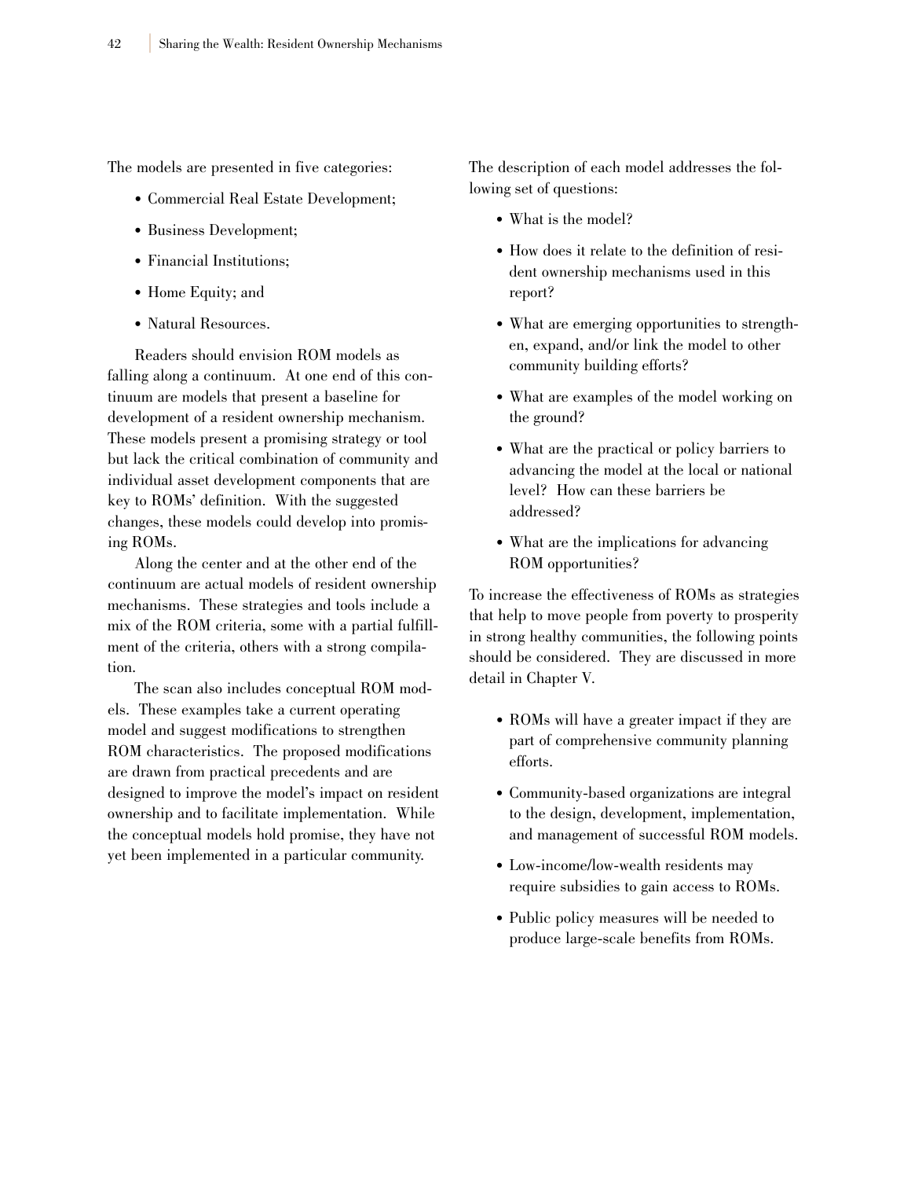The models are presented in five categories:

- Commercial Real Estate Development;
- Business Development;
- Financial Institutions;
- Home Equity; and
- Natural Resources.

Readers should envision ROM models as falling along a continuum. At one end of this continuum are models that present a baseline for development of a resident ownership mechanism. These models present a promising strategy or tool but lack the critical combination of community and individual asset development components that are key to ROMs' definition. With the suggested changes, these models could develop into promising ROMs.

Along the center and at the other end of the continuum are actual models of resident ownership mechanisms. These strategies and tools include a mix of the ROM criteria, some with a partial fulfillment of the criteria, others with a strong compilation.

The scan also includes conceptual ROM models. These examples take a current operating model and suggest modifications to strengthen ROM characteristics. The proposed modifications are drawn from practical precedents and are designed to improve the model's impact on resident ownership and to facilitate implementation. While the conceptual models hold promise, they have not yet been implemented in a particular community.

The description of each model addresses the following set of questions:

- What is the model?
- How does it relate to the definition of resident ownership mechanisms used in this report?
- What are emerging opportunities to strengthen, expand, and/or link the model to other community building efforts?
- What are examples of the model working on the ground?
- What are the practical or policy barriers to advancing the model at the local or national level? How can these barriers be addressed?
- What are the implications for advancing ROM opportunities?

To increase the effectiveness of ROMs as strategies that help to move people from poverty to prosperity in strong healthy communities, the following points should be considered. They are discussed in more detail in Chapter V.

- ROMs will have a greater impact if they are part of comprehensive community planning efforts.
- Community-based organizations are integral to the design, development, implementation, and management of successful ROM models.
- Low-income/low-wealth residents may require subsidies to gain access to ROMs.
- Public policy measures will be needed to produce large-scale benefits from ROMs.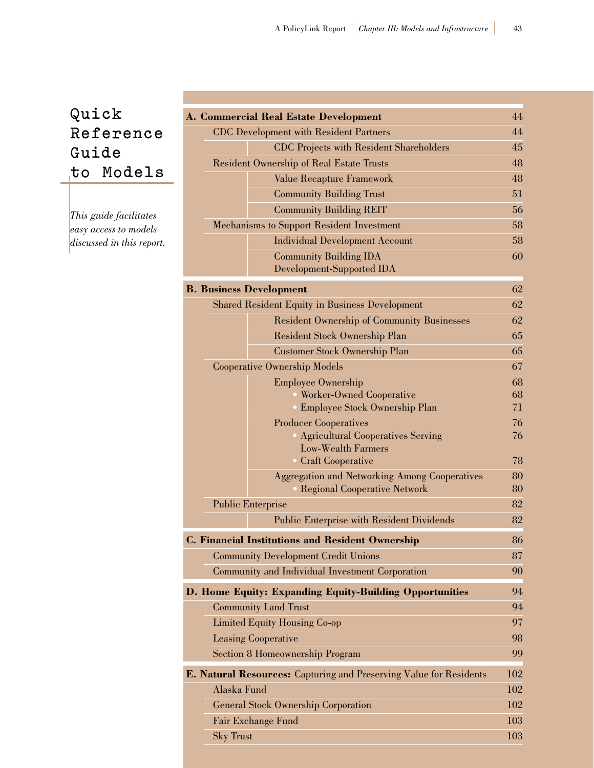# Quick Reference Guide to Models

*This guide facilitates easy access to models discussed in this report.*

| Model | Page |
|---|---|
| **A. Commercial Real Estate Development** | 44 |
| CDC Development with Resident Partners | 44 |
| CDC Projects with Resident Shareholders | 45 |
| Resident Ownership of Real Estate Trusts | 48 |
| Value Recapture Framework | 48 |
| Community Building Trust | 51 |
| Community Building REIT | 56 |
| Mechanisms to Support Resident Investment | 58 |
| Individual Development Account | 58 |
| Community Building IDA<br>Development-Supported IDA | 60 |
| **B. Business Development** | 62 |
| Shared Resident Equity in Business Development | 62 |
| Resident Ownership of Community Businesses | 62 |
| Resident Stock Ownership Plan | 65 |
| Customer Stock Ownership Plan | 65 |
| Cooperative Ownership Models | 67 |
| Employee Ownership | 68 |
| • Worker-Owned Cooperative | 68 |
| • Employee Stock Ownership Plan | 71 |
| Producer Cooperatives | 76 |
| • Agricultural Cooperatives Serving Low-Wealth Farmers | 76 |
| • Craft Cooperative | 78 |
| Aggregation and Networking Among Cooperatives | 80 |
| • Regional Cooperative Network | 80 |
| Public Enterprise | 82 |
| Public Enterprise with Resident Dividends | 82 |
| **C. Financial Institutions and Resident Ownership** | 86 |
| Community Development Credit Unions | 87 |
| Community and Individual Investment Corporation | 90 |
| **D. Home Equity: Expanding Equity-Building Opportunities** | 94 |
| Community Land Trust | 94 |
| Limited Equity Housing Co-op | 97 |
| Leasing Cooperative | 98 |
| Section 8 Homeownership Program | 99 |
| **E. Natural Resources:** Capturing and Preserving Value for Residents | 102 |
| Alaska Fund | 102 |
| General Stock Ownership Corporation | 102 |
| Fair Exchange Fund | 103 |
| Sky Trust | 103 |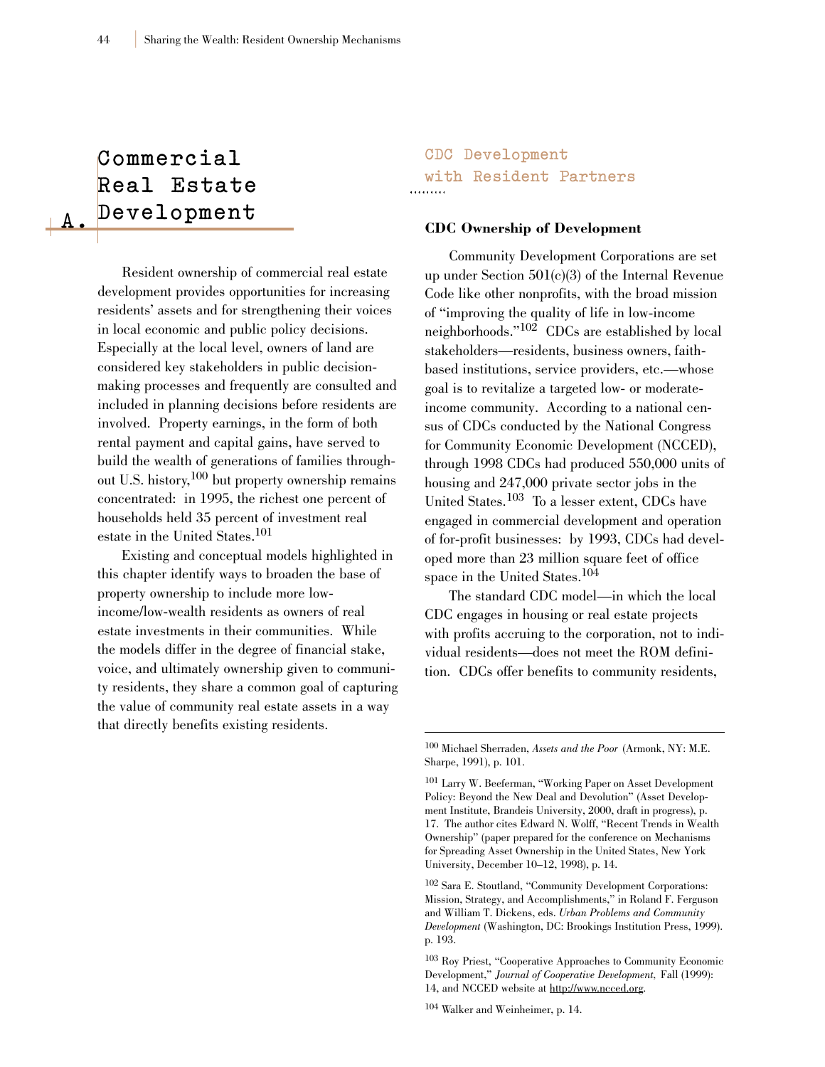# A. Commercial Real Estate Development

Resident ownership of commercial real estate development provides opportunities for increasing residents' assets and for strengthening their voices in local economic and public policy decisions. Especially at the local level, owners of land are considered key stakeholders in public decision-making processes and frequently are consulted and included in planning decisions before residents are involved. Property earnings, in the form of both rental payment and capital gains, have served to build the wealth of generations of families throughout U.S. history,[100] but property ownership remains concentrated: in 1995, the richest one percent of households held 35 percent of investment real estate in the United States.[101]

Existing and conceptual models highlighted in this chapter identify ways to broaden the base of property ownership to include more low-income/low-wealth residents as owners of real estate investments in their communities. While the models differ in the degree of financial stake, voice, and ultimately ownership given to community residents, they share a common goal of capturing the value of community real estate assets in a way that directly benefits existing residents.

## CDC Development with Resident Partners

### CDC Ownership of Development

Community Development Corporations are set up under Section 501(c)(3) of the Internal Revenue Code like other nonprofits, with the broad mission of "improving the quality of life in low-income neighborhoods."[102] CDCs are established by local stakeholders—residents, business owners, faith-based institutions, service providers, etc.—whose goal is to revitalize a targeted low- or moderate-income community. According to a national census of CDCs conducted by the National Congress for Community Economic Development (NCCED), through 1998 CDCs had produced 550,000 units of housing and 247,000 private sector jobs in the United States.[103] To a lesser extent, CDCs have engaged in commercial development and operation of for-profit businesses: by 1993, CDCs had developed more than 23 million square feet of office space in the United States.[104]

The standard CDC model—in which the local CDC engages in housing or real estate projects with profits accruing to the corporation, not to individual residents—does not meet the ROM definition. CDCs offer benefits to community residents,

---

[100] Michael Sherraden, *Assets and the Poor* (Armonk, NY: M.E. Sharpe, 1991), p. 101.

[101] Larry W. Beeferman, "Working Paper on Asset Development Policy: Beyond the New Deal and Devolution" (Asset Development Institute, Brandeis University, 2000, draft in progress), p. 17. The author cites Edward N. Wolff, "Recent Trends in Wealth Ownership" (paper prepared for the conference on Mechanisms for Spreading Asset Ownership in the United States, New York University, December 10–12, 1998), p. 14.

[102] Sara E. Stoutland, "Community Development Corporations: Mission, Strategy, and Accomplishments," in Roland F. Ferguson and William T. Dickens, eds. *Urban Problems and Community Development* (Washington, DC: Brookings Institution Press, 1999). p. 193.

[103] Roy Priest, "Cooperative Approaches to Community Economic Development," *Journal of Cooperative Development,* Fall (1999): 14, and NCCED website at http://www.ncced.org.

[104] Walker and Weinheimer, p. 14.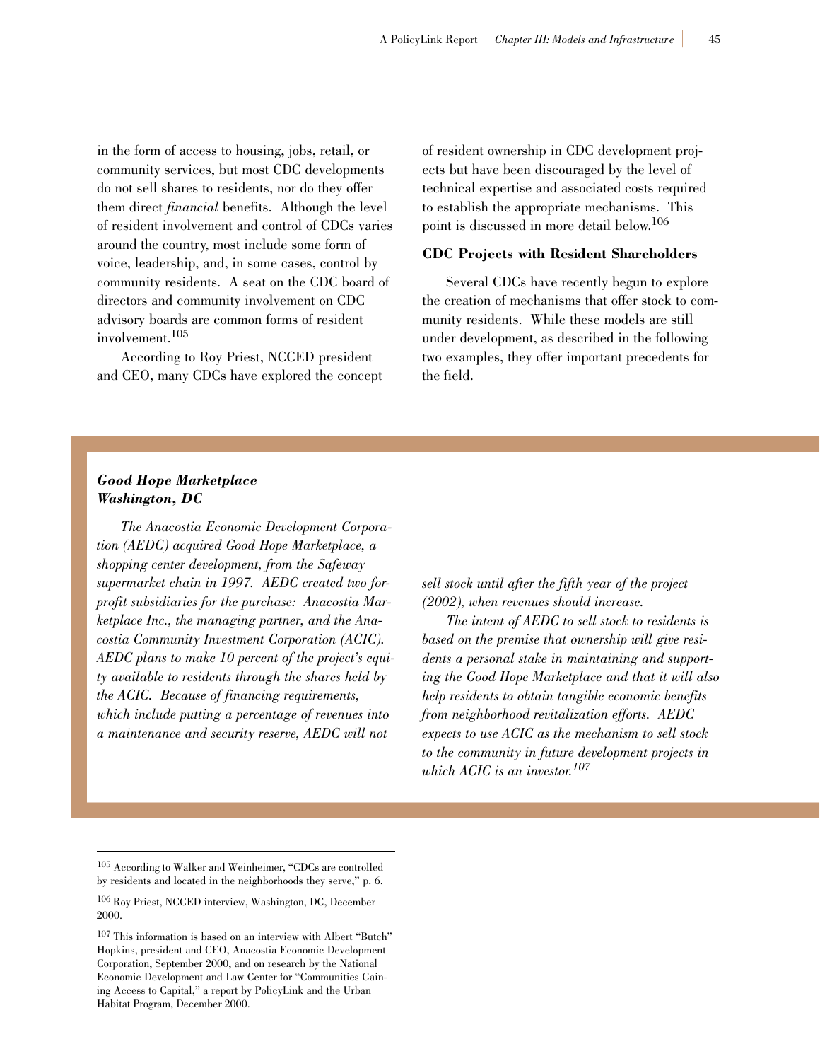in the form of access to housing, jobs, retail, or community services, but most CDC developments do not sell shares to residents, nor do they offer them direct *financial* benefits. Although the level of resident involvement and control of CDCs varies around the country, most include some form of voice, leadership, and, in some cases, control by community residents. A seat on the CDC board of directors and community involvement on CDC advisory boards are common forms of resident involvement.[105]

According to Roy Priest, NCCED president and CEO, many CDCs have explored the concept of resident ownership in CDC development projects but have been discouraged by the level of technical expertise and associated costs required to establish the appropriate mechanisms. This point is discussed in more detail below.[106]

### CDC Projects with Resident Shareholders

Several CDCs have recently begun to explore the creation of mechanisms that offer stock to community residents. While these models are still under development, as described in the following two examples, they offer important precedents for the field.

***Good Hope Marketplace***
***Washington, DC***

*The Anacostia Economic Development Corporation (AEDC) acquired Good Hope Marketplace, a shopping center development, from the Safeway supermarket chain in 1997. AEDC created two for-profit subsidiaries for the purchase: Anacostia Marketplace Inc., the managing partner, and the Anacostia Community Investment Corporation (ACIC). AEDC plans to make 10 percent of the project's equity available to residents through the shares held by the ACIC. Because of financing requirements, which include putting a percentage of revenues into a maintenance and security reserve, AEDC will not sell stock until after the fifth year of the project (2002), when revenues should increase.*

*The intent of AEDC to sell stock to residents is based on the premise that ownership will give residents a personal stake in maintaining and supporting the Good Hope Marketplace and that it will also help residents to obtain tangible economic benefits from neighborhood revitalization efforts. AEDC expects to use ACIC as the mechanism to sell stock to the community in future development projects in which ACIC is an investor.*[107]

---

[105] According to Walker and Weinheimer, "CDCs are controlled by residents and located in the neighborhoods they serve," p. 6.

[106] Roy Priest, NCCED interview, Washington, DC, December 2000.

[107] This information is based on an interview with Albert "Butch" Hopkins, president and CEO, Anacostia Economic Development Corporation, September 2000, and on research by the National Economic Development and Law Center for "Communities Gaining Access to Capital," a report by PolicyLink and the Urban Habitat Program, December 2000.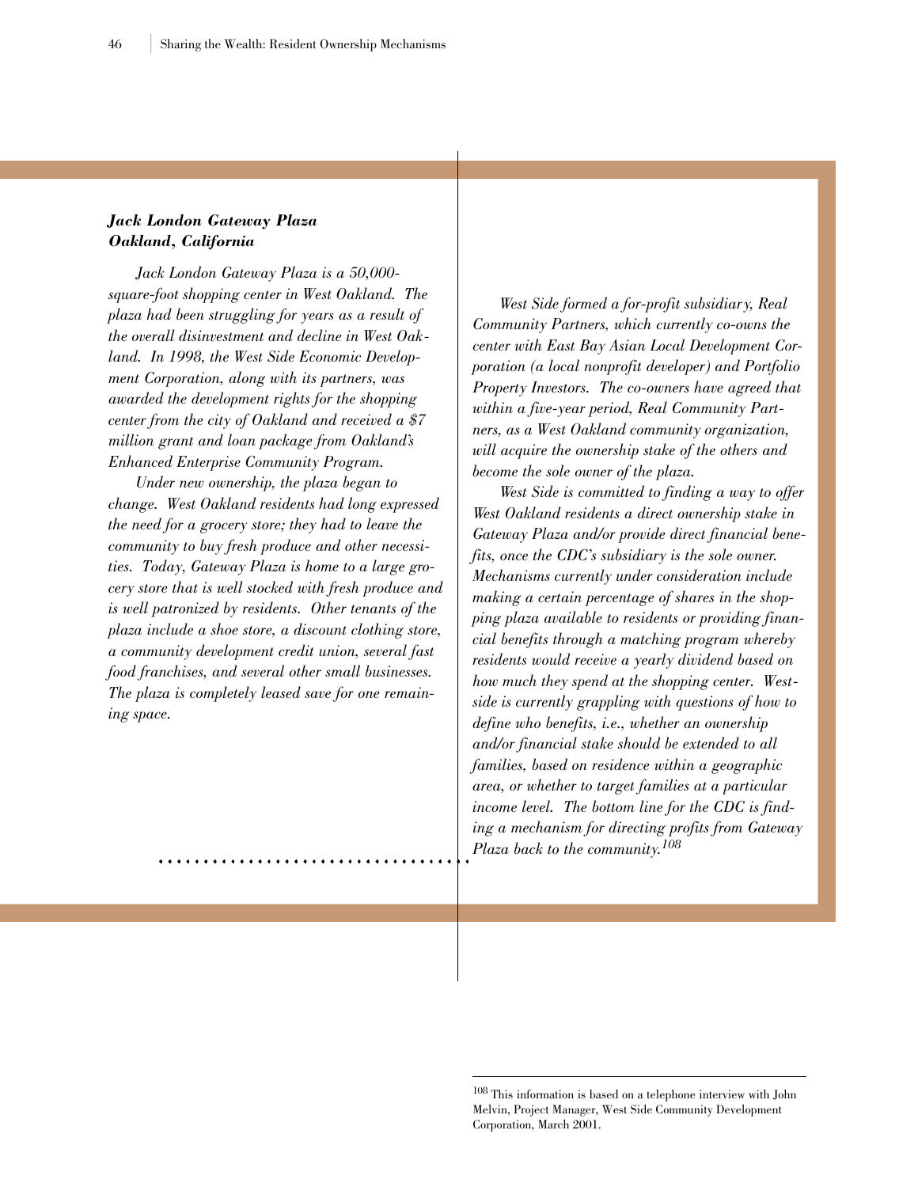### *Jack London Gateway Plaza Oakland, California*

*Jack London Gateway Plaza is a 50,000-square-foot shopping center in West Oakland. The plaza had been struggling for years as a result of the overall disinvestment and decline in West Oakland. In 1998, the West Side Economic Development Corporation, along with its partners, was awarded the development rights for the shopping center from the city of Oakland and received a $7 million grant and loan package from Oakland's Enhanced Enterprise Community Program.*

*Under new ownership, the plaza began to change. West Oakland residents had long expressed the need for a grocery store; they had to leave the community to buy fresh produce and other necessities. Today, Gateway Plaza is home to a large grocery store that is well stocked with fresh produce and is well patronized by residents. Other tenants of the plaza include a shoe store, a discount clothing store, a community development credit union, several fast food franchises, and several other small businesses. The plaza is completely leased save for one remaining space.*

*West Side formed a for-profit subsidiary, Real Community Partners, which currently co-owns the center with East Bay Asian Local Development Corporation (a local nonprofit developer) and Portfolio Property Investors. The co-owners have agreed that within a five-year period, Real Community Partners, as a West Oakland community organization, will acquire the ownership stake of the others and become the sole owner of the plaza.*

*West Side is committed to finding a way to offer West Oakland residents a direct ownership stake in Gateway Plaza and/or provide direct financial benefits, once the CDC's subsidiary is the sole owner. Mechanisms currently under consideration include making a certain percentage of shares in the shopping plaza available to residents or providing financial benefits through a matching program whereby residents would receive a yearly dividend based on how much they spend at the shopping center. Westside is currently grappling with questions of how to define who benefits, i.e., whether an ownership and/or financial stake should be extended to all families, based on residence within a geographic area, or whether to target families at a particular income level. The bottom line for the CDC is finding a mechanism for directing profits from Gateway Plaza back to the community.*[108]

---

[108] This information is based on a telephone interview with John Melvin, Project Manager, West Side Community Development Corporation, March 2001.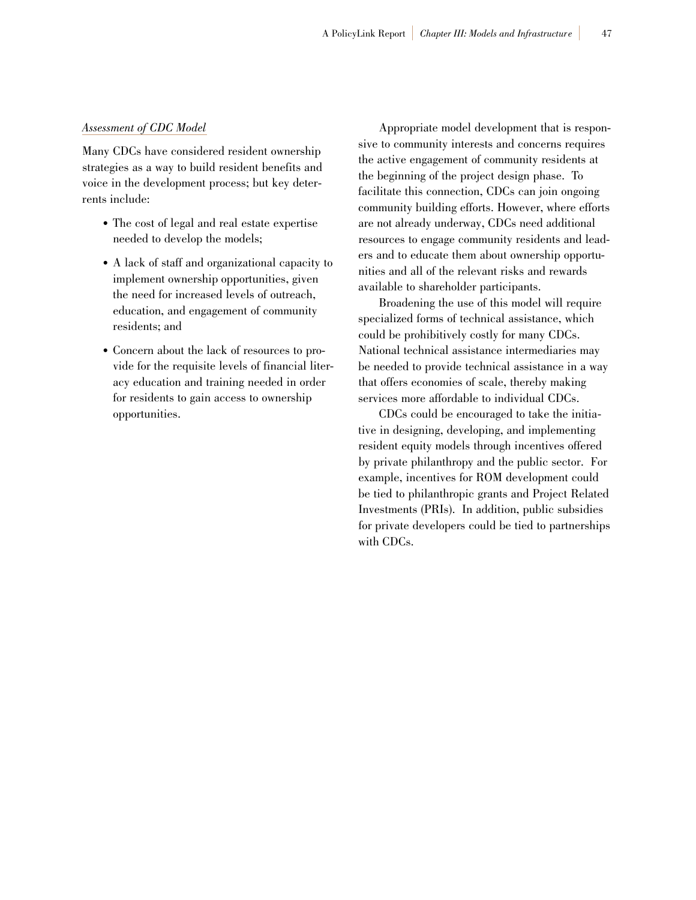*Assessment of CDC Model*

Many CDCs have considered resident ownership strategies as a way to build resident benefits and voice in the development process; but key deterrents include:

- The cost of legal and real estate expertise needed to develop the models;
- A lack of staff and organizational capacity to implement ownership opportunities, given the need for increased levels of outreach, education, and engagement of community residents; and
- Concern about the lack of resources to provide for the requisite levels of financial literacy education and training needed in order for residents to gain access to ownership opportunities.

Appropriate model development that is responsive to community interests and concerns requires the active engagement of community residents at the beginning of the project design phase. To facilitate this connection, CDCs can join ongoing community building efforts. However, where efforts are not already underway, CDCs need additional resources to engage community residents and leaders and to educate them about ownership opportunities and all of the relevant risks and rewards available to shareholder participants.

Broadening the use of this model will require specialized forms of technical assistance, which could be prohibitively costly for many CDCs. National technical assistance intermediaries may be needed to provide technical assistance in a way that offers economies of scale, thereby making services more affordable to individual CDCs.

CDCs could be encouraged to take the initiative in designing, developing, and implementing resident equity models through incentives offered by private philanthropy and the public sector. For example, incentives for ROM development could be tied to philanthropic grants and Project Related Investments (PRIs). In addition, public subsidies for private developers could be tied to partnerships with CDCs.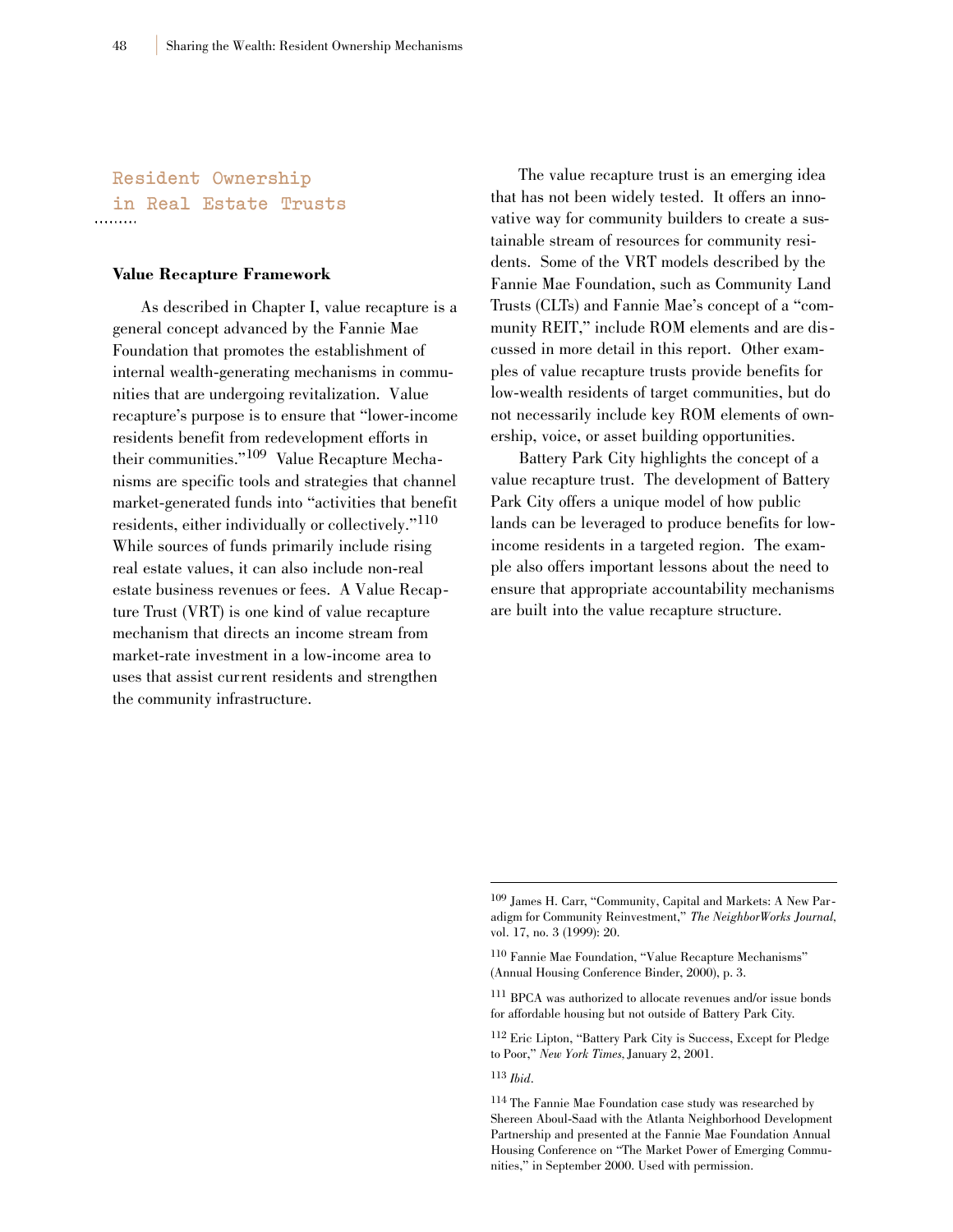## Resident Ownership in Real Estate Trusts

### Value Recapture Framework

As described in Chapter I, value recapture is a general concept advanced by the Fannie Mae Foundation that promotes the establishment of internal wealth-generating mechanisms in communities that are undergoing revitalization. Value recapture's purpose is to ensure that "lower-income residents benefit from redevelopment efforts in their communities."[109] Value Recapture Mechanisms are specific tools and strategies that channel market-generated funds into "activities that benefit residents, either individually or collectively."[110] While sources of funds primarily include rising real estate values, it can also include non-real estate business revenues or fees. A Value Recapture Trust (VRT) is one kind of value recapture mechanism that directs an income stream from market-rate investment in a low-income area to uses that assist current residents and strengthen the community infrastructure.

The value recapture trust is an emerging idea that has not been widely tested. It offers an innovative way for community builders to create a sustainable stream of resources for community residents. Some of the VRT models described by the Fannie Mae Foundation, such as Community Land Trusts (CLTs) and Fannie Mae's concept of a "community REIT," include ROM elements and are discussed in more detail in this report. Other examples of value recapture trusts provide benefits for low-wealth residents of target communities, but do not necessarily include key ROM elements of ownership, voice, or asset building opportunities.

Battery Park City highlights the concept of a value recapture trust. The development of Battery Park City offers a unique model of how public lands can be leveraged to produce benefits for low-income residents in a targeted region. The example also offers important lessons about the need to ensure that appropriate accountability mechanisms are built into the value recapture structure.

---

[109] James H. Carr, "Community, Capital and Markets: A New Paradigm for Community Reinvestment," *The NeighborWorks Journal*, vol. 17, no. 3 (1999): 20.

[110] Fannie Mae Foundation, "Value Recapture Mechanisms" (Annual Housing Conference Binder, 2000), p. 3.

[111] BPCA was authorized to allocate revenues and/or issue bonds for affordable housing but not outside of Battery Park City.

[112] Eric Lipton, "Battery Park City is Success, Except for Pledge to Poor," *New York Times,* January 2, 2001.

[113] *Ibid*.

[114] The Fannie Mae Foundation case study was researched by Shereen Aboul-Saad with the Atlanta Neighborhood Development Partnership and presented at the Fannie Mae Foundation Annual Housing Conference on "The Market Power of Emerging Communities," in September 2000. Used with permission.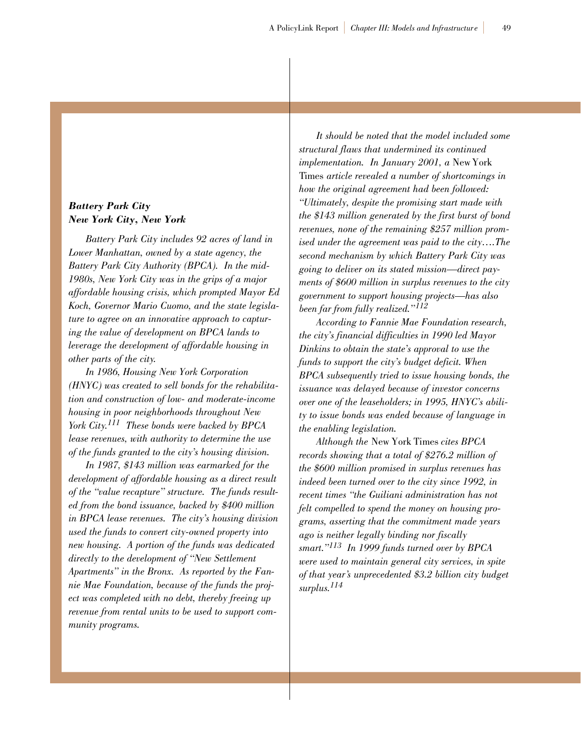### ***Battery Park City***
### ***New York City, New York***

*Battery Park City includes 92 acres of land in Lower Manhattan, owned by a state agency, the Battery Park City Authority (BPCA). In the mid-1980s, New York City was in the grips of a major affordable housing crisis, which prompted Mayor Ed Koch, Governor Mario Cuomo, and the state legislature to agree on an innovative approach to capturing the value of development on BPCA lands to leverage the development of affordable housing in other parts of the city.*

*In 1986, Housing New York Corporation (HNYC) was created to sell bonds for the rehabilitation and construction of low- and moderate-income housing in poor neighborhoods throughout New York City.*[111] *These bonds were backed by BPCA lease revenues, with authority to determine the use of the funds granted to the city's housing division.*

*In 1987, $143 million was earmarked for the development of affordable housing as a direct result of the "value recapture" structure. The funds resulted from the bond issuance, backed by $400 million in BPCA lease revenues. The city's housing division used the funds to convert city-owned property into new housing. A portion of the funds was dedicated directly to the development of "New Settlement Apartments" in the Bronx. As reported by the Fannie Mae Foundation, because of the funds the project was completed with no debt, thereby freeing up revenue from rental units to be used to support community programs.*

*It should be noted that the model included some structural flaws that undermined its continued implementation. In January 2001, a* New York Times *article revealed a number of shortcomings in how the original agreement had been followed: "Ultimately, despite the promising start made with the $143 million generated by the first burst of bond revenues, none of the remaining $257 million promised under the agreement was paid to the city….The second mechanism by which Battery Park City was going to deliver on its stated mission—direct payments of $600 million in surplus revenues to the city government to support housing projects—has also been far from fully realized."*[112]

*According to Fannie Mae Foundation research, the city's financial difficulties in 1990 led Mayor Dinkins to obtain the state's approval to use the funds to support the city's budget deficit. When BPCA subsequently tried to issue housing bonds, the issuance was delayed because of investor concerns over one of the leaseholders; in 1995, HNYC's ability to issue bonds was ended because of language in the enabling legislation.*

*Although the* New York Times *cites BPCA records showing that a total of $276.2 million of the $600 million promised in surplus revenues has indeed been turned over to the city since 1992, in recent times "the Guiliani administration has not felt compelled to spend the money on housing programs, asserting that the commitment made years ago is neither legally binding nor fiscally smart."*[113] *In 1999 funds turned over by BPCA were used to maintain general city services, in spite of that year's unprecedented $3.2 billion city budget surplus.*[114]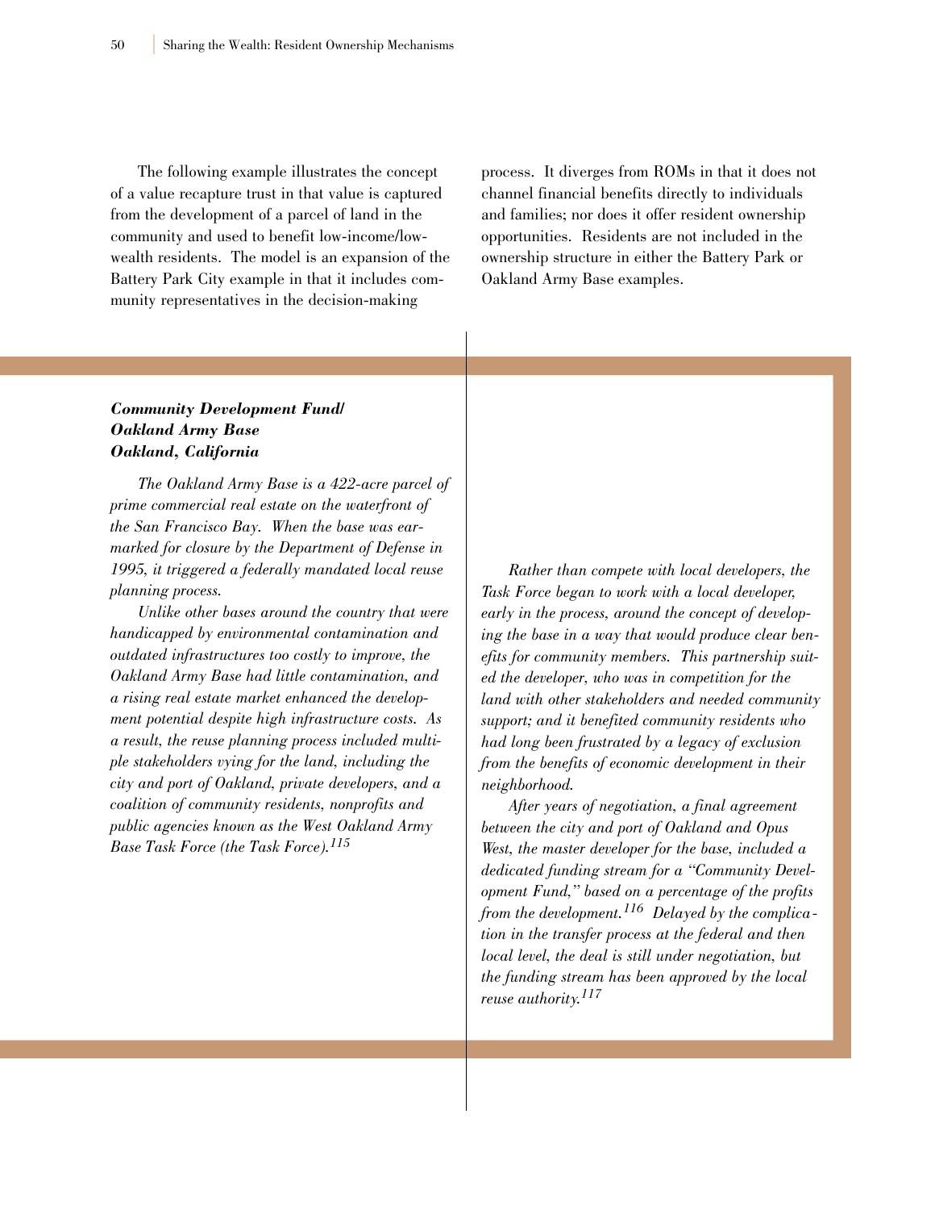The following example illustrates the concept of a value recapture trust in that value is captured from the development of a parcel of land in the community and used to benefit low-income/low-wealth residents. The model is an expansion of the Battery Park City example in that it includes community representatives in the decision-making process. It diverges from ROMs in that it does not channel financial benefits directly to individuals and families; nor does it offer resident ownership opportunities. Residents are not included in the ownership structure in either the Battery Park or Oakland Army Base examples.

***Community Development Fund/ Oakland Army Base Oakland, California***

*The Oakland Army Base is a 422-acre parcel of prime commercial real estate on the waterfront of the San Francisco Bay. When the base was earmarked for closure by the Department of Defense in 1995, it triggered a federally mandated local reuse planning process.*

*Unlike other bases around the country that were handicapped by environmental contamination and outdated infrastructures too costly to improve, the Oakland Army Base had little contamination, and a rising real estate market enhanced the development potential despite high infrastructure costs. As a result, the reuse planning process included multiple stakeholders vying for the land, including the city and port of Oakland, private developers, and a coalition of community residents, nonprofits and public agencies known as the West Oakland Army Base Task Force (the Task Force).*[115]

*Rather than compete with local developers, the Task Force began to work with a local developer, early in the process, around the concept of developing the base in a way that would produce clear benefits for community members. This partnership suited the developer, who was in competition for the land with other stakeholders and needed community support; and it benefited community residents who had long been frustrated by a legacy of exclusion from the benefits of economic development in their neighborhood.*

*After years of negotiation, a final agreement between the city and port of Oakland and Opus West, the master developer for the base, included a dedicated funding stream for a "Community Development Fund," based on a percentage of the profits from the development.*[116] *Delayed by the complication in the transfer process at the federal and then local level, the deal is still under negotiation, but the funding stream has been approved by the local reuse authority.*[117]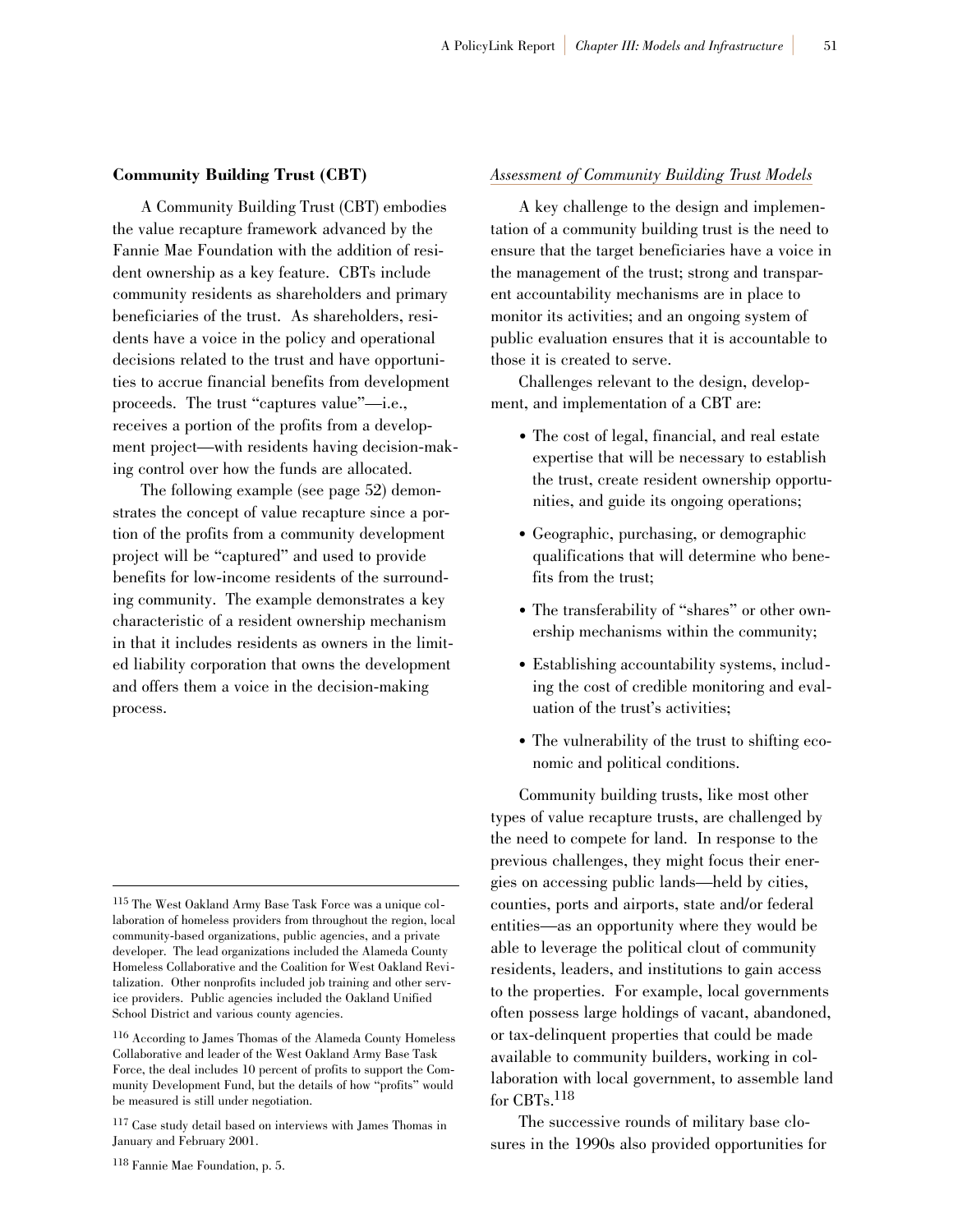## Community Building Trust (CBT)

A Community Building Trust (CBT) embodies the value recapture framework advanced by the Fannie Mae Foundation with the addition of resident ownership as a key feature. CBTs include community residents as shareholders and primary beneficiaries of the trust. As shareholders, residents have a voice in the policy and operational decisions related to the trust and have opportunities to accrue financial benefits from development proceeds. The trust "captures value"—i.e., receives a portion of the profits from a development project—with residents having decision-making control over how the funds are allocated.

The following example (see page 52) demonstrates the concept of value recapture since a portion of the profits from a community development project will be "captured" and used to provide benefits for low-income residents of the surrounding community. The example demonstrates a key characteristic of a resident ownership mechanism in that it includes residents as owners in the limited liability corporation that owns the development and offers them a voice in the decision-making process.

### *Assessment of Community Building Trust Models*

A key challenge to the design and implementation of a community building trust is the need to ensure that the target beneficiaries have a voice in the management of the trust; strong and transparent accountability mechanisms are in place to monitor its activities; and an ongoing system of public evaluation ensures that it is accountable to those it is created to serve.

Challenges relevant to the design, development, and implementation of a CBT are:

- The cost of legal, financial, and real estate expertise that will be necessary to establish the trust, create resident ownership opportunities, and guide its ongoing operations;
- Geographic, purchasing, or demographic qualifications that will determine who benefits from the trust;
- The transferability of "shares" or other ownership mechanisms within the community;
- Establishing accountability systems, including the cost of credible monitoring and evaluation of the trust's activities;
- The vulnerability of the trust to shifting economic and political conditions.

Community building trusts, like most other types of value recapture trusts, are challenged by the need to compete for land. In response to the previous challenges, they might focus their energies on accessing public lands—held by cities, counties, ports and airports, state and/or federal entities—as an opportunity where they would be able to leverage the political clout of community residents, leaders, and institutions to gain access to the properties. For example, local governments often possess large holdings of vacant, abandoned, or tax-delinquent properties that could be made available to community builders, working in collaboration with local government, to assemble land for CBTs.[118]

The successive rounds of military base closures in the 1990s also provided opportunities for

---

[115] The West Oakland Army Base Task Force was a unique collaboration of homeless providers from throughout the region, local community-based organizations, public agencies, and a private developer. The lead organizations included the Alameda County Homeless Collaborative and the Coalition for West Oakland Revitalization. Other nonprofits included job training and other service providers. Public agencies included the Oakland Unified School District and various county agencies.

[116] According to James Thomas of the Alameda County Homeless Collaborative and leader of the West Oakland Army Base Task Force, the deal includes 10 percent of profits to support the Community Development Fund, but the details of how "profits" would be measured is still under negotiation.

[117] Case study detail based on interviews with James Thomas in January and February 2001.

[118] Fannie Mae Foundation, p. 5.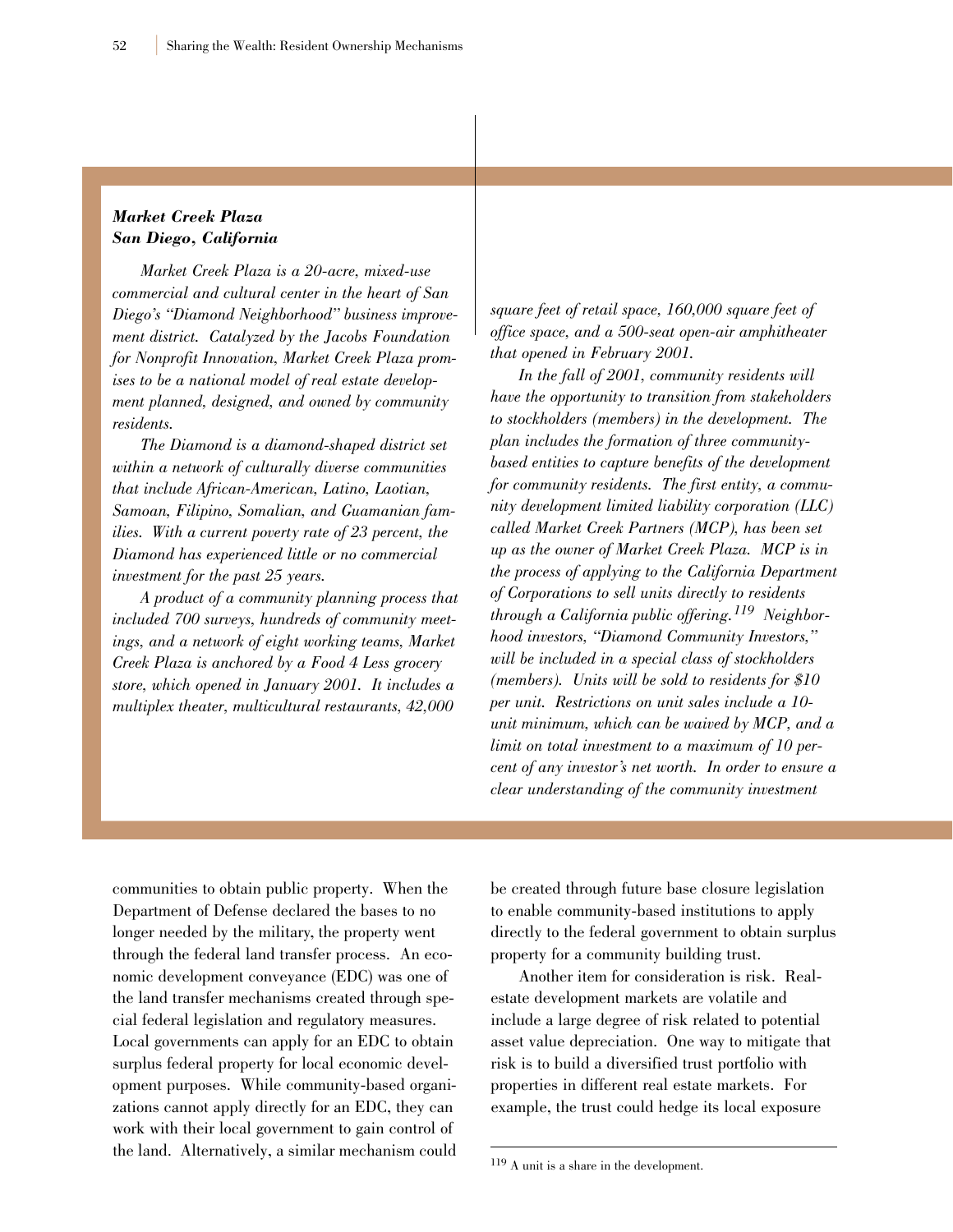***Market Creek Plaza***
***San Diego, California***

*Market Creek Plaza is a 20-acre, mixed-use commercial and cultural center in the heart of San Diego's "Diamond Neighborhood" business improvement district. Catalyzed by the Jacobs Foundation for Nonprofit Innovation, Market Creek Plaza promises to be a national model of real estate development planned, designed, and owned by community residents.*

*The Diamond is a diamond-shaped district set within a network of culturally diverse communities that include African-American, Latino, Laotian, Samoan, Filipino, Somalian, and Guamanian families. With a current poverty rate of 23 percent, the Diamond has experienced little or no commercial investment for the past 25 years.*

*A product of a community planning process that included 700 surveys, hundreds of community meetings, and a network of eight working teams, Market Creek Plaza is anchored by a Food 4 Less grocery store, which opened in January 2001. It includes a multiplex theater, multicultural restaurants, 42,000 square feet of retail space, 160,000 square feet of office space, and a 500-seat open-air amphitheater that opened in February 2001.*

*In the fall of 2001, community residents will have the opportunity to transition from stakeholders to stockholders (members) in the development. The plan includes the formation of three community-based entities to capture benefits of the development for community residents. The first entity, a community development limited liability corporation (LLC) called Market Creek Partners (MCP), has been set up as the owner of Market Creek Plaza. MCP is in the process of applying to the California Department of Corporations to sell units directly to residents through a California public offering.*[119] *Neighborhood investors, "Diamond Community Investors," will be included in a special class of stockholders (members). Units will be sold to residents for $10 per unit. Restrictions on unit sales include a 10-unit minimum, which can be waived by MCP, and a limit on total investment to a maximum of 10 percent of any investor's net worth. In order to ensure a clear understanding of the community investment*

communities to obtain public property. When the Department of Defense declared the bases to no longer needed by the military, the property went through the federal land transfer process. An economic development conveyance (EDC) was one of the land transfer mechanisms created through special federal legislation and regulatory measures. Local governments can apply for an EDC to obtain surplus federal property for local economic development purposes. While community-based organizations cannot apply directly for an EDC, they can work with their local government to gain control of the land. Alternatively, a similar mechanism could be created through future base closure legislation to enable community-based institutions to apply directly to the federal government to obtain surplus property for a community building trust.

Another item for consideration is risk. Real-estate development markets are volatile and include a large degree of risk related to potential asset value depreciation. One way to mitigate that risk is to build a diversified trust portfolio with properties in different real estate markets. For example, the trust could hedge its local exposure

[119] A unit is a share in the development.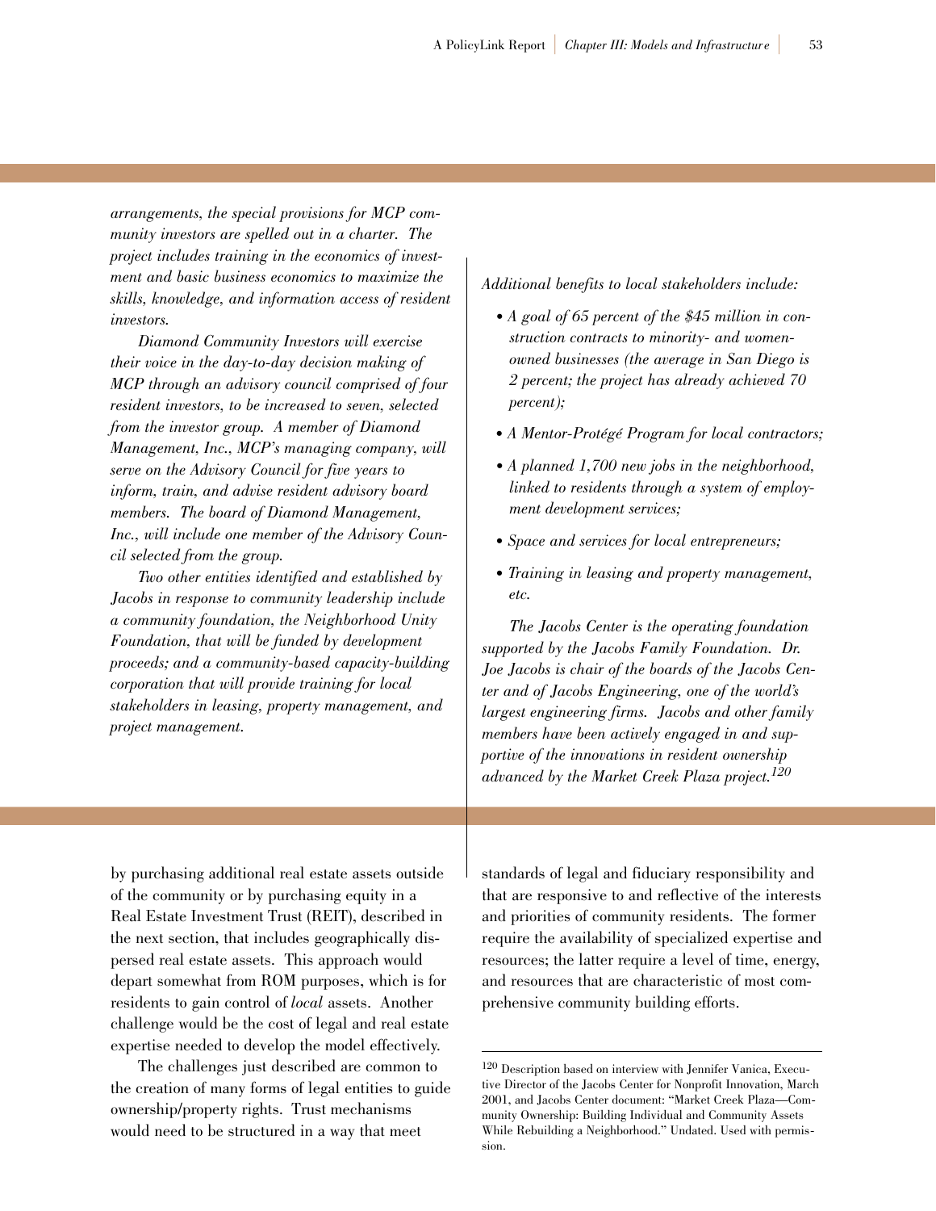*arrangements, the special provisions for MCP community investors are spelled out in a charter. The project includes training in the economics of investment and basic business economics to maximize the skills, knowledge, and information access of resident investors.*

*Diamond Community Investors will exercise their voice in the day-to-day decision making of MCP through an advisory council comprised of four resident investors, to be increased to seven, selected from the investor group. A member of Diamond Management, Inc., MCP's managing company, will serve on the Advisory Council for five years to inform, train, and advise resident advisory board members. The board of Diamond Management, Inc., will include one member of the Advisory Council selected from the group.*

*Two other entities identified and established by Jacobs in response to community leadership include a community foundation, the Neighborhood Unity Foundation, that will be funded by development proceeds; and a community-based capacity-building corporation that will provide training for local stakeholders in leasing, property management, and project management.*

*Additional benefits to local stakeholders include:*

- *A goal of 65 percent of the $45 million in construction contracts to minority- and women-owned businesses (the average in San Diego is 2 percent; the project has already achieved 70 percent);*
- *A Mentor-Protégé Program for local contractors;*
- *A planned 1,700 new jobs in the neighborhood, linked to residents through a system of employment development services;*
- *Space and services for local entrepreneurs;*
- *Training in leasing and property management, etc.*

*The Jacobs Center is the operating foundation supported by the Jacobs Family Foundation. Dr. Joe Jacobs is chair of the boards of the Jacobs Center and of Jacobs Engineering, one of the world's largest engineering firms. Jacobs and other family members have been actively engaged in and supportive of the innovations in resident ownership advanced by the Market Creek Plaza project.*[120]

by purchasing additional real estate assets outside of the community or by purchasing equity in a Real Estate Investment Trust (REIT), described in the next section, that includes geographically dispersed real estate assets. This approach would depart somewhat from ROM purposes, which is for residents to gain control of *local* assets. Another challenge would be the cost of legal and real estate expertise needed to develop the model effectively.

The challenges just described are common to the creation of many forms of legal entities to guide ownership/property rights. Trust mechanisms would need to be structured in a way that meet standards of legal and fiduciary responsibility and that are responsive to and reflective of the interests and priorities of community residents. The former require the availability of specialized expertise and resources; the latter require a level of time, energy, and resources that are characteristic of most comprehensive community building efforts.

[120] Description based on interview with Jennifer Vanica, Executive Director of the Jacobs Center for Nonprofit Innovation, March 2001, and Jacobs Center document: "Market Creek Plaza—Community Ownership: Building Individual and Community Assets While Rebuilding a Neighborhood." Undated. Used with permission.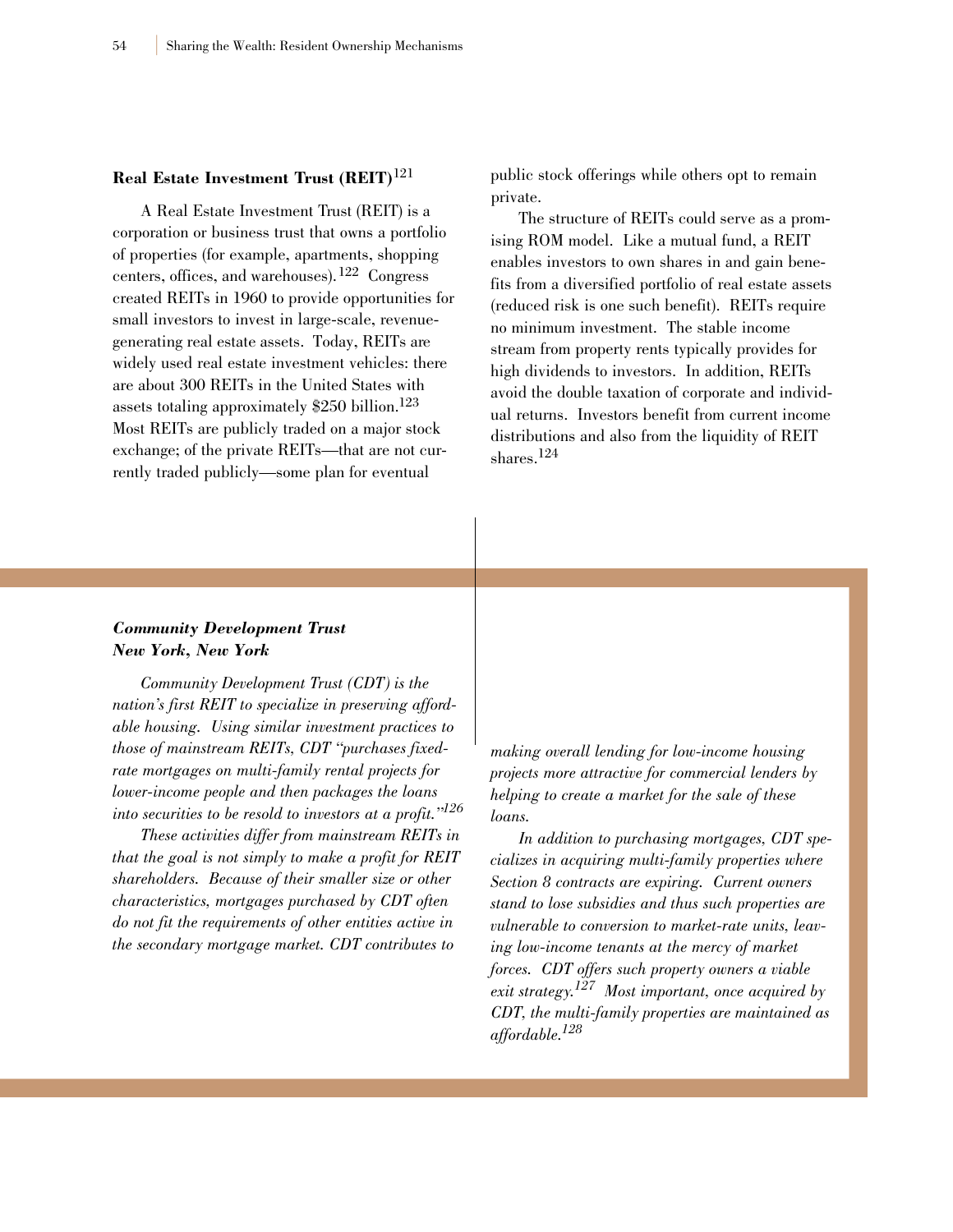### Real Estate Investment Trust (REIT)[121]

A Real Estate Investment Trust (REIT) is a corporation or business trust that owns a portfolio of properties (for example, apartments, shopping centers, offices, and warehouses).[122] Congress created REITs in 1960 to provide opportunities for small investors to invest in large-scale, revenue-generating real estate assets. Today, REITs are widely used real estate investment vehicles: there are about 300 REITs in the United States with assets totaling approximately $250 billion.[123] Most REITs are publicly traded on a major stock exchange; of the private REITs—that are not currently traded publicly—some plan for eventual public stock offerings while others opt to remain private.

The structure of REITs could serve as a promising ROM model. Like a mutual fund, a REIT enables investors to own shares in and gain benefits from a diversified portfolio of real estate assets (reduced risk is one such benefit). REITs require no minimum investment. The stable income stream from property rents typically provides for high dividends to investors. In addition, REITs avoid the double taxation of corporate and individual returns. Investors benefit from current income distributions and also from the liquidity of REIT shares.[124]

***Community Development Trust***
***New York, New York***

*Community Development Trust (CDT) is the nation's first REIT to specialize in preserving affordable housing. Using similar investment practices to those of mainstream REITs, CDT "purchases fixed-rate mortgages on multi-family rental projects for lower-income people and then packages the loans into securities to be resold to investors at a profit."[126]*

*These activities differ from mainstream REITs in that the goal is not simply to make a profit for REIT shareholders. Because of their smaller size or other characteristics, mortgages purchased by CDT often do not fit the requirements of other entities active in the secondary mortgage market. CDT contributes to making overall lending for low-income housing projects more attractive for commercial lenders by helping to create a market for the sale of these loans.*

*In addition to purchasing mortgages, CDT specializes in acquiring multi-family properties where Section 8 contracts are expiring. Current owners stand to lose subsidies and thus such properties are vulnerable to conversion to market-rate units, leaving low-income tenants at the mercy of market forces. CDT offers such property owners a viable exit strategy.[127] Most important, once acquired by CDT, the multi-family properties are maintained as affordable.[128]*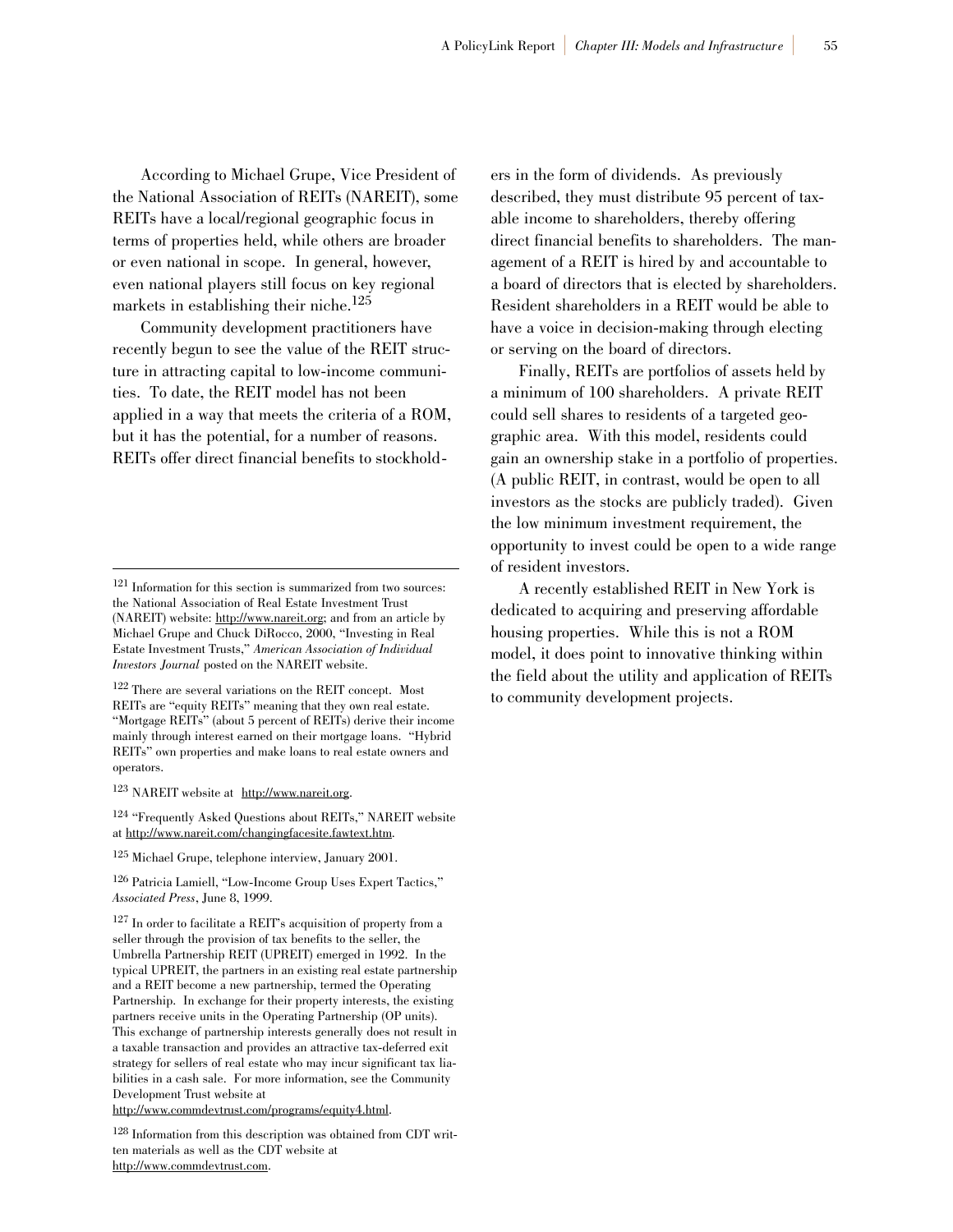According to Michael Grupe, Vice President of the National Association of REITs (NAREIT), some REITs have a local/regional geographic focus in terms of properties held, while others are broader or even national in scope. In general, however, even national players still focus on key regional markets in establishing their niche.[125]

Community development practitioners have recently begun to see the value of the REIT structure in attracting capital to low-income communities. To date, the REIT model has not been applied in a way that meets the criteria of a ROM, but it has the potential, for a number of reasons. REITs offer direct financial benefits to stockholders in the form of dividends. As previously described, they must distribute 95 percent of taxable income to shareholders, thereby offering direct financial benefits to shareholders. The management of a REIT is hired by and accountable to a board of directors that is elected by shareholders. Resident shareholders in a REIT would be able to have a voice in decision-making through electing or serving on the board of directors.

Finally, REITs are portfolios of assets held by a minimum of 100 shareholders. A private REIT could sell shares to residents of a targeted geographic area. With this model, residents could gain an ownership stake in a portfolio of properties. (A public REIT, in contrast, would be open to all investors as the stocks are publicly traded). Given the low minimum investment requirement, the opportunity to invest could be open to a wide range of resident investors.

A recently established REIT in New York is dedicated to acquiring and preserving affordable housing properties. While this is not a ROM model, it does point to innovative thinking within the field about the utility and application of REITs to community development projects.

---

[121] Information for this section is summarized from two sources: the National Association of Real Estate Investment Trust (NAREIT) website: http://www.nareit.org; and from an article by Michael Grupe and Chuck DiRocco, 2000, "Investing in Real Estate Investment Trusts," *American Association of Individual Investors Journal* posted on the NAREIT website.

[122] There are several variations on the REIT concept. Most REITs are "equity REITs" meaning that they own real estate. "Mortgage REITs" (about 5 percent of REITs) derive their income mainly through interest earned on their mortgage loans. "Hybrid REITs" own properties and make loans to real estate owners and operators.

[123] NAREIT website at http://www.nareit.org.

[124] "Frequently Asked Questions about REITs," NAREIT website at http://www.nareit.com/changingfacesite.fawtext.htm.

[125] Michael Grupe, telephone interview, January 2001.

[126] Patricia Lamiell, "Low-Income Group Uses Expert Tactics," *Associated Press*, June 8, 1999.

[127] In order to facilitate a REIT's acquisition of property from a seller through the provision of tax benefits to the seller, the Umbrella Partnership REIT (UPREIT) emerged in 1992. In the typical UPREIT, the partners in an existing real estate partnership and a REIT become a new partnership, termed the Operating Partnership. In exchange for their property interests, the existing partners receive units in the Operating Partnership (OP units). This exchange of partnership interests generally does not result in a taxable transaction and provides an attractive tax-deferred exit strategy for sellers of real estate who may incur significant tax liabilities in a cash sale. For more information, see the Community Development Trust website at http://www.commdevtrust.com/programs/equity4.html.

[128] Information from this description was obtained from CDT written materials as well as the CDT website at http://www.commdevtrust.com.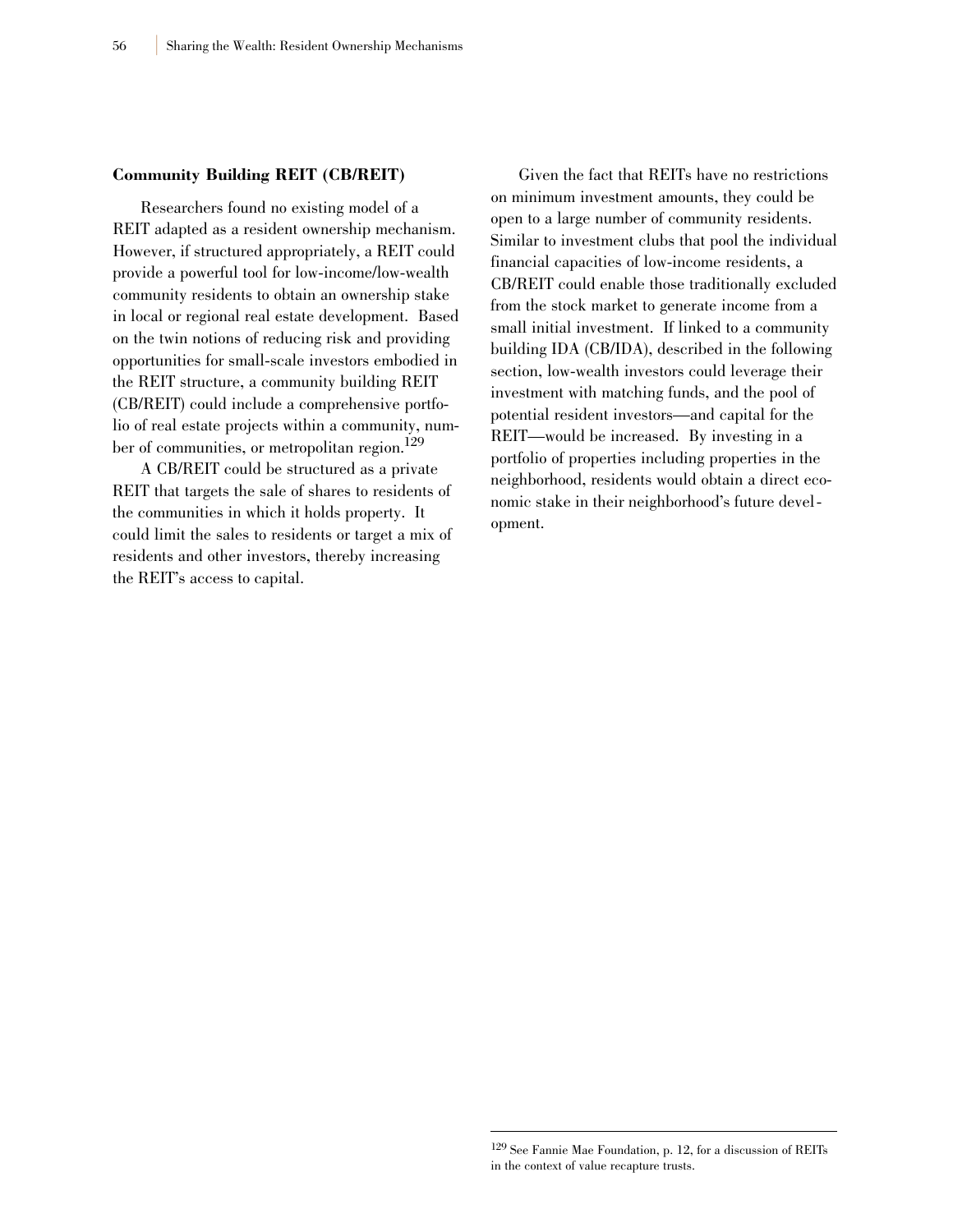**Community Building REIT (CB/REIT)**

Researchers found no existing model of a REIT adapted as a resident ownership mechanism. However, if structured appropriately, a REIT could provide a powerful tool for low-income/low-wealth community residents to obtain an ownership stake in local or regional real estate development. Based on the twin notions of reducing risk and providing opportunities for small-scale investors embodied in the REIT structure, a community building REIT (CB/REIT) could include a comprehensive portfolio of real estate projects within a community, number of communities, or metropolitan region.[129]

A CB/REIT could be structured as a private REIT that targets the sale of shares to residents of the communities in which it holds property. It could limit the sales to residents or target a mix of residents and other investors, thereby increasing the REIT's access to capital.

Given the fact that REITs have no restrictions on minimum investment amounts, they could be open to a large number of community residents. Similar to investment clubs that pool the individual financial capacities of low-income residents, a CB/REIT could enable those traditionally excluded from the stock market to generate income from a small initial investment. If linked to a community building IDA (CB/IDA), described in the following section, low-wealth investors could leverage their investment with matching funds, and the pool of potential resident investors—and capital for the REIT—would be increased. By investing in a portfolio of properties including properties in the neighborhood, residents would obtain a direct economic stake in their neighborhood's future development.

---

[129] See Fannie Mae Foundation, p. 12, for a discussion of REITs in the context of value recapture trusts.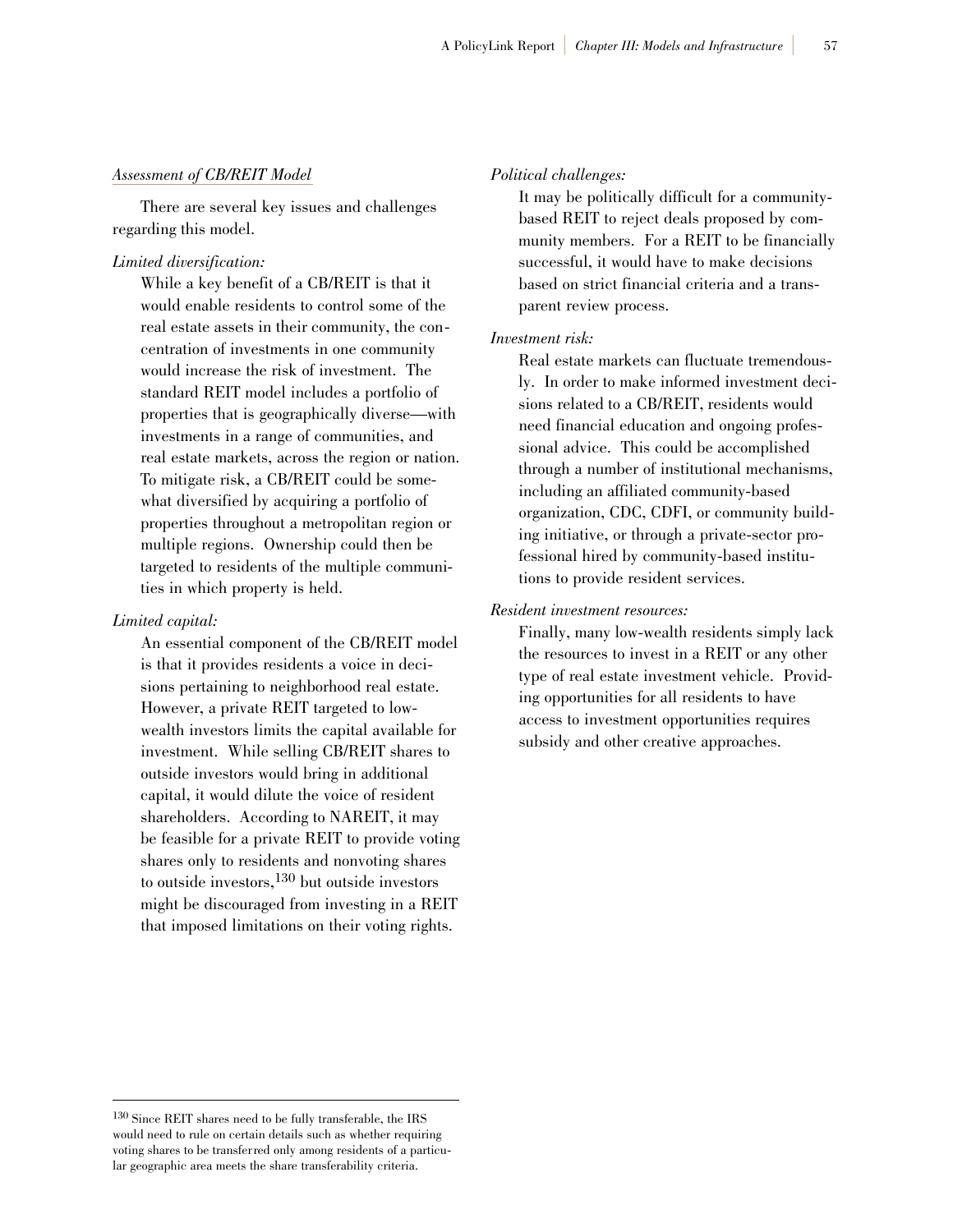*Assessment of CB/REIT Model*

There are several key issues and challenges regarding this model.

*Limited diversification:*

While a key benefit of a CB/REIT is that it would enable residents to control some of the real estate assets in their community, the concentration of investments in one community would increase the risk of investment. The standard REIT model includes a portfolio of properties that is geographically diverse—with investments in a range of communities, and real estate markets, across the region or nation. To mitigate risk, a CB/REIT could be somewhat diversified by acquiring a portfolio of properties throughout a metropolitan region or multiple regions. Ownership could then be targeted to residents of the multiple communities in which property is held.

*Limited capital:*

An essential component of the CB/REIT model is that it provides residents a voice in decisions pertaining to neighborhood real estate. However, a private REIT targeted to low-wealth investors limits the capital available for investment. While selling CB/REIT shares to outside investors would bring in additional capital, it would dilute the voice of resident shareholders. According to NAREIT, it may be feasible for a private REIT to provide voting shares only to residents and nonvoting shares to outside investors,[130] but outside investors might be discouraged from investing in a REIT that imposed limitations on their voting rights.

*Political challenges:*

It may be politically difficult for a community-based REIT to reject deals proposed by community members. For a REIT to be financially successful, it would have to make decisions based on strict financial criteria and a transparent review process.

*Investment risk:*

Real estate markets can fluctuate tremendously. In order to make informed investment decisions related to a CB/REIT, residents would need financial education and ongoing professional advice. This could be accomplished through a number of institutional mechanisms, including an affiliated community-based organization, CDC, CDFI, or community building initiative, or through a private-sector professional hired by community-based institutions to provide resident services.

*Resident investment resources:*

Finally, many low-wealth residents simply lack the resources to invest in a REIT or any other type of real estate investment vehicle. Providing opportunities for all residents to have access to investment opportunities requires subsidy and other creative approaches.

---

[130] Since REIT shares need to be fully transferable, the IRS would need to rule on certain details such as whether requiring voting shares to be transferred only among residents of a particular geographic area meets the share transferability criteria.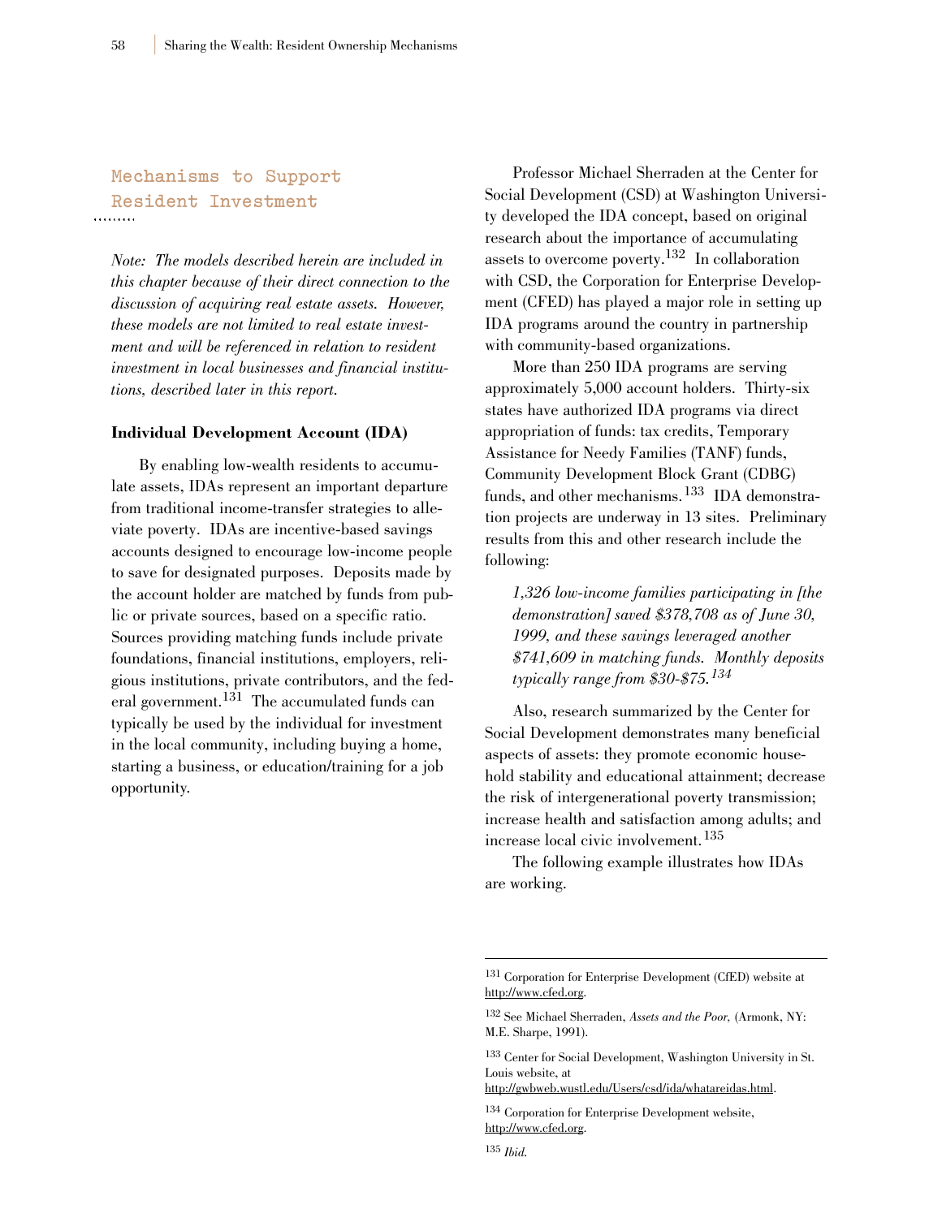## Mechanisms to Support Resident Investment

*Note: The models described herein are included in this chapter because of their direct connection to the discussion of acquiring real estate assets. However, these models are not limited to real estate investment and will be referenced in relation to resident investment in local businesses and financial institutions, described later in this report.*

### Individual Development Account (IDA)

By enabling low-wealth residents to accumulate assets, IDAs represent an important departure from traditional income-transfer strategies to alleviate poverty. IDAs are incentive-based savings accounts designed to encourage low-income people to save for designated purposes. Deposits made by the account holder are matched by funds from public or private sources, based on a specific ratio. Sources providing matching funds include private foundations, financial institutions, employers, religious institutions, private contributors, and the federal government.[131] The accumulated funds can typically be used by the individual for investment in the local community, including buying a home, starting a business, or education/training for a job opportunity.

Professor Michael Sherraden at the Center for Social Development (CSD) at Washington University developed the IDA concept, based on original research about the importance of accumulating assets to overcome poverty.[132] In collaboration with CSD, the Corporation for Enterprise Development (CFED) has played a major role in setting up IDA programs around the country in partnership with community-based organizations.

More than 250 IDA programs are serving approximately 5,000 account holders. Thirty-six states have authorized IDA programs via direct appropriation of funds: tax credits, Temporary Assistance for Needy Families (TANF) funds, Community Development Block Grant (CDBG) funds, and other mechanisms.[133] IDA demonstration projects are underway in 13 sites. Preliminary results from this and other research include the following:

> *1,326 low-income families participating in [the demonstration] saved $378,708 as of June 30, 1999, and these savings leveraged another $741,609 in matching funds. Monthly deposits typically range from $30-$75.*[134]

Also, research summarized by the Center for Social Development demonstrates many beneficial aspects of assets: they promote economic household stability and educational attainment; decrease the risk of intergenerational poverty transmission; increase health and satisfaction among adults; and increase local civic involvement.[135]

The following example illustrates how IDAs are working.

---

[131] Corporation for Enterprise Development (CfED) website at http://www.cfed.org.

[132] See Michael Sherraden, *Assets and the Poor,* (Armonk, NY: M.E. Sharpe, 1991).

[133] Center for Social Development, Washington University in St. Louis website, at http://gwbweb.wustl.edu/Users/csd/ida/whatareidas.html.

[134] Corporation for Enterprise Development website, http://www.cfed.org.

[135] *Ibid.*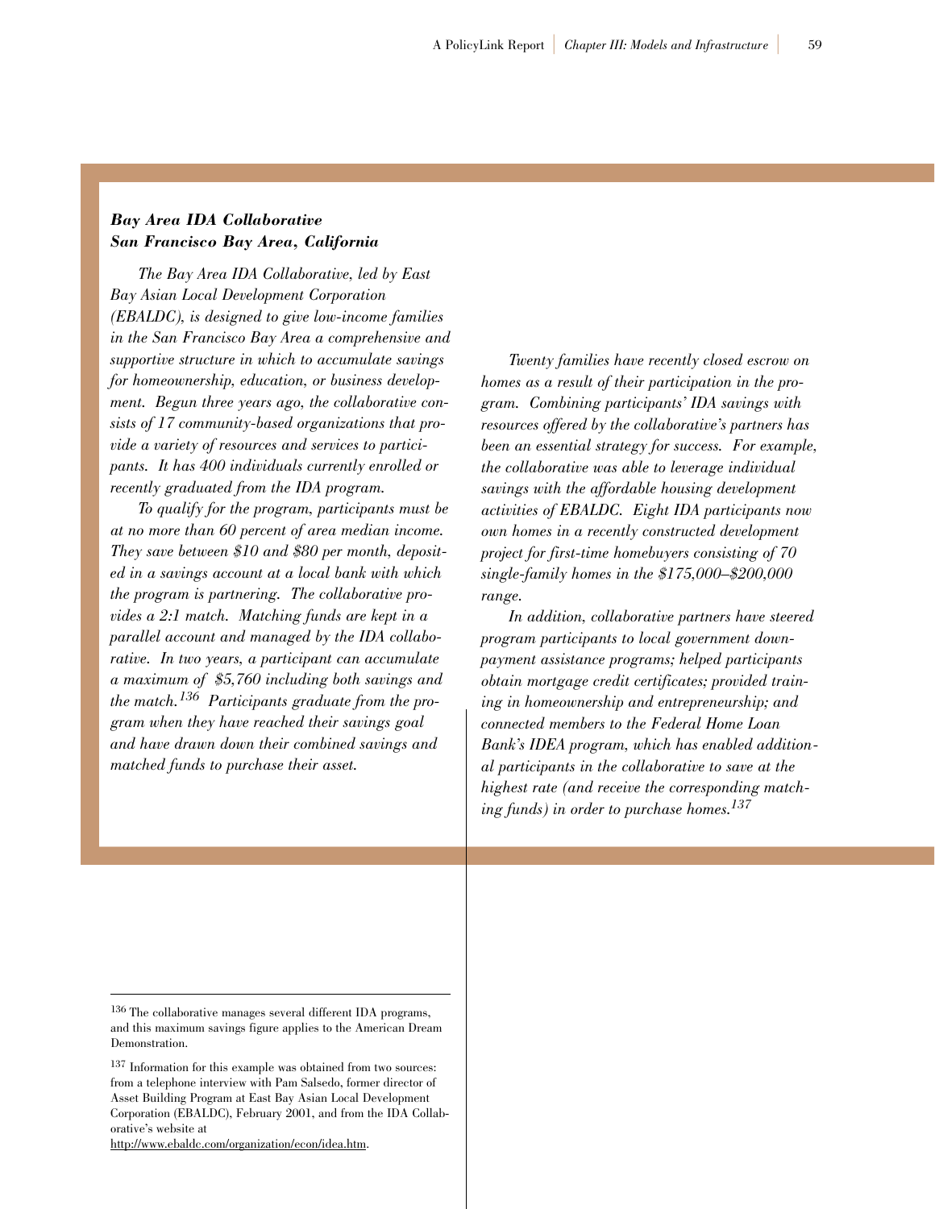***Bay Area IDA Collaborative***
***San Francisco Bay Area, California***

*The Bay Area IDA Collaborative, led by East Bay Asian Local Development Corporation (EBALDC), is designed to give low-income families in the San Francisco Bay Area a comprehensive and supportive structure in which to accumulate savings for homeownership, education, or business development. Begun three years ago, the collaborative consists of 17 community-based organizations that provide a variety of resources and services to participants. It has 400 individuals currently enrolled or recently graduated from the IDA program.*

*To qualify for the program, participants must be at no more than 60 percent of area median income. They save between $10 and $80 per month, deposited in a savings account at a local bank with which the program is partnering. The collaborative provides a 2:1 match. Matching funds are kept in a parallel account and managed by the IDA collaborative. In two years, a participant can accumulate a maximum of $5,760 including both savings and the match.*[136] *Participants graduate from the program when they have reached their savings goal and have drawn down their combined savings and matched funds to purchase their asset.*

*Twenty families have recently closed escrow on homes as a result of their participation in the program. Combining participants' IDA savings with resources offered by the collaborative's partners has been an essential strategy for success. For example, the collaborative was able to leverage individual savings with the affordable housing development activities of EBALDC. Eight IDA participants now own homes in a recently constructed development project for first-time homebuyers consisting of 70 single-family homes in the $175,000–$200,000 range.*

*In addition, collaborative partners have steered program participants to local government downpayment assistance programs; helped participants obtain mortgage credit certificates; provided training in homeownership and entrepreneurship; and connected members to the Federal Home Loan Bank's IDEA program, which has enabled additional participants in the collaborative to save at the highest rate (and receive the corresponding matching funds) in order to purchase homes.*[137]

---

[136] The collaborative manages several different IDA programs, and this maximum savings figure applies to the American Dream Demonstration.

[137] Information for this example was obtained from two sources: from a telephone interview with Pam Salsedo, former director of Asset Building Program at East Bay Asian Local Development Corporation (EBALDC), February 2001, and from the IDA Collaborative's website at http://www.ebaldc.com/organization/econ/idea.htm.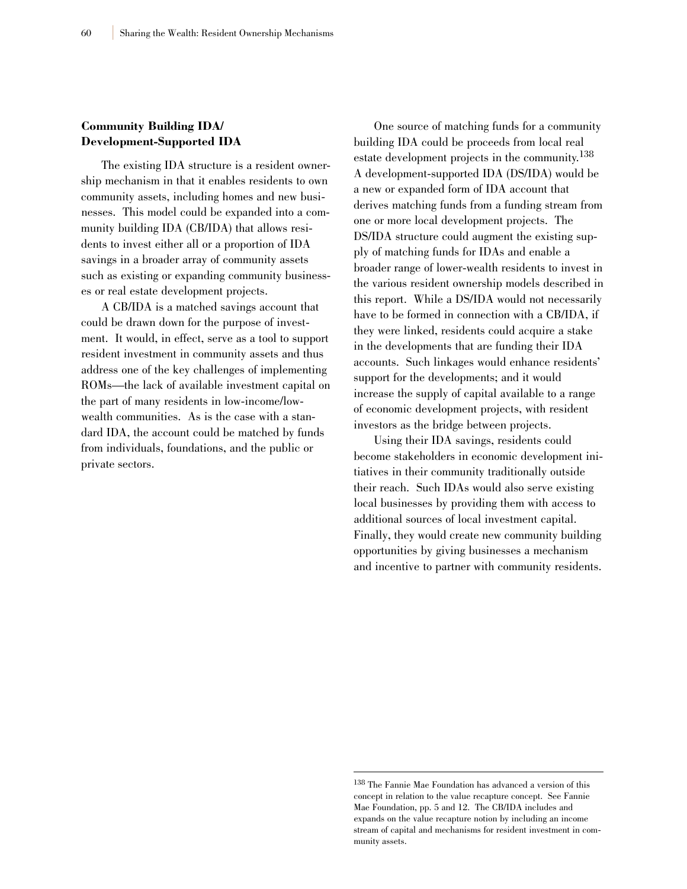### Community Building IDA/ Development-Supported IDA

The existing IDA structure is a resident ownership mechanism in that it enables residents to own community assets, including homes and new businesses. This model could be expanded into a community building IDA (CB/IDA) that allows residents to invest either all or a proportion of IDA savings in a broader array of community assets such as existing or expanding community businesses or real estate development projects.

A CB/IDA is a matched savings account that could be drawn down for the purpose of investment. It would, in effect, serve as a tool to support resident investment in community assets and thus address one of the key challenges of implementing ROMs—the lack of available investment capital on the part of many residents in low-income/low-wealth communities. As is the case with a standard IDA, the account could be matched by funds from individuals, foundations, and the public or private sectors.

One source of matching funds for a community building IDA could be proceeds from local real estate development projects in the community.[138] A development-supported IDA (DS/IDA) would be a new or expanded form of IDA account that derives matching funds from a funding stream from one or more local development projects. The DS/IDA structure could augment the existing supply of matching funds for IDAs and enable a broader range of lower-wealth residents to invest in the various resident ownership models described in this report. While a DS/IDA would not necessarily have to be formed in connection with a CB/IDA, if they were linked, residents could acquire a stake in the developments that are funding their IDA accounts. Such linkages would enhance residents' support for the developments; and it would increase the supply of capital available to a range of economic development projects, with resident investors as the bridge between projects.

Using their IDA savings, residents could become stakeholders in economic development initiatives in their community traditionally outside their reach. Such IDAs would also serve existing local businesses by providing them with access to additional sources of local investment capital. Finally, they would create new community building opportunities by giving businesses a mechanism and incentive to partner with community residents.

---

[138] The Fannie Mae Foundation has advanced a version of this concept in relation to the value recapture concept. See Fannie Mae Foundation, pp. 5 and 12. The CB/IDA includes and expands on the value recapture notion by including an income stream of capital and mechanisms for resident investment in community assets.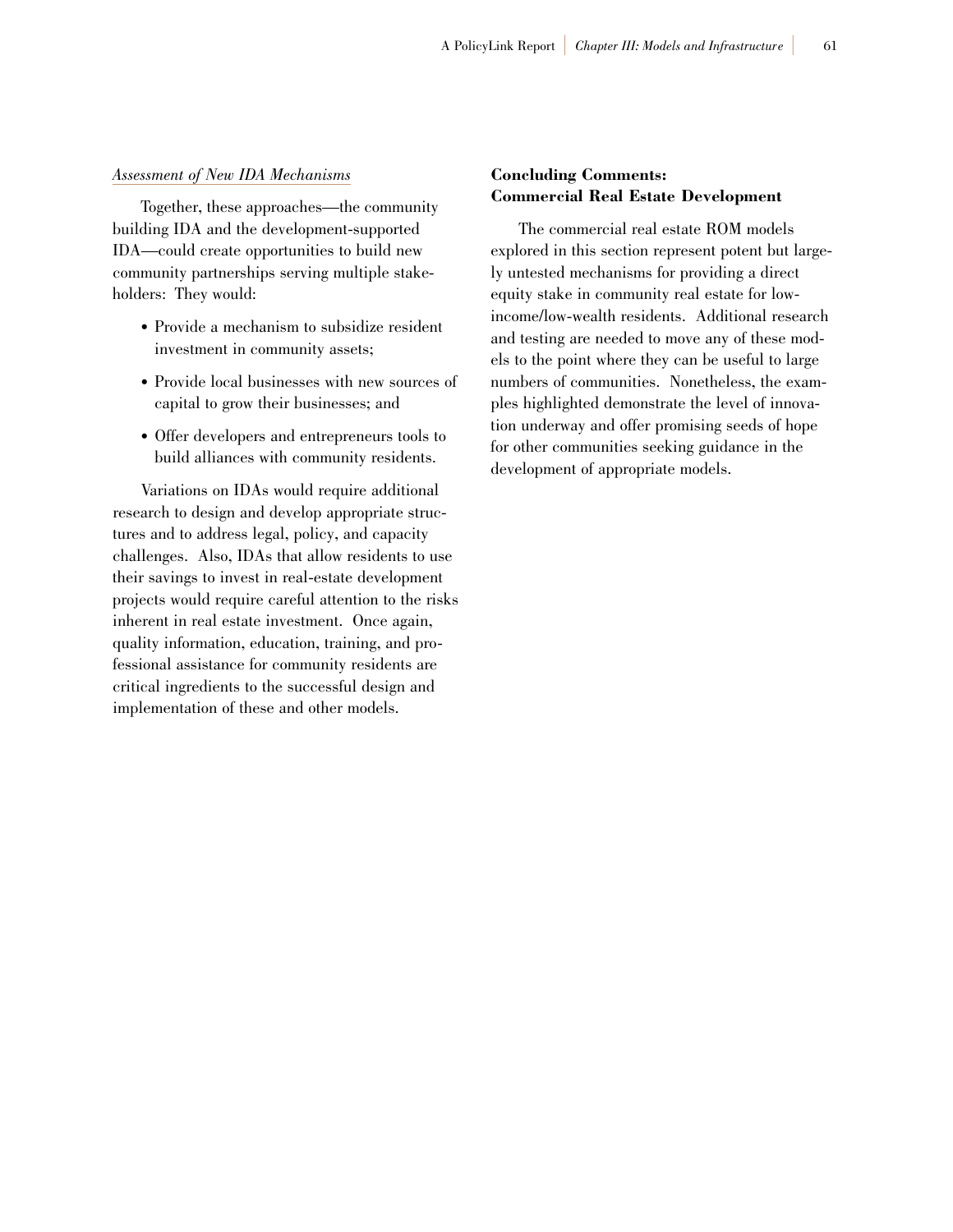*Assessment of New IDA Mechanisms*

Together, these approaches—the community building IDA and the development-supported IDA—could create opportunities to build new community partnerships serving multiple stakeholders: They would:

- Provide a mechanism to subsidize resident investment in community assets;
- Provide local businesses with new sources of capital to grow their businesses; and
- Offer developers and entrepreneurs tools to build alliances with community residents.

Variations on IDAs would require additional research to design and develop appropriate structures and to address legal, policy, and capacity challenges. Also, IDAs that allow residents to use their savings to invest in real-estate development projects would require careful attention to the risks inherent in real estate investment. Once again, quality information, education, training, and professional assistance for community residents are critical ingredients to the successful design and implementation of these and other models.

**Concluding Comments: Commercial Real Estate Development**

The commercial real estate ROM models explored in this section represent potent but largely untested mechanisms for providing a direct equity stake in community real estate for low-income/low-wealth residents. Additional research and testing are needed to move any of these models to the point where they can be useful to large numbers of communities. Nonetheless, the examples highlighted demonstrate the level of innovation underway and offer promising seeds of hope for other communities seeking guidance in the development of appropriate models.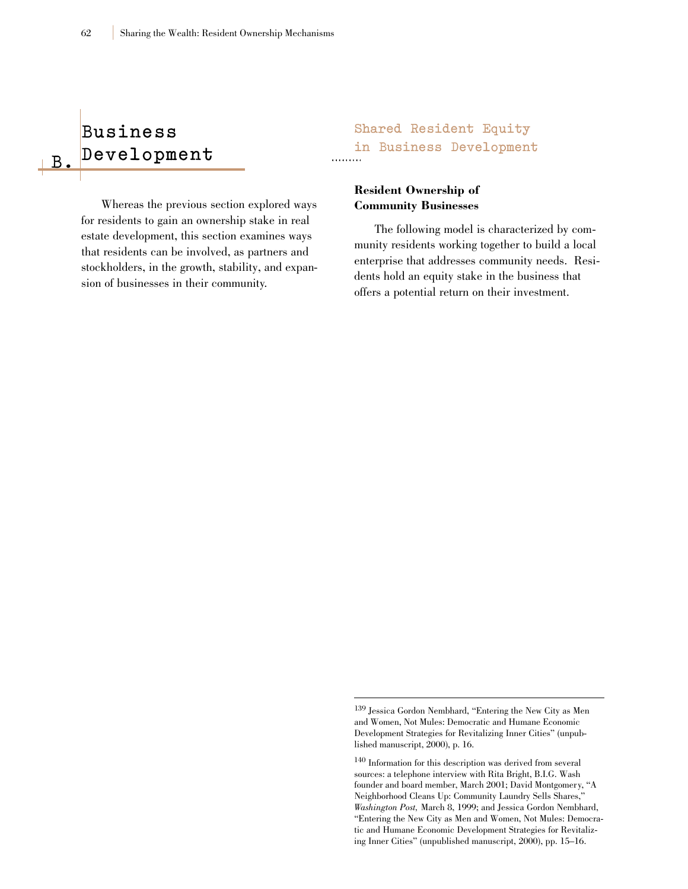# B. Business Development

Whereas the previous section explored ways for residents to gain an ownership stake in real estate development, this section examines ways that residents can be involved, as partners and stockholders, in the growth, stability, and expansion of businesses in their community.

## Shared Resident Equity in Business Development

### Resident Ownership of Community Businesses

The following model is characterized by community residents working together to build a local enterprise that addresses community needs. Residents hold an equity stake in the business that offers a potential return on their investment.

---

[139] Jessica Gordon Nembhard, "Entering the New City as Men and Women, Not Mules: Democratic and Humane Economic Development Strategies for Revitalizing Inner Cities" (unpublished manuscript, 2000), p. 16.

[140] Information for this description was derived from several sources: a telephone interview with Rita Bright, B.I.G. Wash founder and board member, March 2001; David Montgomery, "A Neighborhood Cleans Up: Community Laundry Sells Shares," *Washington Post*, March 8, 1999; and Jessica Gordon Nembhard, "Entering the New City as Men and Women, Not Mules: Democratic and Humane Economic Development Strategies for Revitalizing Inner Cities" (unpublished manuscript, 2000), pp. 15–16.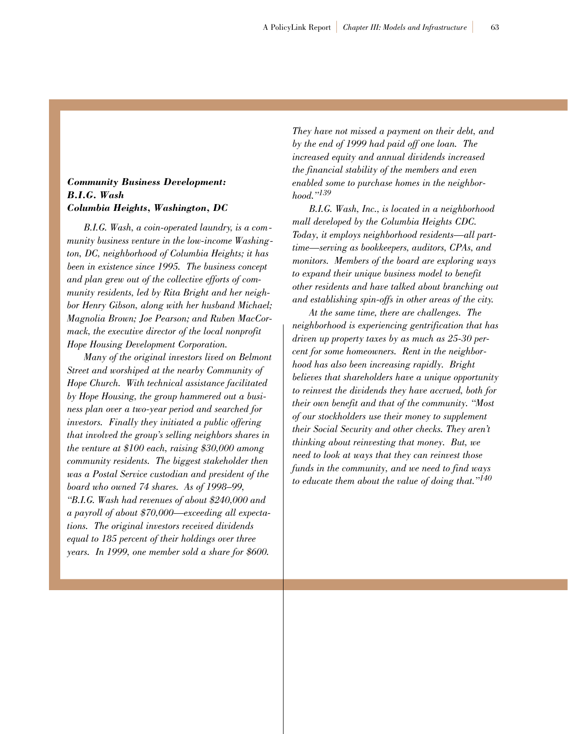***Community Business Development: B.I.G. Wash Columbia Heights, Washington, DC***

*B.I.G. Wash, a coin-operated laundry, is a community business venture in the low-income Washington, DC, neighborhood of Columbia Heights; it has been in existence since 1995. The business concept and plan grew out of the collective efforts of community residents, led by Rita Bright and her neighbor Henry Gibson, along with her husband Michael; Magnolia Brown; Joe Pearson; and Ruben MacCormack, the executive director of the local nonprofit Hope Housing Development Corporation.*

*Many of the original investors lived on Belmont Street and worshiped at the nearby Community of Hope Church. With technical assistance facilitated by Hope Housing, the group hammered out a business plan over a two-year period and searched for investors. Finally they initiated a public offering that involved the group's selling neighbors shares in the venture at $100 each, raising $30,000 among community residents. The biggest stakeholder then was a Postal Service custodian and president of the board who owned 74 shares. As of 1998–99, "B.I.G. Wash had revenues of about $240,000 and a payroll of about $70,000—exceeding all expectations. The original investors received dividends equal to 185 percent of their holdings over three years. In 1999, one member sold a share for $600. They have not missed a payment on their debt, and by the end of 1999 had paid off one loan. The increased equity and annual dividends increased the financial stability of the members and even enabled some to purchase homes in the neighborhood."[139]*

*B.I.G. Wash, Inc., is located in a neighborhood mall developed by the Columbia Heights CDC. Today, it employs neighborhood residents—all part-time—serving as bookkeepers, auditors, CPAs, and monitors. Members of the board are exploring ways to expand their unique business model to benefit other residents and have talked about branching out and establishing spin-offs in other areas of the city.*

*At the same time, there are challenges. The neighborhood is experiencing gentrification that has driven up property taxes by as much as 25-30 percent for some homeowners. Rent in the neighborhood has also been increasing rapidly. Bright believes that shareholders have a unique opportunity to reinvest the dividends they have accrued, both for their own benefit and that of the community. "Most of our stockholders use their money to supplement their Social Security and other checks. They aren't thinking about reinvesting that money. But, we need to look at ways that they can reinvest those funds in the community, and we need to find ways to educate them about the value of doing that."[140]*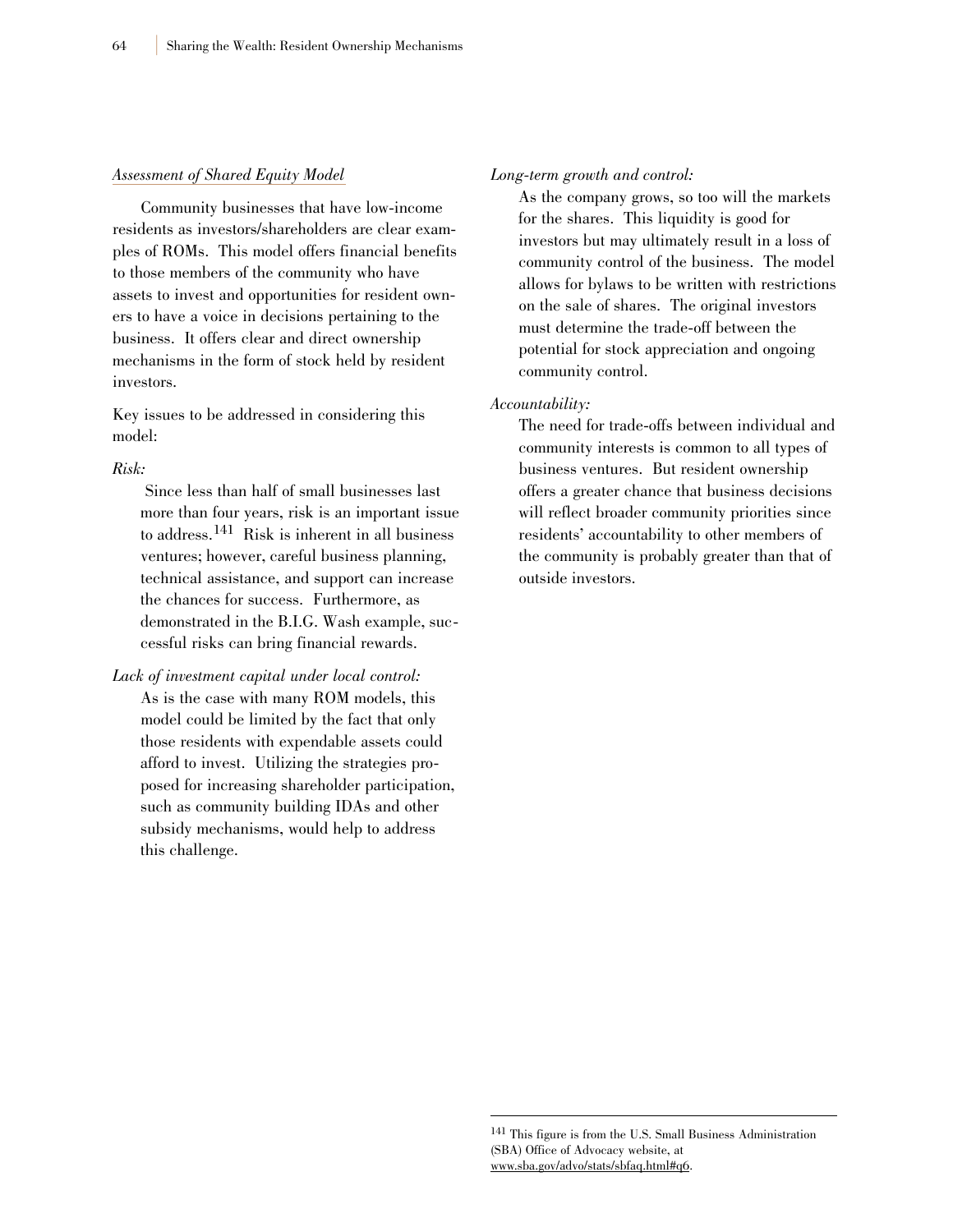*Assessment of Shared Equity Model*

Community businesses that have low-income residents as investors/shareholders are clear examples of ROMs. This model offers financial benefits to those members of the community who have assets to invest and opportunities for resident owners to have a voice in decisions pertaining to the business. It offers clear and direct ownership mechanisms in the form of stock held by resident investors.

Key issues to be addressed in considering this model:

*Risk:*

Since less than half of small businesses last more than four years, risk is an important issue to address.[141] Risk is inherent in all business ventures; however, careful business planning, technical assistance, and support can increase the chances for success. Furthermore, as demonstrated in the B.I.G. Wash example, successful risks can bring financial rewards.

*Lack of investment capital under local control:*

As is the case with many ROM models, this model could be limited by the fact that only those residents with expendable assets could afford to invest. Utilizing the strategies proposed for increasing shareholder participation, such as community building IDAs and other subsidy mechanisms, would help to address this challenge.

*Long-term growth and control:*

As the company grows, so too will the markets for the shares. This liquidity is good for investors but may ultimately result in a loss of community control of the business. The model allows for bylaws to be written with restrictions on the sale of shares. The original investors must determine the trade-off between the potential for stock appreciation and ongoing community control.

*Accountability:*

The need for trade-offs between individual and community interests is common to all types of business ventures. But resident ownership offers a greater chance that business decisions will reflect broader community priorities since residents' accountability to other members of the community is probably greater than that of outside investors.

---

[141] This figure is from the U.S. Small Business Administration (SBA) Office of Advocacy website, at www.sba.gov/advo/stats/sbfaq.html#q6.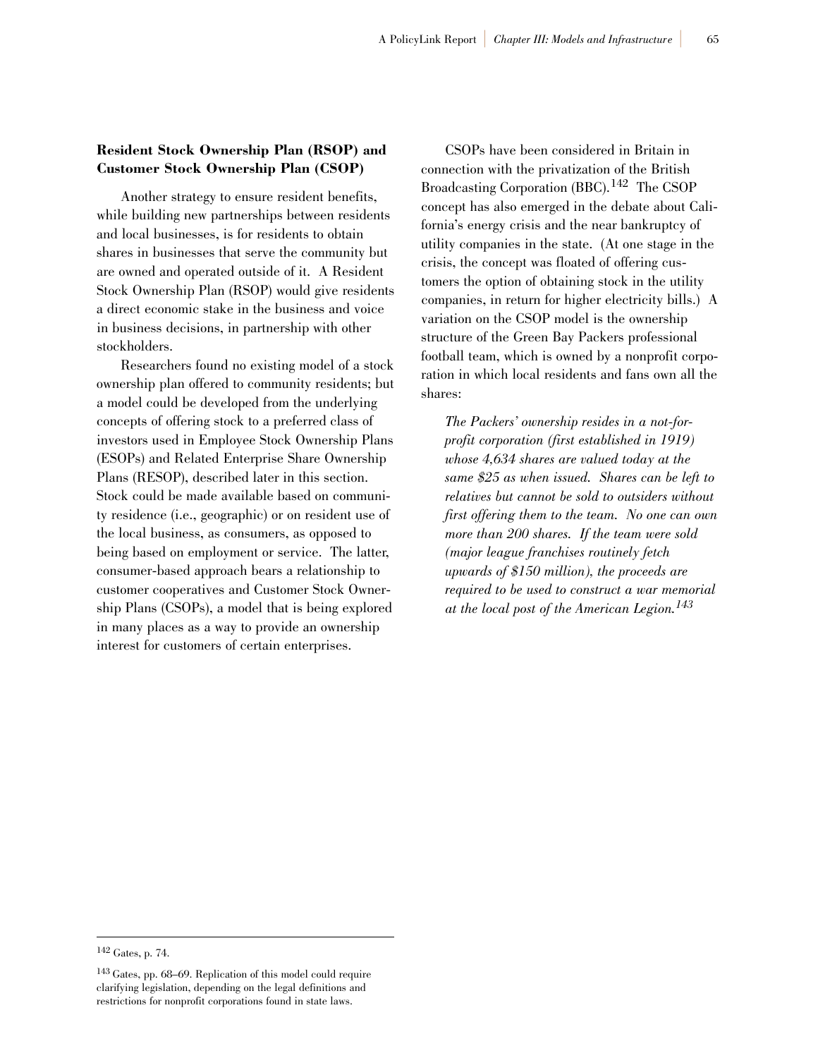**Resident Stock Ownership Plan (RSOP) and Customer Stock Ownership Plan (CSOP)**

Another strategy to ensure resident benefits, while building new partnerships between residents and local businesses, is for residents to obtain shares in businesses that serve the community but are owned and operated outside of it. A Resident Stock Ownership Plan (RSOP) would give residents a direct economic stake in the business and voice in business decisions, in partnership with other stockholders.

Researchers found no existing model of a stock ownership plan offered to community residents; but a model could be developed from the underlying concepts of offering stock to a preferred class of investors used in Employee Stock Ownership Plans (ESOPs) and Related Enterprise Share Ownership Plans (RESOP), described later in this section. Stock could be made available based on community residence (i.e., geographic) or on resident use of the local business, as consumers, as opposed to being based on employment or service. The latter, consumer-based approach bears a relationship to customer cooperatives and Customer Stock Ownership Plans (CSOPs), a model that is being explored in many places as a way to provide an ownership interest for customers of certain enterprises.

CSOPs have been considered in Britain in connection with the privatization of the British Broadcasting Corporation (BBC).[142] The CSOP concept has also emerged in the debate about California's energy crisis and the near bankruptcy of utility companies in the state. (At one stage in the crisis, the concept was floated of offering customers the option of obtaining stock in the utility companies, in return for higher electricity bills.) A variation on the CSOP model is the ownership structure of the Green Bay Packers professional football team, which is owned by a nonprofit corporation in which local residents and fans own all the shares:

> *The Packers' ownership resides in a not-for-profit corporation (first established in 1919) whose 4,634 shares are valued today at the same $25 as when issued. Shares can be left to relatives but cannot be sold to outsiders without first offering them to the team. No one can own more than 200 shares. If the team were sold (major league franchises routinely fetch upwards of $150 million), the proceeds are required to be used to construct a war memorial at the local post of the American Legion.*[143]

---

[142] Gates, p. 74.

[143] Gates, pp. 68–69. Replication of this model could require clarifying legislation, depending on the legal definitions and restrictions for nonprofit corporations found in state laws.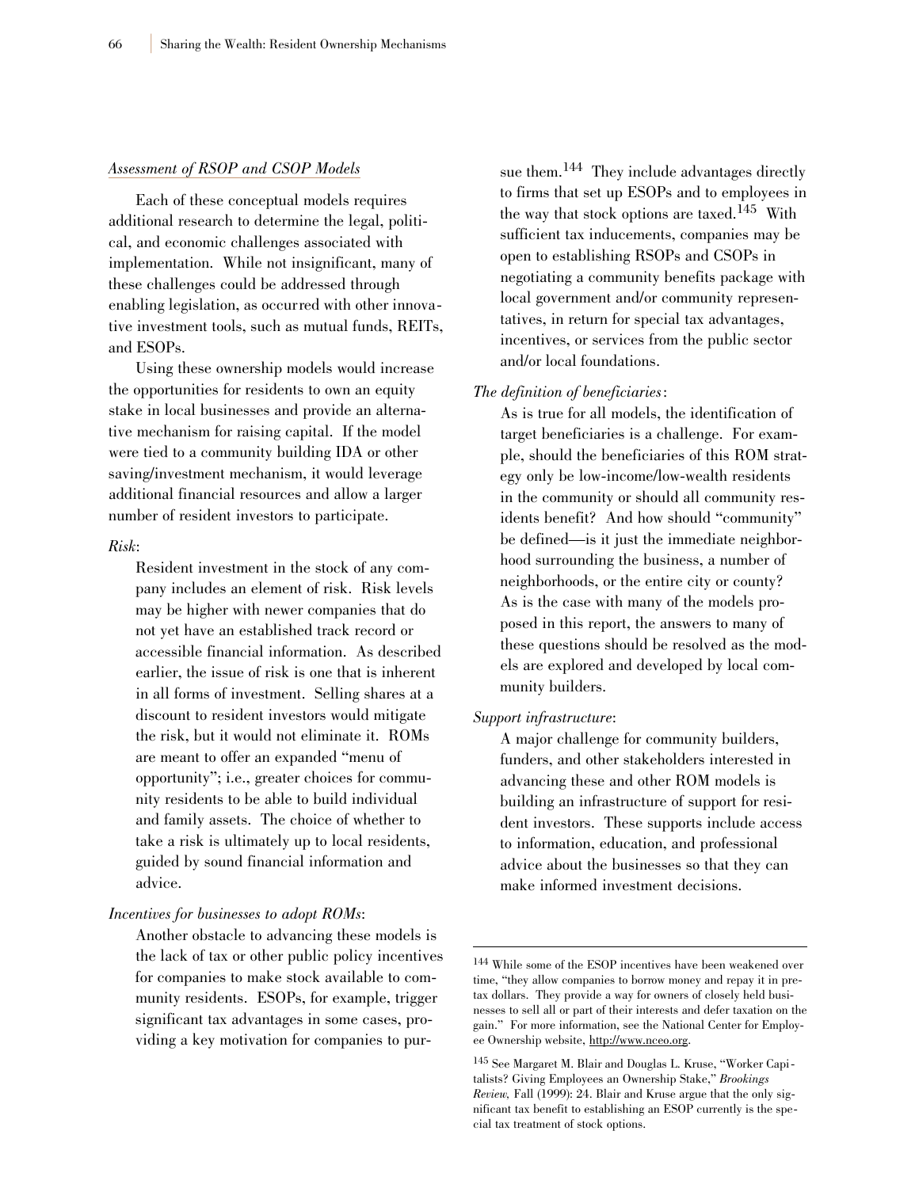*Assessment of RSOP and CSOP Models*

Each of these conceptual models requires additional research to determine the legal, political, and economic challenges associated with implementation. While not insignificant, many of these challenges could be addressed through enabling legislation, as occurred with other innovative investment tools, such as mutual funds, REITs, and ESOPs.

Using these ownership models would increase the opportunities for residents to own an equity stake in local businesses and provide an alternative mechanism for raising capital. If the model were tied to a community building IDA or other saving/investment mechanism, it would leverage additional financial resources and allow a larger number of resident investors to participate.

*Risk*:

Resident investment in the stock of any company includes an element of risk. Risk levels may be higher with newer companies that do not yet have an established track record or accessible financial information. As described earlier, the issue of risk is one that is inherent in all forms of investment. Selling shares at a discount to resident investors would mitigate the risk, but it would not eliminate it. ROMs are meant to offer an expanded "menu of opportunity"; i.e., greater choices for community residents to be able to build individual and family assets. The choice of whether to take a risk is ultimately up to local residents, guided by sound financial information and advice.

*Incentives for businesses to adopt ROMs*:

Another obstacle to advancing these models is the lack of tax or other public policy incentives for companies to make stock available to community residents. ESOPs, for example, trigger significant tax advantages in some cases, providing a key motivation for companies to pursue them.[144] They include advantages directly to firms that set up ESOPs and to employees in the way that stock options are taxed.[145] With sufficient tax inducements, companies may be open to establishing RSOPs and CSOPs in negotiating a community benefits package with local government and/or community representatives, in return for special tax advantages, incentives, or services from the public sector and/or local foundations.

*The definition of beneficiaries*:

As is true for all models, the identification of target beneficiaries is a challenge. For example, should the beneficiaries of this ROM strategy only be low-income/low-wealth residents in the community or should all community residents benefit? And how should "community" be defined—is it just the immediate neighborhood surrounding the business, a number of neighborhoods, or the entire city or county? As is the case with many of the models proposed in this report, the answers to many of these questions should be resolved as the models are explored and developed by local community builders.

*Support infrastructure*:

A major challenge for community builders, funders, and other stakeholders interested in advancing these and other ROM models is building an infrastructure of support for resident investors. These supports include access to information, education, and professional advice about the businesses so that they can make informed investment decisions.

---

[144] While some of the ESOP incentives have been weakened over time, "they allow companies to borrow money and repay it in pretax dollars. They provide a way for owners of closely held businesses to sell all or part of their interests and defer taxation on the gain." For more information, see the National Center for Employee Ownership website, http://www.nceo.org.

[145] See Margaret M. Blair and Douglas L. Kruse, "Worker Capitalists? Giving Employees an Ownership Stake," *Brookings Review,* Fall (1999): 24. Blair and Kruse argue that the only significant tax benefit to establishing an ESOP currently is the special tax treatment of stock options.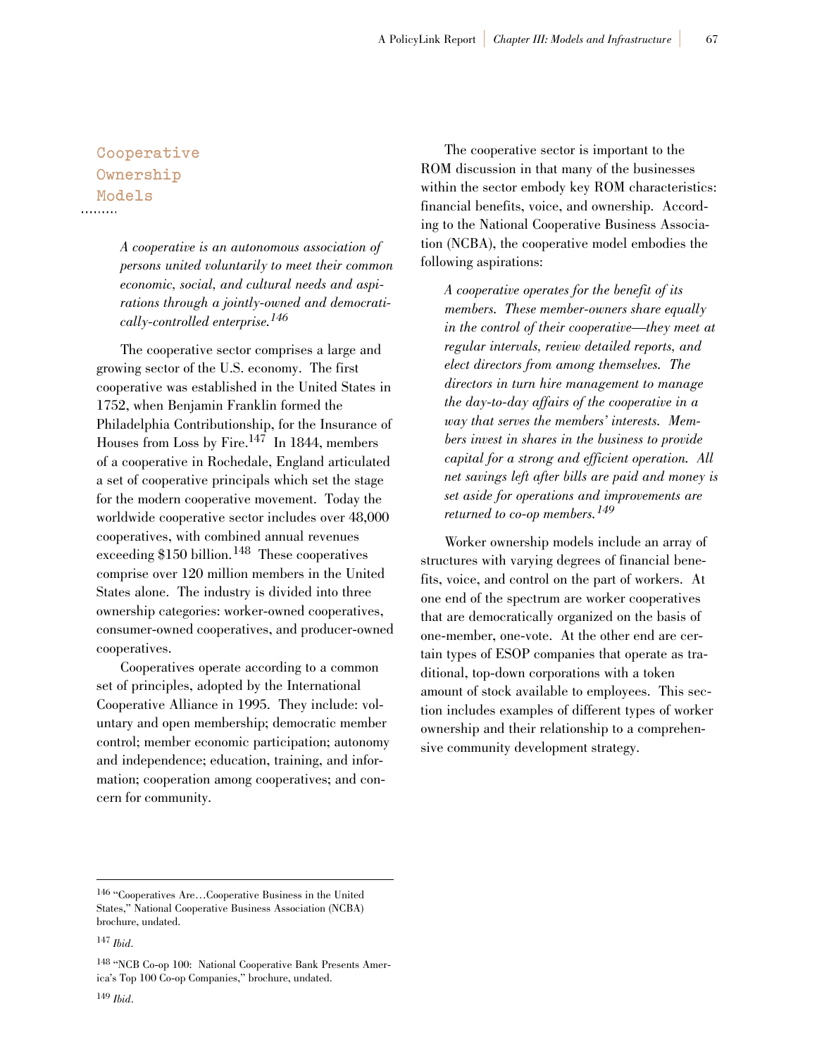## Cooperative Ownership Models

*A cooperative is an autonomous association of persons united voluntarily to meet their common economic, social, and cultural needs and aspirations through a jointly-owned and democratically-controlled enterprise.*[146]

The cooperative sector comprises a large and growing sector of the U.S. economy. The first cooperative was established in the United States in 1752, when Benjamin Franklin formed the Philadelphia Contributionship, for the Insurance of Houses from Loss by Fire.[147] In 1844, members of a cooperative in Rochedale, England articulated a set of cooperative principals which set the stage for the modern cooperative movement. Today the worldwide cooperative sector includes over 48,000 cooperatives, with combined annual revenues exceeding $150 billion.[148] These cooperatives comprise over 120 million members in the United States alone. The industry is divided into three ownership categories: worker-owned cooperatives, consumer-owned cooperatives, and producer-owned cooperatives.

Cooperatives operate according to a common set of principles, adopted by the International Cooperative Alliance in 1995. They include: voluntary and open membership; democratic member control; member economic participation; autonomy and independence; education, training, and information; cooperation among cooperatives; and concern for community.

The cooperative sector is important to the ROM discussion in that many of the businesses within the sector embody key ROM characteristics: financial benefits, voice, and ownership. According to the National Cooperative Business Association (NCBA), the cooperative model embodies the following aspirations:

> *A cooperative operates for the benefit of its members. These member-owners share equally in the control of their cooperative—they meet at regular intervals, review detailed reports, and elect directors from among themselves. The directors in turn hire management to manage the day-to-day affairs of the cooperative in a way that serves the members' interests. Members invest in shares in the business to provide capital for a strong and efficient operation. All net savings left after bills are paid and money is set aside for operations and improvements are returned to co-op members.*[149]

Worker ownership models include an array of structures with varying degrees of financial benefits, voice, and control on the part of workers. At one end of the spectrum are worker cooperatives that are democratically organized on the basis of one-member, one-vote. At the other end are certain types of ESOP companies that operate as traditional, top-down corporations with a token amount of stock available to employees. This section includes examples of different types of worker ownership and their relationship to a comprehensive community development strategy.

---

[146] "Cooperatives Are…Cooperative Business in the United States," National Cooperative Business Association (NCBA) brochure, undated.

[147] *Ibid.*

[148] "NCB Co-op 100: National Cooperative Bank Presents America's Top 100 Co-op Companies," brochure, undated.

[149] *Ibid.*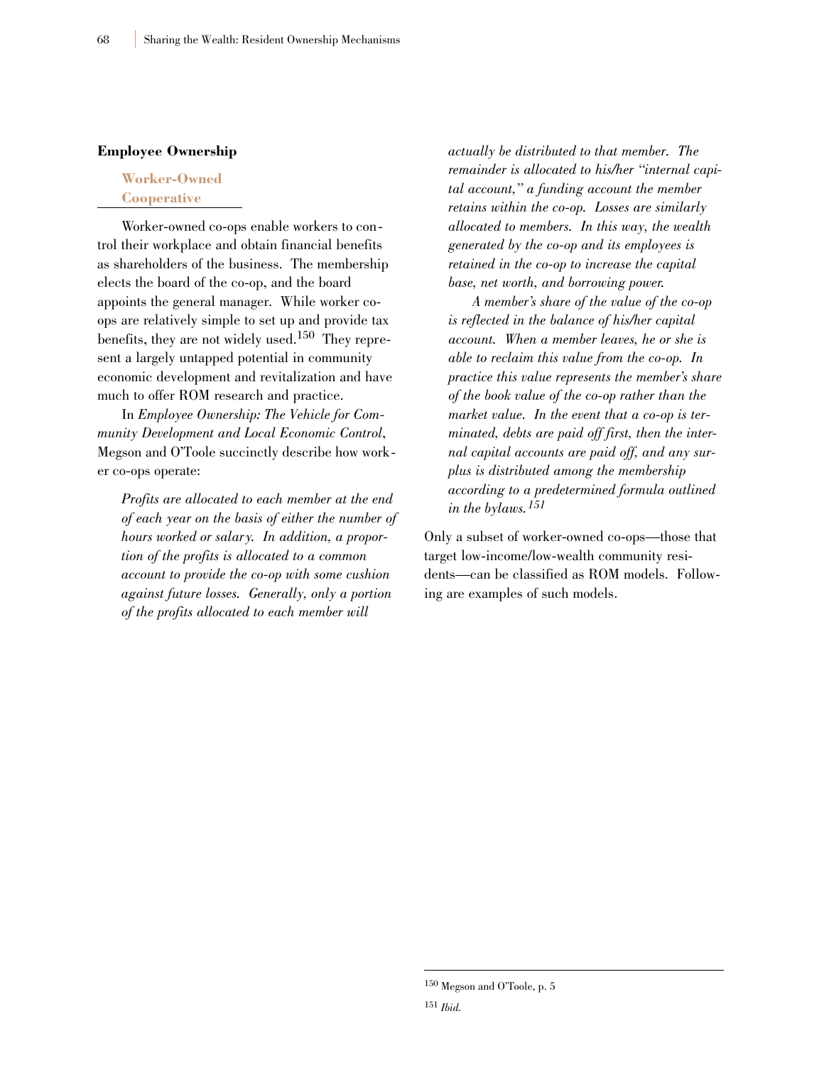## Employee Ownership

### Worker-Owned Cooperative

Worker-owned co-ops enable workers to control their workplace and obtain financial benefits as shareholders of the business. The membership elects the board of the co-op, and the board appoints the general manager. While worker co-ops are relatively simple to set up and provide tax benefits, they are not widely used.[150] They represent a largely untapped potential in community economic development and revitalization and have much to offer ROM research and practice.

In *Employee Ownership: The Vehicle for Community Development and Local Economic Control*, Megson and O'Toole succinctly describe how worker co-ops operate:

> *Profits are allocated to each member at the end of each year on the basis of either the number of hours worked or salary. In addition, a proportion of the profits is allocated to a common account to provide the co-op with some cushion against future losses. Generally, only a portion of the profits allocated to each member will actually be distributed to that member. The remainder is allocated to his/her "internal capital account," a funding account the member retains within the co-op. Losses are similarly allocated to members. In this way, the wealth generated by the co-op and its employees is retained in the co-op to increase the capital base, net worth, and borrowing power.*
>
> *A member's share of the value of the co-op is reflected in the balance of his/her capital account. When a member leaves, he or she is able to reclaim this value from the co-op. In practice this value represents the member's share of the book value of the co-op rather than the market value. In the event that a co-op is terminated, debts are paid off first, then the internal capital accounts are paid off, and any surplus is distributed among the membership according to a predetermined formula outlined in the bylaws.*[151]

Only a subset of worker-owned co-ops—those that target low-income/low-wealth community residents—can be classified as ROM models. Following are examples of such models.

---

[150] Megson and O'Toole, p. 5

[151] *Ibid.*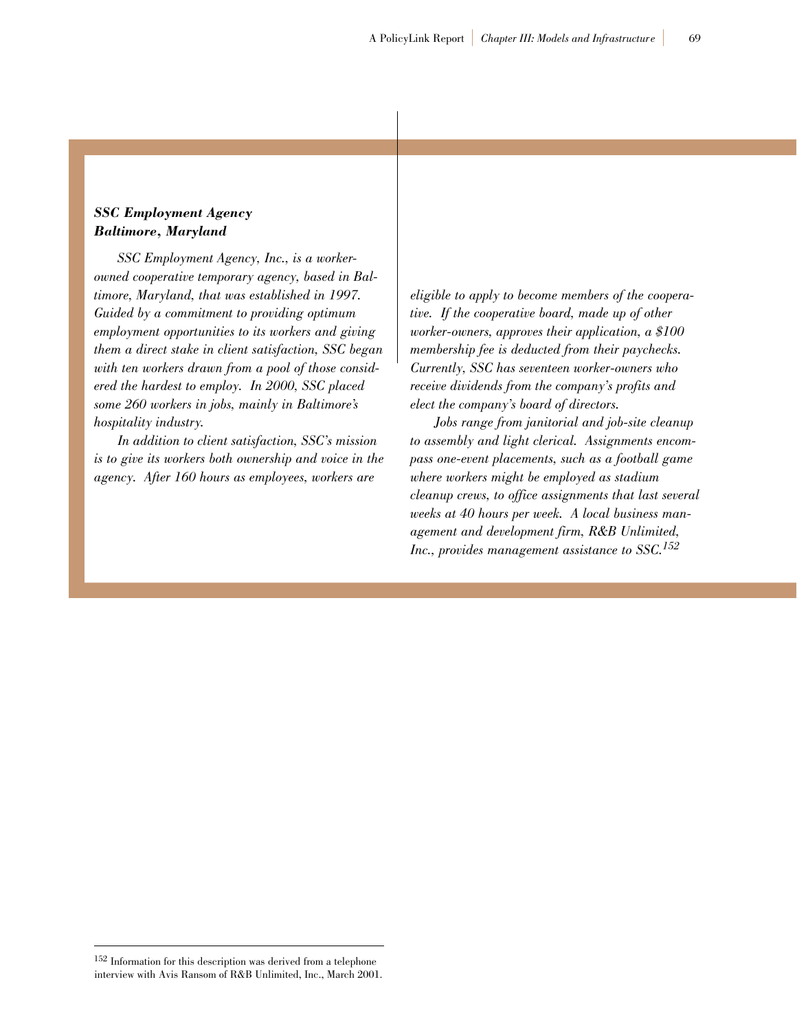***SSC Employment Agency***
***Baltimore, Maryland***

*SSC Employment Agency, Inc., is a worker-owned cooperative temporary agency, based in Baltimore, Maryland, that was established in 1997. Guided by a commitment to providing optimum employment opportunities to its workers and giving them a direct stake in client satisfaction, SSC began with ten workers drawn from a pool of those considered the hardest to employ. In 2000, SSC placed some 260 workers in jobs, mainly in Baltimore's hospitality industry.*

*In addition to client satisfaction, SSC's mission is to give its workers both ownership and voice in the agency. After 160 hours as employees, workers are eligible to apply to become members of the cooperative. If the cooperative board, made up of other worker-owners, approves their application, a $100 membership fee is deducted from their paychecks. Currently, SSC has seventeen worker-owners who receive dividends from the company's profits and elect the company's board of directors.*

*Jobs range from janitorial and job-site cleanup to assembly and light clerical. Assignments encompass one-event placements, such as a football game where workers might be employed as stadium cleanup crews, to office assignments that last several weeks at 40 hours per week. A local business management and development firm, R&B Unlimited, Inc., provides management assistance to SSC.*[152]

---

[152] Information for this description was derived from a telephone interview with Avis Ransom of R&B Unlimited, Inc., March 2001.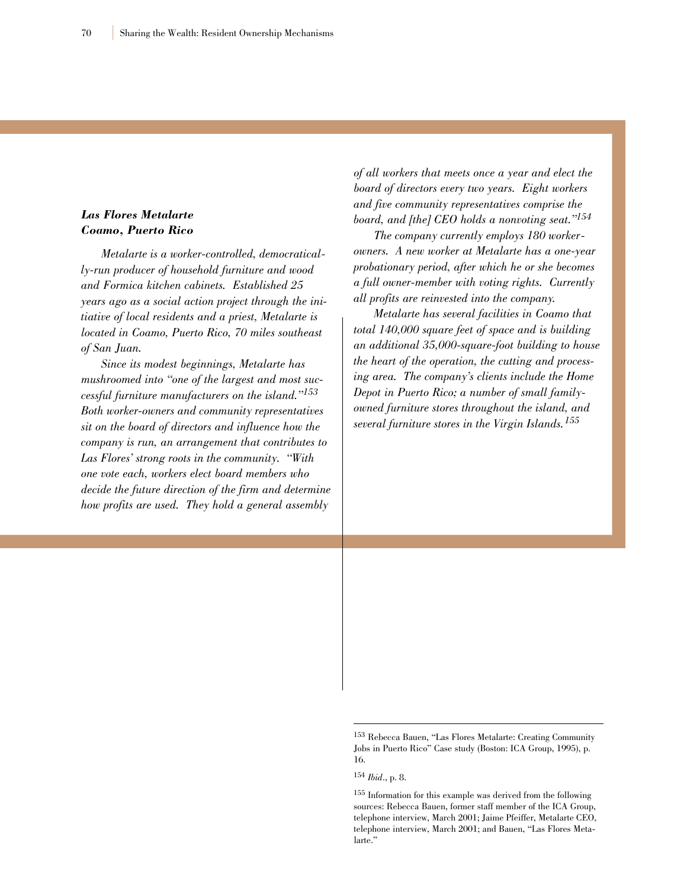***Las Flores Metalarte***
***Coamo, Puerto Rico***

*Metalarte is a worker-controlled, democratically-run producer of household furniture and wood and Formica kitchen cabinets. Established 25 years ago as a social action project through the initiative of local residents and a priest, Metalarte is located in Coamo, Puerto Rico, 70 miles southeast of San Juan.*

*Since its modest beginnings, Metalarte has mushroomed into "one of the largest and most successful furniture manufacturers on the island."[153] Both worker-owners and community representatives sit on the board of directors and influence how the company is run, an arrangement that contributes to Las Flores' strong roots in the community. "With one vote each, workers elect board members who decide the future direction of the firm and determine how profits are used. They hold a general assembly of all workers that meets once a year and elect the board of directors every two years. Eight workers and five community representatives comprise the board, and [the] CEO holds a nonvoting seat."[154]*

*The company currently employs 180 worker-owners. A new worker at Metalarte has a one-year probationary period, after which he or she becomes a full owner-member with voting rights. Currently all profits are reinvested into the company.*

*Metalarte has several facilities in Coamo that total 140,000 square feet of space and is building an additional 35,000-square-foot building to house the heart of the operation, the cutting and processing area. The company's clients include the Home Depot in Puerto Rico; a number of small family-owned furniture stores throughout the island, and several furniture stores in the Virgin Islands.[155]*

---

[153] Rebecca Bauen, "Las Flores Metalarte: Creating Community Jobs in Puerto Rico" Case study (Boston: ICA Group, 1995), p. 16.

[154] *Ibid*., p. 8.

[155] Information for this example was derived from the following sources: Rebecca Bauen, former staff member of the ICA Group, telephone interview, March 2001; Jaime Pfeiffer, Metalarte CEO, telephone interview, March 2001; and Bauen, "Las Flores Metalarte."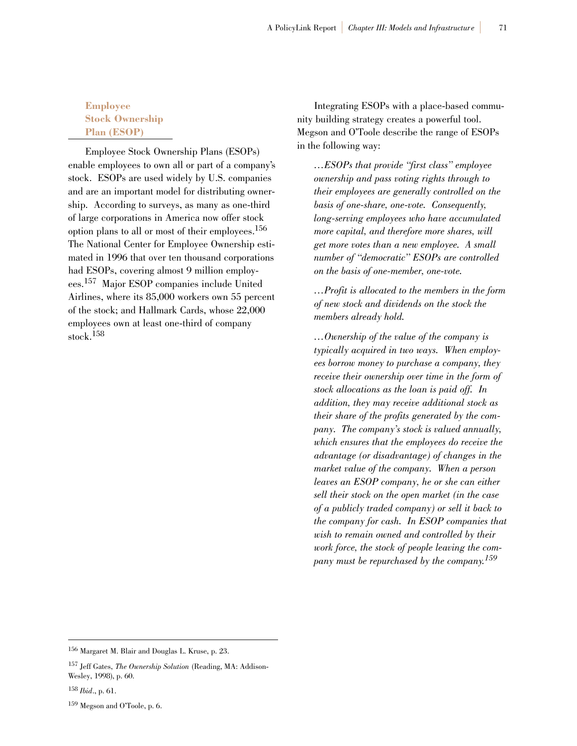### Employee Stock Ownership Plan (ESOP)

Employee Stock Ownership Plans (ESOPs) enable employees to own all or part of a company's stock. ESOPs are used widely by U.S. companies and are an important model for distributing ownership. According to surveys, as many as one-third of large corporations in America now offer stock option plans to all or most of their employees.[156] The National Center for Employee Ownership estimated in 1996 that over ten thousand corporations had ESOPs, covering almost 9 million employees.[157] Major ESOP companies include United Airlines, where its 85,000 workers own 55 percent of the stock; and Hallmark Cards, whose 22,000 employees own at least one-third of company stock.[158]

Integrating ESOPs with a place-based community building strategy creates a powerful tool. Megson and O'Toole describe the range of ESOPs in the following way:

> *…ESOPs that provide "first class" employee ownership and pass voting rights through to their employees are generally controlled on the basis of one-share, one-vote. Consequently, long-serving employees who have accumulated more capital, and therefore more shares, will get more votes than a new employee. A small number of "democratic" ESOPs are controlled on the basis of one-member, one-vote.*
>
> *…Profit is allocated to the members in the form of new stock and dividends on the stock the members already hold.*
>
> *…Ownership of the value of the company is typically acquired in two ways. When employees borrow money to purchase a company, they receive their ownership over time in the form of stock allocations as the loan is paid off. In addition, they may receive additional stock as their share of the profits generated by the company. The company's stock is valued annually, which ensures that the employees do receive the advantage (or disadvantage) of changes in the market value of the company. When a person leaves an ESOP company, he or she can either sell their stock on the open market (in the case of a publicly traded company) or sell it back to the company for cash. In ESOP companies that wish to remain owned and controlled by their work force, the stock of people leaving the company must be repurchased by the company.*[159]

---

[156] Margaret M. Blair and Douglas L. Kruse, p. 23.

[157] Jeff Gates, *The Ownership Solution* (Reading, MA: Addison-Wesley, 1998), p. 60.

[158] *Ibid*., p. 61.

[159] Megson and O'Toole, p. 6.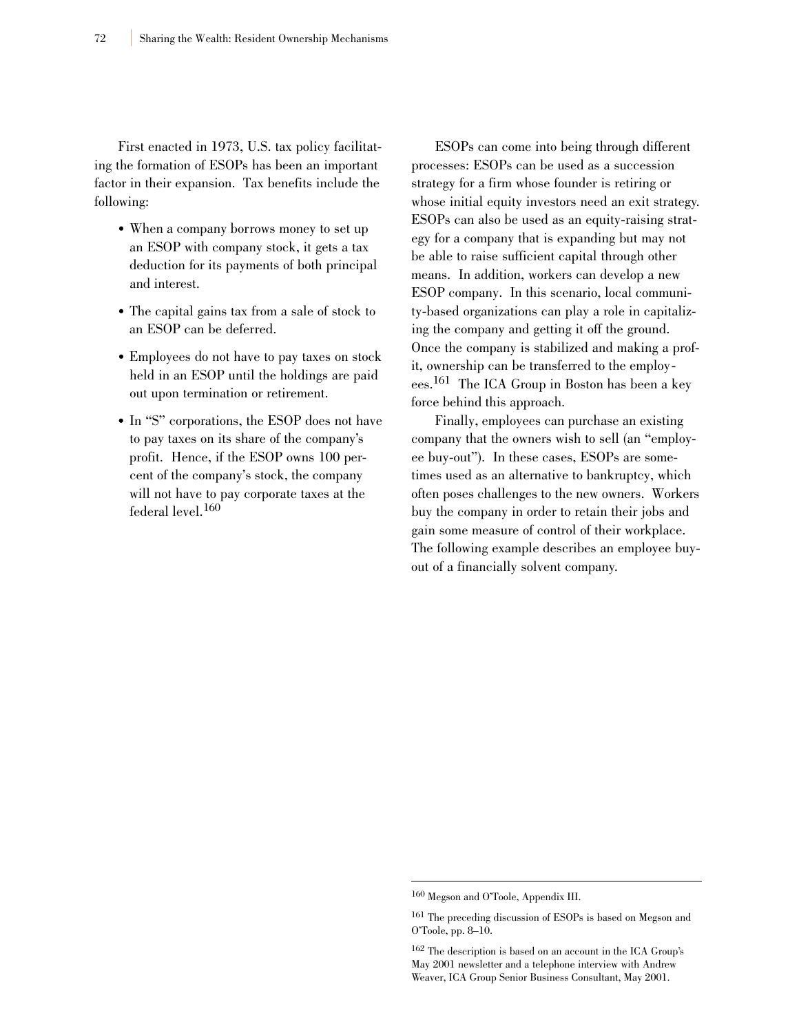First enacted in 1973, U.S. tax policy facilitating the formation of ESOPs has been an important factor in their expansion. Tax benefits include the following:

- When a company borrows money to set up an ESOP with company stock, it gets a tax deduction for its payments of both principal and interest.
- The capital gains tax from a sale of stock to an ESOP can be deferred.
- Employees do not have to pay taxes on stock held in an ESOP until the holdings are paid out upon termination or retirement.
- In "S" corporations, the ESOP does not have to pay taxes on its share of the company's profit. Hence, if the ESOP owns 100 percent of the company's stock, the company will not have to pay corporate taxes at the federal level.[160]

ESOPs can come into being through different processes: ESOPs can be used as a succession strategy for a firm whose founder is retiring or whose initial equity investors need an exit strategy. ESOPs can also be used as an equity-raising strategy for a company that is expanding but may not be able to raise sufficient capital through other means. In addition, workers can develop a new ESOP company. In this scenario, local community-based organizations can play a role in capitalizing the company and getting it off the ground. Once the company is stabilized and making a profit, ownership can be transferred to the employees.[161] The ICA Group in Boston has been a key force behind this approach.

Finally, employees can purchase an existing company that the owners wish to sell (an "employee buy-out"). In these cases, ESOPs are sometimes used as an alternative to bankruptcy, which often poses challenges to the new owners. Workers buy the company in order to retain their jobs and gain some measure of control of their workplace. The following example describes an employee buyout of a financially solvent company.

---

[160] Megson and O'Toole, Appendix III.

[161] The preceding discussion of ESOPs is based on Megson and O'Toole, pp. 8–10.

[162] The description is based on an account in the ICA Group's May 2001 newsletter and a telephone interview with Andrew Weaver, ICA Group Senior Business Consultant, May 2001.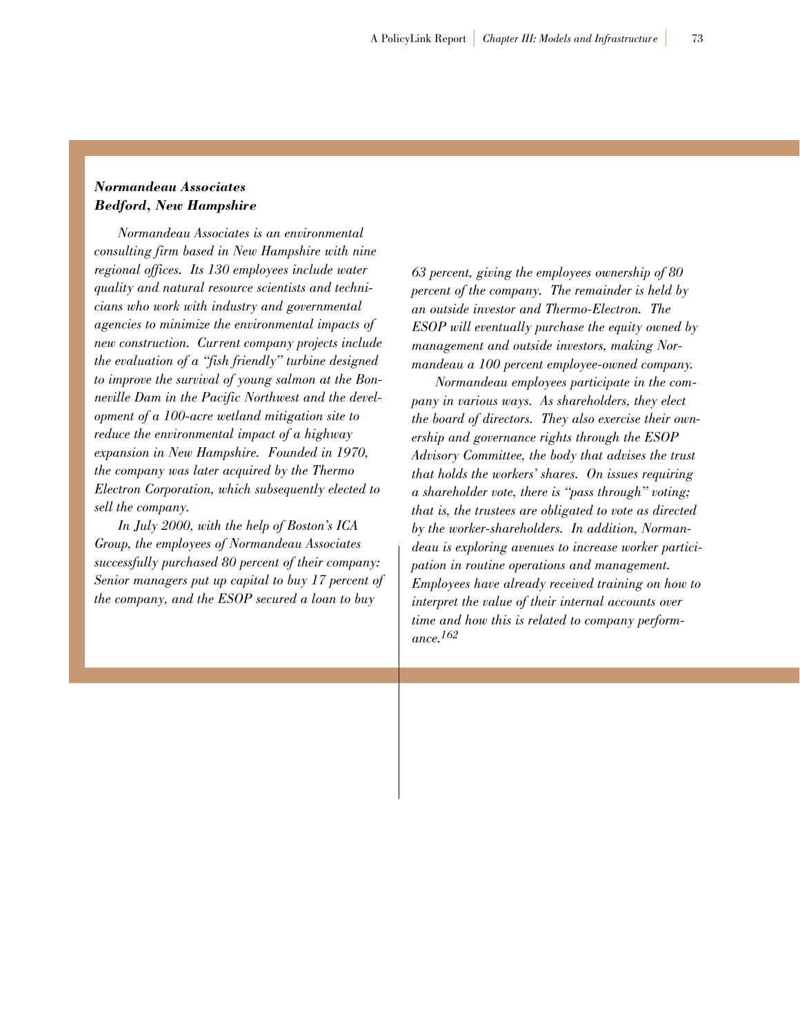***Normandeau Associates***
***Bedford, New Hampshire***

*Normandeau Associates is an environmental consulting firm based in New Hampshire with nine regional offices. Its 130 employees include water quality and natural resource scientists and technicians who work with industry and governmental agencies to minimize the environmental impacts of new construction. Current company projects include the evaluation of a "fish friendly" turbine designed to improve the survival of young salmon at the Bonneville Dam in the Pacific Northwest and the development of a 100-acre wetland mitigation site to reduce the environmental impact of a highway expansion in New Hampshire. Founded in 1970, the company was later acquired by the Thermo Electron Corporation, which subsequently elected to sell the company.*

*In July 2000, with the help of Boston's ICA Group, the employees of Normandeau Associates successfully purchased 80 percent of their company: Senior managers put up capital to buy 17 percent of the company, and the ESOP secured a loan to buy 63 percent, giving the employees ownership of 80 percent of the company. The remainder is held by an outside investor and Thermo-Electron. The ESOP will eventually purchase the equity owned by management and outside investors, making Normandeau a 100 percent employee-owned company.*

*Normandeau employees participate in the company in various ways. As shareholders, they elect the board of directors. They also exercise their ownership and governance rights through the ESOP Advisory Committee, the body that advises the trust that holds the workers' shares. On issues requiring a shareholder vote, there is "pass through" voting; that is, the trustees are obligated to vote as directed by the worker-shareholders. In addition, Normandeau is exploring avenues to increase worker participation in routine operations and management. Employees have already received training on how to interpret the value of their internal accounts over time and how this is related to company performance.*[162]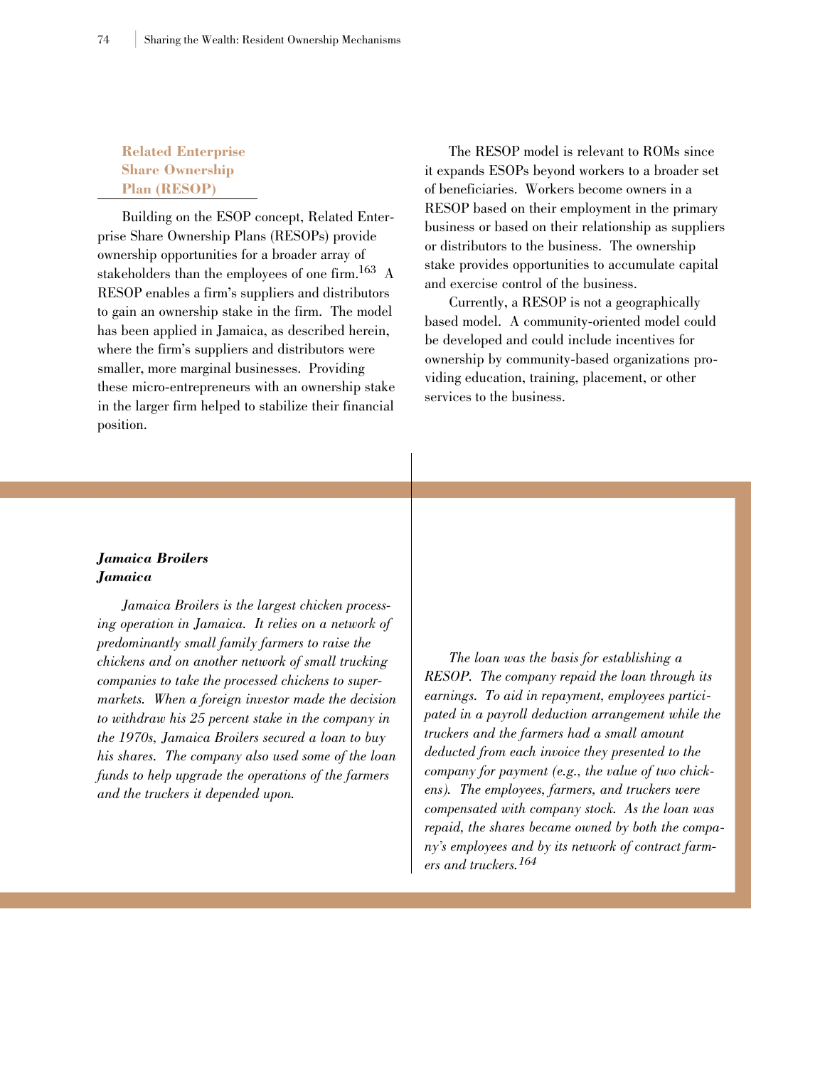### Related Enterprise Share Ownership Plan (RESOP)

Building on the ESOP concept, Related Enterprise Share Ownership Plans (RESOPs) provide ownership opportunities for a broader array of stakeholders than the employees of one firm.[163] A RESOP enables a firm's suppliers and distributors to gain an ownership stake in the firm. The model has been applied in Jamaica, as described herein, where the firm's suppliers and distributors were smaller, more marginal businesses. Providing these micro-entrepreneurs with an ownership stake in the larger firm helped to stabilize their financial position.

The RESOP model is relevant to ROMs since it expands ESOPs beyond workers to a broader set of beneficiaries. Workers become owners in a RESOP based on their employment in the primary business or based on their relationship as suppliers or distributors to the business. The ownership stake provides opportunities to accumulate capital and exercise control of the business.

Currently, a RESOP is not a geographically based model. A community-oriented model could be developed and could include incentives for ownership by community-based organizations providing education, training, placement, or other services to the business.

***Jamaica Broilers***
***Jamaica***

*Jamaica Broilers is the largest chicken processing operation in Jamaica. It relies on a network of predominantly small family farmers to raise the chickens and on another network of small trucking companies to take the processed chickens to supermarkets. When a foreign investor made the decision to withdraw his 25 percent stake in the company in the 1970s, Jamaica Broilers secured a loan to buy his shares. The company also used some of the loan funds to help upgrade the operations of the farmers and the truckers it depended upon.*

*The loan was the basis for establishing a RESOP. The company repaid the loan through its earnings. To aid in repayment, employees participated in a payroll deduction arrangement while the truckers and the farmers had a small amount deducted from each invoice they presented to the company for payment (e.g., the value of two chickens). The employees, farmers, and truckers were compensated with company stock. As the loan was repaid, the shares became owned by both the company's employees and by its network of contract farmers and truckers.*[164]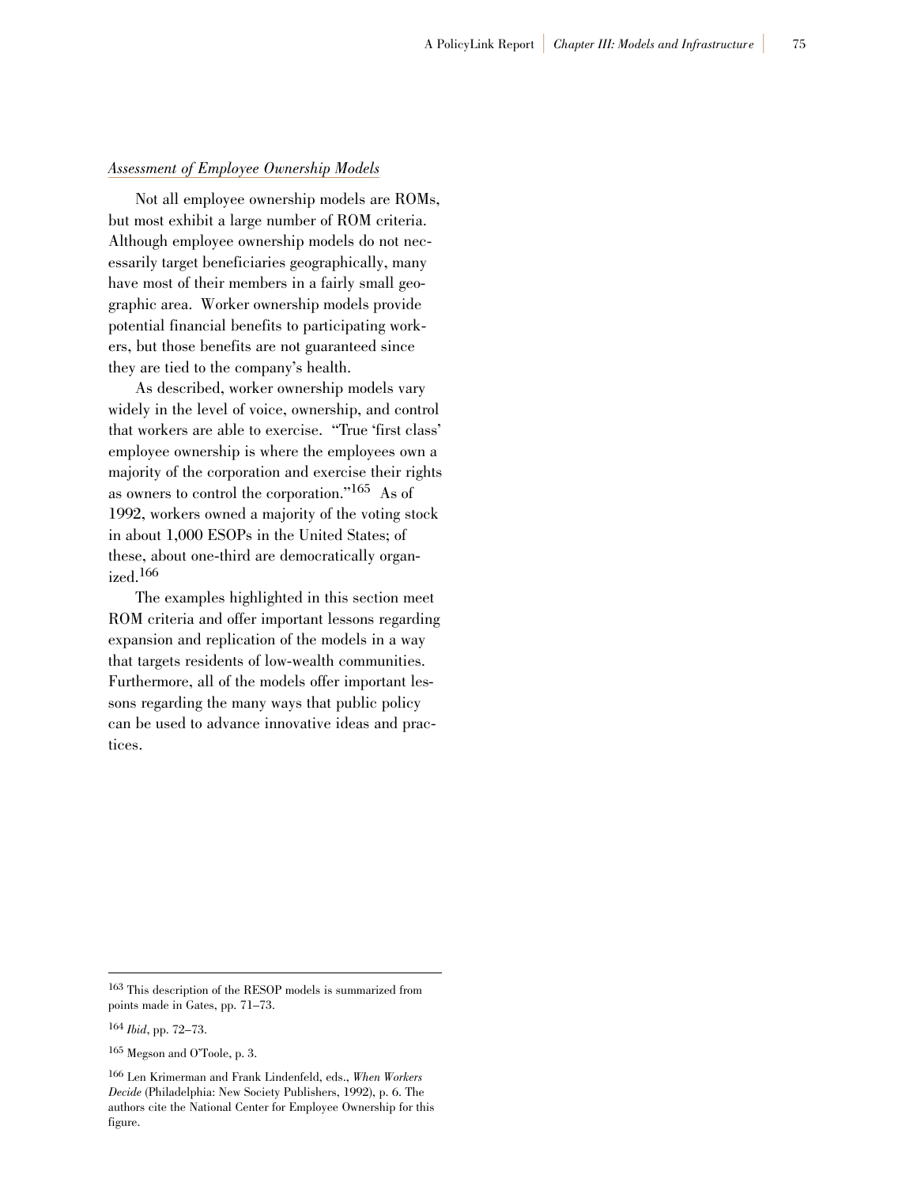*Assessment of Employee Ownership Models*

Not all employee ownership models are ROMs, but most exhibit a large number of ROM criteria. Although employee ownership models do not necessarily target beneficiaries geographically, many have most of their members in a fairly small geographic area. Worker ownership models provide potential financial benefits to participating workers, but those benefits are not guaranteed since they are tied to the company's health.

As described, worker ownership models vary widely in the level of voice, ownership, and control that workers are able to exercise. "True 'first class' employee ownership is where the employees own a majority of the corporation and exercise their rights as owners to control the corporation."[165] As of 1992, workers owned a majority of the voting stock in about 1,000 ESOPs in the United States; of these, about one-third are democratically organized.[166]

The examples highlighted in this section meet ROM criteria and offer important lessons regarding expansion and replication of the models in a way that targets residents of low-wealth communities. Furthermore, all of the models offer important lessons regarding the many ways that public policy can be used to advance innovative ideas and practices.

---

[163] This description of the RESOP models is summarized from points made in Gates, pp. 71–73.

[164] *Ibid*, pp. 72–73.

[165] Megson and O'Toole, p. 3.

[166] Len Krimerman and Frank Lindenfeld, eds., *When Workers Decide* (Philadelphia: New Society Publishers, 1992), p. 6. The authors cite the National Center for Employee Ownership for this figure.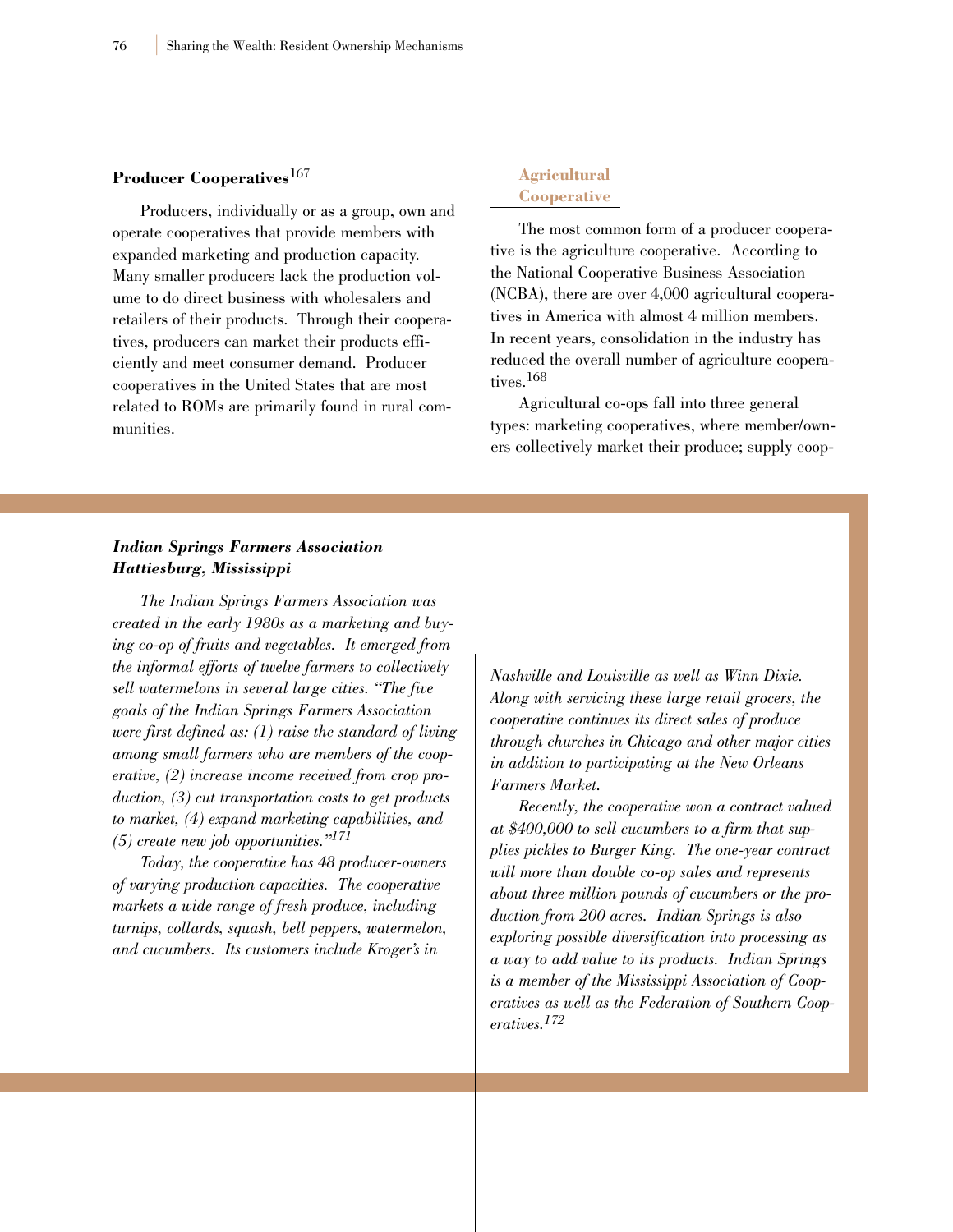### Producer Cooperatives[167]

Producers, individually or as a group, own and operate cooperatives that provide members with expanded marketing and production capacity. Many smaller producers lack the production volume to do direct business with wholesalers and retailers of their products. Through their cooperatives, producers can market their products efficiently and meet consumer demand. Producer cooperatives in the United States that are most related to ROMs are primarily found in rural communities.

#### Agricultural Cooperative

The most common form of a producer cooperative is the agriculture cooperative. According to the National Cooperative Business Association (NCBA), there are over 4,000 agricultural cooperatives in America with almost 4 million members. In recent years, consolidation in the industry has reduced the overall number of agriculture cooperatives.[168]

Agricultural co-ops fall into three general types: marketing cooperatives, where member/owners collectively market their produce; supply coop-

***Indian Springs Farmers Association***
***Hattiesburg, Mississippi***

*The Indian Springs Farmers Association was created in the early 1980s as a marketing and buying co-op of fruits and vegetables. It emerged from the informal efforts of twelve farmers to collectively sell watermelons in several large cities. "The five goals of the Indian Springs Farmers Association were first defined as: (1) raise the standard of living among small farmers who are members of the cooperative, (2) increase income received from crop production, (3) cut transportation costs to get products to market, (4) expand marketing capabilities, and (5) create new job opportunities."[171]*

*Today, the cooperative has 48 producer-owners of varying production capacities. The cooperative markets a wide range of fresh produce, including turnips, collards, squash, bell peppers, watermelon, and cucumbers. Its customers include Kroger's in Nashville and Louisville as well as Winn Dixie. Along with servicing these large retail grocers, the cooperative continues its direct sales of produce through churches in Chicago and other major cities in addition to participating at the New Orleans Farmers Market.*

*Recently, the cooperative won a contract valued at $400,000 to sell cucumbers to a firm that supplies pickles to Burger King. The one-year contract will more than double co-op sales and represents about three million pounds of cucumbers or the production from 200 acres. Indian Springs is also exploring possible diversification into processing as a way to add value to its products. Indian Springs is a member of the Mississippi Association of Cooperatives as well as the Federation of Southern Cooperatives.[172]*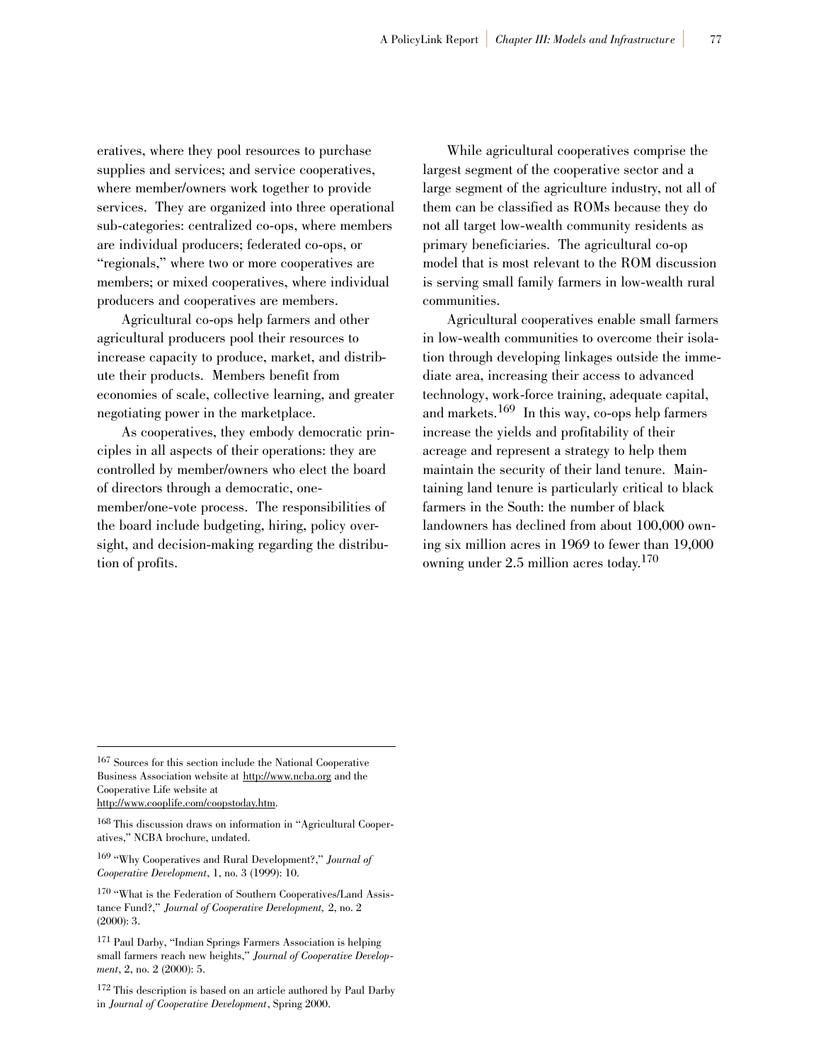eratives, where they pool resources to purchase supplies and services; and service cooperatives, where member/owners work together to provide services. They are organized into three operational sub-categories: centralized co-ops, where members are individual producers; federated co-ops, or "regionals," where two or more cooperatives are members; or mixed cooperatives, where individual producers and cooperatives are members.

Agricultural co-ops help farmers and other agricultural producers pool their resources to increase capacity to produce, market, and distribute their products. Members benefit from economies of scale, collective learning, and greater negotiating power in the marketplace.

As cooperatives, they embody democratic principles in all aspects of their operations: they are controlled by member/owners who elect the board of directors through a democratic, one-member/one-vote process. The responsibilities of the board include budgeting, hiring, policy oversight, and decision-making regarding the distribution of profits.

While agricultural cooperatives comprise the largest segment of the cooperative sector and a large segment of the agriculture industry, not all of them can be classified as ROMs because they do not all target low-wealth community residents as primary beneficiaries. The agricultural co-op model that is most relevant to the ROM discussion is serving small family farmers in low-wealth rural communities.

Agricultural cooperatives enable small farmers in low-wealth communities to overcome their isolation through developing linkages outside the immediate area, increasing their access to advanced technology, work-force training, adequate capital, and markets.[169] In this way, co-ops help farmers increase the yields and profitability of their acreage and represent a strategy to help them maintain the security of their land tenure. Maintaining land tenure is particularly critical to black farmers in the South: the number of black landowners has declined from about 100,000 owning six million acres in 1969 to fewer than 19,000 owning under 2.5 million acres today.[170]

---

[167] Sources for this section include the National Cooperative Business Association website at http://www.ncba.org and the Cooperative Life website at http://www.cooplife.com/coopstoday.htm.

[168] This discussion draws on information in "Agricultural Cooperatives," NCBA brochure, undated.

[169] "Why Cooperatives and Rural Development?," *Journal of Cooperative Development*, 1, no. 3 (1999): 10.

[170] "What is the Federation of Southern Cooperatives/Land Assistance Fund?," *Journal of Cooperative Development*, 2, no. 2 (2000): 3.

[171] Paul Darby, "Indian Springs Farmers Association is helping small farmers reach new heights," *Journal of Cooperative Development*, 2, no. 2 (2000): 5.

[172] This description is based on an article authored by Paul Darby in *Journal of Cooperative Development*, Spring 2000.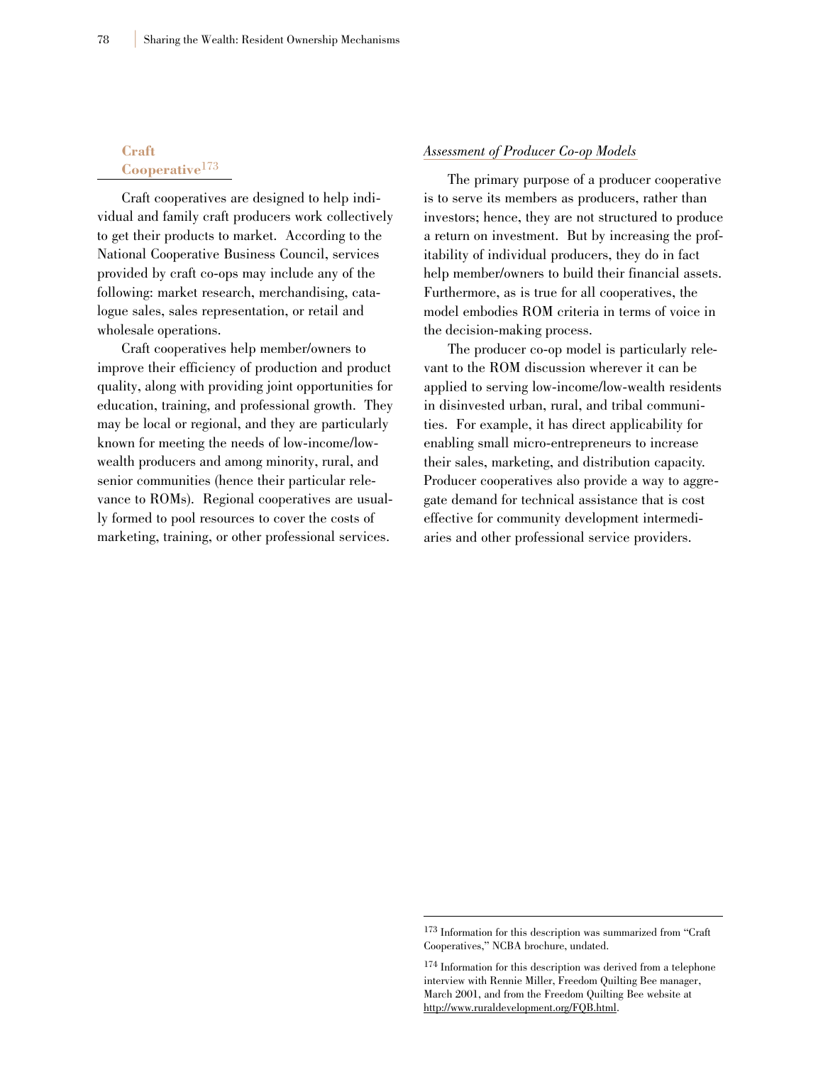### Craft Cooperative[173]

Craft cooperatives are designed to help individual and family craft producers work collectively to get their products to market. According to the National Cooperative Business Council, services provided by craft co-ops may include any of the following: market research, merchandising, catalogue sales, sales representation, or retail and wholesale operations.

Craft cooperatives help member/owners to improve their efficiency of production and product quality, along with providing joint opportunities for education, training, and professional growth. They may be local or regional, and they are particularly known for meeting the needs of low-income/low-wealth producers and among minority, rural, and senior communities (hence their particular relevance to ROMs). Regional cooperatives are usually formed to pool resources to cover the costs of marketing, training, or other professional services.

*Assessment of Producer Co-op Models*

The primary purpose of a producer cooperative is to serve its members as producers, rather than investors; hence, they are not structured to produce a return on investment. But by increasing the profitability of individual producers, they do in fact help member/owners to build their financial assets. Furthermore, as is true for all cooperatives, the model embodies ROM criteria in terms of voice in the decision-making process.

The producer co-op model is particularly relevant to the ROM discussion wherever it can be applied to serving low-income/low-wealth residents in disinvested urban, rural, and tribal communities. For example, it has direct applicability for enabling small micro-entrepreneurs to increase their sales, marketing, and distribution capacity. Producer cooperatives also provide a way to aggregate demand for technical assistance that is cost effective for community development intermediaries and other professional service providers.

---

[173] Information for this description was summarized from "Craft Cooperatives," NCBA brochure, undated.

[174] Information for this description was derived from a telephone interview with Rennie Miller, Freedom Quilting Bee manager, March 2001, and from the Freedom Quilting Bee website at http://www.ruraldevelopment.org/FQB.html.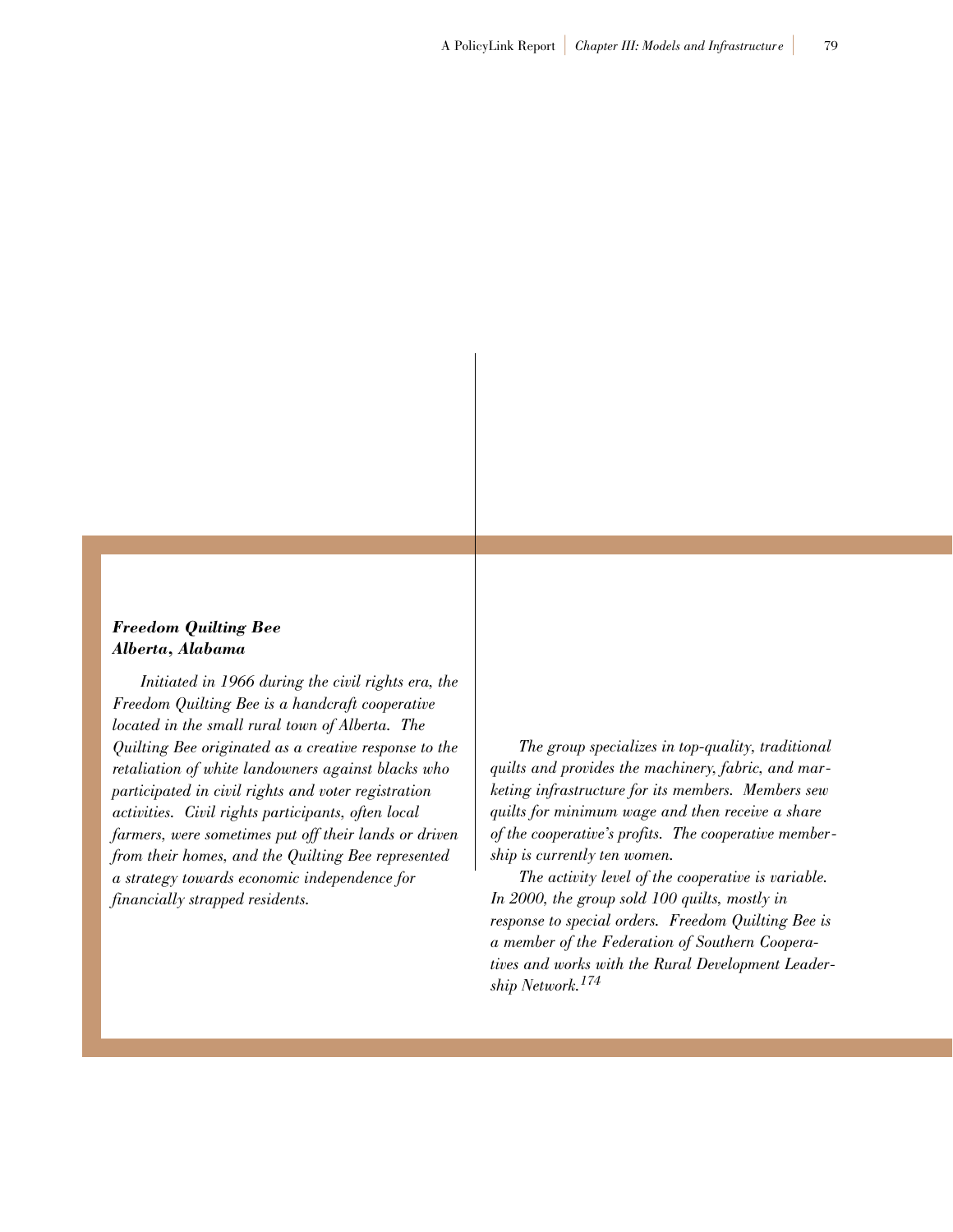***Freedom Quilting Bee***
***Alberta, Alabama***

*Initiated in 1966 during the civil rights era, the Freedom Quilting Bee is a handcraft cooperative located in the small rural town of Alberta. The Quilting Bee originated as a creative response to the retaliation of white landowners against blacks who participated in civil rights and voter registration activities. Civil rights participants, often local farmers, were sometimes put off their lands or driven from their homes, and the Quilting Bee represented a strategy towards economic independence for financially strapped residents.*

*The group specializes in top-quality, traditional quilts and provides the machinery, fabric, and marketing infrastructure for its members. Members sew quilts for minimum wage and then receive a share of the cooperative's profits. The cooperative membership is currently ten women.*

*The activity level of the cooperative is variable. In 2000, the group sold 100 quilts, mostly in response to special orders. Freedom Quilting Bee is a member of the Federation of Southern Cooperatives and works with the Rural Development Leadership Network.*[174]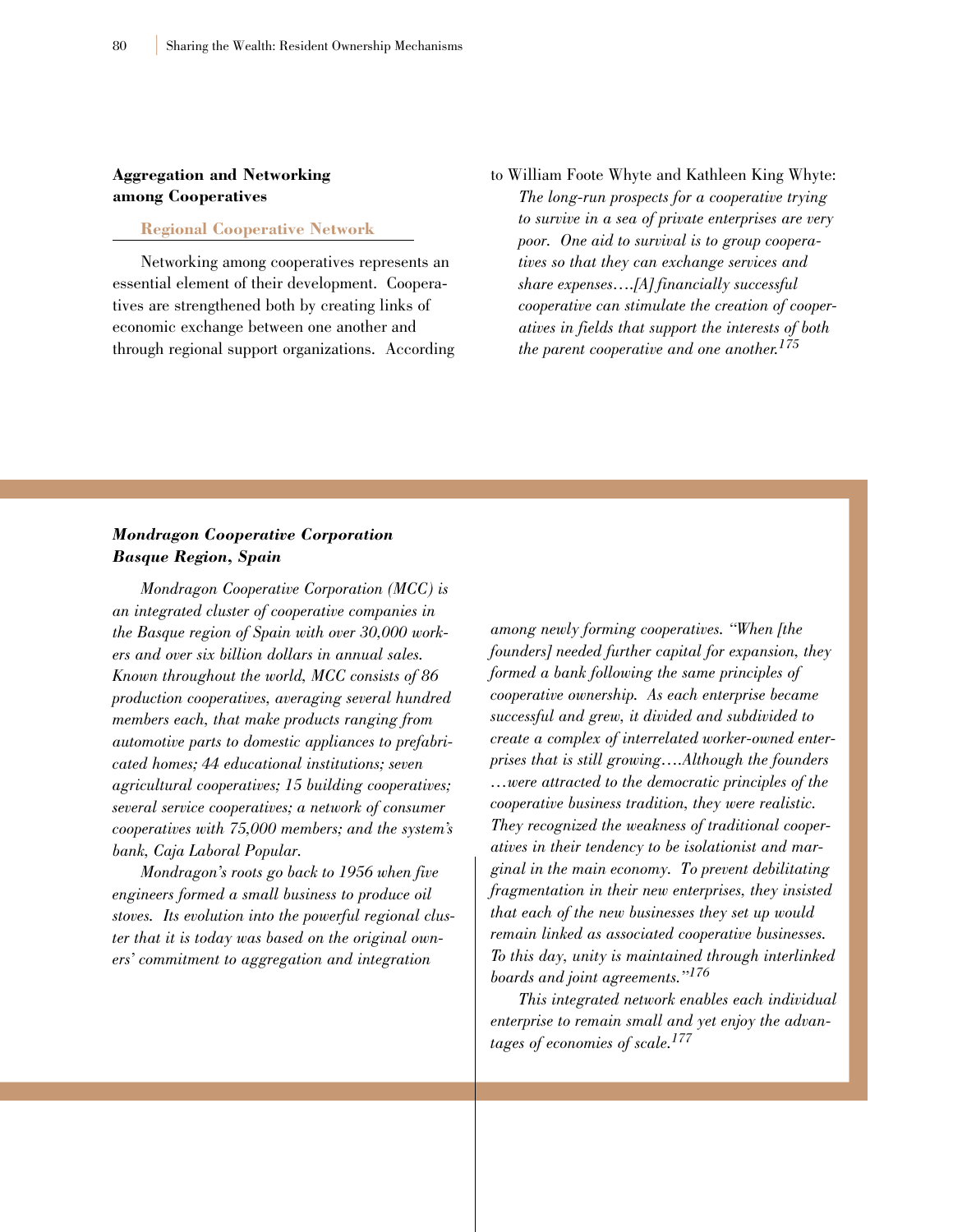## Aggregation and Networking among Cooperatives

### Regional Cooperative Network

Networking among cooperatives represents an essential element of their development. Cooperatives are strengthened both by creating links of economic exchange between one another and through regional support organizations. According to William Foote Whyte and Kathleen King Whyte:

> *The long-run prospects for a cooperative trying to survive in a sea of private enterprises are very poor. One aid to survival is to group cooperatives so that they can exchange services and share expenses….[A] financially successful cooperative can stimulate the creation of cooperatives in fields that support the interests of both the parent cooperative and one another.*[175]

***Mondragon Cooperative Corporation***
***Basque Region, Spain***

*Mondragon Cooperative Corporation (MCC) is an integrated cluster of cooperative companies in the Basque region of Spain with over 30,000 workers and over six billion dollars in annual sales. Known throughout the world, MCC consists of 86 production cooperatives, averaging several hundred members each, that make products ranging from automotive parts to domestic appliances to prefabricated homes; 44 educational institutions; seven agricultural cooperatives; 15 building cooperatives; several service cooperatives; a network of consumer cooperatives with 75,000 members; and the system's bank, Caja Laboral Popular.*

*Mondragon's roots go back to 1956 when five engineers formed a small business to produce oil stoves. Its evolution into the powerful regional cluster that it is today was based on the original owners' commitment to aggregation and integration among newly forming cooperatives. "When [the founders] needed further capital for expansion, they formed a bank following the same principles of cooperative ownership. As each enterprise became successful and grew, it divided and subdivided to create a complex of interrelated worker-owned enterprises that is still growing….Although the founders …were attracted to the democratic principles of the cooperative business tradition, they were realistic. They recognized the weakness of traditional cooperatives in their tendency to be isolationist and marginal in the main economy. To prevent debilitating fragmentation in their new enterprises, they insisted that each of the new businesses they set up would remain linked as associated cooperative businesses. To this day, unity is maintained through interlinked boards and joint agreements."*[176]

*This integrated network enables each individual enterprise to remain small and yet enjoy the advantages of economies of scale.*[177]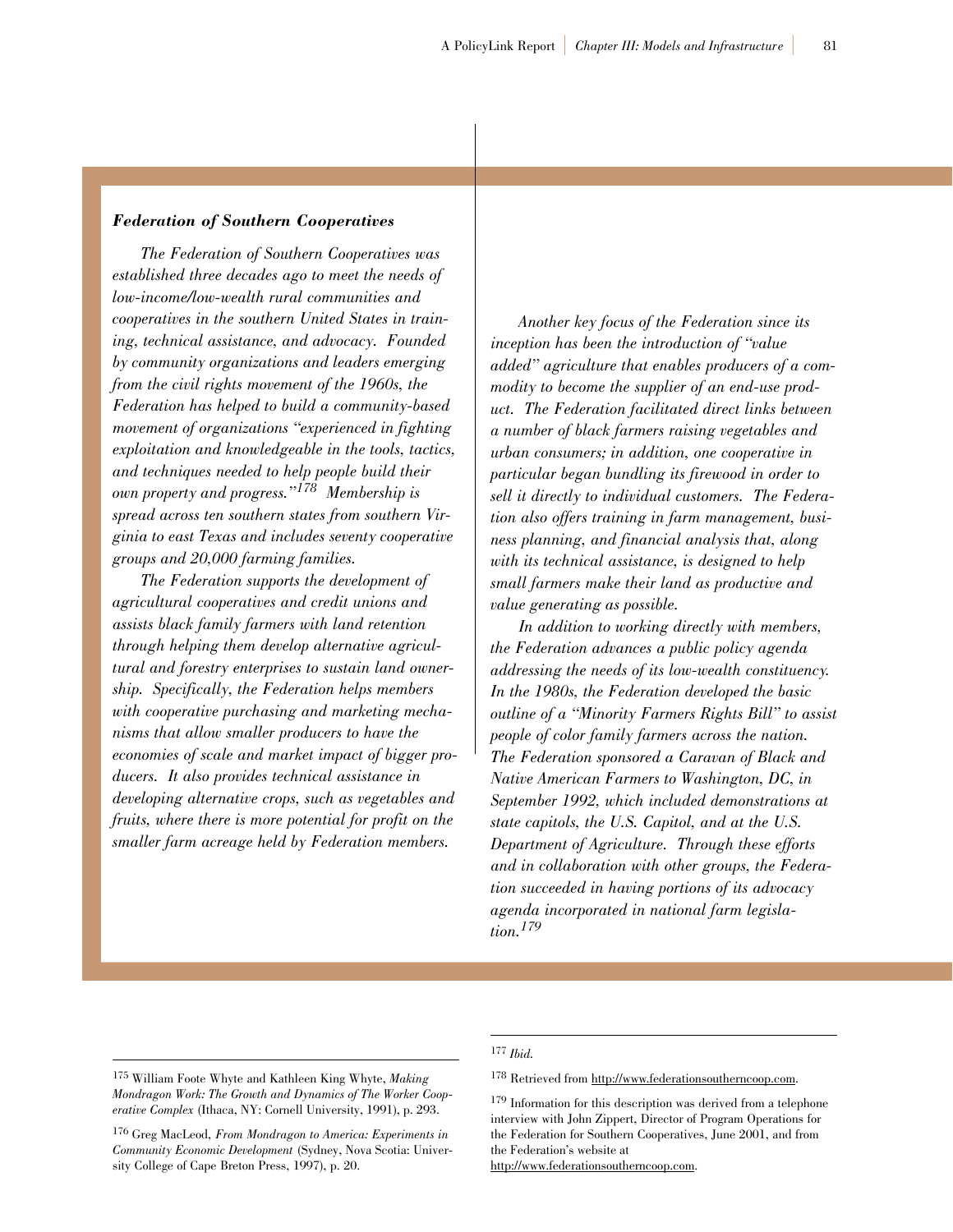### *Federation of Southern Cooperatives*

*The Federation of Southern Cooperatives was established three decades ago to meet the needs of low-income/low-wealth rural communities and cooperatives in the southern United States in training, technical assistance, and advocacy. Founded by community organizations and leaders emerging from the civil rights movement of the 1960s, the Federation has helped to build a community-based movement of organizations "experienced in fighting exploitation and knowledgeable in the tools, tactics, and techniques needed to help people build their own property and progress."*[178] *Membership is spread across ten southern states from southern Virginia to east Texas and includes seventy cooperative groups and 20,000 farming families.*

*The Federation supports the development of agricultural cooperatives and credit unions and assists black family farmers with land retention through helping them develop alternative agricultural and forestry enterprises to sustain land ownership. Specifically, the Federation helps members with cooperative purchasing and marketing mechanisms that allow smaller producers to have the economies of scale and market impact of bigger producers. It also provides technical assistance in developing alternative crops, such as vegetables and fruits, where there is more potential for profit on the smaller farm acreage held by Federation members.*

*Another key focus of the Federation since its inception has been the introduction of "value added" agriculture that enables producers of a commodity to become the supplier of an end-use product. The Federation facilitated direct links between a number of black farmers raising vegetables and urban consumers; in addition, one cooperative in particular began bundling its firewood in order to sell it directly to individual customers. The Federation also offers training in farm management, business planning, and financial analysis that, along with its technical assistance, is designed to help small farmers make their land as productive and value generating as possible.*

*In addition to working directly with members, the Federation advances a public policy agenda addressing the needs of its low-wealth constituency. In the 1980s, the Federation developed the basic outline of a "Minority Farmers Rights Bill" to assist people of color family farmers across the nation. The Federation sponsored a Caravan of Black and Native American Farmers to Washington, DC, in September 1992, which included demonstrations at state capitols, the U.S. Capitol, and at the U.S. Department of Agriculture. Through these efforts and in collaboration with other groups, the Federation succeeded in having portions of its advocacy agenda incorporated in national farm legislation.*[179]

---

[175] William Foote Whyte and Kathleen King Whyte, *Making Mondragon Work: The Growth and Dynamics of The Worker Cooperative Complex* (Ithaca, NY: Cornell University, 1991), p. 293.

[176] Greg MacLeod, *From Mondragon to America: Experiments in Community Economic Development* (Sydney, Nova Scotia: University College of Cape Breton Press, 1997), p. 20.

[177] *Ibid.*

[178] Retrieved from http://www.federationsoutherncoop.com.

[179] Information for this description was derived from a telephone interview with John Zippert, Director of Program Operations for the Federation for Southern Cooperatives, June 2001, and from the Federation's website at http://www.federationsoutherncoop.com.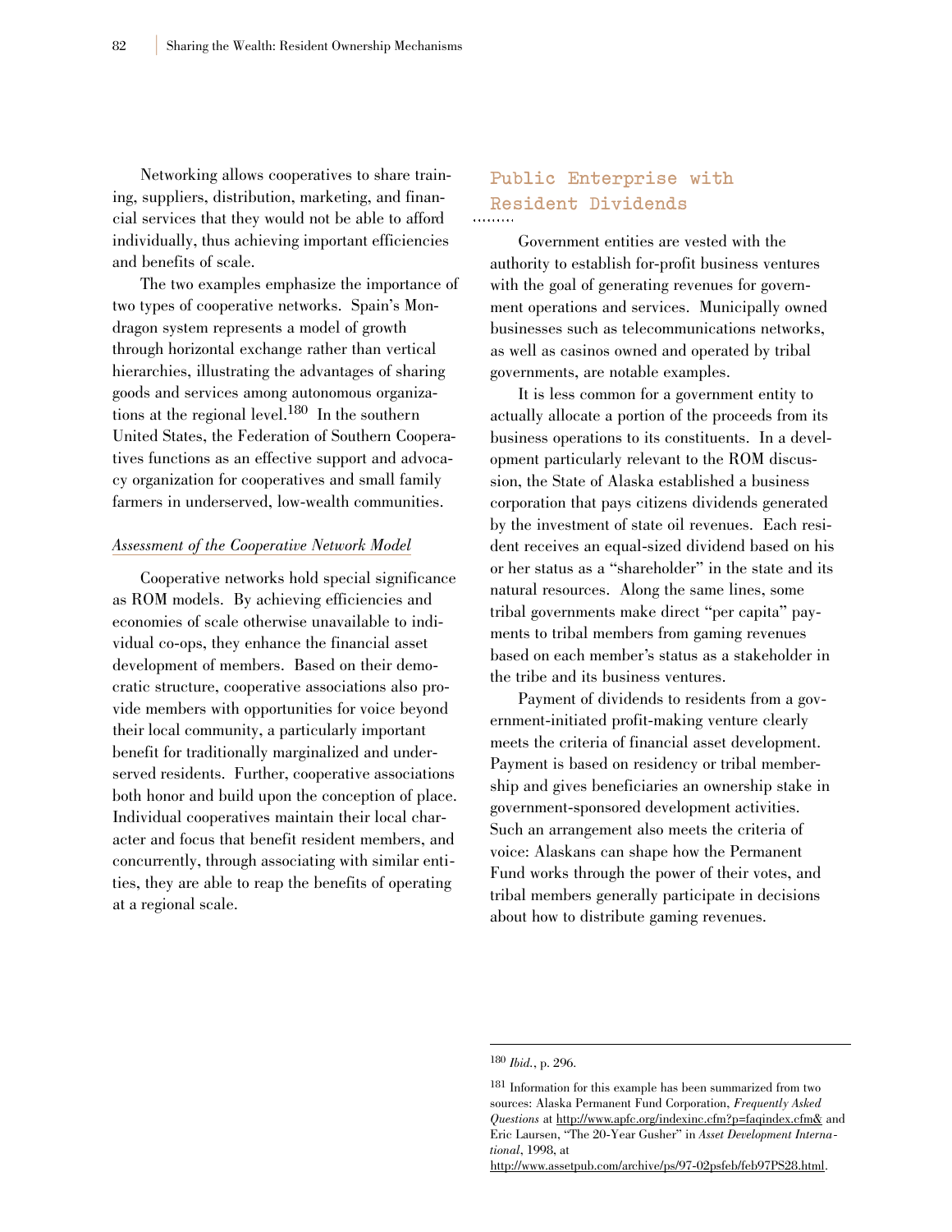Networking allows cooperatives to share training, suppliers, distribution, marketing, and financial services that they would not be able to afford individually, thus achieving important efficiencies and benefits of scale.

The two examples emphasize the importance of two types of cooperative networks. Spain's Mondragon system represents a model of growth through horizontal exchange rather than vertical hierarchies, illustrating the advantages of sharing goods and services among autonomous organizations at the regional level.[180] In the southern United States, the Federation of Southern Cooperatives functions as an effective support and advocacy organization for cooperatives and small family farmers in underserved, low-wealth communities.

*Assessment of the Cooperative Network Model*

Cooperative networks hold special significance as ROM models. By achieving efficiencies and economies of scale otherwise unavailable to individual co-ops, they enhance the financial asset development of members. Based on their democratic structure, cooperative associations also provide members with opportunities for voice beyond their local community, a particularly important benefit for traditionally marginalized and underserved residents. Further, cooperative associations both honor and build upon the conception of place. Individual cooperatives maintain their local character and focus that benefit resident members, and concurrently, through associating with similar entities, they are able to reap the benefits of operating at a regional scale.

## Public Enterprise with Resident Dividends

Government entities are vested with the authority to establish for-profit business ventures with the goal of generating revenues for government operations and services. Municipally owned businesses such as telecommunications networks, as well as casinos owned and operated by tribal governments, are notable examples.

It is less common for a government entity to actually allocate a portion of the proceeds from its business operations to its constituents. In a development particularly relevant to the ROM discussion, the State of Alaska established a business corporation that pays citizens dividends generated by the investment of state oil revenues. Each resident receives an equal-sized dividend based on his or her status as a "shareholder" in the state and its natural resources. Along the same lines, some tribal governments make direct "per capita" payments to tribal members from gaming revenues based on each member's status as a stakeholder in the tribe and its business ventures.

Payment of dividends to residents from a government-initiated profit-making venture clearly meets the criteria of financial asset development. Payment is based on residency or tribal membership and gives beneficiaries an ownership stake in government-sponsored development activities. Such an arrangement also meets the criteria of voice: Alaskans can shape how the Permanent Fund works through the power of their votes, and tribal members generally participate in decisions about how to distribute gaming revenues.

---

[180] *Ibid.*, p. 296.

[181] Information for this example has been summarized from two sources: Alaska Permanent Fund Corporation, *Frequently Asked Questions* at http://www.apfc.org/indexinc.cfm?p=faqindex.cfm& and Eric Laursen, "The 20-Year Gusher" in *Asset Development International*, 1998, at http://www.assetpub.com/archive/ps/97-02psfeb/feb97PS28.html.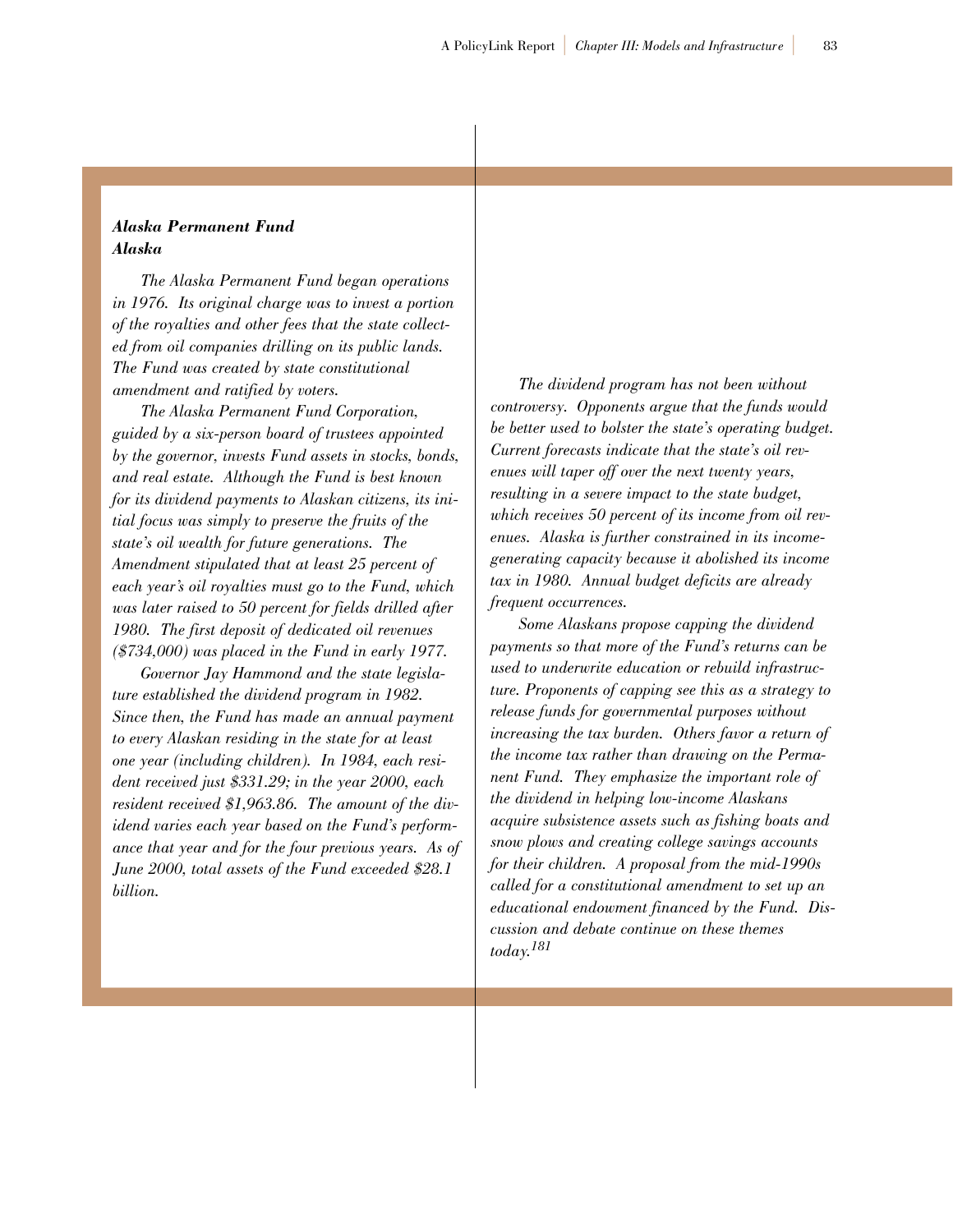***Alaska Permanent Fund***
***Alaska***

*The Alaska Permanent Fund began operations in 1976. Its original charge was to invest a portion of the royalties and other fees that the state collected from oil companies drilling on its public lands. The Fund was created by state constitutional amendment and ratified by voters.*

*The Alaska Permanent Fund Corporation, guided by a six-person board of trustees appointed by the governor, invests Fund assets in stocks, bonds, and real estate. Although the Fund is best known for its dividend payments to Alaskan citizens, its initial focus was simply to preserve the fruits of the state's oil wealth for future generations. The Amendment stipulated that at least 25 percent of each year's oil royalties must go to the Fund, which was later raised to 50 percent for fields drilled after 1980. The first deposit of dedicated oil revenues ($734,000) was placed in the Fund in early 1977.*

*Governor Jay Hammond and the state legislature established the dividend program in 1982. Since then, the Fund has made an annual payment to every Alaskan residing in the state for at least one year (including children). In 1984, each resident received just $331.29; in the year 2000, each resident received $1,963.86. The amount of the dividend varies each year based on the Fund's performance that year and for the four previous years. As of June 2000, total assets of the Fund exceeded $28.1 billion.*

*The dividend program has not been without controversy. Opponents argue that the funds would be better used to bolster the state's operating budget. Current forecasts indicate that the state's oil revenues will taper off over the next twenty years, resulting in a severe impact to the state budget, which receives 50 percent of its income from oil revenues. Alaska is further constrained in its income-generating capacity because it abolished its income tax in 1980. Annual budget deficits are already frequent occurrences.*

*Some Alaskans propose capping the dividend payments so that more of the Fund's returns can be used to underwrite education or rebuild infrastructure. Proponents of capping see this as a strategy to release funds for governmental purposes without increasing the tax burden. Others favor a return of the income tax rather than drawing on the Permanent Fund. They emphasize the important role of the dividend in helping low-income Alaskans acquire subsistence assets such as fishing boats and snow plows and creating college savings accounts for their children. A proposal from the mid-1990s called for a constitutional amendment to set up an educational endowment financed by the Fund. Discussion and debate continue on these themes today.*[181]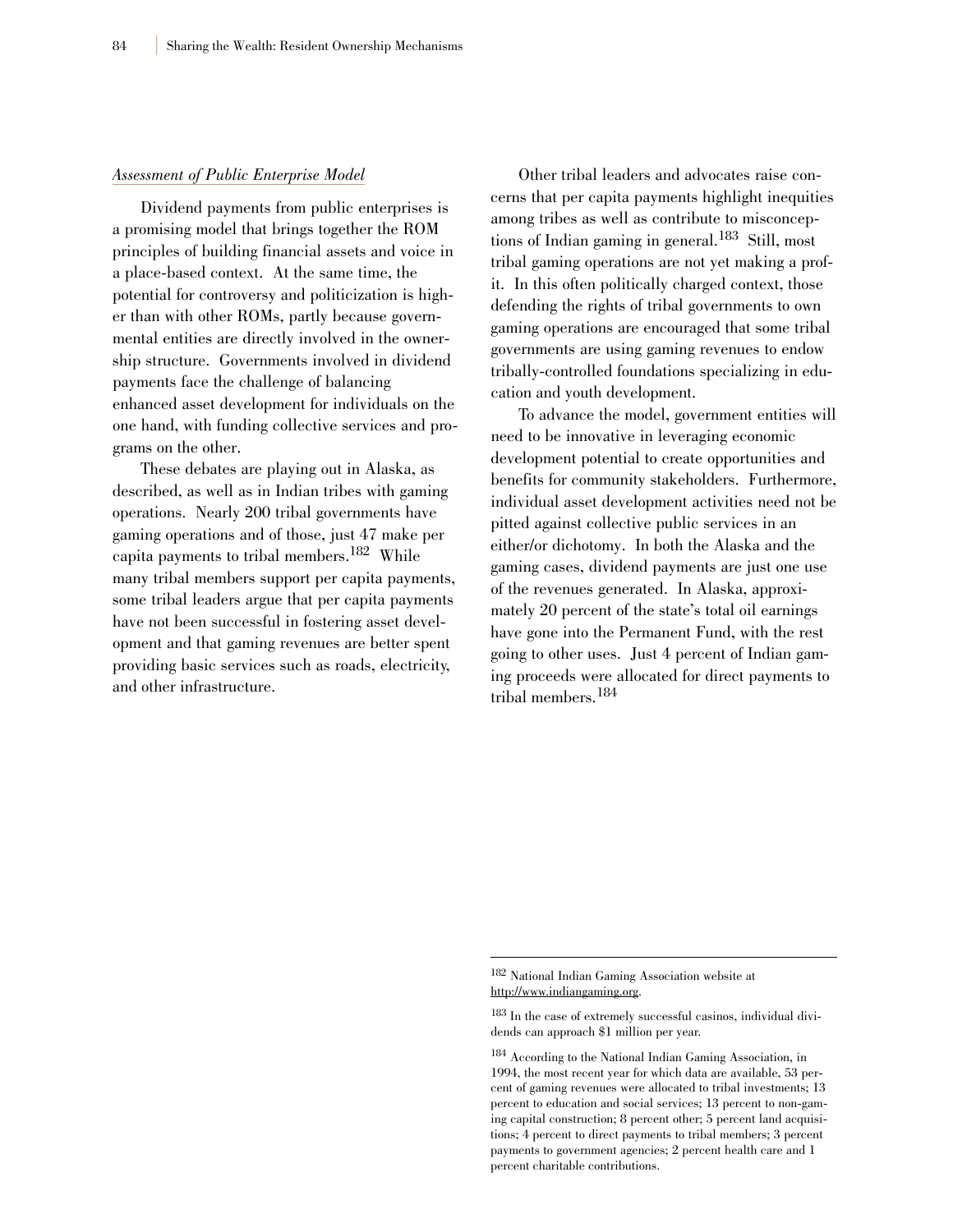*Assessment of Public Enterprise Model*

Dividend payments from public enterprises is a promising model that brings together the ROM principles of building financial assets and voice in a place-based context. At the same time, the potential for controversy and politicization is higher than with other ROMs, partly because governmental entities are directly involved in the ownership structure. Governments involved in dividend payments face the challenge of balancing enhanced asset development for individuals on the one hand, with funding collective services and programs on the other.

These debates are playing out in Alaska, as described, as well as in Indian tribes with gaming operations. Nearly 200 tribal governments have gaming operations and of those, just 47 make per capita payments to tribal members.[182] While many tribal members support per capita payments, some tribal leaders argue that per capita payments have not been successful in fostering asset development and that gaming revenues are better spent providing basic services such as roads, electricity, and other infrastructure.

Other tribal leaders and advocates raise concerns that per capita payments highlight inequities among tribes as well as contribute to misconceptions of Indian gaming in general.[183] Still, most tribal gaming operations are not yet making a profit. In this often politically charged context, those defending the rights of tribal governments to own gaming operations are encouraged that some tribal governments are using gaming revenues to endow tribally-controlled foundations specializing in education and youth development.

To advance the model, government entities will need to be innovative in leveraging economic development potential to create opportunities and benefits for community stakeholders. Furthermore, individual asset development activities need not be pitted against collective public services in an either/or dichotomy. In both the Alaska and the gaming cases, dividend payments are just one use of the revenues generated. In Alaska, approximately 20 percent of the state's total oil earnings have gone into the Permanent Fund, with the rest going to other uses. Just 4 percent of Indian gaming proceeds were allocated for direct payments to tribal members.[184]

---

[182] National Indian Gaming Association website at http://www.indiangaming.org.

[183] In the case of extremely successful casinos, individual dividends can approach $1 million per year.

[184] According to the National Indian Gaming Association, in 1994, the most recent year for which data are available, 53 percent of gaming revenues were allocated to tribal investments; 13 percent to education and social services; 13 percent to non-gaming capital construction; 8 percent other; 5 percent land acquisitions; 4 percent to direct payments to tribal members; 3 percent payments to government agencies; 2 percent health care and 1 percent charitable contributions.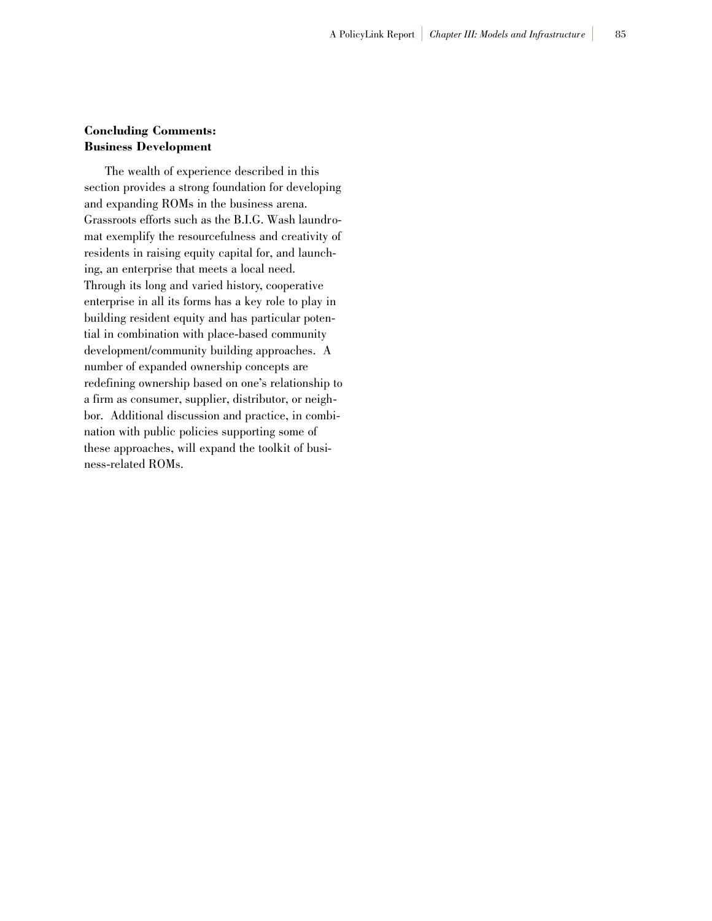### Concluding Comments: Business Development

The wealth of experience described in this section provides a strong foundation for developing and expanding ROMs in the business arena. Grassroots efforts such as the B.I.G. Wash laundromat exemplify the resourcefulness and creativity of residents in raising equity capital for, and launching, an enterprise that meets a local need. Through its long and varied history, cooperative enterprise in all its forms has a key role to play in building resident equity and has particular potential in combination with place-based community development/community building approaches. A number of expanded ownership concepts are redefining ownership based on one's relationship to a firm as consumer, supplier, distributor, or neighbor. Additional discussion and practice, in combination with public policies supporting some of these approaches, will expand the toolkit of business-related ROMs.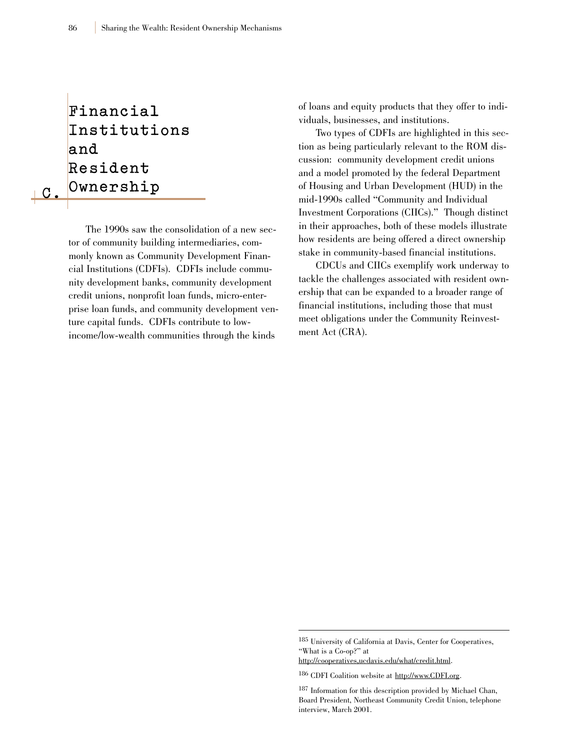## C. Financial Institutions and Resident Ownership

The 1990s saw the consolidation of a new sector of community building intermediaries, commonly known as Community Development Financial Institutions (CDFIs). CDFIs include community development banks, community development credit unions, nonprofit loan funds, micro-enterprise loan funds, and community development venture capital funds. CDFIs contribute to low-income/low-wealth communities through the kinds of loans and equity products that they offer to individuals, businesses, and institutions.

Two types of CDFIs are highlighted in this section as being particularly relevant to the ROM discussion: community development credit unions and a model promoted by the federal Department of Housing and Urban Development (HUD) in the mid-1990s called "Community and Individual Investment Corporations (CIICs)." Though distinct in their approaches, both of these models illustrate how residents are being offered a direct ownership stake in community-based financial institutions.

CDCUs and CIICs exemplify work underway to tackle the challenges associated with resident ownership that can be expanded to a broader range of financial institutions, including those that must meet obligations under the Community Reinvestment Act (CRA).

---

[185] University of California at Davis, Center for Cooperatives, "What is a Co-op?" at http://cooperatives.ucdavis.edu/what/credit.html.

[186] CDFI Coalition website at http://www.CDFI.org.

[187] Information for this description provided by Michael Chan, Board President, Northeast Community Credit Union, telephone interview, March 2001.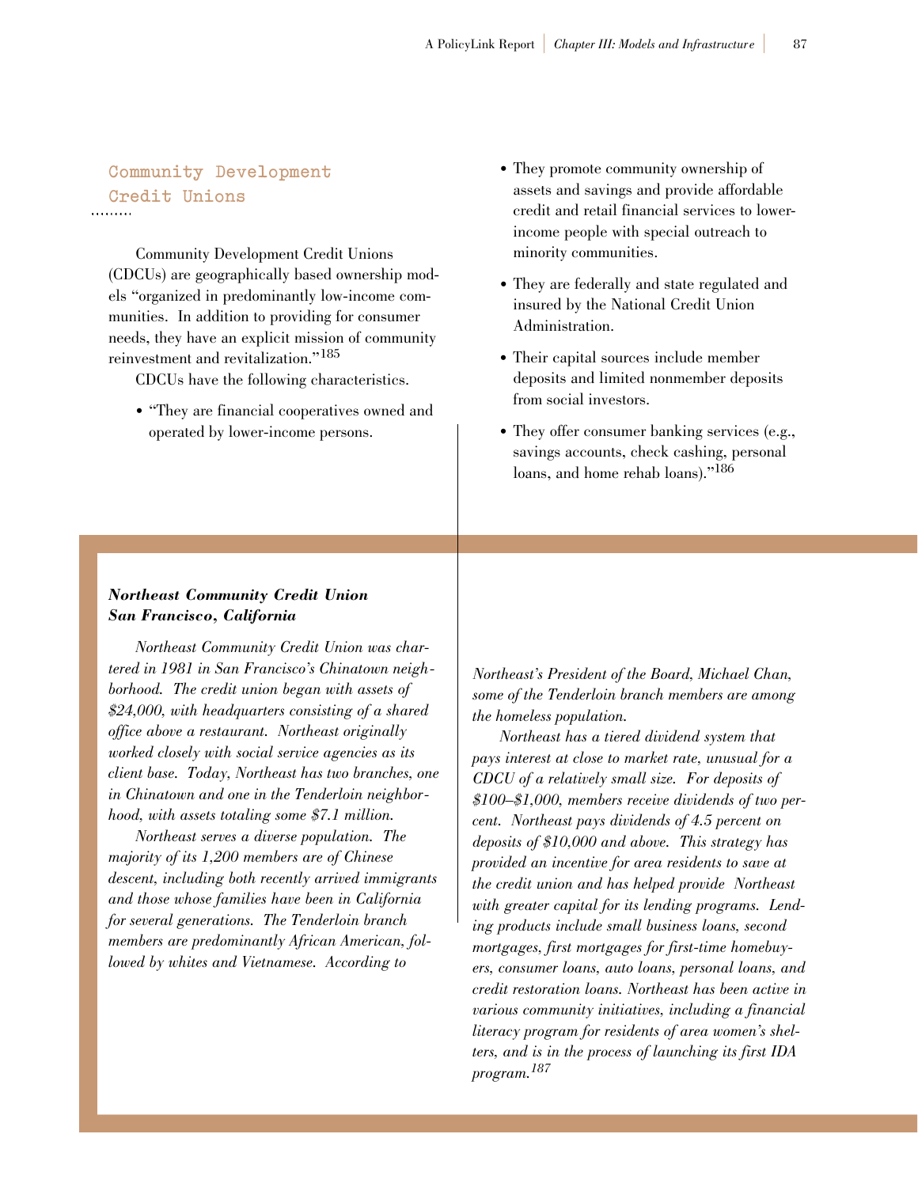## Community Development Credit Unions

Community Development Credit Unions (CDCUs) are geographically based ownership models "organized in predominantly low-income communities. In addition to providing for consumer needs, they have an explicit mission of community reinvestment and revitalization."[185]

CDCUs have the following characteristics.

- "They are financial cooperatives owned and operated by lower-income persons.
- They promote community ownership of assets and savings and provide affordable credit and retail financial services to lower-income people with special outreach to minority communities.
- They are federally and state regulated and insured by the National Credit Union Administration.
- Their capital sources include member deposits and limited nonmember deposits from social investors.
- They offer consumer banking services (e.g., savings accounts, check cashing, personal loans, and home rehab loans)."[186]

***Northeast Community Credit Union***
***San Francisco, California***

*Northeast Community Credit Union was chartered in 1981 in San Francisco's Chinatown neighborhood. The credit union began with assets of $24,000, with headquarters consisting of a shared office above a restaurant. Northeast originally worked closely with social service agencies as its client base. Today, Northeast has two branches, one in Chinatown and one in the Tenderloin neighborhood, with assets totaling some $7.1 million.*

*Northeast serves a diverse population. The majority of its 1,200 members are of Chinese descent, including both recently arrived immigrants and those whose families have been in California for several generations. The Tenderloin branch members are predominantly African American, followed by whites and Vietnamese. According to Northeast's President of the Board, Michael Chan, some of the Tenderloin branch members are among the homeless population.*

*Northeast has a tiered dividend system that pays interest at close to market rate, unusual for a CDCU of a relatively small size. For deposits of $100–$1,000, members receive dividends of two percent. Northeast pays dividends of 4.5 percent on deposits of $10,000 and above. This strategy has provided an incentive for area residents to save at the credit union and has helped provide Northeast with greater capital for its lending programs. Lending products include small business loans, second mortgages, first mortgages for first-time homebuyers, consumer loans, auto loans, personal loans, and credit restoration loans. Northeast has been active in various community initiatives, including a financial literacy program for residents of area women's shelters, and is in the process of launching its first IDA program.*[187]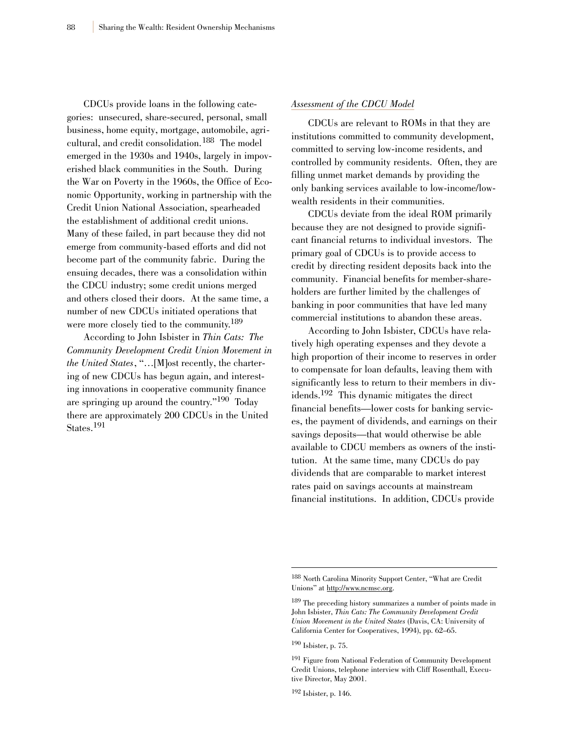CDCUs provide loans in the following categories: unsecured, share-secured, personal, small business, home equity, mortgage, automobile, agricultural, and credit consolidation.[188] The model emerged in the 1930s and 1940s, largely in impoverished black communities in the South. During the War on Poverty in the 1960s, the Office of Economic Opportunity, working in partnership with the Credit Union National Association, spearheaded the establishment of additional credit unions. Many of these failed, in part because they did not emerge from community-based efforts and did not become part of the community fabric. During the ensuing decades, there was a consolidation within the CDCU industry; some credit unions merged and others closed their doors. At the same time, a number of new CDCUs initiated operations that were more closely tied to the community.[189]

According to John Isbister in *Thin Cats: The Community Development Credit Union Movement in the United States*, "…[M]ost recently, the chartering of new CDCUs has begun again, and interesting innovations in cooperative community finance are springing up around the country."[190] Today there are approximately 200 CDCUs in the United States.[191]

*Assessment of the CDCU Model*

CDCUs are relevant to ROMs in that they are institutions committed to community development, committed to serving low-income residents, and controlled by community residents. Often, they are filling unmet market demands by providing the only banking services available to low-income/low-wealth residents in their communities.

CDCUs deviate from the ideal ROM primarily because they are not designed to provide significant financial returns to individual investors. The primary goal of CDCUs is to provide access to credit by directing resident deposits back into the community. Financial benefits for member-shareholders are further limited by the challenges of banking in poor communities that have led many commercial institutions to abandon these areas.

According to John Isbister, CDCUs have relatively high operating expenses and they devote a high proportion of their income to reserves in order to compensate for loan defaults, leaving them with significantly less to return to their members in dividends.[192] This dynamic mitigates the direct financial benefits—lower costs for banking services, the payment of dividends, and earnings on their savings deposits—that would otherwise be able available to CDCU members as owners of the institution. At the same time, many CDCUs do pay dividends that are comparable to market interest rates paid on savings accounts at mainstream financial institutions. In addition, CDCUs provide

---

[188] North Carolina Minority Support Center, "What are Credit Unions" at http://www.ncmsc.org.

[189] The preceding history summarizes a number of points made in John Isbister, *Thin Cats: The Community Development Credit Union Movement in the United States* (Davis, CA: University of California Center for Cooperatives, 1994), pp. 62–65.

[190] Isbister, p. 75.

[191] Figure from National Federation of Community Development Credit Unions, telephone interview with Cliff Rosenthall, Executive Director, May 2001.

[192] Isbister, p. 146.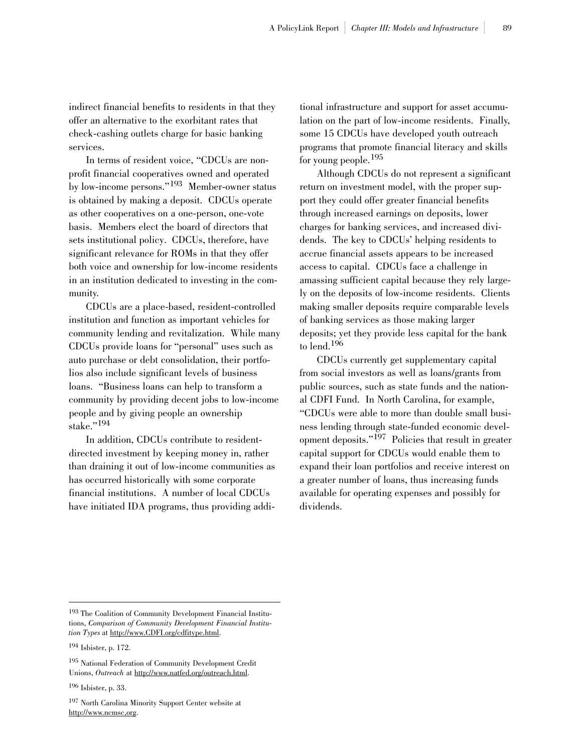indirect financial benefits to residents in that they offer an alternative to the exorbitant rates that check-cashing outlets charge for basic banking services.

In terms of resident voice, "CDCUs are nonprofit financial cooperatives owned and operated by low-income persons."[193] Member-owner status is obtained by making a deposit. CDCUs operate as other cooperatives on a one-person, one-vote basis. Members elect the board of directors that sets institutional policy. CDCUs, therefore, have significant relevance for ROMs in that they offer both voice and ownership for low-income residents in an institution dedicated to investing in the community.

CDCUs are a place-based, resident-controlled institution and function as important vehicles for community lending and revitalization. While many CDCUs provide loans for "personal" uses such as auto purchase or debt consolidation, their portfolios also include significant levels of business loans. "Business loans can help to transform a community by providing decent jobs to low-income people and by giving people an ownership stake."[194]

In addition, CDCUs contribute to resident-directed investment by keeping money in, rather than draining it out of low-income communities as has occurred historically with some corporate financial institutions. A number of local CDCUs have initiated IDA programs, thus providing additional infrastructure and support for asset accumulation on the part of low-income residents. Finally, some 15 CDCUs have developed youth outreach programs that promote financial literacy and skills for young people.[195]

Although CDCUs do not represent a significant return on investment model, with the proper support they could offer greater financial benefits through increased earnings on deposits, lower charges for banking services, and increased dividends. The key to CDCUs' helping residents to accrue financial assets appears to be increased access to capital. CDCUs face a challenge in amassing sufficient capital because they rely largely on the deposits of low-income residents. Clients making smaller deposits require comparable levels of banking services as those making larger deposits; yet they provide less capital for the bank to lend.[196]

CDCUs currently get supplementary capital from social investors as well as loans/grants from public sources, such as state funds and the national CDFI Fund. In North Carolina, for example, "CDCUs were able to more than double small business lending through state-funded economic development deposits."[197] Policies that result in greater capital support for CDCUs would enable them to expand their loan portfolios and receive interest on a greater number of loans, thus increasing funds available for operating expenses and possibly for dividends.

---

[193] The Coalition of Community Development Financial Institutions, *Comparison of Community Development Financial Institution Types* at http://www.CDFI.org/cdfitype.html.

[194] Isbister, p. 172.

[195] National Federation of Community Development Credit Unions, *Outreach* at http://www.natfed.org/outreach.html.

[196] Isbister, p. 33.

[197] North Carolina Minority Support Center website at http://www.ncmsc,org.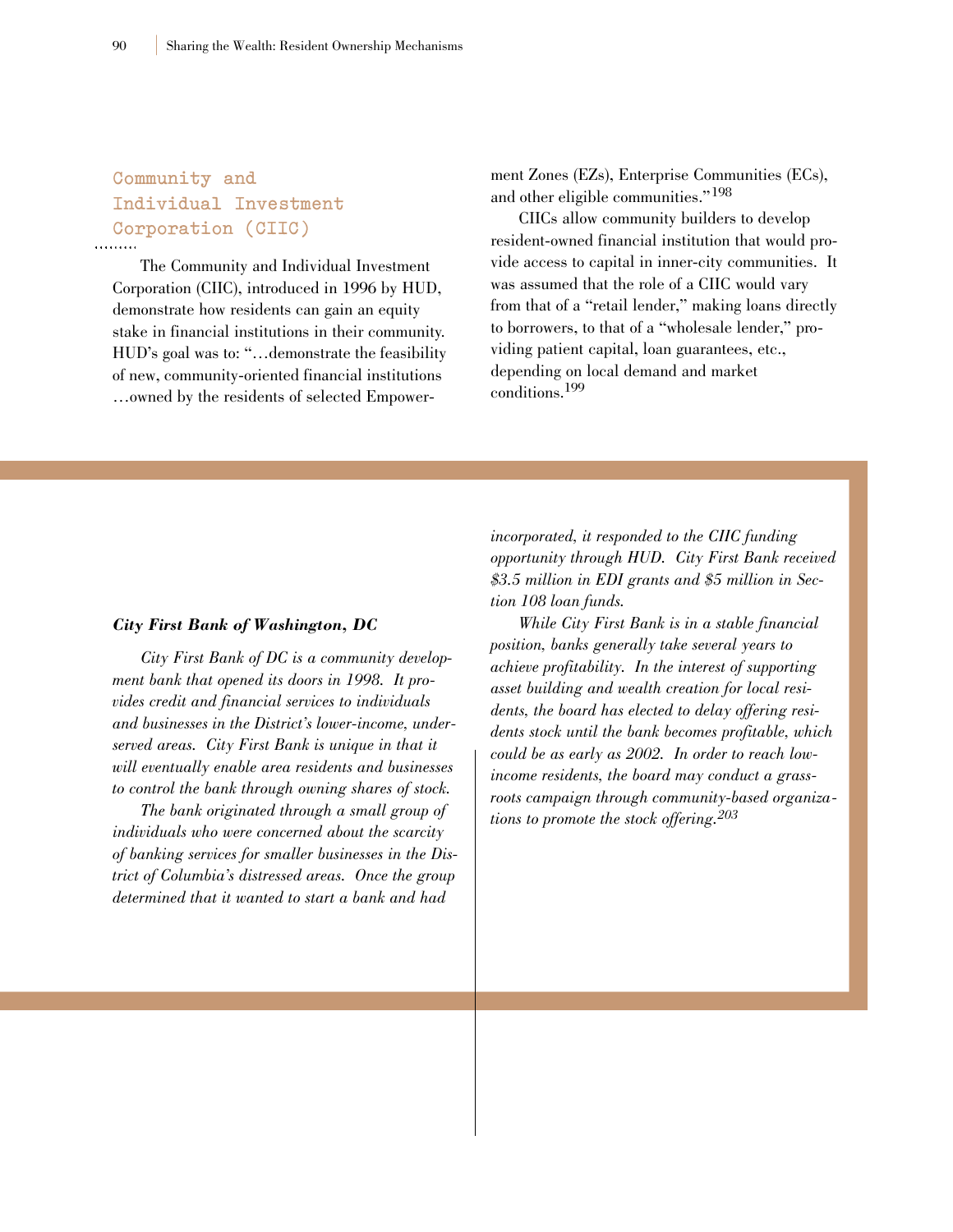## Community and Individual Investment Corporation (CIIC)

The Community and Individual Investment Corporation (CIIC), introduced in 1996 by HUD, demonstrate how residents can gain an equity stake in financial institutions in their community. HUD's goal was to: "…demonstrate the feasibility of new, community-oriented financial institutions …owned by the residents of selected Empowerment Zones (EZs), Enterprise Communities (ECs), and other eligible communities."[198]

CIICs allow community builders to develop resident-owned financial institution that would provide access to capital in inner-city communities. It was assumed that the role of a CIIC would vary from that of a "retail lender," making loans directly to borrowers, to that of a "wholesale lender," providing patient capital, loan guarantees, etc., depending on local demand and market conditions.[199]

***City First Bank of Washington, DC***

*City First Bank of DC is a community development bank that opened its doors in 1998. It provides credit and financial services to individuals and businesses in the District's lower-income, underserved areas. City First Bank is unique in that it will eventually enable area residents and businesses to control the bank through owning shares of stock.*

*The bank originated through a small group of individuals who were concerned about the scarcity of banking services for smaller businesses in the District of Columbia's distressed areas. Once the group determined that it wanted to start a bank and had incorporated, it responded to the CIIC funding opportunity through HUD. City First Bank received $3.5 million in EDI grants and $5 million in Section 108 loan funds.*

*While City First Bank is in a stable financial position, banks generally take several years to achieve profitability. In the interest of supporting asset building and wealth creation for local residents, the board has elected to delay offering residents stock until the bank becomes profitable, which could be as early as 2002. In order to reach low-income residents, the board may conduct a grassroots campaign through community-based organizations to promote the stock offering.*[203]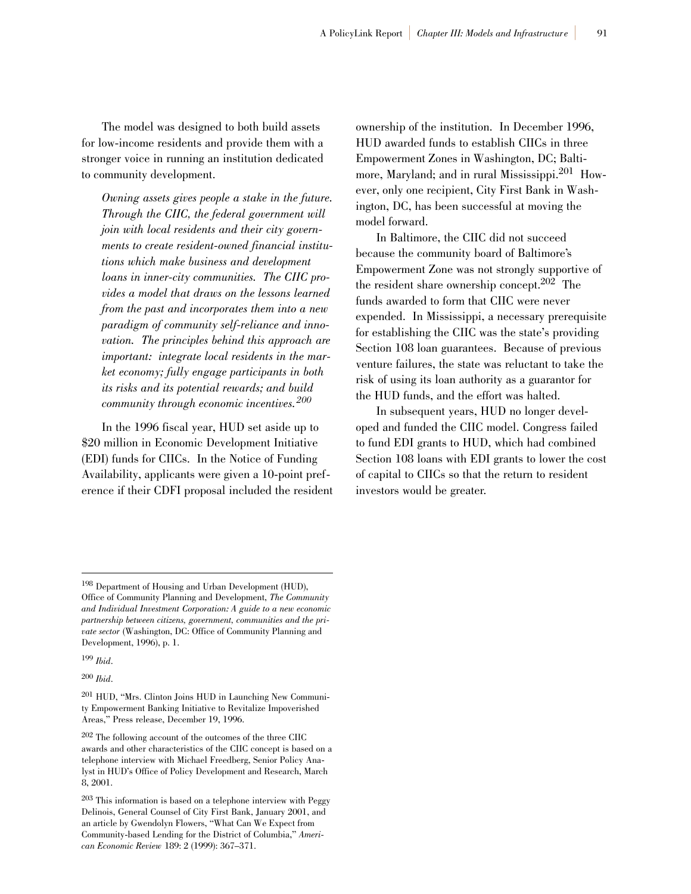The model was designed to both build assets for low-income residents and provide them with a stronger voice in running an institution dedicated to community development.

> *Owning assets gives people a stake in the future. Through the CIIC, the federal government will join with local residents and their city governments to create resident-owned financial institutions which make business and development loans in inner-city communities. The CIIC provides a model that draws on the lessons learned from the past and incorporates them into a new paradigm of community self-reliance and innovation. The principles behind this approach are important: integrate local residents in the market economy; fully engage participants in both its risks and its potential rewards; and build community through economic incentives.*[200]

In the 1996 fiscal year, HUD set aside up to $20 million in Economic Development Initiative (EDI) funds for CIICs. In the Notice of Funding Availability, applicants were given a 10-point preference if their CDFI proposal included the resident ownership of the institution. In December 1996, HUD awarded funds to establish CIICs in three Empowerment Zones in Washington, DC; Baltimore, Maryland; and in rural Mississippi.[201] However, only one recipient, City First Bank in Washington, DC, has been successful at moving the model forward.

In Baltimore, the CIIC did not succeed because the community board of Baltimore's Empowerment Zone was not strongly supportive of the resident share ownership concept.[202] The funds awarded to form that CIIC were never expended. In Mississippi, a necessary prerequisite for establishing the CIIC was the state's providing Section 108 loan guarantees. Because of previous venture failures, the state was reluctant to take the risk of using its loan authority as a guarantor for the HUD funds, and the effort was halted.

In subsequent years, HUD no longer developed and funded the CIIC model. Congress failed to fund EDI grants to HUD, which had combined Section 108 loans with EDI grants to lower the cost of capital to CIICs so that the return to resident investors would be greater.

---

198 Department of Housing and Urban Development (HUD), Office of Community Planning and Development, *The Community and Individual Investment Corporation: A guide to a new economic partnership between citizens, government, communities and the private sector* (Washington, DC: Office of Community Planning and Development, 1996), p. 1.

199 *Ibid.*

200 *Ibid.*

201 HUD, "Mrs. Clinton Joins HUD in Launching New Community Empowerment Banking Initiative to Revitalize Impoverished Areas," Press release, December 19, 1996.

202 The following account of the outcomes of the three CIIC awards and other characteristics of the CIIC concept is based on a telephone interview with Michael Freedberg, Senior Policy Analyst in HUD's Office of Policy Development and Research, March 8, 2001.

203 This information is based on a telephone interview with Peggy Delinois, General Counsel of City First Bank, January 2001, and an article by Gwendolyn Flowers, "What Can We Expect from Community-based Lending for the District of Columbia," *American Economic Review* 189: 2 (1999): 367–371.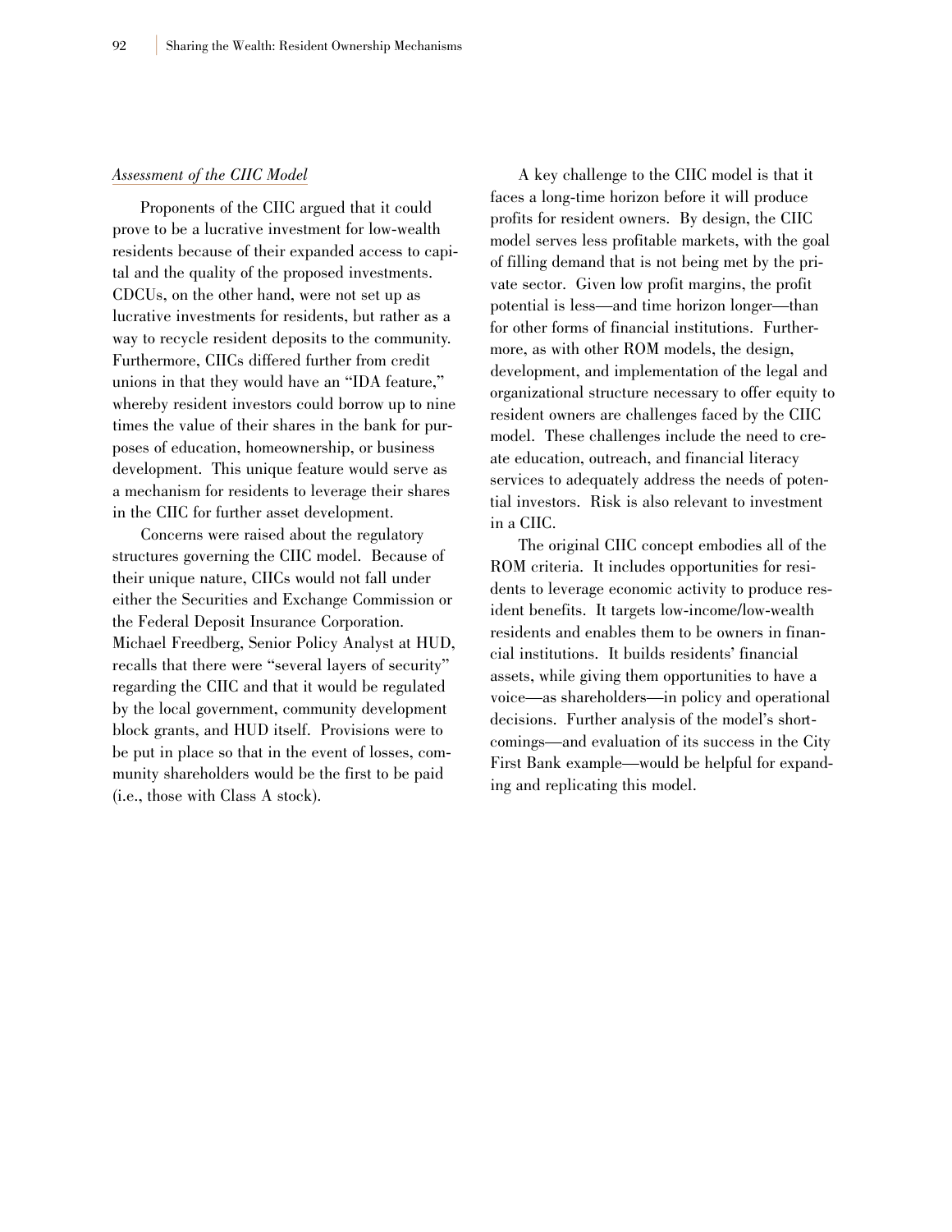*Assessment of the CIIC Model*

Proponents of the CIIC argued that it could prove to be a lucrative investment for low-wealth residents because of their expanded access to capital and the quality of the proposed investments. CDCUs, on the other hand, were not set up as lucrative investments for residents, but rather as a way to recycle resident deposits to the community. Furthermore, CIICs differed further from credit unions in that they would have an "IDA feature," whereby resident investors could borrow up to nine times the value of their shares in the bank for purposes of education, homeownership, or business development. This unique feature would serve as a mechanism for residents to leverage their shares in the CIIC for further asset development.

Concerns were raised about the regulatory structures governing the CIIC model. Because of their unique nature, CIICs would not fall under either the Securities and Exchange Commission or the Federal Deposit Insurance Corporation. Michael Freedberg, Senior Policy Analyst at HUD, recalls that there were "several layers of security" regarding the CIIC and that it would be regulated by the local government, community development block grants, and HUD itself. Provisions were to be put in place so that in the event of losses, community shareholders would be the first to be paid (i.e., those with Class A stock).

A key challenge to the CIIC model is that it faces a long-time horizon before it will produce profits for resident owners. By design, the CIIC model serves less profitable markets, with the goal of filling demand that is not being met by the private sector. Given low profit margins, the profit potential is less—and time horizon longer—than for other forms of financial institutions. Furthermore, as with other ROM models, the design, development, and implementation of the legal and organizational structure necessary to offer equity to resident owners are challenges faced by the CIIC model. These challenges include the need to create education, outreach, and financial literacy services to adequately address the needs of potential investors. Risk is also relevant to investment in a CIIC.

The original CIIC concept embodies all of the ROM criteria. It includes opportunities for residents to leverage economic activity to produce resident benefits. It targets low-income/low-wealth residents and enables them to be owners in financial institutions. It builds residents' financial assets, while giving them opportunities to have a voice—as shareholders—in policy and operational decisions. Further analysis of the model's shortcomings—and evaluation of its success in the City First Bank example—would be helpful for expanding and replicating this model.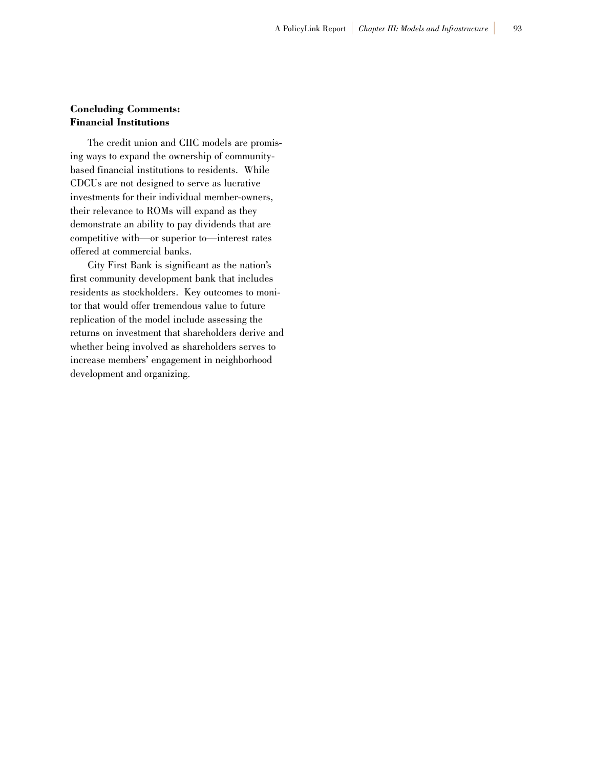### Concluding Comments: Financial Institutions

The credit union and CIIC models are promising ways to expand the ownership of community-based financial institutions to residents. While CDCUs are not designed to serve as lucrative investments for their individual member-owners, their relevance to ROMs will expand as they demonstrate an ability to pay dividends that are competitive with—or superior to—interest rates offered at commercial banks.

City First Bank is significant as the nation's first community development bank that includes residents as stockholders. Key outcomes to monitor that would offer tremendous value to future replication of the model include assessing the returns on investment that shareholders derive and whether being involved as shareholders serves to increase members' engagement in neighborhood development and organizing.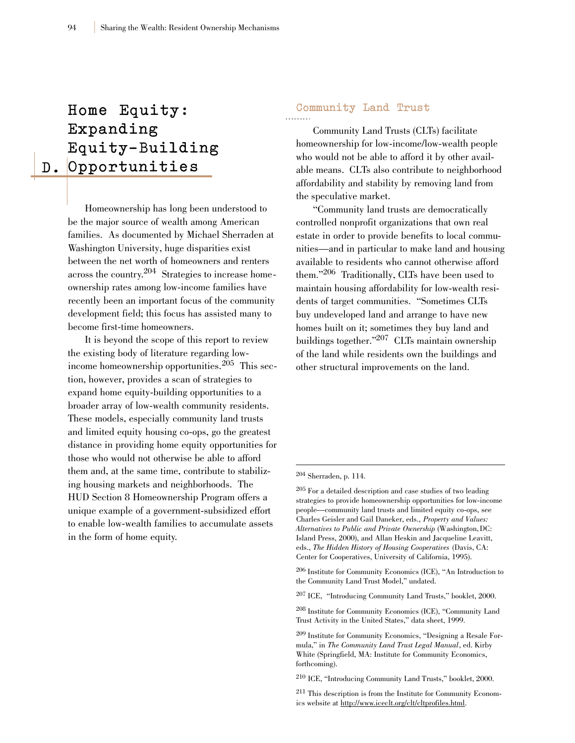# D. Home Equity: Expanding Equity-Building Opportunities

Homeownership has long been understood to be the major source of wealth among American families. As documented by Michael Sherraden at Washington University, huge disparities exist between the net worth of homeowners and renters across the country.[204] Strategies to increase homeownership rates among low-income families have recently been an important focus of the community development field; this focus has assisted many to become first-time homeowners.

It is beyond the scope of this report to review the existing body of literature regarding low-income homeownership opportunities.[205] This section, however, provides a scan of strategies to expand home equity-building opportunities to a broader array of low-wealth community residents. These models, especially community land trusts and limited equity housing co-ops, go the greatest distance in providing home equity opportunities for those who would not otherwise be able to afford them and, at the same time, contribute to stabilizing housing markets and neighborhoods. The HUD Section 8 Homeownership Program offers a unique example of a government-subsidized effort to enable low-wealth families to accumulate assets in the form of home equity.

## Community Land Trust

Community Land Trusts (CLTs) facilitate homeownership for low-income/low-wealth people who would not be able to afford it by other available means. CLTs also contribute to neighborhood affordability and stability by removing land from the speculative market.

"Community land trusts are democratically controlled nonprofit organizations that own real estate in order to provide benefits to local communities—and in particular to make land and housing available to residents who cannot otherwise afford them."[206] Traditionally, CLTs have been used to maintain housing affordability for low-wealth residents of target communities. "Sometimes CLTs buy undeveloped land and arrange to have new homes built on it; sometimes they buy land and buildings together."[207] CLTs maintain ownership of the land while residents own the buildings and other structural improvements on the land.

---

[204] Sherraden, p. 114.

[205] For a detailed description and case studies of two leading strategies to provide homeownership opportunities for low-income people—community land trusts and limited equity co-ops, see Charles Geisler and Gail Daneker, eds., *Property and Values: Alternatives to Public and Private Ownership* (Washington, DC: Island Press, 2000), and Allan Heskin and Jacqueline Leavitt, eds., *The Hidden History of Housing Cooperatives* (Davis, CA: Center for Cooperatives, University of California, 1995).

[206] Institute for Community Economics (ICE), "An Introduction to the Community Land Trust Model," undated.

[207] ICE, "Introducing Community Land Trusts," booklet, 2000.

[208] Institute for Community Economics (ICE), "Community Land Trust Activity in the United States," data sheet, 1999.

[209] Institute for Community Economics, "Designing a Resale Formula," in *The Community Land Trust Legal Manual*, ed. Kirby White (Springfield, MA: Institute for Community Economics, forthcoming).

[210] ICE, "Introducing Community Land Trusts," booklet, 2000.

[211] This description is from the Institute for Community Economics website at http://www.iceclt.org/clt/cltprofiles.html.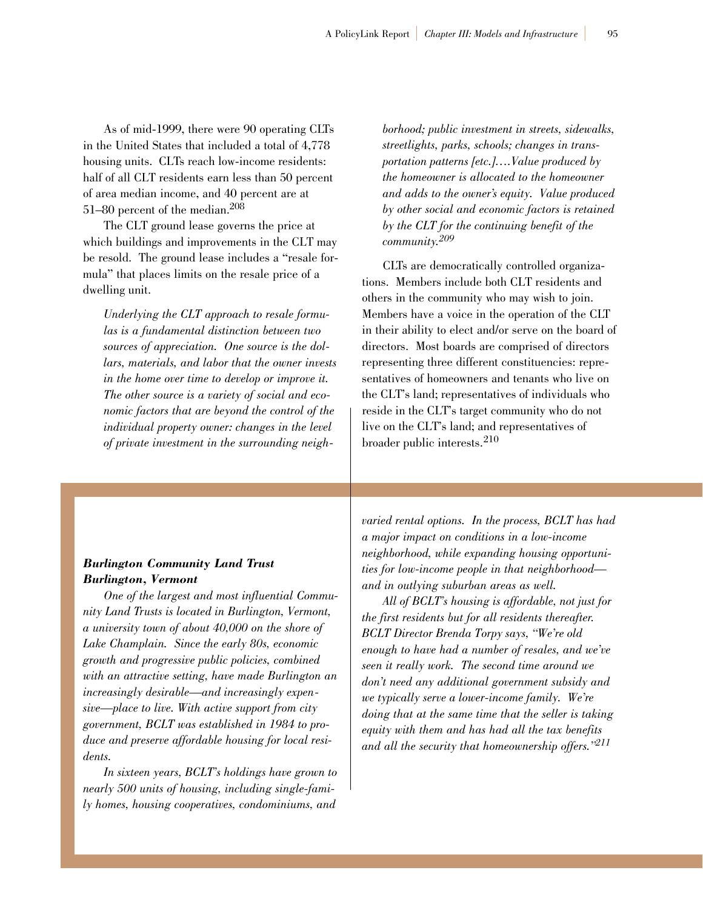As of mid-1999, there were 90 operating CLTs in the United States that included a total of 4,778 housing units. CLTs reach low-income residents: half of all CLT residents earn less than 50 percent of area median income, and 40 percent are at 51–80 percent of the median.[208]

The CLT ground lease governs the price at which buildings and improvements in the CLT may be resold. The ground lease includes a "resale formula" that places limits on the resale price of a dwelling unit.

> *Underlying the CLT approach to resale formulas is a fundamental distinction between two sources of appreciation. One source is the dollars, materials, and labor that the owner invests in the home over time to develop or improve it. The other source is a variety of social and economic factors that are beyond the control of the individual property owner: changes in the level of private investment in the surrounding neighborhood; public investment in streets, sidewalks, streetlights, parks, schools; changes in transportation patterns [etc.]….Value produced by the homeowner is allocated to the homeowner and adds to the owner's equity. Value produced by other social and economic factors is retained by the CLT for the continuing benefit of the community.*[209]

CLTs are democratically controlled organizations. Members include both CLT residents and others in the community who may wish to join. Members have a voice in the operation of the CLT in their ability to elect and/or serve on the board of directors. Most boards are comprised of directors representing three different constituencies: representatives of homeowners and tenants who live on the CLT's land; representatives of individuals who reside in the CLT's target community who do not live on the CLT's land; and representatives of broader public interests.[210]

***Burlington Community Land Trust***
***Burlington, Vermont***

*One of the largest and most influential Community Land Trusts is located in Burlington, Vermont, a university town of about 40,000 on the shore of Lake Champlain. Since the early 80s, economic growth and progressive public policies, combined with an attractive setting, have made Burlington an increasingly desirable—and increasingly expensive—place to live. With active support from city government, BCLT was established in 1984 to produce and preserve affordable housing for local residents.*

*In sixteen years, BCLT's holdings have grown to nearly 500 units of housing, including single-family homes, housing cooperatives, condominiums, and varied rental options. In the process, BCLT has had a major impact on conditions in a low-income neighborhood, while expanding housing opportunities for low-income people in that neighborhood—and in outlying suburban areas as well.*

*All of BCLT's housing is affordable, not just for the first residents but for all residents thereafter. BCLT Director Brenda Torpy says, "We're old enough to have had a number of resales, and we've seen it really work. The second time around we don't need any additional government subsidy and we typically serve a lower-income family. We're doing that at the same time that the seller is taking equity with them and has had all the tax benefits and all the security that homeownership offers."*[211]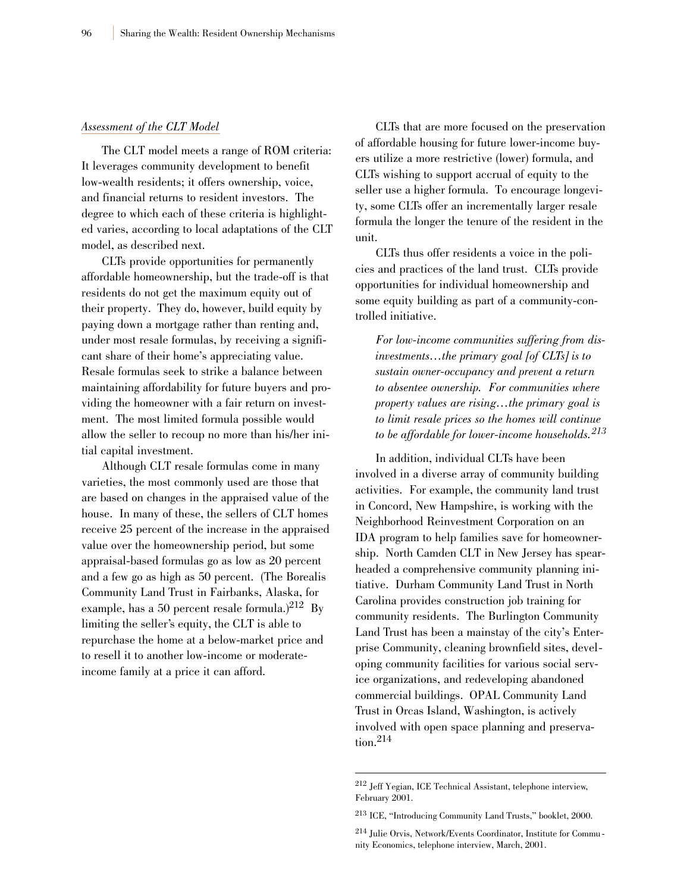*Assessment of the CLT Model*

The CLT model meets a range of ROM criteria: It leverages community development to benefit low-wealth residents; it offers ownership, voice, and financial returns to resident investors. The degree to which each of these criteria is highlighted varies, according to local adaptations of the CLT model, as described next.

CLTs provide opportunities for permanently affordable homeownership, but the trade-off is that residents do not get the maximum equity out of their property. They do, however, build equity by paying down a mortgage rather than renting and, under most resale formulas, by receiving a significant share of their home's appreciating value. Resale formulas seek to strike a balance between maintaining affordability for future buyers and providing the homeowner with a fair return on investment. The most limited formula possible would allow the seller to recoup no more than his/her initial capital investment.

Although CLT resale formulas come in many varieties, the most commonly used are those that are based on changes in the appraised value of the house. In many of these, the sellers of CLT homes receive 25 percent of the increase in the appraised value over the homeownership period, but some appraisal-based formulas go as low as 20 percent and a few go as high as 50 percent. (The Borealis Community Land Trust in Fairbanks, Alaska, for example, has a 50 percent resale formula.)[212] By limiting the seller's equity, the CLT is able to repurchase the home at a below-market price and to resell it to another low-income or moderate-income family at a price it can afford.

CLTs that are more focused on the preservation of affordable housing for future lower-income buyers utilize a more restrictive (lower) formula, and CLTs wishing to support accrual of equity to the seller use a higher formula. To encourage longevity, some CLTs offer an incrementally larger resale formula the longer the tenure of the resident in the unit.

CLTs thus offer residents a voice in the policies and practices of the land trust. CLTs provide opportunities for individual homeownership and some equity building as part of a community-controlled initiative.

> *For low-income communities suffering from disinvestments…the primary goal [of CLTs] is to sustain owner-occupancy and prevent a return to absentee ownership. For communities where property values are rising…the primary goal is to limit resale prices so the homes will continue to be affordable for lower-income households.*[213]

In addition, individual CLTs have been involved in a diverse array of community building activities. For example, the community land trust in Concord, New Hampshire, is working with the Neighborhood Reinvestment Corporation on an IDA program to help families save for homeownership. North Camden CLT in New Jersey has spearheaded a comprehensive community planning initiative. Durham Community Land Trust in North Carolina provides construction job training for community residents. The Burlington Community Land Trust has been a mainstay of the city's Enterprise Community, cleaning brownfield sites, developing community facilities for various social service organizations, and redeveloping abandoned commercial buildings. OPAL Community Land Trust in Orcas Island, Washington, is actively involved with open space planning and preservation.[214]

---

[212] Jeff Yegian, ICE Technical Assistant, telephone interview, February 2001.

[213] ICE, "Introducing Community Land Trusts," booklet, 2000.

[214] Julie Orvis, Network/Events Coordinator, Institute for Community Economics, telephone interview, March, 2001.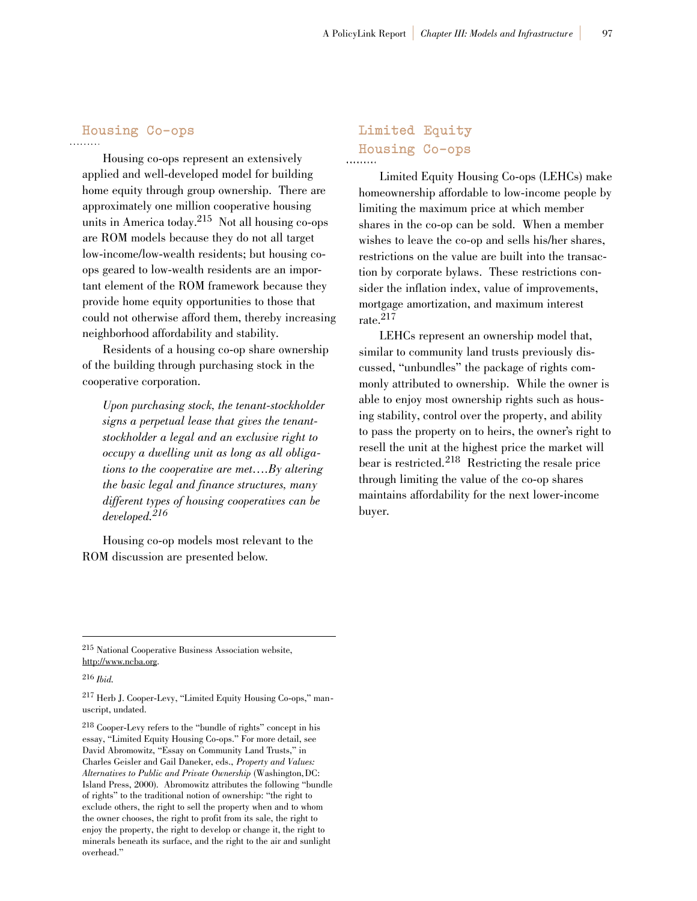## Housing Co-ops

Housing co-ops represent an extensively applied and well-developed model for building home equity through group ownership. There are approximately one million cooperative housing units in America today.[215] Not all housing co-ops are ROM models because they do not all target low-income/low-wealth residents; but housing co-ops geared to low-wealth residents are an important element of the ROM framework because they provide home equity opportunities to those that could not otherwise afford them, thereby increasing neighborhood affordability and stability.

Residents of a housing co-op share ownership of the building through purchasing stock in the cooperative corporation.

> *Upon purchasing stock, the tenant-stockholder signs a perpetual lease that gives the tenant-stockholder a legal and an exclusive right to occupy a dwelling unit as long as all obligations to the cooperative are met….By altering the basic legal and finance structures, many different types of housing cooperatives can be developed.*[216]

Housing co-op models most relevant to the ROM discussion are presented below.

## Limited Equity Housing Co-ops

Limited Equity Housing Co-ops (LEHCs) make homeownership affordable to low-income people by limiting the maximum price at which member shares in the co-op can be sold. When a member wishes to leave the co-op and sells his/her shares, restrictions on the value are built into the transaction by corporate bylaws. These restrictions consider the inflation index, value of improvements, mortgage amortization, and maximum interest rate.[217]

LEHCs represent an ownership model that, similar to community land trusts previously discussed, "unbundles" the package of rights commonly attributed to ownership. While the owner is able to enjoy most ownership rights such as housing stability, control over the property, and ability to pass the property on to heirs, the owner's right to resell the unit at the highest price the market will bear is restricted.[218] Restricting the resale price through limiting the value of the co-op shares maintains affordability for the next lower-income buyer.

---

[215] National Cooperative Business Association website, http://www.ncba.org.

[216] *Ibid.*

[217] Herb J. Cooper-Levy, "Limited Equity Housing Co-ops," manuscript, undated.

[218] Cooper-Levy refers to the "bundle of rights" concept in his essay, "Limited Equity Housing Co-ops." For more detail, see David Abromowitz, "Essay on Community Land Trusts," in Charles Geisler and Gail Daneker, eds., *Property and Values: Alternatives to Public and Private Ownership* (Washington, DC: Island Press, 2000). Abromowitz attributes the following "bundle of rights" to the traditional notion of ownership: "the right to exclude others, the right to sell the property when and to whom the owner chooses, the right to profit from its sale, the right to enjoy the property, the right to develop or change it, the right to minerals beneath its surface, and the right to the air and sunlight overhead."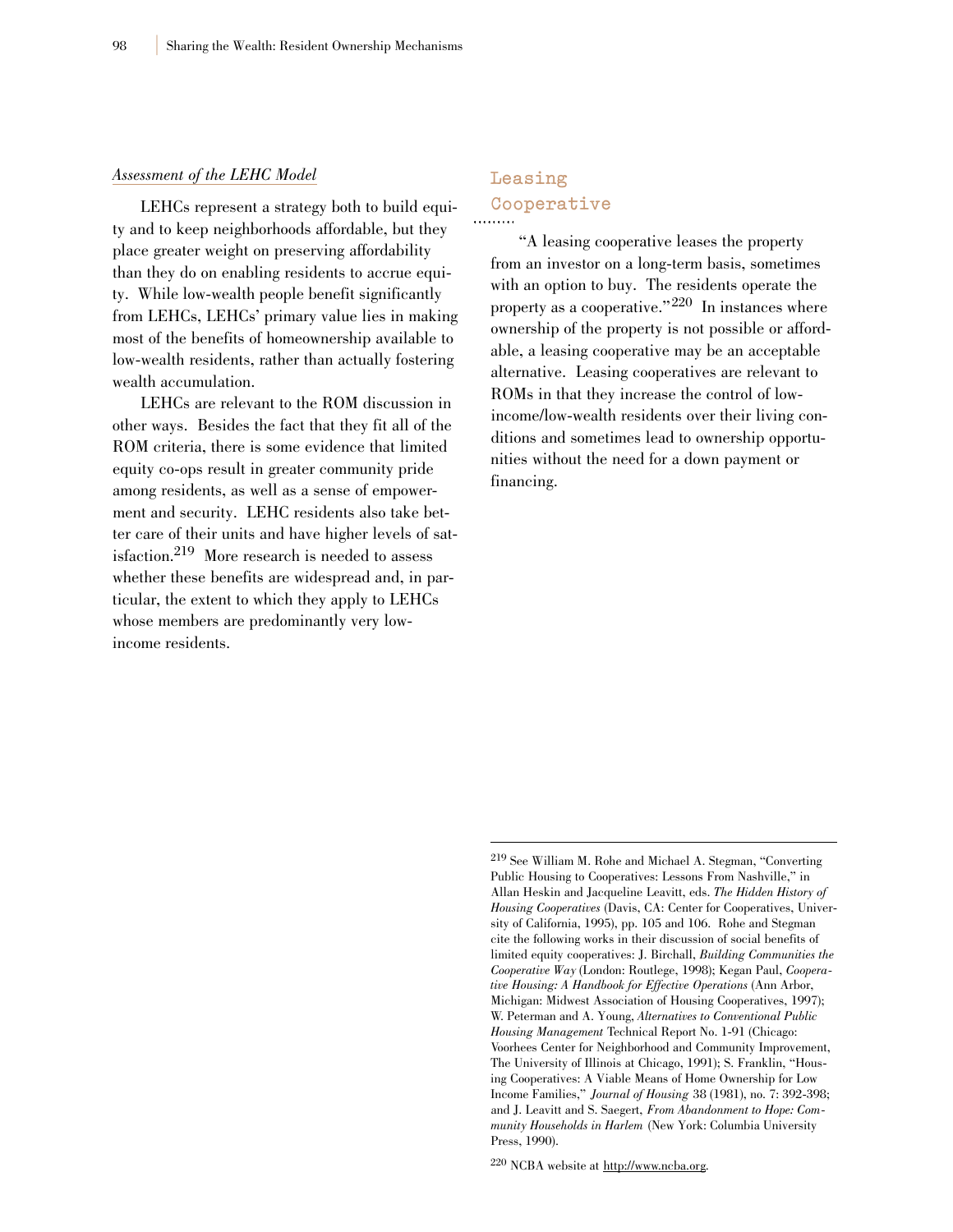*Assessment of the LEHC Model*

LEHCs represent a strategy both to build equity and to keep neighborhoods affordable, but they place greater weight on preserving affordability than they do on enabling residents to accrue equity. While low-wealth people benefit significantly from LEHCs, LEHCs' primary value lies in making most of the benefits of homeownership available to low-wealth residents, rather than actually fostering wealth accumulation.

LEHCs are relevant to the ROM discussion in other ways. Besides the fact that they fit all of the ROM criteria, there is some evidence that limited equity co-ops result in greater community pride among residents, as well as a sense of empowerment and security. LEHC residents also take better care of their units and have higher levels of satisfaction.[219] More research is needed to assess whether these benefits are widespread and, in particular, the extent to which they apply to LEHCs whose members are predominantly very low-income residents.

## Leasing Cooperative

"A leasing cooperative leases the property from an investor on a long-term basis, sometimes with an option to buy. The residents operate the property as a cooperative."[220] In instances where ownership of the property is not possible or affordable, a leasing cooperative may be an acceptable alternative. Leasing cooperatives are relevant to ROMs in that they increase the control of low-income/low-wealth residents over their living conditions and sometimes lead to ownership opportunities without the need for a down payment or financing.

---

[219] See William M. Rohe and Michael A. Stegman, "Converting Public Housing to Cooperatives: Lessons From Nashville," in Allan Heskin and Jacqueline Leavitt, eds. *The Hidden History of Housing Cooperatives* (Davis, CA: Center for Cooperatives, University of California, 1995), pp. 105 and 106. Rohe and Stegman cite the following works in their discussion of social benefits of limited equity cooperatives: J. Birchall, *Building Communities the Cooperative Way* (London: Routlege, 1998); Kegan Paul, *Cooperative Housing: A Handbook for Effective Operations* (Ann Arbor, Michigan: Midwest Association of Housing Cooperatives, 1997); W. Peterman and A. Young, *Alternatives to Conventional Public Housing Management* Technical Report No. 1-91 (Chicago: Voorhees Center for Neighborhood and Community Improvement, The University of Illinois at Chicago, 1991); S. Franklin, "Housing Cooperatives: A Viable Means of Home Ownership for Low Income Families," *Journal of Housing* 38 (1981), no. 7: 392-398; and J. Leavitt and S. Saegert, *From Abandonment to Hope: Community Households in Harlem* (New York: Columbia University Press, 1990).

[220] NCBA website at http://www.ncba.org.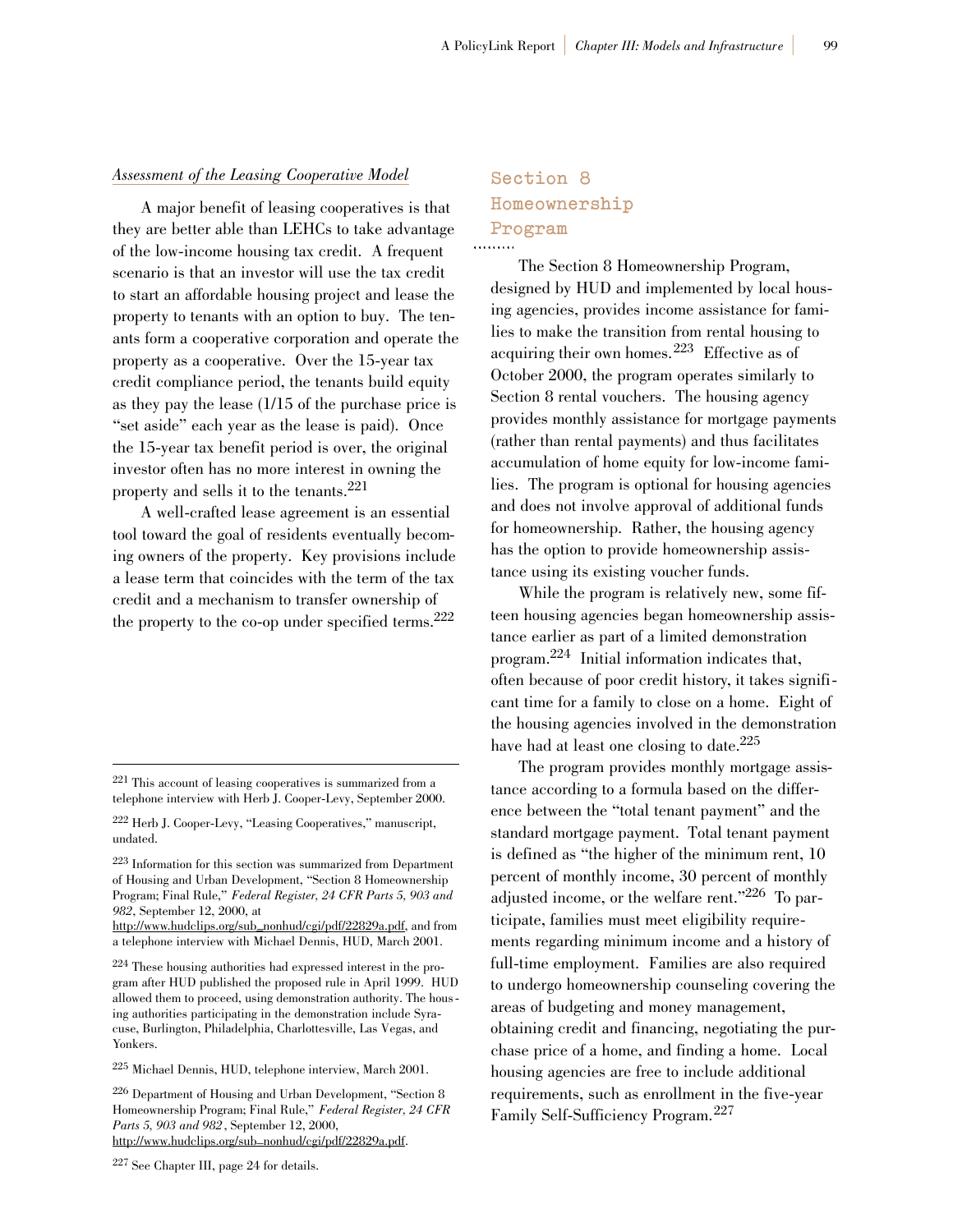*Assessment of the Leasing Cooperative Model*

A major benefit of leasing cooperatives is that they are better able than LEHCs to take advantage of the low-income housing tax credit. A frequent scenario is that an investor will use the tax credit to start an affordable housing project and lease the property to tenants with an option to buy. The tenants form a cooperative corporation and operate the property as a cooperative. Over the 15-year tax credit compliance period, the tenants build equity as they pay the lease (1/15 of the purchase price is "set aside" each year as the lease is paid). Once the 15-year tax benefit period is over, the original investor often has no more interest in owning the property and sells it to the tenants.[221]

A well-crafted lease agreement is an essential tool toward the goal of residents eventually becoming owners of the property. Key provisions include a lease term that coincides with the term of the tax credit and a mechanism to transfer ownership of the property to the co-op under specified terms.[222]

## Section 8 Homeownership Program

The Section 8 Homeownership Program, designed by HUD and implemented by local housing agencies, provides income assistance for families to make the transition from rental housing to acquiring their own homes.[223] Effective as of October 2000, the program operates similarly to Section 8 rental vouchers. The housing agency provides monthly assistance for mortgage payments (rather than rental payments) and thus facilitates accumulation of home equity for low-income families. The program is optional for housing agencies and does not involve approval of additional funds for homeownership. Rather, the housing agency has the option to provide homeownership assistance using its existing voucher funds.

While the program is relatively new, some fifteen housing agencies began homeownership assistance earlier as part of a limited demonstration program.[224] Initial information indicates that, often because of poor credit history, it takes significant time for a family to close on a home. Eight of the housing agencies involved in the demonstration have had at least one closing to date.[225]

The program provides monthly mortgage assistance according to a formula based on the difference between the "total tenant payment" and the standard mortgage payment. Total tenant payment is defined as "the higher of the minimum rent, 10 percent of monthly income, 30 percent of monthly adjusted income, or the welfare rent."[226] To participate, families must meet eligibility requirements regarding minimum income and a history of full-time employment. Families are also required to undergo homeownership counseling covering the areas of budgeting and money management, obtaining credit and financing, negotiating the purchase price of a home, and finding a home. Local housing agencies are free to include additional requirements, such as enrollment in the five-year Family Self-Sufficiency Program.[227]

---

[221] This account of leasing cooperatives is summarized from a telephone interview with Herb J. Cooper-Levy, September 2000.

[222] Herb J. Cooper-Levy, "Leasing Cooperatives," manuscript, undated.

[223] Information for this section was summarized from Department of Housing and Urban Development, "Section 8 Homeownership Program; Final Rule," *Federal Register, 24 CFR Parts 5, 903 and 982*, September 12, 2000, at http://www.hudclips.org/sub_nonhud/cgi/pdf/22829a.pdf, and from a telephone interview with Michael Dennis, HUD, March 2001.

[224] These housing authorities had expressed interest in the program after HUD published the proposed rule in April 1999. HUD allowed them to proceed, using demonstration authority. The housing authorities participating in the demonstration include Syracuse, Burlington, Philadelphia, Charlottesville, Las Vegas, and Yonkers.

[225] Michael Dennis, HUD, telephone interview, March 2001.

[226] Department of Housing and Urban Development, "Section 8 Homeownership Program; Final Rule," *Federal Register, 24 CFR Parts 5, 903 and 982*, September 12, 2000, http://www.hudclips.org/sub_nonhud/cgi/pdf/22829a.pdf.

[227] See Chapter III, page 24 for details.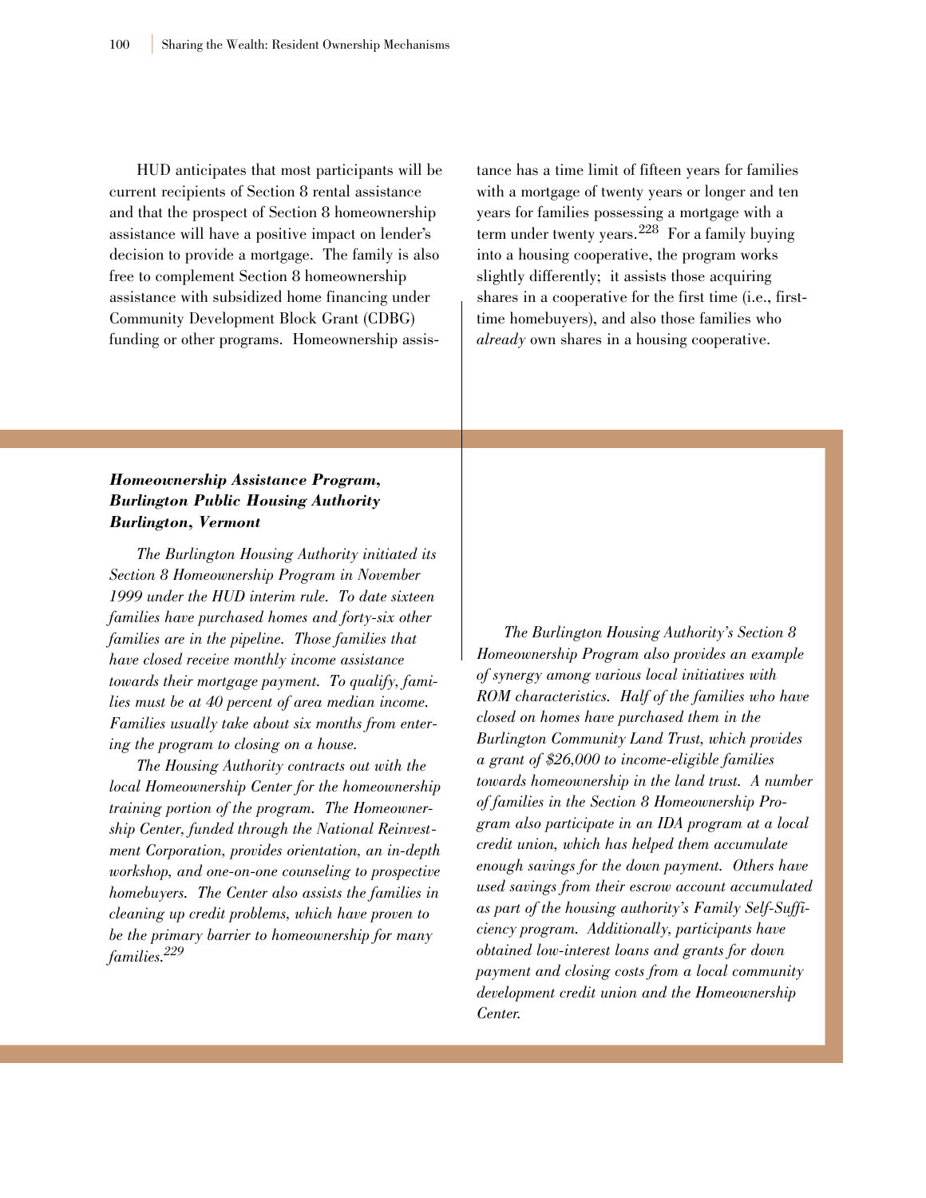HUD anticipates that most participants will be current recipients of Section 8 rental assistance and that the prospect of Section 8 homeownership assistance will have a positive impact on lender's decision to provide a mortgage. The family is also free to complement Section 8 homeownership assistance with subsidized home financing under Community Development Block Grant (CDBG) funding or other programs. Homeownership assistance has a time limit of fifteen years for families with a mortgage of twenty years or longer and ten years for families possessing a mortgage with a term under twenty years.[228] For a family buying into a housing cooperative, the program works slightly differently; it assists those acquiring shares in a cooperative for the first time (i.e., first-time homebuyers), and also those families who *already* own shares in a housing cooperative.

***Homeownership Assistance Program, Burlington Public Housing Authority Burlington, Vermont***

*The Burlington Housing Authority initiated its Section 8 Homeownership Program in November 1999 under the HUD interim rule. To date sixteen families have purchased homes and forty-six other families are in the pipeline. Those families that have closed receive monthly income assistance towards their mortgage payment. To qualify, families must be at 40 percent of area median income. Families usually take about six months from entering the program to closing on a house.*

*The Housing Authority contracts out with the local Homeownership Center for the homeownership training portion of the program. The Homeownership Center, funded through the National Reinvestment Corporation, provides orientation, an in-depth workshop, and one-on-one counseling to prospective homebuyers. The Center also assists the families in cleaning up credit problems, which have proven to be the primary barrier to homeownership for many families.*[229]

*The Burlington Housing Authority's Section 8 Homeownership Program also provides an example of synergy among various local initiatives with ROM characteristics. Half of the families who have closed on homes have purchased them in the Burlington Community Land Trust, which provides a grant of $26,000 to income-eligible families towards homeownership in the land trust. A number of families in the Section 8 Homeownership Program also participate in an IDA program at a local credit union, which has helped them accumulate enough savings for the down payment. Others have used savings from their escrow account accumulated as part of the housing authority's Family Self-Sufficiency program. Additionally, participants have obtained low-interest loans and grants for down payment and closing costs from a local community development credit union and the Homeownership Center.*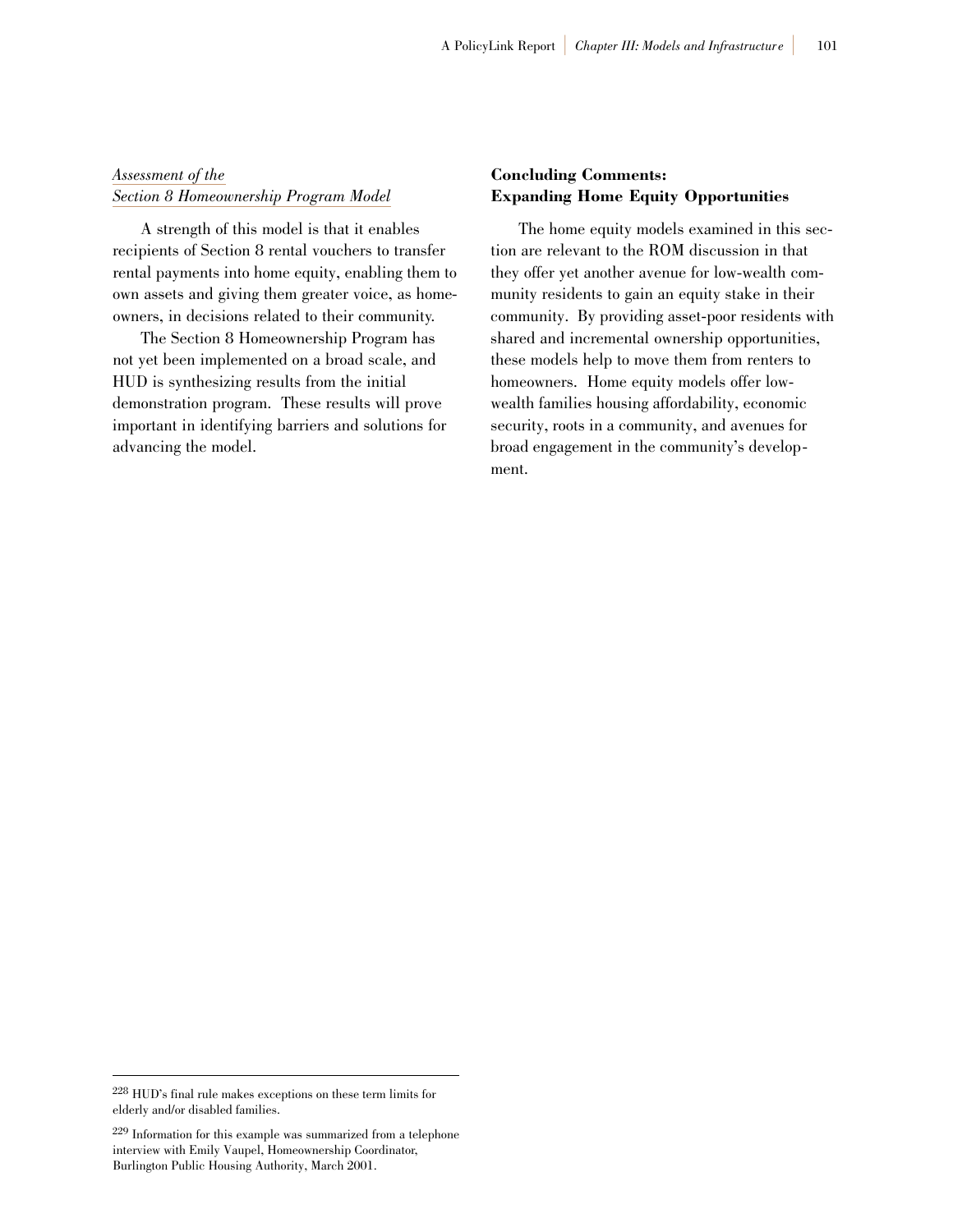*Assessment of the Section 8 Homeownership Program Model*

A strength of this model is that it enables recipients of Section 8 rental vouchers to transfer rental payments into home equity, enabling them to own assets and giving them greater voice, as homeowners, in decisions related to their community.

The Section 8 Homeownership Program has not yet been implemented on a broad scale, and HUD is synthesizing results from the initial demonstration program. These results will prove important in identifying barriers and solutions for advancing the model.

**Concluding Comments: Expanding Home Equity Opportunities**

The home equity models examined in this section are relevant to the ROM discussion in that they offer yet another avenue for low-wealth community residents to gain an equity stake in their community. By providing asset-poor residents with shared and incremental ownership opportunities, these models help to move them from renters to homeowners. Home equity models offer low-wealth families housing affordability, economic security, roots in a community, and avenues for broad engagement in the community's development.

---

[228] HUD's final rule makes exceptions on these term limits for elderly and/or disabled families.

[229] Information for this example was summarized from a telephone interview with Emily Vaupel, Homeownership Coordinator, Burlington Public Housing Authority, March 2001.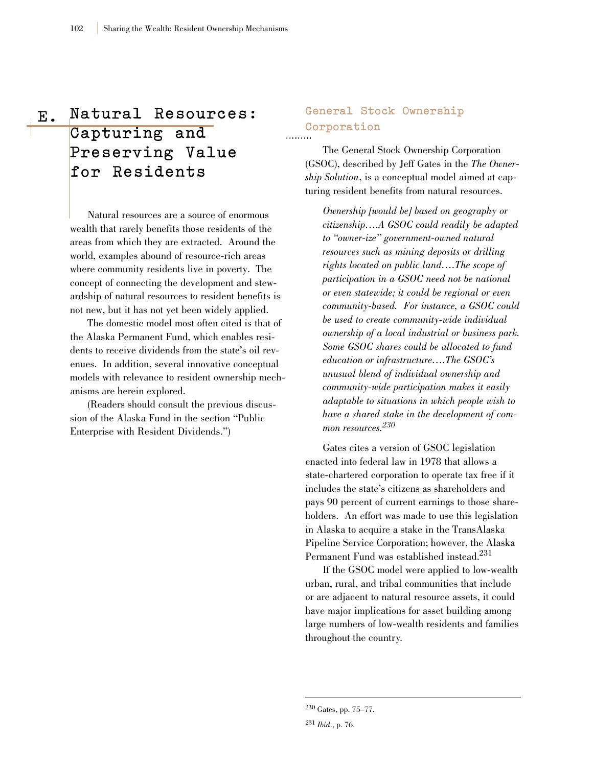## E. Natural Resources: Capturing and Preserving Value for Residents

Natural resources are a source of enormous wealth that rarely benefits those residents of the areas from which they are extracted. Around the world, examples abound of resource-rich areas where community residents live in poverty. The concept of connecting the development and stewardship of natural resources to resident benefits is not new, but it has not yet been widely applied.

The domestic model most often cited is that of the Alaska Permanent Fund, which enables residents to receive dividends from the state's oil revenues. In addition, several innovative conceptual models with relevance to resident ownership mechanisms are herein explored.

(Readers should consult the previous discussion of the Alaska Fund in the section "Public Enterprise with Resident Dividends.")

### General Stock Ownership Corporation

The General Stock Ownership Corporation (GSOC), described by Jeff Gates in the *The Ownership Solution*, is a conceptual model aimed at capturing resident benefits from natural resources.

> *Ownership [would be] based on geography or citizenship….A GSOC could readily be adapted to "owner-ize" government-owned natural resources such as mining deposits or drilling rights located on public land….The scope of participation in a GSOC need not be national or even statewide; it could be regional or even community-based. For instance, a GSOC could be used to create community-wide individual ownership of a local industrial or business park. Some GSOC shares could be allocated to fund education or infrastructure….The GSOC's unusual blend of individual ownership and community-wide participation makes it easily adaptable to situations in which people wish to have a shared stake in the development of common resources.*[230]

Gates cites a version of GSOC legislation enacted into federal law in 1978 that allows a state-chartered corporation to operate tax free if it includes the state's citizens as shareholders and pays 90 percent of current earnings to those shareholders. An effort was made to use this legislation in Alaska to acquire a stake in the TransAlaska Pipeline Service Corporation; however, the Alaska Permanent Fund was established instead.[231]

If the GSOC model were applied to low-wealth urban, rural, and tribal communities that include or are adjacent to natural resource assets, it could have major implications for asset building among large numbers of low-wealth residents and families throughout the country.

---

[230] Gates, pp. 75–77.

[231] *Ibid.*, p. 76.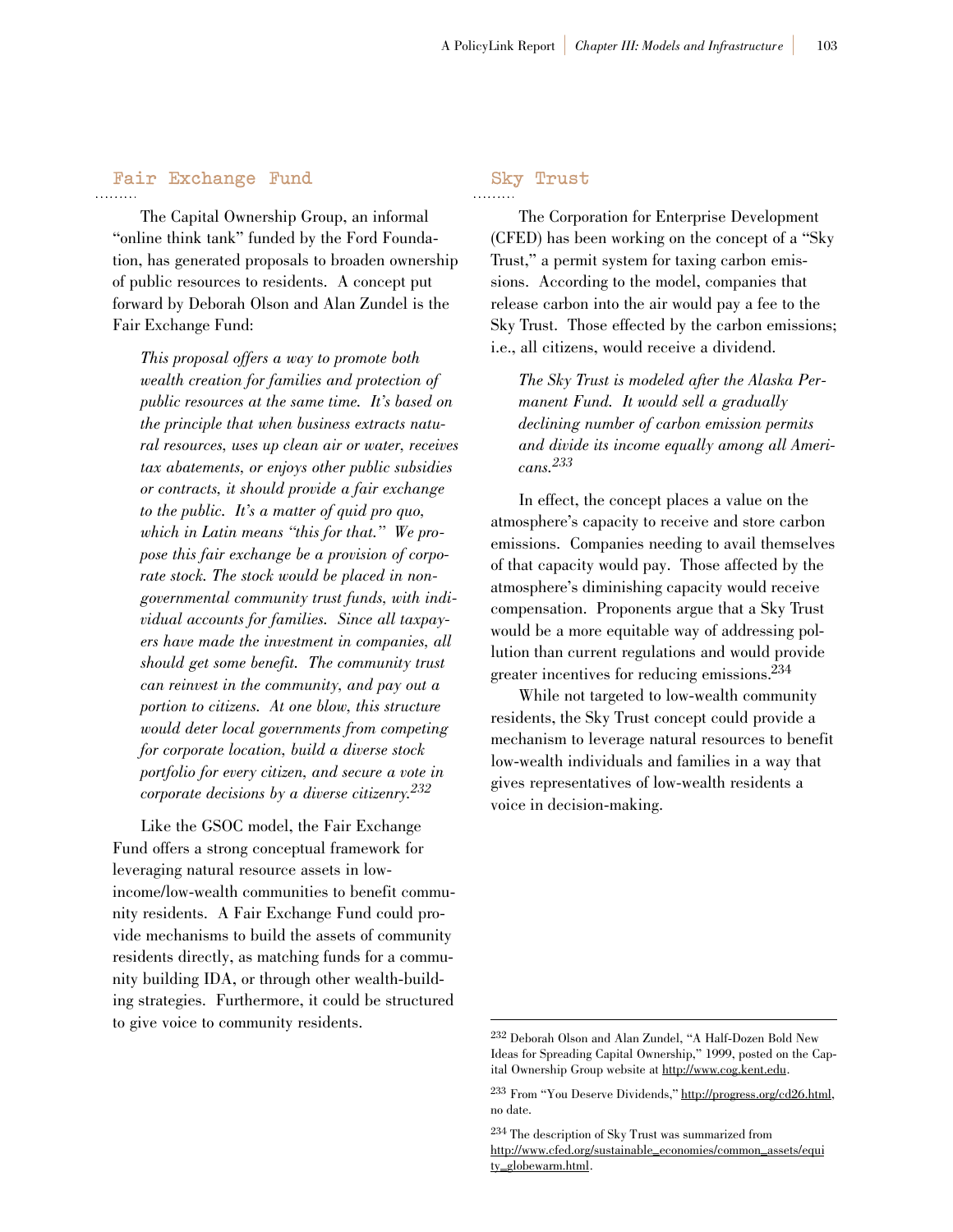## Fair Exchange Fund

The Capital Ownership Group, an informal "online think tank" funded by the Ford Foundation, has generated proposals to broaden ownership of public resources to residents. A concept put forward by Deborah Olson and Alan Zundel is the Fair Exchange Fund:

> *This proposal offers a way to promote both wealth creation for families and protection of public resources at the same time. It's based on the principle that when business extracts natural resources, uses up clean air or water, receives tax abatements, or enjoys other public subsidies or contracts, it should provide a fair exchange to the public. It's a matter of quid pro quo, which in Latin means "this for that." We propose this fair exchange be a provision of corporate stock. The stock would be placed in nongovernmental community trust funds, with individual accounts for families. Since all taxpayers have made the investment in companies, all should get some benefit. The community trust can reinvest in the community, and pay out a portion to citizens. At one blow, this structure would deter local governments from competing for corporate location, build a diverse stock portfolio for every citizen, and secure a vote in corporate decisions by a diverse citizenry.*[232]

Like the GSOC model, the Fair Exchange Fund offers a strong conceptual framework for leveraging natural resource assets in low-income/low-wealth communities to benefit community residents. A Fair Exchange Fund could provide mechanisms to build the assets of community residents directly, as matching funds for a community building IDA, or through other wealth-building strategies. Furthermore, it could be structured to give voice to community residents.

## Sky Trust

The Corporation for Enterprise Development (CFED) has been working on the concept of a "Sky Trust," a permit system for taxing carbon emissions. According to the model, companies that release carbon into the air would pay a fee to the Sky Trust. Those effected by the carbon emissions; i.e., all citizens, would receive a dividend.

> *The Sky Trust is modeled after the Alaska Permanent Fund. It would sell a gradually declining number of carbon emission permits and divide its income equally among all Americans.*[233]

In effect, the concept places a value on the atmosphere's capacity to receive and store carbon emissions. Companies needing to avail themselves of that capacity would pay. Those affected by the atmosphere's diminishing capacity would receive compensation. Proponents argue that a Sky Trust would be a more equitable way of addressing pollution than current regulations and would provide greater incentives for reducing emissions.[234]

While not targeted to low-wealth community residents, the Sky Trust concept could provide a mechanism to leverage natural resources to benefit low-wealth individuals and families in a way that gives representatives of low-wealth residents a voice in decision-making.

---

[232] Deborah Olson and Alan Zundel, "A Half-Dozen Bold New Ideas for Spreading Capital Ownership," 1999, posted on the Capital Ownership Group website at http://www.cog.kent.edu.

[233] From "You Deserve Dividends," http://progress.org/cd26.html, no date.

[234] The description of Sky Trust was summarized from http://www.cfed.org/sustainable_economies/common_assets/equity_globewarm.html.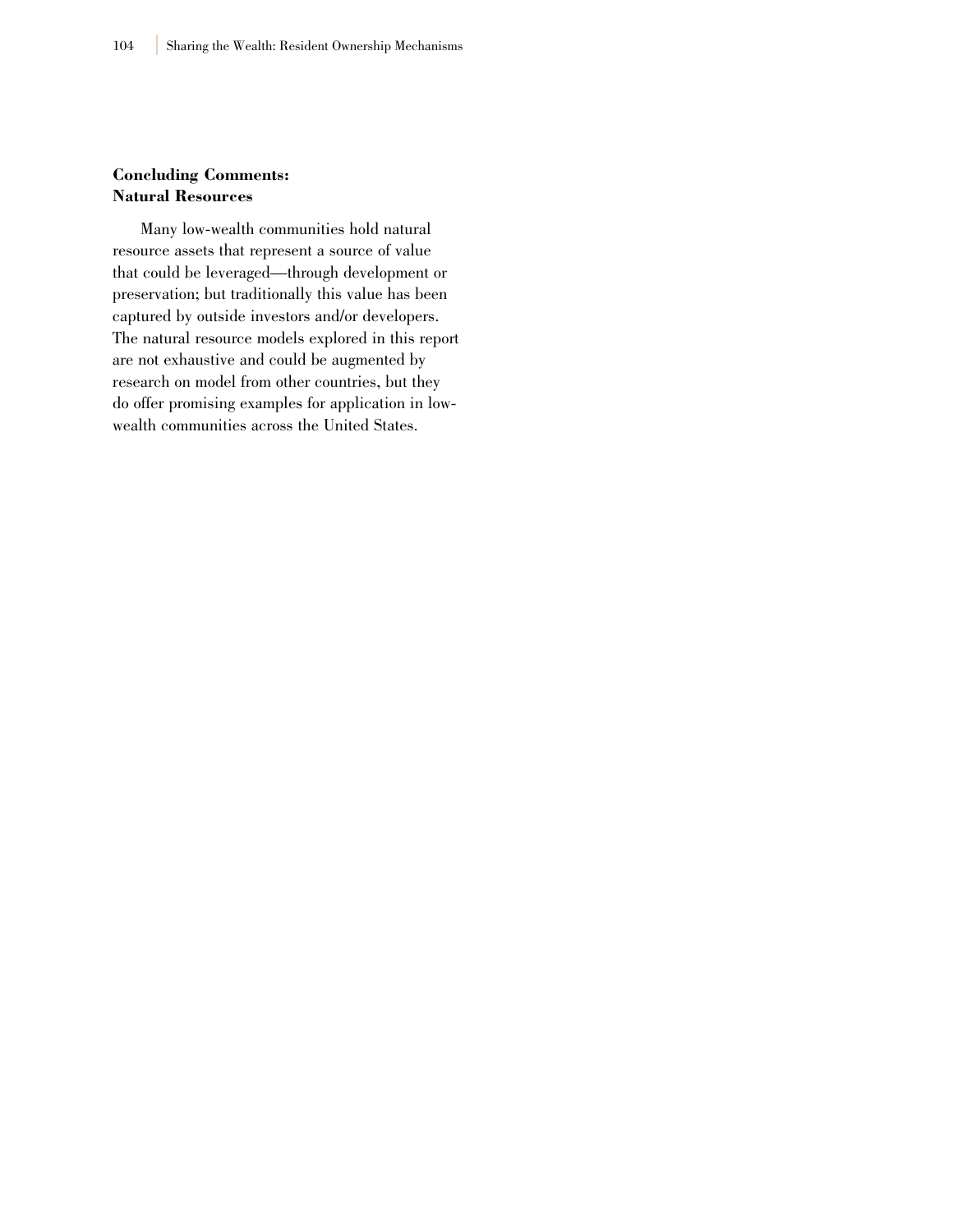### Concluding Comments: Natural Resources

Many low-wealth communities hold natural resource assets that represent a source of value that could be leveraged—through development or preservation; but traditionally this value has been captured by outside investors and/or developers. The natural resource models explored in this report are not exhaustive and could be augmented by research on model from other countries, but they do offer promising examples for application in low-wealth communities across the United States.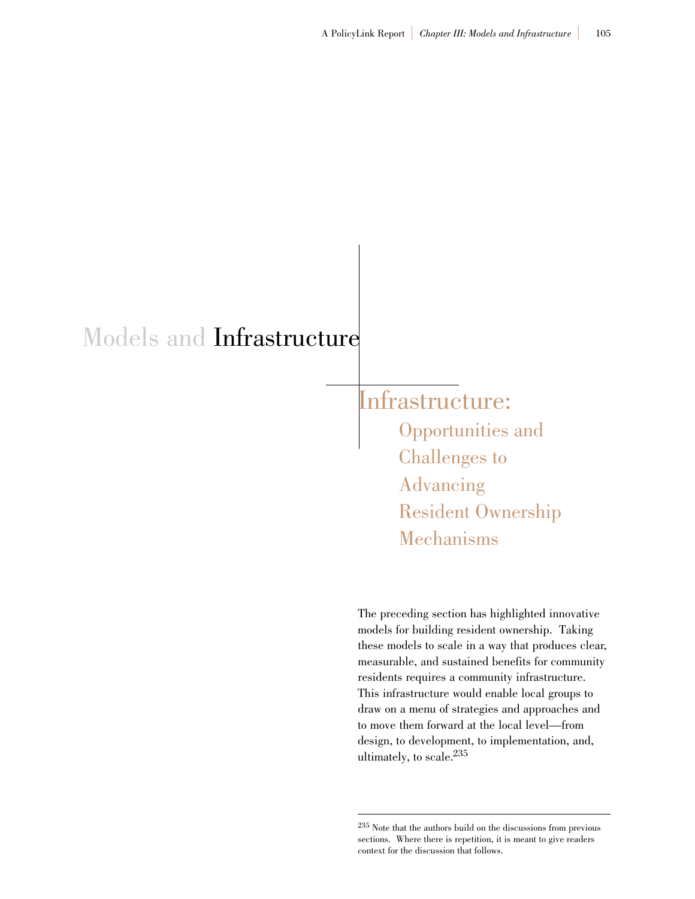# Models and Infrastructure

## Infrastructure: Opportunities and Challenges to Advancing Resident Ownership Mechanisms

The preceding section has highlighted innovative models for building resident ownership. Taking these models to scale in a way that produces clear, measurable, and sustained benefits for community residents requires a community infrastructure. This infrastructure would enable local groups to draw on a menu of strategies and approaches and to move them forward at the local level—from design, to development, to implementation, and, ultimately, to scale.[235]

[235] Note that the authors build on the discussions from previous sections. Where there is repetition, it is meant to give readers context for the discussion that follows.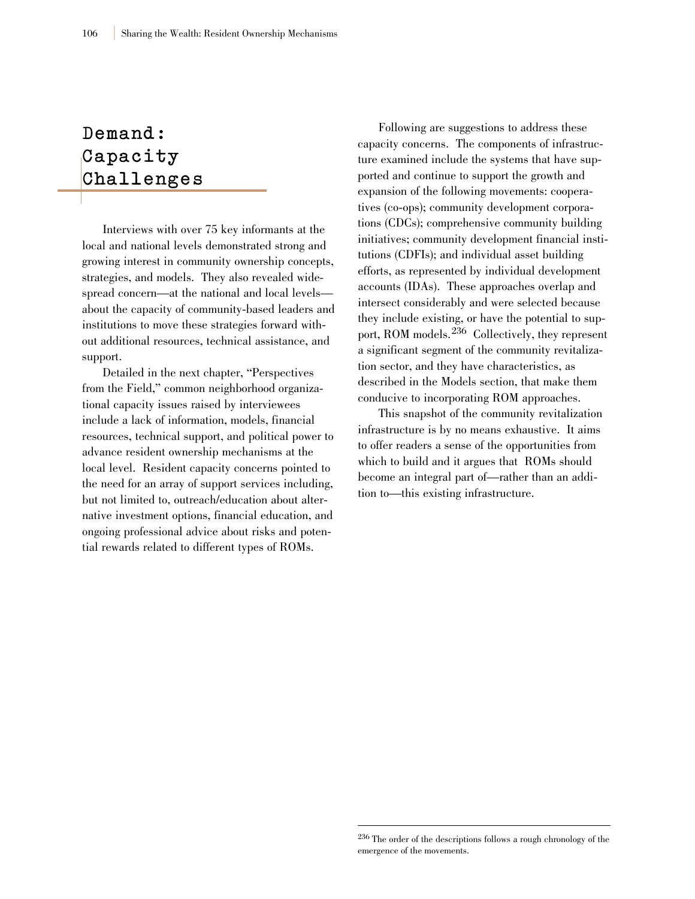# Demand: Capacity Challenges

Interviews with over 75 key informants at the local and national levels demonstrated strong and growing interest in community ownership concepts, strategies, and models. They also revealed widespread concern—at the national and local levels—about the capacity of community-based leaders and institutions to move these strategies forward without additional resources, technical assistance, and support.

Detailed in the next chapter, "Perspectives from the Field," common neighborhood organizational capacity issues raised by interviewees include a lack of information, models, financial resources, technical support, and political power to advance resident ownership mechanisms at the local level. Resident capacity concerns pointed to the need for an array of support services including, but not limited to, outreach/education about alternative investment options, financial education, and ongoing professional advice about risks and potential rewards related to different types of ROMs.

Following are suggestions to address these capacity concerns. The components of infrastructure examined include the systems that have supported and continue to support the growth and expansion of the following movements: cooperatives (co-ops); community development corporations (CDCs); comprehensive community building initiatives; community development financial institutions (CDFIs); and individual asset building efforts, as represented by individual development accounts (IDAs). These approaches overlap and intersect considerably and were selected because they include existing, or have the potential to support, ROM models.[236] Collectively, they represent a significant segment of the community revitalization sector, and they have characteristics, as described in the Models section, that make them conducive to incorporating ROM approaches.

This snapshot of the community revitalization infrastructure is by no means exhaustive. It aims to offer readers a sense of the opportunities from which to build and it argues that ROMs should become an integral part of—rather than an addition to—this existing infrastructure.

---

[236] The order of the descriptions follows a rough chronology of the emergence of the movements.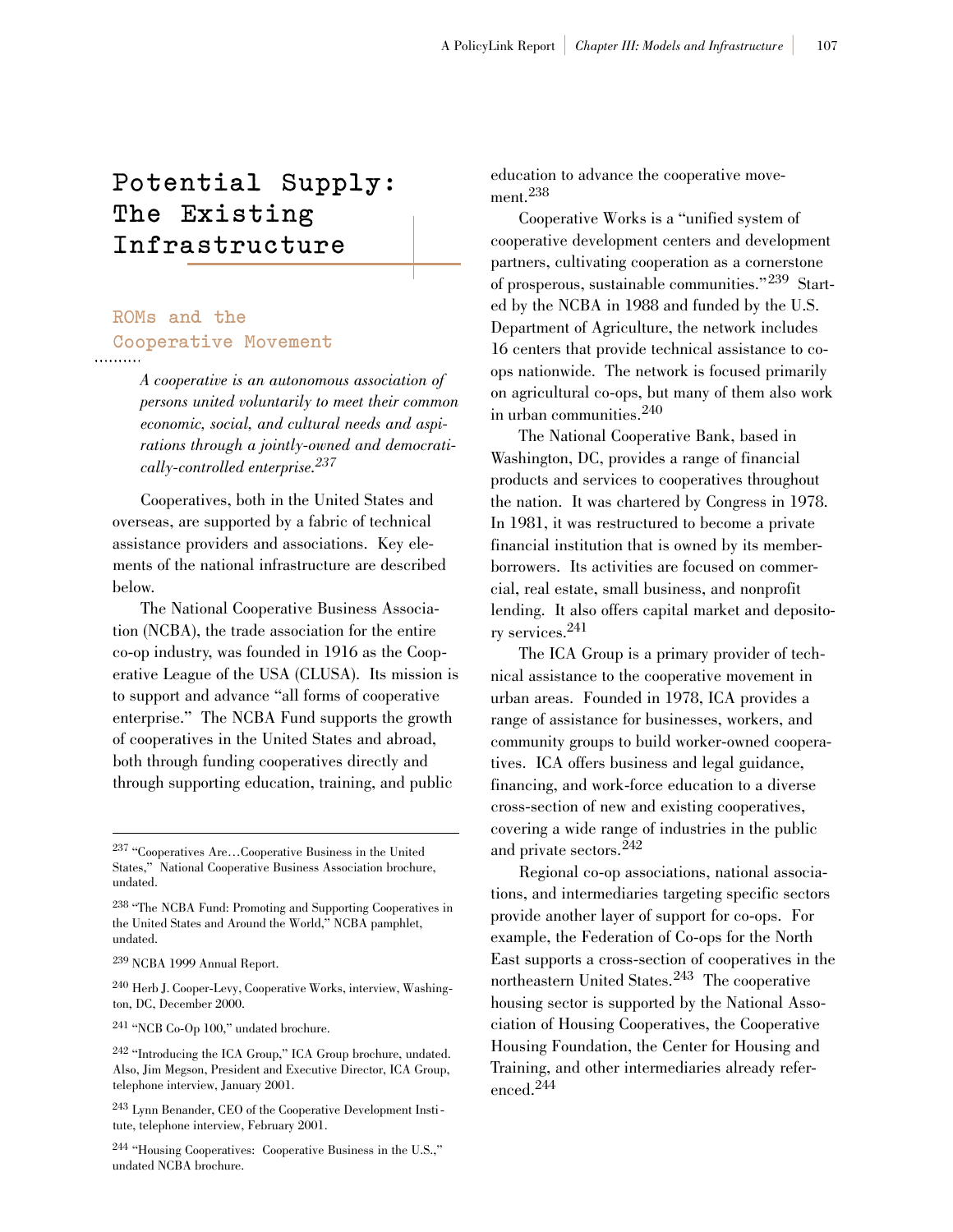## Potential Supply: The Existing Infrastructure

### ROMs and the Cooperative Movement

> *A cooperative is an autonomous association of persons united voluntarily to meet their common economic, social, and cultural needs and aspirations through a jointly-owned and democratically-controlled enterprise.*[237]

Cooperatives, both in the United States and overseas, are supported by a fabric of technical assistance providers and associations. Key elements of the national infrastructure are described below.

The National Cooperative Business Association (NCBA), the trade association for the entire co-op industry, was founded in 1916 as the Cooperative League of the USA (CLUSA). Its mission is to support and advance "all forms of cooperative enterprise." The NCBA Fund supports the growth of cooperatives in the United States and abroad, both through funding cooperatives directly and through supporting education, training, and public education to advance the cooperative movement.[238]

Cooperative Works is a "unified system of cooperative development centers and development partners, cultivating cooperation as a cornerstone of prosperous, sustainable communities."[239] Started by the NCBA in 1988 and funded by the U.S. Department of Agriculture, the network includes 16 centers that provide technical assistance to co-ops nationwide. The network is focused primarily on agricultural co-ops, but many of them also work in urban communities.[240]

The National Cooperative Bank, based in Washington, DC, provides a range of financial products and services to cooperatives throughout the nation. It was chartered by Congress in 1978. In 1981, it was restructured to become a private financial institution that is owned by its member-borrowers. Its activities are focused on commercial, real estate, small business, and nonprofit lending. It also offers capital market and depository services.[241]

The ICA Group is a primary provider of technical assistance to the cooperative movement in urban areas. Founded in 1978, ICA provides a range of assistance for businesses, workers, and community groups to build worker-owned cooperatives. ICA offers business and legal guidance, financing, and work-force education to a diverse cross-section of new and existing cooperatives, covering a wide range of industries in the public and private sectors.[242]

Regional co-op associations, national associations, and intermediaries targeting specific sectors provide another layer of support for co-ops. For example, the Federation of Co-ops for the North East supports a cross-section of cooperatives in the northeastern United States.[243] The cooperative housing sector is supported by the National Association of Housing Cooperatives, the Cooperative Housing Foundation, the Center for Housing and Training, and other intermediaries already referenced.[244]

---

[237] "Cooperatives Are…Cooperative Business in the United States," National Cooperative Business Association brochure, undated.

[238] "The NCBA Fund: Promoting and Supporting Cooperatives in the United States and Around the World," NCBA pamphlet, undated.

[239] NCBA 1999 Annual Report.

[240] Herb J. Cooper-Levy, Cooperative Works, interview, Washington, DC, December 2000.

[241] "NCB Co-Op 100," undated brochure.

[242] "Introducing the ICA Group," ICA Group brochure, undated. Also, Jim Megson, President and Executive Director, ICA Group, telephone interview, January 2001.

[243] Lynn Benander, CEO of the Cooperative Development Institute, telephone interview, February 2001.

[244] "Housing Cooperatives: Cooperative Business in the U.S.," undated NCBA brochure.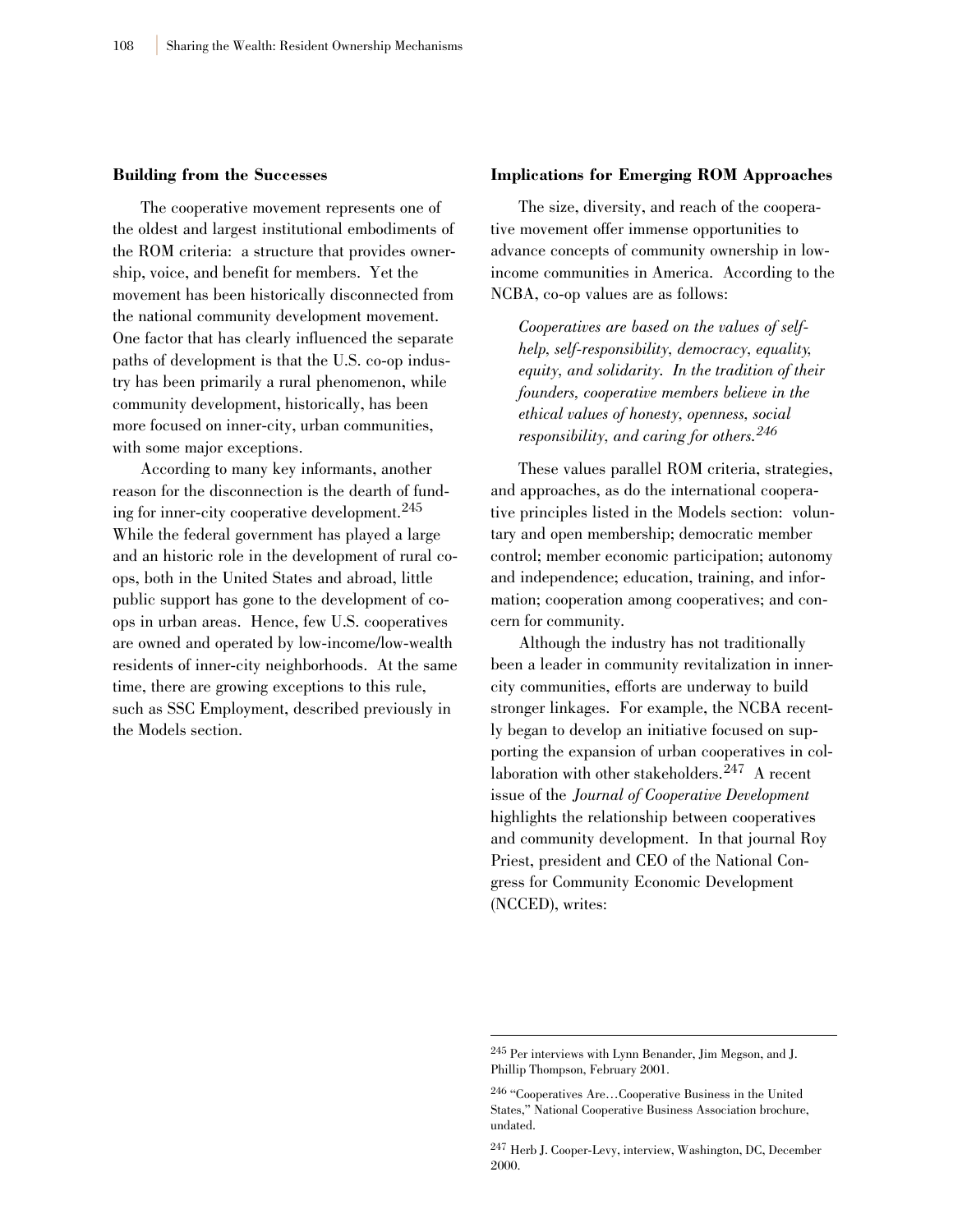### Building from the Successes

The cooperative movement represents one of the oldest and largest institutional embodiments of the ROM criteria: a structure that provides ownership, voice, and benefit for members. Yet the movement has been historically disconnected from the national community development movement. One factor that has clearly influenced the separate paths of development is that the U.S. co-op industry has been primarily a rural phenomenon, while community development, historically, has been more focused on inner-city, urban communities, with some major exceptions.

According to many key informants, another reason for the disconnection is the dearth of funding for inner-city cooperative development.[245] While the federal government has played a large and an historic role in the development of rural co-ops, both in the United States and abroad, little public support has gone to the development of co-ops in urban areas. Hence, few U.S. cooperatives are owned and operated by low-income/low-wealth residents of inner-city neighborhoods. At the same time, there are growing exceptions to this rule, such as SSC Employment, described previously in the Models section.

### Implications for Emerging ROM Approaches

The size, diversity, and reach of the cooperative movement offer immense opportunities to advance concepts of community ownership in low-income communities in America. According to the NCBA, co-op values are as follows:

> *Cooperatives are based on the values of self-help, self-responsibility, democracy, equality, equity, and solidarity. In the tradition of their founders, cooperative members believe in the ethical values of honesty, openness, social responsibility, and caring for others.*[246]

These values parallel ROM criteria, strategies, and approaches, as do the international cooperative principles listed in the Models section: voluntary and open membership; democratic member control; member economic participation; autonomy and independence; education, training, and information; cooperation among cooperatives; and concern for community.

Although the industry has not traditionally been a leader in community revitalization in inner-city communities, efforts are underway to build stronger linkages. For example, the NCBA recently began to develop an initiative focused on supporting the expansion of urban cooperatives in collaboration with other stakeholders.[247] A recent issue of the *Journal of Cooperative Development* highlights the relationship between cooperatives and community development. In that journal Roy Priest, president and CEO of the National Congress for Community Economic Development (NCCED), writes:

---

[245] Per interviews with Lynn Benander, Jim Megson, and J. Phillip Thompson, February 2001.

[246] "Cooperatives Are…Cooperative Business in the United States," National Cooperative Business Association brochure, undated.

[247] Herb J. Cooper-Levy, interview, Washington, DC, December 2000.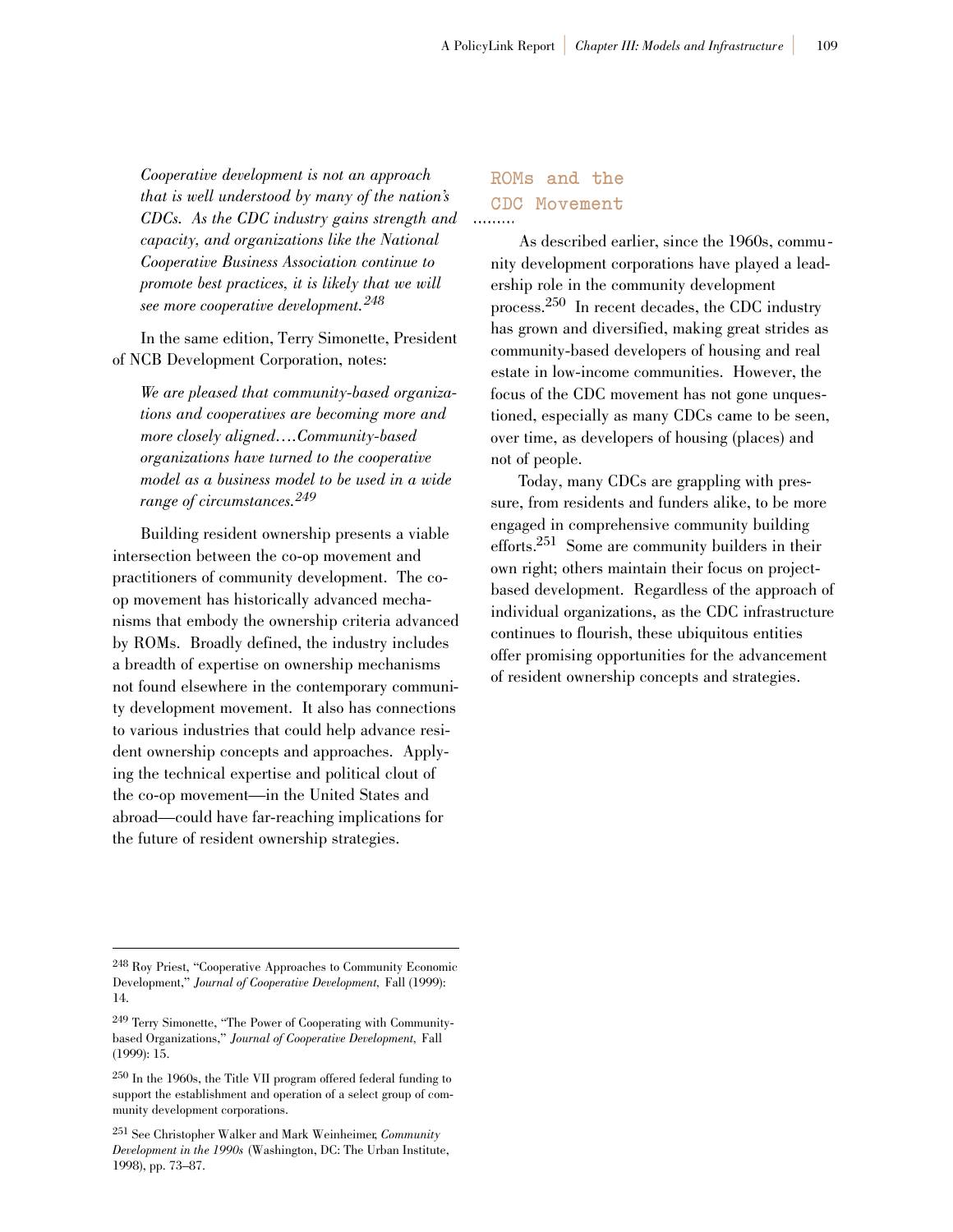*Cooperative development is not an approach that is well understood by many of the nation's CDCs. As the CDC industry gains strength and capacity, and organizations like the National Cooperative Business Association continue to promote best practices, it is likely that we will see more cooperative development.*[248]

In the same edition, Terry Simonette, President of NCB Development Corporation, notes:

*We are pleased that community-based organizations and cooperatives are becoming more and more closely aligned….Community-based organizations have turned to the cooperative model as a business model to be used in a wide range of circumstances.*[249]

Building resident ownership presents a viable intersection between the co-op movement and practitioners of community development. The co-op movement has historically advanced mechanisms that embody the ownership criteria advanced by ROMs. Broadly defined, the industry includes a breadth of expertise on ownership mechanisms not found elsewhere in the contemporary community development movement. It also has connections to various industries that could help advance resident ownership concepts and approaches. Applying the technical expertise and political clout of the co-op movement—in the United States and abroad—could have far-reaching implications for the future of resident ownership strategies.

## ROMs and the CDC Movement

As described earlier, since the 1960s, community development corporations have played a leadership role in the community development process.[250] In recent decades, the CDC industry has grown and diversified, making great strides as community-based developers of housing and real estate in low-income communities. However, the focus of the CDC movement has not gone unquestioned, especially as many CDCs came to be seen, over time, as developers of housing (places) and not of people.

Today, many CDCs are grappling with pressure, from residents and funders alike, to be more engaged in comprehensive community building efforts.[251] Some are community builders in their own right; others maintain their focus on project-based development. Regardless of the approach of individual organizations, as the CDC infrastructure continues to flourish, these ubiquitous entities offer promising opportunities for the advancement of resident ownership concepts and strategies.

---

[248] Roy Priest, "Cooperative Approaches to Community Economic Development," *Journal of Cooperative Development,* Fall (1999): 14.

[249] Terry Simonette, "The Power of Cooperating with Community-based Organizations," *Journal of Cooperative Development,* Fall (1999): 15.

[250] In the 1960s, the Title VII program offered federal funding to support the establishment and operation of a select group of community development corporations.

[251] See Christopher Walker and Mark Weinheimer, *Community Development in the 1990s* (Washington, DC: The Urban Institute, 1998), pp. 73–87.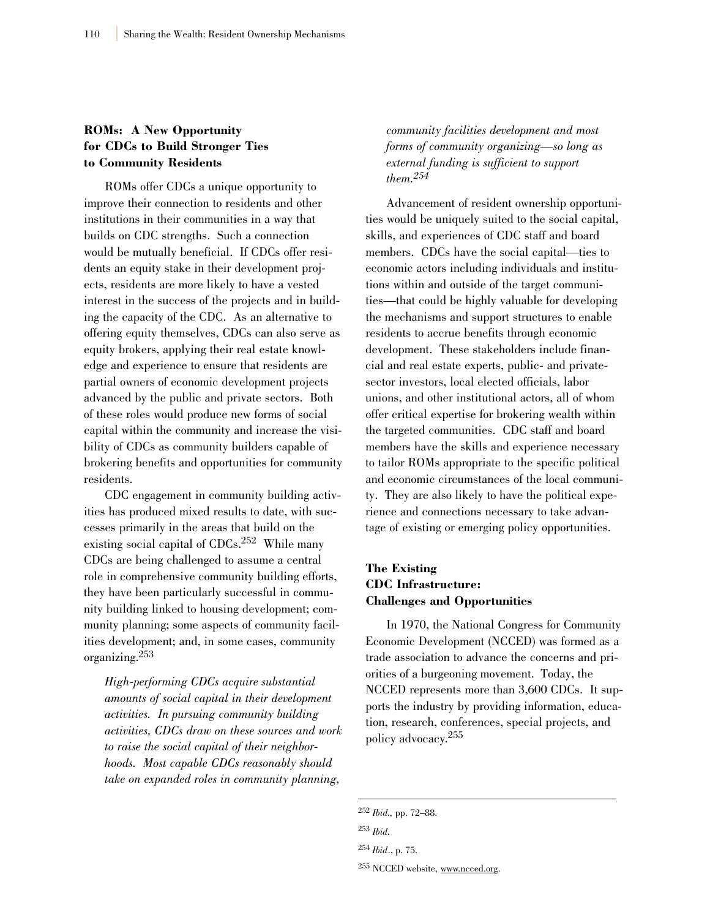## ROMs: A New Opportunity for CDCs to Build Stronger Ties to Community Residents

ROMs offer CDCs a unique opportunity to improve their connection to residents and other institutions in their communities in a way that builds on CDC strengths. Such a connection would be mutually beneficial. If CDCs offer residents an equity stake in their development projects, residents are more likely to have a vested interest in the success of the projects and in building the capacity of the CDC. As an alternative to offering equity themselves, CDCs can also serve as equity brokers, applying their real estate knowledge and experience to ensure that residents are partial owners of economic development projects advanced by the public and private sectors. Both of these roles would produce new forms of social capital within the community and increase the visibility of CDCs as community builders capable of brokering benefits and opportunities for community residents.

CDC engagement in community building activities has produced mixed results to date, with successes primarily in the areas that build on the existing social capital of CDCs.[252] While many CDCs are being challenged to assume a central role in comprehensive community building efforts, they have been particularly successful in community building linked to housing development; community planning; some aspects of community facilities development; and, in some cases, community organizing.[253]

> *High-performing CDCs acquire substantial amounts of social capital in their development activities. In pursuing community building activities, CDCs draw on these sources and work to raise the social capital of their neighborhoods. Most capable CDCs reasonably should take on expanded roles in community planning, community facilities development and most forms of community organizing—so long as external funding is sufficient to support them.*[254]

Advancement of resident ownership opportunities would be uniquely suited to the social capital, skills, and experiences of CDC staff and board members. CDCs have the social capital—ties to economic actors including individuals and institutions within and outside of the target communities—that could be highly valuable for developing the mechanisms and support structures to enable residents to accrue benefits through economic development. These stakeholders include financial and real estate experts, public- and private-sector investors, local elected officials, labor unions, and other institutional actors, all of whom offer critical expertise for brokering wealth within the targeted communities. CDC staff and board members have the skills and experience necessary to tailor ROMs appropriate to the specific political and economic circumstances of the local community. They are also likely to have the political experience and connections necessary to take advantage of existing or emerging policy opportunities.

## The Existing CDC Infrastructure: Challenges and Opportunities

In 1970, the National Congress for Community Economic Development (NCCED) was formed as a trade association to advance the concerns and priorities of a burgeoning movement. Today, the NCCED represents more than 3,600 CDCs. It supports the industry by providing information, education, research, conferences, special projects, and policy advocacy.[255]

---

[252] *Ibid.*, pp. 72–88.

[253] *Ibid.*

[254] *Ibid.*, p. 75.

[255] NCCED website, www.ncced.org.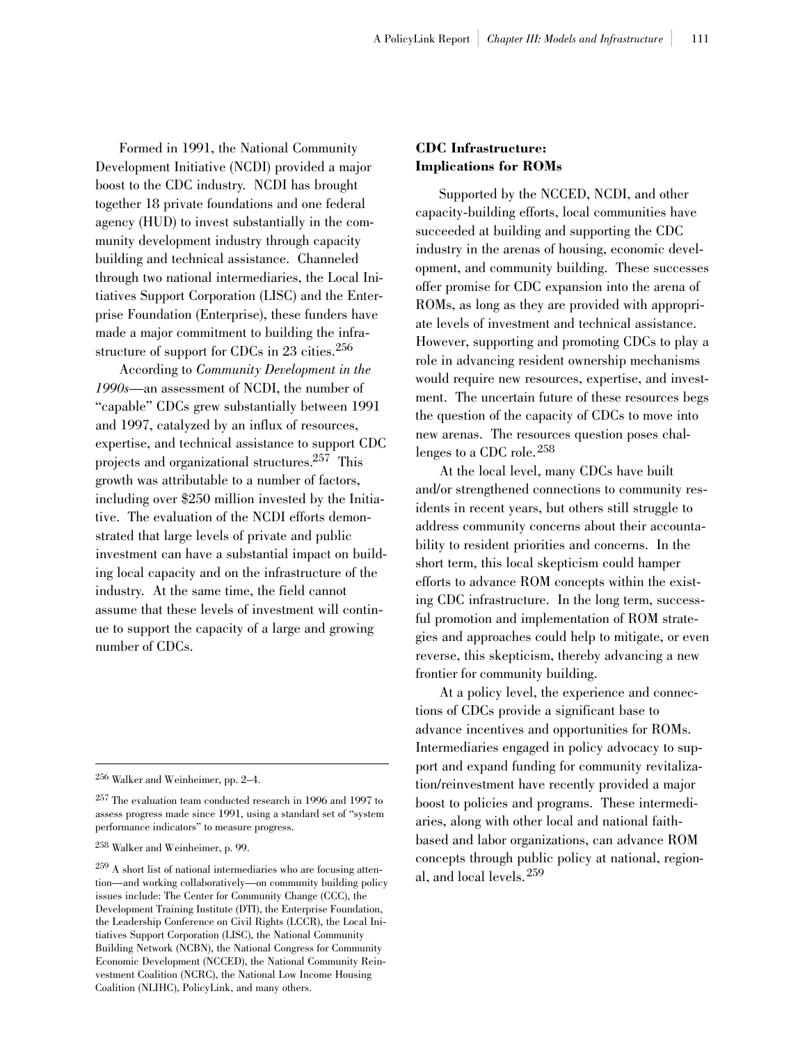Formed in 1991, the National Community Development Initiative (NCDI) provided a major boost to the CDC industry. NCDI has brought together 18 private foundations and one federal agency (HUD) to invest substantially in the community development industry through capacity building and technical assistance. Channeled through two national intermediaries, the Local Initiatives Support Corporation (LISC) and the Enterprise Foundation (Enterprise), these funders have made a major commitment to building the infrastructure of support for CDCs in 23 cities.[256]

According to *Community Development in the 1990s*—an assessment of NCDI, the number of "capable" CDCs grew substantially between 1991 and 1997, catalyzed by an influx of resources, expertise, and technical assistance to support CDC projects and organizational structures.[257] This growth was attributable to a number of factors, including over $250 million invested by the Initiative. The evaluation of the NCDI efforts demonstrated that large levels of private and public investment can have a substantial impact on building local capacity and on the infrastructure of the industry. At the same time, the field cannot assume that these levels of investment will continue to support the capacity of a large and growing number of CDCs.

### CDC Infrastructure: Implications for ROMs

Supported by the NCCED, NCDI, and other capacity-building efforts, local communities have succeeded at building and supporting the CDC industry in the arenas of housing, economic development, and community building. These successes offer promise for CDC expansion into the arena of ROMs, as long as they are provided with appropriate levels of investment and technical assistance. However, supporting and promoting CDCs to play a role in advancing resident ownership mechanisms would require new resources, expertise, and investment. The uncertain future of these resources begs the question of the capacity of CDCs to move into new arenas. The resources question poses challenges to a CDC role.[258]

At the local level, many CDCs have built and/or strengthened connections to community residents in recent years, but others still struggle to address community concerns about their accountability to resident priorities and concerns. In the short term, this local skepticism could hamper efforts to advance ROM concepts within the existing CDC infrastructure. In the long term, successful promotion and implementation of ROM strategies and approaches could help to mitigate, or even reverse, this skepticism, thereby advancing a new frontier for community building.

At a policy level, the experience and connections of CDCs provide a significant base to advance incentives and opportunities for ROMs. Intermediaries engaged in policy advocacy to support and expand funding for community revitalization/reinvestment have recently provided a major boost to policies and programs. These intermediaries, along with other local and national faith-based and labor organizations, can advance ROM concepts through public policy at national, regional, and local levels.[259]

---

[256] Walker and Weinheimer, pp. 2–4.

[257] The evaluation team conducted research in 1996 and 1997 to assess progress made since 1991, using a standard set of "system performance indicators" to measure progress.

[258] Walker and Weinheimer, p. 99.

[259] A short list of national intermediaries who are focusing attention—and working collaboratively—on community building policy issues include: The Center for Community Change (CCC), the Development Training Institute (DTI), the Enterprise Foundation, the Leadership Conference on Civil Rights (LCCR), the Local Initiatives Support Corporation (LISC), the National Community Building Network (NCBN), the National Congress for Community Economic Development (NCCED), the National Community Reinvestment Coalition (NCRC), the National Low Income Housing Coalition (NLIHC), PolicyLink, and many others.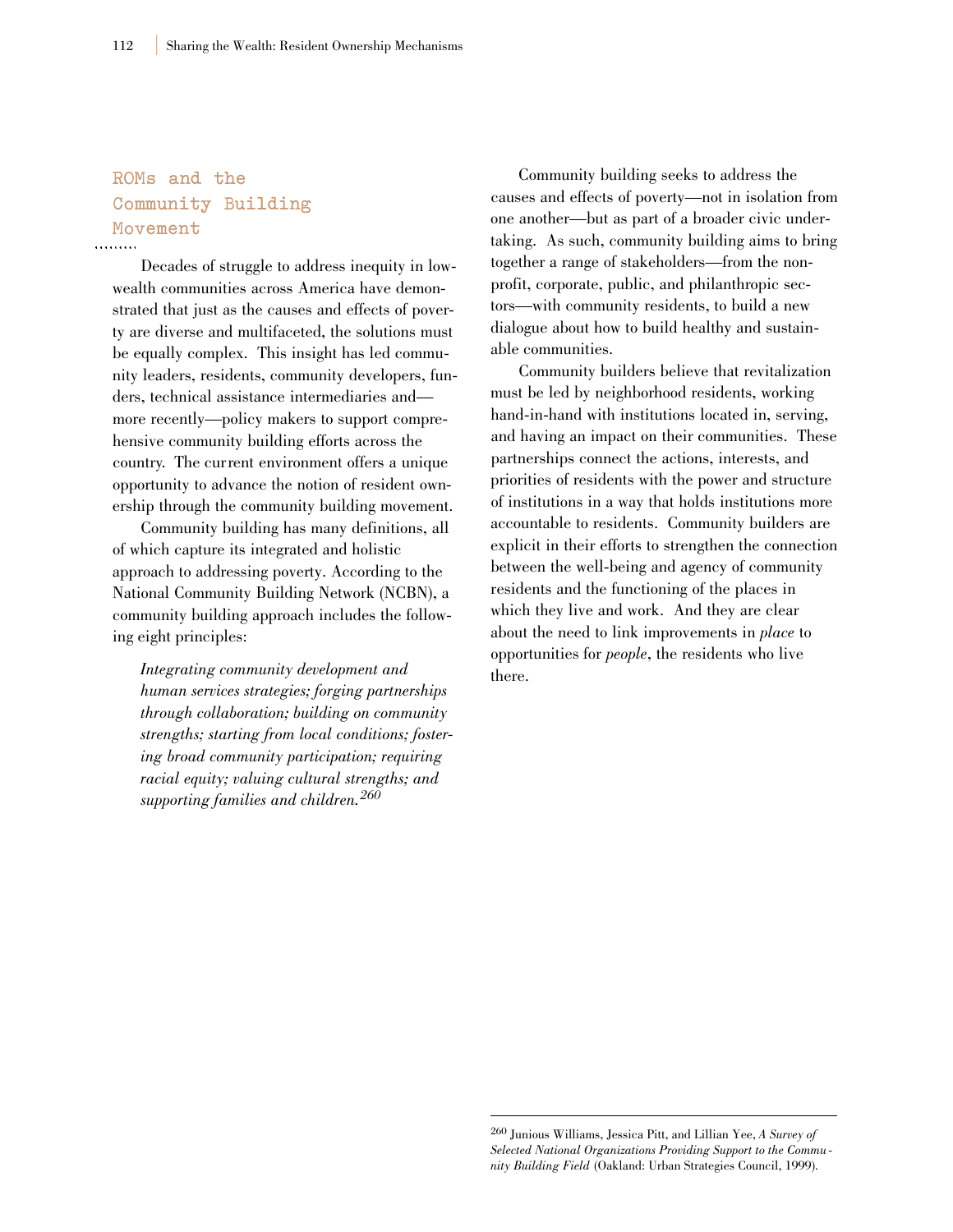## ROMs and the Community Building Movement

Decades of struggle to address inequity in low-wealth communities across America have demonstrated that just as the causes and effects of poverty are diverse and multifaceted, the solutions must be equally complex. This insight has led community leaders, residents, community developers, funders, technical assistance intermediaries and—more recently—policy makers to support comprehensive community building efforts across the country. The current environment offers a unique opportunity to advance the notion of resident ownership through the community building movement.

Community building has many definitions, all of which capture its integrated and holistic approach to addressing poverty. According to the National Community Building Network (NCBN), a community building approach includes the following eight principles:

> *Integrating community development and human services strategies; forging partnerships through collaboration; building on community strengths; starting from local conditions; fostering broad community participation; requiring racial equity; valuing cultural strengths; and supporting families and children.*[260]

Community building seeks to address the causes and effects of poverty—not in isolation from one another—but as part of a broader civic undertaking. As such, community building aims to bring together a range of stakeholders—from the nonprofit, corporate, public, and philanthropic sectors—with community residents, to build a new dialogue about how to build healthy and sustainable communities.

Community builders believe that revitalization must be led by neighborhood residents, working hand-in-hand with institutions located in, serving, and having an impact on their communities. These partnerships connect the actions, interests, and priorities of residents with the power and structure of institutions in a way that holds institutions more accountable to residents. Community builders are explicit in their efforts to strengthen the connection between the well-being and agency of community residents and the functioning of the places in which they live and work. And they are clear about the need to link improvements in *place* to opportunities for *people*, the residents who live there.

---

[260] Junious Williams, Jessica Pitt, and Lillian Yee, *A Survey of Selected National Organizations Providing Support to the Community Building Field* (Oakland: Urban Strategies Council, 1999).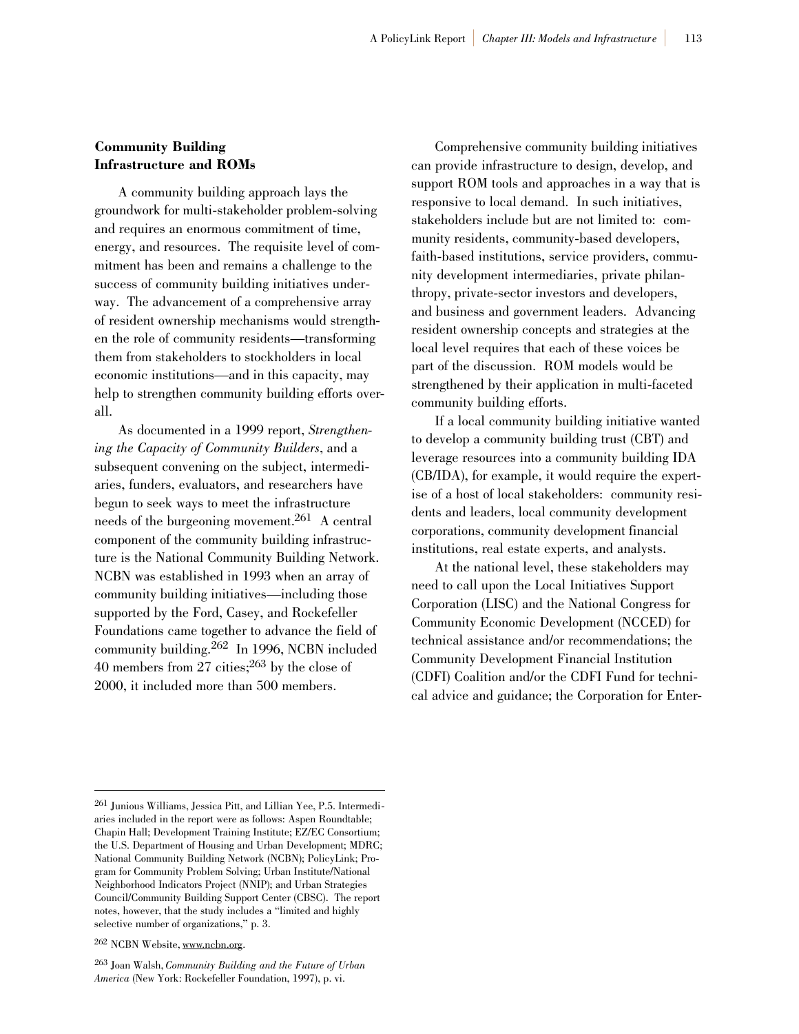### Community Building Infrastructure and ROMs

A community building approach lays the groundwork for multi-stakeholder problem-solving and requires an enormous commitment of time, energy, and resources. The requisite level of commitment has been and remains a challenge to the success of community building initiatives underway. The advancement of a comprehensive array of resident ownership mechanisms would strengthen the role of community residents—transforming them from stakeholders to stockholders in local economic institutions—and in this capacity, may help to strengthen community building efforts overall.

As documented in a 1999 report, *Strengthening the Capacity of Community Builders*, and a subsequent convening on the subject, intermediaries, funders, evaluators, and researchers have begun to seek ways to meet the infrastructure needs of the burgeoning movement.[261] A central component of the community building infrastructure is the National Community Building Network. NCBN was established in 1993 when an array of community building initiatives—including those supported by the Ford, Casey, and Rockefeller Foundations came together to advance the field of community building.[262] In 1996, NCBN included 40 members from 27 cities;[263] by the close of 2000, it included more than 500 members.

Comprehensive community building initiatives can provide infrastructure to design, develop, and support ROM tools and approaches in a way that is responsive to local demand. In such initiatives, stakeholders include but are not limited to: community residents, community-based developers, faith-based institutions, service providers, community development intermediaries, private philanthropy, private-sector investors and developers, and business and government leaders. Advancing resident ownership concepts and strategies at the local level requires that each of these voices be part of the discussion. ROM models would be strengthened by their application in multi-faceted community building efforts.

If a local community building initiative wanted to develop a community building trust (CBT) and leverage resources into a community building IDA (CB/IDA), for example, it would require the expertise of a host of local stakeholders: community residents and leaders, local community development corporations, community development financial institutions, real estate experts, and analysts.

At the national level, these stakeholders may need to call upon the Local Initiatives Support Corporation (LISC) and the National Congress for Community Economic Development (NCCED) for technical assistance and/or recommendations; the Community Development Financial Institution (CDFI) Coalition and/or the CDFI Fund for technical advice and guidance; the Corporation for Enter-

---

[261] Junious Williams, Jessica Pitt, and Lillian Yee, P.5. Intermediaries included in the report were as follows: Aspen Roundtable; Chapin Hall; Development Training Institute; EZ/EC Consortium; the U.S. Department of Housing and Urban Development; MDRC; National Community Building Network (NCBN); PolicyLink; Program for Community Problem Solving; Urban Institute/National Neighborhood Indicators Project (NNIP); and Urban Strategies Council/Community Building Support Center (CBSC). The report notes, however, that the study includes a "limited and highly selective number of organizations," p. 3.

[262] NCBN Website, www.ncbn.org.

[263] Joan Walsh, *Community Building and the Future of Urban America* (New York: Rockefeller Foundation, 1997), p. vi.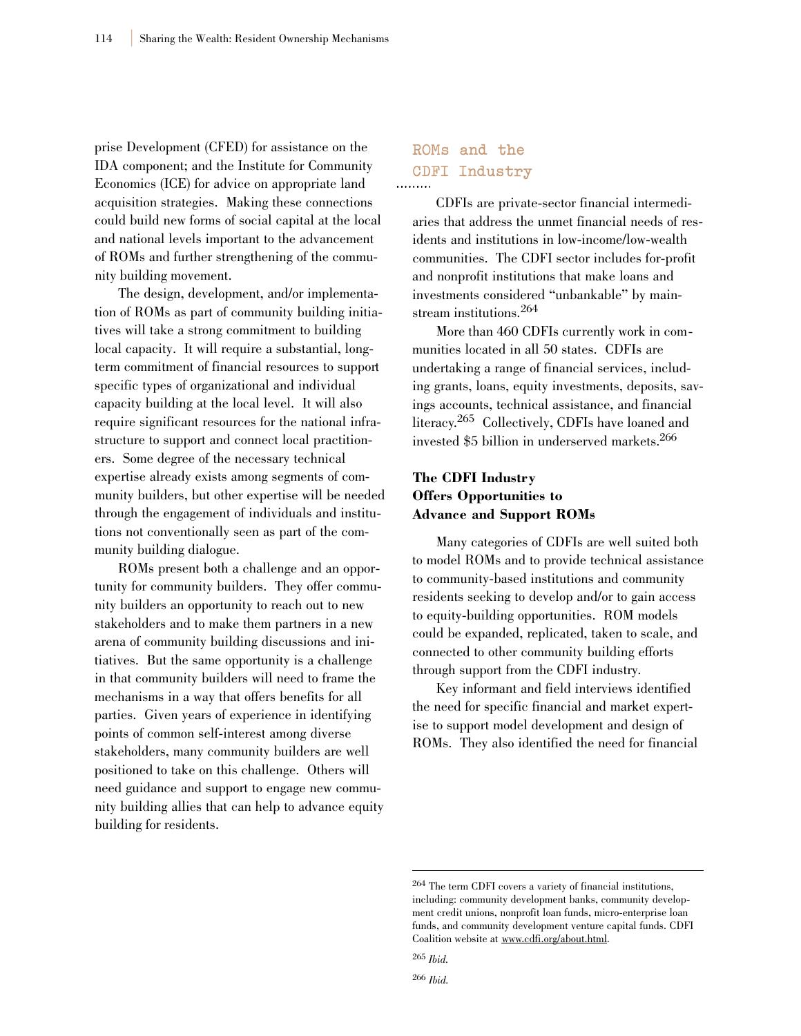prise Development (CFED) for assistance on the IDA component; and the Institute for Community Economics (ICE) for advice on appropriate land acquisition strategies. Making these connections could build new forms of social capital at the local and national levels important to the advancement of ROMs and further strengthening of the community building movement.

The design, development, and/or implementation of ROMs as part of community building initiatives will take a strong commitment to building local capacity. It will require a substantial, long-term commitment of financial resources to support specific types of organizational and individual capacity building at the local level. It will also require significant resources for the national infrastructure to support and connect local practitioners. Some degree of the necessary technical expertise already exists among segments of community builders, but other expertise will be needed through the engagement of individuals and institutions not conventionally seen as part of the community building dialogue.

ROMs present both a challenge and an opportunity for community builders. They offer community builders an opportunity to reach out to new stakeholders and to make them partners in a new arena of community building discussions and initiatives. But the same opportunity is a challenge in that community builders will need to frame the mechanisms in a way that offers benefits for all parties. Given years of experience in identifying points of common self-interest among diverse stakeholders, many community builders are well positioned to take on this challenge. Others will need guidance and support to engage new community building allies that can help to advance equity building for residents.

## ROMs and the CDFI Industry

CDFIs are private-sector financial intermediaries that address the unmet financial needs of residents and institutions in low-income/low-wealth communities. The CDFI sector includes for-profit and nonprofit institutions that make loans and investments considered "unbankable" by mainstream institutions.[264]

More than 460 CDFIs currently work in communities located in all 50 states. CDFIs are undertaking a range of financial services, including grants, loans, equity investments, deposits, savings accounts, technical assistance, and financial literacy.[265] Collectively, CDFIs have loaned and invested $5 billion in underserved markets.[266]

### The CDFI Industry Offers Opportunities to Advance and Support ROMs

Many categories of CDFIs are well suited both to model ROMs and to provide technical assistance to community-based institutions and community residents seeking to develop and/or to gain access to equity-building opportunities. ROM models could be expanded, replicated, taken to scale, and connected to other community building efforts through support from the CDFI industry.

Key informant and field interviews identified the need for specific financial and market expertise to support model development and design of ROMs. They also identified the need for financial

---

[264] The term CDFI covers a variety of financial institutions, including: community development banks, community development credit unions, nonprofit loan funds, micro-enterprise loan funds, and community development venture capital funds. CDFI Coalition website at www.cdfi.org/about.html.

[265] *Ibid.*

[266] *Ibid.*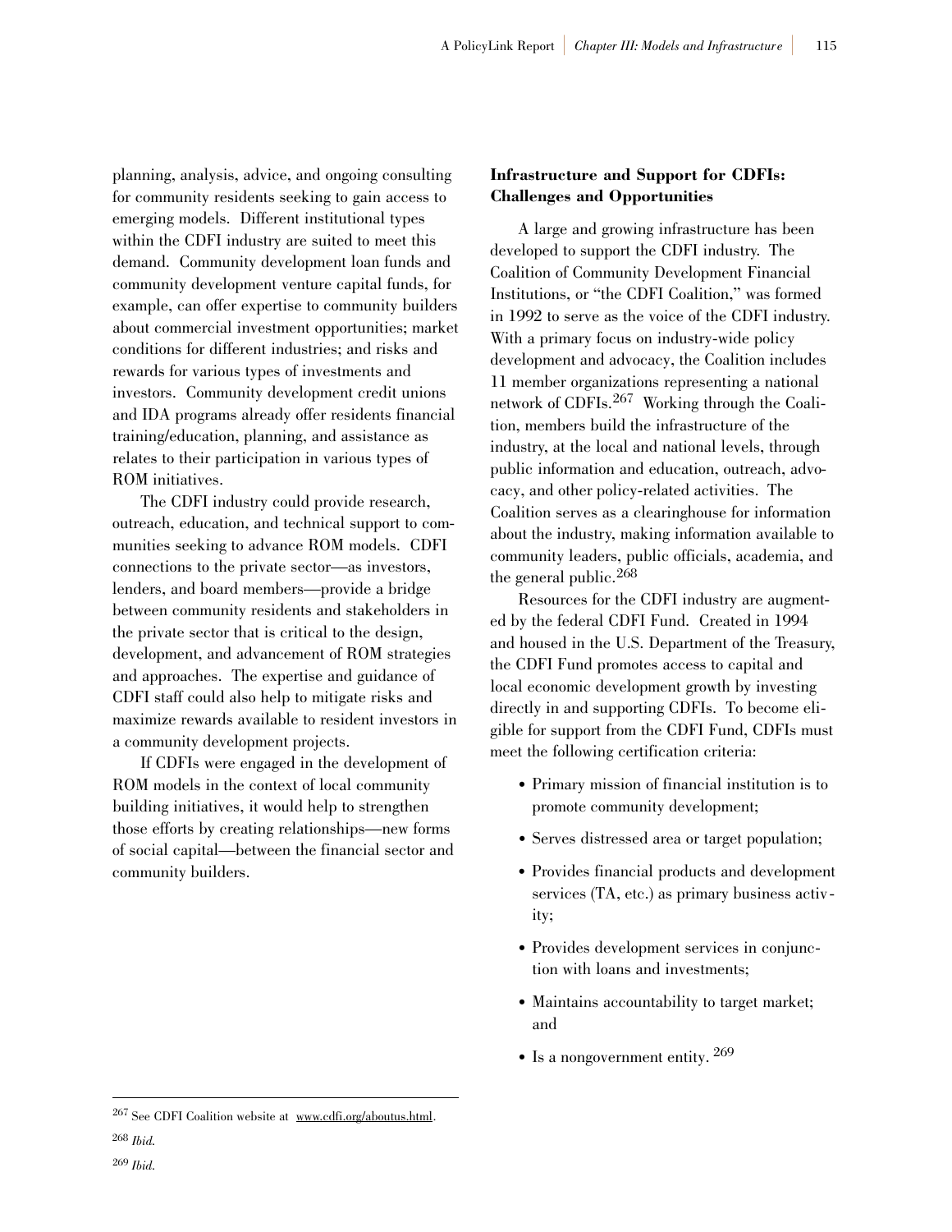planning, analysis, advice, and ongoing consulting for community residents seeking to gain access to emerging models. Different institutional types within the CDFI industry are suited to meet this demand. Community development loan funds and community development venture capital funds, for example, can offer expertise to community builders about commercial investment opportunities; market conditions for different industries; and risks and rewards for various types of investments and investors. Community development credit unions and IDA programs already offer residents financial training/education, planning, and assistance as relates to their participation in various types of ROM initiatives.

The CDFI industry could provide research, outreach, education, and technical support to communities seeking to advance ROM models. CDFI connections to the private sector—as investors, lenders, and board members—provide a bridge between community residents and stakeholders in the private sector that is critical to the design, development, and advancement of ROM strategies and approaches. The expertise and guidance of CDFI staff could also help to mitigate risks and maximize rewards available to resident investors in a community development projects.

If CDFIs were engaged in the development of ROM models in the context of local community building initiatives, it would help to strengthen those efforts by creating relationships—new forms of social capital—between the financial sector and community builders.

**Infrastructure and Support for CDFIs: Challenges and Opportunities**

A large and growing infrastructure has been developed to support the CDFI industry. The Coalition of Community Development Financial Institutions, or "the CDFI Coalition," was formed in 1992 to serve as the voice of the CDFI industry. With a primary focus on industry-wide policy development and advocacy, the Coalition includes 11 member organizations representing a national network of CDFIs.[267] Working through the Coalition, members build the infrastructure of the industry, at the local and national levels, through public information and education, outreach, advocacy, and other policy-related activities. The Coalition serves as a clearinghouse for information about the industry, making information available to community leaders, public officials, academia, and the general public.[268]

Resources for the CDFI industry are augmented by the federal CDFI Fund. Created in 1994 and housed in the U.S. Department of the Treasury, the CDFI Fund promotes access to capital and local economic development growth by investing directly in and supporting CDFIs. To become eligible for support from the CDFI Fund, CDFIs must meet the following certification criteria:

- Primary mission of financial institution is to promote community development;
- Serves distressed area or target population;
- Provides financial products and development services (TA, etc.) as primary business activity;
- Provides development services in conjunction with loans and investments;
- Maintains accountability to target market; and
- Is a nongovernment entity.[269]

---

[267] See CDFI Coalition website at www.cdfi.org/aboutus.html.

[268] *Ibid.*

[269] *Ibid.*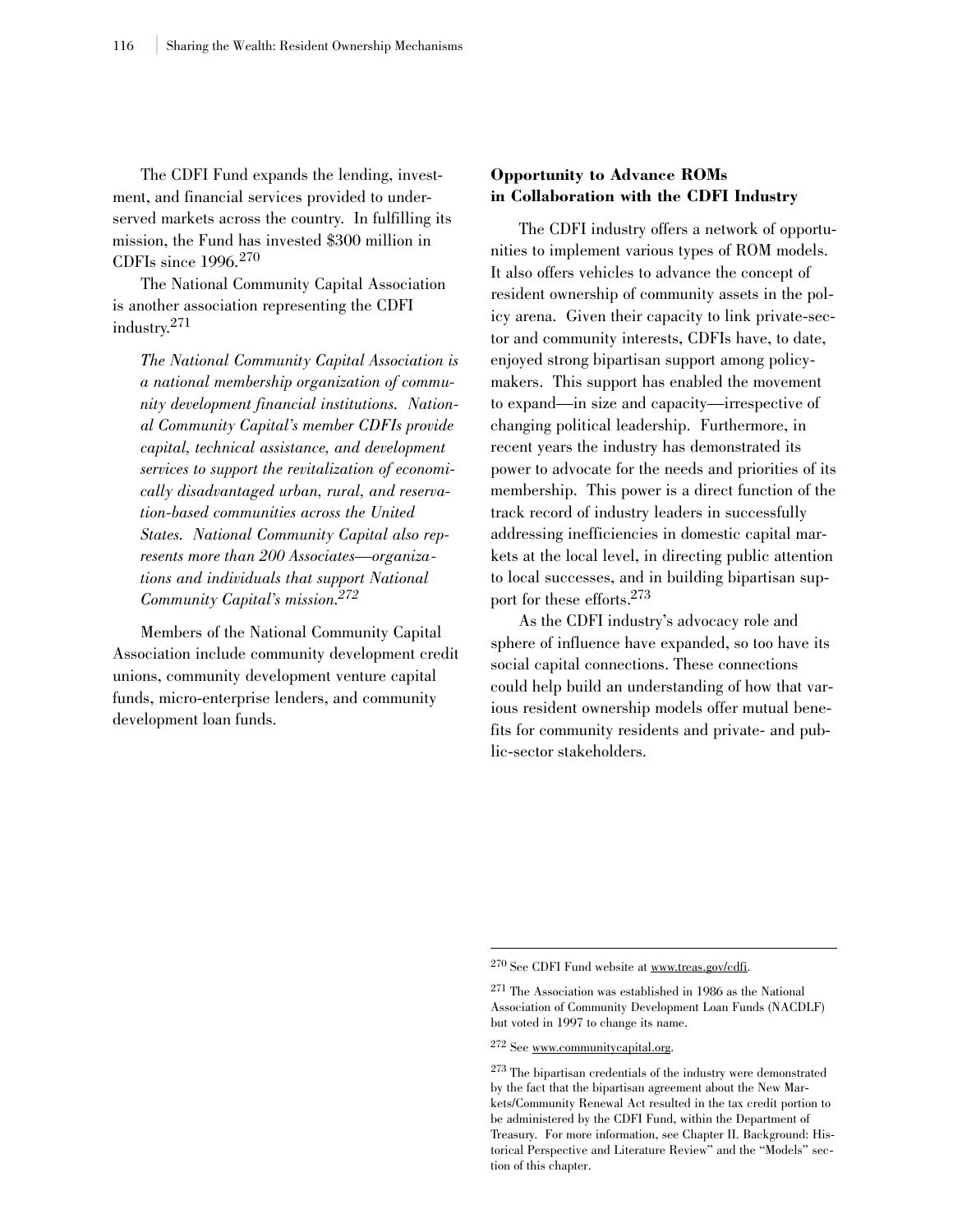The CDFI Fund expands the lending, investment, and financial services provided to underserved markets across the country. In fulfilling its mission, the Fund has invested $300 million in CDFIs since 1996.[270]

The National Community Capital Association is another association representing the CDFI industry.[271]

> *The National Community Capital Association is a national membership organization of community development financial institutions. National Community Capital's member CDFIs provide capital, technical assistance, and development services to support the revitalization of economically disadvantaged urban, rural, and reservation-based communities across the United States. National Community Capital also represents more than 200 Associates—organizations and individuals that support National Community Capital's mission.*[272]

Members of the National Community Capital Association include community development credit unions, community development venture capital funds, micro-enterprise lenders, and community development loan funds.

**Opportunity to Advance ROMs in Collaboration with the CDFI Industry**

The CDFI industry offers a network of opportunities to implement various types of ROM models. It also offers vehicles to advance the concept of resident ownership of community assets in the policy arena. Given their capacity to link private-sector and community interests, CDFIs have, to date, enjoyed strong bipartisan support among policymakers. This support has enabled the movement to expand—in size and capacity—irrespective of changing political leadership. Furthermore, in recent years the industry has demonstrated its power to advocate for the needs and priorities of its membership. This power is a direct function of the track record of industry leaders in successfully addressing inefficiencies in domestic capital markets at the local level, in directing public attention to local successes, and in building bipartisan support for these efforts.[273]

As the CDFI industry's advocacy role and sphere of influence have expanded, so too have its social capital connections. These connections could help build an understanding of how that various resident ownership models offer mutual benefits for community residents and private- and public-sector stakeholders.

---

[270] See CDFI Fund website at www.treas.gov/cdfi.

[271] The Association was established in 1986 as the National Association of Community Development Loan Funds (NACDLF) but voted in 1997 to change its name.

[272] See www.communitycapital.org.

[273] The bipartisan credentials of the industry were demonstrated by the fact that the bipartisan agreement about the New Markets/Community Renewal Act resulted in the tax credit portion to be administered by the CDFI Fund, within the Department of Treasury. For more information, see Chapter II. Background: Historical Perspective and Literature Review" and the "Models" section of this chapter.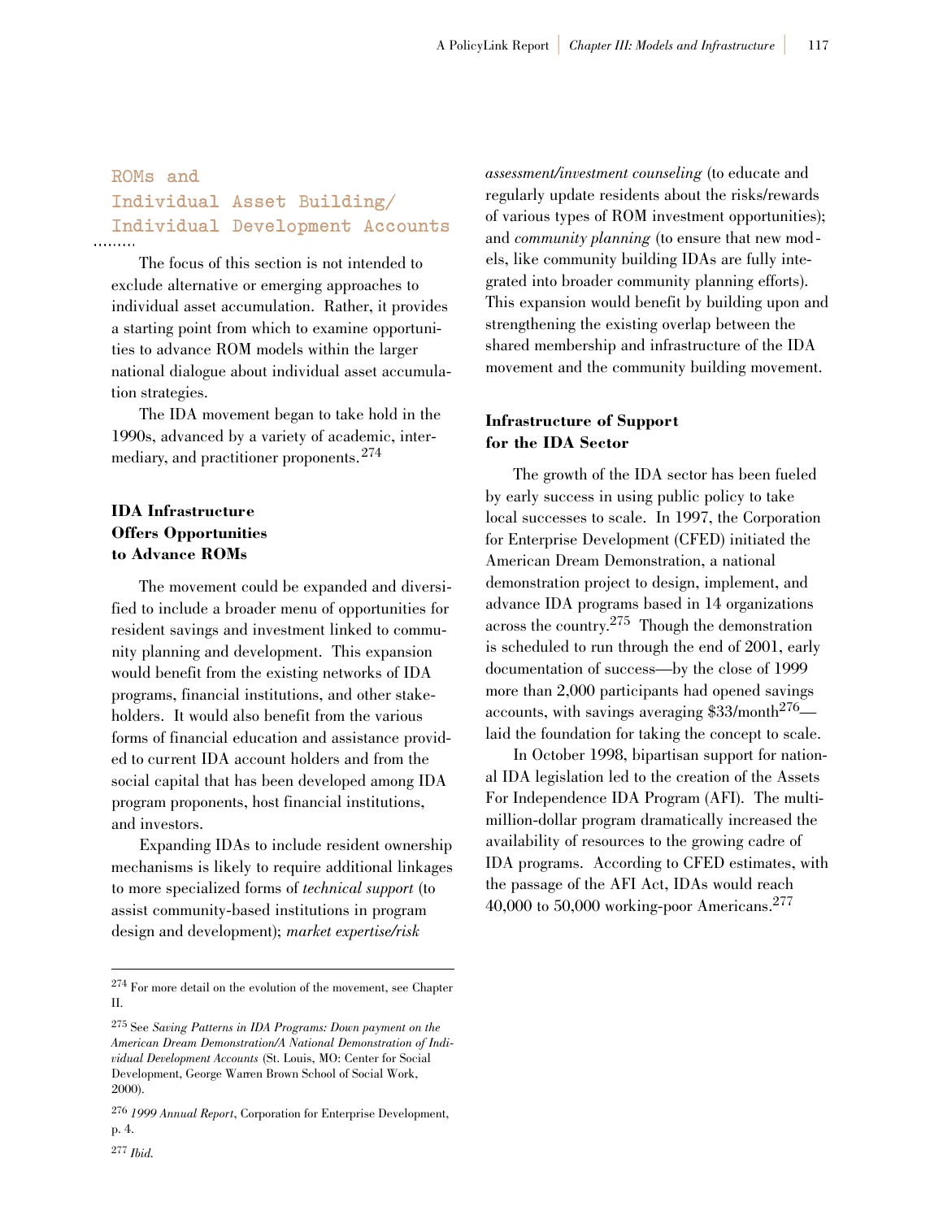## ROMs and Individual Asset Building/ Individual Development Accounts

The focus of this section is not intended to exclude alternative or emerging approaches to individual asset accumulation. Rather, it provides a starting point from which to examine opportunities to advance ROM models within the larger national dialogue about individual asset accumulation strategies.

The IDA movement began to take hold in the 1990s, advanced by a variety of academic, intermediary, and practitioner proponents.[274]

### IDA Infrastructure Offers Opportunities to Advance ROMs

The movement could be expanded and diversified to include a broader menu of opportunities for resident savings and investment linked to community planning and development. This expansion would benefit from the existing networks of IDA programs, financial institutions, and other stakeholders. It would also benefit from the various forms of financial education and assistance provided to current IDA account holders and from the social capital that has been developed among IDA program proponents, host financial institutions, and investors.

Expanding IDAs to include resident ownership mechanisms is likely to require additional linkages to more specialized forms of *technical support* (to assist community-based institutions in program design and development); *market expertise/risk assessment/investment counseling* (to educate and regularly update residents about the risks/rewards of various types of ROM investment opportunities); and *community planning* (to ensure that new models, like community building IDAs are fully integrated into broader community planning efforts). This expansion would benefit by building upon and strengthening the existing overlap between the shared membership and infrastructure of the IDA movement and the community building movement.

### Infrastructure of Support for the IDA Sector

The growth of the IDA sector has been fueled by early success in using public policy to take local successes to scale. In 1997, the Corporation for Enterprise Development (CFED) initiated the American Dream Demonstration, a national demonstration project to design, implement, and advance IDA programs based in 14 organizations across the country.[275] Though the demonstration is scheduled to run through the end of 2001, early documentation of success—by the close of 1999 more than 2,000 participants had opened savings accounts, with savings averaging $33/month[276]—laid the foundation for taking the concept to scale.

In October 1998, bipartisan support for national IDA legislation led to the creation of the Assets For Independence IDA Program (AFI). The multimillion-dollar program dramatically increased the availability of resources to the growing cadre of IDA programs. According to CFED estimates, with the passage of the AFI Act, IDAs would reach 40,000 to 50,000 working-poor Americans.[277]

---

[274] For more detail on the evolution of the movement, see Chapter II.

[275] See *Saving Patterns in IDA Programs: Down payment on the American Dream Demonstration/A National Demonstration of Individual Development Accounts* (St. Louis, MO: Center for Social Development, George Warren Brown School of Social Work, 2000).

[276] *1999 Annual Report*, Corporation for Enterprise Development, p. 4.

[277] *Ibid.*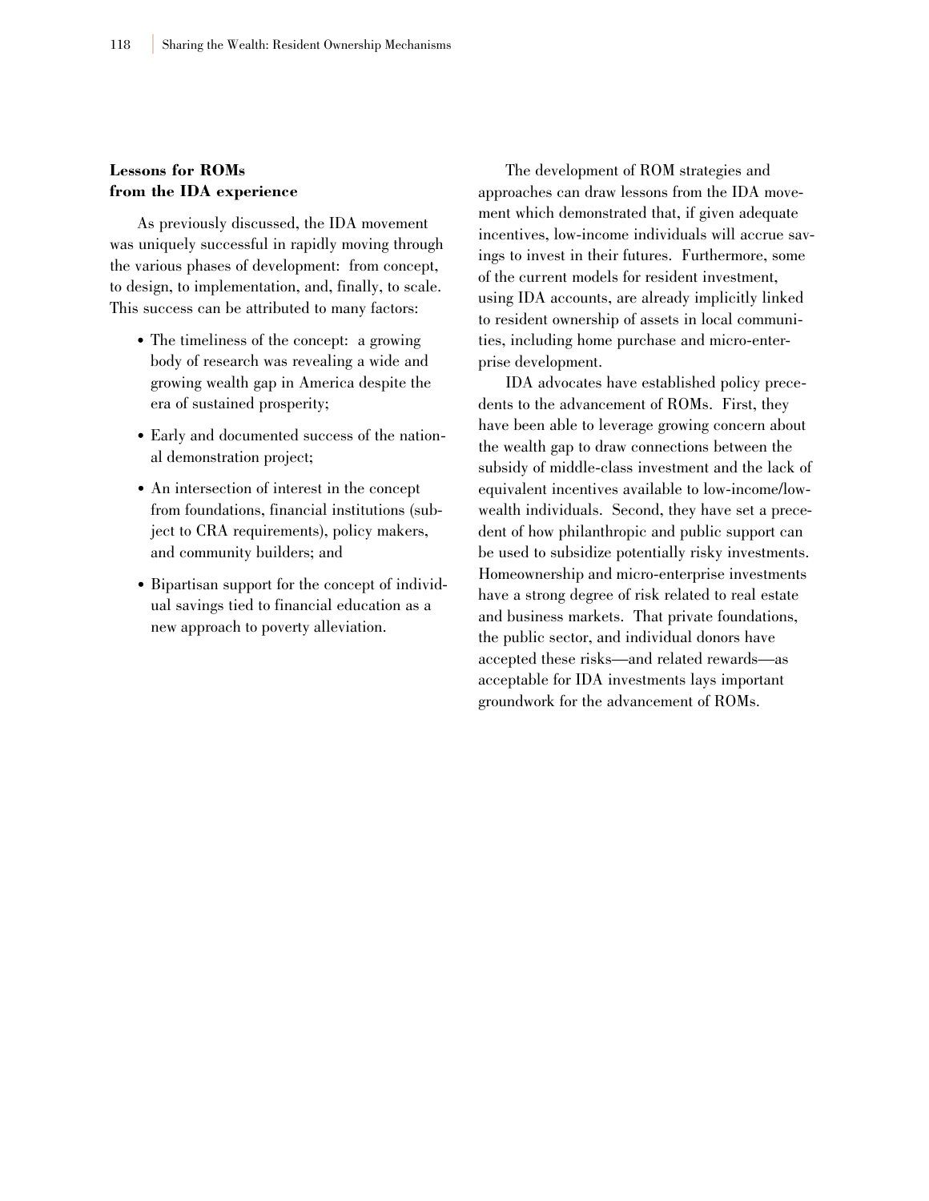## Lessons for ROMs from the IDA experience

As previously discussed, the IDA movement was uniquely successful in rapidly moving through the various phases of development: from concept, to design, to implementation, and, finally, to scale. This success can be attributed to many factors:

- The timeliness of the concept: a growing body of research was revealing a wide and growing wealth gap in America despite the era of sustained prosperity;
- Early and documented success of the national demonstration project;
- An intersection of interest in the concept from foundations, financial institutions (subject to CRA requirements), policy makers, and community builders; and
- Bipartisan support for the concept of individual savings tied to financial education as a new approach to poverty alleviation.

The development of ROM strategies and approaches can draw lessons from the IDA movement which demonstrated that, if given adequate incentives, low-income individuals will accrue savings to invest in their futures. Furthermore, some of the current models for resident investment, using IDA accounts, are already implicitly linked to resident ownership of assets in local communities, including home purchase and micro-enterprise development.

IDA advocates have established policy precedents to the advancement of ROMs. First, they have been able to leverage growing concern about the wealth gap to draw connections between the subsidy of middle-class investment and the lack of equivalent incentives available to low-income/low-wealth individuals. Second, they have set a precedent of how philanthropic and public support can be used to subsidize potentially risky investments. Homeownership and micro-enterprise investments have a strong degree of risk related to real estate and business markets. That private foundations, the public sector, and individual donors have accepted these risks—and related rewards—as acceptable for IDA investments lays important groundwork for the advancement of ROMs.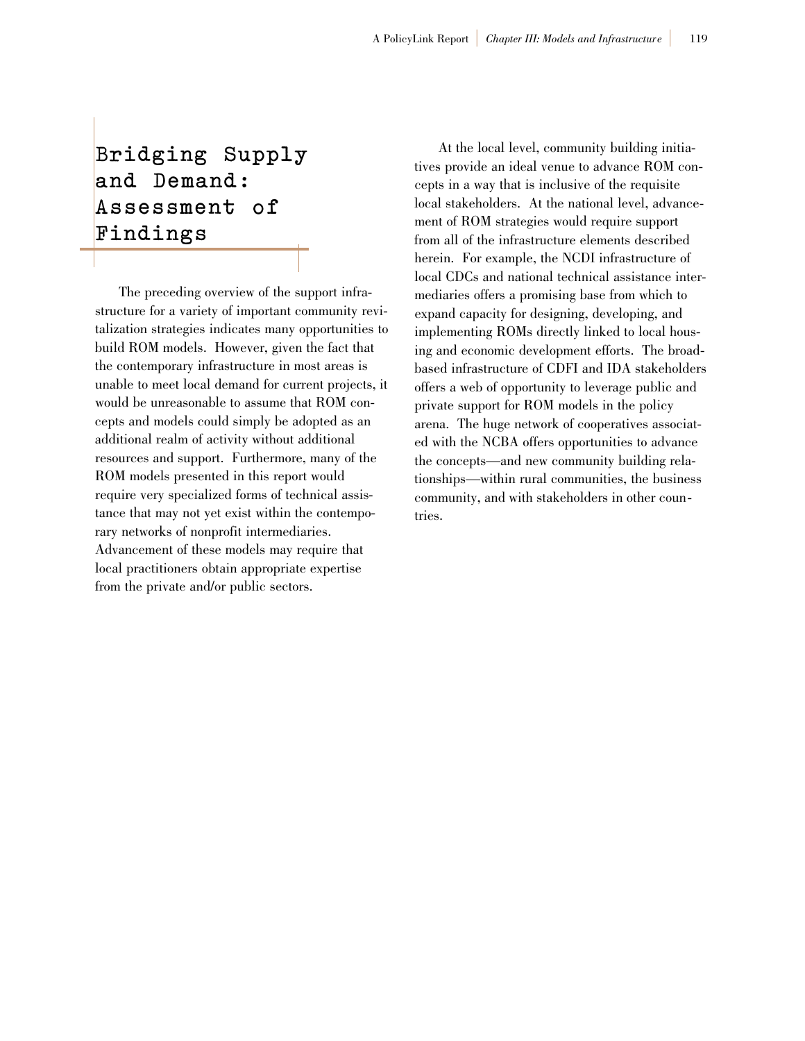## Bridging Supply and Demand: Assessment of Findings

The preceding overview of the support infrastructure for a variety of important community revitalization strategies indicates many opportunities to build ROM models. However, given the fact that the contemporary infrastructure in most areas is unable to meet local demand for current projects, it would be unreasonable to assume that ROM concepts and models could simply be adopted as an additional realm of activity without additional resources and support. Furthermore, many of the ROM models presented in this report would require very specialized forms of technical assistance that may not yet exist within the contemporary networks of nonprofit intermediaries. Advancement of these models may require that local practitioners obtain appropriate expertise from the private and/or public sectors.

At the local level, community building initiatives provide an ideal venue to advance ROM concepts in a way that is inclusive of the requisite local stakeholders. At the national level, advancement of ROM strategies would require support from all of the infrastructure elements described herein. For example, the NCDI infrastructure of local CDCs and national technical assistance intermediaries offers a promising base from which to expand capacity for designing, developing, and implementing ROMs directly linked to local housing and economic development efforts. The broad-based infrastructure of CDFI and IDA stakeholders offers a web of opportunity to leverage public and private support for ROM models in the policy arena. The huge network of cooperatives associated with the NCBA offers opportunities to advance the concepts—and new community building relationships—within rural communities, the business community, and with stakeholders in other countries.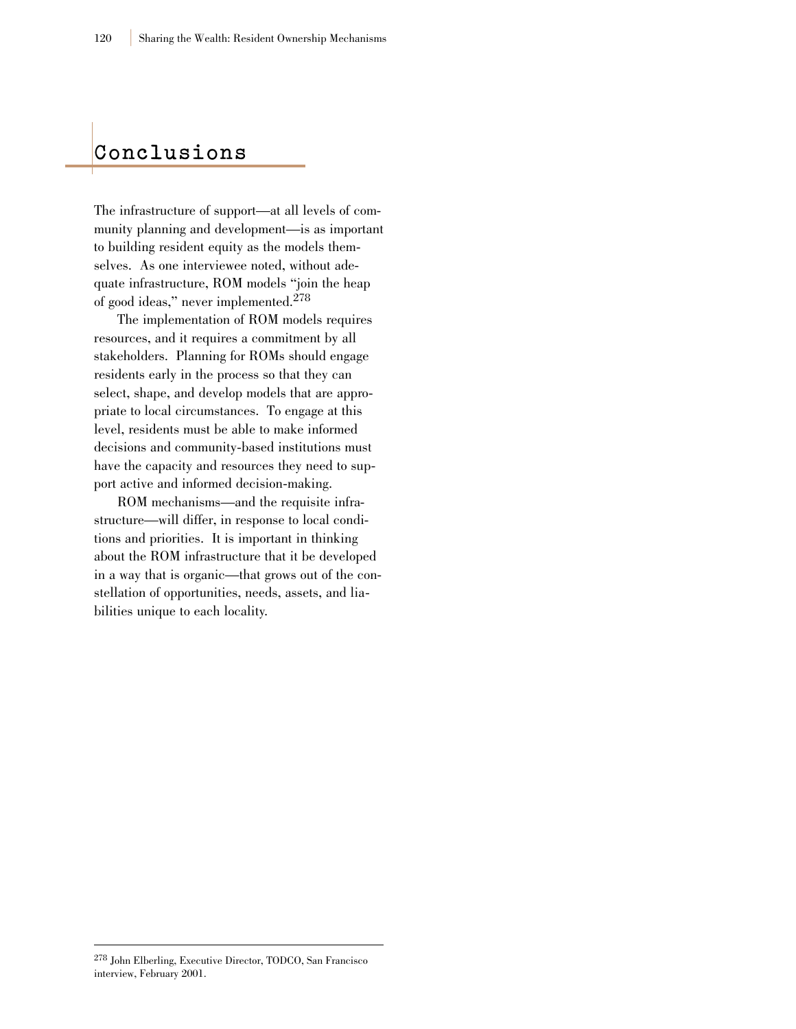# Conclusions

The infrastructure of support—at all levels of community planning and development—is as important to building resident equity as the models themselves. As one interviewee noted, without adequate infrastructure, ROM models "join the heap of good ideas," never implemented.[278]

The implementation of ROM models requires resources, and it requires a commitment by all stakeholders. Planning for ROMs should engage residents early in the process so that they can select, shape, and develop models that are appropriate to local circumstances. To engage at this level, residents must be able to make informed decisions and community-based institutions must have the capacity and resources they need to support active and informed decision-making.

ROM mechanisms—and the requisite infrastructure—will differ, in response to local conditions and priorities. It is important in thinking about the ROM infrastructure that it be developed in a way that is organic—that grows out of the constellation of opportunities, needs, assets, and liabilities unique to each locality.

---

[278] John Elberling, Executive Director, TODCO, San Francisco interview, February 2001.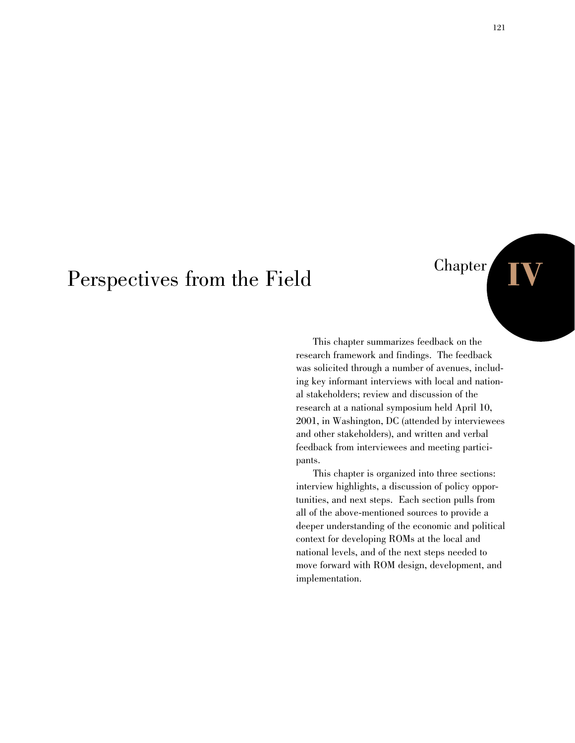# Chapter IV

# Perspectives from the Field

This chapter summarizes feedback on the research framework and findings. The feedback was solicited through a number of avenues, including key informant interviews with local and national stakeholders; review and discussion of the research at a national symposium held April 10, 2001, in Washington, DC (attended by interviewees and other stakeholders), and written and verbal feedback from interviewees and meeting participants.

This chapter is organized into three sections: interview highlights, a discussion of policy opportunities, and next steps. Each section pulls from all of the above-mentioned sources to provide a deeper understanding of the economic and political context for developing ROMs at the local and national levels, and of the next steps needed to move forward with ROM design, development, and implementation.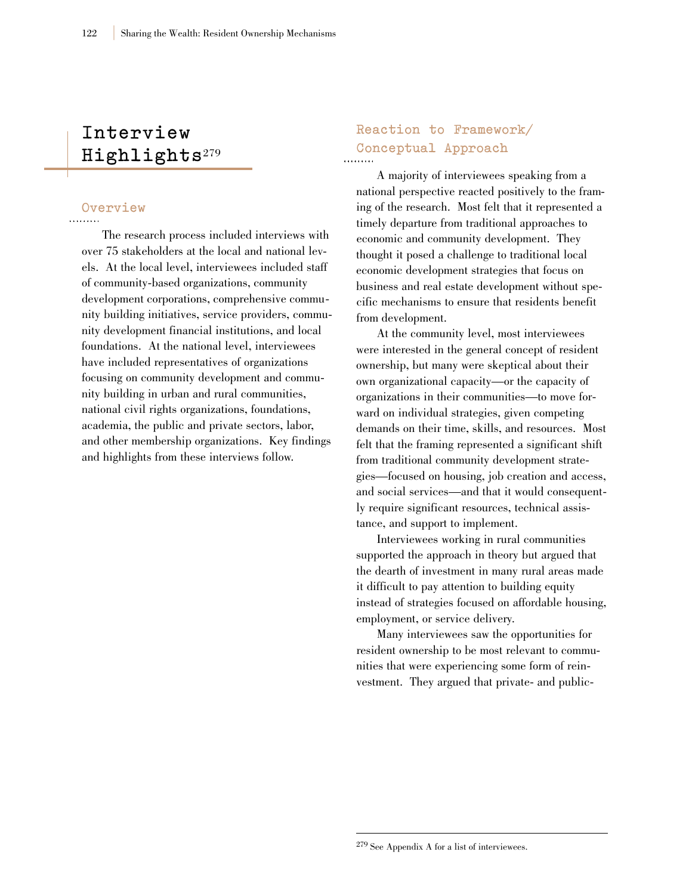# Interview Highlights[279]

## Overview

The research process included interviews with over 75 stakeholders at the local and national levels. At the local level, interviewees included staff of community-based organizations, community development corporations, comprehensive community building initiatives, service providers, community development financial institutions, and local foundations. At the national level, interviewees have included representatives of organizations focusing on community development and community building in urban and rural communities, national civil rights organizations, foundations, academia, the public and private sectors, labor, and other membership organizations. Key findings and highlights from these interviews follow.

## Reaction to Framework/ Conceptual Approach

A majority of interviewees speaking from a national perspective reacted positively to the framing of the research. Most felt that it represented a timely departure from traditional approaches to economic and community development. They thought it posed a challenge to traditional local economic development strategies that focus on business and real estate development without specific mechanisms to ensure that residents benefit from development.

At the community level, most interviewees were interested in the general concept of resident ownership, but many were skeptical about their own organizational capacity—or the capacity of organizations in their communities—to move forward on individual strategies, given competing demands on their time, skills, and resources. Most felt that the framing represented a significant shift from traditional community development strategies—focused on housing, job creation and access, and social services—and that it would consequently require significant resources, technical assistance, and support to implement.

Interviewees working in rural communities supported the approach in theory but argued that the dearth of investment in many rural areas made it difficult to pay attention to building equity instead of strategies focused on affordable housing, employment, or service delivery.

Many interviewees saw the opportunities for resident ownership to be most relevant to communities that were experiencing some form of reinvestment. They argued that private- and public-

[279] See Appendix A for a list of interviewees.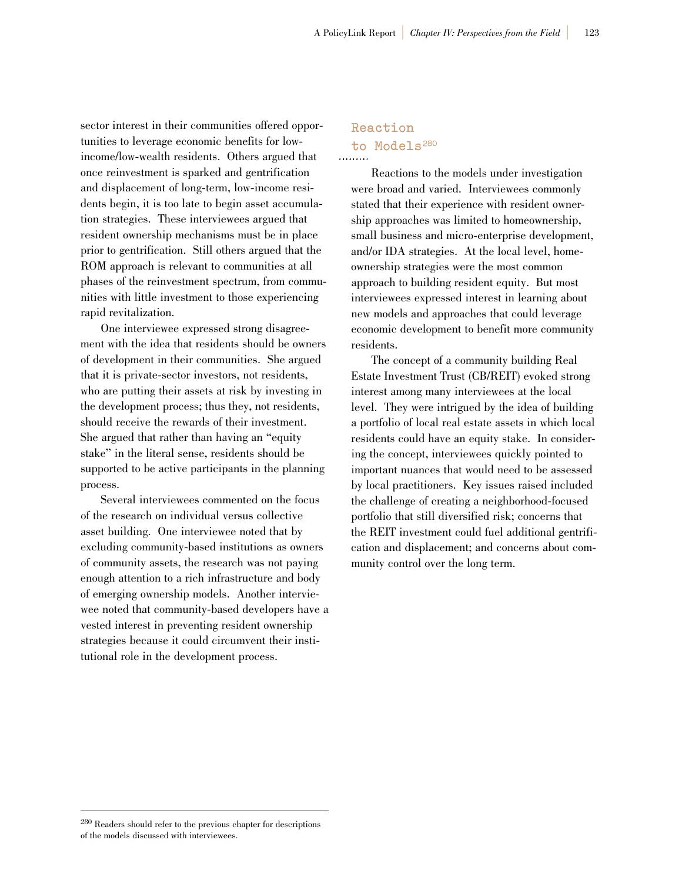sector interest in their communities offered opportunities to leverage economic benefits for low-income/low-wealth residents. Others argued that once reinvestment is sparked and gentrification and displacement of long-term, low-income residents begin, it is too late to begin asset accumulation strategies. These interviewees argued that resident ownership mechanisms must be in place prior to gentrification. Still others argued that the ROM approach is relevant to communities at all phases of the reinvestment spectrum, from communities with little investment to those experiencing rapid revitalization.

One interviewee expressed strong disagreement with the idea that residents should be owners of development in their communities. She argued that it is private-sector investors, not residents, who are putting their assets at risk by investing in the development process; thus they, not residents, should receive the rewards of their investment. She argued that rather than having an "equity stake" in the literal sense, residents should be supported to be active participants in the planning process.

Several interviewees commented on the focus of the research on individual versus collective asset building. One interviewee noted that by excluding community-based institutions as owners of community assets, the research was not paying enough attention to a rich infrastructure and body of emerging ownership models. Another interviewee noted that community-based developers have a vested interest in preventing resident ownership strategies because it could circumvent their institutional role in the development process.

## Reaction to Models[280]

Reactions to the models under investigation were broad and varied. Interviewees commonly stated that their experience with resident ownership approaches was limited to homeownership, small business and micro-enterprise development, and/or IDA strategies. At the local level, homeownership strategies were the most common approach to building resident equity. But most interviewees expressed interest in learning about new models and approaches that could leverage economic development to benefit more community residents.

The concept of a community building Real Estate Investment Trust (CB/REIT) evoked strong interest among many interviewees at the local level. They were intrigued by the idea of building a portfolio of local real estate assets in which local residents could have an equity stake. In considering the concept, interviewees quickly pointed to important nuances that would need to be assessed by local practitioners. Key issues raised included the challenge of creating a neighborhood-focused portfolio that still diversified risk; concerns that the REIT investment could fuel additional gentrification and displacement; and concerns about community control over the long term.

[280] Readers should refer to the previous chapter for descriptions of the models discussed with interviewees.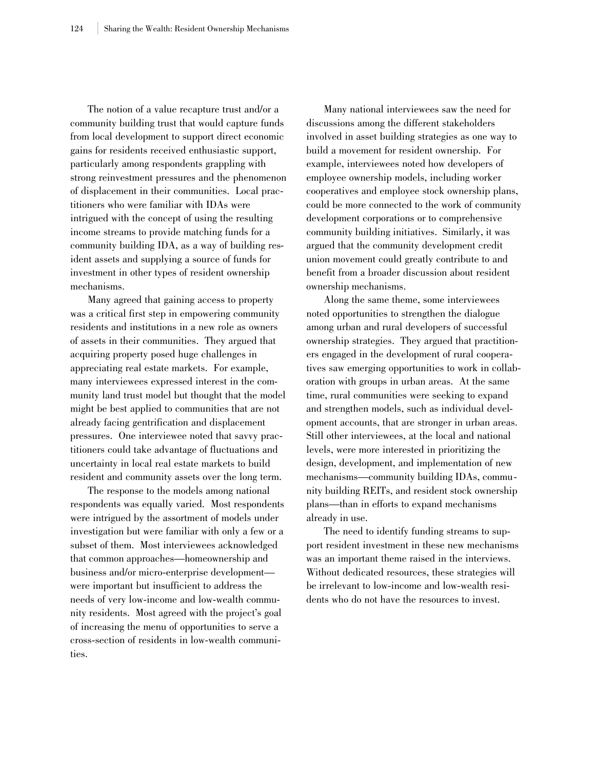The notion of a value recapture trust and/or a community building trust that would capture funds from local development to support direct economic gains for residents received enthusiastic support, particularly among respondents grappling with strong reinvestment pressures and the phenomenon of displacement in their communities. Local practitioners who were familiar with IDAs were intrigued with the concept of using the resulting income streams to provide matching funds for a community building IDA, as a way of building resident assets and supplying a source of funds for investment in other types of resident ownership mechanisms.

Many agreed that gaining access to property was a critical first step in empowering community residents and institutions in a new role as owners of assets in their communities. They argued that acquiring property posed huge challenges in appreciating real estate markets. For example, many interviewees expressed interest in the community land trust model but thought that the model might be best applied to communities that are not already facing gentrification and displacement pressures. One interviewee noted that savvy practitioners could take advantage of fluctuations and uncertainty in local real estate markets to build resident and community assets over the long term.

The response to the models among national respondents was equally varied. Most respondents were intrigued by the assortment of models under investigation but were familiar with only a few or a subset of them. Most interviewees acknowledged that common approaches—homeownership and business and/or micro-enterprise development—were important but insufficient to address the needs of very low-income and low-wealth community residents. Most agreed with the project's goal of increasing the menu of opportunities to serve a cross-section of residents in low-wealth communities.

Many national interviewees saw the need for discussions among the different stakeholders involved in asset building strategies as one way to build a movement for resident ownership. For example, interviewees noted how developers of employee ownership models, including worker cooperatives and employee stock ownership plans, could be more connected to the work of community development corporations or to comprehensive community building initiatives. Similarly, it was argued that the community development credit union movement could greatly contribute to and benefit from a broader discussion about resident ownership mechanisms.

Along the same theme, some interviewees noted opportunities to strengthen the dialogue among urban and rural developers of successful ownership strategies. They argued that practitioners engaged in the development of rural cooperatives saw emerging opportunities to work in collaboration with groups in urban areas. At the same time, rural communities were seeking to expand and strengthen models, such as individual development accounts, that are stronger in urban areas. Still other interviewees, at the local and national levels, were more interested in prioritizing the design, development, and implementation of new mechanisms—community building IDAs, community building REITs, and resident stock ownership plans—than in efforts to expand mechanisms already in use.

The need to identify funding streams to support resident investment in these new mechanisms was an important theme raised in the interviews. Without dedicated resources, these strategies will be irrelevant to low-income and low-wealth residents who do not have the resources to invest.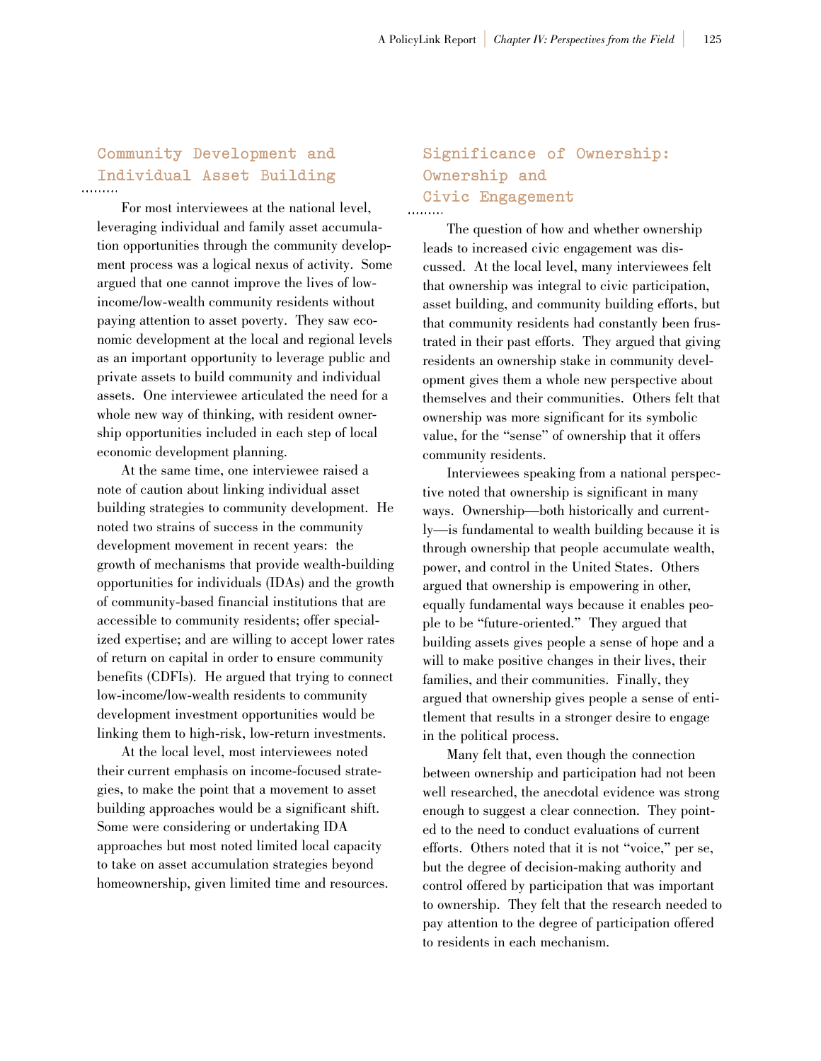## Community Development and Individual Asset Building

For most interviewees at the national level, leveraging individual and family asset accumulation opportunities through the community development process was a logical nexus of activity. Some argued that one cannot improve the lives of low-income/low-wealth community residents without paying attention to asset poverty. They saw economic development at the local and regional levels as an important opportunity to leverage public and private assets to build community and individual assets. One interviewee articulated the need for a whole new way of thinking, with resident ownership opportunities included in each step of local economic development planning.

At the same time, one interviewee raised a note of caution about linking individual asset building strategies to community development. He noted two strains of success in the community development movement in recent years: the growth of mechanisms that provide wealth-building opportunities for individuals (IDAs) and the growth of community-based financial institutions that are accessible to community residents; offer specialized expertise; and are willing to accept lower rates of return on capital in order to ensure community benefits (CDFIs). He argued that trying to connect low-income/low-wealth residents to community development investment opportunities would be linking them to high-risk, low-return investments.

At the local level, most interviewees noted their current emphasis on income-focused strategies, to make the point that a movement to asset building approaches would be a significant shift. Some were considering or undertaking IDA approaches but most noted limited local capacity to take on asset accumulation strategies beyond homeownership, given limited time and resources.

## Significance of Ownership: Ownership and Civic Engagement

The question of how and whether ownership leads to increased civic engagement was discussed. At the local level, many interviewees felt that ownership was integral to civic participation, asset building, and community building efforts, but that community residents had constantly been frustrated in their past efforts. They argued that giving residents an ownership stake in community development gives them a whole new perspective about themselves and their communities. Others felt that ownership was more significant for its symbolic value, for the "sense" of ownership that it offers community residents.

Interviewees speaking from a national perspective noted that ownership is significant in many ways. Ownership—both historically and currently—is fundamental to wealth building because it is through ownership that people accumulate wealth, power, and control in the United States. Others argued that ownership is empowering in other, equally fundamental ways because it enables people to be "future-oriented." They argued that building assets gives people a sense of hope and a will to make positive changes in their lives, their families, and their communities. Finally, they argued that ownership gives people a sense of entitlement that results in a stronger desire to engage in the political process.

Many felt that, even though the connection between ownership and participation had not been well researched, the anecdotal evidence was strong enough to suggest a clear connection. They pointed to the need to conduct evaluations of current efforts. Others noted that it is not "voice," per se, but the degree of decision-making authority and control offered by participation that was important to ownership. They felt that the research needed to pay attention to the degree of participation offered to residents in each mechanism.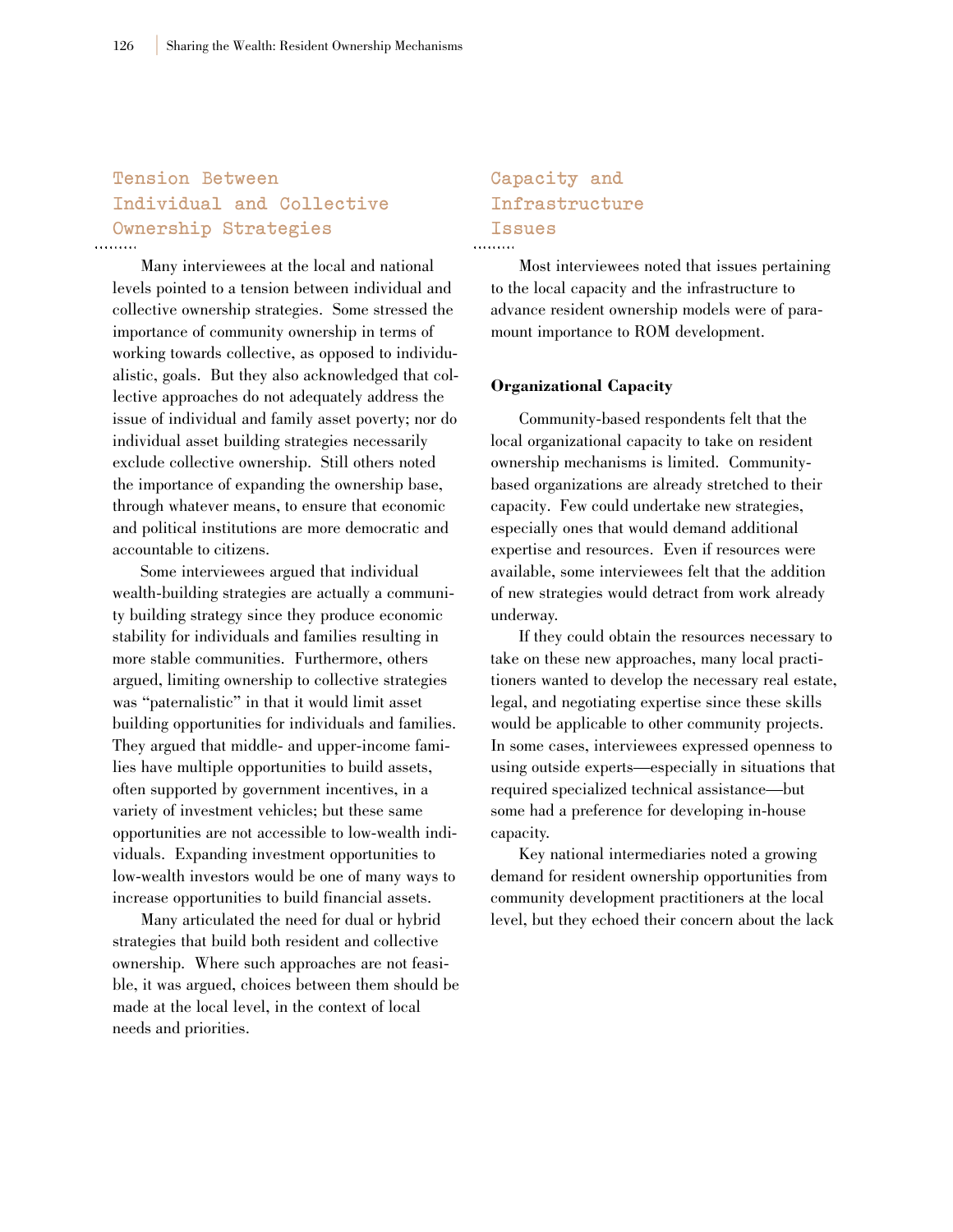## Tension Between Individual and Collective Ownership Strategies

Many interviewees at the local and national levels pointed to a tension between individual and collective ownership strategies. Some stressed the importance of community ownership in terms of working towards collective, as opposed to individualistic, goals. But they also acknowledged that collective approaches do not adequately address the issue of individual and family asset poverty; nor do individual asset building strategies necessarily exclude collective ownership. Still others noted the importance of expanding the ownership base, through whatever means, to ensure that economic and political institutions are more democratic and accountable to citizens.

Some interviewees argued that individual wealth-building strategies are actually a community building strategy since they produce economic stability for individuals and families resulting in more stable communities. Furthermore, others argued, limiting ownership to collective strategies was "paternalistic" in that it would limit asset building opportunities for individuals and families. They argued that middle- and upper-income families have multiple opportunities to build assets, often supported by government incentives, in a variety of investment vehicles; but these same opportunities are not accessible to low-wealth individuals. Expanding investment opportunities to low-wealth investors would be one of many ways to increase opportunities to build financial assets.

Many articulated the need for dual or hybrid strategies that build both resident and collective ownership. Where such approaches are not feasible, it was argued, choices between them should be made at the local level, in the context of local needs and priorities.

## Capacity and Infrastructure Issues

Most interviewees noted that issues pertaining to the local capacity and the infrastructure to advance resident ownership models were of paramount importance to ROM development.

### Organizational Capacity

Community-based respondents felt that the local organizational capacity to take on resident ownership mechanisms is limited. Community-based organizations are already stretched to their capacity. Few could undertake new strategies, especially ones that would demand additional expertise and resources. Even if resources were available, some interviewees felt that the addition of new strategies would detract from work already underway.

If they could obtain the resources necessary to take on these new approaches, many local practitioners wanted to develop the necessary real estate, legal, and negotiating expertise since these skills would be applicable to other community projects. In some cases, interviewees expressed openness to using outside experts—especially in situations that required specialized technical assistance—but some had a preference for developing in-house capacity.

Key national intermediaries noted a growing demand for resident ownership opportunities from community development practitioners at the local level, but they echoed their concern about the lack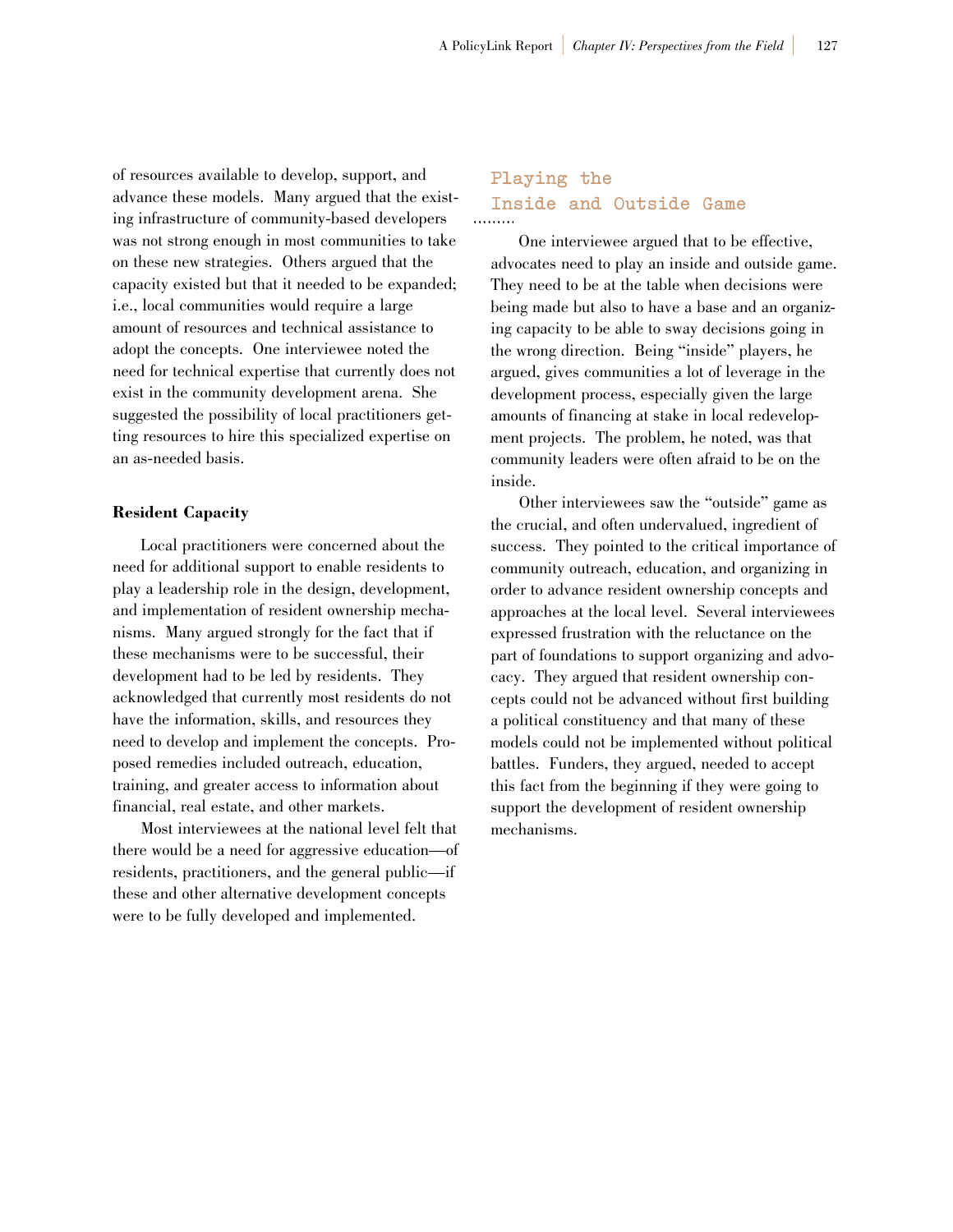of resources available to develop, support, and advance these models. Many argued that the existing infrastructure of community-based developers was not strong enough in most communities to take on these new strategies. Others argued that the capacity existed but that it needed to be expanded; i.e., local communities would require a large amount of resources and technical assistance to adopt the concepts. One interviewee noted the need for technical expertise that currently does not exist in the community development arena. She suggested the possibility of local practitioners getting resources to hire this specialized expertise on an as-needed basis.

#### Resident Capacity

Local practitioners were concerned about the need for additional support to enable residents to play a leadership role in the design, development, and implementation of resident ownership mechanisms. Many argued strongly for the fact that if these mechanisms were to be successful, their development had to be led by residents. They acknowledged that currently most residents do not have the information, skills, and resources they need to develop and implement the concepts. Proposed remedies included outreach, education, training, and greater access to information about financial, real estate, and other markets.

Most interviewees at the national level felt that there would be a need for aggressive education—of residents, practitioners, and the general public—if these and other alternative development concepts were to be fully developed and implemented.

### Playing the Inside and Outside Game

One interviewee argued that to be effective, advocates need to play an inside and outside game. They need to be at the table when decisions were being made but also to have a base and an organizing capacity to be able to sway decisions going in the wrong direction. Being "inside" players, he argued, gives communities a lot of leverage in the development process, especially given the large amounts of financing at stake in local redevelopment projects. The problem, he noted, was that community leaders were often afraid to be on the inside.

Other interviewees saw the "outside" game as the crucial, and often undervalued, ingredient of success. They pointed to the critical importance of community outreach, education, and organizing in order to advance resident ownership concepts and approaches at the local level. Several interviewees expressed frustration with the reluctance on the part of foundations to support organizing and advocacy. They argued that resident ownership concepts could not be advanced without first building a political constituency and that many of these models could not be implemented without political battles. Funders, they argued, needed to accept this fact from the beginning if they were going to support the development of resident ownership mechanisms.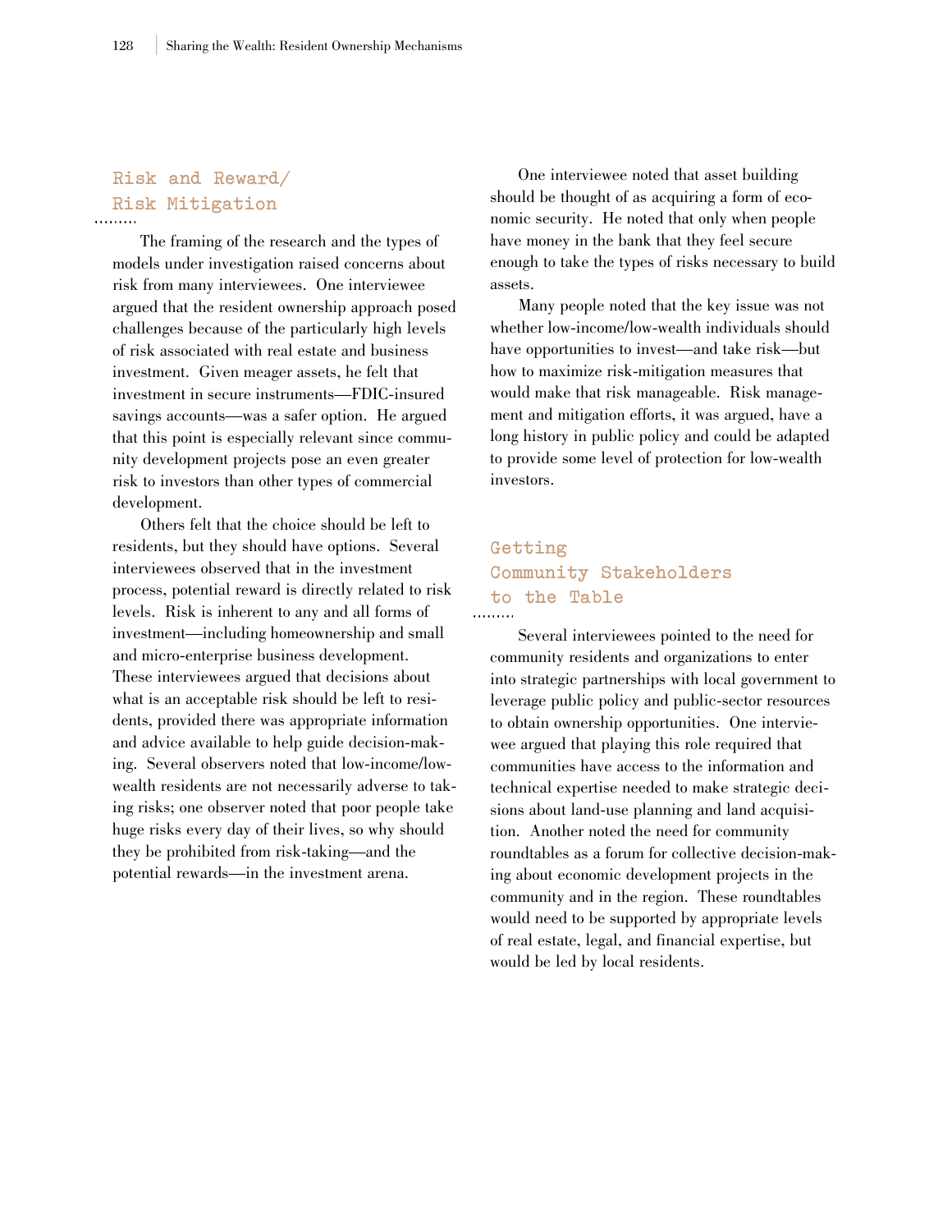## Risk and Reward/ Risk Mitigation

The framing of the research and the types of models under investigation raised concerns about risk from many interviewees. One interviewee argued that the resident ownership approach posed challenges because of the particularly high levels of risk associated with real estate and business investment. Given meager assets, he felt that investment in secure instruments—FDIC-insured savings accounts—was a safer option. He argued that this point is especially relevant since community development projects pose an even greater risk to investors than other types of commercial development.

Others felt that the choice should be left to residents, but they should have options. Several interviewees observed that in the investment process, potential reward is directly related to risk levels. Risk is inherent to any and all forms of investment—including homeownership and small and micro-enterprise business development. These interviewees argued that decisions about what is an acceptable risk should be left to residents, provided there was appropriate information and advice available to help guide decision-making. Several observers noted that low-income/low-wealth residents are not necessarily adverse to taking risks; one observer noted that poor people take huge risks every day of their lives, so why should they be prohibited from risk-taking—and the potential rewards—in the investment arena.

One interviewee noted that asset building should be thought of as acquiring a form of economic security. He noted that only when people have money in the bank that they feel secure enough to take the types of risks necessary to build assets.

Many people noted that the key issue was not whether low-income/low-wealth individuals should have opportunities to invest—and take risk—but how to maximize risk-mitigation measures that would make that risk manageable. Risk management and mitigation efforts, it was argued, have a long history in public policy and could be adapted to provide some level of protection for low-wealth investors.

## Getting Community Stakeholders to the Table

Several interviewees pointed to the need for community residents and organizations to enter into strategic partnerships with local government to leverage public policy and public-sector resources to obtain ownership opportunities. One interviewee argued that playing this role required that communities have access to the information and technical expertise needed to make strategic decisions about land-use planning and land acquisition. Another noted the need for community roundtables as a forum for collective decision-making about economic development projects in the community and in the region. These roundtables would need to be supported by appropriate levels of real estate, legal, and financial expertise, but would be led by local residents.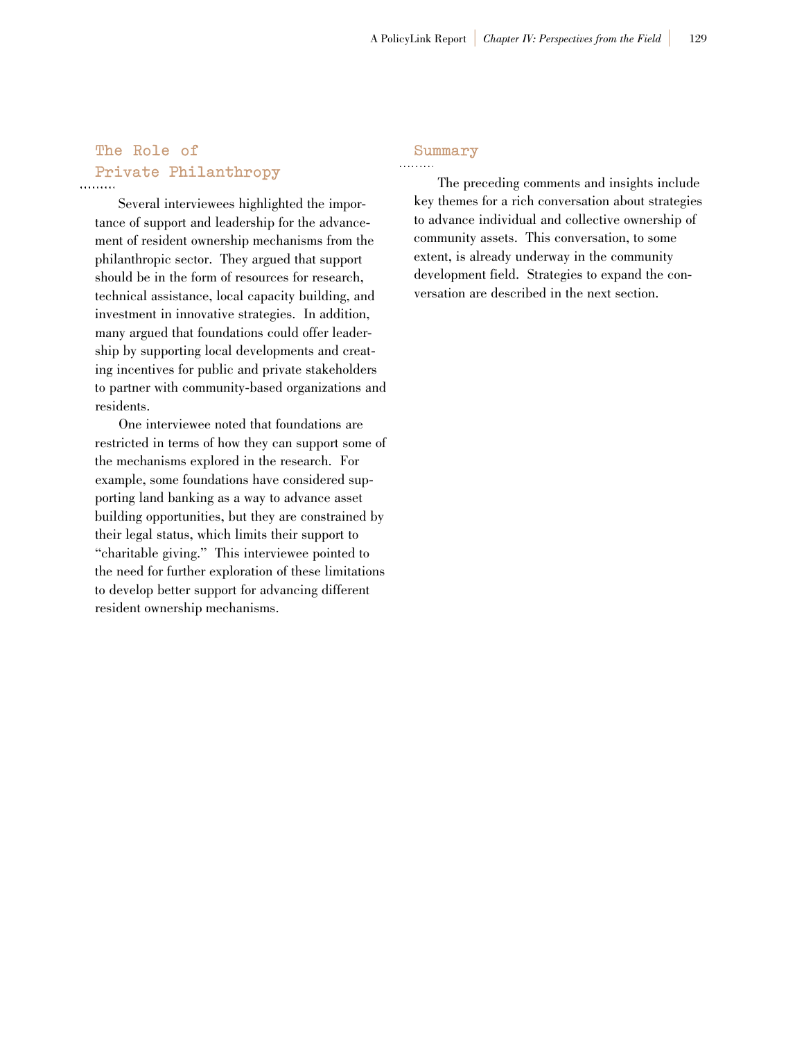## The Role of Private Philanthropy

Several interviewees highlighted the importance of support and leadership for the advancement of resident ownership mechanisms from the philanthropic sector. They argued that support should be in the form of resources for research, technical assistance, local capacity building, and investment in innovative strategies. In addition, many argued that foundations could offer leadership by supporting local developments and creating incentives for public and private stakeholders to partner with community-based organizations and residents.

One interviewee noted that foundations are restricted in terms of how they can support some of the mechanisms explored in the research. For example, some foundations have considered supporting land banking as a way to advance asset building opportunities, but they are constrained by their legal status, which limits their support to "charitable giving." This interviewee pointed to the need for further exploration of these limitations to develop better support for advancing different resident ownership mechanisms.

## Summary

The preceding comments and insights include key themes for a rich conversation about strategies to advance individual and collective ownership of community assets. This conversation, to some extent, is already underway in the community development field. Strategies to expand the conversation are described in the next section.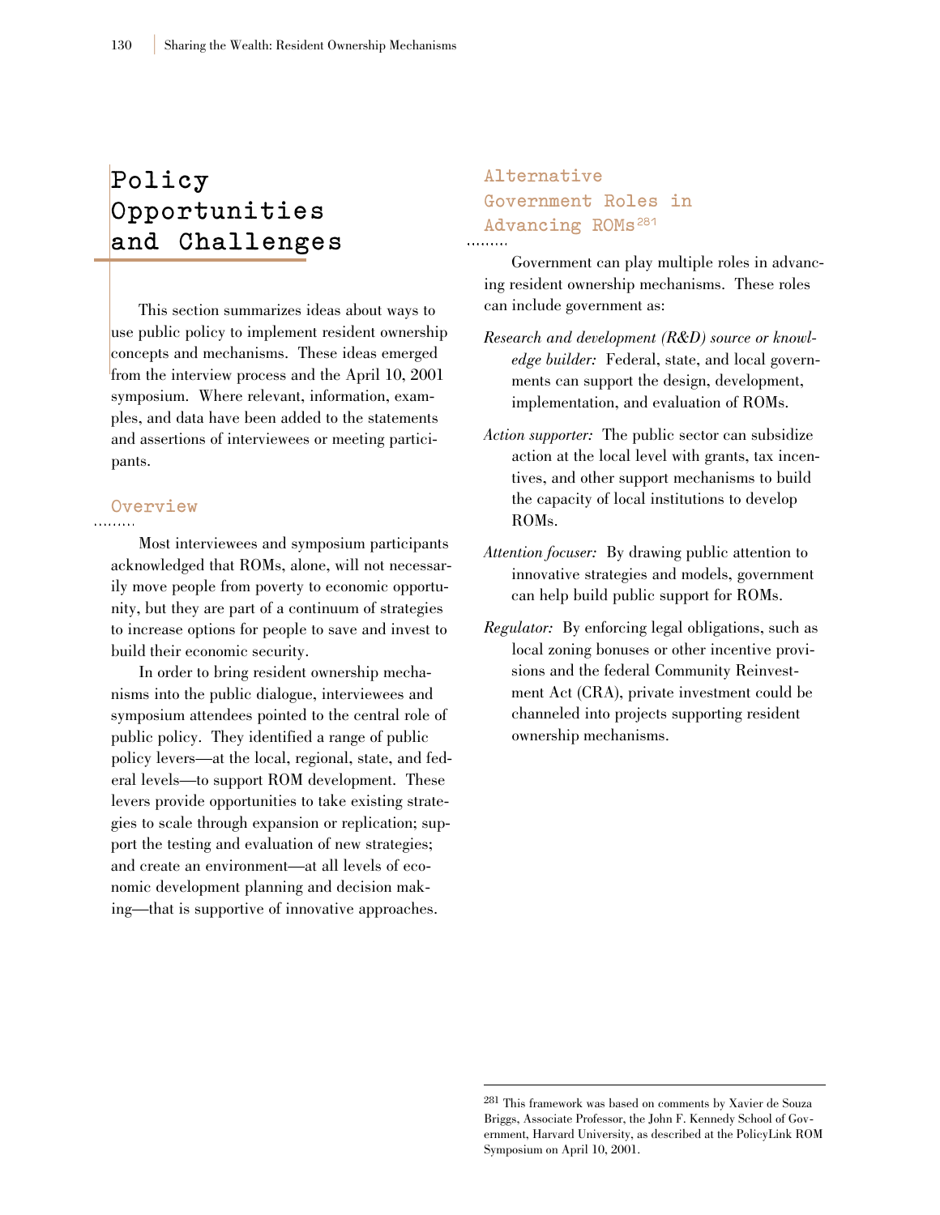# Policy Opportunities and Challenges

This section summarizes ideas about ways to use public policy to implement resident ownership concepts and mechanisms. These ideas emerged from the interview process and the April 10, 2001 symposium. Where relevant, information, examples, and data have been added to the statements and assertions of interviewees or meeting participants.

## Overview

Most interviewees and symposium participants acknowledged that ROMs, alone, will not necessarily move people from poverty to economic opportunity, but they are part of a continuum of strategies to increase options for people to save and invest to build their economic security.

In order to bring resident ownership mechanisms into the public dialogue, interviewees and symposium attendees pointed to the central role of public policy. They identified a range of public policy levers—at the local, regional, state, and federal levels—to support ROM development. These levers provide opportunities to take existing strategies to scale through expansion or replication; support the testing and evaluation of new strategies; and create an environment—at all levels of economic development planning and decision making—that is supportive of innovative approaches.

## Alternative Government Roles in Advancing ROMs[281]

Government can play multiple roles in advancing resident ownership mechanisms. These roles can include government as:

*Research and development (R&D) source or knowledge builder:* Federal, state, and local governments can support the design, development, implementation, and evaluation of ROMs.

*Action supporter:* The public sector can subsidize action at the local level with grants, tax incentives, and other support mechanisms to build the capacity of local institutions to develop ROMs.

*Attention focuser:* By drawing public attention to innovative strategies and models, government can help build public support for ROMs.

*Regulator:* By enforcing legal obligations, such as local zoning bonuses or other incentive provisions and the federal Community Reinvestment Act (CRA), private investment could be channeled into projects supporting resident ownership mechanisms.

---

[281] This framework was based on comments by Xavier de Souza Briggs, Associate Professor, the John F. Kennedy School of Government, Harvard University, as described at the PolicyLink ROM Symposium on April 10, 2001.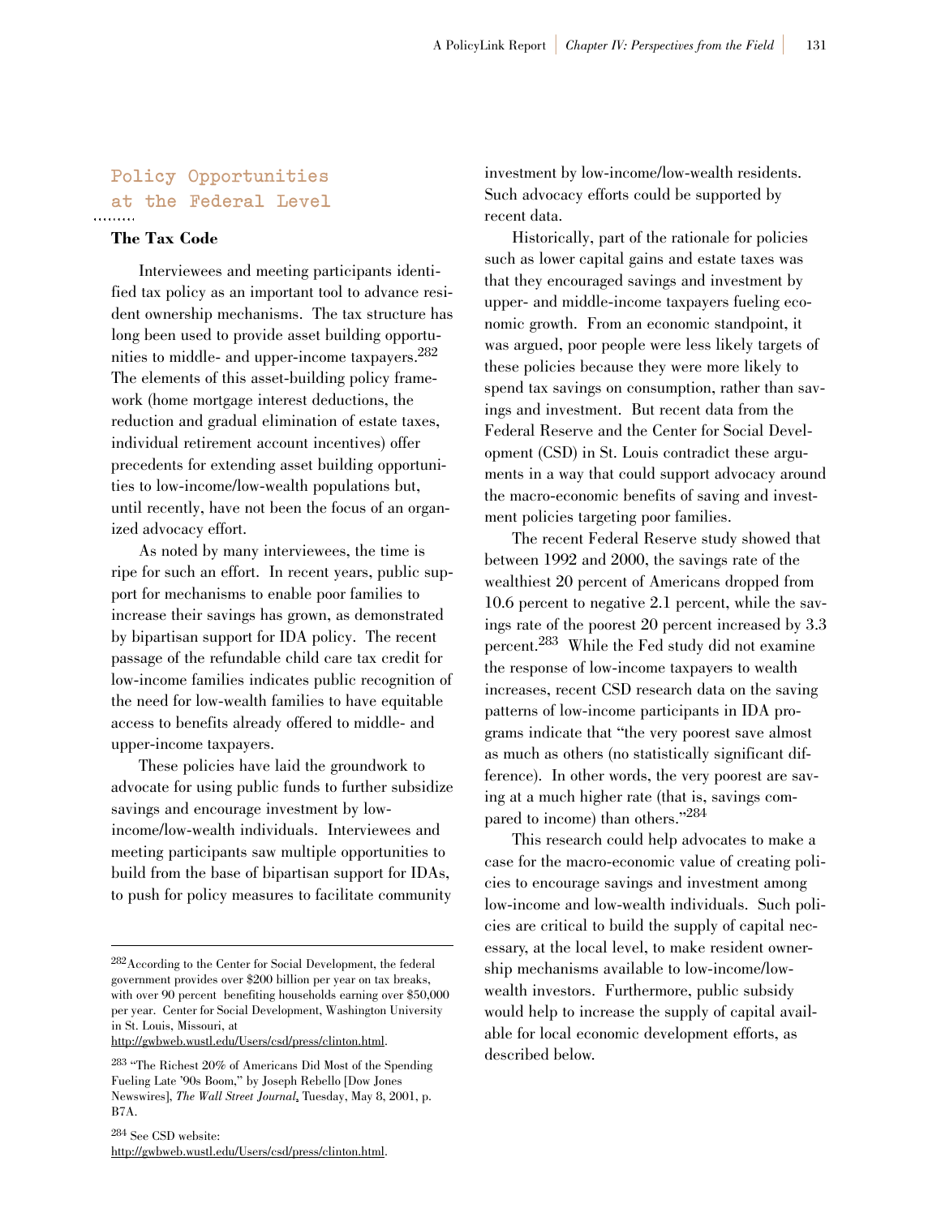## Policy Opportunities at the Federal Level

### The Tax Code

Interviewees and meeting participants identified tax policy as an important tool to advance resident ownership mechanisms. The tax structure has long been used to provide asset building opportunities to middle- and upper-income taxpayers.[282] The elements of this asset-building policy framework (home mortgage interest deductions, the reduction and gradual elimination of estate taxes, individual retirement account incentives) offer precedents for extending asset building opportunities to low-income/low-wealth populations but, until recently, have not been the focus of an organized advocacy effort.

As noted by many interviewees, the time is ripe for such an effort. In recent years, public support for mechanisms to enable poor families to increase their savings has grown, as demonstrated by bipartisan support for IDA policy. The recent passage of the refundable child care tax credit for low-income families indicates public recognition of the need for low-wealth families to have equitable access to benefits already offered to middle- and upper-income taxpayers.

These policies have laid the groundwork to advocate for using public funds to further subsidize savings and encourage investment by low-income/low-wealth individuals. Interviewees and meeting participants saw multiple opportunities to build from the base of bipartisan support for IDAs, to push for policy measures to facilitate community investment by low-income/low-wealth residents. Such advocacy efforts could be supported by recent data.

Historically, part of the rationale for policies such as lower capital gains and estate taxes was that they encouraged savings and investment by upper- and middle-income taxpayers fueling economic growth. From an economic standpoint, it was argued, poor people were less likely targets of these policies because they were more likely to spend tax savings on consumption, rather than savings and investment. But recent data from the Federal Reserve and the Center for Social Development (CSD) in St. Louis contradict these arguments in a way that could support advocacy around the macro-economic benefits of saving and investment policies targeting poor families.

The recent Federal Reserve study showed that between 1992 and 2000, the savings rate of the wealthiest 20 percent of Americans dropped from 10.6 percent to negative 2.1 percent, while the savings rate of the poorest 20 percent increased by 3.3 percent.[283] While the Fed study did not examine the response of low-income taxpayers to wealth increases, recent CSD research data on the saving patterns of low-income participants in IDA programs indicate that "the very poorest save almost as much as others (no statistically significant difference). In other words, the very poorest are saving at a much higher rate (that is, savings compared to income) than others."[284]

This research could help advocates to make a case for the macro-economic value of creating policies to encourage savings and investment among low-income and low-wealth individuals. Such policies are critical to build the supply of capital necessary, at the local level, to make resident ownership mechanisms available to low-income/low-wealth investors. Furthermore, public subsidy would help to increase the supply of capital available for local economic development efforts, as described below.

---

[282] According to the Center for Social Development, the federal government provides over $200 billion per year on tax breaks, with over 90 percent benefiting households earning over $50,000 per year. Center for Social Development, Washington University in St. Louis, Missouri, at http://gwbweb.wustl.edu/Users/csd/press/clinton.html.

[283] "The Richest 20% of Americans Did Most of the Spending Fueling Late '90s Boom," by Joseph Rebello [Dow Jones Newswires], *The Wall Street Journal*, Tuesday, May 8, 2001, p. B7A.

[284] See CSD website: http://gwbweb.wustl.edu/Users/csd/press/clinton.html.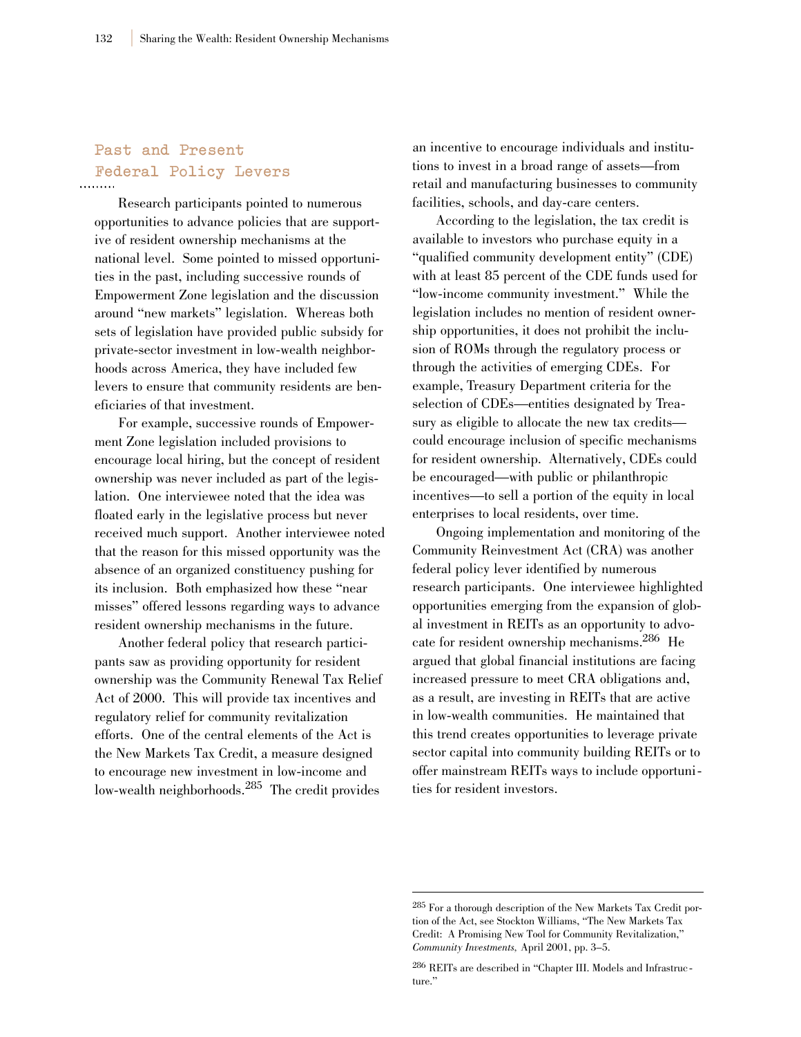## Past and Present Federal Policy Levers

Research participants pointed to numerous opportunities to advance policies that are supportive of resident ownership mechanisms at the national level. Some pointed to missed opportunities in the past, including successive rounds of Empowerment Zone legislation and the discussion around "new markets" legislation. Whereas both sets of legislation have provided public subsidy for private-sector investment in low-wealth neighborhoods across America, they have included few levers to ensure that community residents are beneficiaries of that investment.

For example, successive rounds of Empowerment Zone legislation included provisions to encourage local hiring, but the concept of resident ownership was never included as part of the legislation. One interviewee noted that the idea was floated early in the legislative process but never received much support. Another interviewee noted that the reason for this missed opportunity was the absence of an organized constituency pushing for its inclusion. Both emphasized how these "near misses" offered lessons regarding ways to advance resident ownership mechanisms in the future.

Another federal policy that research participants saw as providing opportunity for resident ownership was the Community Renewal Tax Relief Act of 2000. This will provide tax incentives and regulatory relief for community revitalization efforts. One of the central elements of the Act is the New Markets Tax Credit, a measure designed to encourage new investment in low-income and low-wealth neighborhoods.[285] The credit provides an incentive to encourage individuals and institutions to invest in a broad range of assets—from retail and manufacturing businesses to community facilities, schools, and day-care centers.

According to the legislation, the tax credit is available to investors who purchase equity in a "qualified community development entity" (CDE) with at least 85 percent of the CDE funds used for "low-income community investment." While the legislation includes no mention of resident ownership opportunities, it does not prohibit the inclusion of ROMs through the regulatory process or through the activities of emerging CDEs. For example, Treasury Department criteria for the selection of CDEs—entities designated by Treasury as eligible to allocate the new tax credits—could encourage inclusion of specific mechanisms for resident ownership. Alternatively, CDEs could be encouraged—with public or philanthropic incentives—to sell a portion of the equity in local enterprises to local residents, over time.

Ongoing implementation and monitoring of the Community Reinvestment Act (CRA) was another federal policy lever identified by numerous research participants. One interviewee highlighted opportunities emerging from the expansion of global investment in REITs as an opportunity to advocate for resident ownership mechanisms.[286] He argued that global financial institutions are facing increased pressure to meet CRA obligations and, as a result, are investing in REITs that are active in low-wealth communities. He maintained that this trend creates opportunities to leverage private sector capital into community building REITs or to offer mainstream REITs ways to include opportunities for resident investors.

---

[285] For a thorough description of the New Markets Tax Credit portion of the Act, see Stockton Williams, "The New Markets Tax Credit: A Promising New Tool for Community Revitalization," *Community Investments*, April 2001, pp. 3–5.

[286] REITs are described in "Chapter III. Models and Infrastructure."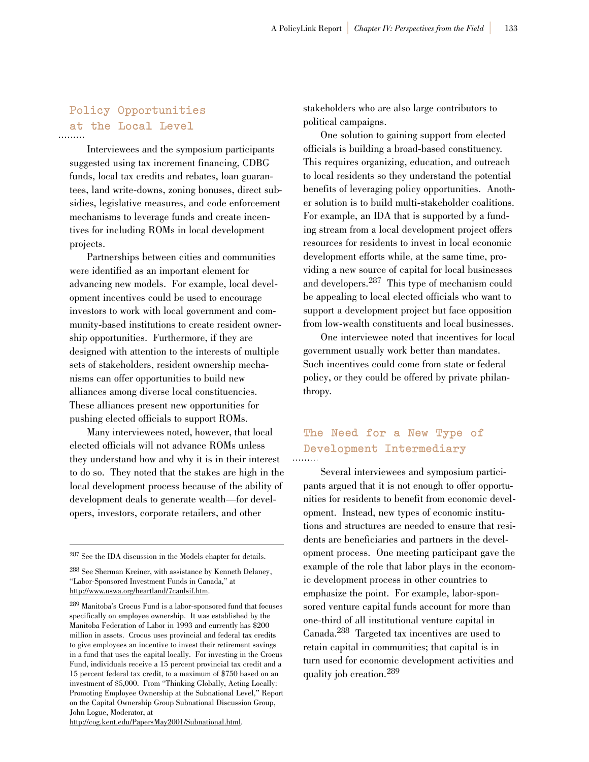## Policy Opportunities at the Local Level

Interviewees and the symposium participants suggested using tax increment financing, CDBG funds, local tax credits and rebates, loan guarantees, land write-downs, zoning bonuses, direct subsidies, legislative measures, and code enforcement mechanisms to leverage funds and create incentives for including ROMs in local development projects.

Partnerships between cities and communities were identified as an important element for advancing new models. For example, local development incentives could be used to encourage investors to work with local government and community-based institutions to create resident ownership opportunities. Furthermore, if they are designed with attention to the interests of multiple sets of stakeholders, resident ownership mechanisms can offer opportunities to build new alliances among diverse local constituencies. These alliances present new opportunities for pushing elected officials to support ROMs.

Many interviewees noted, however, that local elected officials will not advance ROMs unless they understand how and why it is in their interest to do so. They noted that the stakes are high in the local development process because of the ability of development deals to generate wealth—for developers, investors, corporate retailers, and other stakeholders who are also large contributors to political campaigns.

One solution to gaining support from elected officials is building a broad-based constituency. This requires organizing, education, and outreach to local residents so they understand the potential benefits of leveraging policy opportunities. Another solution is to build multi-stakeholder coalitions. For example, an IDA that is supported by a funding stream from a local development project offers resources for residents to invest in local economic development efforts while, at the same time, providing a new source of capital for local businesses and developers.[287] This type of mechanism could be appealing to local elected officials who want to support a development project but face opposition from low-wealth constituents and local businesses.

One interviewee noted that incentives for local government usually work better than mandates. Such incentives could come from state or federal policy, or they could be offered by private philanthropy.

## The Need for a New Type of Development Intermediary

Several interviewees and symposium participants argued that it is not enough to offer opportunities for residents to benefit from economic development. Instead, new types of economic institutions and structures are needed to ensure that residents are beneficiaries and partners in the development process. One meeting participant gave the example of the role that labor plays in the economic development process in other countries to emphasize the point. For example, labor-sponsored venture capital funds account for more than one-third of all institutional venture capital in Canada.[288] Targeted tax incentives are used to retain capital in communities; that capital is in turn used for economic development activities and quality job creation.[289]

---

[287] See the IDA discussion in the Models chapter for details.

[288] See Sherman Kreiner, with assistance by Kenneth Delaney, "Labor-Sponsored Investment Funds in Canada," at http://www.uswa.org/heartland/7canlsif.htm.

[289] Manitoba's Crocus Fund is a labor-sponsored fund that focuses specifically on employee ownership. It was established by the Manitoba Federation of Labor in 1993 and currently has $200 million in assets. Crocus uses provincial and federal tax credits to give employees an incentive to invest their retirement savings in a fund that uses the capital locally. For investing in the Crocus Fund, individuals receive a 15 percent provincial tax credit and a 15 percent federal tax credit, to a maximum of $750 based on an investment of $5,000. From "Thinking Globally, Acting Locally: Promoting Employee Ownership at the Subnational Level," Report on the Capital Ownership Group Subnational Discussion Group, John Logue, Moderator, at http://cog.kent.edu/PapersMay2001/Subnational.html.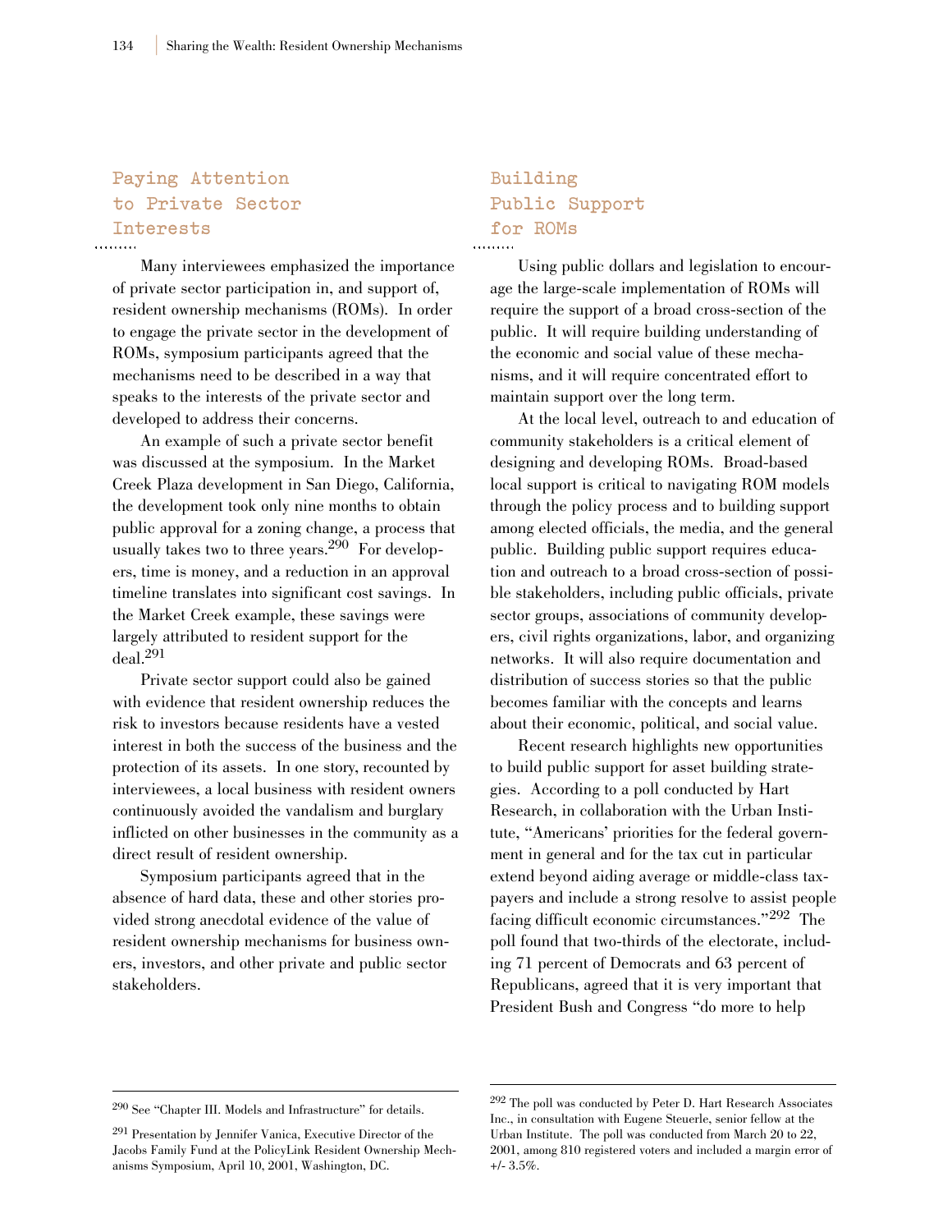## Paying Attention to Private Sector Interests

Many interviewees emphasized the importance of private sector participation in, and support of, resident ownership mechanisms (ROMs). In order to engage the private sector in the development of ROMs, symposium participants agreed that the mechanisms need to be described in a way that speaks to the interests of the private sector and developed to address their concerns.

An example of such a private sector benefit was discussed at the symposium. In the Market Creek Plaza development in San Diego, California, the development took only nine months to obtain public approval for a zoning change, a process that usually takes two to three years.[290] For developers, time is money, and a reduction in an approval timeline translates into significant cost savings. In the Market Creek example, these savings were largely attributed to resident support for the deal.[291]

Private sector support could also be gained with evidence that resident ownership reduces the risk to investors because residents have a vested interest in both the success of the business and the protection of its assets. In one story, recounted by interviewees, a local business with resident owners continuously avoided the vandalism and burglary inflicted on other businesses in the community as a direct result of resident ownership.

Symposium participants agreed that in the absence of hard data, these and other stories provided strong anecdotal evidence of the value of resident ownership mechanisms for business owners, investors, and other private and public sector stakeholders.

## Building Public Support for ROMs

Using public dollars and legislation to encourage the large-scale implementation of ROMs will require the support of a broad cross-section of the public. It will require building understanding of the economic and social value of these mechanisms, and it will require concentrated effort to maintain support over the long term.

At the local level, outreach to and education of community stakeholders is a critical element of designing and developing ROMs. Broad-based local support is critical to navigating ROM models through the policy process and to building support among elected officials, the media, and the general public. Building public support requires education and outreach to a broad cross-section of possible stakeholders, including public officials, private sector groups, associations of community developers, civil rights organizations, labor, and organizing networks. It will also require documentation and distribution of success stories so that the public becomes familiar with the concepts and learns about their economic, political, and social value.

Recent research highlights new opportunities to build public support for asset building strategies. According to a poll conducted by Hart Research, in collaboration with the Urban Institute, "Americans' priorities for the federal government in general and for the tax cut in particular extend beyond aiding average or middle-class taxpayers and include a strong resolve to assist people facing difficult economic circumstances."[292] The poll found that two-thirds of the electorate, including 71 percent of Democrats and 63 percent of Republicans, agreed that it is very important that President Bush and Congress "do more to help

---

[290] See "Chapter III. Models and Infrastructure" for details.

[291] Presentation by Jennifer Vanica, Executive Director of the Jacobs Family Fund at the PolicyLink Resident Ownership Mechanisms Symposium, April 10, 2001, Washington, DC.

[292] The poll was conducted by Peter D. Hart Research Associates Inc., in consultation with Eugene Steuerle, senior fellow at the Urban Institute. The poll was conducted from March 20 to 22, 2001, among 810 registered voters and included a margin error of +/- 3.5%.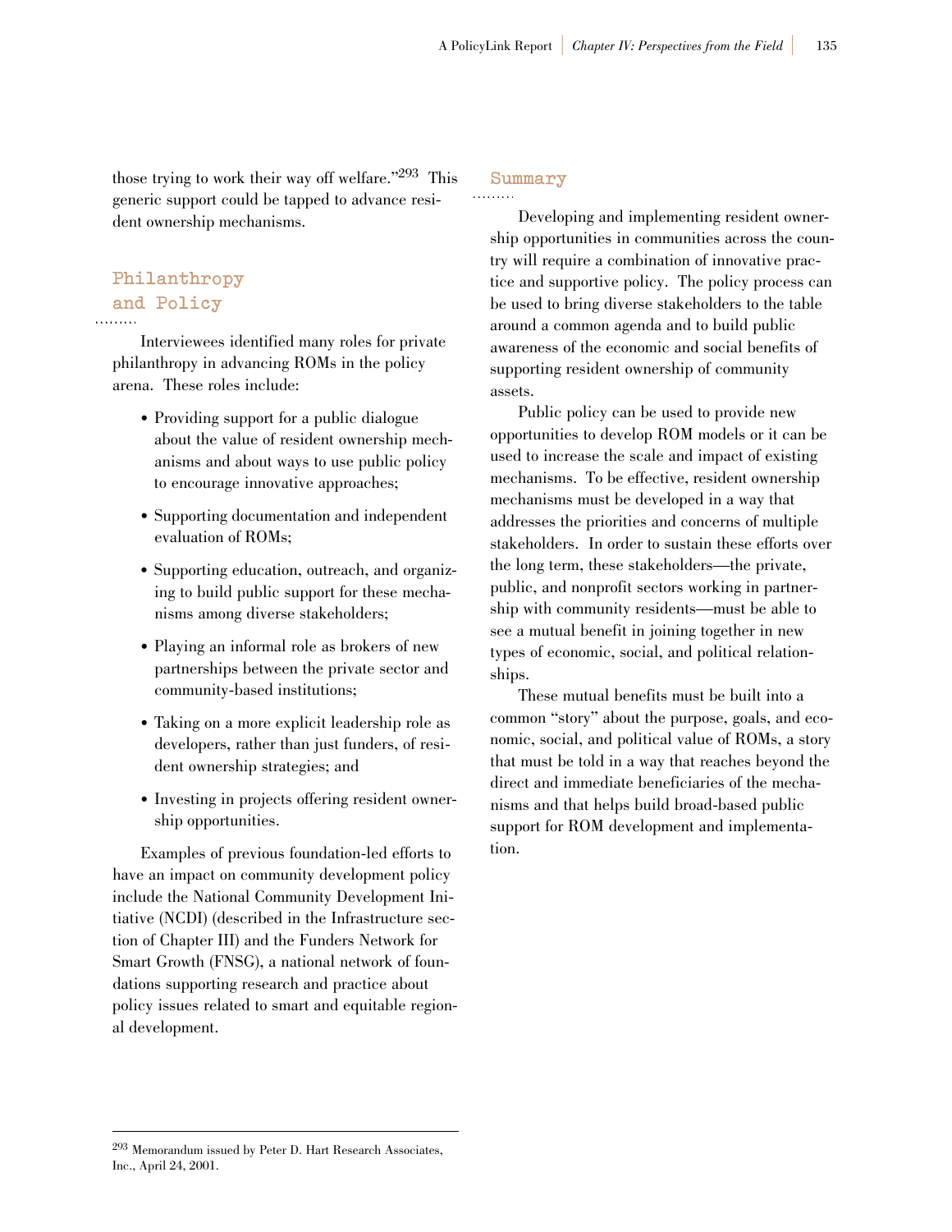those trying to work their way off welfare."[293] This generic support could be tapped to advance resident ownership mechanisms.

## Philanthropy and Policy

Interviewees identified many roles for private philanthropy in advancing ROMs in the policy arena. These roles include:

- Providing support for a public dialogue about the value of resident ownership mechanisms and about ways to use public policy to encourage innovative approaches;
- Supporting documentation and independent evaluation of ROMs;
- Supporting education, outreach, and organizing to build public support for these mechanisms among diverse stakeholders;
- Playing an informal role as brokers of new partnerships between the private sector and community-based institutions;
- Taking on a more explicit leadership role as developers, rather than just funders, of resident ownership strategies; and
- Investing in projects offering resident ownership opportunities.

Examples of previous foundation-led efforts to have an impact on community development policy include the National Community Development Initiative (NCDI) (described in the Infrastructure section of Chapter III) and the Funders Network for Smart Growth (FNSG), a national network of foundations supporting research and practice about policy issues related to smart and equitable regional development.

## Summary

Developing and implementing resident ownership opportunities in communities across the country will require a combination of innovative practice and supportive policy. The policy process can be used to bring diverse stakeholders to the table around a common agenda and to build public awareness of the economic and social benefits of supporting resident ownership of community assets.

Public policy can be used to provide new opportunities to develop ROM models or it can be used to increase the scale and impact of existing mechanisms. To be effective, resident ownership mechanisms must be developed in a way that addresses the priorities and concerns of multiple stakeholders. In order to sustain these efforts over the long term, these stakeholders—the private, public, and nonprofit sectors working in partnership with community residents—must be able to see a mutual benefit in joining together in new types of economic, social, and political relationships.

These mutual benefits must be built into a common "story" about the purpose, goals, and economic, social, and political value of ROMs, a story that must be told in a way that reaches beyond the direct and immediate beneficiaries of the mechanisms and that helps build broad-based public support for ROM development and implementation.

---

[293] Memorandum issued by Peter D. Hart Research Associates, Inc., April 24, 2001.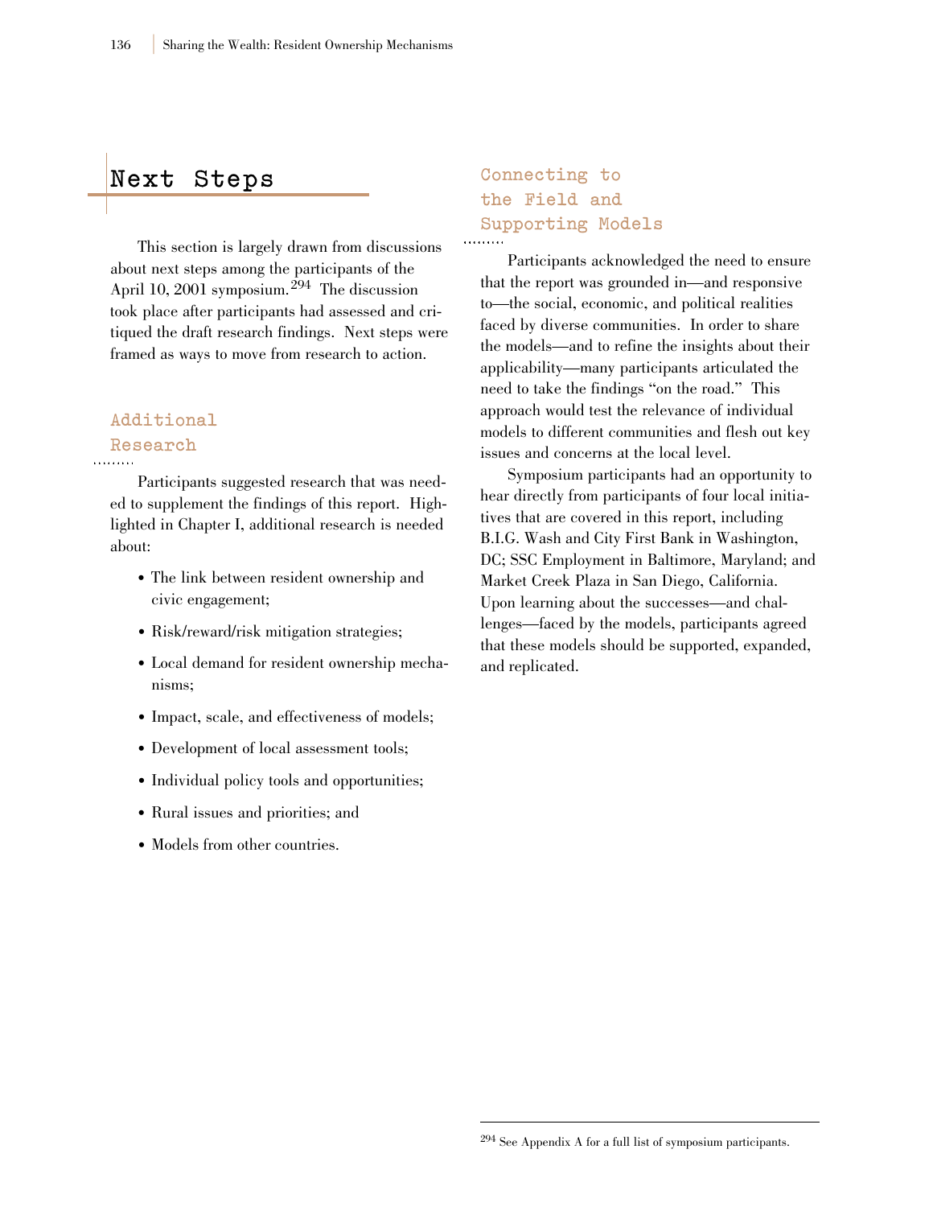## Next Steps

This section is largely drawn from discussions about next steps among the participants of the April 10, 2001 symposium.[294] The discussion took place after participants had assessed and critiqued the draft research findings. Next steps were framed as ways to move from research to action.

### Additional Research

Participants suggested research that was needed to supplement the findings of this report. Highlighted in Chapter I, additional research is needed about:

- The link between resident ownership and civic engagement;
- Risk/reward/risk mitigation strategies;
- Local demand for resident ownership mechanisms;
- Impact, scale, and effectiveness of models;
- Development of local assessment tools;
- Individual policy tools and opportunities;
- Rural issues and priorities; and
- Models from other countries.

### Connecting to the Field and Supporting Models

Participants acknowledged the need to ensure that the report was grounded in—and responsive to—the social, economic, and political realities faced by diverse communities. In order to share the models—and to refine the insights about their applicability—many participants articulated the need to take the findings "on the road." This approach would test the relevance of individual models to different communities and flesh out key issues and concerns at the local level.

Symposium participants had an opportunity to hear directly from participants of four local initiatives that are covered in this report, including B.I.G. Wash and City First Bank in Washington, DC; SSC Employment in Baltimore, Maryland; and Market Creek Plaza in San Diego, California. Upon learning about the successes—and challenges—faced by the models, participants agreed that these models should be supported, expanded, and replicated.

[294] See Appendix A for a full list of symposium participants.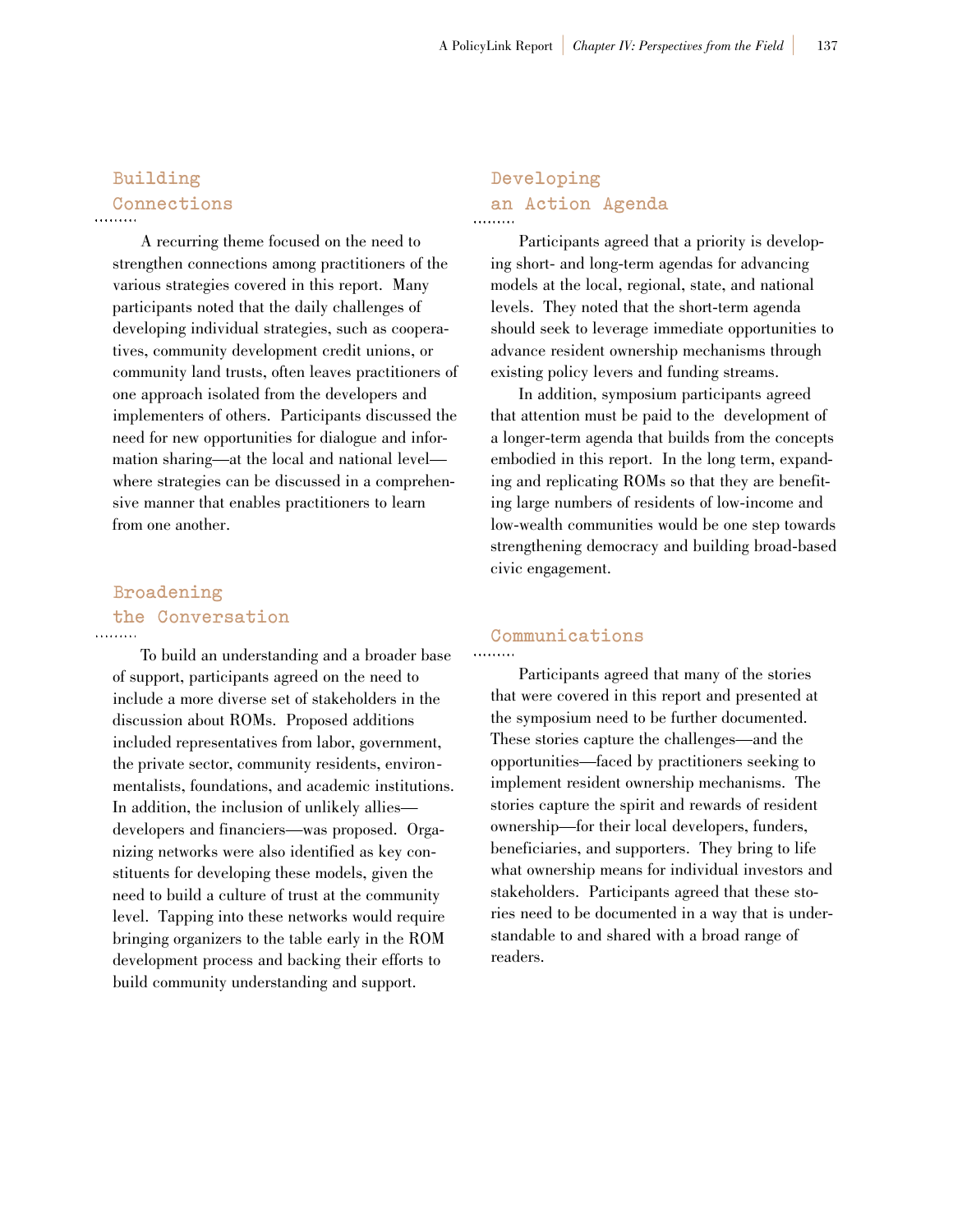## Building Connections

A recurring theme focused on the need to strengthen connections among practitioners of the various strategies covered in this report. Many participants noted that the daily challenges of developing individual strategies, such as cooperatives, community development credit unions, or community land trusts, often leaves practitioners of one approach isolated from the developers and implementers of others. Participants discussed the need for new opportunities for dialogue and information sharing—at the local and national level—where strategies can be discussed in a comprehensive manner that enables practitioners to learn from one another.

## Broadening the Conversation

To build an understanding and a broader base of support, participants agreed on the need to include a more diverse set of stakeholders in the discussion about ROMs. Proposed additions included representatives from labor, government, the private sector, community residents, environmentalists, foundations, and academic institutions. In addition, the inclusion of unlikely allies—developers and financiers—was proposed. Organizing networks were also identified as key constituents for developing these models, given the need to build a culture of trust at the community level. Tapping into these networks would require bringing organizers to the table early in the ROM development process and backing their efforts to build community understanding and support.

## Developing an Action Agenda

Participants agreed that a priority is developing short- and long-term agendas for advancing models at the local, regional, state, and national levels. They noted that the short-term agenda should seek to leverage immediate opportunities to advance resident ownership mechanisms through existing policy levers and funding streams.

In addition, symposium participants agreed that attention must be paid to the development of a longer-term agenda that builds from the concepts embodied in this report. In the long term, expanding and replicating ROMs so that they are benefiting large numbers of residents of low-income and low-wealth communities would be one step towards strengthening democracy and building broad-based civic engagement.

## Communications

Participants agreed that many of the stories that were covered in this report and presented at the symposium need to be further documented. These stories capture the challenges—and the opportunities—faced by practitioners seeking to implement resident ownership mechanisms. The stories capture the spirit and rewards of resident ownership—for their local developers, funders, beneficiaries, and supporters. They bring to life what ownership means for individual investors and stakeholders. Participants agreed that these stories need to be documented in a way that is understandable to and shared with a broad range of readers.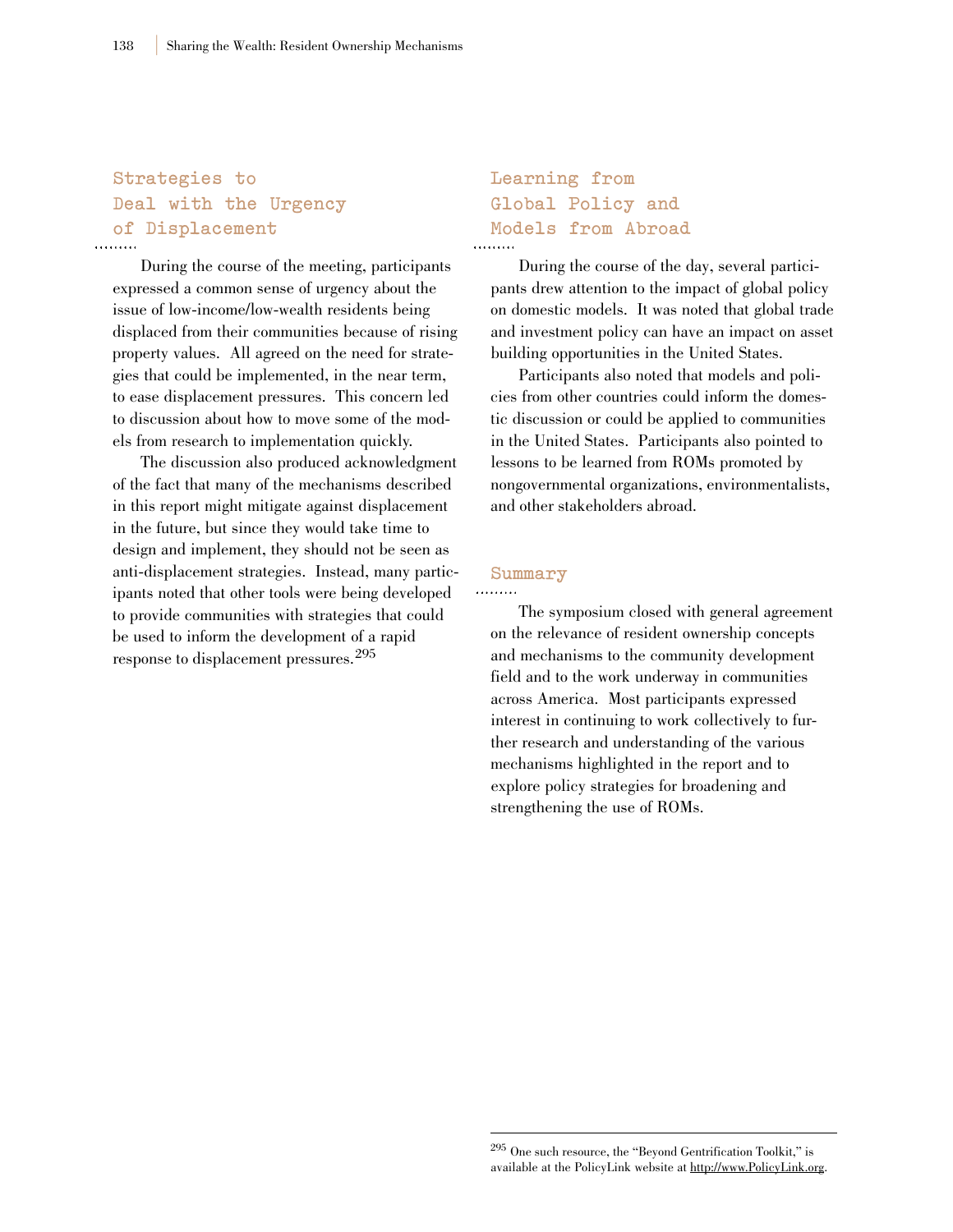## Strategies to Deal with the Urgency of Displacement

During the course of the meeting, participants expressed a common sense of urgency about the issue of low-income/low-wealth residents being displaced from their communities because of rising property values. All agreed on the need for strategies that could be implemented, in the near term, to ease displacement pressures. This concern led to discussion about how to move some of the models from research to implementation quickly.

The discussion also produced acknowledgment of the fact that many of the mechanisms described in this report might mitigate against displacement in the future, but since they would take time to design and implement, they should not be seen as anti-displacement strategies. Instead, many participants noted that other tools were being developed to provide communities with strategies that could be used to inform the development of a rapid response to displacement pressures.[295]

## Learning from Global Policy and Models from Abroad

During the course of the day, several participants drew attention to the impact of global policy on domestic models. It was noted that global trade and investment policy can have an impact on asset building opportunities in the United States.

Participants also noted that models and policies from other countries could inform the domestic discussion or could be applied to communities in the United States. Participants also pointed to lessons to be learned from ROMs promoted by nongovernmental organizations, environmentalists, and other stakeholders abroad.

## Summary

The symposium closed with general agreement on the relevance of resident ownership concepts and mechanisms to the community development field and to the work underway in communities across America. Most participants expressed interest in continuing to work collectively to further research and understanding of the various mechanisms highlighted in the report and to explore policy strategies for broadening and strengthening the use of ROMs.

---

[295] One such resource, the "Beyond Gentrification Toolkit," is available at the PolicyLink website at http://www.PolicyLink.org.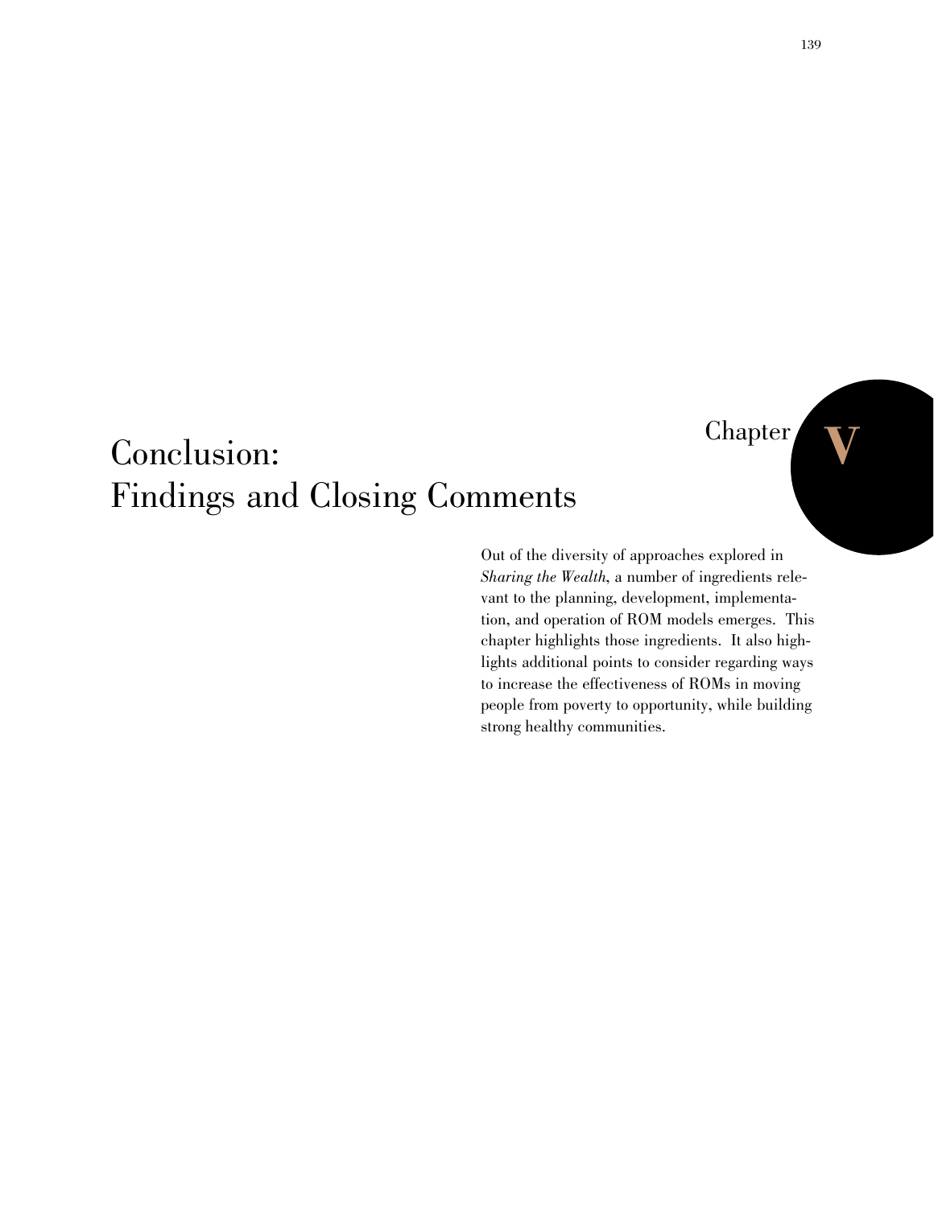# Chapter V

# Conclusion: Findings and Closing Comments

Out of the diversity of approaches explored in *Sharing the Wealth*, a number of ingredients relevant to the planning, development, implementation, and operation of ROM models emerges. This chapter highlights those ingredients. It also highlights additional points to consider regarding ways to increase the effectiveness of ROMs in moving people from poverty to opportunity, while building strong healthy communities.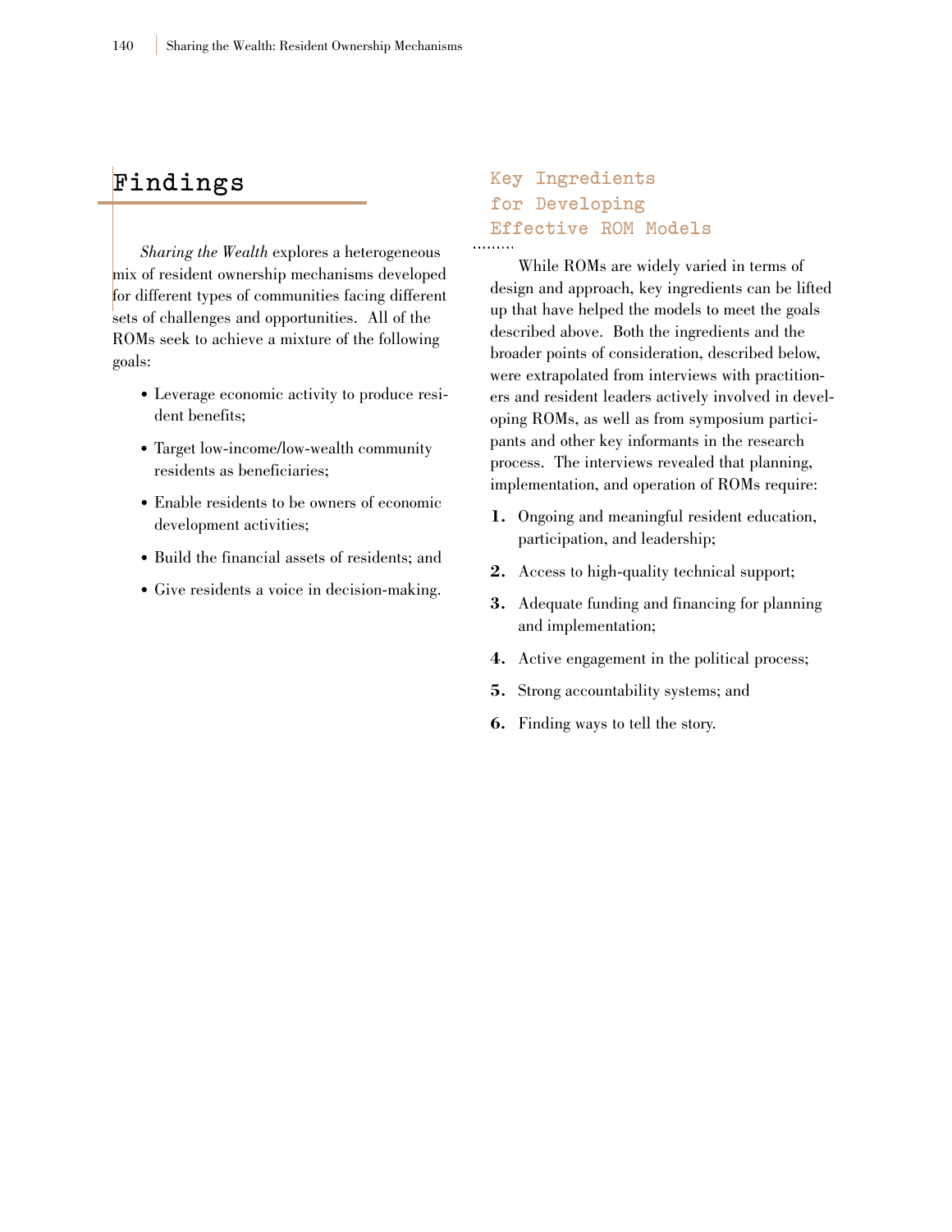# Findings

*Sharing the Wealth* explores a heterogeneous mix of resident ownership mechanisms developed for different types of communities facing different sets of challenges and opportunities. All of the ROMs seek to achieve a mixture of the following goals:

- Leverage economic activity to produce resident benefits;
- Target low-income/low-wealth community residents as beneficiaries;
- Enable residents to be owners of economic development activities;
- Build the financial assets of residents; and
- Give residents a voice in decision-making.

## Key Ingredients for Developing Effective ROM Models

While ROMs are widely varied in terms of design and approach, key ingredients can be lifted up that have helped the models to meet the goals described above. Both the ingredients and the broader points of consideration, described below, were extrapolated from interviews with practitioners and resident leaders actively involved in developing ROMs, as well as from symposium participants and other key informants in the research process. The interviews revealed that planning, implementation, and operation of ROMs require:

1. Ongoing and meaningful resident education, participation, and leadership;
2. Access to high-quality technical support;
3. Adequate funding and financing for planning and implementation;
4. Active engagement in the political process;
5. Strong accountability systems; and
6. Finding ways to tell the story.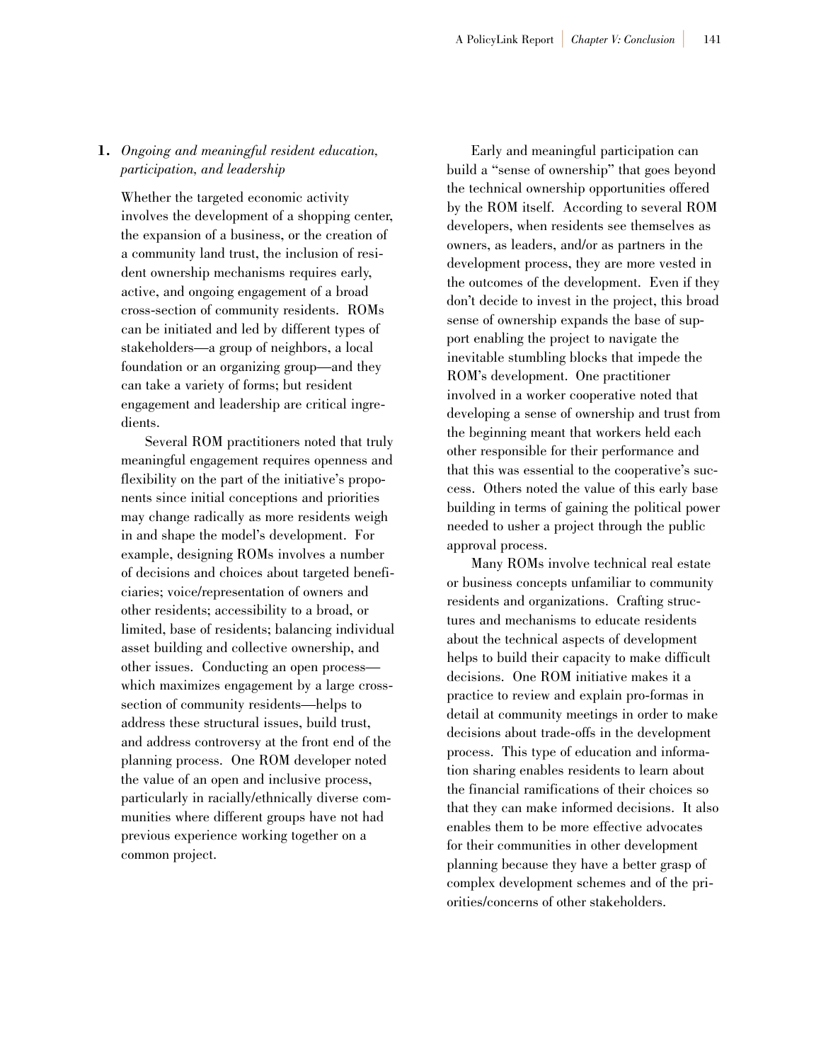1. *Ongoing and meaningful resident education, participation, and leadership*

Whether the targeted economic activity involves the development of a shopping center, the expansion of a business, or the creation of a community land trust, the inclusion of resident ownership mechanisms requires early, active, and ongoing engagement of a broad cross-section of community residents. ROMs can be initiated and led by different types of stakeholders—a group of neighbors, a local foundation or an organizing group—and they can take a variety of forms; but resident engagement and leadership are critical ingredients.

Several ROM practitioners noted that truly meaningful engagement requires openness and flexibility on the part of the initiative's proponents since initial conceptions and priorities may change radically as more residents weigh in and shape the model's development. For example, designing ROMs involves a number of decisions and choices about targeted beneficiaries; voice/representation of owners and other residents; accessibility to a broad, or limited, base of residents; balancing individual asset building and collective ownership, and other issues. Conducting an open process—which maximizes engagement by a large cross-section of community residents—helps to address these structural issues, build trust, and address controversy at the front end of the planning process. One ROM developer noted the value of an open and inclusive process, particularly in racially/ethnically diverse communities where different groups have not had previous experience working together on a common project.

Early and meaningful participation can build a "sense of ownership" that goes beyond the technical ownership opportunities offered by the ROM itself. According to several ROM developers, when residents see themselves as owners, as leaders, and/or as partners in the development process, they are more vested in the outcomes of the development. Even if they don't decide to invest in the project, this broad sense of ownership expands the base of support enabling the project to navigate the inevitable stumbling blocks that impede the ROM's development. One practitioner involved in a worker cooperative noted that developing a sense of ownership and trust from the beginning meant that workers held each other responsible for their performance and that this was essential to the cooperative's success. Others noted the value of this early base building in terms of gaining the political power needed to usher a project through the public approval process.

Many ROMs involve technical real estate or business concepts unfamiliar to community residents and organizations. Crafting structures and mechanisms to educate residents about the technical aspects of development helps to build their capacity to make difficult decisions. One ROM initiative makes it a practice to review and explain pro-formas in detail at community meetings in order to make decisions about trade-offs in the development process. This type of education and information sharing enables residents to learn about the financial ramifications of their choices so that they can make informed decisions. It also enables them to be more effective advocates for their communities in other development planning because they have a better grasp of complex development schemes and of the priorities/concerns of other stakeholders.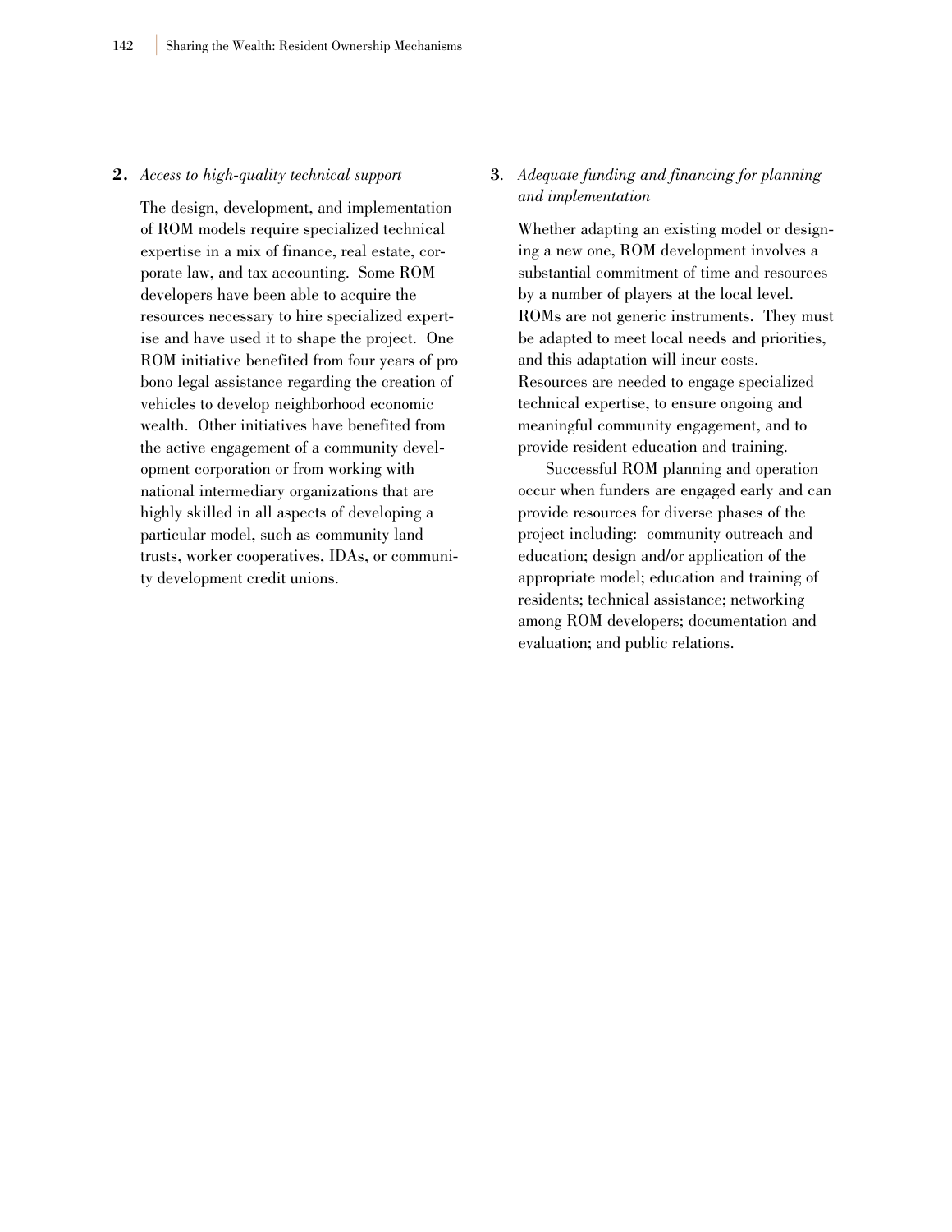**2.** *Access to high-quality technical support*

The design, development, and implementation of ROM models require specialized technical expertise in a mix of finance, real estate, corporate law, and tax accounting. Some ROM developers have been able to acquire the resources necessary to hire specialized expertise and have used it to shape the project. One ROM initiative benefited from four years of pro bono legal assistance regarding the creation of vehicles to develop neighborhood economic wealth. Other initiatives have benefited from the active engagement of a community development corporation or from working with national intermediary organizations that are highly skilled in all aspects of developing a particular model, such as community land trusts, worker cooperatives, IDAs, or community development credit unions.

**3**. *Adequate funding and financing for planning and implementation*

Whether adapting an existing model or designing a new one, ROM development involves a substantial commitment of time and resources by a number of players at the local level. ROMs are not generic instruments. They must be adapted to meet local needs and priorities, and this adaptation will incur costs. Resources are needed to engage specialized technical expertise, to ensure ongoing and meaningful community engagement, and to provide resident education and training.

Successful ROM planning and operation occur when funders are engaged early and can provide resources for diverse phases of the project including: community outreach and education; design and/or application of the appropriate model; education and training of residents; technical assistance; networking among ROM developers; documentation and evaluation; and public relations.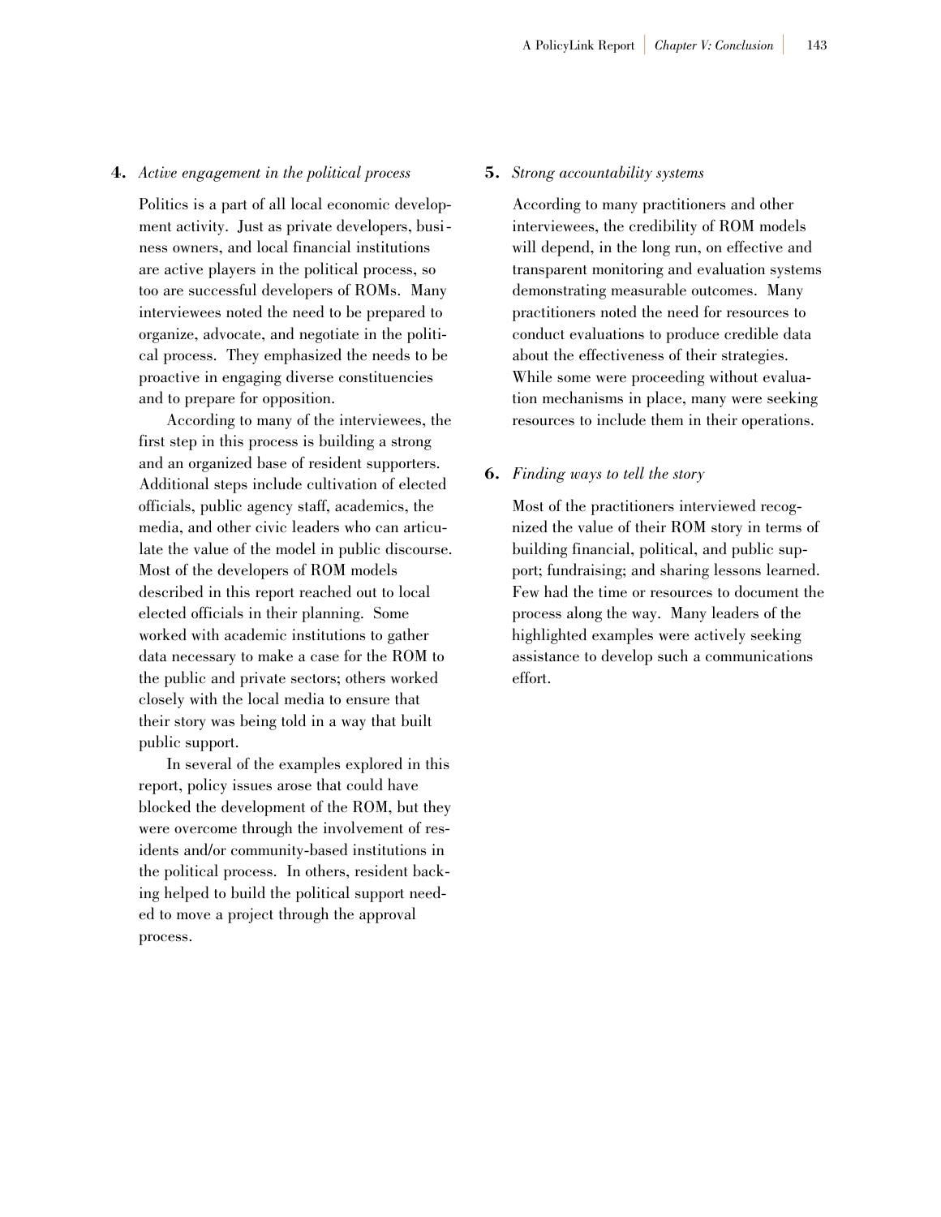4. *Active engagement in the political process*

Politics is a part of all local economic development activity. Just as private developers, business owners, and local financial institutions are active players in the political process, so too are successful developers of ROMs. Many interviewees noted the need to be prepared to organize, advocate, and negotiate in the political process. They emphasized the needs to be proactive in engaging diverse constituencies and to prepare for opposition.

According to many of the interviewees, the first step in this process is building a strong and an organized base of resident supporters. Additional steps include cultivation of elected officials, public agency staff, academics, the media, and other civic leaders who can articulate the value of the model in public discourse. Most of the developers of ROM models described in this report reached out to local elected officials in their planning. Some worked with academic institutions to gather data necessary to make a case for the ROM to the public and private sectors; others worked closely with the local media to ensure that their story was being told in a way that built public support.

In several of the examples explored in this report, policy issues arose that could have blocked the development of the ROM, but they were overcome through the involvement of residents and/or community-based institutions in the political process. In others, resident backing helped to build the political support needed to move a project through the approval process.

5. *Strong accountability systems*

According to many practitioners and other interviewees, the credibility of ROM models will depend, in the long run, on effective and transparent monitoring and evaluation systems demonstrating measurable outcomes. Many practitioners noted the need for resources to conduct evaluations to produce credible data about the effectiveness of their strategies. While some were proceeding without evaluation mechanisms in place, many were seeking resources to include them in their operations.

6. *Finding ways to tell the story*

Most of the practitioners interviewed recognized the value of their ROM story in terms of building financial, political, and public support; fundraising; and sharing lessons learned. Few had the time or resources to document the process along the way. Many leaders of the highlighted examples were actively seeking assistance to develop such a communications effort.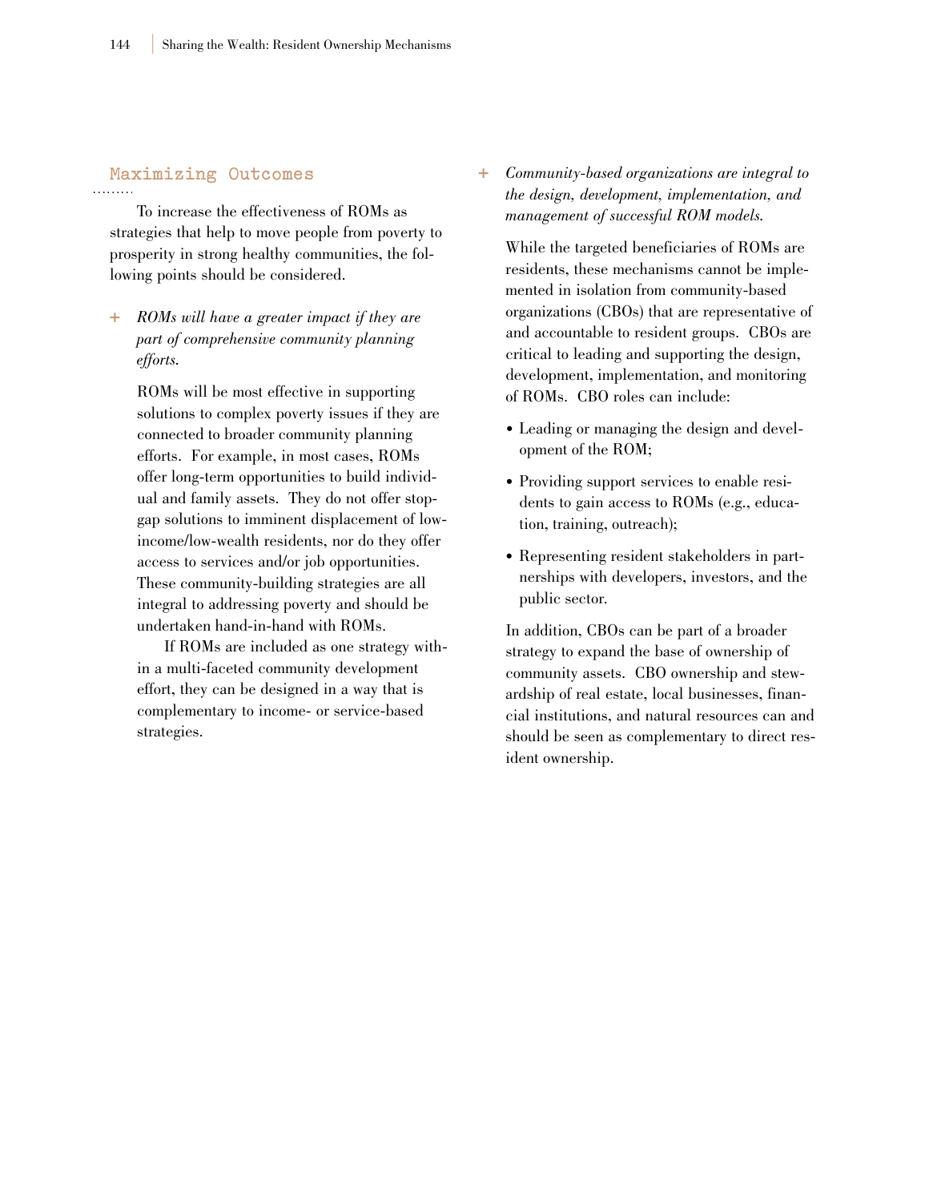## Maximizing Outcomes

To increase the effectiveness of ROMs as strategies that help to move people from poverty to prosperity in strong healthy communities, the following points should be considered.

+ *ROMs will have a greater impact if they are part of comprehensive community planning efforts.*

  ROMs will be most effective in supporting solutions to complex poverty issues if they are connected to broader community planning efforts. For example, in most cases, ROMs offer long-term opportunities to build individual and family assets. They do not offer stop-gap solutions to imminent displacement of low-income/low-wealth residents, nor do they offer access to services and/or job opportunities. These community-building strategies are all integral to addressing poverty and should be undertaken hand-in-hand with ROMs.

  If ROMs are included as one strategy within a multi-faceted community development effort, they can be designed in a way that is complementary to income- or service-based strategies.

+ *Community-based organizations are integral to the design, development, implementation, and management of successful ROM models.*

  While the targeted beneficiaries of ROMs are residents, these mechanisms cannot be implemented in isolation from community-based organizations (CBOs) that are representative of and accountable to resident groups. CBOs are critical to leading and supporting the design, development, implementation, and monitoring of ROMs. CBO roles can include:

  - Leading or managing the design and development of the ROM;
  - Providing support services to enable residents to gain access to ROMs (e.g., education, training, outreach);
  - Representing resident stakeholders in partnerships with developers, investors, and the public sector.

  In addition, CBOs can be part of a broader strategy to expand the base of ownership of community assets. CBO ownership and stewardship of real estate, local businesses, financial institutions, and natural resources can and should be seen as complementary to direct resident ownership.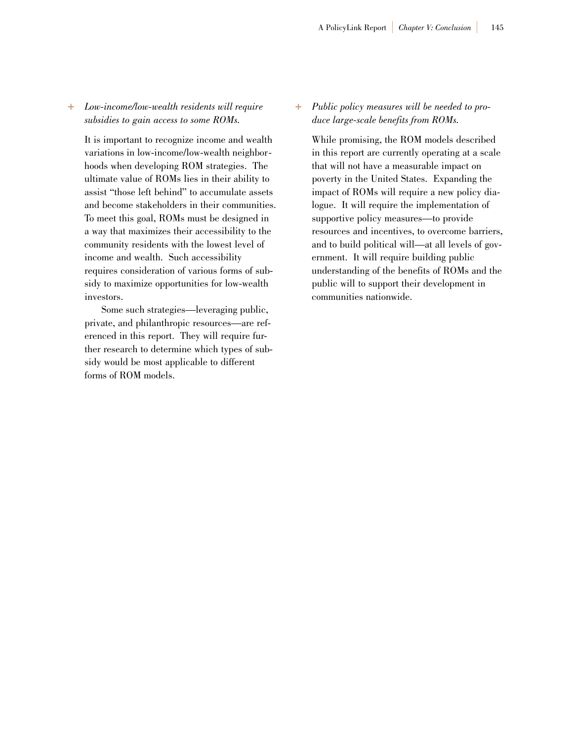+ *Low-income/low-wealth residents will require subsidies to gain access to some ROMs.*

It is important to recognize income and wealth variations in low-income/low-wealth neighborhoods when developing ROM strategies. The ultimate value of ROMs lies in their ability to assist "those left behind" to accumulate assets and become stakeholders in their communities. To meet this goal, ROMs must be designed in a way that maximizes their accessibility to the community residents with the lowest level of income and wealth. Such accessibility requires consideration of various forms of subsidy to maximize opportunities for low-wealth investors.

Some such strategies—leveraging public, private, and philanthropic resources—are referenced in this report. They will require further research to determine which types of subsidy would be most applicable to different forms of ROM models.

+ *Public policy measures will be needed to produce large-scale benefits from ROMs.*

While promising, the ROM models described in this report are currently operating at a scale that will not have a measurable impact on poverty in the United States. Expanding the impact of ROMs will require a new policy dialogue. It will require the implementation of supportive policy measures—to provide resources and incentives, to overcome barriers, and to build political will—at all levels of government. It will require building public understanding of the benefits of ROMs and the public will to support their development in communities nationwide.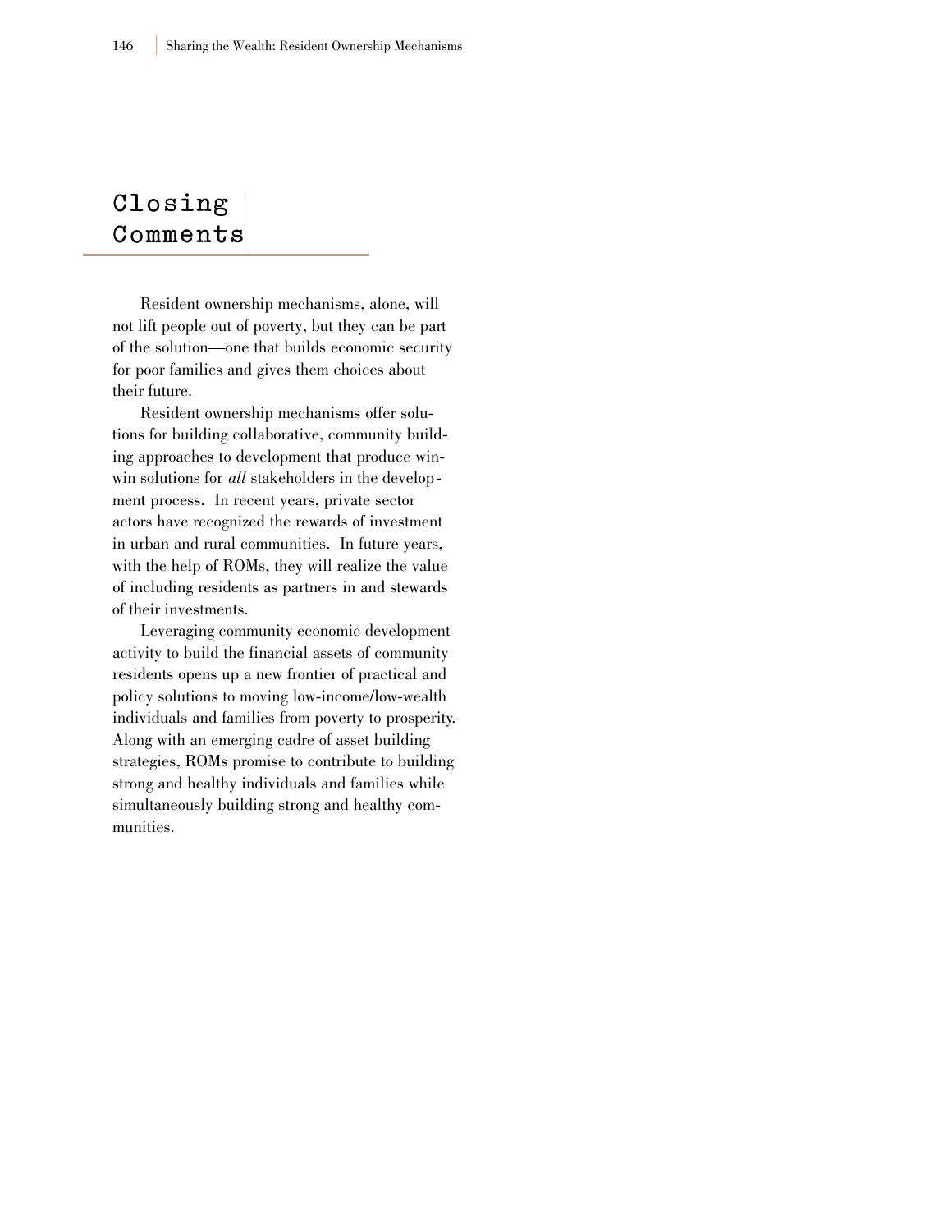# Closing Comments

Resident ownership mechanisms, alone, will not lift people out of poverty, but they can be part of the solution—one that builds economic security for poor families and gives them choices about their future.

Resident ownership mechanisms offer solutions for building collaborative, community building approaches to development that produce win-win solutions for *all* stakeholders in the development process. In recent years, private sector actors have recognized the rewards of investment in urban and rural communities. In future years, with the help of ROMs, they will realize the value of including residents as partners in and stewards of their investments.

Leveraging community economic development activity to build the financial assets of community residents opens up a new frontier of practical and policy solutions to moving low-income/low-wealth individuals and families from poverty to prosperity. Along with an emerging cadre of asset building strategies, ROMs promise to contribute to building strong and healthy individuals and families while simultaneously building strong and healthy communities.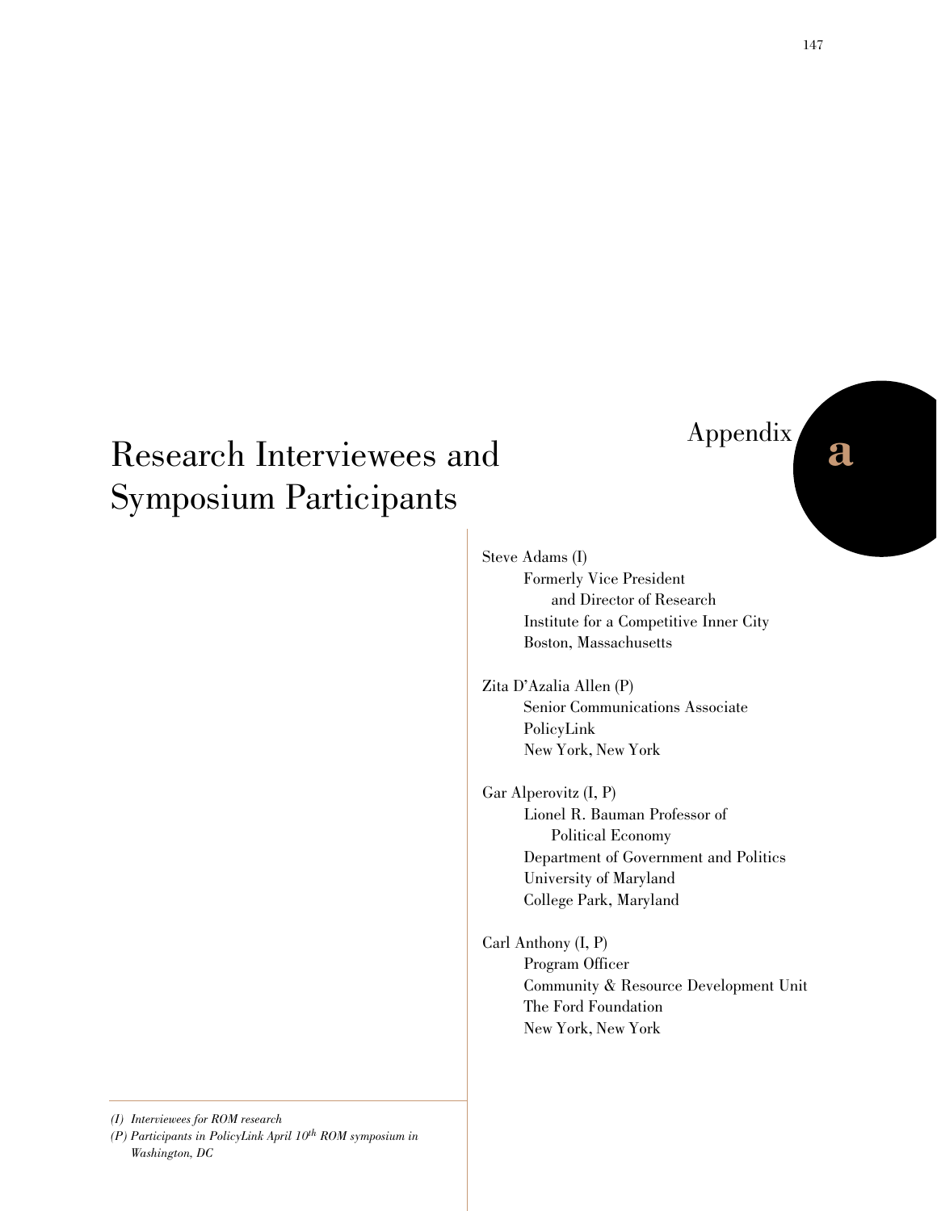Appendix a

# Research Interviewees and Symposium Participants

Steve Adams (I)
Formerly Vice President and Director of Research
Institute for a Competitive Inner City
Boston, Massachusetts

Zita D'Azalia Allen (P)
Senior Communications Associate
PolicyLink
New York, New York

Gar Alperovitz (I, P)
Lionel R. Bauman Professor of Political Economy
Department of Government and Politics
University of Maryland
College Park, Maryland

Carl Anthony (I, P)
Program Officer
Community & Resource Development Unit
The Ford Foundation
New York, New York

*(I) Interviewees for ROM research*

*(P) Participants in PolicyLink April 10th ROM symposium in Washington, DC*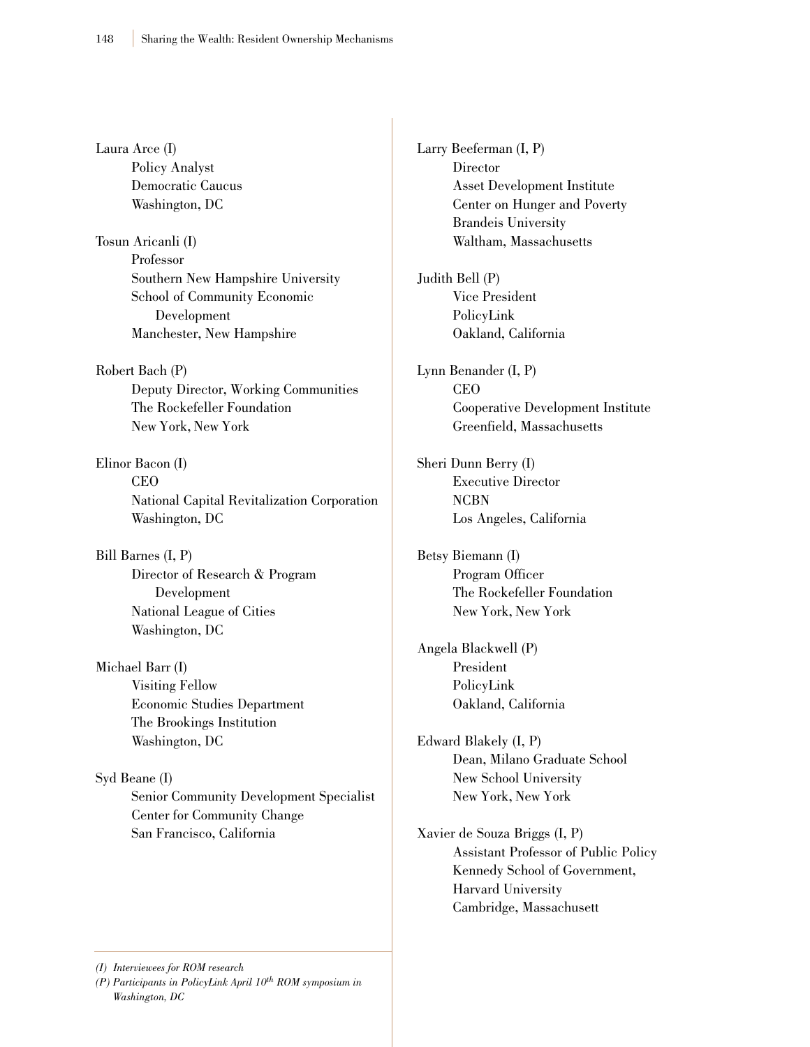Laura Arce (I)
Policy Analyst
Democratic Caucus
Washington, DC

Tosun Aricanli (I)
Professor
Southern New Hampshire University
School of Community Economic Development
Manchester, New Hampshire

Robert Bach (P)
Deputy Director, Working Communities
The Rockefeller Foundation
New York, New York

Elinor Bacon (I)
CEO
National Capital Revitalization Corporation
Washington, DC

Bill Barnes (I, P)
Director of Research & Program Development
National League of Cities
Washington, DC

Michael Barr (I)
Visiting Fellow
Economic Studies Department
The Brookings Institution
Washington, DC

Syd Beane (I)
Senior Community Development Specialist
Center for Community Change
San Francisco, California

Larry Beeferman (I, P)
Director
Asset Development Institute
Center on Hunger and Poverty
Brandeis University
Waltham, Massachusetts

Judith Bell (P)
Vice President
PolicyLink
Oakland, California

Lynn Benander (I, P)
CEO
Cooperative Development Institute
Greenfield, Massachusetts

Sheri Dunn Berry (I)
Executive Director
NCBN
Los Angeles, California

Betsy Biemann (I)
Program Officer
The Rockefeller Foundation
New York, New York

Angela Blackwell (P)
President
PolicyLink
Oakland, California

Edward Blakely (I, P)
Dean, Milano Graduate School
New School University
New York, New York

Xavier de Souza Briggs (I, P)
Assistant Professor of Public Policy
Kennedy School of Government,
Harvard University
Cambridge, Massachusett

*(I) Interviewees for ROM research*

*(P) Participants in PolicyLink April 10th ROM symposium in Washington, DC*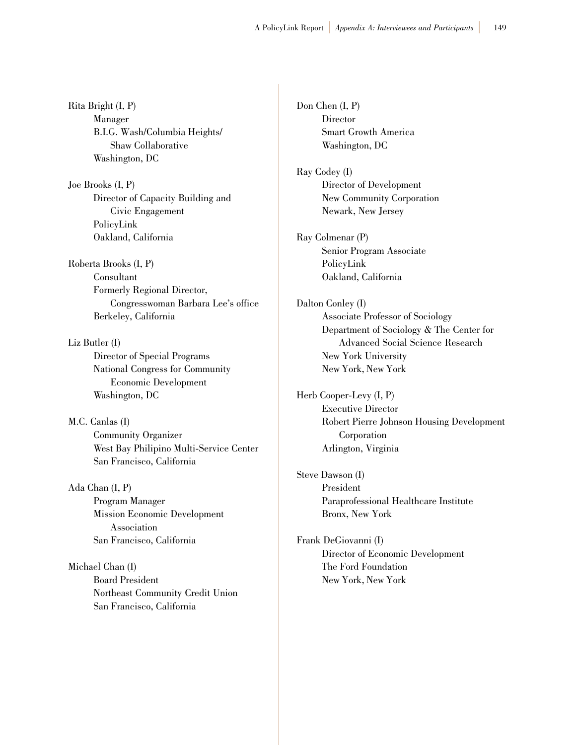Rita Bright (I, P)
Manager
B.I.G. Wash/Columbia Heights/Shaw Collaborative
Washington, DC

Joe Brooks (I, P)
Director of Capacity Building and Civic Engagement
PolicyLink
Oakland, California

Roberta Brooks (I, P)
Consultant
Formerly Regional Director, Congresswoman Barbara Lee's office
Berkeley, California

Liz Butler (I)
Director of Special Programs
National Congress for Community Economic Development
Washington, DC

M.C. Canlas (I)
Community Organizer
West Bay Philipino Multi-Service Center
San Francisco, California

Ada Chan (I, P)
Program Manager
Mission Economic Development Association
San Francisco, California

Michael Chan (I)
Board President
Northeast Community Credit Union
San Francisco, California

Don Chen (I, P)
Director
Smart Growth America
Washington, DC

Ray Codey (I)
Director of Development
New Community Corporation
Newark, New Jersey

Ray Colmenar (P)
Senior Program Associate
PolicyLink
Oakland, California

Dalton Conley (I)
Associate Professor of Sociology
Department of Sociology & The Center for Advanced Social Science Research
New York University
New York, New York

Herb Cooper-Levy (I, P)
Executive Director
Robert Pierre Johnson Housing Development Corporation
Arlington, Virginia

Steve Dawson (I)
President
Paraprofessional Healthcare Institute
Bronx, New York

Frank DeGiovanni (I)
Director of Economic Development
The Ford Foundation
New York, New York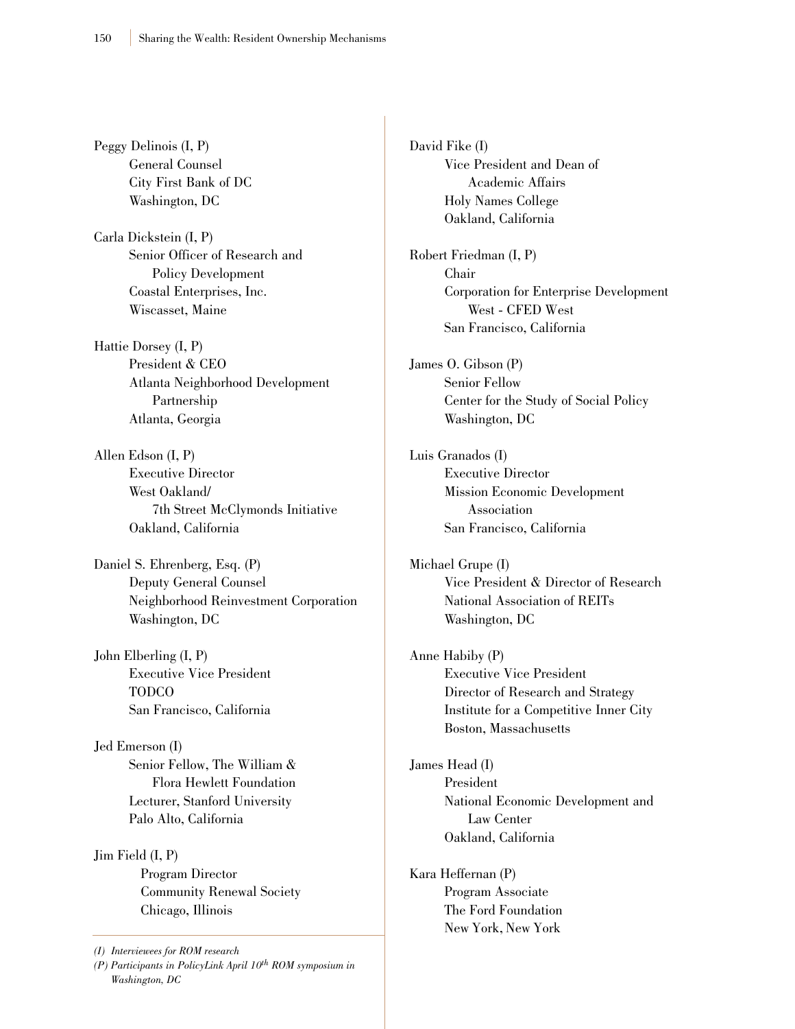Peggy Delinois (I, P)
General Counsel
City First Bank of DC
Washington, DC

Carla Dickstein (I, P)
Senior Officer of Research and Policy Development
Coastal Enterprises, Inc.
Wiscasset, Maine

Hattie Dorsey (I, P)
President & CEO
Atlanta Neighborhood Development Partnership
Atlanta, Georgia

Allen Edson (I, P)
Executive Director
West Oakland/7th Street McClymonds Initiative
Oakland, California

Daniel S. Ehrenberg, Esq. (P)
Deputy General Counsel
Neighborhood Reinvestment Corporation
Washington, DC

John Elberling (I, P)
Executive Vice President
TODCO
San Francisco, California

Jed Emerson (I)
Senior Fellow, The William & Flora Hewlett Foundation
Lecturer, Stanford University
Palo Alto, California

Jim Field (I, P)
Program Director
Community Renewal Society
Chicago, Illinois

David Fike (I)
Vice President and Dean of Academic Affairs
Holy Names College
Oakland, California

Robert Friedman (I, P)
Chair
Corporation for Enterprise Development West - CFED West
San Francisco, California

James O. Gibson (P)
Senior Fellow
Center for the Study of Social Policy
Washington, DC

Luis Granados (I)
Executive Director
Mission Economic Development Association
San Francisco, California

Michael Grupe (I)
Vice President & Director of Research
National Association of REITs
Washington, DC

Anne Habiby (P)
Executive Vice President
Director of Research and Strategy
Institute for a Competitive Inner City
Boston, Massachusetts

James Head (I)
President
National Economic Development and Law Center
Oakland, California

Kara Heffernan (P)
Program Associate
The Ford Foundation
New York, New York

*(I) Interviewees for ROM research*

*(P) Participants in PolicyLink April 10th ROM symposium in Washington, DC*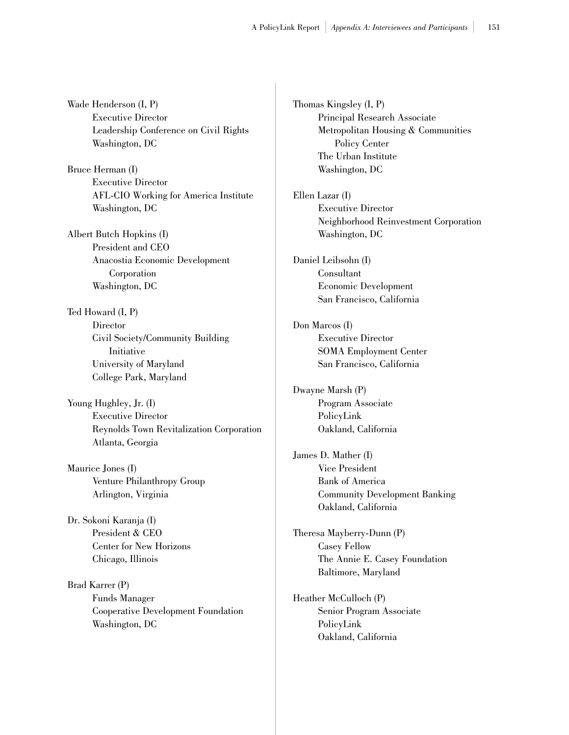Wade Henderson (I, P)
Executive Director
Leadership Conference on Civil Rights
Washington, DC

Bruce Herman (I)
Executive Director
AFL-CIO Working for America Institute
Washington, DC

Albert Butch Hopkins (I)
President and CEO
Anacostia Economic Development Corporation
Washington, DC

Ted Howard (I, P)
Director
Civil Society/Community Building Initiative
University of Maryland
College Park, Maryland

Young Hughley, Jr. (I)
Executive Director
Reynolds Town Revitalization Corporation
Atlanta, Georgia

Maurice Jones (I)
Venture Philanthropy Group
Arlington, Virginia

Dr. Sokoni Karanja (I)
President & CEO
Center for New Horizons
Chicago, Illinois

Brad Karrer (P)
Funds Manager
Cooperative Development Foundation
Washington, DC

Thomas Kingsley (I, P)
Principal Research Associate
Metropolitan Housing & Communities Policy Center
The Urban Institute
Washington, DC

Ellen Lazar (I)
Executive Director
Neighborhood Reinvestment Corporation
Washington, DC

Daniel Leibsohn (I)
Consultant
Economic Development
San Francisco, California

Don Marcos (I)
Executive Director
SOMA Employment Center
San Francisco, California

Dwayne Marsh (P)
Program Associate
PolicyLink
Oakland, California

James D. Mather (I)
Vice President
Bank of America
Community Development Banking
Oakland, California

Theresa Mayberry-Dunn (P)
Casey Fellow
The Annie E. Casey Foundation
Baltimore, Maryland

Heather McCulloch (P)
Senior Program Associate
PolicyLink
Oakland, California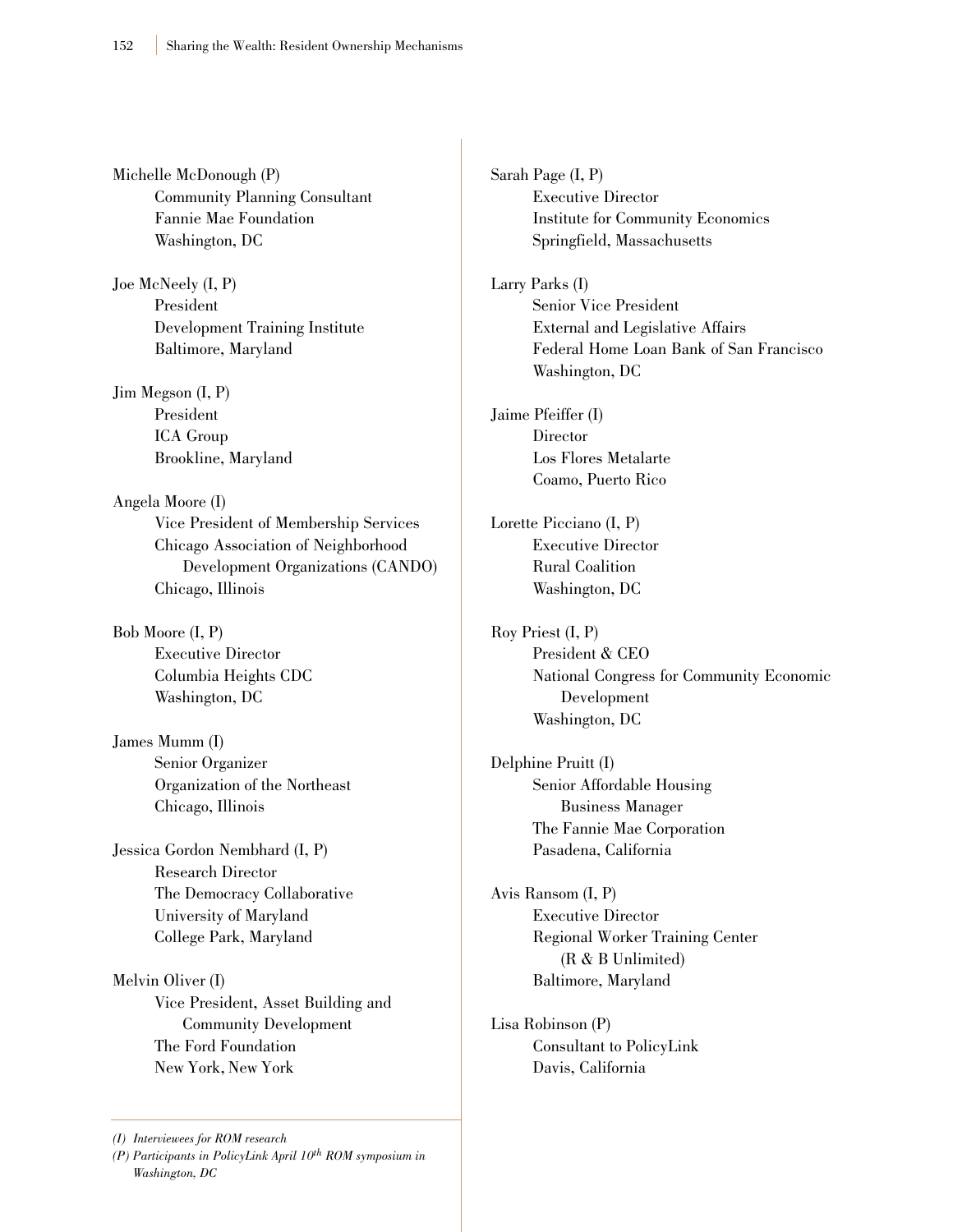Michelle McDonough (P)
Community Planning Consultant
Fannie Mae Foundation
Washington, DC

Joe McNeely (I, P)
President
Development Training Institute
Baltimore, Maryland

Jim Megson (I, P)
President
ICA Group
Brookline, Maryland

Angela Moore (I)
Vice President of Membership Services
Chicago Association of Neighborhood Development Organizations (CANDO)
Chicago, Illinois

Bob Moore (I, P)
Executive Director
Columbia Heights CDC
Washington, DC

James Mumm (I)
Senior Organizer
Organization of the Northeast
Chicago, Illinois

Jessica Gordon Nembhard (I, P)
Research Director
The Democracy Collaborative
University of Maryland
College Park, Maryland

Melvin Oliver (I)
Vice President, Asset Building and Community Development
The Ford Foundation
New York, New York

Sarah Page (I, P)
Executive Director
Institute for Community Economics
Springfield, Massachusetts

Larry Parks (I)
Senior Vice President
External and Legislative Affairs
Federal Home Loan Bank of San Francisco
Washington, DC

Jaime Pfeiffer (I)
Director
Los Flores Metalarte
Coamo, Puerto Rico

Lorette Picciano (I, P)
Executive Director
Rural Coalition
Washington, DC

Roy Priest (I, P)
President & CEO
National Congress for Community Economic Development
Washington, DC

Delphine Pruitt (I)
Senior Affordable Housing Business Manager
The Fannie Mae Corporation
Pasadena, California

Avis Ransom (I, P)
Executive Director
Regional Worker Training Center (R & B Unlimited)
Baltimore, Maryland

Lisa Robinson (P)
Consultant to PolicyLink
Davis, California

*(I) Interviewees for ROM research*

*(P) Participants in PolicyLink April 10th ROM symposium in Washington, DC*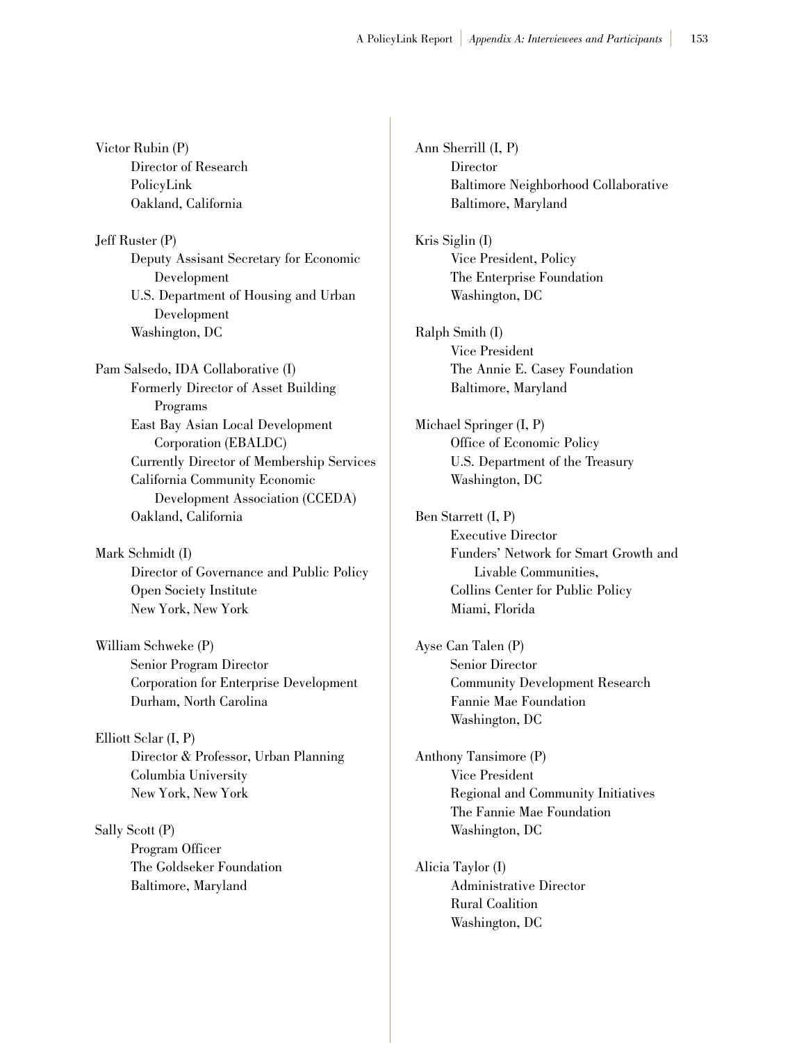Victor Rubin (P)
Director of Research
PolicyLink
Oakland, California

Jeff Ruster (P)
Deputy Assisant Secretary for Economic Development
U.S. Department of Housing and Urban Development
Washington, DC

Pam Salsedo, IDA Collaborative (I)
Formerly Director of Asset Building Programs
East Bay Asian Local Development Corporation (EBALDC)
Currently Director of Membership Services
California Community Economic Development Association (CCEDA)
Oakland, California

Mark Schmidt (I)
Director of Governance and Public Policy
Open Society Institute
New York, New York

William Schweke (P)
Senior Program Director
Corporation for Enterprise Development
Durham, North Carolina

Elliott Sclar (I, P)
Director & Professor, Urban Planning
Columbia University
New York, New York

Sally Scott (P)
Program Officer
The Goldseker Foundation
Baltimore, Maryland

Ann Sherrill (I, P)
Director
Baltimore Neighborhood Collaborative
Baltimore, Maryland

Kris Siglin (I)
Vice President, Policy
The Enterprise Foundation
Washington, DC

Ralph Smith (I)
Vice President
The Annie E. Casey Foundation
Baltimore, Maryland

Michael Springer (I, P)
Office of Economic Policy
U.S. Department of the Treasury
Washington, DC

Ben Starrett (I, P)
Executive Director
Funders' Network for Smart Growth and Livable Communities,
Collins Center for Public Policy
Miami, Florida

Ayse Can Talen (P)
Senior Director
Community Development Research
Fannie Mae Foundation
Washington, DC

Anthony Tansimore (P)
Vice President
Regional and Community Initiatives
The Fannie Mae Foundation
Washington, DC

Alicia Taylor (I)
Administrative Director
Rural Coalition
Washington, DC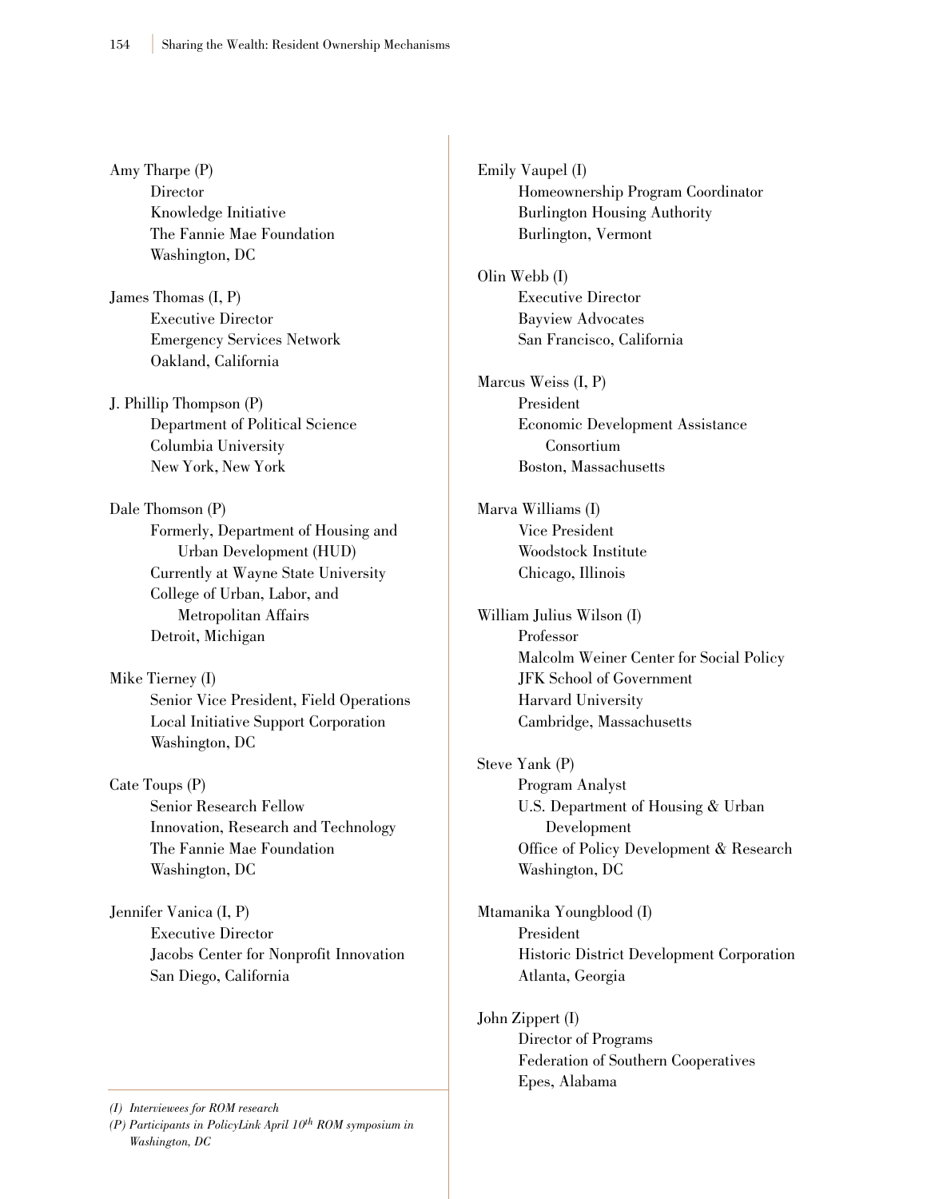Amy Tharpe (P)
Director
Knowledge Initiative
The Fannie Mae Foundation
Washington, DC

James Thomas (I, P)
Executive Director
Emergency Services Network
Oakland, California

J. Phillip Thompson (P)
Department of Political Science
Columbia University
New York, New York

Dale Thomson (P)
Formerly, Department of Housing and Urban Development (HUD)
Currently at Wayne State University
College of Urban, Labor, and Metropolitan Affairs
Detroit, Michigan

Mike Tierney (I)
Senior Vice President, Field Operations
Local Initiative Support Corporation
Washington, DC

Cate Toups (P)
Senior Research Fellow
Innovation, Research and Technology
The Fannie Mae Foundation
Washington, DC

Jennifer Vanica (I, P)
Executive Director
Jacobs Center for Nonprofit Innovation
San Diego, California

Emily Vaupel (I)
Homeownership Program Coordinator
Burlington Housing Authority
Burlington, Vermont

Olin Webb (I)
Executive Director
Bayview Advocates
San Francisco, California

Marcus Weiss (I, P)
President
Economic Development Assistance Consortium
Boston, Massachusetts

Marva Williams (I)
Vice President
Woodstock Institute
Chicago, Illinois

William Julius Wilson (I)
Professor
Malcolm Weiner Center for Social Policy
JFK School of Government
Harvard University
Cambridge, Massachusetts

Steve Yank (P)
Program Analyst
U.S. Department of Housing & Urban Development
Office of Policy Development & Research
Washington, DC

Mtamanika Youngblood (I)
President
Historic District Development Corporation
Atlanta, Georgia

John Zippert (I)
Director of Programs
Federation of Southern Cooperatives
Epes, Alabama

*(I) Interviewees for ROM research*
*(P) Participants in PolicyLink April 10th ROM symposium in Washington, DC*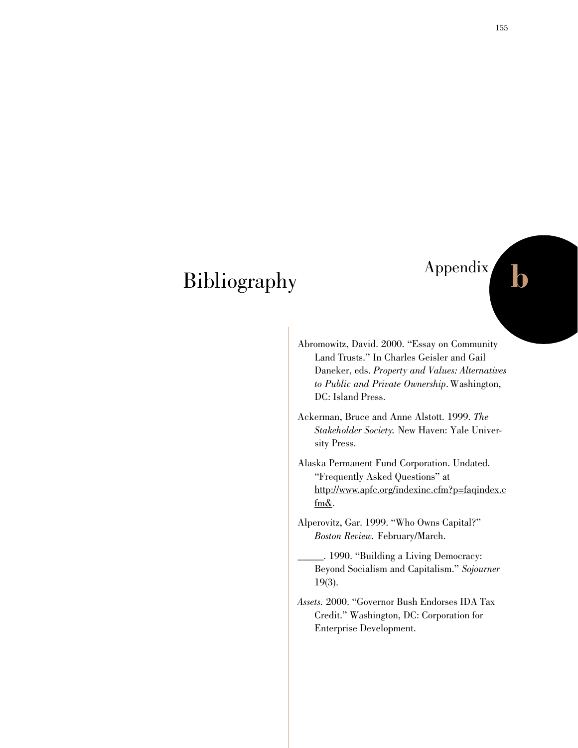# Appendix b

# Bibliography

Abromowitz, David. 2000. "Essay on Community Land Trusts." In Charles Geisler and Gail Daneker, eds. *Property and Values: Alternatives to Public and Private Ownership.* Washington, DC: Island Press.

Ackerman, Bruce and Anne Alstott. 1999. *The Stakeholder Society.* New Haven: Yale University Press.

Alaska Permanent Fund Corporation. Undated. "Frequently Asked Questions" at http://www.apfc.org/indexinc.cfm?p=faqindex.cfm&.

Alperovitz, Gar. 1999. "Who Owns Capital?" *Boston Review.* February/March.

_____. 1990. "Building a Living Democracy: Beyond Socialism and Capitalism." *Sojourner* 19(3).

*Assets.* 2000. "Governor Bush Endorses IDA Tax Credit." Washington, DC: Corporation for Enterprise Development.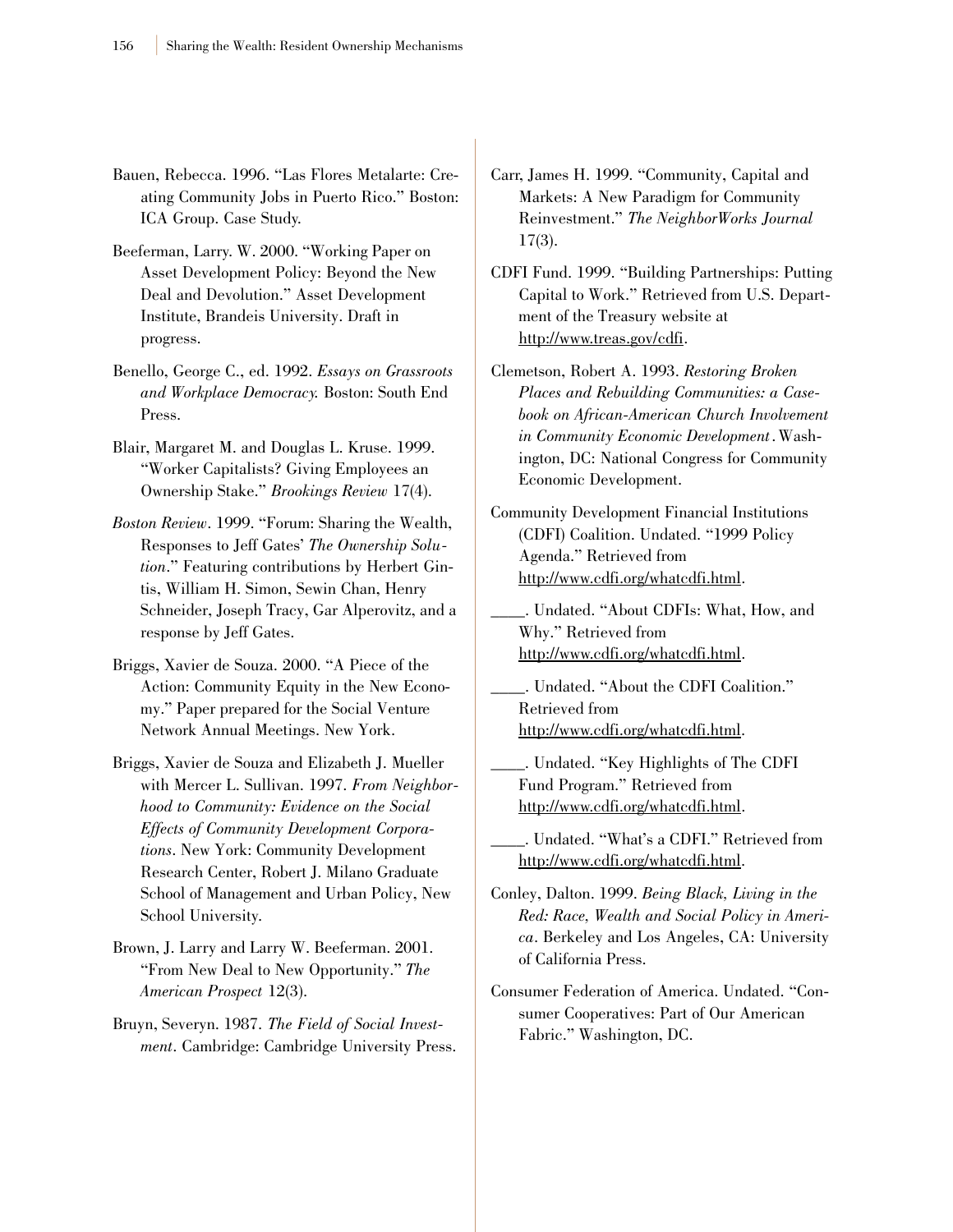Bauen, Rebecca. 1996. "Las Flores Metalarte: Creating Community Jobs in Puerto Rico." Boston: ICA Group. Case Study.

Beeferman, Larry. W. 2000. "Working Paper on Asset Development Policy: Beyond the New Deal and Devolution." Asset Development Institute, Brandeis University. Draft in progress.

Benello, George C., ed. 1992. *Essays on Grassroots and Workplace Democracy.* Boston: South End Press.

Blair, Margaret M. and Douglas L. Kruse. 1999. "Worker Capitalists? Giving Employees an Ownership Stake." *Brookings Review* 17(4).

*Boston Review*. 1999. "Forum: Sharing the Wealth, Responses to Jeff Gates' *The Ownership Solution*." Featuring contributions by Herbert Gintis, William H. Simon, Sewin Chan, Henry Schneider, Joseph Tracy, Gar Alperovitz, and a response by Jeff Gates.

Briggs, Xavier de Souza. 2000. "A Piece of the Action: Community Equity in the New Economy." Paper prepared for the Social Venture Network Annual Meetings. New York.

Briggs, Xavier de Souza and Elizabeth J. Mueller with Mercer L. Sullivan. 1997. *From Neighborhood to Community: Evidence on the Social Effects of Community Development Corporations*. New York: Community Development Research Center, Robert J. Milano Graduate School of Management and Urban Policy, New School University.

Brown, J. Larry and Larry W. Beeferman. 2001. "From New Deal to New Opportunity." *The American Prospect* 12(3).

Bruyn, Severyn. 1987. *The Field of Social Investment*. Cambridge: Cambridge University Press.

Carr, James H. 1999. "Community, Capital and Markets: A New Paradigm for Community Reinvestment." *The NeighborWorks Journal* 17(3).

CDFI Fund. 1999. "Building Partnerships: Putting Capital to Work." Retrieved from U.S. Department of the Treasury website at http://www.treas.gov/cdfi.

Clemetson, Robert A. 1993. *Restoring Broken Places and Rebuilding Communities: a Casebook on African-American Church Involvement in Community Economic Development*. Washington, DC: National Congress for Community Economic Development.

Community Development Financial Institutions (CDFI) Coalition. Undated. "1999 Policy Agenda." Retrieved from http://www.cdfi.org/whatcdfi.html.

____. Undated. "About CDFIs: What, How, and Why." Retrieved from http://www.cdfi.org/whatcdfi.html.

____. Undated. "About the CDFI Coalition." Retrieved from http://www.cdfi.org/whatcdfi.html.

____. Undated. "Key Highlights of The CDFI Fund Program." Retrieved from http://www.cdfi.org/whatcdfi.html.

____. Undated. "What's a CDFI." Retrieved from http://www.cdfi.org/whatcdfi.html.

Conley, Dalton. 1999. *Being Black, Living in the Red: Race, Wealth and Social Policy in America*. Berkeley and Los Angeles, CA: University of California Press.

Consumer Federation of America. Undated. "Consumer Cooperatives: Part of Our American Fabric." Washington, DC.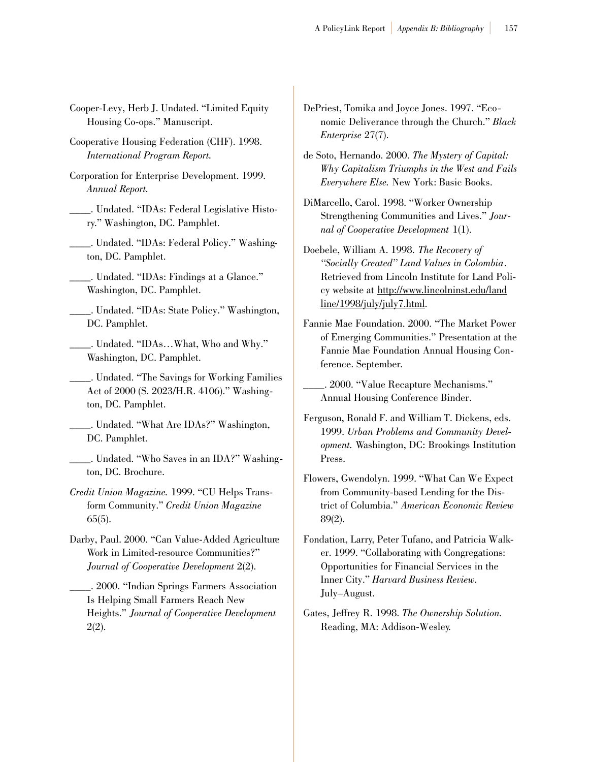Cooper-Levy, Herb J. Undated. "Limited Equity Housing Co-ops." Manuscript.

Cooperative Housing Federation (CHF). 1998. *International Program Report.*

Corporation for Enterprise Development. 1999. *Annual Report.*

____. Undated. "IDAs: Federal Legislative History." Washington, DC. Pamphlet.

____. Undated. "IDAs: Federal Policy." Washington, DC. Pamphlet.

____. Undated. "IDAs: Findings at a Glance." Washington, DC. Pamphlet.

____. Undated. "IDAs: State Policy." Washington, DC. Pamphlet.

____. Undated. "IDAs…What, Who and Why." Washington, DC. Pamphlet.

____. Undated. "The Savings for Working Families Act of 2000 (S. 2023/H.R. 4106)." Washington, DC. Pamphlet.

____. Undated. "What Are IDAs?" Washington, DC. Pamphlet.

____. Undated. "Who Saves in an IDA?" Washington, DC. Brochure.

*Credit Union Magazine.* 1999. "CU Helps Transform Community." *Credit Union Magazine* 65(5).

Darby, Paul. 2000. "Can Value-Added Agriculture Work in Limited-resource Communities?" *Journal of Cooperative Development* 2(2).

____. 2000. "Indian Springs Farmers Association Is Helping Small Farmers Reach New Heights." *Journal of Cooperative Development* 2(2).

DePriest, Tomika and Joyce Jones. 1997. "Economic Deliverance through the Church." *Black Enterprise* 27(7).

de Soto, Hernando. 2000. *The Mystery of Capital: Why Capitalism Triumphs in the West and Fails Everywhere Else.* New York: Basic Books.

DiMarcello, Carol. 1998. "Worker Ownership Strengthening Communities and Lives." *Journal of Cooperative Development* 1(1).

Doebele, William A. 1998. *The Recovery of "Socially Created" Land Values in Colombia*. Retrieved from Lincoln Institute for Land Policy website at http://www.lincolninst.edu/landline/1998/july/july7.html.

Fannie Mae Foundation. 2000. "The Market Power of Emerging Communities." Presentation at the Fannie Mae Foundation Annual Housing Conference. September.

____. 2000. "Value Recapture Mechanisms." Annual Housing Conference Binder.

Ferguson, Ronald F. and William T. Dickens, eds. 1999. *Urban Problems and Community Development.* Washington, DC: Brookings Institution Press.

Flowers, Gwendolyn. 1999. "What Can We Expect from Community-based Lending for the District of Columbia." *American Economic Review* 89(2).

Fondation, Larry, Peter Tufano, and Patricia Walker. 1999. "Collaborating with Congregations: Opportunities for Financial Services in the Inner City." *Harvard Business Review.* July–August.

Gates, Jeffrey R. 1998. *The Ownership Solution.* Reading, MA: Addison-Wesley.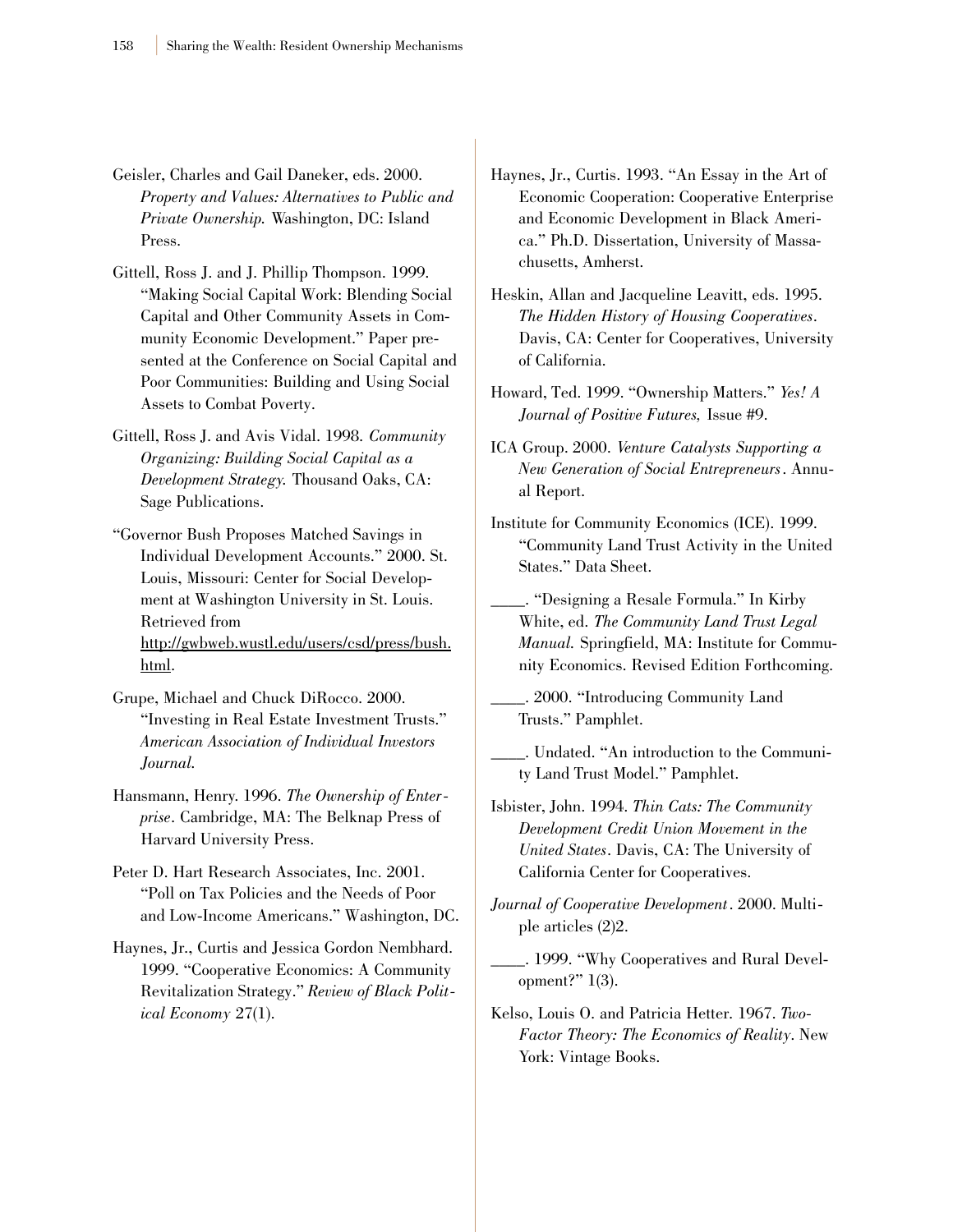Geisler, Charles and Gail Daneker, eds. 2000. *Property and Values: Alternatives to Public and Private Ownership.* Washington, DC: Island Press.

Gittell, Ross J. and J. Phillip Thompson. 1999. "Making Social Capital Work: Blending Social Capital and Other Community Assets in Community Economic Development." Paper presented at the Conference on Social Capital and Poor Communities: Building and Using Social Assets to Combat Poverty.

Gittell, Ross J. and Avis Vidal. 1998. *Community Organizing: Building Social Capital as a Development Strategy.* Thousand Oaks, CA: Sage Publications.

"Governor Bush Proposes Matched Savings in Individual Development Accounts." 2000. St. Louis, Missouri: Center for Social Development at Washington University in St. Louis. Retrieved from http://gwbweb.wustl.edu/users/csd/press/bush.html.

Grupe, Michael and Chuck DiRocco. 2000. "Investing in Real Estate Investment Trusts." *American Association of Individual Investors Journal.*

Hansmann, Henry. 1996. *The Ownership of Enterprise*. Cambridge, MA: The Belknap Press of Harvard University Press.

Peter D. Hart Research Associates, Inc. 2001. "Poll on Tax Policies and the Needs of Poor and Low-Income Americans." Washington, DC.

Haynes, Jr., Curtis and Jessica Gordon Nembhard. 1999. "Cooperative Economics: A Community Revitalization Strategy." *Review of Black Political Economy* 27(1).

Haynes, Jr., Curtis. 1993. "An Essay in the Art of Economic Cooperation: Cooperative Enterprise and Economic Development in Black America." Ph.D. Dissertation, University of Massachusetts, Amherst.

Heskin, Allan and Jacqueline Leavitt, eds. 1995. *The Hidden History of Housing Cooperatives*. Davis, CA: Center for Cooperatives, University of California.

Howard, Ted. 1999. "Ownership Matters." *Yes! A Journal of Positive Futures,* Issue #9.

ICA Group. 2000. *Venture Catalysts Supporting a New Generation of Social Entrepreneurs*. Annual Report.

Institute for Community Economics (ICE). 1999. "Community Land Trust Activity in the United States." Data Sheet.

____. "Designing a Resale Formula." In Kirby White, ed. *The Community Land Trust Legal Manual.* Springfield, MA: Institute for Community Economics. Revised Edition Forthcoming.

____. 2000. "Introducing Community Land Trusts." Pamphlet.

____. Undated. "An introduction to the Community Land Trust Model." Pamphlet.

Isbister, John. 1994. *Thin Cats: The Community Development Credit Union Movement in the United States*. Davis, CA: The University of California Center for Cooperatives.

*Journal of Cooperative Development*. 2000. Multiple articles (2)2.

____. 1999. "Why Cooperatives and Rural Development?" 1(3).

Kelso, Louis O. and Patricia Hetter. 1967. *Two-Factor Theory: The Economics of Reality*. New York: Vintage Books.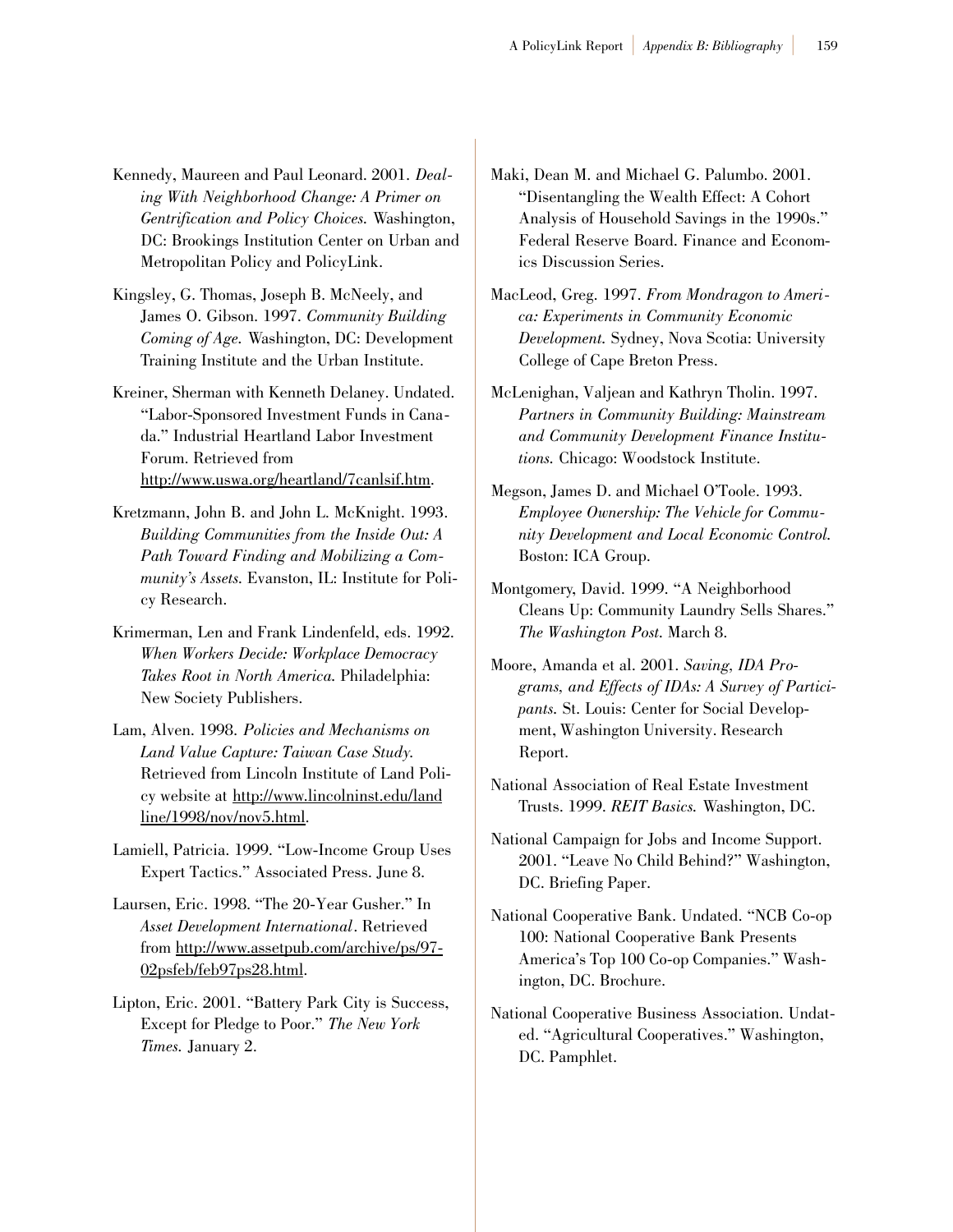Kennedy, Maureen and Paul Leonard. 2001. *Dealing With Neighborhood Change: A Primer on Gentrification and Policy Choices.* Washington, DC: Brookings Institution Center on Urban and Metropolitan Policy and PolicyLink.

Kingsley, G. Thomas, Joseph B. McNeely, and James O. Gibson. 1997. *Community Building Coming of Age.* Washington, DC: Development Training Institute and the Urban Institute.

Kreiner, Sherman with Kenneth Delaney. Undated. "Labor-Sponsored Investment Funds in Canada." Industrial Heartland Labor Investment Forum. Retrieved from http://www.uswa.org/heartland/7canlsif.htm.

Kretzmann, John B. and John L. McKnight. 1993. *Building Communities from the Inside Out: A Path Toward Finding and Mobilizing a Community's Assets.* Evanston, IL: Institute for Policy Research.

Krimerman, Len and Frank Lindenfeld, eds. 1992. *When Workers Decide: Workplace Democracy Takes Root in North America.* Philadelphia: New Society Publishers.

Lam, Alven. 1998. *Policies and Mechanisms on Land Value Capture: Taiwan Case Study.* Retrieved from Lincoln Institute of Land Policy website at http://www.lincolninst.edu/landline/1998/nov/nov5.html.

Lamiell, Patricia. 1999. "Low-Income Group Uses Expert Tactics." Associated Press. June 8.

Laursen, Eric. 1998. "The 20-Year Gusher." In *Asset Development International*. Retrieved from http://www.assetpub.com/archive/ps/97-02psfeb/feb97ps28.html.

Lipton, Eric. 2001. "Battery Park City is Success, Except for Pledge to Poor." *The New York Times.* January 2.

Maki, Dean M. and Michael G. Palumbo. 2001. "Disentangling the Wealth Effect: A Cohort Analysis of Household Savings in the 1990s." Federal Reserve Board. Finance and Economics Discussion Series.

MacLeod, Greg. 1997. *From Mondragon to America: Experiments in Community Economic Development.* Sydney, Nova Scotia: University College of Cape Breton Press.

McLenighan, Valjean and Kathryn Tholin. 1997. *Partners in Community Building: Mainstream and Community Development Finance Institutions.* Chicago: Woodstock Institute.

Megson, James D. and Michael O'Toole. 1993. *Employee Ownership: The Vehicle for Community Development and Local Economic Control.* Boston: ICA Group.

Montgomery, David. 1999. "A Neighborhood Cleans Up: Community Laundry Sells Shares." *The Washington Post.* March 8.

Moore, Amanda et al. 2001. *Saving, IDA Programs, and Effects of IDAs: A Survey of Participants.* St. Louis: Center for Social Development, Washington University. Research Report.

National Association of Real Estate Investment Trusts. 1999. *REIT Basics.* Washington, DC.

National Campaign for Jobs and Income Support. 2001. "Leave No Child Behind?" Washington, DC. Briefing Paper.

National Cooperative Bank. Undated. "NCB Co-op 100: National Cooperative Bank Presents America's Top 100 Co-op Companies." Washington, DC. Brochure.

National Cooperative Business Association. Undated. "Agricultural Cooperatives." Washington, DC. Pamphlet.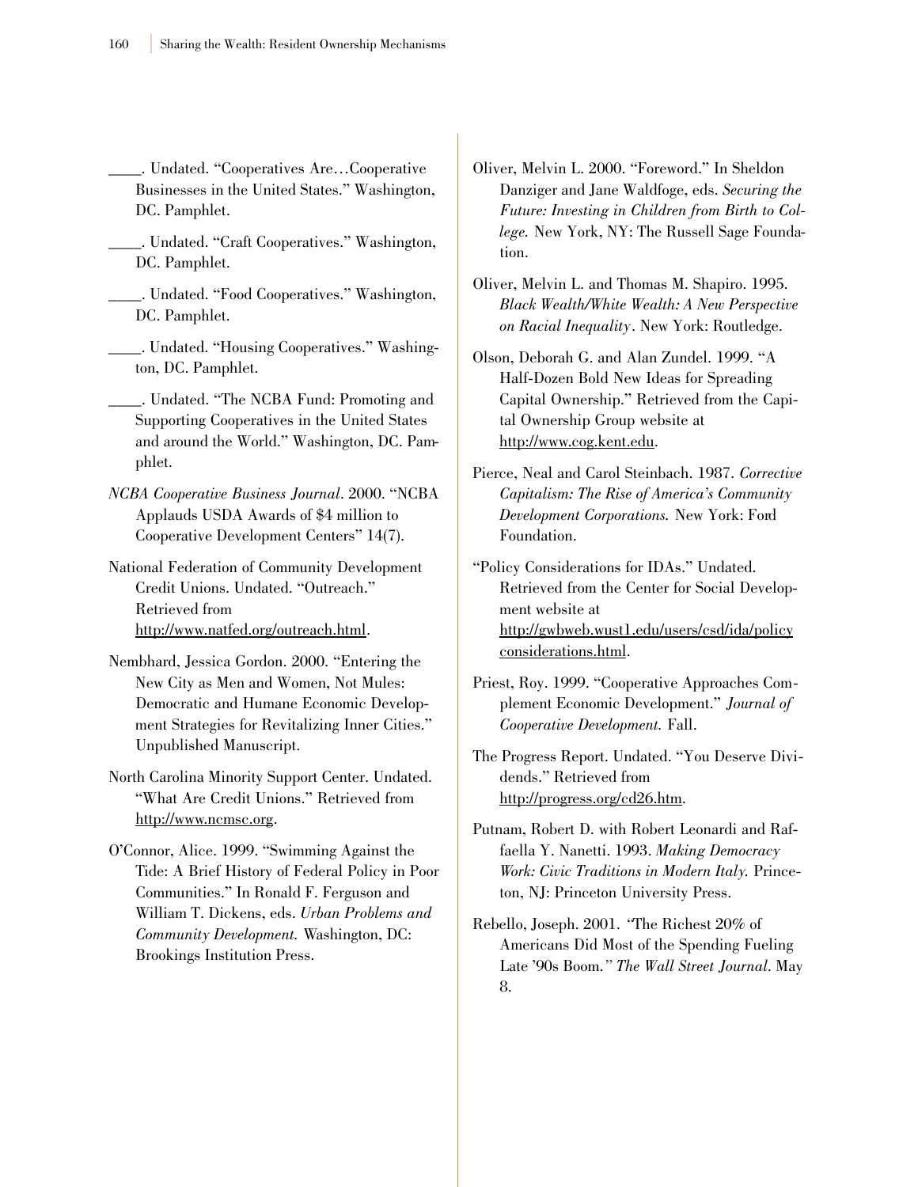____. Undated. "Cooperatives Are…Cooperative Businesses in the United States." Washington, DC. Pamphlet.

____. Undated. "Craft Cooperatives." Washington, DC. Pamphlet.

____. Undated. "Food Cooperatives." Washington, DC. Pamphlet.

____. Undated. "Housing Cooperatives." Washington, DC. Pamphlet.

____. Undated. "The NCBA Fund: Promoting and Supporting Cooperatives in the United States and around the World." Washington, DC. Pamphlet.

*NCBA Cooperative Business Journal*. 2000. "NCBA Applauds USDA Awards of $4 million to Cooperative Development Centers" 14(7).

National Federation of Community Development Credit Unions. Undated. "Outreach." Retrieved from http://www.natfed.org/outreach.html.

Nembhard, Jessica Gordon. 2000. "Entering the New City as Men and Women, Not Mules: Democratic and Humane Economic Development Strategies for Revitalizing Inner Cities." Unpublished Manuscript.

North Carolina Minority Support Center. Undated. "What Are Credit Unions." Retrieved from http://www.ncmsc.org.

O'Connor, Alice. 1999. "Swimming Against the Tide: A Brief History of Federal Policy in Poor Communities." In Ronald F. Ferguson and William T. Dickens, eds. *Urban Problems and Community Development.* Washington, DC: Brookings Institution Press.

Oliver, Melvin L. 2000. "Foreword." In Sheldon Danziger and Jane Waldfoge, eds. *Securing the Future: Investing in Children from Birth to College.* New York, NY: The Russell Sage Foundation.

Oliver, Melvin L. and Thomas M. Shapiro. 1995. *Black Wealth/White Wealth: A New Perspective on Racial Inequality*. New York: Routledge.

Olson, Deborah G. and Alan Zundel. 1999. "A Half-Dozen Bold New Ideas for Spreading Capital Ownership." Retrieved from the Capital Ownership Group website at http://www.cog.kent.edu.

Pierce, Neal and Carol Steinbach. 1987. *Corrective Capitalism: The Rise of America's Community Development Corporations.* New York: Ford Foundation.

"Policy Considerations for IDAs." Undated. Retrieved from the Center for Social Development website at http://gwbweb.wust1.edu/users/csd/ida/policyconsiderations.html.

Priest, Roy. 1999. "Cooperative Approaches Complement Economic Development." *Journal of Cooperative Development.* Fall.

The Progress Report. Undated. "You Deserve Dividends." Retrieved from http://progress.org/cd26.htm.

Putnam, Robert D. with Robert Leonardi and Raffaella Y. Nanetti. 1993. *Making Democracy Work: Civic Traditions in Modern Italy.* Princeton, NJ: Princeton University Press.

Rebello, Joseph. 2001. "The Richest 20% of Americans Did Most of the Spending Fueling Late '90s Boom." *The Wall Street Journal*. May 8.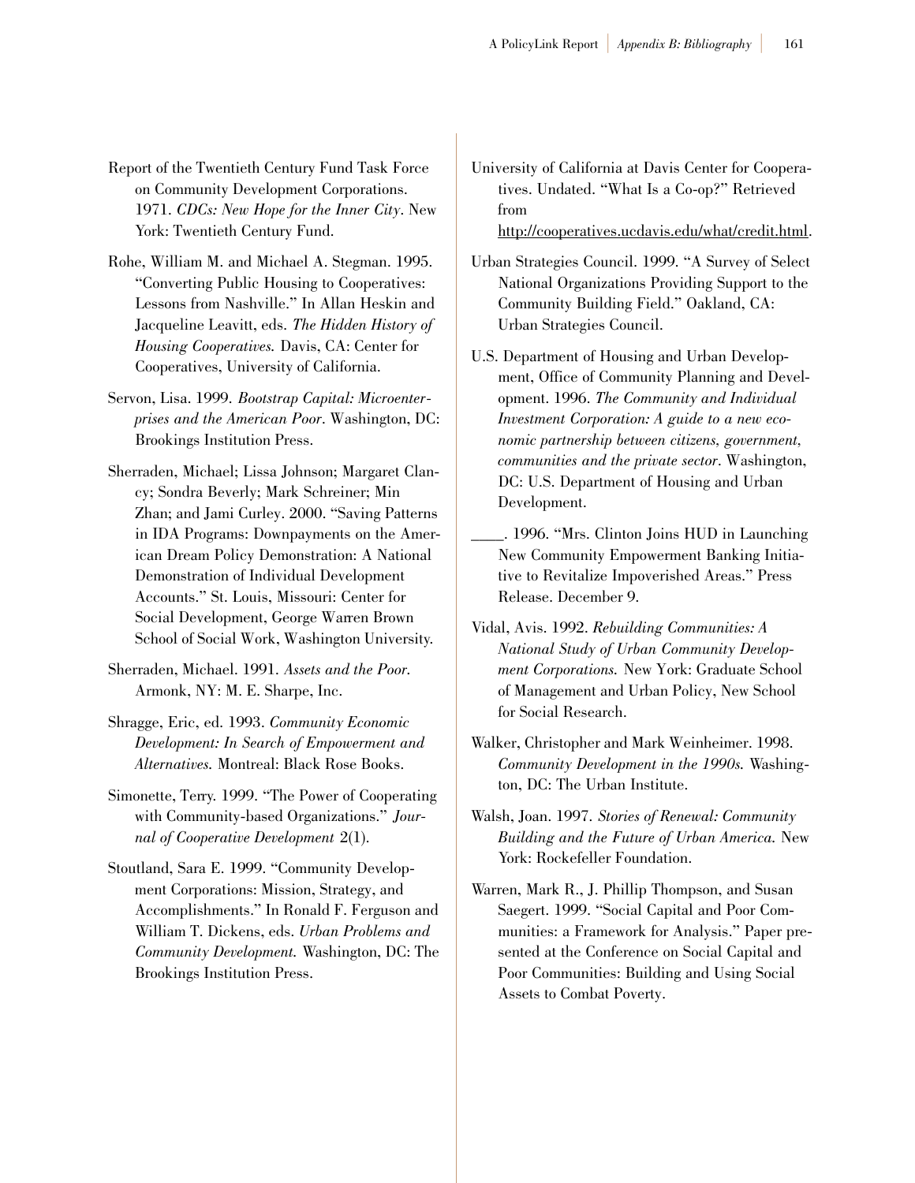Report of the Twentieth Century Fund Task Force on Community Development Corporations. 1971. *CDCs: New Hope for the Inner City*. New York: Twentieth Century Fund.

Rohe, William M. and Michael A. Stegman. 1995. "Converting Public Housing to Cooperatives: Lessons from Nashville." In Allan Heskin and Jacqueline Leavitt, eds. *The Hidden History of Housing Cooperatives.* Davis, CA: Center for Cooperatives, University of California.

Servon, Lisa. 1999. *Bootstrap Capital: Microenterprises and the American Poor*. Washington, DC: Brookings Institution Press.

Sherraden, Michael; Lissa Johnson; Margaret Clancy; Sondra Beverly; Mark Schreiner; Min Zhan; and Jami Curley. 2000. "Saving Patterns in IDA Programs: Downpayments on the American Dream Policy Demonstration: A National Demonstration of Individual Development Accounts." St. Louis, Missouri: Center for Social Development, George Warren Brown School of Social Work, Washington University.

Sherraden, Michael. 1991. *Assets and the Poor.* Armonk, NY: M. E. Sharpe, Inc.

Shragge, Eric, ed. 1993. *Community Economic Development: In Search of Empowerment and Alternatives.* Montreal: Black Rose Books.

Simonette, Terry. 1999. "The Power of Cooperating with Community-based Organizations." *Journal of Cooperative Development* 2(1).

Stoutland, Sara E. 1999. "Community Development Corporations: Mission, Strategy, and Accomplishments." In Ronald F. Ferguson and William T. Dickens, eds. *Urban Problems and Community Development.* Washington, DC: The Brookings Institution Press.

University of California at Davis Center for Cooperatives. Undated. "What Is a Co-op?" Retrieved from http://cooperatives.ucdavis.edu/what/credit.html.

Urban Strategies Council. 1999. "A Survey of Select National Organizations Providing Support to the Community Building Field." Oakland, CA: Urban Strategies Council.

U.S. Department of Housing and Urban Development, Office of Community Planning and Development. 1996. *The Community and Individual Investment Corporation: A guide to a new economic partnership between citizens, government, communities and the private sector*. Washington, DC: U.S. Department of Housing and Urban Development.

____. 1996. "Mrs. Clinton Joins HUD in Launching New Community Empowerment Banking Initiative to Revitalize Impoverished Areas." Press Release. December 9.

Vidal, Avis. 1992. *Rebuilding Communities: A National Study of Urban Community Development Corporations.* New York: Graduate School of Management and Urban Policy, New School for Social Research.

Walker, Christopher and Mark Weinheimer. 1998. *Community Development in the 1990s.* Washington, DC: The Urban Institute.

Walsh, Joan. 1997. *Stories of Renewal: Community Building and the Future of Urban America.* New York: Rockefeller Foundation.

Warren, Mark R., J. Phillip Thompson, and Susan Saegert. 1999. "Social Capital and Poor Communities: a Framework for Analysis." Paper presented at the Conference on Social Capital and Poor Communities: Building and Using Social Assets to Combat Poverty.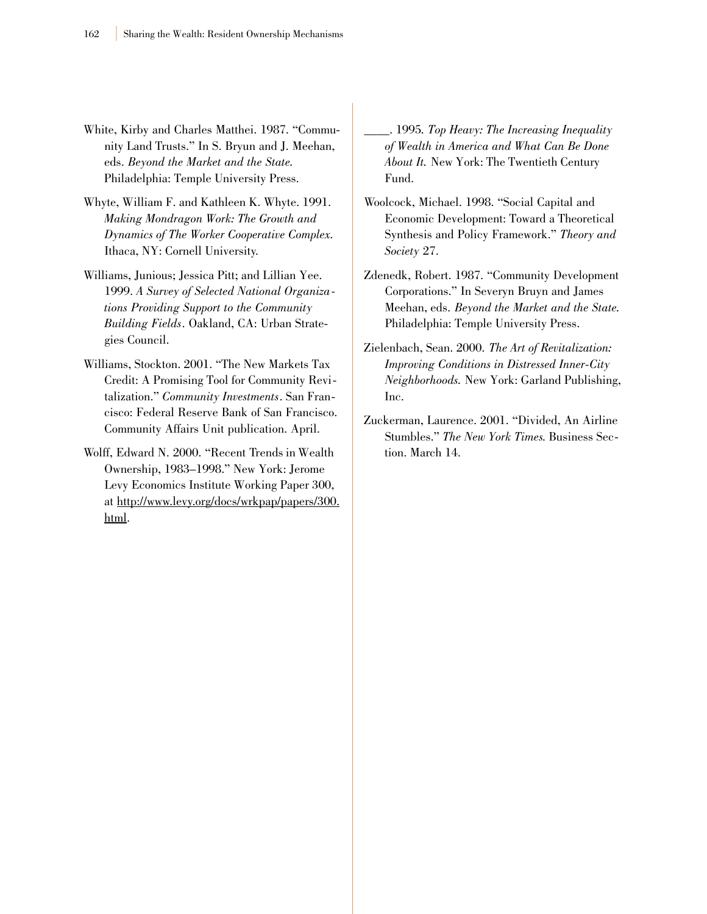White, Kirby and Charles Matthei. 1987. "Community Land Trusts." In S. Bryun and J. Meehan, eds. *Beyond the Market and the State.* Philadelphia: Temple University Press.

Whyte, William F. and Kathleen K. Whyte. 1991. *Making Mondragon Work: The Growth and Dynamics of The Worker Cooperative Complex.* Ithaca, NY: Cornell University.

Williams, Junious; Jessica Pitt; and Lillian Yee. 1999. *A Survey of Selected National Organizations Providing Support to the Community Building Fields*. Oakland, CA: Urban Strategies Council.

Williams, Stockton. 2001. "The New Markets Tax Credit: A Promising Tool for Community Revitalization." *Community Investments*. San Francisco: Federal Reserve Bank of San Francisco. Community Affairs Unit publication. April.

Wolff, Edward N. 2000. "Recent Trends in Wealth Ownership, 1983–1998." New York: Jerome Levy Economics Institute Working Paper 300, at http://www.levy.org/docs/wrkpap/papers/300.html.

____. 1995. *Top Heavy: The Increasing Inequality of Wealth in America and What Can Be Done About It.* New York: The Twentieth Century Fund.

Woolcock, Michael. 1998. "Social Capital and Economic Development: Toward a Theoretical Synthesis and Policy Framework." *Theory and Society* 27.

Zdenedk, Robert. 1987. "Community Development Corporations." In Severyn Bruyn and James Meehan, eds. *Beyond the Market and the State.* Philadelphia: Temple University Press.

Zielenbach, Sean. 2000. *The Art of Revitalization: Improving Conditions in Distressed Inner-City Neighborhoods.* New York: Garland Publishing, Inc.

Zuckerman, Laurence. 2001. "Divided, An Airline Stumbles." *The New York Times.* Business Section. March 14.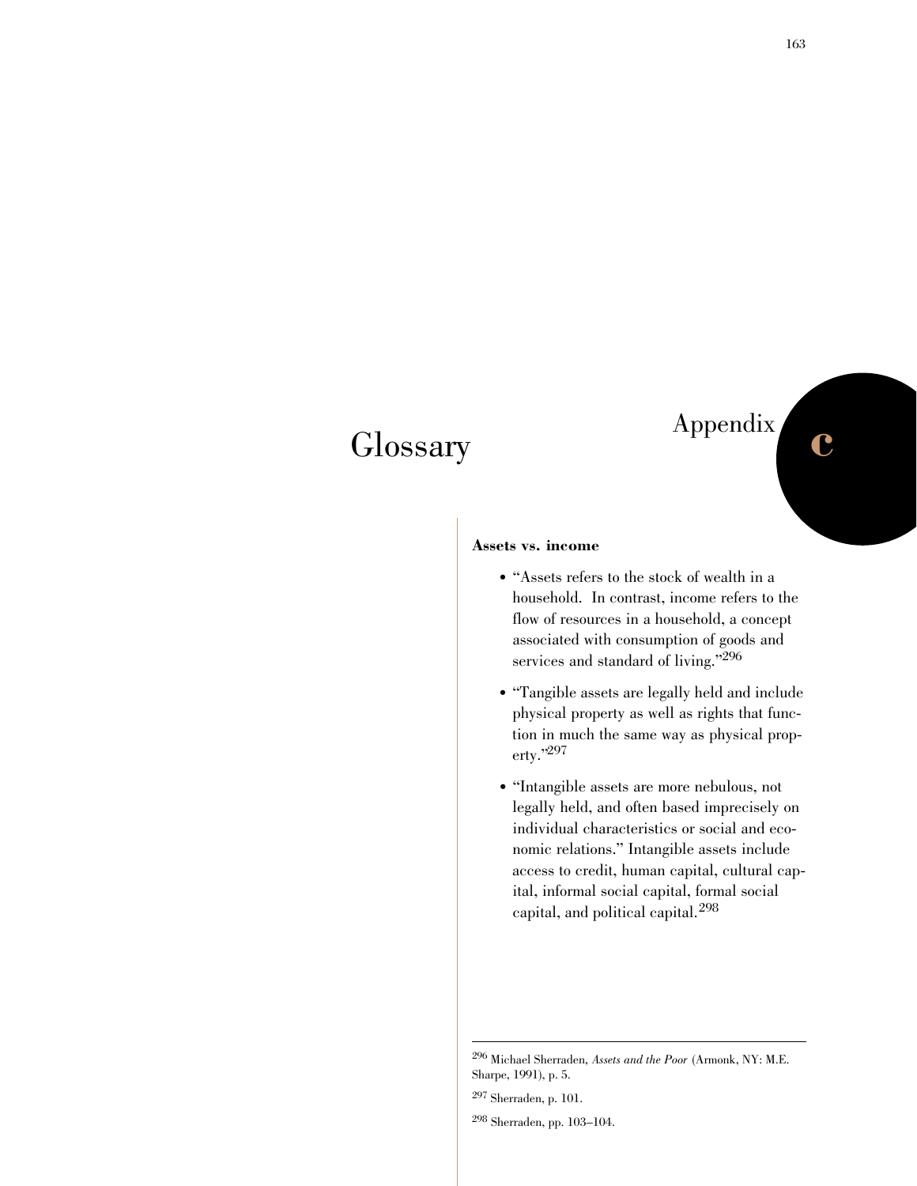# Appendix C

# Glossary

**Assets vs. income**

- "Assets refers to the stock of wealth in a household. In contrast, income refers to the flow of resources in a household, a concept associated with consumption of goods and services and standard of living."[296]

- "Tangible assets are legally held and include physical property as well as rights that function in much the same way as physical property."[297]

- "Intangible assets are more nebulous, not legally held, and often based imprecisely on individual characteristics or social and economic relations." Intangible assets include access to credit, human capital, cultural capital, informal social capital, formal social capital, and political capital.[298]

---

[296] Michael Sherraden, *Assets and the Poor* (Armonk, NY: M.E. Sharpe, 1991), p. 5.

[297] Sherraden, p. 101.

[298] Sherraden, pp. 103–104.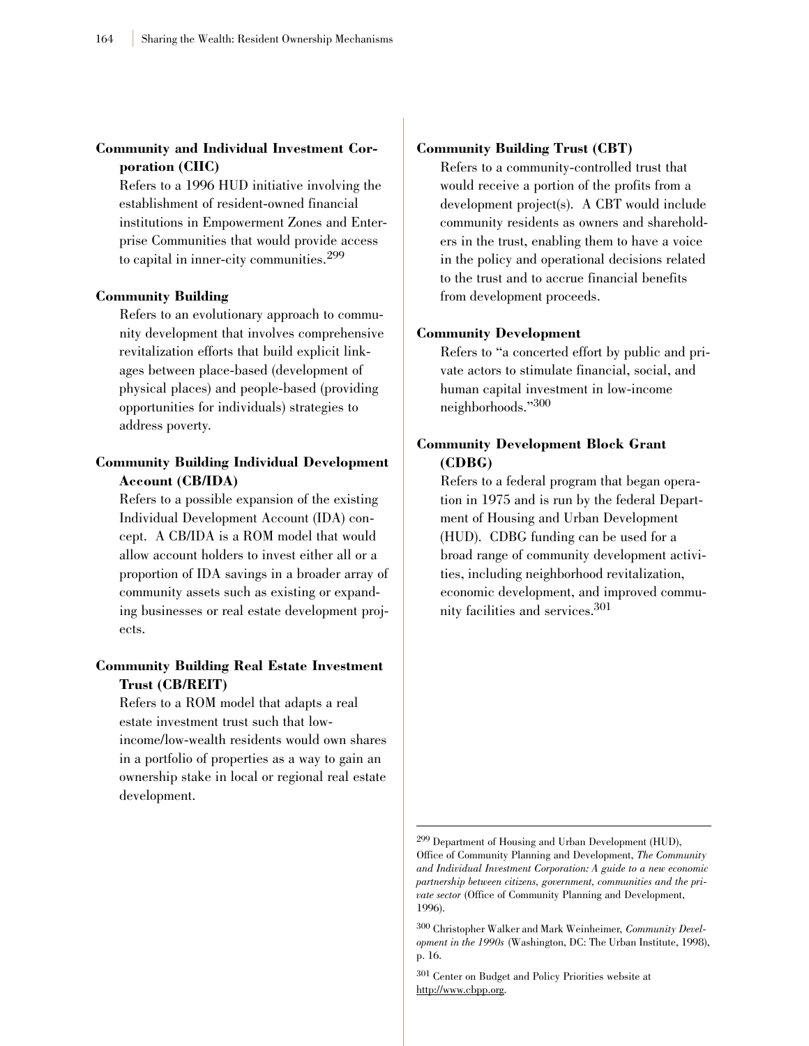**Community and Individual Investment Corporation (CIIC)**

Refers to a 1996 HUD initiative involving the establishment of resident-owned financial institutions in Empowerment Zones and Enterprise Communities that would provide access to capital in inner-city communities.[299]

**Community Building**

Refers to an evolutionary approach to community development that involves comprehensive revitalization efforts that build explicit linkages between place-based (development of physical places) and people-based (providing opportunities for individuals) strategies to address poverty.

**Community Building Individual Development Account (CB/IDA)**

Refers to a possible expansion of the existing Individual Development Account (IDA) concept. A CB/IDA is a ROM model that would allow account holders to invest either all or a proportion of IDA savings in a broader array of community assets such as existing or expanding businesses or real estate development projects.

**Community Building Real Estate Investment Trust (CB/REIT)**

Refers to a ROM model that adapts a real estate investment trust such that low-income/low-wealth residents would own shares in a portfolio of properties as a way to gain an ownership stake in local or regional real estate development.

**Community Building Trust (CBT)**

Refers to a community-controlled trust that would receive a portion of the profits from a development project(s). A CBT would include community residents as owners and shareholders in the trust, enabling them to have a voice in the policy and operational decisions related to the trust and to accrue financial benefits from development proceeds.

**Community Development**

Refers to "a concerted effort by public and private actors to stimulate financial, social, and human capital investment in low-income neighborhoods."[300]

**Community Development Block Grant (CDBG)**

Refers to a federal program that began operation in 1975 and is run by the federal Department of Housing and Urban Development (HUD). CDBG funding can be used for a broad range of community development activities, including neighborhood revitalization, economic development, and improved community facilities and services.[301]

---

[299] Department of Housing and Urban Development (HUD), Office of Community Planning and Development, *The Community and Individual Investment Corporation: A guide to a new economic partnership between citizens, government, communities and the private sector* (Office of Community Planning and Development, 1996).

[300] Christopher Walker and Mark Weinheimer, *Community Development in the 1990s* (Washington, DC: The Urban Institute, 1998), p. 16.

[301] Center on Budget and Policy Priorities website at http://www.cbpp.org.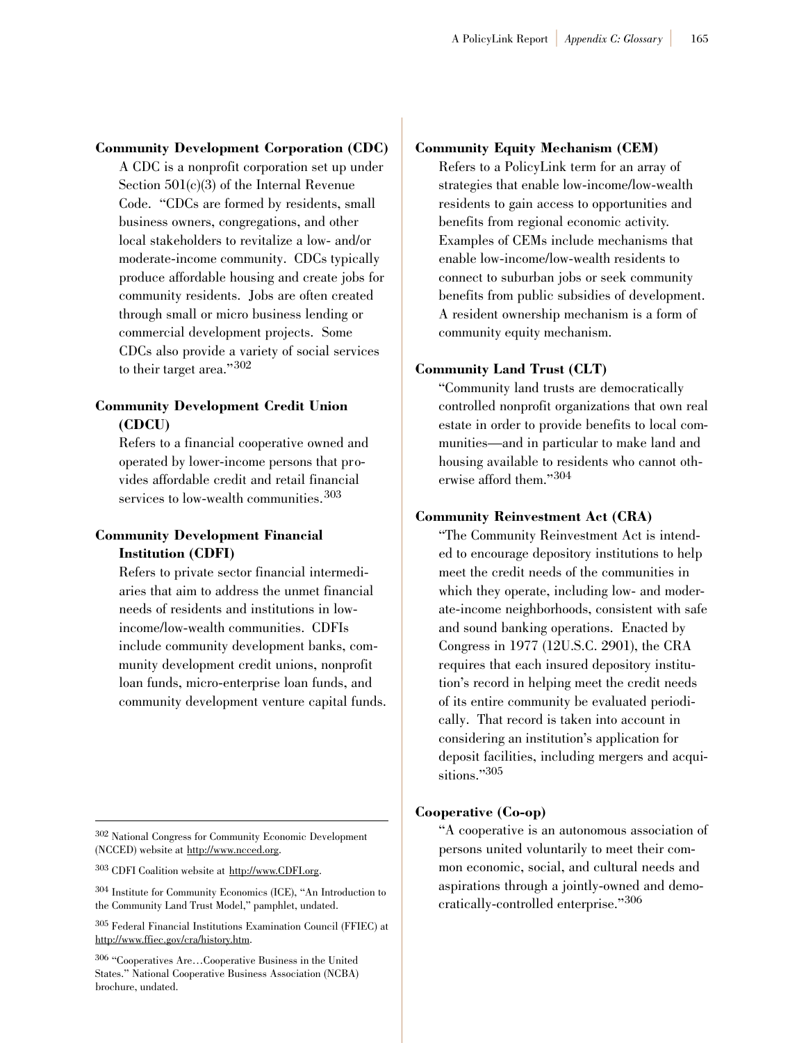**Community Development Corporation (CDC)**

A CDC is a nonprofit corporation set up under Section 501(c)(3) of the Internal Revenue Code. "CDCs are formed by residents, small business owners, congregations, and other local stakeholders to revitalize a low- and/or moderate-income community. CDCs typically produce affordable housing and create jobs for community residents. Jobs are often created through small or micro business lending or commercial development projects. Some CDCs also provide a variety of social services to their target area."[302]

**Community Development Credit Union (CDCU)**

Refers to a financial cooperative owned and operated by lower-income persons that provides affordable credit and retail financial services to low-wealth communities.[303]

**Community Development Financial Institution (CDFI)**

Refers to private sector financial intermediaries that aim to address the unmet financial needs of residents and institutions in low-income/low-wealth communities. CDFIs include community development banks, community development credit unions, nonprofit loan funds, micro-enterprise loan funds, and community development venture capital funds.

**Community Equity Mechanism (CEM)**

Refers to a PolicyLink term for an array of strategies that enable low-income/low-wealth residents to gain access to opportunities and benefits from regional economic activity. Examples of CEMs include mechanisms that enable low-income/low-wealth residents to connect to suburban jobs or seek community benefits from public subsidies of development. A resident ownership mechanism is a form of community equity mechanism.

**Community Land Trust (CLT)**

"Community land trusts are democratically controlled nonprofit organizations that own real estate in order to provide benefits to local communities—and in particular to make land and housing available to residents who cannot otherwise afford them."[304]

**Community Reinvestment Act (CRA)**

"The Community Reinvestment Act is intended to encourage depository institutions to help meet the credit needs of the communities in which they operate, including low- and moderate-income neighborhoods, consistent with safe and sound banking operations. Enacted by Congress in 1977 (12U.S.C. 2901), the CRA requires that each insured depository institution's record in helping meet the credit needs of its entire community be evaluated periodically. That record is taken into account in considering an institution's application for deposit facilities, including mergers and acquisitions."[305]

**Cooperative (Co-op)**

"A cooperative is an autonomous association of persons united voluntarily to meet their common economic, social, and cultural needs and aspirations through a jointly-owned and democratically-controlled enterprise."[306]

---

[302] National Congress for Community Economic Development (NCCED) website at http://www.ncced.org.

[303] CDFI Coalition website at http://www.CDFI.org.

[304] Institute for Community Economics (ICE), "An Introduction to the Community Land Trust Model," pamphlet, undated.

[305] Federal Financial Institutions Examination Council (FFIEC) at http://www.ffiec.gov/cra/history.htm.

[306] "Cooperatives Are…Cooperative Business in the United States." National Cooperative Business Association (NCBA) brochure, undated.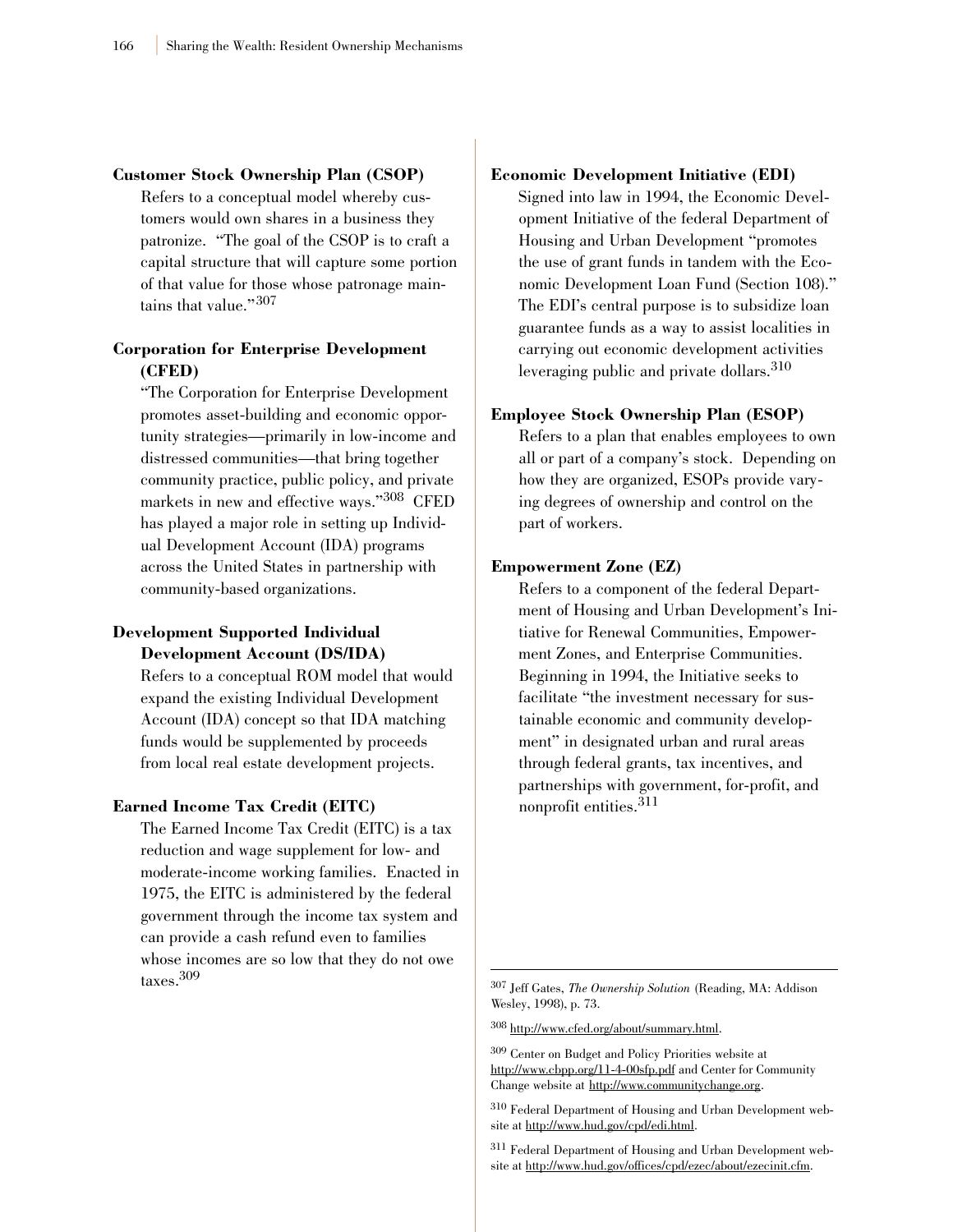**Customer Stock Ownership Plan (CSOP)**

Refers to a conceptual model whereby customers would own shares in a business they patronize. "The goal of the CSOP is to craft a capital structure that will capture some portion of that value for those whose patronage maintains that value."[307]

**Corporation for Enterprise Development (CFED)**

"The Corporation for Enterprise Development promotes asset-building and economic opportunity strategies—primarily in low-income and distressed communities—that bring together community practice, public policy, and private markets in new and effective ways."[308] CFED has played a major role in setting up Individual Development Account (IDA) programs across the United States in partnership with community-based organizations.

**Development Supported Individual Development Account (DS/IDA)**

Refers to a conceptual ROM model that would expand the existing Individual Development Account (IDA) concept so that IDA matching funds would be supplemented by proceeds from local real estate development projects.

**Earned Income Tax Credit (EITC)**

The Earned Income Tax Credit (EITC) is a tax reduction and wage supplement for low- and moderate-income working families. Enacted in 1975, the EITC is administered by the federal government through the income tax system and can provide a cash refund even to families whose incomes are so low that they do not owe taxes.[309]

**Economic Development Initiative (EDI)**

Signed into law in 1994, the Economic Development Initiative of the federal Department of Housing and Urban Development "promotes the use of grant funds in tandem with the Economic Development Loan Fund (Section 108)." The EDI's central purpose is to subsidize loan guarantee funds as a way to assist localities in carrying out economic development activities leveraging public and private dollars.[310]

**Employee Stock Ownership Plan (ESOP)**

Refers to a plan that enables employees to own all or part of a company's stock. Depending on how they are organized, ESOPs provide varying degrees of ownership and control on the part of workers.

**Empowerment Zone (EZ)**

Refers to a component of the federal Department of Housing and Urban Development's Initiative for Renewal Communities, Empowerment Zones, and Enterprise Communities. Beginning in 1994, the Initiative seeks to facilitate "the investment necessary for sustainable economic and community development" in designated urban and rural areas through federal grants, tax incentives, and partnerships with government, for-profit, and nonprofit entities.[311]

---

[307] Jeff Gates, *The Ownership Solution* (Reading, MA: Addison Wesley, 1998), p. 73.

[308] http://www.cfed.org/about/summary.html.

[309] Center on Budget and Policy Priorities website at http://www.cbpp.org/11-4-00sfp.pdf and Center for Community Change website at http://www.communitychange.org.

[310] Federal Department of Housing and Urban Development website at http://www.hud.gov/cpd/edi.html.

[311] Federal Department of Housing and Urban Development website at http://www.hud.gov/offices/cpd/ezec/about/ezecinit.cfm.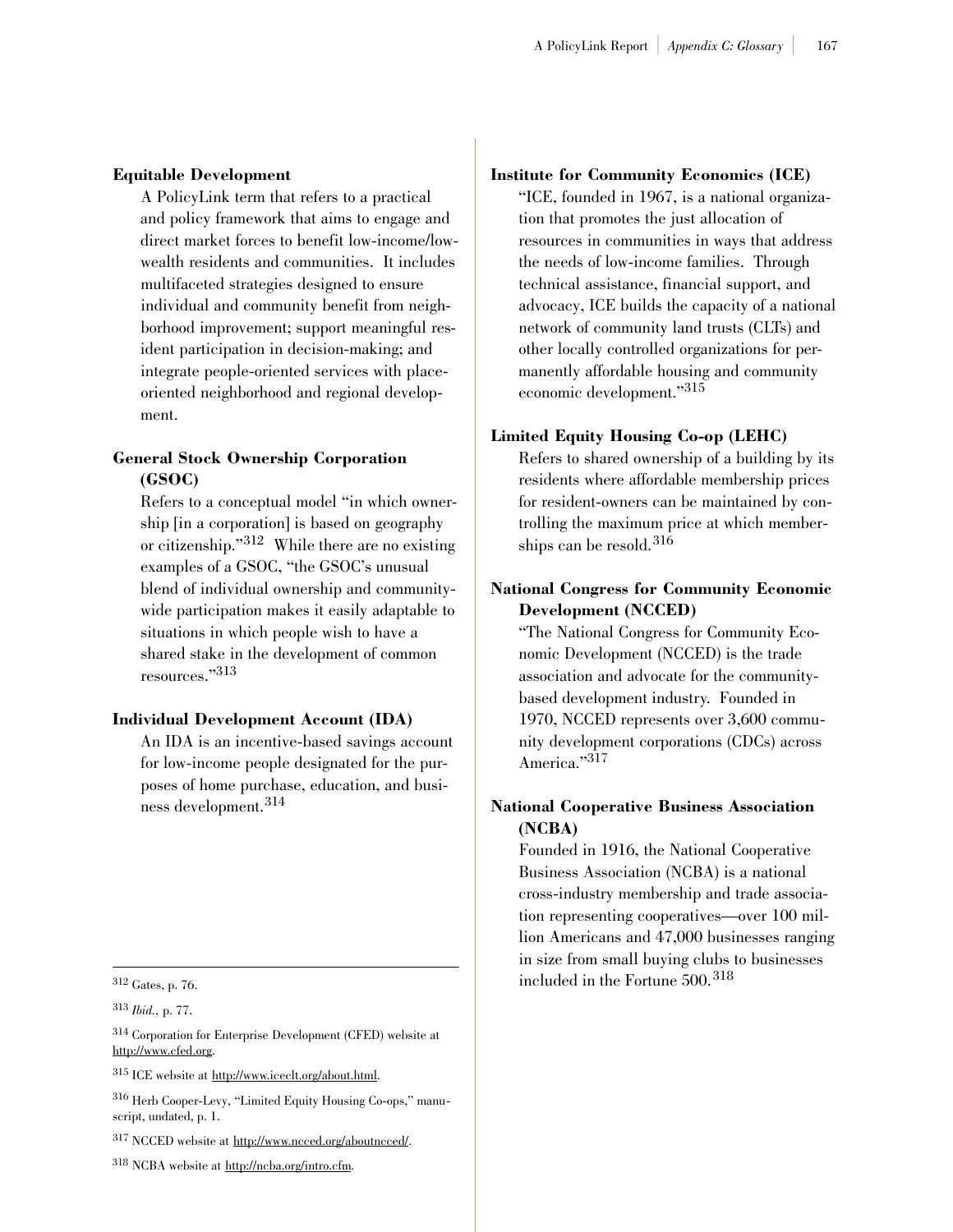**Equitable Development**

A PolicyLink term that refers to a practical and policy framework that aims to engage and direct market forces to benefit low-income/low-wealth residents and communities. It includes multifaceted strategies designed to ensure individual and community benefit from neighborhood improvement; support meaningful resident participation in decision-making; and integrate people-oriented services with place-oriented neighborhood and regional development.

**General Stock Ownership Corporation (GSOC)**

Refers to a conceptual model "in which ownership [in a corporation] is based on geography or citizenship."[312] While there are no existing examples of a GSOC, "the GSOC's unusual blend of individual ownership and community-wide participation makes it easily adaptable to situations in which people wish to have a shared stake in the development of common resources."[313]

**Individual Development Account (IDA)**

An IDA is an incentive-based savings account for low-income people designated for the purposes of home purchase, education, and business development.[314]

**Institute for Community Economics (ICE)**

"ICE, founded in 1967, is a national organization that promotes the just allocation of resources in communities in ways that address the needs of low-income families. Through technical assistance, financial support, and advocacy, ICE builds the capacity of a national network of community land trusts (CLTs) and other locally controlled organizations for permanently affordable housing and community economic development."[315]

**Limited Equity Housing Co-op (LEHC)**

Refers to shared ownership of a building by its residents where affordable membership prices for resident-owners can be maintained by controlling the maximum price at which memberships can be resold.[316]

**National Congress for Community Economic Development (NCCED)**

"The National Congress for Community Economic Development (NCCED) is the trade association and advocate for the community-based development industry. Founded in 1970, NCCED represents over 3,600 community development corporations (CDCs) across America."[317]

**National Cooperative Business Association (NCBA)**

Founded in 1916, the National Cooperative Business Association (NCBA) is a national cross-industry membership and trade association representing cooperatives—over 100 million Americans and 47,000 businesses ranging in size from small buying clubs to businesses included in the Fortune 500.[318]

---

[312] Gates, p. 76.

[313] *Ibid.*, p. 77.

[314] Corporation for Enterprise Development (CFED) website at http://www.cfed.org.

[315] ICE website at http://www.iceclt.org/about.html.

[316] Herb Cooper-Levy, "Limited Equity Housing Co-ops," manuscript, undated, p. 1.

[317] NCCED website at http://www.ncced.org/aboutncced/.

[318] NCBA website at http://ncba.org/intro.cfm.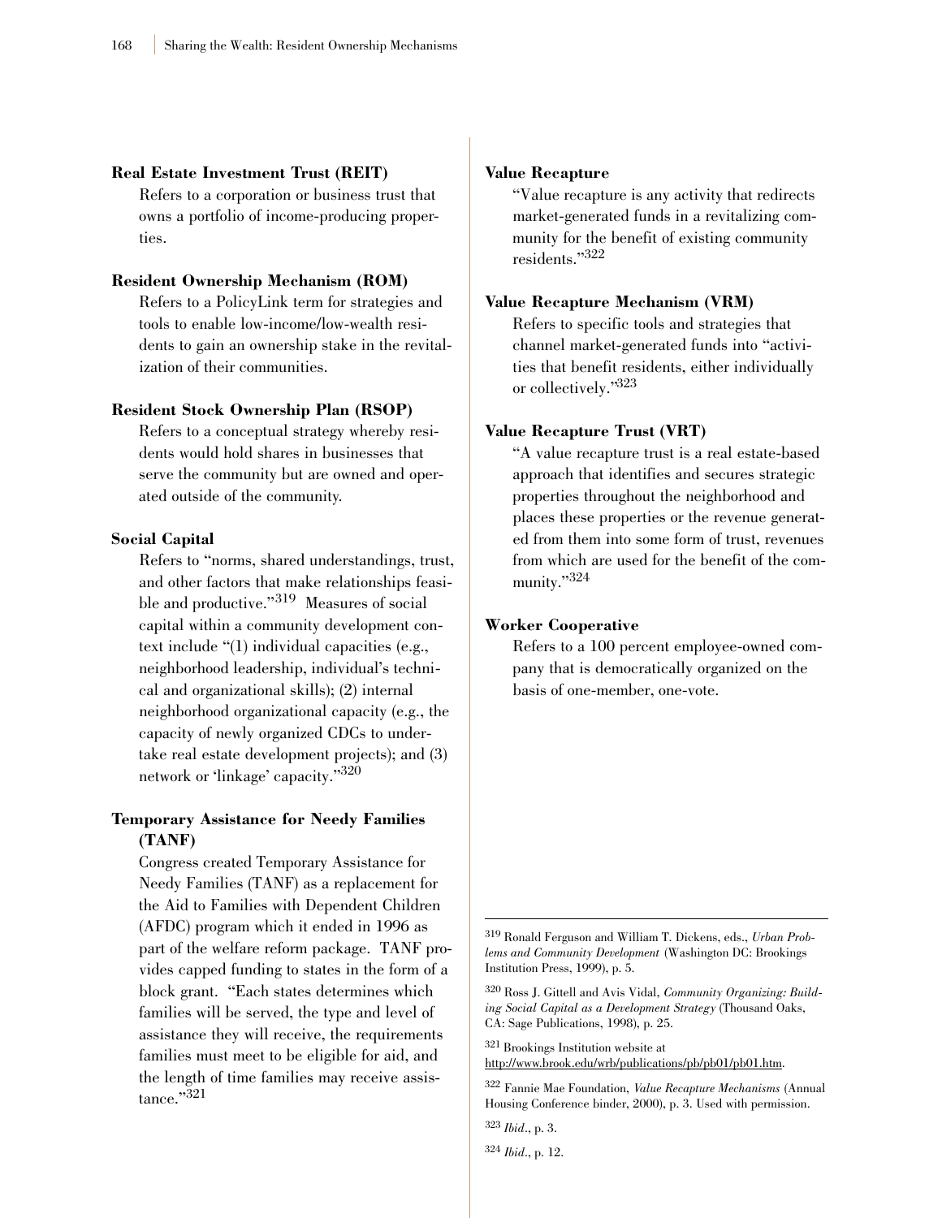**Real Estate Investment Trust (REIT)**

Refers to a corporation or business trust that owns a portfolio of income-producing properties.

**Resident Ownership Mechanism (ROM)**

Refers to a PolicyLink term for strategies and tools to enable low-income/low-wealth residents to gain an ownership stake in the revitalization of their communities.

**Resident Stock Ownership Plan (RSOP)**

Refers to a conceptual strategy whereby residents would hold shares in businesses that serve the community but are owned and operated outside of the community.

**Social Capital**

Refers to "norms, shared understandings, trust, and other factors that make relationships feasible and productive."[319] Measures of social capital within a community development context include "(1) individual capacities (e.g., neighborhood leadership, individual's technical and organizational skills); (2) internal neighborhood organizational capacity (e.g., the capacity of newly organized CDCs to undertake real estate development projects); and (3) network or 'linkage' capacity."[320]

**Temporary Assistance for Needy Families (TANF)**

Congress created Temporary Assistance for Needy Families (TANF) as a replacement for the Aid to Families with Dependent Children (AFDC) program which it ended in 1996 as part of the welfare reform package. TANF provides capped funding to states in the form of a block grant. "Each states determines which families will be served, the type and level of assistance they will receive, the requirements families must meet to be eligible for aid, and the length of time families may receive assistance."[321]

**Value Recapture**

"Value recapture is any activity that redirects market-generated funds in a revitalizing community for the benefit of existing community residents."[322]

**Value Recapture Mechanism (VRM)**

Refers to specific tools and strategies that channel market-generated funds into "activities that benefit residents, either individually or collectively."[323]

**Value Recapture Trust (VRT)**

"A value recapture trust is a real estate-based approach that identifies and secures strategic properties throughout the neighborhood and places these properties or the revenue generated from them into some form of trust, revenues from which are used for the benefit of the community."[324]

**Worker Cooperative**

Refers to a 100 percent employee-owned company that is democratically organized on the basis of one-member, one-vote.

---

[319] Ronald Ferguson and William T. Dickens, eds., *Urban Problems and Community Development* (Washington DC: Brookings Institution Press, 1999), p. 5.

[320] Ross J. Gittell and Avis Vidal, *Community Organizing: Building Social Capital as a Development Strategy* (Thousand Oaks, CA: Sage Publications, 1998), p. 25.

[321] Brookings Institution website at http://www.brook.edu/wrb/publications/pb/pb01/pb01.htm.

[322] Fannie Mae Foundation, *Value Recapture Mechanisms* (Annual Housing Conference binder, 2000), p. 3. Used with permission.

[323] *Ibid*., p. 3.

[324] *Ibid*., p. 12.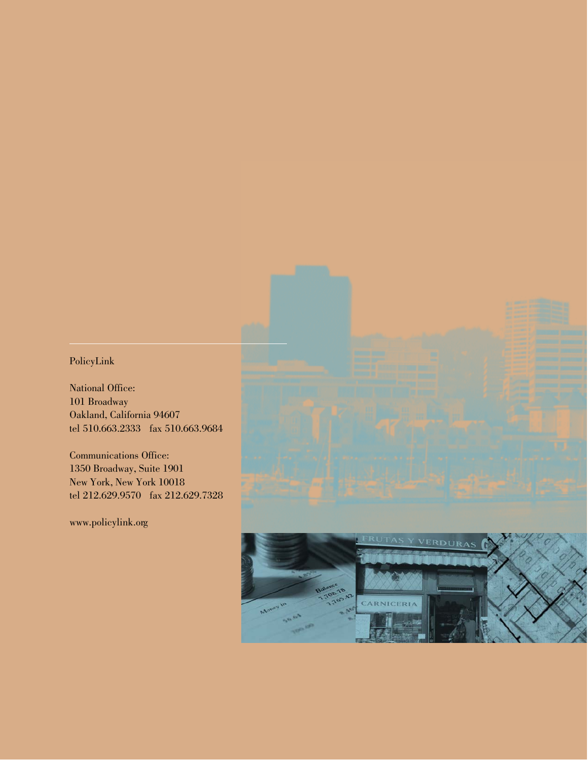PolicyLink

National Office:
101 Broadway
Oakland, California 94607
tel 510.663.2333   fax 510.663.9684

Communications Office:
1350 Broadway, Suite 1901
New York, New York 10018
tel 212.629.9570   fax 212.629.7328

www.policylink.org